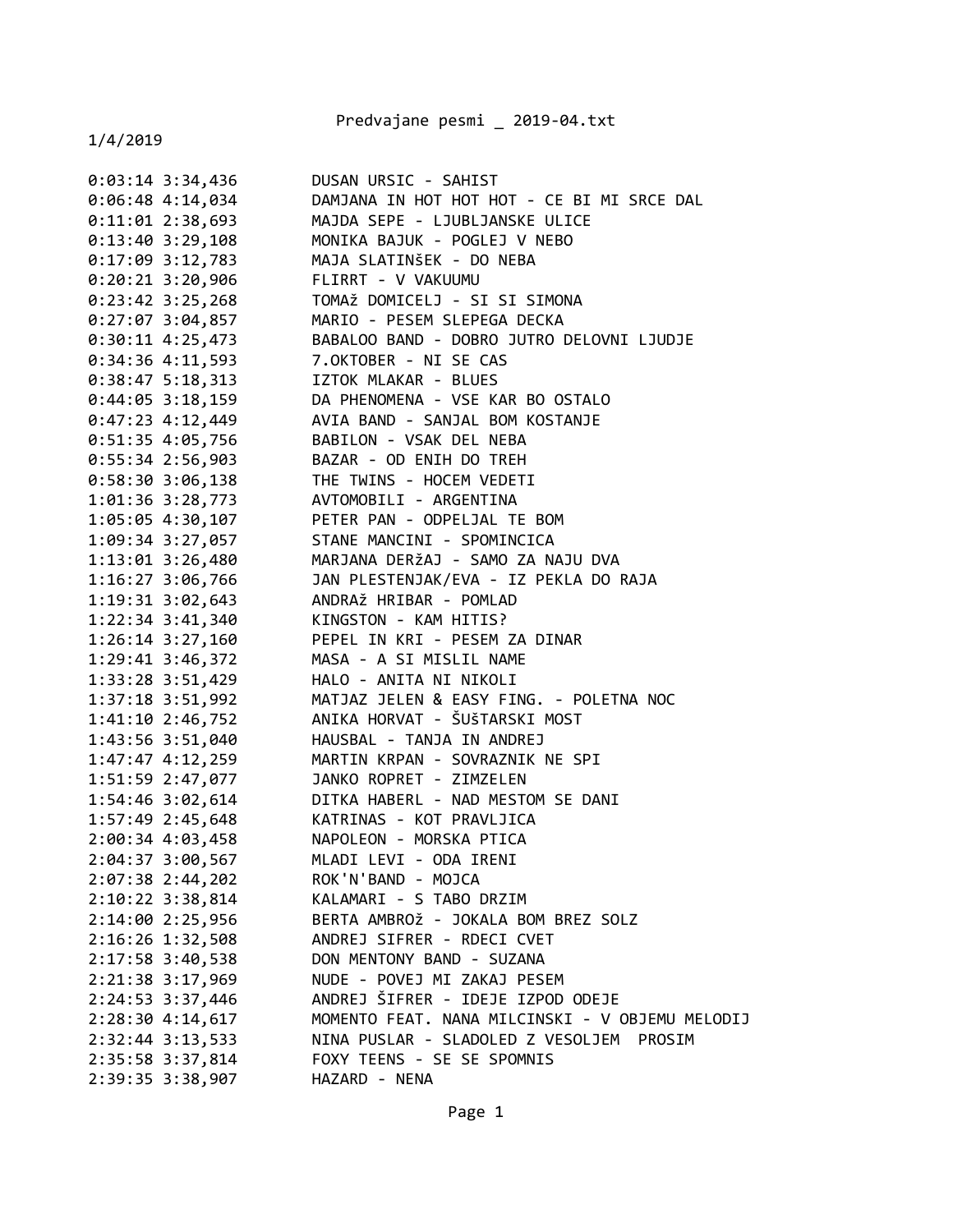Predvajane pesmi _ 2019-04.txt

1/4/2019

```
0:03:14 3:34,436        DUSAN URSIC - SAHIST
0:06:48 4:14,034        DAMJANA IN HOT HOT HOT - CE BI MI SRCE DAL
0:11:01 2:38,693        MAJDA SEPE - LJUBLJANSKE ULICE
0:13:40 3:29,108        MONIKA BAJUK - POGLEJ V NEBO
0:17:09 3:12,783        MAJA SLATINšEK - DO NEBA
0:20:21 3:20,906        FLIRRT - V VAKUUMU
0:23:42 3:25,268        TOMAž DOMICELJ - SI SI SIMONA
0:27:07 3:04,857        MARIO - PESEM SLEPEGA DECKA
0:30:11 4:25,473        BABALOO BAND - DOBRO JUTRO DELOVNI LJUDJE
0:34:36 4:11,593        7.OKTOBER - NI SE CAS
0:38:47 5:18,313        IZTOK MLAKAR - BLUES
0:44:05 3:18,159        DA PHENOMENA - VSE KAR BO OSTALO
0:47:23 4:12,449        AVIA BAND - SANJAL BOM KOSTANJE
0:51:35 4:05,756        BABILON - VSAK DEL NEBA
0:55:34 2:56,903        BAZAR - OD ENIH DO TREH
0:58:30 3:06,138        THE TWINS - HOCEM VEDETI
1:01:36 3:28,773        AVTOMOBILI - ARGENTINA
1:05:05 4:30,107        PETER PAN - ODPELJAL TE BOM
1:09:34 3:27,057        STANE MANCINI - SPOMINCICA
1:13:01 3:26,480        MARJANA DERžAJ - SAMO ZA NAJU DVA
1:16:27 3:06,766        JAN PLESTENJAK/EVA - IZ PEKLA DO RAJA
1:19:31 3:02,643        ANDRAž HRIBAR - POMLAD
1:22:34 3:41,340        KINGSTON - KAM HITIS?
1:26:14 3:27,160        PEPEL IN KRI - PESEM ZA DINAR
1:29:41 3:46,372        MASA - A SI MISLIL NAME
1:33:28 3:51,429        HALO - ANITA NI NIKOLI
1:37:18 3:51,992        MATJAZ JELEN & EASY FING. - POLETNA NOC
1:41:10 2:46,752        ANIKA HORVAT - ŠUšTARSKI MOST
1:43:56 3:51,040        HAUSBAL - TANJA IN ANDREJ
1:47:47 4:12,259        MARTIN KRPAN - SOVRAZNIK NE SPI
1:51:59 2:47,077        JANKO ROPRET - ZIMZELEN
1:54:46 3:02,614        DITKA HABERL - NAD MESTOM SE DANI
1:57:49 2:45,648        KATRINAS - KOT PRAVLJICA
2:00:34 4:03,458        NAPOLEON - MORSKA PTICA
2:04:37 3:00,567        MLADI LEVI - ODA IRENI
2:07:38 2:44,202        ROK'N'BAND - MOJCA
2:10:22 3:38,814        KALAMARI - S TABO DRZIM
2:14:00 2:25,956        BERTA AMBROž - JOKALA BOM BREZ SOLZ
2:16:26 1:32,508        ANDREJ SIFRER - RDECI CVET
2:17:58 3:40,538        DON MENTONY BAND - SUZANA
2:21:38 3:17,969        NUDE - POVEJ MI ZAKAJ PESEM
2:24:53 3:37,446        ANDREJ ŠIFRER - IDEJE IZPOD ODEJE
2:28:30 4:14,617        MOMENTO FEAT. NANA MILCINSKI - V OBJEMU MELODIJ
2:32:44 3:13,533        NINA PUSLAR - SLADOLED Z VESOLJEM  PROSIM
2:35:58 3:37,814        FOXY TEENS - SE SE SPOMNIS
2:39:35 3:38,907        HAZARD - NENA
```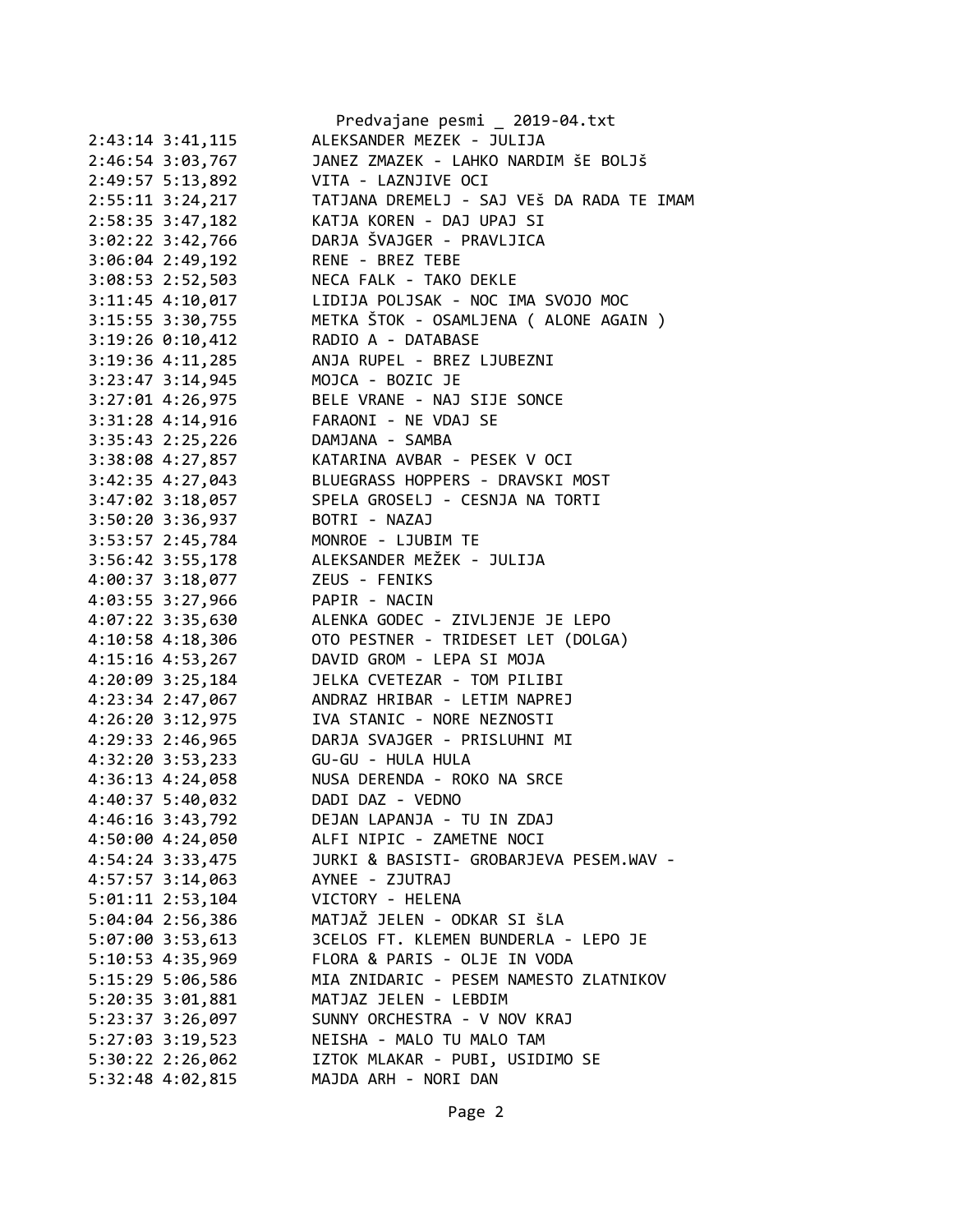Predvajane pesmi _ 2019-04.txt

```
2:43:14 3:41,115        ALEKSANDER MEZEK - JULIJA
2:46:54 3:03,767        JANEZ ZMAZEK - LAHKO NARDIM šE BOLJš
2:49:57 5:13,892        VITA - LAZNJIVE OCI
2:55:11 3:24,217        TATJANA DREMELJ - SAJ VEš DA RADA TE IMAM
2:58:35 3:47,182        KATJA KOREN - DAJ UPAJ SI
3:02:22 3:42,766        DARJA ŠVAJGER - PRAVLJICA
3:06:04 2:49,192        RENE - BREZ TEBE
3:08:53 2:52,503        NECA FALK - TAKO DEKLE
3:11:45 4:10,017        LIDIJA POLJSAK - NOC IMA SVOJO MOC
3:15:55 3:30,755        METKA ŠTOK - OSAMLJENA ( ALONE AGAIN )
3:19:26 0:10,412        RADIO A - DATABASE
3:19:36 4:11,285        ANJA RUPEL - BREZ LJUBEZNI
3:23:47 3:14,945        MOJCA - BOZIC JE
3:27:01 4:26,975        BELE VRANE - NAJ SIJE SONCE
3:31:28 4:14,916        FARAONI - NE VDAJ SE
3:35:43 2:25,226        DAMJANA - SAMBA
3:38:08 4:27,857        KATARINA AVBAR - PESEK V OCI
3:42:35 4:27,043        BLUEGRASS HOPPERS - DRAVSKI MOST
3:47:02 3:18,057        SPELA GROSELJ - CESNJA NA TORTI
3:50:20 3:36,937        BOTRI - NAZAJ
3:53:57 2:45,784        MONROE - LJUBIM TE
3:56:42 3:55,178        ALEKSANDER MEŽEK - JULIJA
4:00:37 3:18,077        ZEUS - FENIKS
4:03:55 3:27,966        PAPIR - NACIN
4:07:22 3:35,630        ALENKA GODEC - ZIVLJENJE JE LEPO
4:10:58 4:18,306        OTO PESTNER - TRIDESET LET (DOLGA)
4:15:16 4:53,267        DAVID GROM - LEPA SI MOJA
4:20:09 3:25,184        JELKA CVETEZAR - TOM PILIBI
4:23:34 2:47,067        ANDRAZ HRIBAR - LETIM NAPREJ
4:26:20 3:12,975        IVA STANIC - NORE NEZNOSTI
4:29:33 2:46,965        DARJA SVAJGER - PRISLUHNI MI
4:32:20 3:53,233        GU-GU - HULA HULA
4:36:13 4:24,058        NUSA DERENDA - ROKO NA SRCE
4:40:37 5:40,032        DADI DAZ - VEDNO
4:46:16 3:43,792        DEJAN LAPANJA - TU IN ZDAJ
4:50:00 4:24,050        ALFI NIPIC - ZAMETNE NOCI
4:54:24 3:33,475        JURKI & BASISTI- GROBARJEVA PESEM.WAV -
4:57:57 3:14,063        AYNEE - ZJUTRAJ
5:01:11 2:53,104        VICTORY - HELENA
5:04:04 2:56,386        MATJAŽ JELEN - ODKAR SI šLA
5:07:00 3:53,613        3CELOS FT. KLEMEN BUNDERLA - LEPO JE
5:10:53 4:35,969        FLORA & PARIS - OLJE IN VODA
5:15:29 5:06,586        MIA ZNIDARIC - PESEM NAMESTO ZLATNIKOV
5:20:35 3:01,881        MATJAZ JELEN - LEBDIM
5:23:37 3:26,097        SUNNY ORCHESTRA - V NOV KRAJ
5:27:03 3:19,523        NEISHA - MALO TU MALO TAM
5:30:22 2:26,062        IZTOK MLAKAR - PUBI, USIDIMO SE
5:32:48 4:02,815        MAJDA ARH - NORI DAN
```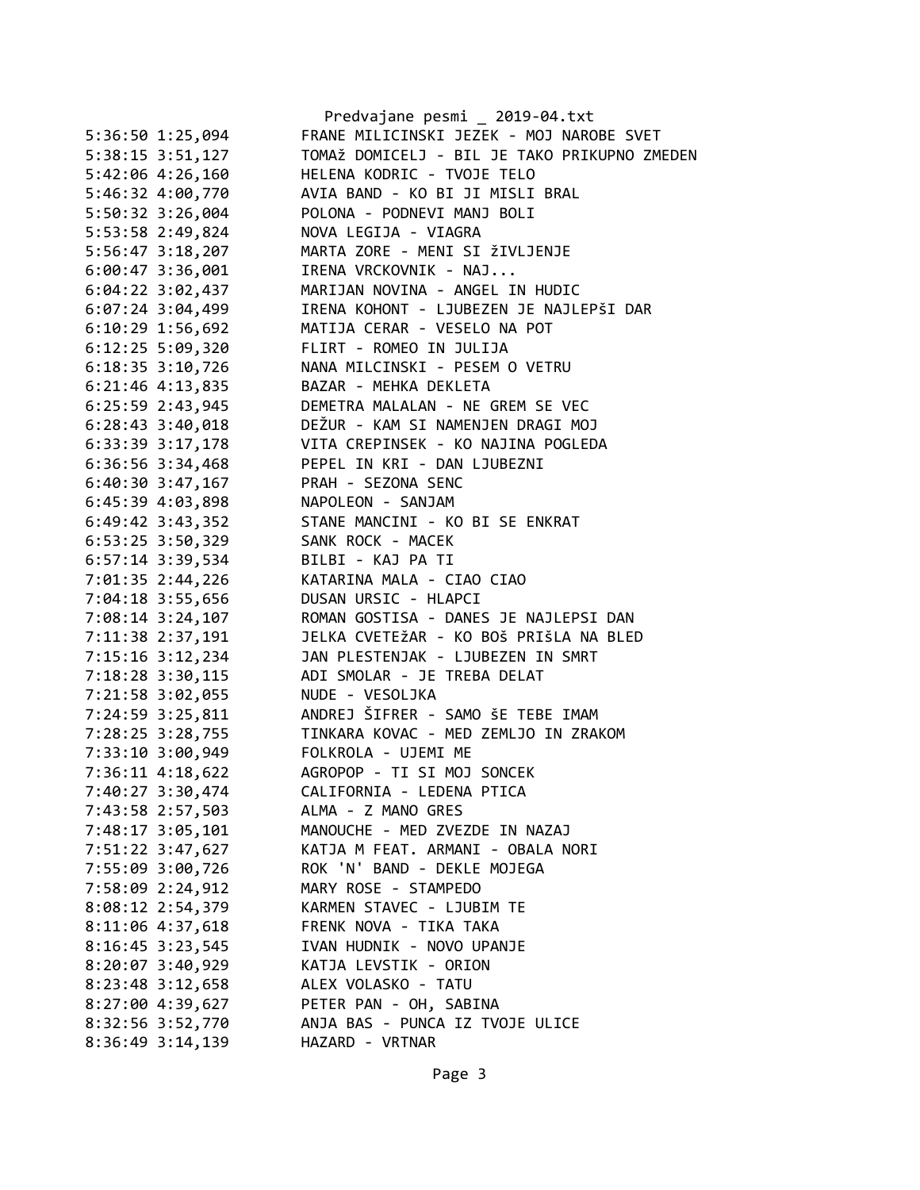5:36:50 1:25,094        FRANE MILICINSKI JEZEK - MOJ NAROBE SVET
5:38:15 3:51,127        TOMAž DOMICELJ - BIL JE TAKO PRIKUPNO ZMEDEN
5:42:06 4:26,160        HELENA KODRIC - TVOJE TELO
5:46:32 4:00,770        AVIA BAND - KO BI JI MISLI BRAL
5:50:32 3:26,004        POLONA - PODNEVI MANJ BOLI
5:53:58 2:49,824        NOVA LEGIJA - VIAGRA
5:56:47 3:18,207        MARTA ZORE - MENI SI žIVLJENJE
6:00:47 3:36,001        IRENA VRCKOVNIK - NAJ...
6:04:22 3:02,437        MARIJAN NOVINA - ANGEL IN HUDIC
6:07:24 3:04,499        IRENA KOHONT - LJUBEZEN JE NAJLEPŠI DAR
6:10:29 1:56,692        MATIJA CERAR - VESELO NA POT
6:12:25 5:09,320        FLIRT - ROMEO IN JULIJA
6:18:35 3:10,726        NANA MILCINSKI - PESEM O VETRU
6:21:46 4:13,835        BAZAR - MEHKA DEKLETA
6:25:59 2:43,945        DEMETRA MALALAN - NE GREM SE VEC
6:28:43 3:40,018        DEŽUR - KAM SI NAMENJEN DRAGI MOJ
6:33:39 3:17,178        VITA CREPINSEK - KO NAJINA POGLEDA
6:36:56 3:34,468        PEPEL IN KRI - DAN LJUBEZNI
6:40:30 3:47,167        PRAH - SEZONA SENC
6:45:39 4:03,898        NAPOLEON - SANJAM
6:49:42 3:43,352        STANE MANCINI - KO BI SE ENKRAT
6:53:25 3:50,329        SANK ROCK - MACEK
6:57:14 3:39,534        BILBI - KAJ PA TI
7:01:35 2:44,226        KATARINA MALA - CIAO CIAO
7:04:18 3:55,656        DUSAN URSIC - HLAPCI
7:08:14 3:24,107        ROMAN GOSTISA - DANES JE NAJLEPSI DAN
7:11:38 2:37,191        JELKA CVETEŽAR - KO BOŠ PRIŠLA NA BLED
7:15:16 3:12,234        JAN PLESTENJAK - LJUBEZEN IN SMRT
7:18:28 3:30,115        ADI SMOLAR - JE TREBA DELAT
7:21:58 3:02,055        NUDE - VESOLJKA
7:24:59 3:25,811        ANDREJ ŠIFRER - SAMO ŠE TEBE IMAM
7:28:25 3:28,755        TINKARA KOVAC - MED ZEMLJO IN ZRAKOM
7:33:10 3:00,949        FOLKROLA - UJEMI ME
7:36:11 4:18,622        AGROPOP - TI SI MOJ SONCEK
7:40:27 3:30,474        CALIFORNIA - LEDENA PTICA
7:43:58 2:57,503        ALMA - Z MANO GRES
7:48:17 3:05,101        MANOUCHE - MED ZVEZDE IN NAZAJ
7:51:22 3:47,627        KATJA M FEAT. ARMANI - OBALA NORI
7:55:09 3:00,726        ROK 'N' BAND - DEKLE MOJEGA
7:58:09 2:24,912        MARY ROSE - STAMPEDO
8:08:12 2:54,379        KARMEN STAVEC - LJUBIM TE
8:11:06 4:37,618        FRENK NOVA - TIKA TAKA
8:16:45 3:23,545        IVAN HUDNIK - NOVO UPANJE
8:20:07 3:40,929        KATJA LEVSTIK - ORION
8:23:48 3:12,658        ALEX VOLASKO - TATU
8:27:00 4:39,627        PETER PAN - OH, SABINA
8:32:56 3:52,770        ANJA BAS - PUNCA IZ TVOJE ULICE
8:36:49 3:14,139        HAZARD - VRTNAR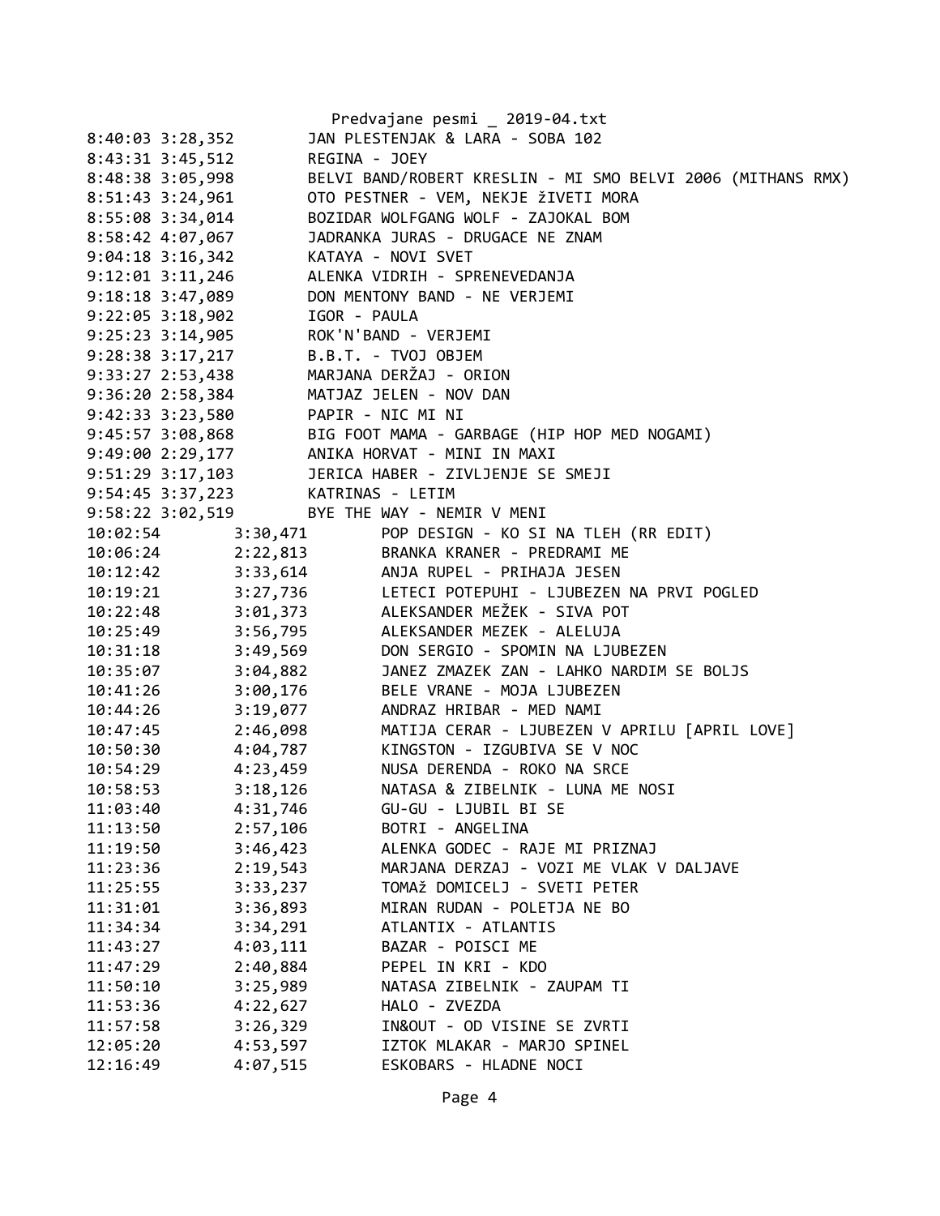| Time | Duration | Song |
|---|---|---|
| 8:40:03 | 3:28,352 | JAN PLESTENJAK & LARA - SOBA 102 |
| 8:43:31 | 3:45,512 | REGINA - JOEY |
| 8:48:38 | 3:05,998 | BELVI BAND/ROBERT KRESLIN - MI SMO BELVI 2006 (MITHANS RMX) |
| 8:51:43 | 3:24,961 | OTO PESTNER - VEM, NEKJE žIVETI MORA |
| 8:55:08 | 3:34,014 | BOZIDAR WOLFGANG WOLF - ZAJOKAL BOM |
| 8:58:42 | 4:07,067 | JADRANKA JURAS - DRUGACE NE ZNAM |
| 9:04:18 | 3:16,342 | KATAYA - NOVI SVET |
| 9:12:01 | 3:11,246 | ALENKA VIDRIH - SPRENEVEDANJA |
| 9:18:18 | 3:47,089 | DON MENTONY BAND - NE VERJEMI |
| 9:22:05 | 3:18,902 | IGOR - PAULA |
| 9:25:23 | 3:14,905 | ROK'N'BAND - VERJEMI |
| 9:28:38 | 3:17,217 | B.B.T. - TVOJ OBJEM |
| 9:33:27 | 2:53,438 | MARJANA DERŽAJ - ORION |
| 9:36:20 | 2:58,384 | MATJAZ JELEN - NOV DAN |
| 9:42:33 | 3:23,580 | PAPIR - NIC MI NI |
| 9:45:57 | 3:08,868 | BIG FOOT MAMA - GARBAGE (HIP HOP MED NOGAMI) |
| 9:49:00 | 2:29,177 | ANIKA HORVAT - MINI IN MAXI |
| 9:51:29 | 3:17,103 | JERICA HABER - ZIVLJENJE SE SMEJI |
| 9:54:45 | 3:37,223 | KATRINAS - LETIM |
| 9:58:22 | 3:02,519 | BYE THE WAY - NEMIR V MENI |
| 10:02:54 | 3:30,471 | POP DESIGN - KO SI NA TLEH (RR EDIT) |
| 10:06:24 | 2:22,813 | BRANKA KRANER - PREDRAMI ME |
| 10:12:42 | 3:33,614 | ANJA RUPEL - PRIHAJA JESEN |
| 10:19:21 | 3:27,736 | LETECI POTEPUHI - LJUBEZEN NA PRVI POGLED |
| 10:22:48 | 3:01,373 | ALEKSANDER MEŽEK - SIVA POT |
| 10:25:49 | 3:56,795 | ALEKSANDER MEZEK - ALELUJA |
| 10:31:18 | 3:49,569 | DON SERGIO - SPOMIN NA LJUBEZEN |
| 10:35:07 | 3:04,882 | JANEZ ZMAZEK ZAN - LAHKO NARDIM SE BOLJS |
| 10:41:26 | 3:00,176 | BELE VRANE - MOJA LJUBEZEN |
| 10:44:26 | 3:19,077 | ANDRAZ HRIBAR - MED NAMI |
| 10:47:45 | 2:46,098 | MATIJA CERAR - LJUBEZEN V APRILU [APRIL LOVE] |
| 10:50:30 | 4:04,787 | KINGSTON - IZGUBIVA SE V NOC |
| 10:54:29 | 4:23,459 | NUSA DERENDA - ROKO NA SRCE |
| 10:58:53 | 3:18,126 | NATASA & ZIBELNIK - LUNA ME NOSI |
| 11:03:40 | 4:31,746 | GU-GU - LJUBIL BI SE |
| 11:13:50 | 2:57,106 | BOTRI - ANGELINA |
| 11:19:50 | 3:46,423 | ALENKA GODEC - RAJE MI PRIZNAJ |
| 11:23:36 | 2:19,543 | MARJANA DERZAJ - VOZI ME VLAK V DALJAVE |
| 11:25:55 | 3:33,237 | TOMAž DOMICELJ - SVETI PETER |
| 11:31:01 | 3:36,893 | MIRAN RUDAN - POLETJA NE BO |
| 11:34:34 | 3:34,291 | ATLANTIX - ATLANTIS |
| 11:43:27 | 4:03,111 | BAZAR - POISCI ME |
| 11:47:29 | 2:40,884 | PEPEL IN KRI - KDO |
| 11:50:10 | 3:25,989 | NATASA ZIBELNIK - ZAUPAM TI |
| 11:53:36 | 4:22,627 | HALO - ZVEZDA |
| 11:57:58 | 3:26,329 | IN&OUT - OD VISINE SE ZVRTI |
| 12:05:20 | 4:53,597 | IZTOK MLAKAR - MARJO SPINEL |
| 12:16:49 | 4:07,515 | ESKOBARS - HLADNE NOCI |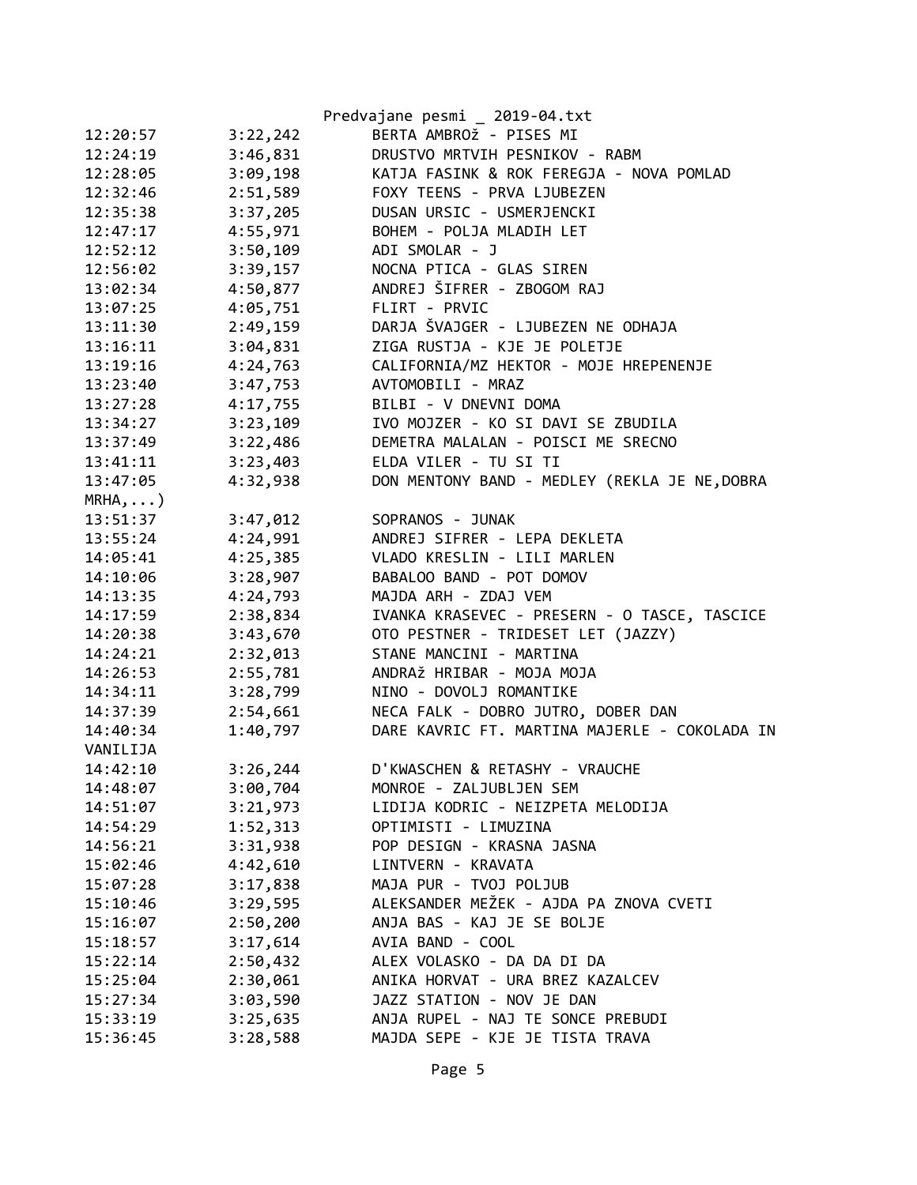| | | |
|---|---|---|
| 12:20:57 | 3:22,242 | BERTA AMBROž - PISES MI |
| 12:24:19 | 3:46,831 | DRUSTVO MRTVIH PESNIKOV - RABM |
| 12:28:05 | 3:09,198 | KATJA FASINK & ROK FEREGJA - NOVA POMLAD |
| 12:32:46 | 2:51,589 | FOXY TEENS - PRVA LJUBEZEN |
| 12:35:38 | 3:37,205 | DUSAN URSIC - USMERJENCKI |
| 12:47:17 | 4:55,971 | BOHEM - POLJA MLADIH LET |
| 12:52:12 | 3:50,109 | ADI SMOLAR - J |
| 12:56:02 | 3:39,157 | NOCNA PTICA - GLAS SIREN |
| 13:02:34 | 4:50,877 | ANDREJ ŠIFRER - ZBOGOM RAJ |
| 13:07:25 | 4:05,751 | FLIRT - PRVIC |
| 13:11:30 | 2:49,159 | DARJA ŠVAJGER - LJUBEZEN NE ODHAJA |
| 13:16:11 | 3:04,831 | ZIGA RUSTJA - KJE JE POLETJE |
| 13:19:16 | 4:24,763 | CALIFORNIA/MZ HEKTOR - MOJE HREPENENJE |
| 13:23:40 | 3:47,753 | AVTOMOBILI - MRAZ |
| 13:27:28 | 4:17,755 | BILBI - V DNEVNI DOMA |
| 13:34:27 | 3:23,109 | IVO MOJZER - KO SI DAVI SE ZBUDILA |
| 13:37:49 | 3:22,486 | DEMETRA MALALAN - POISCI ME SRECNO |
| 13:41:11 | 3:23,403 | ELDA VILER - TU SI TI |
| 13:47:05 | 4:32,938 | DON MENTONY BAND - MEDLEY (REKLA JE NE,DOBRA MRHA,...) |
| 13:51:37 | 3:47,012 | SOPRANOS - JUNAK |
| 13:55:24 | 4:24,991 | ANDREJ SIFRER - LEPA DEKLETA |
| 14:05:41 | 4:25,385 | VLADO KRESLIN - LILI MARLEN |
| 14:10:06 | 3:28,907 | BABALOO BAND - POT DOMOV |
| 14:13:35 | 4:24,793 | MAJDA ARH - ZDAJ VEM |
| 14:17:59 | 2:38,834 | IVANKA KRASEVEC - PRESERN - O TASCE, TASCICE |
| 14:20:38 | 3:43,670 | OTO PESTNER - TRIDESET LET (JAZZY) |
| 14:24:21 | 2:32,013 | STANE MANCINI - MARTINA |
| 14:26:53 | 2:55,781 | ANDRAž HRIBAR - MOJA MOJA |
| 14:34:11 | 3:28,799 | NINO - DOVOLJ ROMANTIKE |
| 14:37:39 | 2:54,661 | NECA FALK - DOBRO JUTRO, DOBER DAN |
| 14:40:34 | 1:40,797 | DARE KAVRIC FT. MARTINA MAJERLE - COKOLADA IN VANILIJA |
| 14:42:10 | 3:26,244 | D'KWASCHEN & RETASHY - VRAUCHE |
| 14:48:07 | 3:00,704 | MONROE - ZALJUBLJEN SEM |
| 14:51:07 | 3:21,973 | LIDIJA KODRIC - NEIZPETA MELODIJA |
| 14:54:29 | 1:52,313 | OPTIMISTI - LIMUZINA |
| 14:56:21 | 3:31,938 | POP DESIGN - KRASNA JASNA |
| 15:02:46 | 4:42,610 | LINTVERN - KRAVATA |
| 15:07:28 | 3:17,838 | MAJA PUR - TVOJ POLJUB |
| 15:10:46 | 3:29,595 | ALEKSANDER MEŽEK - AJDA PA ZNOVA CVETI |
| 15:16:07 | 2:50,200 | ANJA BAS - KAJ JE SE BOLJE |
| 15:18:57 | 3:17,614 | AVIA BAND - COOL |
| 15:22:14 | 2:50,432 | ALEX VOLASKO - DA DA DI DA |
| 15:25:04 | 2:30,061 | ANIKA HORVAT - URA BREZ KAZALCEV |
| 15:27:34 | 3:03,590 | JAZZ STATION - NOV JE DAN |
| 15:33:19 | 3:25,635 | ANJA RUPEL - NAJ TE SONCE PREBUDI |
| 15:36:45 | 3:28,588 | MAJDA SEPE - KJE JE TISTA TRAVA |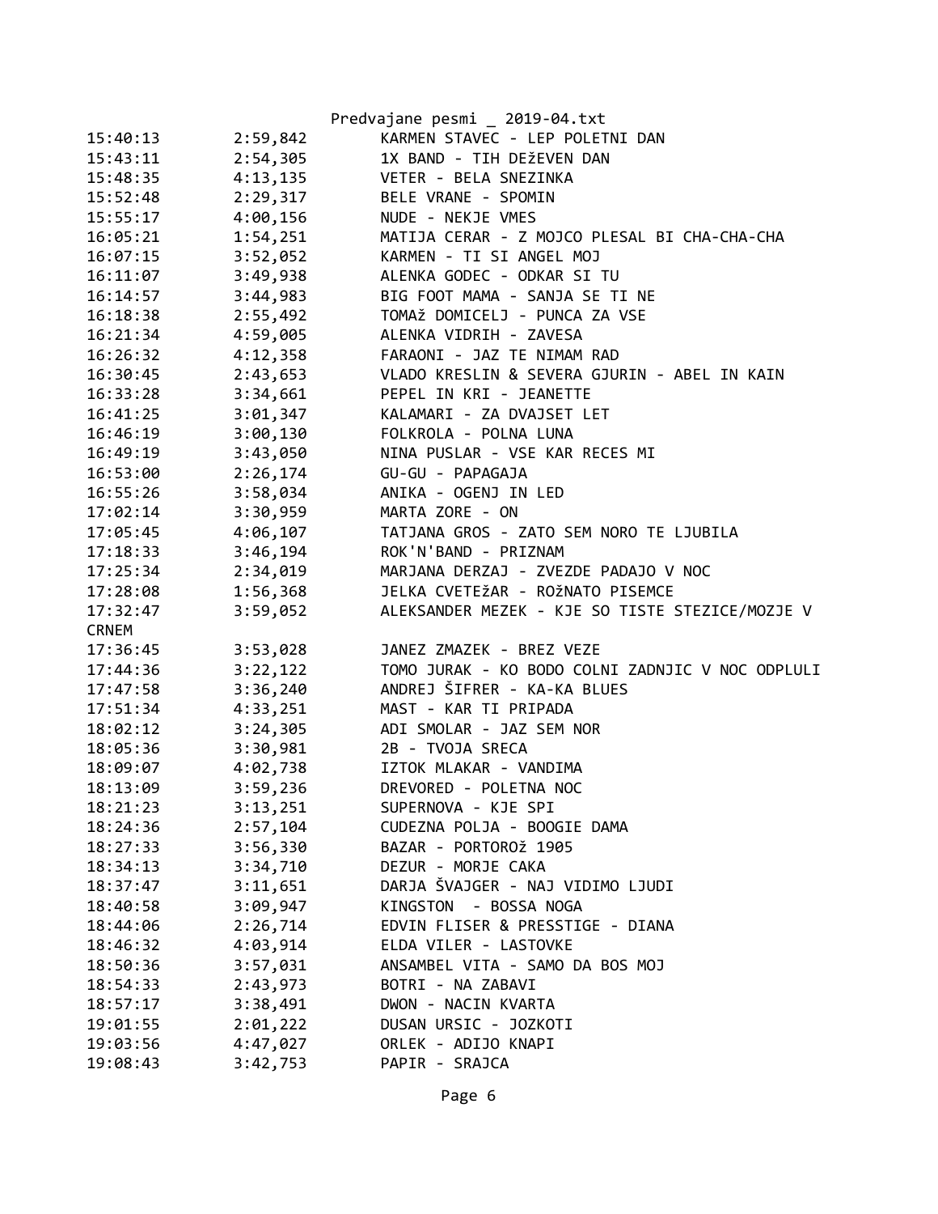| | | |
|---|---|---|
| 15:40:13 | 2:59,842 | KARMEN STAVEC - LEP POLETNI DAN |
| 15:43:11 | 2:54,305 | 1X BAND - TIH DEžEVEN DAN |
| 15:48:35 | 4:13,135 | VETER - BELA SNEZINKA |
| 15:52:48 | 2:29,317 | BELE VRANE - SPOMIN |
| 15:55:17 | 4:00,156 | NUDE - NEKJE VMES |
| 16:05:21 | 1:54,251 | MATIJA CERAR - Z MOJCO PLESAL BI CHA-CHA-CHA |
| 16:07:15 | 3:52,052 | KARMEN - TI SI ANGEL MOJ |
| 16:11:07 | 3:49,938 | ALENKA GODEC - ODKAR SI TU |
| 16:14:57 | 3:44,983 | BIG FOOT MAMA - SANJA SE TI NE |
| 16:18:38 | 2:55,492 | TOMAž DOMICELJ - PUNCA ZA VSE |
| 16:21:34 | 4:59,005 | ALENKA VIDRIH - ZAVESA |
| 16:26:32 | 4:12,358 | FARAONI - JAZ TE NIMAM RAD |
| 16:30:45 | 2:43,653 | VLADO KRESLIN & SEVERA GJURIN - ABEL IN KAIN |
| 16:33:28 | 3:34,661 | PEPEL IN KRI - JEANETTE |
| 16:41:25 | 3:01,347 | KALAMARI - ZA DVAJSET LET |
| 16:46:19 | 3:00,130 | FOLKROLA - POLNA LUNA |
| 16:49:19 | 3:43,050 | NINA PUSLAR - VSE KAR RECES MI |
| 16:53:00 | 2:26,174 | GU-GU - PAPAGAJA |
| 16:55:26 | 3:58,034 | ANIKA - OGENJ IN LED |
| 17:02:14 | 3:30,959 | MARTA ZORE - ON |
| 17:05:45 | 4:06,107 | TATJANA GROS - ZATO SEM NORO TE LJUBILA |
| 17:18:33 | 3:46,194 | ROK'N'BAND - PRIZNAM |
| 17:25:34 | 2:34,019 | MARJANA DERZAJ - ZVEZDE PADAJO V NOC |
| 17:28:08 | 1:56,368 | JELKA CVETEžAR - ROžNATO PISEMCE |
| 17:32:47 | 3:59,052 | ALEKSANDER MEZEK - KJE SO TISTE STEZICE/MOZJE V CRNEM |
| 17:36:45 | 3:53,028 | JANEZ ZMAZEK - BREZ VEZE |
| 17:44:36 | 3:22,122 | TOMO JURAK - KO BODO COLNI ZADNJIC V NOC ODPLULI |
| 17:47:58 | 3:36,240 | ANDREJ ŠIFRER - KA-KA BLUES |
| 17:51:34 | 4:33,251 | MAST - KAR TI PRIPADA |
| 18:02:12 | 3:24,305 | ADI SMOLAR - JAZ SEM NOR |
| 18:05:36 | 3:30,981 | 2B - TVOJA SRECA |
| 18:09:07 | 4:02,738 | IZTOK MLAKAR - VANDIMA |
| 18:13:09 | 3:59,236 | DREVORED - POLETNA NOC |
| 18:21:23 | 3:13,251 | SUPERNOVA - KJE SPI |
| 18:24:36 | 2:57,104 | CUDEZNA POLJA - BOOGIE DAMA |
| 18:27:33 | 3:56,330 | BAZAR - PORTOROž 1905 |
| 18:34:13 | 3:34,710 | DEZUR - MORJE CAKA |
| 18:37:47 | 3:11,651 | DARJA ŠVAJGER - NAJ VIDIMO LJUDI |
| 18:40:58 | 3:09,947 | KINGSTON  - BOSSA NOGA |
| 18:44:06 | 2:26,714 | EDVIN FLISER & PRESSTIGE - DIANA |
| 18:46:32 | 4:03,914 | ELDA VILER - LASTOVKE |
| 18:50:36 | 3:57,031 | ANSAMBEL VITA - SAMO DA BOS MOJ |
| 18:54:33 | 2:43,973 | BOTRI - NA ZABAVI |
| 18:57:17 | 3:38,491 | DWON - NACIN KVARTA |
| 19:01:55 | 2:01,222 | DUSAN URSIC - JOZKOTI |
| 19:03:56 | 4:47,027 | ORLEK - ADIJO KNAPI |
| 19:08:43 | 3:42,753 | PAPIR - SRAJCA |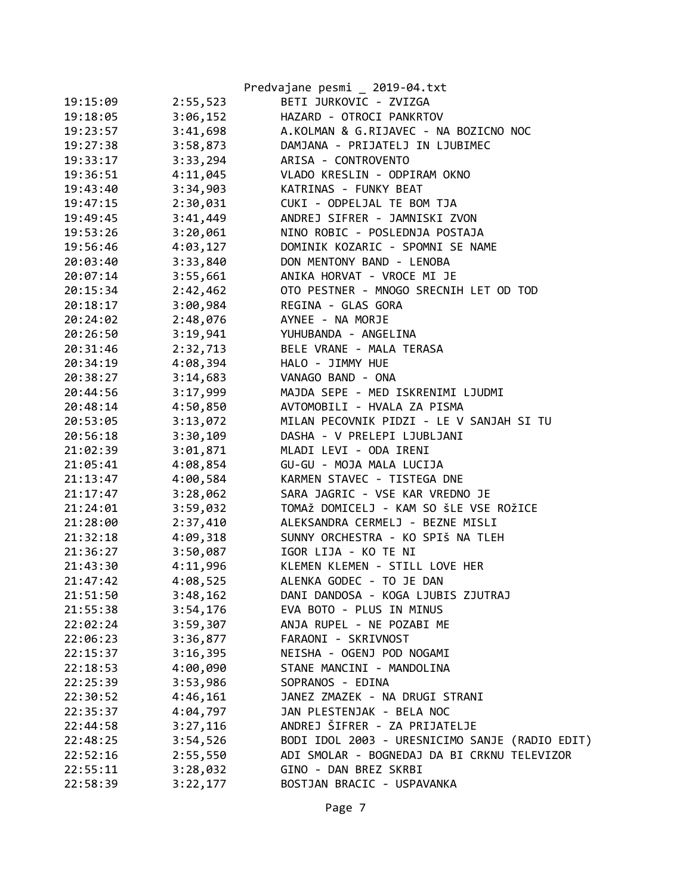| | | |
|---|---|---|
| 19:15:09 | 2:55,523 | BETI JURKOVIC - ZVIZGA |
| 19:18:05 | 3:06,152 | HAZARD - OTROCI PANKRTOV |
| 19:23:57 | 3:41,698 | A.KOLMAN & G.RIJAVEC - NA BOZICNO NOC |
| 19:27:38 | 3:58,873 | DAMJANA - PRIJATELJ IN LJUBIMEC |
| 19:33:17 | 3:33,294 | ARISA - CONTROVENTO |
| 19:36:51 | 4:11,045 | VLADO KRESLIN - ODPIRAM OKNO |
| 19:43:40 | 3:34,903 | KATRINAS - FUNKY BEAT |
| 19:47:15 | 2:30,031 | CUKI - ODPELJAL TE BOM TJA |
| 19:49:45 | 3:41,449 | ANDREJ SIFRER - JAMNISKI ZVON |
| 19:53:26 | 3:20,061 | NINO ROBIC - POSLEDNJA POSTAJA |
| 19:56:46 | 4:03,127 | DOMINIK KOZARIC - SPOMNI SE NAME |
| 20:03:40 | 3:33,840 | DON MENTONY BAND - LENOBA |
| 20:07:14 | 3:55,661 | ANIKA HORVAT - VROCE MI JE |
| 20:15:34 | 2:42,462 | OTO PESTNER - MNOGO SRECNIH LET OD TOD |
| 20:18:17 | 3:00,984 | REGINA - GLAS GORA |
| 20:24:02 | 2:48,076 | AYNEE - NA MORJE |
| 20:26:50 | 3:19,941 | YUHUBANDA - ANGELINA |
| 20:31:46 | 2:32,713 | BELE VRANE - MALA TERASA |
| 20:34:19 | 4:08,394 | HALO - JIMMY HUE |
| 20:38:27 | 3:14,683 | VANAGO BAND - ONA |
| 20:44:56 | 3:17,999 | MAJDA SEPE - MED ISKRENIMI LJUDMI |
| 20:48:14 | 4:50,850 | AVTOMOBILI - HVALA ZA PISMA |
| 20:53:05 | 3:13,072 | MILAN PECOVNIK PIDZI - LE V SANJAH SI TU |
| 20:56:18 | 3:30,109 | DASHA - V PRELEPI LJUBLJANI |
| 21:02:39 | 3:01,871 | MLADI LEVI - ODA IRENI |
| 21:05:41 | 4:08,854 | GU-GU - MOJA MALA LUCIJA |
| 21:13:47 | 4:00,584 | KARMEN STAVEC - TISTEGA DNE |
| 21:17:47 | 3:28,062 | SARA JAGRIC - VSE KAR VREDNO JE |
| 21:24:01 | 3:59,032 | TOMAž DOMICELJ - KAM SO šLE VSE ROžICE |
| 21:28:00 | 2:37,410 | ALEKSANDRA CERMELJ - BEZNE MISLI |
| 21:32:18 | 4:09,318 | SUNNY ORCHESTRA - KO SPIš NA TLEH |
| 21:36:27 | 3:50,087 | IGOR LIJA - KO TE NI |
| 21:43:30 | 4:11,996 | KLEMEN KLEMEN - STILL LOVE HER |
| 21:47:42 | 4:08,525 | ALENKA GODEC - TO JE DAN |
| 21:51:50 | 3:48,162 | DANI DANDOSA - KOGA LJUBIS ZJUTRAJ |
| 21:55:38 | 3:54,176 | EVA BOTO - PLUS IN MINUS |
| 22:02:24 | 3:59,307 | ANJA RUPEL - NE POZABI ME |
| 22:06:23 | 3:36,877 | FARAONI - SKRIVNOST |
| 22:15:37 | 3:16,395 | NEISHA - OGENJ POD NOGAMI |
| 22:18:53 | 4:00,090 | STANE MANCINI - MANDOLINA |
| 22:25:39 | 3:53,986 | SOPRANOS - EDINA |
| 22:30:52 | 4:46,161 | JANEZ ZMAZEK - NA DRUGI STRANI |
| 22:35:37 | 4:04,797 | JAN PLESTENJAK - BELA NOC |
| 22:44:58 | 3:27,116 | ANDREJ ŠIFRER - ZA PRIJATELJE |
| 22:48:25 | 3:54,526 | BODI IDOL 2003 - URESNICIMO SANJE (RADIO EDIT) |
| 22:52:16 | 2:55,550 | ADI SMOLAR - BOGNEDAJ DA BI CRKNU TELEVIZOR |
| 22:55:11 | 3:28,032 | GINO - DAN BREZ SKRBI |
| 22:58:39 | 3:22,177 | BOSTJAN BRACIC - USPAVANKA |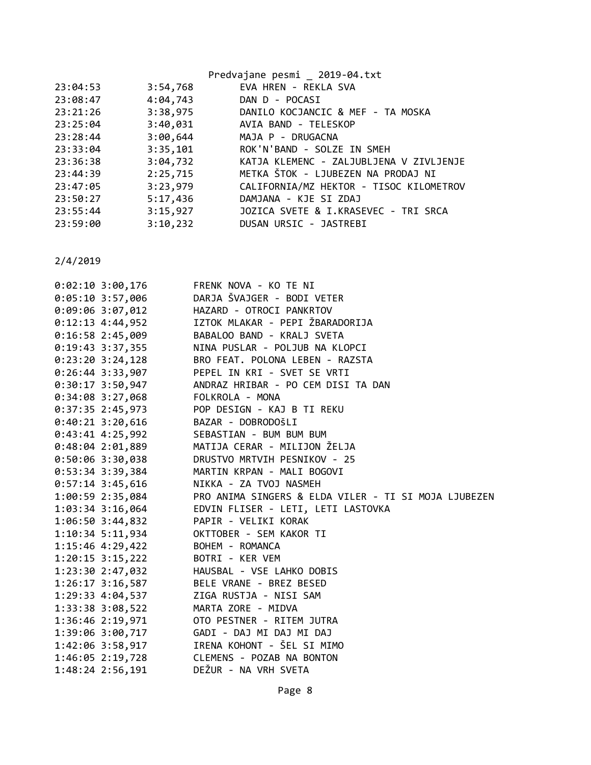| | | |
|---|---|---|
| 23:04:53 | 3:54,768 | EVA HREN - REKLA SVA |
| 23:08:47 | 4:04,743 | DAN D - POCASI |
| 23:21:26 | 3:38,975 | DANILO KOCJANCIC & MEF - TA MOSKA |
| 23:25:04 | 3:40,031 | AVIA BAND - TELESKOP |
| 23:28:44 | 3:00,644 | MAJA P - DRUGACNA |
| 23:33:04 | 3:35,101 | ROK'N'BAND - SOLZE IN SMEH |
| 23:36:38 | 3:04,732 | KATJA KLEMENC - ZALJUBLJENA V ZIVLJENJE |
| 23:44:39 | 2:25,715 | METKA ŠTOK - LJUBEZEN NA PRODAJ NI |
| 23:47:05 | 3:23,979 | CALIFORNIA/MZ HEKTOR - TISOC KILOMETROV |
| 23:50:27 | 5:17,436 | DAMJANA - KJE SI ZDAJ |
| 23:55:44 | 3:15,927 | JOZICA SVETE & I.KRASEVEC - TRI SRCA |
| 23:59:00 | 3:10,232 | DUSAN URSIC - JASTREBI |

2/4/2019

| | | |
|---|---|---|
| 0:02:10 | 3:00,176 | FRENK NOVA - KO TE NI |
| 0:05:10 | 3:57,006 | DARJA ŠVAJGER - BODI VETER |
| 0:09:06 | 3:07,012 | HAZARD - OTROCI PANKRTOV |
| 0:12:13 | 4:44,952 | IZTOK MLAKAR - PEPI ŽBARADORIJA |
| 0:16:58 | 2:45,009 | BABALOO BAND - KRALJ SVETA |
| 0:19:43 | 3:37,355 | NINA PUSLAR - POLJUB NA KLOPCI |
| 0:23:20 | 3:24,128 | BRO FEAT. POLONA LEBEN - RAZSTA |
| 0:26:44 | 3:33,907 | PEPEL IN KRI - SVET SE VRTI |
| 0:30:17 | 3:50,947 | ANDRAZ HRIBAR - PO CEM DISI TA DAN |
| 0:34:08 | 3:27,068 | FOLKROLA - MONA |
| 0:37:35 | 2:45,973 | POP DESIGN - KAJ B TI REKU |
| 0:40:21 | 3:20,616 | BAZAR - DOBRODOŠLI |
| 0:43:41 | 4:25,992 | SEBASTIAN - BUM BUM BUM |
| 0:48:04 | 2:01,889 | MATIJA CERAR - MILIJON ŽELJA |
| 0:50:06 | 3:30,038 | DRUSTVO MRTVIH PESNIKOV - 25 |
| 0:53:34 | 3:39,384 | MARTIN KRPAN - MALI BOGOVI |
| 0:57:14 | 3:45,616 | NIKKA - ZA TVOJ NASMEH |
| 1:00:59 | 2:35,084 | PRO ANIMA SINGERS & ELDA VILER - TI SI MOJA LJUBEZEN |
| 1:03:34 | 3:16,064 | EDVIN FLISER - LETI, LETI LASTOVKA |
| 1:06:50 | 3:44,832 | PAPIR - VELIKI KORAK |
| 1:10:34 | 5:11,934 | OKTTOBER - SEM KAKOR TI |
| 1:15:46 | 4:29,422 | BOHEM - ROMANCA |
| 1:20:15 | 3:15,222 | BOTRI - KER VEM |
| 1:23:30 | 2:47,032 | HAUSBAL - VSE LAHKO DOBIS |
| 1:26:17 | 3:16,587 | BELE VRANE - BREZ BESED |
| 1:29:33 | 4:04,537 | ZIGA RUSTJA - NISI SAM |
| 1:33:38 | 3:08,522 | MARTA ZORE - MIDVA |
| 1:36:46 | 2:19,971 | OTO PESTNER - RITEM JUTRA |
| 1:39:06 | 3:00,717 | GADI - DAJ MI DAJ MI DAJ |
| 1:42:06 | 3:58,917 | IRENA KOHONT - ŠEL SI MIMO |
| 1:46:05 | 2:19,728 | CLEMENS - POZAB NA BONTON |
| 1:48:24 | 2:56,191 | DEŽUR - NA VRH SVETA |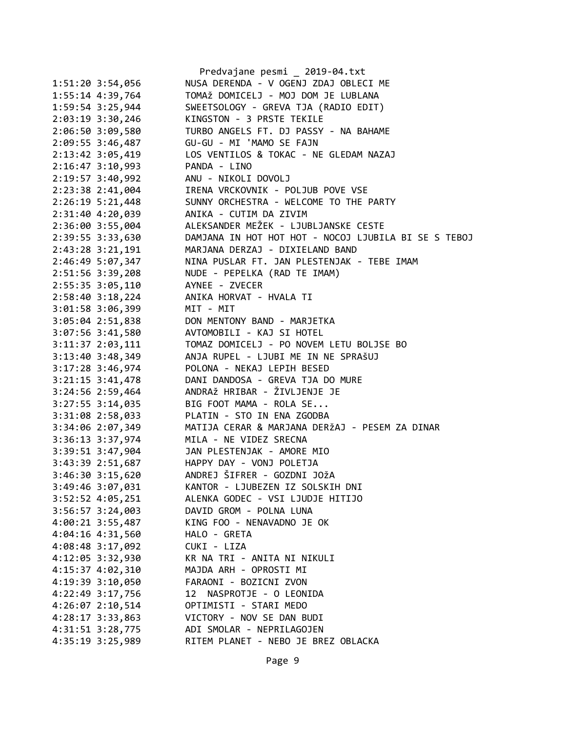Predvajane pesmi _ 2019-04.txt

```
1:51:20 3:54,056        NUSA DERENDA - V OGENJ ZDAJ OBLECI ME
1:55:14 4:39,764        TOMAž DOMICELJ - MOJ DOM JE LUBLANA
1:59:54 3:25,944        SWEETSOLOGY - GREVA TJA (RADIO EDIT)
2:03:19 3:30,246        KINGSTON - 3 PRSTE TEKILE
2:06:50 3:09,580        TURBO ANGELS FT. DJ PASSY - NA BAHAME
2:09:55 3:46,487        GU-GU - MI 'MAMO SE FAJN
2:13:42 3:05,419        LOS VENTILOS & TOKAC - NE GLEDAM NAZAJ
2:16:47 3:10,993        PANDA - LINO
2:19:57 3:40,992        ANU - NIKOLI DOVOLJ
2:23:38 2:41,004        IRENA VRCKOVNIK - POLJUB POVE VSE
2:26:19 5:21,448        SUNNY ORCHESTRA - WELCOME TO THE PARTY
2:31:40 4:20,039        ANIKA - CUTIM DA ZIVIM
2:36:00 3:55,004        ALEKSANDER MEŽEK - LJUBLJANSKE CESTE
2:39:55 3:33,630        DAMJANA IN HOT HOT HOT - NOCOJ LJUBILA BI SE S TEBOJ
2:43:28 3:21,191        MARJANA DERZAJ - DIXIELAND BAND
2:46:49 5:07,347        NINA PUSLAR FT. JAN PLESTENJAK - TEBE IMAM
2:51:56 3:39,208        NUDE - PEPELKA (RAD TE IMAM)
2:55:35 3:05,110        AYNEE - ZVECER
2:58:40 3:18,224        ANIKA HORVAT - HVALA TI
3:01:58 3:06,399        MIT - MIT
3:05:04 2:51,838        DON MENTONY BAND - MARJETKA
3:07:56 3:41,580        AVTOMOBILI - KAJ SI HOTEL
3:11:37 2:03,111        TOMAZ DOMICELJ - PO NOVEM LETU BOLJSE BO
3:13:40 3:48,349        ANJA RUPEL - LJUBI ME IN NE SPRAšUJ
3:17:28 3:46,974        POLONA - NEKAJ LEPIH BESED
3:21:15 3:41,478        DANI DANDOSA - GREVA TJA DO MURE
3:24:56 2:59,464        ANDRAž HRIBAR - ŽIVLJENJE JE
3:27:55 3:14,035        BIG FOOT MAMA - ROLA SE...
3:31:08 2:58,033        PLATIN - STO IN ENA ZGODBA
3:34:06 2:07,349        MATIJA CERAR & MARJANA DERžAJ - PESEM ZA DINAR
3:36:13 3:37,974        MILA - NE VIDEZ SRECNA
3:39:51 3:47,904        JAN PLESTENJAK - AMORE MIO
3:43:39 2:51,687        HAPPY DAY - VONJ POLETJA
3:46:30 3:15,620        ANDREJ ŠIFRER - GOZDNI JOžA
3:49:46 3:07,031        KANTOR - LJUBEZEN IZ SOLSKIH DNI
3:52:52 4:05,251        ALENKA GODEC - VSI LJUDJE HITIJO
3:56:57 3:24,003        DAVID GROM - POLNA LUNA
4:00:21 3:55,487        KING FOO - NENAVADNO JE OK
4:04:16 4:31,560        HALO - GRETA
4:08:48 3:17,092        CUKI - LIZA
4:12:05 3:32,930        KR NA TRI - ANITA NI NIKULI
4:15:37 4:02,310        MAJDA ARH - OPROSTI MI
4:19:39 3:10,050        FARAONI - BOZICNI ZVON
4:22:49 3:17,756        12  NASPROTJE - O LEONIDA
4:26:07 2:10,514        OPTIMISTI - STARI MEDO
4:28:17 3:33,863        VICTORY - NOV SE DAN BUDI
4:31:51 3:28,775        ADI SMOLAR - NEPRILAGOJEN
4:35:19 3:25,989        RITEM PLANET - NEBO JE BREZ OBLACKA
```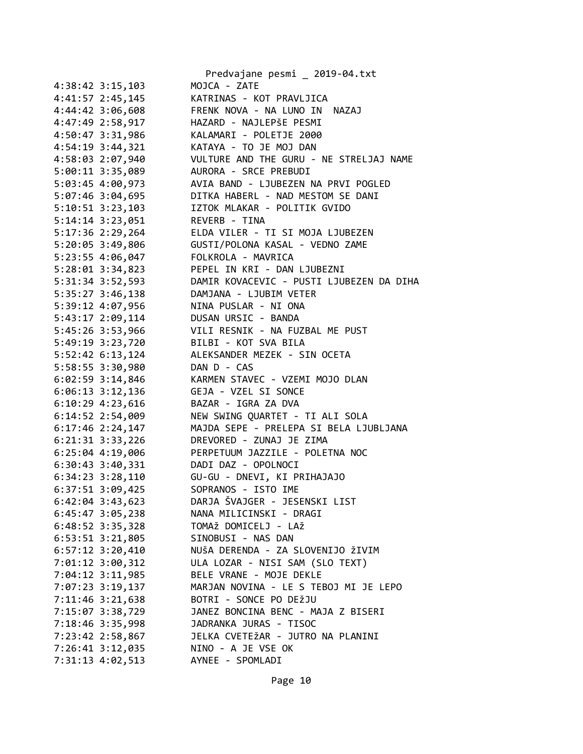```
4:38:42 3:15,103        MOJCA - ZATE
4:41:57 2:45,145        KATRINAS - KOT PRAVLJICA
4:44:42 3:06,608        FRENK NOVA - NA LUNO IN  NAZAJ
4:47:49 2:58,917        HAZARD - NAJLEPšE PESMI
4:50:47 3:31,986        KALAMARI - POLETJE 2000
4:54:19 3:44,321        KATAYA - TO JE MOJ DAN
4:58:03 2:07,940        VULTURE AND THE GURU - NE STRELJAJ NAME
5:00:11 3:35,089        AURORA - SRCE PREBUDI
5:03:45 4:00,973        AVIA BAND - LJUBEZEN NA PRVI POGLED
5:07:46 3:04,695        DITKA HABERL - NAD MESTOM SE DANI
5:10:51 3:23,103        IZTOK MLAKAR - POLITIK GVIDO
5:14:14 3:23,051        REVERB - TINA
5:17:36 2:29,264        ELDA VILER - TI SI MOJA LJUBEZEN
5:20:05 3:49,806        GUSTI/POLONA KASAL - VEDNO ZAME
5:23:55 4:06,047        FOLKROLA - MAVRICA
5:28:01 3:34,823        PEPEL IN KRI - DAN LJUBEZNI
5:31:34 3:52,593        DAMIR KOVACEVIC - PUSTI LJUBEZEN DA DIHA
5:35:27 3:46,138        DAMJANA - LJUBIM VETER
5:39:12 4:07,956        NINA PUSLAR - NI ONA
5:43:17 2:09,114        DUSAN URSIC - BANDA
5:45:26 3:53,966        VILI RESNIK - NA FUZBAL ME PUST
5:49:19 3:23,720        BILBI - KOT SVA BILA
5:52:42 6:13,124        ALEKSANDER MEZEK - SIN OCETA
5:58:55 3:30,980        DAN D - CAS
6:02:59 3:14,846        KARMEN STAVEC - VZEMI MOJO DLAN
6:06:13 3:12,136        GEJA - VZEL SI SONCE
6:10:29 4:23,616        BAZAR - IGRA ZA DVA
6:14:52 2:54,009        NEW SWING QUARTET - TI ALI SOLA
6:17:46 2:24,147        MAJDA SEPE - PRELEPA SI BELA LJUBLJANA
6:21:31 3:33,226        DREVORED - ZUNAJ JE ZIMA
6:25:04 4:19,006        PERPETUUM JAZZILE - POLETNA NOC
6:30:43 3:40,331        DADI DAZ - OPOLNOCI
6:34:23 3:28,110        GU-GU - DNEVI, KI PRIHAJAJO
6:37:51 3:09,425        SOPRANOS - ISTO IME
6:42:04 3:43,623        DARJA ŠVAJGER - JESENSKI LIST
6:45:47 3:05,238        NANA MILICINSKI - DRAGI
6:48:52 3:35,328        TOMAž DOMICELJ - LAž
6:53:51 3:21,805        SINOBUSI - NAS DAN
6:57:12 3:20,410        NUŠA DERENDA - ZA SLOVENIJO žIVIM
7:01:12 3:00,312        ULA LOZAR - NISI SAM (SLO TEXT)
7:04:12 3:11,985        BELE VRANE - MOJE DEKLE
7:07:23 3:19,137        MARJAN NOVINA - LE S TEBOJ MI JE LEPO
7:11:46 3:21,638        BOTRI - SONCE PO DEžJU
7:15:07 3:38,729        JANEZ BONCINA BENC - MAJA Z BISERI
7:18:46 3:35,998        JADRANKA JURAS - TISOC
7:23:42 2:58,867        JELKA CVETEžAR - JUTRO NA PLANINI
7:26:41 3:12,035        NINO - A JE VSE OK
7:31:13 4:02,513        AYNEE - SPOMLADI
```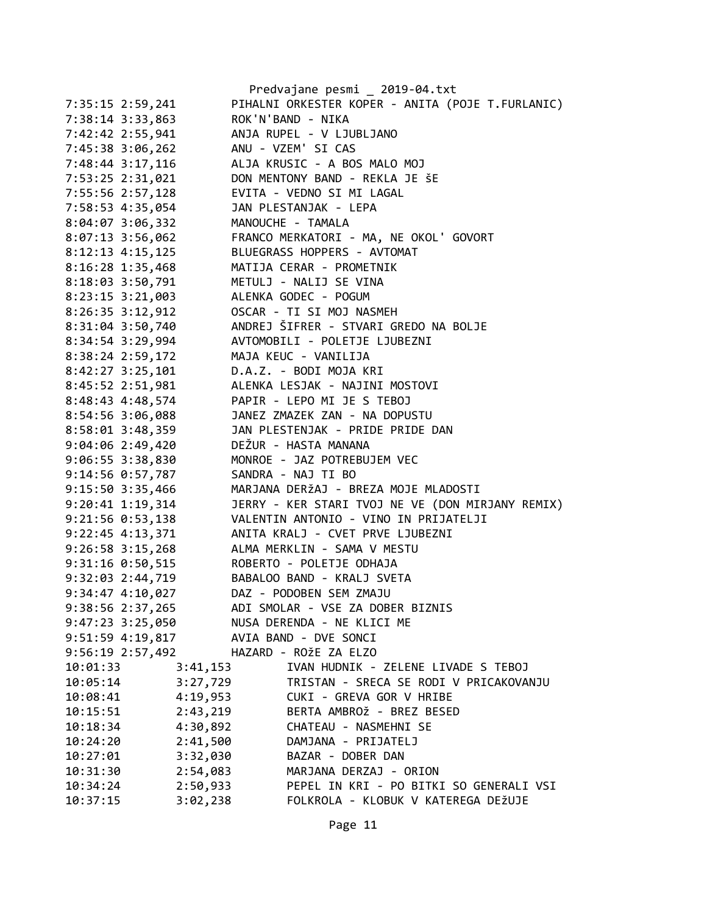```
7:35:15 2:59,241        PIHALNI ORKESTER KOPER - ANITA (POJE T.FURLANIC)
7:38:14 3:33,863        ROK'N'BAND - NIKA
7:42:42 2:55,941        ANJA RUPEL - V LJUBLJANO
7:45:38 3:06,262        ANU - VZEM' SI CAS
7:48:44 3:17,116        ALJA KRUSIC - A BOS MALO MOJ
7:53:25 2:31,021        DON MENTONY BAND - REKLA JE šE
7:55:56 2:57,128        EVITA - VEDNO SI MI LAGAL
7:58:53 4:35,054        JAN PLESTANJAK - LEPA
8:04:07 3:06,332        MANOUCHE - TAMALA
8:07:13 3:56,062        FRANCO MERKATORI - MA, NE OKOL' GOVORT
8:12:13 4:15,125        BLUEGRASS HOPPERS - AVTOMAT
8:16:28 1:35,468        MATIJA CERAR - PROMETNIK
8:18:03 3:50,791        METULJ - NALIJ SE VINA
8:23:15 3:21,003        ALENKA GODEC - POGUM
8:26:35 3:12,912        OSCAR - TI SI MOJ NASMEH
8:31:04 3:50,740        ANDREJ ŠIFRER - STVARI GREDO NA BOLJE
8:34:54 3:29,994        AVTOMOBILI - POLETJE LJUBEZNI
8:38:24 2:59,172        MAJA KEUC - VANILIJA
8:42:27 3:25,101        D.A.Z. - BODI MOJA KRI
8:45:52 2:51,981        ALENKA LESJAK - NAJINI MOSTOVI
8:48:43 4:48,574        PAPIR - LEPO MI JE S TEBOJ
8:54:56 3:06,088        JANEZ ZMAZEK ZAN - NA DOPUSTU
8:58:01 3:48,359        JAN PLESTENJAK - PRIDE PRIDE DAN
9:04:06 2:49,420        DEŽUR - HASTA MANANA
9:06:55 3:38,830        MONROE - JAZ POTREBUJEM VEC
9:14:56 0:57,787        SANDRA - NAJ TI BO
9:15:50 3:35,466        MARJANA DERžAJ - BREZA MOJE MLADOSTI
9:20:41 1:19,314        JERRY - KER STARI TVOJ NE VE (DON MIRJANY REMIX)
9:21:56 0:53,138        VALENTIN ANTONIO - VINO IN PRIJATELJI
9:22:45 4:13,371        ANITA KRALJ - CVET PRVE LJUBEZNI
9:26:58 3:15,268        ALMA MERKLIN - SAMA V MESTU
9:31:16 0:50,515        ROBERTO - POLETJE ODHAJA
9:32:03 2:44,719        BABALOO BAND - KRALJ SVETA
9:34:47 4:10,027        DAZ - PODOBEN SEM ZMAJU
9:38:56 2:37,265        ADI SMOLAR - VSE ZA DOBER BIZNIS
9:47:23 3:25,050        NUSA DERENDA - NE KLICI ME
9:51:59 4:19,817        AVIA BAND - DVE SONCI
9:56:19 2:57,492        HAZARD - ROžE ZA ELZO
10:01:33        3:41,153        IVAN HUDNIK - ZELENE LIVADE S TEBOJ
10:05:14        3:27,729        TRISTAN - SRECA SE RODI V PRICAKOVANJU
10:08:41        4:19,953        CUKI - GREVA GOR V HRIBE
10:15:51        2:43,219        BERTA AMBROž - BREZ BESED
10:18:34        4:30,892        CHATEAU - NASMEHNI SE
10:24:20        2:41,500        DAMJANA - PRIJATELJ
10:27:01        3:32,030        BAZAR - DOBER DAN
10:31:30        2:54,083        MARJANA DERZAJ - ORION
10:34:24        2:50,933        PEPEL IN KRI - PO BITKI SO GENERALI VSI
10:37:15        3:02,238        FOLKROLA - KLOBUK V KATEREGA DEžUJE
```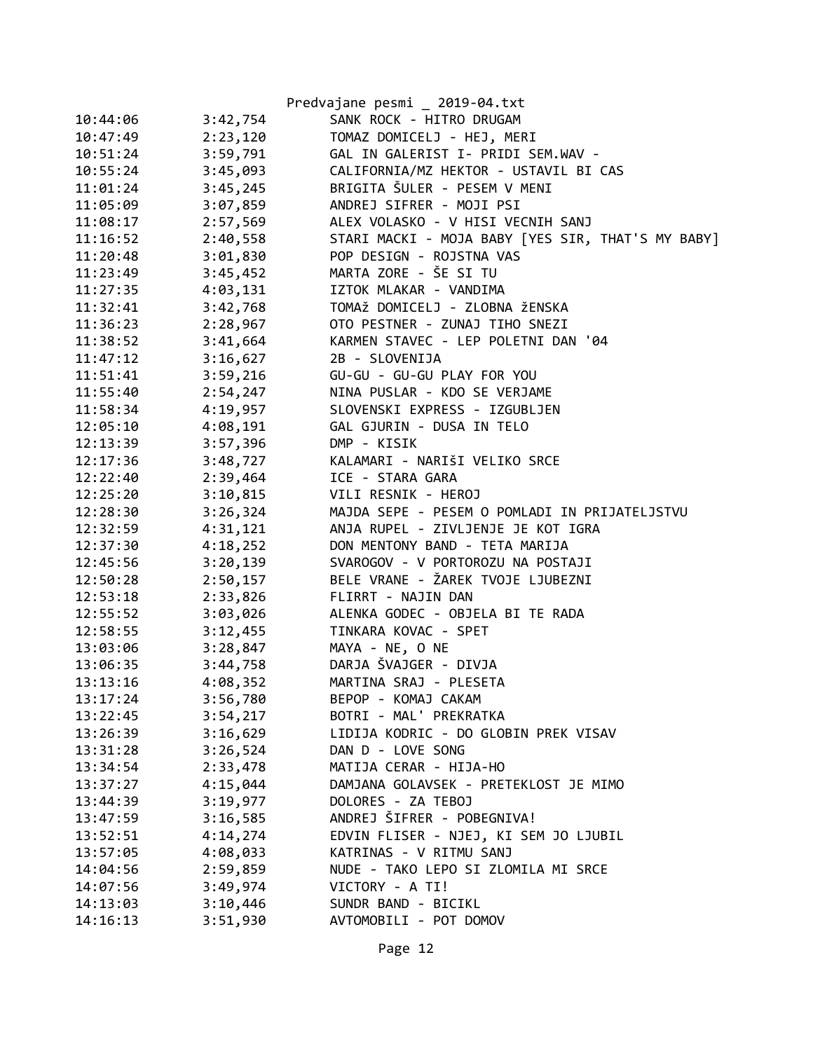Predvajane pesmi _ 2019-04.txt

| | | |
|---|---|---|
| 10:44:06 | 3:42,754 | SANK ROCK - HITRO DRUGAM |
| 10:47:49 | 2:23,120 | TOMAZ DOMICELJ - HEJ, MERI |
| 10:51:24 | 3:59,791 | GAL IN GALERIST I- PRIDI SEM.WAV - |
| 10:55:24 | 3:45,093 | CALIFORNIA/MZ HEKTOR - USTAVIL BI CAS |
| 11:01:24 | 3:45,245 | BRIGITA ŠULER - PESEM V MENI |
| 11:05:09 | 3:07,859 | ANDREJ SIFRER - MOJI PSI |
| 11:08:17 | 2:57,569 | ALEX VOLASKO - V HISI VECNIH SANJ |
| 11:16:52 | 2:40,558 | STARI MACKI - MOJA BABY [YES SIR, THAT'S MY BABY] |
| 11:20:48 | 3:01,830 | POP DESIGN - ROJSTNA VAS |
| 11:23:49 | 3:45,452 | MARTA ZORE - ŠE SI TU |
| 11:27:35 | 4:03,131 | IZTOK MLAKAR - VANDIMA |
| 11:32:41 | 3:42,768 | TOMAž DOMICELJ - ZLOBNA žENSKA |
| 11:36:23 | 2:28,967 | OTO PESTNER - ZUNAJ TIHO SNEZI |
| 11:38:52 | 3:41,664 | KARMEN STAVEC - LEP POLETNI DAN '04 |
| 11:47:12 | 3:16,627 | 2B - SLOVENIJA |
| 11:51:41 | 3:59,216 | GU-GU - GU-GU PLAY FOR YOU |
| 11:55:40 | 2:54,247 | NINA PUSLAR - KDO SE VERJAME |
| 11:58:34 | 4:19,957 | SLOVENSKI EXPRESS - IZGUBLJEN |
| 12:05:10 | 4:08,191 | GAL GJURIN - DUSA IN TELO |
| 12:13:39 | 3:57,396 | DMP - KISIK |
| 12:17:36 | 3:48,727 | KALAMARI - NARIŠI VELIKO SRCE |
| 12:22:40 | 2:39,464 | ICE - STARA GARA |
| 12:25:20 | 3:10,815 | VILI RESNIK - HEROJ |
| 12:28:30 | 3:26,324 | MAJDA SEPE - PESEM O POMLADI IN PRIJATELJSTVU |
| 12:32:59 | 4:31,121 | ANJA RUPEL - ZIVLJENJE JE KOT IGRA |
| 12:37:30 | 4:18,252 | DON MENTONY BAND - TETA MARIJA |
| 12:45:56 | 3:20,139 | SVAROGOV - V PORTOROZU NA POSTAJI |
| 12:50:28 | 2:50,157 | BELE VRANE - ŽAREK TVOJE LJUBEZNI |
| 12:53:18 | 2:33,826 | FLIRRT - NAJIN DAN |
| 12:55:52 | 3:03,026 | ALENKA GODEC - OBJELA BI TE RADA |
| 12:58:55 | 3:12,455 | TINKARA KOVAC - SPET |
| 13:03:06 | 3:28,847 | MAYA - NE, O NE |
| 13:06:35 | 3:44,758 | DARJA ŠVAJGER - DIVJA |
| 13:13:16 | 4:08,352 | MARTINA SRAJ - PLESETA |
| 13:17:24 | 3:56,780 | BEPOP - KOMAJ CAKAM |
| 13:22:45 | 3:54,217 | BOTRI - MAL' PREKRATKA |
| 13:26:39 | 3:16,629 | LIDIJA KODRIC - DO GLOBIN PREK VISAV |
| 13:31:28 | 3:26,524 | DAN D - LOVE SONG |
| 13:34:54 | 2:33,478 | MATIJA CERAR - HIJA-HO |
| 13:37:27 | 4:15,044 | DAMJANA GOLAVSEK - PRETEKLOST JE MIMO |
| 13:44:39 | 3:19,977 | DOLORES - ZA TEBOJ |
| 13:47:59 | 3:16,585 | ANDREJ ŠIFRER - POBEGNIVA! |
| 13:52:51 | 4:14,274 | EDVIN FLISER - NJEJ, KI SEM JO LJUBIL |
| 13:57:05 | 4:08,033 | KATRINAS - V RITMU SANJ |
| 14:04:56 | 2:59,859 | NUDE - TAKO LEPO SI ZLOMILA MI SRCE |
| 14:07:56 | 3:49,974 | VICTORY - A TI! |
| 14:13:03 | 3:10,446 | SUNDR BAND - BICIKL |
| 14:16:13 | 3:51,930 | AVTOMOBILI - POT DOMOV |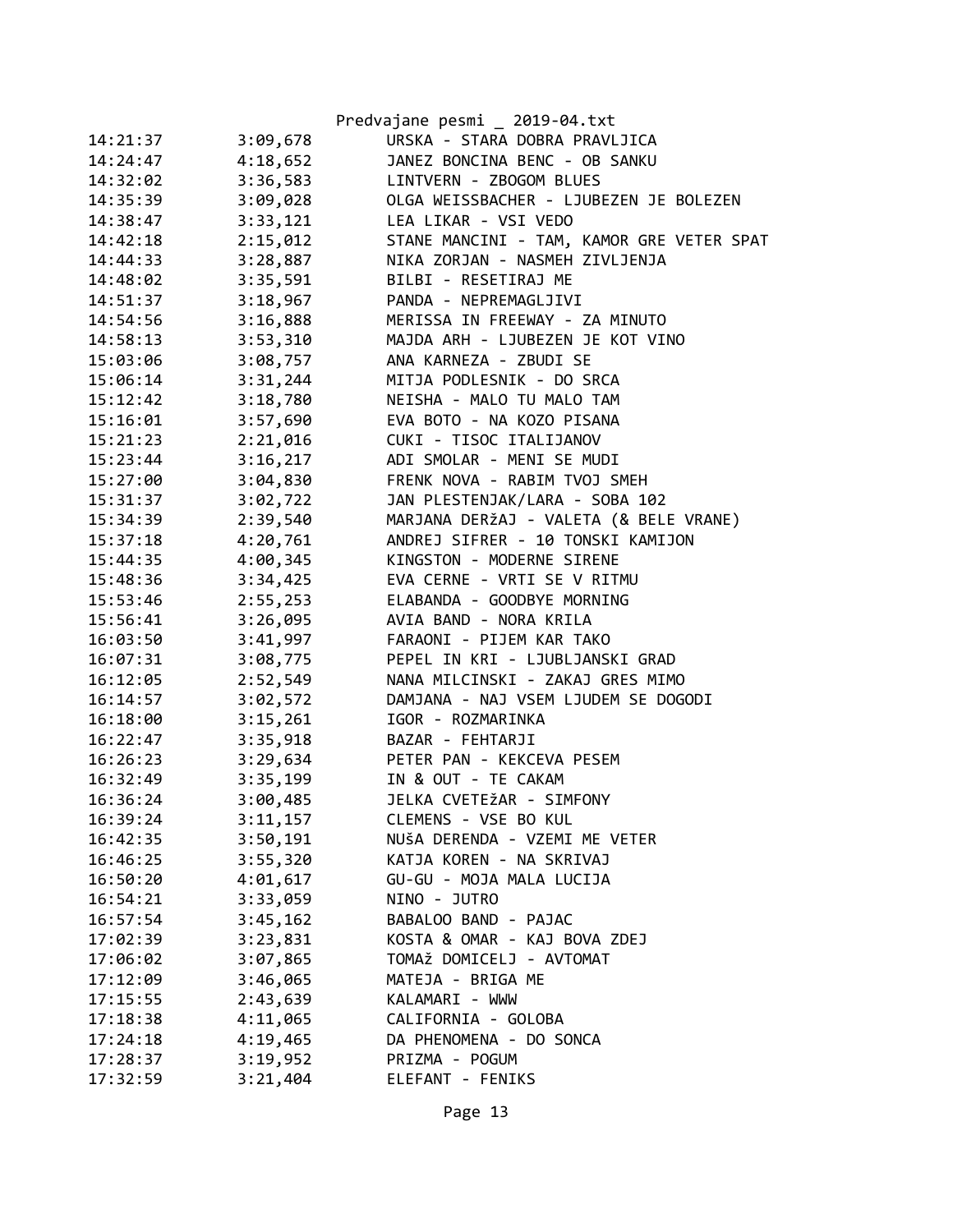| Time | Duration | Song |
|---|---|---|
| 14:21:37 | 3:09,678 | URSKA - STARA DOBRA PRAVLJICA |
| 14:24:47 | 4:18,652 | JANEZ BONCINA BENC - OB SANKU |
| 14:32:02 | 3:36,583 | LINTVERN - ZBOGOM BLUES |
| 14:35:39 | 3:09,028 | OLGA WEISSBACHER - LJUBEZEN JE BOLEZEN |
| 14:38:47 | 3:33,121 | LEA LIKAR - VSI VEDO |
| 14:42:18 | 2:15,012 | STANE MANCINI - TAM, KAMOR GRE VETER SPAT |
| 14:44:33 | 3:28,887 | NIKA ZORJAN - NASMEH ZIVLJENJA |
| 14:48:02 | 3:35,591 | BILBI - RESETIRAJ ME |
| 14:51:37 | 3:18,967 | PANDA - NEPREMAGLJIVI |
| 14:54:56 | 3:16,888 | MERISSA IN FREEWAY - ZA MINUTO |
| 14:58:13 | 3:53,310 | MAJDA ARH - LJUBEZEN JE KOT VINO |
| 15:03:06 | 3:08,757 | ANA KARNEZA - ZBUDI SE |
| 15:06:14 | 3:31,244 | MITJA PODLESNIK - DO SRCA |
| 15:12:42 | 3:18,780 | NEISHA - MALO TU MALO TAM |
| 15:16:01 | 3:57,690 | EVA BOTO - NA KOZO PISANA |
| 15:21:23 | 2:21,016 | CUKI - TISOC ITALIJANOV |
| 15:23:44 | 3:16,217 | ADI SMOLAR - MENI SE MUDI |
| 15:27:00 | 3:04,830 | FRENK NOVA - RABIM TVOJ SMEH |
| 15:31:37 | 3:02,722 | JAN PLESTENJAK/LARA - SOBA 102 |
| 15:34:39 | 2:39,540 | MARJANA DERžAJ - VALETA (& BELE VRANE) |
| 15:37:18 | 4:20,761 | ANDREJ SIFRER - 10 TONSKI KAMIJON |
| 15:44:35 | 4:00,345 | KINGSTON - MODERNE SIRENE |
| 15:48:36 | 3:34,425 | EVA CERNE - VRTI SE V RITMU |
| 15:53:46 | 2:55,253 | ELABANDA - GOODBYE MORNING |
| 15:56:41 | 3:26,095 | AVIA BAND - NORA KRILA |
| 16:03:50 | 3:41,997 | FARAONI - PIJEM KAR TAKO |
| 16:07:31 | 3:08,775 | PEPEL IN KRI - LJUBLJANSKI GRAD |
| 16:12:05 | 2:52,549 | NANA MILCINSKI - ZAKAJ GRES MIMO |
| 16:14:57 | 3:02,572 | DAMJANA - NAJ VSEM LJUDEM SE DOGODI |
| 16:18:00 | 3:15,261 | IGOR - ROZMARINKA |
| 16:22:47 | 3:35,918 | BAZAR - FEHTARJI |
| 16:26:23 | 3:29,634 | PETER PAN - KEKCEVA PESEM |
| 16:32:49 | 3:35,199 | IN & OUT - TE CAKAM |
| 16:36:24 | 3:00,485 | JELKA CVETEžAR - SIMFONY |
| 16:39:24 | 3:11,157 | CLEMENS - VSE BO KUL |
| 16:42:35 | 3:50,191 | NUšA DERENDA - VZEMI ME VETER |
| 16:46:25 | 3:55,320 | KATJA KOREN - NA SKRIVAJ |
| 16:50:20 | 4:01,617 | GU-GU - MOJA MALA LUCIJA |
| 16:54:21 | 3:33,059 | NINO - JUTRO |
| 16:57:54 | 3:45,162 | BABALOO BAND - PAJAC |
| 17:02:39 | 3:23,831 | KOSTA & OMAR - KAJ BOVA ZDEJ |
| 17:06:02 | 3:07,865 | TOMAž DOMICELJ - AVTOMAT |
| 17:12:09 | 3:46,065 | MATEJA - BRIGA ME |
| 17:15:55 | 2:43,639 | KALAMARI - WWW |
| 17:18:38 | 4:11,065 | CALIFORNIA - GOLOBA |
| 17:24:18 | 4:19,465 | DA PHENOMENA - DO SONCA |
| 17:28:37 | 3:19,952 | PRIZMA - POGUM |
| 17:32:59 | 3:21,404 | ELEFANT - FENIKS |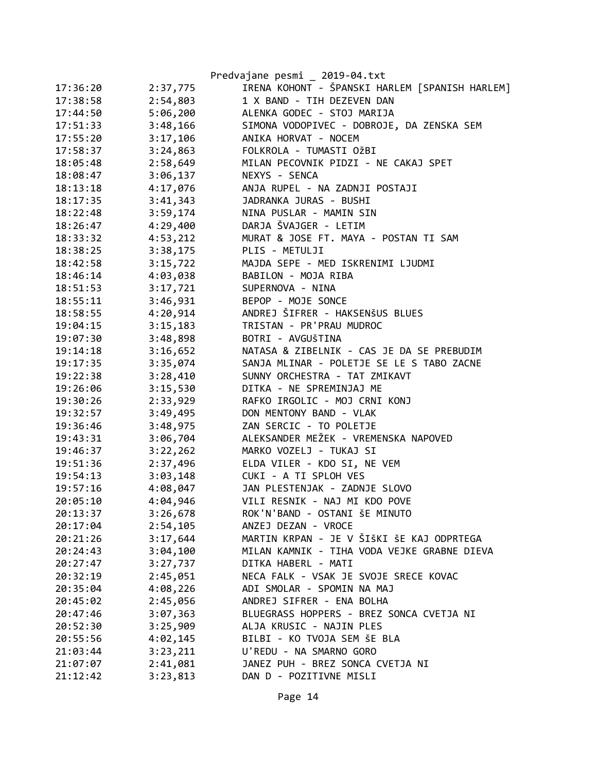| 17:36:20 | 2:37,775 | IRENA KOHONT - ŠPANSKI HARLEM [SPANISH HARLEM] |
|---|---|---|
| 17:38:58 | 2:54,803 | 1 X BAND - TIH DEZEVEN DAN |
| 17:44:50 | 5:06,200 | ALENKA GODEC - STOJ MARIJA |
| 17:51:33 | 3:48,166 | SIMONA VODOPIVEC - DOBROJE, DA ZENSKA SEM |
| 17:55:20 | 3:17,106 | ANIKA HORVAT - NOCEM |
| 17:58:37 | 3:24,863 | FOLKROLA - TUMASTI OžBI |
| 18:05:48 | 2:58,649 | MILAN PECOVNIK PIDZI - NE CAKAJ SPET |
| 18:08:47 | 3:06,137 | NEXYS - SENCA |
| 18:13:18 | 4:17,076 | ANJA RUPEL - NA ZADNJI POSTAJI |
| 18:17:35 | 3:41,343 | JADRANKA JURAS - BUSHI |
| 18:22:48 | 3:59,174 | NINA PUSLAR - MAMIN SIN |
| 18:26:47 | 4:29,400 | DARJA ŠVAJGER - LETIM |
| 18:33:32 | 4:53,212 | MURAT & JOSE FT. MAYA - POSTAN TI SAM |
| 18:38:25 | 3:38,175 | PLIS - METULJI |
| 18:42:58 | 3:15,722 | MAJDA SEPE - MED ISKRENIMI LJUDMI |
| 18:46:14 | 4:03,038 | BABILON - MOJA RIBA |
| 18:51:53 | 3:17,721 | SUPERNOVA - NINA |
| 18:55:11 | 3:46,931 | BEPOP - MOJE SONCE |
| 18:58:55 | 4:20,914 | ANDREJ ŠIFRER - HAKSENŠUS BLUES |
| 19:04:15 | 3:15,183 | TRISTAN - PR'PRAU MUDROC |
| 19:07:30 | 3:48,898 | BOTRI - AVGUŠTINA |
| 19:14:18 | 3:16,652 | NATASA & ZIBELNIK - CAS JE DA SE PREBUDIM |
| 19:17:35 | 3:35,074 | SANJA MLINAR - POLETJE SE LE S TABO ZACNE |
| 19:22:38 | 3:28,410 | SUNNY ORCHESTRA - TAT ZMIKAVT |
| 19:26:06 | 3:15,530 | DITKA - NE SPREMINJAJ ME |
| 19:30:26 | 2:33,929 | RAFKO IRGOLIC - MOJ CRNI KONJ |
| 19:32:57 | 3:49,495 | DON MENTONY BAND - VLAK |
| 19:36:46 | 3:48,975 | ZAN SERCIC - TO POLETJE |
| 19:43:31 | 3:06,704 | ALEKSANDER MEŽEK - VREMENSKA NAPOVED |
| 19:46:37 | 3:22,262 | MARKO VOZELJ - TUKAJ SI |
| 19:51:36 | 2:37,496 | ELDA VILER - KDO SI, NE VEM |
| 19:54:13 | 3:03,148 | CUKI - A TI SPLOH VES |
| 19:57:16 | 4:08,047 | JAN PLESTENJAK - ZADNJE SLOVO |
| 20:05:10 | 4:04,946 | VILI RESNIK - NAJ MI KDO POVE |
| 20:13:37 | 3:26,678 | ROK'N'BAND - OSTANI ŠE MINUTO |
| 20:17:04 | 2:54,105 | ANZEJ DEZAN - VROCE |
| 20:21:26 | 3:17,644 | MARTIN KRPAN - JE V ŠIŠKI ŠE KAJ ODPRTEGA |
| 20:24:43 | 3:04,100 | MILAN KAMNIK - TIHA VODA VEJKE GRABNE DIEVA |
| 20:27:47 | 3:27,737 | DITKA HABERL - MATI |
| 20:32:19 | 2:45,051 | NECA FALK - VSAK JE SVOJE SRECE KOVAC |
| 20:35:04 | 4:08,226 | ADI SMOLAR - SPOMIN NA MAJ |
| 20:45:02 | 2:45,056 | ANDREJ SIFRER - ENA BOLHA |
| 20:47:46 | 3:07,363 | BLUEGRASS HOPPERS - BREZ SONCA CVETJA NI |
| 20:52:30 | 3:25,909 | ALJA KRUSIC - NAJIN PLES |
| 20:55:56 | 4:02,145 | BILBI - KO TVOJA SEM ŠE BLA |
| 21:03:44 | 3:23,211 | U'REDU - NA SMARNO GORO |
| 21:07:07 | 2:41,081 | JANEZ PUH - BREZ SONCA CVETJA NI |
| 21:12:42 | 3:23,813 | DAN D - POZITIVNE MISLI |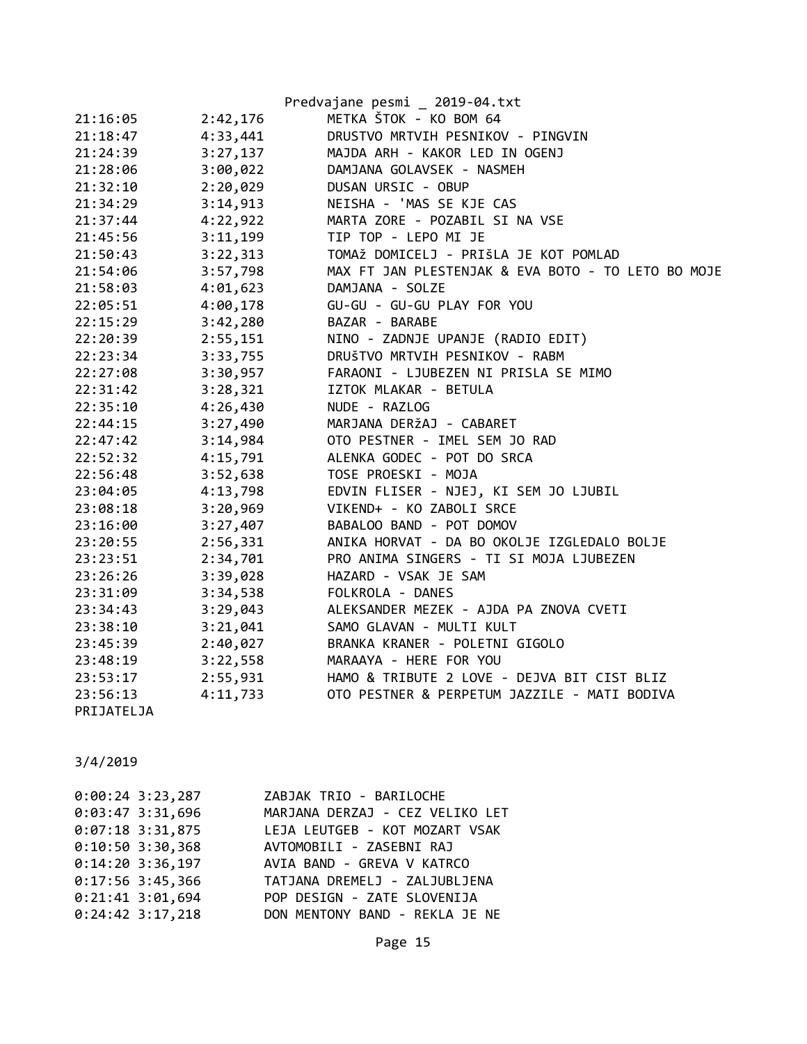21:16:05 2:42,176 METKA ŠTOK - KO BOM 64
21:18:47 4:33,441 DRUSTVO MRTVIH PESNIKOV - PINGVIN
21:24:39 3:27,137 MAJDA ARH - KAKOR LED IN OGENJ
21:28:06 3:00,022 DAMJANA GOLAVSEK - NASMEH
21:32:10 2:20,029 DUSAN URSIC - OBUP
21:34:29 3:14,913 NEISHA - 'MAS SE KJE CAS
21:37:44 4:22,922 MARTA ZORE - POZABIL SI NA VSE
21:45:56 3:11,199 TIP TOP - LEPO MI JE
21:50:43 3:22,313 TOMAž DOMICELJ - PRIŠLA JE KOT POMLAD
21:54:06 3:57,798 MAX FT JAN PLESTENJAK & EVA BOTO - TO LETO BO MOJE
21:58:03 4:01,623 DAMJANA - SOLZE
22:05:51 4:00,178 GU-GU - GU-GU PLAY FOR YOU
22:15:29 3:42,280 BAZAR - BARABE
22:20:39 2:55,151 NINO - ZADNJE UPANJE (RADIO EDIT)
22:23:34 3:33,755 DRUŠTVO MRTVIH PESNIKOV - RABM
22:27:08 3:30,957 FARAONI - LJUBEZEN NI PRISLA SE MIMO
22:31:42 3:28,321 IZTOK MLAKAR - BETULA
22:35:10 4:26,430 NUDE - RAZLOG
22:44:15 3:27,490 MARJANA DERžAJ - CABARET
22:47:42 3:14,984 OTO PESTNER - IMEL SEM JO RAD
22:52:32 4:15,791 ALENKA GODEC - POT DO SRCA
22:56:48 3:52,638 TOSE PROESKI - MOJA
23:04:05 4:13,798 EDVIN FLISER - NJEJ, KI SEM JO LJUBIL
23:08:18 3:20,969 VIKEND+ - KO ZABOLI SRCE
23:16:00 3:27,407 BABALOO BAND - POT DOMOV
23:20:55 2:56,331 ANIKA HORVAT - DA BO OKOLJE IZGLEDALO BOLJE
23:23:51 2:34,701 PRO ANIMA SINGERS - TI SI MOJA LJUBEZEN
23:26:26 3:39,028 HAZARD - VSAK JE SAM
23:31:09 3:34,538 FOLKROLA - DANES
23:34:43 3:29,043 ALEKSANDER MEZEK - AJDA PA ZNOVA CVETI
23:38:10 3:21,041 SAMO GLAVAN - MULTI KULT
23:45:39 2:40,027 BRANKA KRANER - POLETNI GIGOLO
23:48:19 3:22,558 MARAAYA - HERE FOR YOU
23:53:17 2:55,931 HAMO & TRIBUTE 2 LOVE - DEJVA BIT CIST BLIZ
23:56:13 4:11,733 OTO PESTNER & PERPETUM JAZZILE - MATI BODIVA PRIJATELJA

3/4/2019

0:00:24 3:23,287 ZABJAK TRIO - BARILOCHE
0:03:47 3:31,696 MARJANA DERZAJ - CEZ VELIKO LET
0:07:18 3:31,875 LEJA LEUTGEB - KOT MOZART VSAK
0:10:50 3:30,368 AVTOMOBILI - ZASEBNI RAJ
0:14:20 3:36,197 AVIA BAND - GREVA V KATRCO
0:17:56 3:45,366 TATJANA DREMELJ - ZALJUBLJENA
0:21:41 3:01,694 POP DESIGN - ZATE SLOVENIJA
0:24:42 3:17,218 DON MENTONY BAND - REKLA JE NE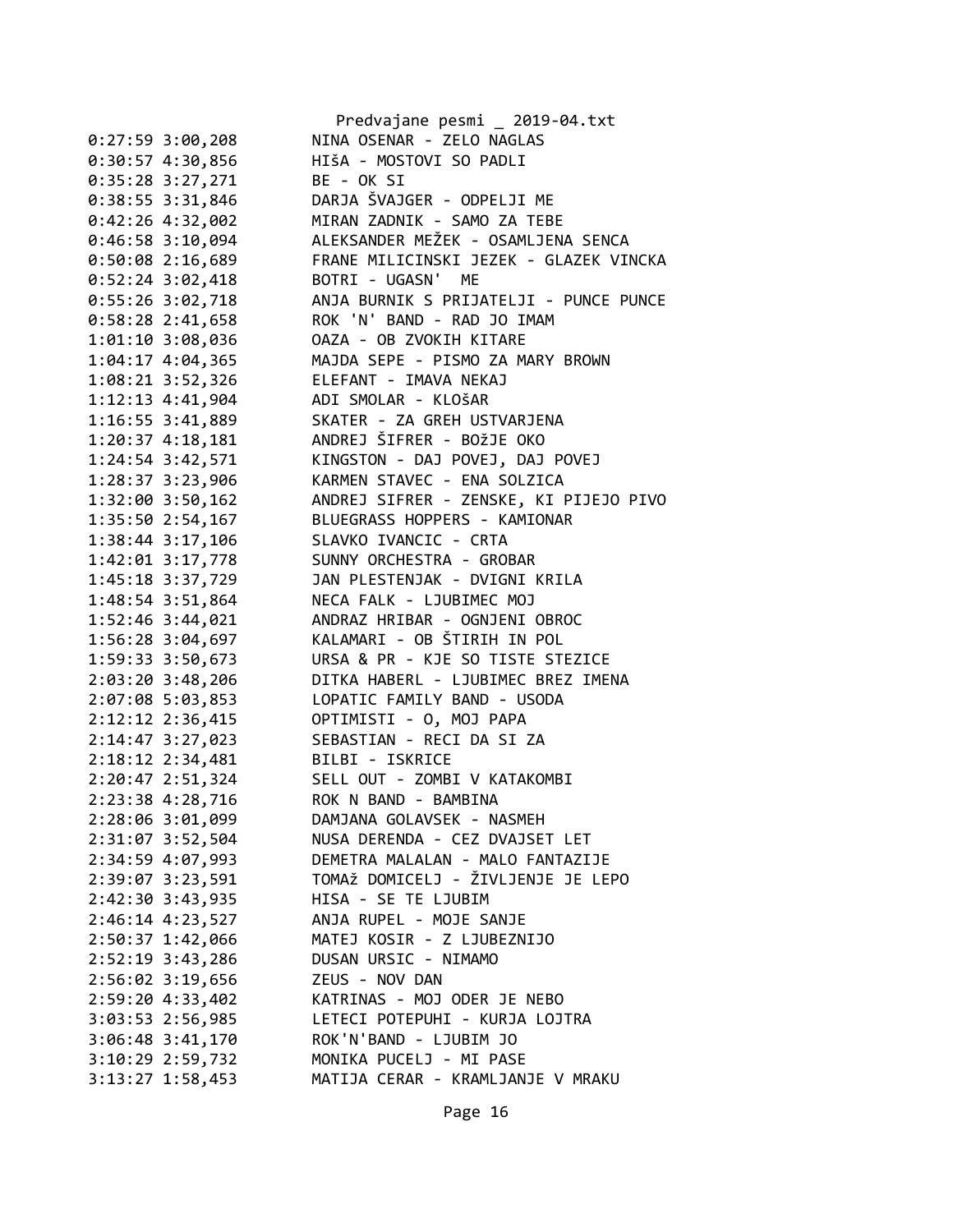```
0:27:59 3:00,208        NINA OSENAR - ZELO NAGLAS
0:30:57 4:30,856        HIŠA - MOSTOVI SO PADLI
0:35:28 3:27,271        BE - OK SI
0:38:55 3:31,846        DARJA ŠVAJGER - ODPELJI ME
0:42:26 4:32,002        MIRAN ZADNIK - SAMO ZA TEBE
0:46:58 3:10,094        ALEKSANDER MEŽEK - OSAMLJENA SENCA
0:50:08 2:16,689        FRANE MILICINSKI JEZEK - GLAZEK VINCKA
0:52:24 3:02,418        BOTRI - UGASN'  ME
0:55:26 3:02,718        ANJA BURNIK S PRIJATELJI - PUNCE PUNCE
0:58:28 2:41,658        ROK 'N' BAND - RAD JO IMAM
1:01:10 3:08,036        OAZA - OB ZVOKIH KITARE
1:04:17 4:04,365        MAJDA SEPE - PISMO ZA MARY BROWN
1:08:21 3:52,326        ELEFANT - IMAVA NEKAJ
1:12:13 4:41,904        ADI SMOLAR - KLOŠAR
1:16:55 3:41,889        SKATER - ZA GREH USTVARJENA
1:20:37 4:18,181        ANDREJ ŠIFRER - BOŽJE OKO
1:24:54 3:42,571        KINGSTON - DAJ POVEJ, DAJ POVEJ
1:28:37 3:23,906        KARMEN STAVEC - ENA SOLZICA
1:32:00 3:50,162        ANDREJ SIFRER - ZENSKE, KI PIJEJO PIVO
1:35:50 2:54,167        BLUEGRASS HOPPERS - KAMIONAR
1:38:44 3:17,106        SLAVKO IVANCIC - CRTA
1:42:01 3:17,778        SUNNY ORCHESTRA - GROBAR
1:45:18 3:37,729        JAN PLESTENJAK - DVIGNI KRILA
1:48:54 3:51,864        NECA FALK - LJUBIMEC MOJ
1:52:46 3:44,021        ANDRAZ HRIBAR - OGNJENI OBROC
1:56:28 3:04,697        KALAMARI - OB ŠTIRIH IN POL
1:59:33 3:50,673        URSA & PR - KJE SO TISTE STEZICE
2:03:20 3:48,206        DITKA HABERL - LJUBIMEC BREZ IMENA
2:07:08 5:03,853        LOPATIC FAMILY BAND - USODA
2:12:12 2:36,415        OPTIMISTI - O, MOJ PAPA
2:14:47 3:27,023        SEBASTIAN - RECI DA SI ZA
2:18:12 2:34,481        BILBI - ISKRICE
2:20:47 2:51,324        SELL OUT - ZOMBI V KATAKOMBI
2:23:38 4:28,716        ROK N BAND - BAMBINA
2:28:06 3:01,099        DAMJANA GOLAVSEK - NASMEH
2:31:07 3:52,504        NUSA DERENDA - CEZ DVAJSET LET
2:34:59 4:07,993        DEMETRA MALALAN - MALO FANTAZIJE
2:39:07 3:23,591        TOMAŽ DOMICELJ - ŽIVLJENJE JE LEPO
2:42:30 3:43,935        HISA - SE TE LJUBIM
2:46:14 4:23,527        ANJA RUPEL - MOJE SANJE
2:50:37 1:42,066        MATEJ KOSIR - Z LJUBEZNIJO
2:52:19 3:43,286        DUSAN URSIC - NIMAMO
2:56:02 3:19,656        ZEUS - NOV DAN
2:59:20 4:33,402        KATRINAS - MOJ ODER JE NEBO
3:03:53 2:56,985        LETECI POTEPUHI - KURJA LOJTRA
3:06:48 3:41,170        ROK'N'BAND - LJUBIM JO
3:10:29 2:59,732        MONIKA PUCELJ - MI PASE
3:13:27 1:58,453        MATIJA CERAR - KRAMLJANJE V MRAKU
```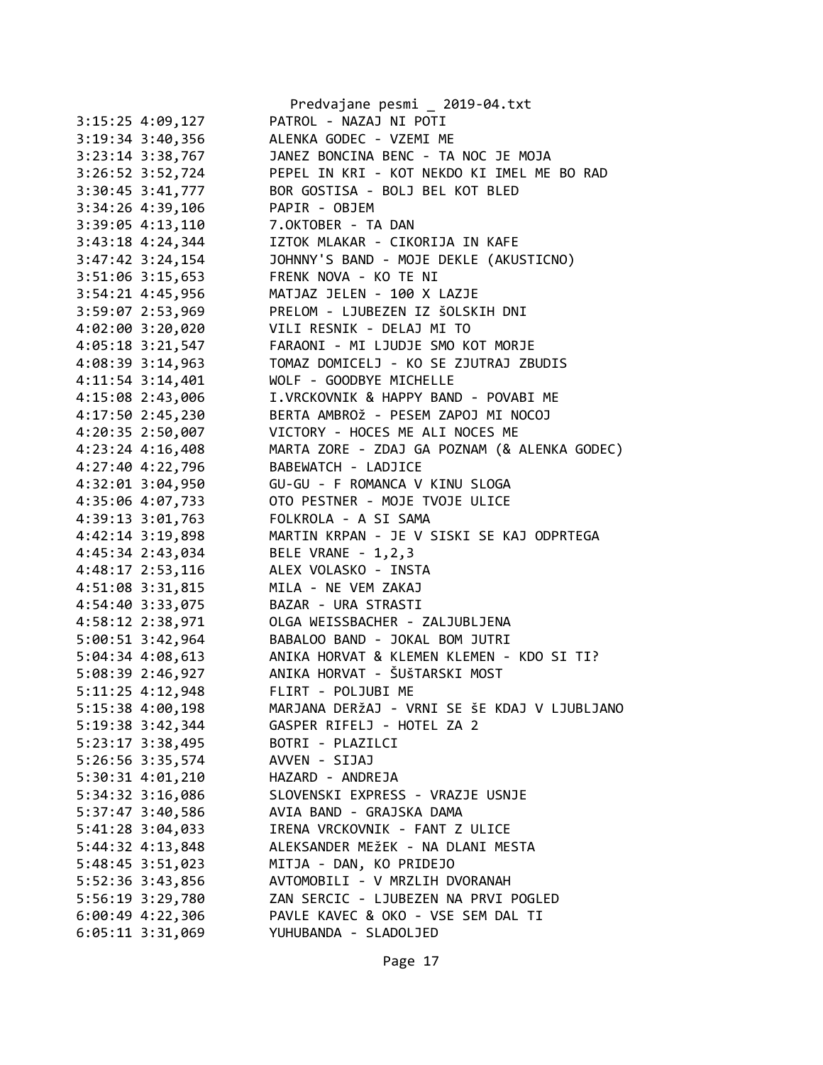Predvajane pesmi _ 2019-04.txt

```
3:15:25 4:09,127        PATROL - NAZAJ NI POTI
3:19:34 3:40,356        ALENKA GODEC - VZEMI ME
3:23:14 3:38,767        JANEZ BONCINA BENC - TA NOC JE MOJA
3:26:52 3:52,724        PEPEL IN KRI - KOT NEKDO KI IMEL ME BO RAD
3:30:45 3:41,777        BOR GOSTISA - BOLJ BEL KOT BLED
3:34:26 4:39,106        PAPIR - OBJEM
3:39:05 4:13,110        7.OKTOBER - TA DAN
3:43:18 4:24,344        IZTOK MLAKAR - CIKORIJA IN KAFE
3:47:42 3:24,154        JOHNNY'S BAND - MOJE DEKLE (AKUSTICNO)
3:51:06 3:15,653        FRENK NOVA - KO TE NI
3:54:21 4:45,956        MATJAZ JELEN - 100 X LAZJE
3:59:07 2:53,969        PRELOM - LJUBEZEN IZ ŠOLSKIH DNI
4:02:00 3:20,020        VILI RESNIK - DELAJ MI TO
4:05:18 3:21,547        FARAONI - MI LJUDJE SMO KOT MORJE
4:08:39 3:14,963        TOMAZ DOMICELJ - KO SE ZJUTRAJ ZBUDIS
4:11:54 3:14,401        WOLF - GOODBYE MICHELLE
4:15:08 2:43,006        I.VRCKOVNIK & HAPPY BAND - POVABI ME
4:17:50 2:45,230        BERTA AMBROž - PESEM ZAPOJ MI NOCOJ
4:20:35 2:50,007        VICTORY - HOCES ME ALI NOCES ME
4:23:24 4:16,408        MARTA ZORE - ZDAJ GA POZNAM (& ALENKA GODEC)
4:27:40 4:22,796        BABEWATCH - LADJICE
4:32:01 3:04,950        GU-GU - F ROMANCA V KINU SLOGA
4:35:06 4:07,733        OTO PESTNER - MOJE TVOJE ULICE
4:39:13 3:01,763        FOLKROLA - A SI SAMA
4:42:14 3:19,898        MARTIN KRPAN - JE V SISKI SE KAJ ODPRTEGA
4:45:34 2:43,034        BELE VRANE - 1,2,3
4:48:17 2:53,116        ALEX VOLASKO - INSTA
4:51:08 3:31,815        MILA - NE VEM ZAKAJ
4:54:40 3:33,075        BAZAR - URA STRASTI
4:58:12 2:38,971        OLGA WEISSBACHER - ZALJUBLJENA
5:00:51 3:42,964        BABALOO BAND - JOKAL BOM JUTRI
5:04:34 4:08,613        ANIKA HORVAT & KLEMEN KLEMEN - KDO SI TI?
5:08:39 2:46,927        ANIKA HORVAT - ŠUŠTARSKI MOST
5:11:25 4:12,948        FLIRT - POLJUBI ME
5:15:38 4:00,198        MARJANA DERŽAJ - VRNI SE ŠE KDAJ V LJUBLJANO
5:19:38 3:42,344        GASPER RIFELJ - HOTEL ZA 2
5:23:17 3:38,495        BOTRI - PLAZILCI
5:26:56 3:35,574        AVVEN - SIJAJ
5:30:31 4:01,210        HAZARD - ANDREJA
5:34:32 3:16,086        SLOVENSKI EXPRESS - VRAZJE USNJE
5:37:47 3:40,586        AVIA BAND - GRAJSKA DAMA
5:41:28 3:04,033        IRENA VRCKOVNIK - FANT Z ULICE
5:44:32 4:13,848        ALEKSANDER MEžEK - NA DLANI MESTA
5:48:45 3:51,023        MITJA - DAN, KO PRIDEJO
5:52:36 3:43,856        AVTOMOBILI - V MRZLIH DVORANAH
5:56:19 3:29,780        ZAN SERCIC - LJUBEZEN NA PRVI POGLED
6:00:49 4:22,306        PAVLE KAVEC & OKO - VSE SEM DAL TI
6:05:11 3:31,069        YUHUBANDA - SLADOLJED
```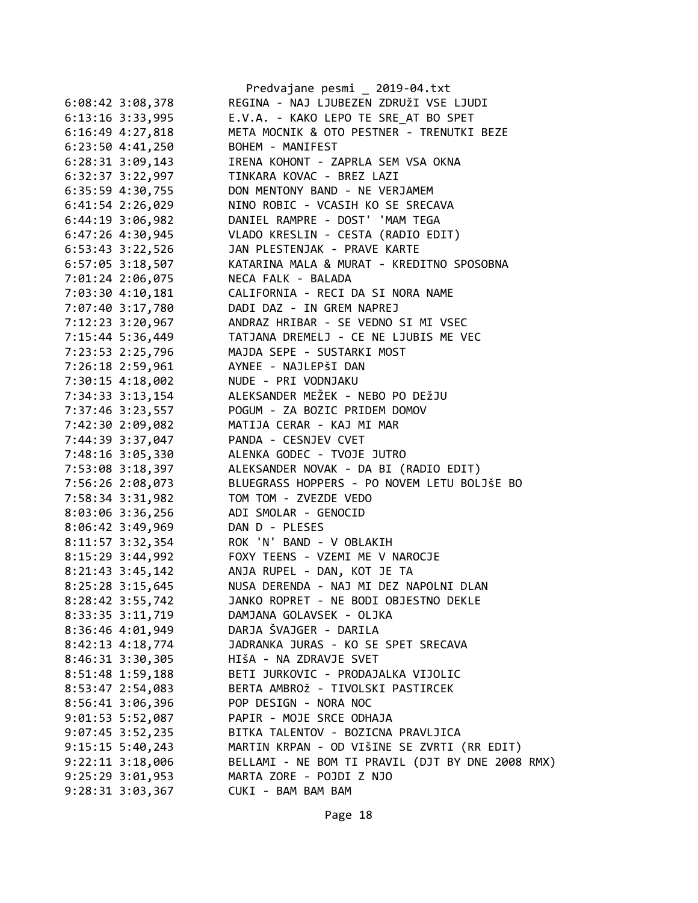Predvajane pesmi _ 2019-04.txt

```
6:08:42 3:08,378        REGINA - NAJ LJUBEZEN ZDRUŽI VSE LJUDI
6:13:16 3:33,995        E.V.A. - KAKO LEPO TE SRE_AT BO SPET
6:16:49 4:27,818        META MOCNIK & OTO PESTNER - TRENUTKI BEZE
6:23:50 4:41,250        BOHEM - MANIFEST
6:28:31 3:09,143        IRENA KOHONT - ZAPRLA SEM VSA OKNA
6:32:37 3:22,997        TINKARA KOVAC - BREZ LAZI
6:35:59 4:30,755        DON MENTONY BAND - NE VERJAMEM
6:41:54 2:26,029        NINO ROBIC - VCASIH KO SE SRECAVA
6:44:19 3:06,982        DANIEL RAMPRE - DOST' 'MAM TEGA
6:47:26 4:30,945        VLADO KRESLIN - CESTA (RADIO EDIT)
6:53:43 3:22,526        JAN PLESTENJAK - PRAVE KARTE
6:57:05 3:18,507        KATARINA MALA & MURAT - KREDITNO SPOSOBNA
7:01:24 2:06,075        NECA FALK - BALADA
7:03:30 4:10,181        CALIFORNIA - RECI DA SI NORA NAME
7:07:40 3:17,780        DADI DAZ - IN GREM NAPREJ
7:12:23 3:20,967        ANDRAZ HRIBAR - SE VEDNO SI MI VSEC
7:15:44 5:36,449        TATJANA DREMELJ - CE NE LJUBIS ME VEC
7:23:53 2:25,796        MAJDA SEPE - SUSTARKI MOST
7:26:18 2:59,961        AYNEE - NAJLEPŠI DAN
7:30:15 4:18,002        NUDE - PRI VODNJAKU
7:34:33 3:13,154        ALEKSANDER MEŽEK - NEBO PO DEŽJU
7:37:46 3:23,557        POGUM - ZA BOZIC PRIDEM DOMOV
7:42:30 2:09,082        MATIJA CERAR - KAJ MI MAR
7:44:39 3:37,047        PANDA - CESNJEV CVET
7:48:16 3:05,330        ALENKA GODEC - TVOJE JUTRO
7:53:08 3:18,397        ALEKSANDER NOVAK - DA BI (RADIO EDIT)
7:56:26 2:08,073        BLUEGRASS HOPPERS - PO NOVEM LETU BOLJŠE BO
7:58:34 3:31,982        TOM TOM - ZVEZDE VEDO
8:03:06 3:36,256        ADI SMOLAR - GENOCID
8:06:42 3:49,969        DAN D - PLESES
8:11:57 3:32,354        ROK 'N' BAND - V OBLAKIH
8:15:29 3:44,992        FOXY TEENS - VZEMI ME V NAROCJE
8:21:43 3:45,142        ANJA RUPEL - DAN, KOT JE TA
8:25:28 3:15,645        NUSA DERENDA - NAJ MI DEZ NAPOLNI DLAN
8:28:42 3:55,742        JANKO ROPRET - NE BODI OBJESTNO DEKLE
8:33:35 3:11,719        DAMJANA GOLAVSEK - OLJKA
8:36:46 4:01,949        DARJA ŠVAJGER - DARILA
8:42:13 4:18,774        JADRANKA JURAS - KO SE SPET SRECAVA
8:46:31 3:30,305        HIšA - NA ZDRAVJE SVET
8:51:48 1:59,188        BETI JURKOVIC - PRODAJALKA VIJOLIC
8:53:47 2:54,083        BERTA AMBROž - TIVOLSKI PASTIRCEK
8:56:41 3:06,396        POP DESIGN - NORA NOC
9:01:53 5:52,087        PAPIR - MOJE SRCE ODHAJA
9:07:45 3:52,235        BITKA TALENTOV - BOZICNA PRAVLJICA
9:15:15 5:40,243        MARTIN KRPAN - OD VIŠINE SE ZVRTI (RR EDIT)
9:22:11 3:18,006        BELLAMI - NE BOM TI PRAVIL (DJT BY DNE 2008 RMX)
9:25:29 3:01,953        MARTA ZORE - POJDI Z NJO
9:28:31 3:03,367        CUKI - BAM BAM BAM
```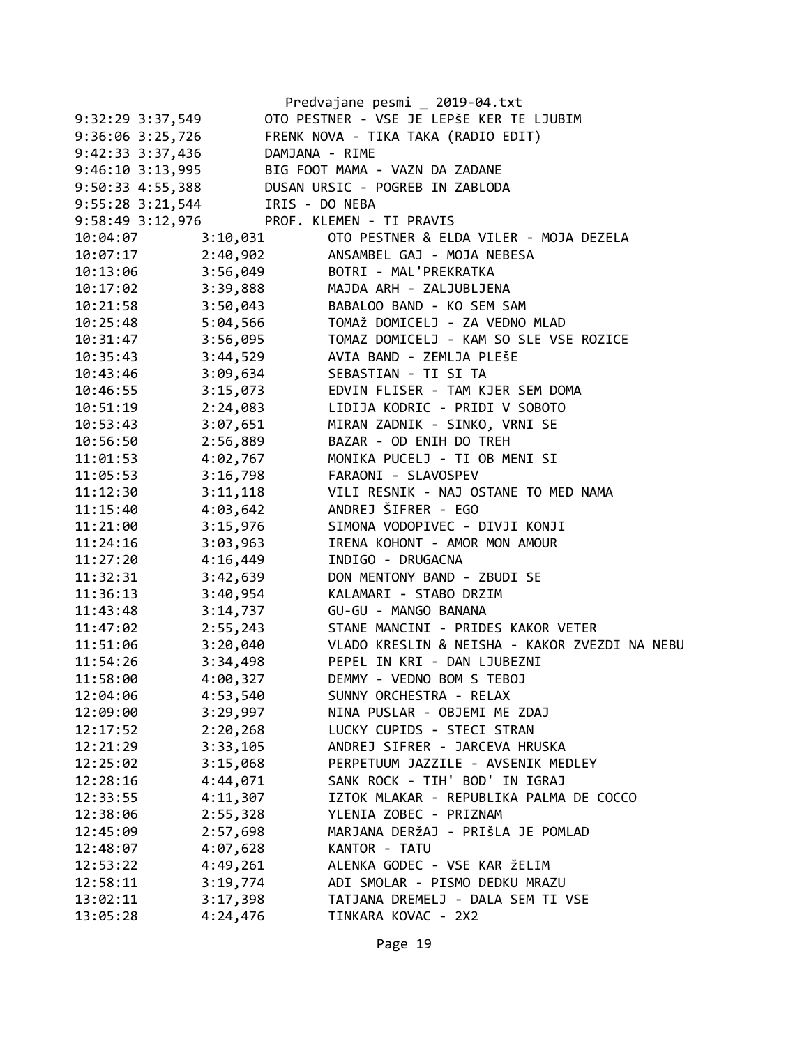```
9:32:29 3:37,549        OTO PESTNER - VSE JE LEPŠE KER TE LJUBIM
9:36:06 3:25,726        FRENK NOVA - TIKA TAKA (RADIO EDIT)
9:42:33 3:37,436        DAMJANA - RIME
9:46:10 3:13,995        BIG FOOT MAMA - VAZN DA ZADANE
9:50:33 4:55,388        DUSAN URSIC - POGREB IN ZABLODA
9:55:28 3:21,544        IRIS - DO NEBA
9:58:49 3:12,976        PROF. KLEMEN - TI PRAVIS
10:04:07        3:10,031        OTO PESTNER & ELDA VILER - MOJA DEZELA
10:07:17        2:40,902        ANSAMBEL GAJ - MOJA NEBESA
10:13:06        3:56,049        BOTRI - MAL'PREKRATKA
10:17:02        3:39,888        MAJDA ARH - ZALJUBLJENA
10:21:58        3:50,043        BABALOO BAND - KO SEM SAM
10:25:48        5:04,566        TOMAž DOMICELJ - ZA VEDNO MLAD
10:31:47        3:56,095        TOMAZ DOMICELJ - KAM SO SLE VSE ROZICE
10:35:43        3:44,529        AVIA BAND - ZEMLJA PLEŠE
10:43:46        3:09,634        SEBASTIAN - TI SI TA
10:46:55        3:15,073        EDVIN FLISER - TAM KJER SEM DOMA
10:51:19        2:24,083        LIDIJA KODRIC - PRIDI V SOBOTO
10:53:43        3:07,651        MIRAN ZADNIK - SINKO, VRNI SE
10:56:50        2:56,889        BAZAR - OD ENIH DO TREH
11:01:53        4:02,767        MONIKA PUCELJ - TI OB MENI SI
11:05:53        3:16,798        FARAONI - SLAVOSPEV
11:12:30        3:11,118        VILI RESNIK - NAJ OSTANE TO MED NAMA
11:15:40        4:03,642        ANDREJ ŠIFRER - EGO
11:21:00        3:15,976        SIMONA VODOPIVEC - DIVJI KONJI
11:24:16        3:03,963        IRENA KOHONT - AMOR MON AMOUR
11:27:20        4:16,449        INDIGO - DRUGACNA
11:32:31        3:42,639        DON MENTONY BAND - ZBUDI SE
11:36:13        3:40,954        KALAMARI - STABO DRZIM
11:43:48        3:14,737        GU-GU - MANGO BANANA
11:47:02        2:55,243        STANE MANCINI - PRIDES KAKOR VETER
11:51:06        3:20,040        VLADO KRESLIN & NEISHA - KAKOR ZVEZDI NA NEBU
11:54:26        3:34,498        PEPEL IN KRI - DAN LJUBEZNI
11:58:00        4:00,327        DEMMY - VEDNO BOM S TEBOJ
12:04:06        4:53,540        SUNNY ORCHESTRA - RELAX
12:09:00        3:29,997        NINA PUSLAR - OBJEMI ME ZDAJ
12:17:52        2:20,268        LUCKY CUPIDS - STECI STRAN
12:21:29        3:33,105        ANDREJ SIFRER - JARCEVA HRUSKA
12:25:02        3:15,068        PERPETUUM JAZZILE - AVSENIK MEDLEY
12:28:16        4:44,071        SANK ROCK - TIH' BOD' IN IGRAJ
12:33:55        4:11,307        IZTOK MLAKAR - REPUBLIKA PALMA DE COCCO
12:38:06        2:55,328        YLENIA ZOBEC - PRIZNAM
12:45:09        2:57,698        MARJANA DERžAJ - PRIŠLA JE POMLAD
12:48:07        4:07,628        KANTOR - TATU
12:53:22        4:49,261        ALENKA GODEC - VSE KAR žELIM
12:58:11        3:19,774        ADI SMOLAR - PISMO DEDKU MRAZU
13:02:11        3:17,398        TATJANA DREMELJ - DALA SEM TI VSE
13:05:28        4:24,476        TINKARA KOVAC - 2X2
```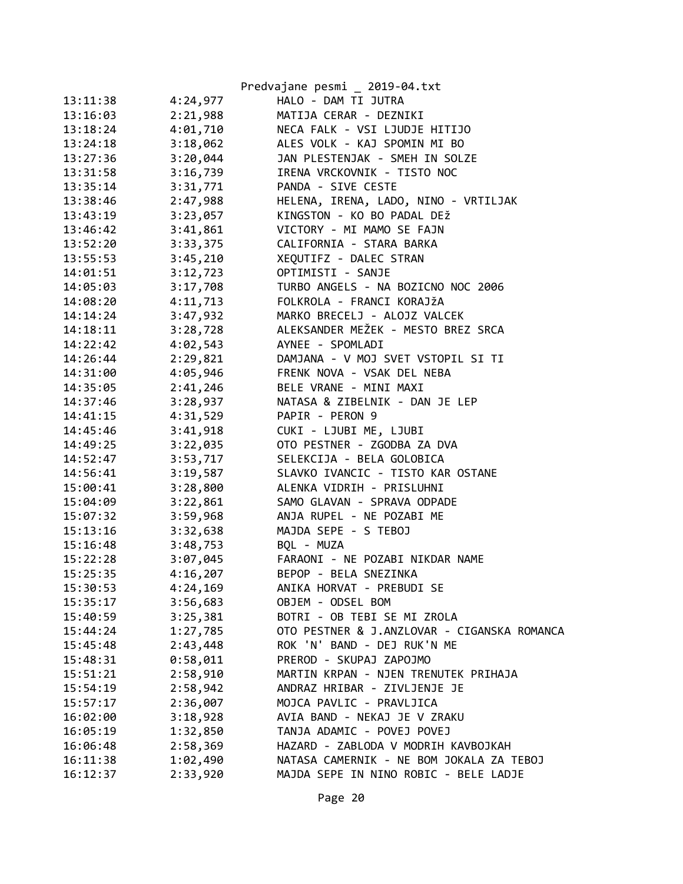Predvajane pesmi _ 2019-04.txt

| | | |
|---|---|---|
| 13:11:38 | 4:24,977 | HALO - DAM TI JUTRA |
| 13:16:03 | 2:21,988 | MATIJA CERAR - DEZNIKI |
| 13:18:24 | 4:01,710 | NECA FALK - VSI LJUDJE HITIJO |
| 13:24:18 | 3:18,062 | ALES VOLK - KAJ SPOMIN MI BO |
| 13:27:36 | 3:20,044 | JAN PLESTENJAK - SMEH IN SOLZE |
| 13:31:58 | 3:16,739 | IRENA VRCKOVNIK - TISTO NOC |
| 13:35:14 | 3:31,771 | PANDA - SIVE CESTE |
| 13:38:46 | 2:47,988 | HELENA, IRENA, LADO, NINO - VRTILJAK |
| 13:43:19 | 3:23,057 | KINGSTON - KO BO PADAL DEž |
| 13:46:42 | 3:41,861 | VICTORY - MI MAMO SE FAJN |
| 13:52:20 | 3:33,375 | CALIFORNIA - STARA BARKA |
| 13:55:53 | 3:45,210 | XEQUTIFZ - DALEC STRAN |
| 14:01:51 | 3:12,723 | OPTIMISTI - SANJE |
| 14:05:03 | 3:17,708 | TURBO ANGELS - NA BOZICNO NOC 2006 |
| 14:08:20 | 4:11,713 | FOLKROLA - FRANCI KORAJžA |
| 14:14:24 | 3:47,932 | MARKO BRECELJ - ALOJZ VALCEK |
| 14:18:11 | 3:28,728 | ALEKSANDER MEŽEK - MESTO BREZ SRCA |
| 14:22:42 | 4:02,543 | AYNEE - SPOMLADI |
| 14:26:44 | 2:29,821 | DAMJANA - V MOJ SVET VSTOPIL SI TI |
| 14:31:00 | 4:05,946 | FRENK NOVA - VSAK DEL NEBA |
| 14:35:05 | 2:41,246 | BELE VRANE - MINI MAXI |
| 14:37:46 | 3:28,937 | NATASA & ZIBELNIK - DAN JE LEP |
| 14:41:15 | 4:31,529 | PAPIR - PERON 9 |
| 14:45:46 | 3:41,918 | CUKI - LJUBI ME, LJUBI |
| 14:49:25 | 3:22,035 | OTO PESTNER - ZGODBA ZA DVA |
| 14:52:47 | 3:53,717 | SELEKCIJA - BELA GOLOBICA |
| 14:56:41 | 3:19,587 | SLAVKO IVANCIC - TISTO KAR OSTANE |
| 15:00:41 | 3:28,800 | ALENKA VIDRIH - PRISLUHNI |
| 15:04:09 | 3:22,861 | SAMO GLAVAN - SPRAVA ODPADE |
| 15:07:32 | 3:59,968 | ANJA RUPEL - NE POZABI ME |
| 15:13:16 | 3:32,638 | MAJDA SEPE - S TEBOJ |
| 15:16:48 | 3:48,753 | BQL - MUZA |
| 15:22:28 | 3:07,045 | FARAONI - NE POZABI NIKDAR NAME |
| 15:25:35 | 4:16,207 | BEPOP - BELA SNEZINKA |
| 15:30:53 | 4:24,169 | ANIKA HORVAT - PREBUDI SE |
| 15:35:17 | 3:56,683 | OBJEM - ODSEL BOM |
| 15:40:59 | 3:25,381 | BOTRI - OB TEBI SE MI ZROLA |
| 15:44:24 | 1:27,785 | OTO PESTNER & J.ANZLOVAR - CIGANSKA ROMANCA |
| 15:45:48 | 2:43,448 | ROK 'N' BAND - DEJ RUK'N ME |
| 15:48:31 | 0:58,011 | PREROD - SKUPAJ ZAPOJMO |
| 15:51:21 | 2:58,910 | MARTIN KRPAN - NJEN TRENUTEK PRIHAJA |
| 15:54:19 | 2:58,942 | ANDRAZ HRIBAR - ZIVLJENJE JE |
| 15:57:17 | 2:36,007 | MOJCA PAVLIC - PRAVLJICA |
| 16:02:00 | 3:18,928 | AVIA BAND - NEKAJ JE V ZRAKU |
| 16:05:19 | 1:32,850 | TANJA ADAMIC - POVEJ POVEJ |
| 16:06:48 | 2:58,369 | HAZARD - ZABLODA V MODRIH KAVBOJKAH |
| 16:11:38 | 1:02,490 | NATASA CAMERNIK - NE BOM JOKALA ZA TEBOJ |
| 16:12:37 | 2:33,920 | MAJDA SEPE IN NINO ROBIC - BELE LADJE |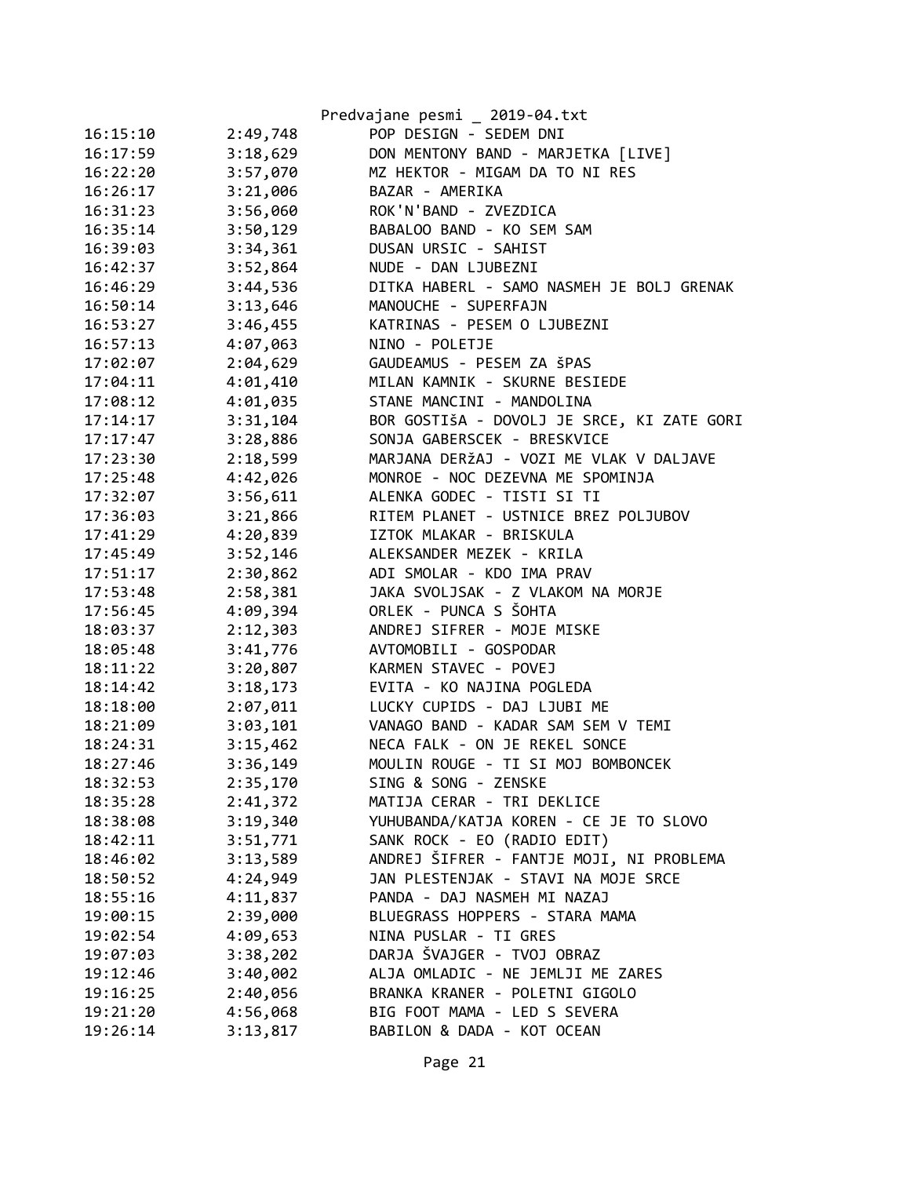Predvajane pesmi _ 2019-04.txt

```
16:15:10        2:49,748        POP DESIGN - SEDEM DNI
16:17:59        3:18,629        DON MENTONY BAND - MARJETKA [LIVE]
16:22:20        3:57,070        MZ HEKTOR - MIGAM DA TO NI RES
16:26:17        3:21,006        BAZAR - AMERIKA
16:31:23        3:56,060        ROK'N'BAND - ZVEZDICA
16:35:14        3:50,129        BABALOO BAND - KO SEM SAM
16:39:03        3:34,361        DUSAN URSIC - SAHIST
16:42:37        3:52,864        NUDE - DAN LJUBEZNI
16:46:29        3:44,536        DITKA HABERL - SAMO NASMEH JE BOLJ GRENAK
16:50:14        3:13,646        MANOUCHE - SUPERFAJN
16:53:27        3:46,455        KATRINAS - PESEM O LJUBEZNI
16:57:13        4:07,063        NINO - POLETJE
17:02:07        2:04,629        GAUDEAMUS - PESEM ZA šPAS
17:04:11        4:01,410        MILAN KAMNIK - SKURNE BESIEDE
17:08:12        4:01,035        STANE MANCINI - MANDOLINA
17:14:17        3:31,104        BOR GOSTIšA - DOVOLJ JE SRCE, KI ZATE GORI
17:17:47        3:28,886        SONJA GABERSCEK - BRESKVICE
17:23:30        2:18,599        MARJANA DERžAJ - VOZI ME VLAK V DALJAVE
17:25:48        4:42,026        MONROE - NOC DEZEVNA ME SPOMINJA
17:32:07        3:56,611        ALENKA GODEC - TISTI SI TI
17:36:03        3:21,866        RITEM PLANET - USTNICE BREZ POLJUBOV
17:41:29        4:20,839        IZTOK MLAKAR - BRISKULA
17:45:49        3:52,146        ALEKSANDER MEZEK - KRILA
17:51:17        2:30,862        ADI SMOLAR - KDO IMA PRAV
17:53:48        2:58,381        JAKA SVOLJSAK - Z VLAKOM NA MORJE
17:56:45        4:09,394        ORLEK - PUNCA S ŠOHTA
18:03:37        2:12,303        ANDREJ SIFRER - MOJE MISKE
18:05:48        3:41,776        AVTOMOBILI - GOSPODAR
18:11:22        3:20,807        KARMEN STAVEC - POVEJ
18:14:42        3:18,173        EVITA - KO NAJINA POGLEDA
18:18:00        2:07,011        LUCKY CUPIDS - DAJ LJUBI ME
18:21:09        3:03,101        VANAGO BAND - KADAR SAM SEM V TEMI
18:24:31        3:15,462        NECA FALK - ON JE REKEL SONCE
18:27:46        3:36,149        MOULIN ROUGE - TI SI MOJ BOMBONCEK
18:32:53        2:35,170        SING & SONG - ZENSKE
18:35:28        2:41,372        MATIJA CERAR - TRI DEKLICE
18:38:08        3:19,340        YUHUBANDA/KATJA KOREN - CE JE TO SLOVO
18:42:11        3:51,771        SANK ROCK - EO (RADIO EDIT)
18:46:02        3:13,589        ANDREJ ŠIFRER - FANTJE MOJI, NI PROBLEMA
18:50:52        4:24,949        JAN PLESTENJAK - STAVI NA MOJE SRCE
18:55:16        4:11,837        PANDA - DAJ NASMEH MI NAZAJ
19:00:15        2:39,000        BLUEGRASS HOPPERS - STARA MAMA
19:02:54        4:09,653        NINA PUSLAR - TI GRES
19:07:03        3:38,202        DARJA ŠVAJGER - TVOJ OBRAZ
19:12:46        3:40,002        ALJA OMLADIC - NE JEMLJI ME ZARES
19:16:25        2:40,056        BRANKA KRANER - POLETNI GIGOLO
19:21:20        4:56,068        BIG FOOT MAMA - LED S SEVERA
19:26:14        3:13,817        BABILON & DADA - KOT OCEAN
```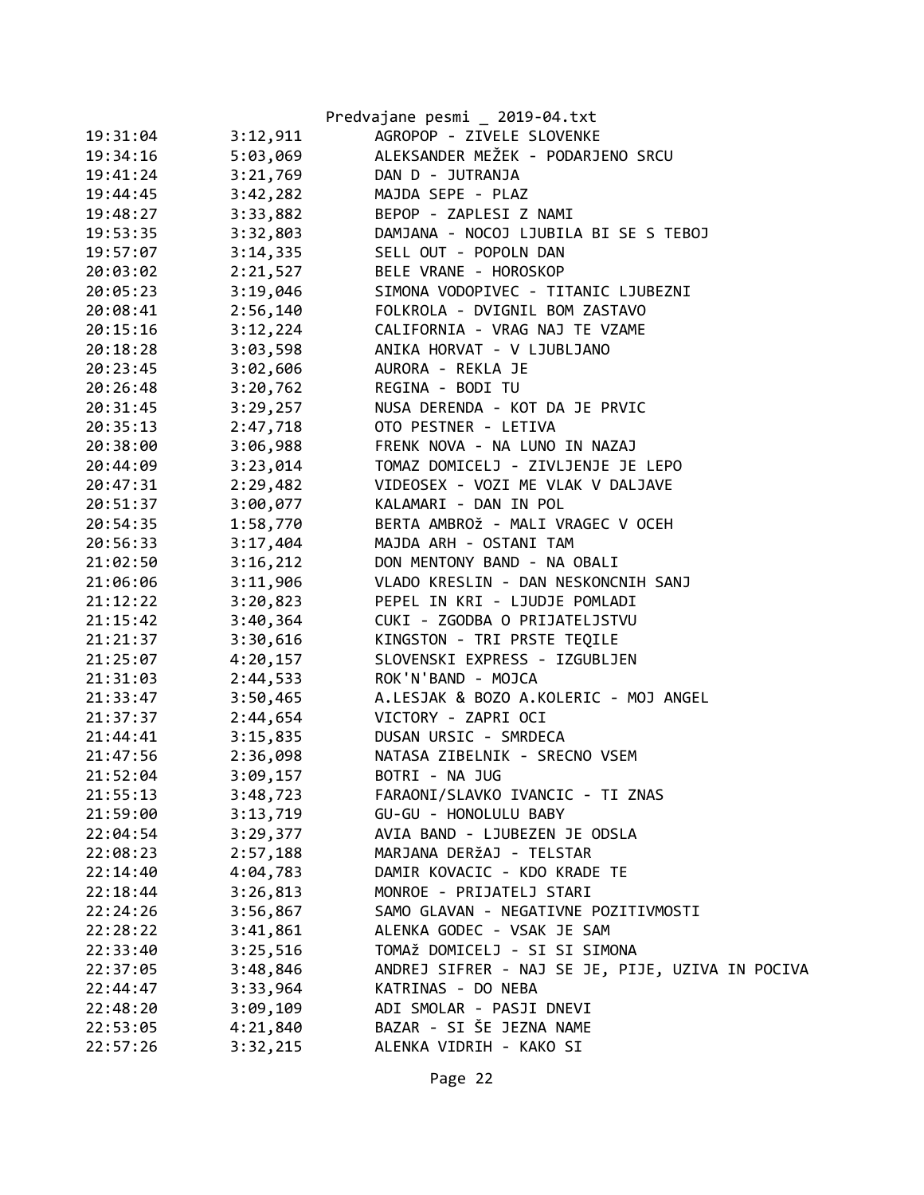Predvajane pesmi _ 2019-04.txt

| | | |
|---|---|---|
| 19:31:04 | 3:12,911 | AGROPOP - ZIVELE SLOVENKE |
| 19:34:16 | 5:03,069 | ALEKSANDER MEŽEK - PODARJENO SRCU |
| 19:41:24 | 3:21,769 | DAN D - JUTRANJA |
| 19:44:45 | 3:42,282 | MAJDA SEPE - PLAZ |
| 19:48:27 | 3:33,882 | BEPOP - ZAPLESI Z NAMI |
| 19:53:35 | 3:32,803 | DAMJANA - NOCOJ LJUBILA BI SE S TEBOJ |
| 19:57:07 | 3:14,335 | SELL OUT - POPOLN DAN |
| 20:03:02 | 2:21,527 | BELE VRANE - HOROSKOP |
| 20:05:23 | 3:19,046 | SIMONA VODOPIVEC - TITANIC LJUBEZNI |
| 20:08:41 | 2:56,140 | FOLKROLA - DVIGNIL BOM ZASTAVO |
| 20:15:16 | 3:12,224 | CALIFORNIA - VRAG NAJ TE VZAME |
| 20:18:28 | 3:03,598 | ANIKA HORVAT - V LJUBLJANO |
| 20:23:45 | 3:02,606 | AURORA - REKLA JE |
| 20:26:48 | 3:20,762 | REGINA - BODI TU |
| 20:31:45 | 3:29,257 | NUSA DERENDA - KOT DA JE PRVIC |
| 20:35:13 | 2:47,718 | OTO PESTNER - LETIVA |
| 20:38:00 | 3:06,988 | FRENK NOVA - NA LUNO IN NAZAJ |
| 20:44:09 | 3:23,014 | TOMAZ DOMICELJ - ZIVLJENJE JE LEPO |
| 20:47:31 | 2:29,482 | VIDEOSEX - VOZI ME VLAK V DALJAVE |
| 20:51:37 | 3:00,077 | KALAMARI - DAN IN POL |
| 20:54:35 | 1:58,770 | BERTA AMBROž - MALI VRAGEC V OCEH |
| 20:56:33 | 3:17,404 | MAJDA ARH - OSTANI TAM |
| 21:02:50 | 3:16,212 | DON MENTONY BAND - NA OBALI |
| 21:06:06 | 3:11,906 | VLADO KRESLIN - DAN NESKONCNIH SANJ |
| 21:12:22 | 3:20,823 | PEPEL IN KRI - LJUDJE POMLADI |
| 21:15:42 | 3:40,364 | CUKI - ZGODBA O PRIJATELJSTVU |
| 21:21:37 | 3:30,616 | KINGSTON - TRI PRSTE TEQILE |
| 21:25:07 | 4:20,157 | SLOVENSKI EXPRESS - IZGUBLJEN |
| 21:31:03 | 2:44,533 | ROK'N'BAND - MOJCA |
| 21:33:47 | 3:50,465 | A.LESJAK & BOZO A.KOLERIC - MOJ ANGEL |
| 21:37:37 | 2:44,654 | VICTORY - ZAPRI OCI |
| 21:44:41 | 3:15,835 | DUSAN URSIC - SMRDECA |
| 21:47:56 | 2:36,098 | NATASA ZIBELNIK - SRECNO VSEM |
| 21:52:04 | 3:09,157 | BOTRI - NA JUG |
| 21:55:13 | 3:48,723 | FARAONI/SLAVKO IVANCIC - TI ZNAS |
| 21:59:00 | 3:13,719 | GU-GU - HONOLULU BABY |
| 22:04:54 | 3:29,377 | AVIA BAND - LJUBEZEN JE ODSLA |
| 22:08:23 | 2:57,188 | MARJANA DERžAJ - TELSTAR |
| 22:14:40 | 4:04,783 | DAMIR KOVACIC - KDO KRADE TE |
| 22:18:44 | 3:26,813 | MONROE - PRIJATELJ STARI |
| 22:24:26 | 3:56,867 | SAMO GLAVAN - NEGATIVNE POZITIVMOSTI |
| 22:28:22 | 3:41,861 | ALENKA GODEC - VSAK JE SAM |
| 22:33:40 | 3:25,516 | TOMAž DOMICELJ - SI SI SIMONA |
| 22:37:05 | 3:48,846 | ANDREJ SIFRER - NAJ SE JE, PIJE, UZIVA IN POCIVA |
| 22:44:47 | 3:33,964 | KATRINAS - DO NEBA |
| 22:48:20 | 3:09,109 | ADI SMOLAR - PASJI DNEVI |
| 22:53:05 | 4:21,840 | BAZAR - SI ŠE JEZNA NAME |
| 22:57:26 | 3:32,215 | ALENKA VIDRIH - KAKO SI |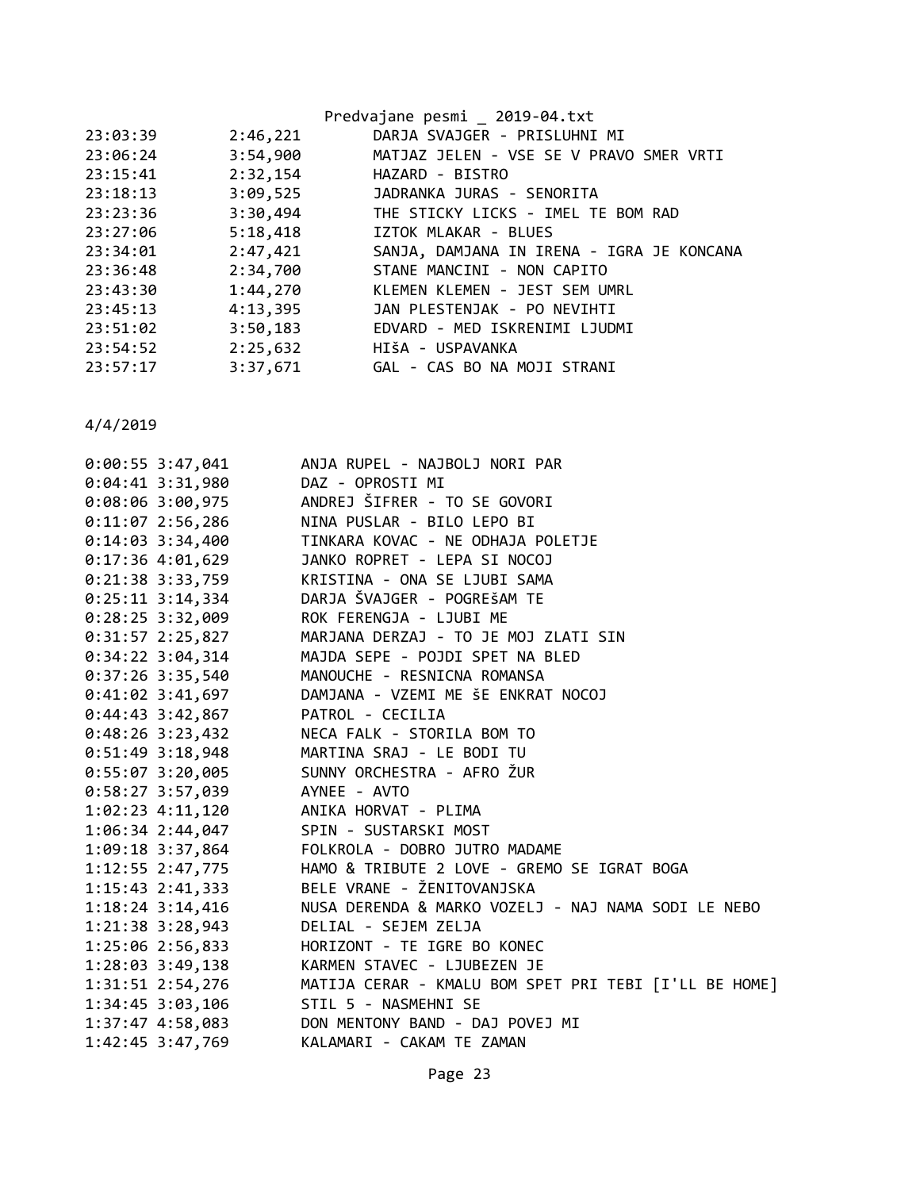| | | |
|---|---|---|
| 23:03:39 | 2:46,221 | DARJA SVAJGER - PRISLUHNI MI |
| 23:06:24 | 3:54,900 | MATJAZ JELEN - VSE SE V PRAVO SMER VRTI |
| 23:15:41 | 2:32,154 | HAZARD - BISTRO |
| 23:18:13 | 3:09,525 | JADRANKA JURAS - SENORITA |
| 23:23:36 | 3:30,494 | THE STICKY LICKS - IMEL TE BOM RAD |
| 23:27:06 | 5:18,418 | IZTOK MLAKAR - BLUES |
| 23:34:01 | 2:47,421 | SANJA, DAMJANA IN IRENA - IGRA JE KONCANA |
| 23:36:48 | 2:34,700 | STANE MANCINI - NON CAPITO |
| 23:43:30 | 1:44,270 | KLEMEN KLEMEN - JEST SEM UMRL |
| 23:45:13 | 4:13,395 | JAN PLESTENJAK - PO NEVIHTI |
| 23:51:02 | 3:50,183 | EDVARD - MED ISKRENIMI LJUDMI |
| 23:54:52 | 2:25,632 | HIŠA - USPAVANKA |
| 23:57:17 | 3:37,671 | GAL - CAS BO NA MOJI STRANI |

4/4/2019

| | | |
|---|---|---|
| 0:00:55 | 3:47,041 | ANJA RUPEL - NAJBOLJ NORI PAR |
| 0:04:41 | 3:31,980 | DAZ - OPROSTI MI |
| 0:08:06 | 3:00,975 | ANDREJ ŠIFRER - TO SE GOVORI |
| 0:11:07 | 2:56,286 | NINA PUSLAR - BILO LEPO BI |
| 0:14:03 | 3:34,400 | TINKARA KOVAC - NE ODHAJA POLETJE |
| 0:17:36 | 4:01,629 | JANKO ROPRET - LEPA SI NOCOJ |
| 0:21:38 | 3:33,759 | KRISTINA - ONA SE LJUBI SAMA |
| 0:25:11 | 3:14,334 | DARJA ŠVAJGER - POGREŠAM TE |
| 0:28:25 | 3:32,009 | ROK FERENGJA - LJUBI ME |
| 0:31:57 | 2:25,827 | MARJANA DERZAJ - TO JE MOJ ZLATI SIN |
| 0:34:22 | 3:04,314 | MAJDA SEPE - POJDI SPET NA BLED |
| 0:37:26 | 3:35,540 | MANOUCHE - RESNICNA ROMANSA |
| 0:41:02 | 3:41,697 | DAMJANA - VZEMI ME ŠE ENKRAT NOCOJ |
| 0:44:43 | 3:42,867 | PATROL - CECILIA |
| 0:48:26 | 3:23,432 | NECA FALK - STORILA BOM TO |
| 0:51:49 | 3:18,948 | MARTINA SRAJ - LE BODI TU |
| 0:55:07 | 3:20,005 | SUNNY ORCHESTRA - AFRO ŽUR |
| 0:58:27 | 3:57,039 | AYNEE - AVTO |
| 1:02:23 | 4:11,120 | ANIKA HORVAT - PLIMA |
| 1:06:34 | 2:44,047 | SPIN - SUSTARSKI MOST |
| 1:09:18 | 3:37,864 | FOLKROLA - DOBRO JUTRO MADAME |
| 1:12:55 | 2:47,775 | HAMO & TRIBUTE 2 LOVE - GREMO SE IGRAT BOGA |
| 1:15:43 | 2:41,333 | BELE VRANE - ŽENITOVANJSKA |
| 1:18:24 | 3:14,416 | NUSA DERENDA & MARKO VOZELJ - NAJ NAMA SODI LE NEBO |
| 1:21:38 | 3:28,943 | DELIAL - SEJEM ZELJA |
| 1:25:06 | 2:56,833 | HORIZONT - TE IGRE BO KONEC |
| 1:28:03 | 3:49,138 | KARMEN STAVEC - LJUBEZEN JE |
| 1:31:51 | 2:54,276 | MATIJA CERAR - KMALU BOM SPET PRI TEBI [I'LL BE HOME] |
| 1:34:45 | 3:03,106 | STIL 5 - NASMEHNI SE |
| 1:37:47 | 4:58,083 | DON MENTONY BAND - DAJ POVEJ MI |
| 1:42:45 | 3:47,769 | KALAMARI - CAKAM TE ZAMAN |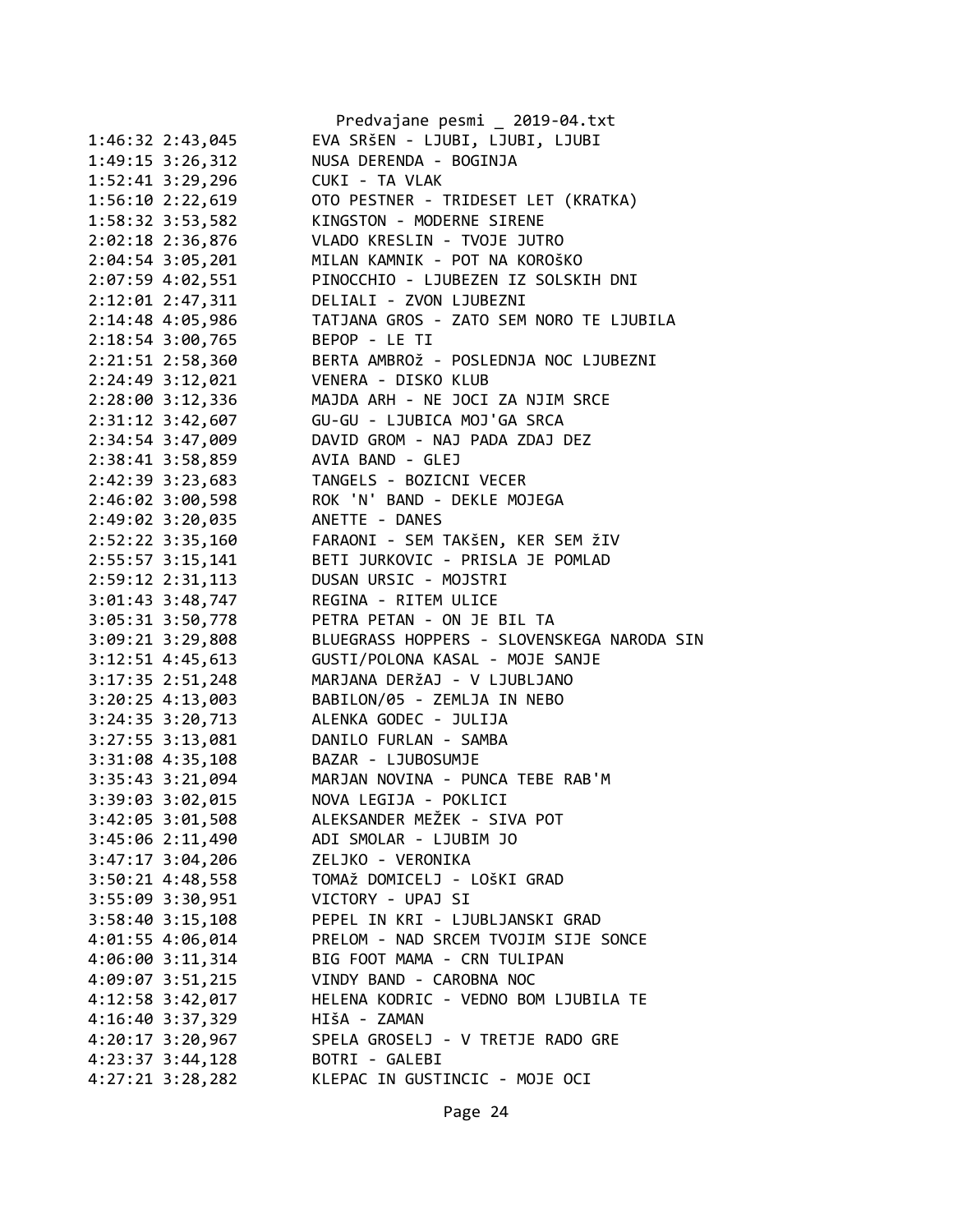```
1:46:32 2:43,045        EVA SRšEN - LJUBI, LJUBI, LJUBI
1:49:15 3:26,312        NUSA DERENDA - BOGINJA
1:52:41 3:29,296        CUKI - TA VLAK
1:56:10 2:22,619        OTO PESTNER - TRIDESET LET (KRATKA)
1:58:32 3:53,582        KINGSTON - MODERNE SIRENE
2:02:18 2:36,876        VLADO KRESLIN - TVOJE JUTRO
2:04:54 3:05,201        MILAN KAMNIK - POT NA KOROŠKO
2:07:59 4:02,551        PINOCCHIO - LJUBEZEN IZ SOLSKIH DNI
2:12:01 2:47,311        DELIALI - ZVON LJUBEZNI
2:14:48 4:05,986        TATJANA GROS - ZATO SEM NORO TE LJUBILA
2:18:54 3:00,765        BEPOP - LE TI
2:21:51 2:58,360        BERTA AMBROž - POSLEDNJA NOC LJUBEZNI
2:24:49 3:12,021        VENERA - DISKO KLUB
2:28:00 3:12,336        MAJDA ARH - NE JOCI ZA NJIM SRCE
2:31:12 3:42,607        GU-GU - LJUBICA MOJ'GA SRCA
2:34:54 3:47,009        DAVID GROM - NAJ PADA ZDAJ DEZ
2:38:41 3:58,859        AVIA BAND - GLEJ
2:42:39 3:23,683        TANGELS - BOZICNI VECER
2:46:02 3:00,598        ROK 'N' BAND - DEKLE MOJEGA
2:49:02 3:20,035        ANETTE - DANES
2:52:22 3:35,160        FARAONI - SEM TAKšEN, KER SEM žIV
2:55:57 3:15,141        BETI JURKOVIC - PRISLA JE POMLAD
2:59:12 2:31,113        DUSAN URSIC - MOJSTRI
3:01:43 3:48,747        REGINA - RITEM ULICE
3:05:31 3:50,778        PETRA PETAN - ON JE BIL TA
3:09:21 3:29,808        BLUEGRASS HOPPERS - SLOVENSKEGA NARODA SIN
3:12:51 4:45,613        GUSTI/POLONA KASAL - MOJE SANJE
3:17:35 2:51,248        MARJANA DERžAJ - V LJUBLJANO
3:20:25 4:13,003        BABILON/05 - ZEMLJA IN NEBO
3:24:35 3:20,713        ALENKA GODEC - JULIJA
3:27:55 3:13,081        DANILO FURLAN - SAMBA
3:31:08 4:35,108        BAZAR - LJUBOSUMJE
3:35:43 3:21,094        MARJAN NOVINA - PUNCA TEBE RAB'M
3:39:03 3:02,015        NOVA LEGIJA - POKLICI
3:42:05 3:01,508        ALEKSANDER MEŽEK - SIVA POT
3:45:06 2:11,490        ADI SMOLAR - LJUBIM JO
3:47:17 3:04,206        ZELJKO - VERONIKA
3:50:21 4:48,558        TOMAž DOMICELJ - LOŠKI GRAD
3:55:09 3:30,951        VICTORY - UPAJ SI
3:58:40 3:15,108        PEPEL IN KRI - LJUBLJANSKI GRAD
4:01:55 4:06,014        PRELOM - NAD SRCEM TVOJIM SIJE SONCE
4:06:00 3:11,314        BIG FOOT MAMA - CRN TULIPAN
4:09:07 3:51,215        VINDY BAND - CAROBNA NOC
4:12:58 3:42,017        HELENA KODRIC - VEDNO BOM LJUBILA TE
4:16:40 3:37,329        HIšA - ZAMAN
4:20:17 3:20,967        SPELA GROSELJ - V TRETJE RADO GRE
4:23:37 3:44,128        BOTRI - GALEBI
4:27:21 3:28,282        KLEPAC IN GUSTINCIC - MOJE OCI
```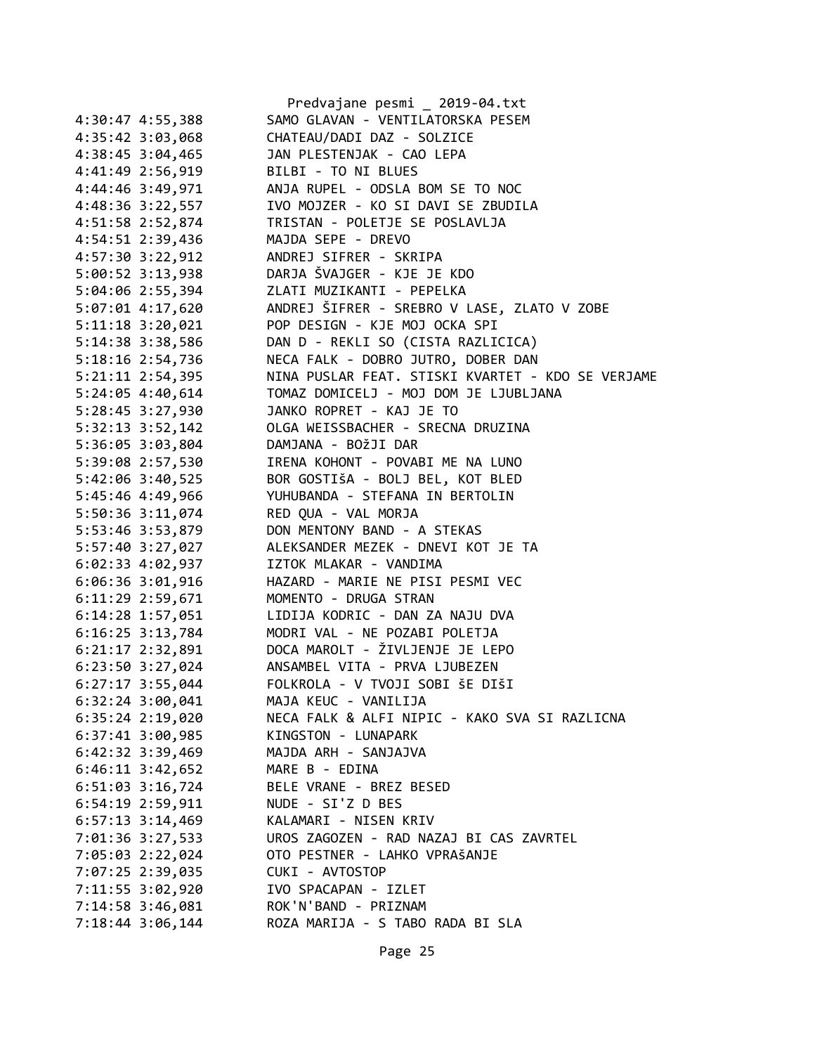```
4:30:47 4:55,388        SAMO GLAVAN - VENTILATORSKA PESEM
4:35:42 3:03,068        CHATEAU/DADI DAZ - SOLZICE
4:38:45 3:04,465        JAN PLESTENJAK - CAO LEPA
4:41:49 2:56,919        BILBI - TO NI BLUES
4:44:46 3:49,971        ANJA RUPEL - ODSLA BOM SE TO NOC
4:48:36 3:22,557        IVO MOJZER - KO SI DAVI SE ZBUDILA
4:51:58 2:52,874        TRISTAN - POLETJE SE POSLAVLJA
4:54:51 2:39,436        MAJDA SEPE - DREVO
4:57:30 3:22,912        ANDREJ SIFRER - SKRIPA
5:00:52 3:13,938        DARJA ŠVAJGER - KJE JE KDO
5:04:06 2:55,394        ZLATI MUZIKANTI - PEPELKA
5:07:01 4:17,620        ANDREJ ŠIFRER - SREBRO V LASE, ZLATO V ZOBE
5:11:18 3:20,021        POP DESIGN - KJE MOJ OCKA SPI
5:14:38 3:38,586        DAN D - REKLI SO (CISTA RAZLICICA)
5:18:16 2:54,736        NECA FALK - DOBRO JUTRO, DOBER DAN
5:21:11 2:54,395        NINA PUSLAR FEAT. STISKI KVARTET - KDO SE VERJAME
5:24:05 4:40,614        TOMAZ DOMICELJ - MOJ DOM JE LJUBLJANA
5:28:45 3:27,930        JANKO ROPRET - KAJ JE TO
5:32:13 3:52,142        OLGA WEISSBACHER - SRECNA DRUZINA
5:36:05 3:03,804        DAMJANA - BOŽJI DAR
5:39:08 2:57,530        IRENA KOHONT - POVABI ME NA LUNO
5:42:06 3:40,525        BOR GOSTIŠA - BOLJ BEL, KOT BLED
5:45:46 4:49,966        YUHUBANDA - STEFANA IN BERTOLIN
5:50:36 3:11,074        RED QUA - VAL MORJA
5:53:46 3:53,879        DON MENTONY BAND - A STEKAS
5:57:40 3:27,027        ALEKSANDER MEZEK - DNEVI KOT JE TA
6:02:33 4:02,937        IZTOK MLAKAR - VANDIMA
6:06:36 3:01,916        HAZARD - MARIE NE PISI PESMI VEC
6:11:29 2:59,671        MOMENTO - DRUGA STRAN
6:14:28 1:57,051        LIDIJA KODRIC - DAN ZA NAJU DVA
6:16:25 3:13,784        MODRI VAL - NE POZABI POLETJA
6:21:17 2:32,891        DOCA MAROLT - ŽIVLJENJE JE LEPO
6:23:50 3:27,024        ANSAMBEL VITA - PRVA LJUBEZEN
6:27:17 3:55,044        FOLKROLA - V TVOJI SOBI ŠE DIŠI
6:32:24 3:00,041        MAJA KEUC - VANILIJA
6:35:24 2:19,020        NECA FALK & ALFI NIPIC - KAKO SVA SI RAZLICNA
6:37:41 3:00,985        KINGSTON - LUNAPARK
6:42:32 3:39,469        MAJDA ARH - SANJAJVA
6:46:11 3:42,652        MARE B - EDINA
6:51:03 3:16,724        BELE VRANE - BREZ BESED
6:54:19 2:59,911        NUDE - SI'Z D BES
6:57:13 3:14,469        KALAMARI - NISEN KRIV
7:01:36 3:27,533        UROS ZAGOZEN - RAD NAZAJ BI CAS ZAVRTEL
7:05:03 2:22,024        OTO PESTNER - LAHKO VPRAŠANJE
7:07:25 2:39,035        CUKI - AVTOSTOP
7:11:55 3:02,920        IVO SPACAPAN - IZLET
7:14:58 3:46,081        ROK'N'BAND - PRIZNAM
7:18:44 3:06,144        ROZA MARIJA - S TABO RADA BI SLA
```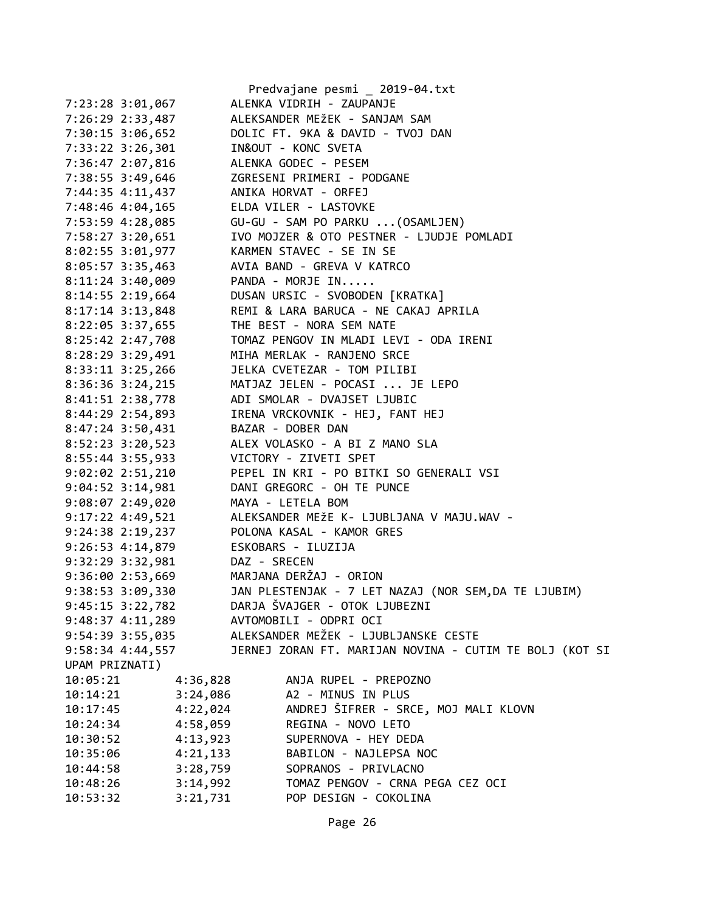7:23:28 3:01,067        ALENKA VIDRIH - ZAUPANJE
7:26:29 2:33,487        ALEKSANDER MEžEK - SANJAM SAM
7:30:15 3:06,652        DOLIC FT. 9KA & DAVID - TVOJ DAN
7:33:22 3:26,301        IN&OUT - KONC SVETA
7:36:47 2:07,816        ALENKA GODEC - PESEM
7:38:55 3:49,646        ZGRESENI PRIMERI - PODGANE
7:44:35 4:11,437        ANIKA HORVAT - ORFEJ
7:48:46 4:04,165        ELDA VILER - LASTOVKE
7:53:59 4:28,085        GU-GU - SAM PO PARKU ...(OSAMLJEN)
7:58:27 3:20,651        IVO MOJZER & OTO PESTNER - LJUDJE POMLADI
8:02:55 3:01,977        KARMEN STAVEC - SE IN SE
8:05:57 3:35,463        AVIA BAND - GREVA V KATRCO
8:11:24 3:40,009        PANDA - MORJE IN.....
8:14:55 2:19,664        DUSAN URSIC - SVOBODEN [KRATKA]
8:17:14 3:13,848        REMI & LARA BARUCA - NE CAKAJ APRILA
8:22:05 3:37,655        THE BEST - NORA SEM NATE
8:25:42 2:47,708        TOMAZ PENGOV IN MLADI LEVI - ODA IRENI
8:28:29 3:29,491        MIHA MERLAK - RANJENO SRCE
8:33:11 3:25,266        JELKA CVETEZAR - TOM PILIBI
8:36:36 3:24,215        MATJAZ JELEN - POCASI ... JE LEPO
8:41:51 2:38,778        ADI SMOLAR - DVAJSET LJUBIC
8:44:29 2:54,893        IRENA VRCKOVNIK - HEJ, FANT HEJ
8:47:24 3:50,431        BAZAR - DOBER DAN
8:52:23 3:20,523        ALEX VOLASKO - A BI Z MANO SLA
8:55:44 3:55,933        VICTORY - ZIVETI SPET
9:02:02 2:51,210        PEPEL IN KRI - PO BITKI SO GENERALI VSI
9:04:52 3:14,981        DANI GREGORC - OH TE PUNCE
9:08:07 2:49,020        MAYA - LETELA BOM
9:17:22 4:49,521        ALEKSANDER MEžE K- LJUBLJANA V MAJU.WAV -
9:24:38 2:19,237        POLONA KASAL - KAMOR GRES
9:26:53 4:14,879        ESKOBARS - ILUZIJA
9:32:29 3:32,981        DAZ - SRECEN
9:36:00 2:53,669        MARJANA DERŽAJ - ORION
9:38:53 3:09,330        JAN PLESTENJAK - 7 LET NAZAJ (NOR SEM,DA TE LJUBIM)
9:45:15 3:22,782        DARJA ŠVAJGER - OTOK LJUBEZNI
9:48:37 4:11,289        AVTOMOBILI - ODPRI OCI
9:54:39 3:55,035        ALEKSANDER MEŽEK - LJUBLJANSKE CESTE
9:58:34 4:44,557        JERNEJ ZORAN FT. MARIJAN NOVINA - CUTIM TE BOLJ (KOT SI UPAM PRIZNATI)
10:05:21        4:36,828        ANJA RUPEL - PREPOZNO
10:14:21        3:24,086        A2 - MINUS IN PLUS
10:17:45        4:22,024        ANDREJ ŠIFRER - SRCE, MOJ MALI KLOVN
10:24:34        4:58,059        REGINA - NOVO LETO
10:30:52        4:13,923        SUPERNOVA - HEY DEDA
10:35:06        4:21,133        BABILON - NAJLEPSA NOC
10:44:58        3:28,759        SOPRANOS - PRIVLACNO
10:48:26        3:14,992        TOMAZ PENGOV - CRNA PEGA CEZ OCI
10:53:32        3:21,731        POP DESIGN - COKOLINA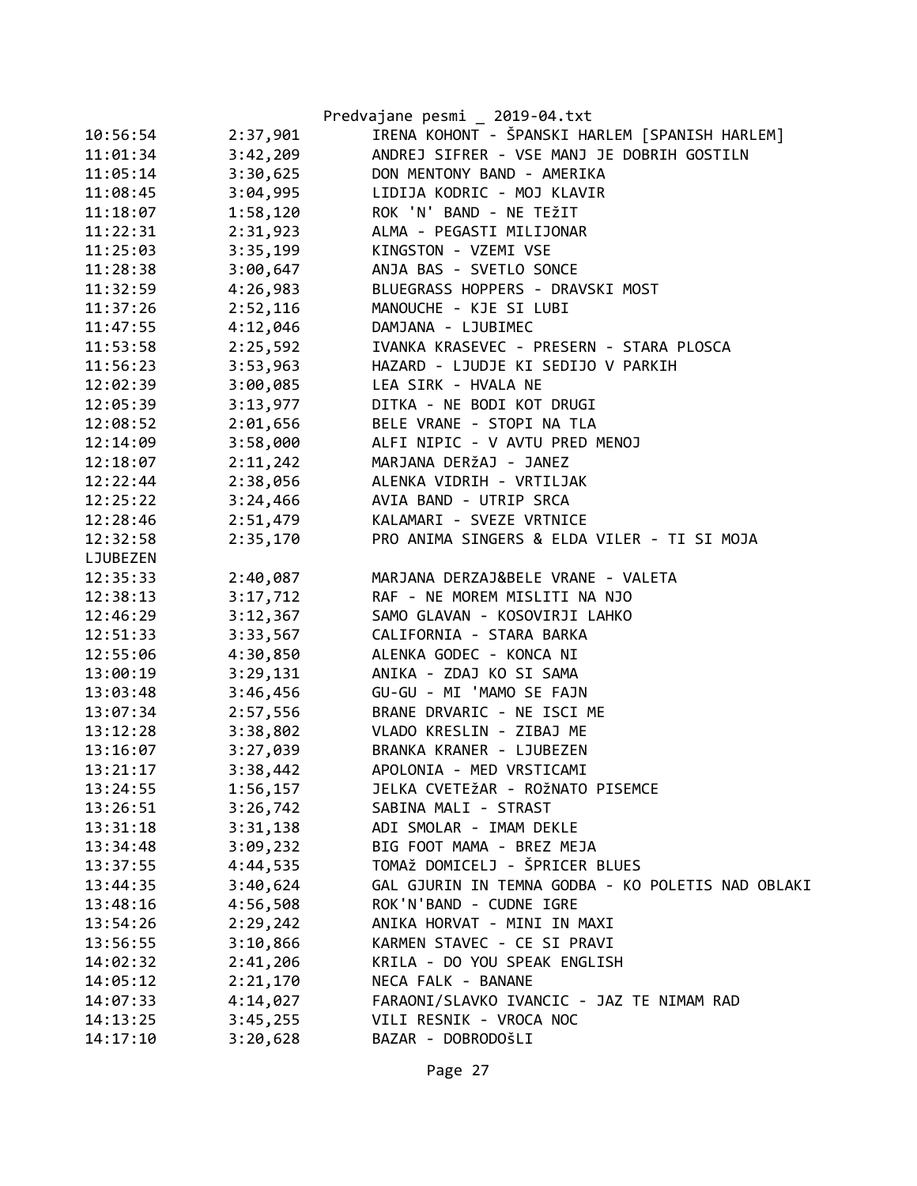| | | |
|---|---|---|
| 10:56:54 | 2:37,901 | IRENA KOHONT - ŠPANSKI HARLEM [SPANISH HARLEM] |
| 11:01:34 | 3:42,209 | ANDREJ SIFRER - VSE MANJ JE DOBRIH GOSTILN |
| 11:05:14 | 3:30,625 | DON MENTONY BAND - AMERIKA |
| 11:08:45 | 3:04,995 | LIDIJA KODRIC - MOJ KLAVIR |
| 11:18:07 | 1:58,120 | ROK 'N' BAND - NE TEžIT |
| 11:22:31 | 2:31,923 | ALMA - PEGASTI MILIJONAR |
| 11:25:03 | 3:35,199 | KINGSTON - VZEMI VSE |
| 11:28:38 | 3:00,647 | ANJA BAS - SVETLO SONCE |
| 11:32:59 | 4:26,983 | BLUEGRASS HOPPERS - DRAVSKI MOST |
| 11:37:26 | 2:52,116 | MANOUCHE - KJE SI LUBI |
| 11:47:55 | 4:12,046 | DAMJANA - LJUBIMEC |
| 11:53:58 | 2:25,592 | IVANKA KRASEVEC - PRESERN - STARA PLOSCA |
| 11:56:23 | 3:53,963 | HAZARD - LJUDJE KI SEDIJO V PARKIH |
| 12:02:39 | 3:00,085 | LEA SIRK - HVALA NE |
| 12:05:39 | 3:13,977 | DITKA - NE BODI KOT DRUGI |
| 12:08:52 | 2:01,656 | BELE VRANE - STOPI NA TLA |
| 12:14:09 | 3:58,000 | ALFI NIPIC - V AVTU PRED MENOJ |
| 12:18:07 | 2:11,242 | MARJANA DERžAJ - JANEZ |
| 12:22:44 | 2:38,056 | ALENKA VIDRIH - VRTILJAK |
| 12:25:22 | 3:24,466 | AVIA BAND - UTRIP SRCA |
| 12:28:46 | 2:51,479 | KALAMARI - SVEZE VRTNICE |
| 12:32:58 | 2:35,170 | PRO ANIMA SINGERS & ELDA VILER - TI SI MOJA LJUBEZEN |
| 12:35:33 | 2:40,087 | MARJANA DERZAJ&BELE VRANE - VALETA |
| 12:38:13 | 3:17,712 | RAF - NE MOREM MISLITI NA NJO |
| 12:46:29 | 3:12,367 | SAMO GLAVAN - KOSOVIRJI LAHKO |
| 12:51:33 | 3:33,567 | CALIFORNIA - STARA BARKA |
| 12:55:06 | 4:30,850 | ALENKA GODEC - KONCA NI |
| 13:00:19 | 3:29,131 | ANIKA - ZDAJ KO SI SAMA |
| 13:03:48 | 3:46,456 | GU-GU - MI 'MAMO SE FAJN |
| 13:07:34 | 2:57,556 | BRANE DRVARIC - NE ISCI ME |
| 13:12:28 | 3:38,802 | VLADO KRESLIN - ZIBAJ ME |
| 13:16:07 | 3:27,039 | BRANKA KRANER - LJUBEZEN |
| 13:21:17 | 3:38,442 | APOLONIA - MED VRSTICAMI |
| 13:24:55 | 1:56,157 | JELKA CVETEžAR - ROžNATO PISEMCE |
| 13:26:51 | 3:26,742 | SABINA MALI - STRAST |
| 13:31:18 | 3:31,138 | ADI SMOLAR - IMAM DEKLE |
| 13:34:48 | 3:09,232 | BIG FOOT MAMA - BREZ MEJA |
| 13:37:55 | 4:44,535 | TOMAž DOMICELJ - ŠPRICER BLUES |
| 13:44:35 | 3:40,624 | GAL GJURIN IN TEMNA GODBA - KO POLETIS NAD OBLAKI |
| 13:48:16 | 4:56,508 | ROK'N'BAND - CUDNE IGRE |
| 13:54:26 | 2:29,242 | ANIKA HORVAT - MINI IN MAXI |
| 13:56:55 | 3:10,866 | KARMEN STAVEC - CE SI PRAVI |
| 14:02:32 | 2:41,206 | KRILA - DO YOU SPEAK ENGLISH |
| 14:05:12 | 2:21,170 | NECA FALK - BANANE |
| 14:07:33 | 4:14,027 | FARAONI/SLAVKO IVANCIC - JAZ TE NIMAM RAD |
| 14:13:25 | 3:45,255 | VILI RESNIK - VROCA NOC |
| 14:17:10 | 3:20,628 | BAZAR - DOBRODOŠLI |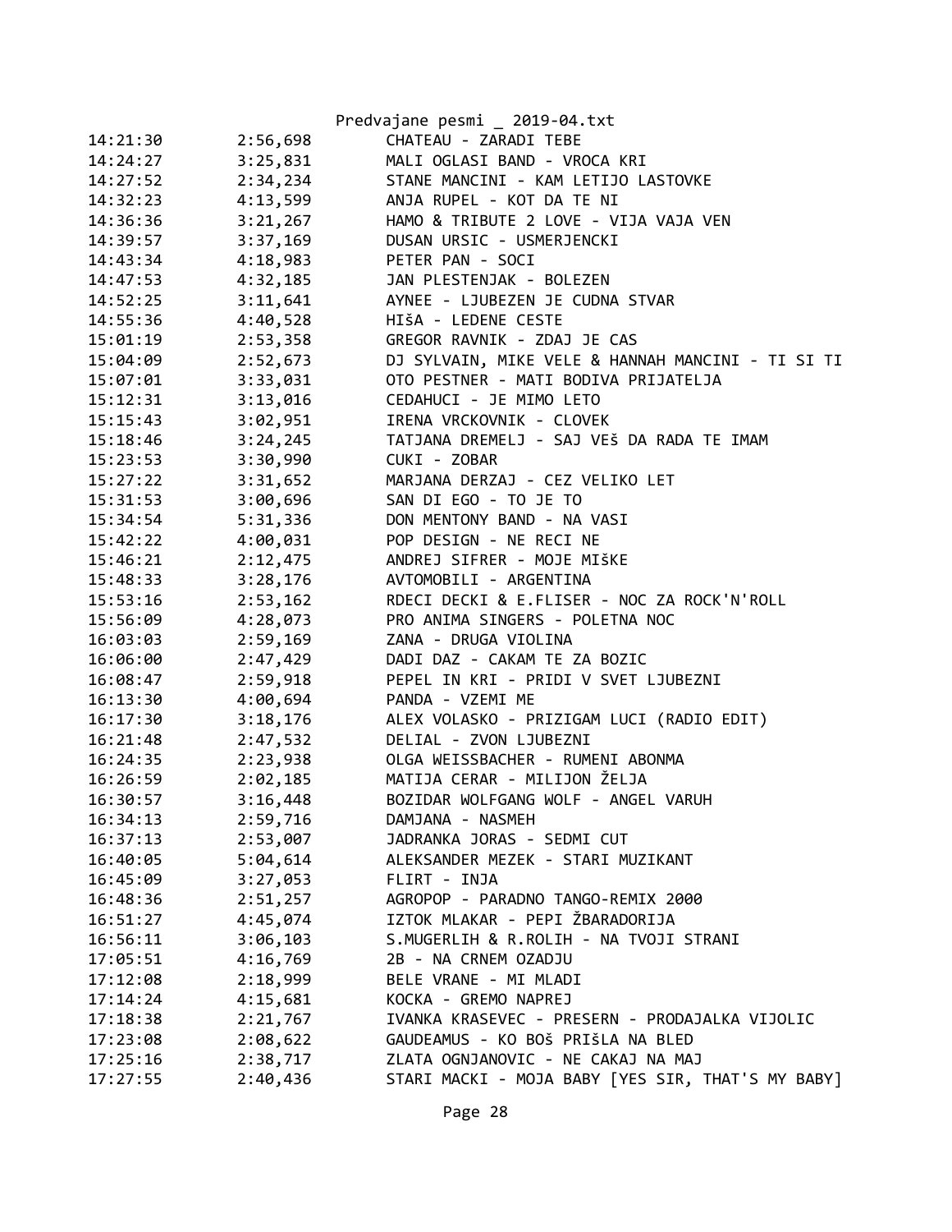| | | |
|---|---|---|
| 14:21:30 | 2:56,698 | CHATEAU - ZARADI TEBE |
| 14:24:27 | 3:25,831 | MALI OGLASI BAND - VROCA KRI |
| 14:27:52 | 2:34,234 | STANE MANCINI - KAM LETIJO LASTOVKE |
| 14:32:23 | 4:13,599 | ANJA RUPEL - KOT DA TE NI |
| 14:36:36 | 3:21,267 | HAMO & TRIBUTE 2 LOVE - VIJA VAJA VEN |
| 14:39:57 | 3:37,169 | DUSAN URSIC - USMERJENCKI |
| 14:43:34 | 4:18,983 | PETER PAN - SOCI |
| 14:47:53 | 4:32,185 | JAN PLESTENJAK - BOLEZEN |
| 14:52:25 | 3:11,641 | AYNEE - LJUBEZEN JE CUDNA STVAR |
| 14:55:36 | 4:40,528 | HIšA - LEDENE CESTE |
| 15:01:19 | 2:53,358 | GREGOR RAVNIK - ZDAJ JE CAS |
| 15:04:09 | 2:52,673 | DJ SYLVAIN, MIKE VELE & HANNAH MANCINI - TI SI TI |
| 15:07:01 | 3:33,031 | OTO PESTNER - MATI BODIVA PRIJATELJA |
| 15:12:31 | 3:13,016 | CEDAHUCI - JE MIMO LETO |
| 15:15:43 | 3:02,951 | IRENA VRCKOVNIK - CLOVEK |
| 15:18:46 | 3:24,245 | TATJANA DREMELJ - SAJ VEš DA RADA TE IMAM |
| 15:23:53 | 3:30,990 | CUKI - ZOBAR |
| 15:27:22 | 3:31,652 | MARJANA DERZAJ - CEZ VELIKO LET |
| 15:31:53 | 3:00,696 | SAN DI EGO - TO JE TO |
| 15:34:54 | 5:31,336 | DON MENTONY BAND - NA VASI |
| 15:42:22 | 4:00,031 | POP DESIGN - NE RECI NE |
| 15:46:21 | 2:12,475 | ANDREJ SIFRER - MOJE MIŠKE |
| 15:48:33 | 3:28,176 | AVTOMOBILI - ARGENTINA |
| 15:53:16 | 2:53,162 | RDECI DECKI & E.FLISER - NOC ZA ROCK'N'ROLL |
| 15:56:09 | 4:28,073 | PRO ANIMA SINGERS - POLETNA NOC |
| 16:03:03 | 2:59,169 | ZANA - DRUGA VIOLINA |
| 16:06:00 | 2:47,429 | DADI DAZ - CAKAM TE ZA BOZIC |
| 16:08:47 | 2:59,918 | PEPEL IN KRI - PRIDI V SVET LJUBEZNI |
| 16:13:30 | 4:00,694 | PANDA - VZEMI ME |
| 16:17:30 | 3:18,176 | ALEX VOLASKO - PRIZIGAM LUCI (RADIO EDIT) |
| 16:21:48 | 2:47,532 | DELIAL - ZVON LJUBEZNI |
| 16:24:35 | 2:23,938 | OLGA WEISSBACHER - RUMENI ABONMA |
| 16:26:59 | 2:02,185 | MATIJA CERAR - MILIJON ŽELJA |
| 16:30:57 | 3:16,448 | BOZIDAR WOLFGANG WOLF - ANGEL VARUH |
| 16:34:13 | 2:59,716 | DAMJANA - NASMEH |
| 16:37:13 | 2:53,007 | JADRANKA JORAS - SEDMI CUT |
| 16:40:05 | 5:04,614 | ALEKSANDER MEZEK - STARI MUZIKANT |
| 16:45:09 | 3:27,053 | FLIRT - INJA |
| 16:48:36 | 2:51,257 | AGROPOP - PARADNO TANGO-REMIX 2000 |
| 16:51:27 | 4:45,074 | IZTOK MLAKAR - PEPI ŽBARADORIJA |
| 16:56:11 | 3:06,103 | S.MUGERLIH & R.ROLIH - NA TVOJI STRANI |
| 17:05:51 | 4:16,769 | 2B - NA CRNEM OZADJU |
| 17:12:08 | 2:18,999 | BELE VRANE - MI MLADI |
| 17:14:24 | 4:15,681 | KOCKA - GREMO NAPREJ |
| 17:18:38 | 2:21,767 | IVANKA KRASEVEC - PRESERN - PRODAJALKA VIJOLIC |
| 17:23:08 | 2:08,622 | GAUDEAMUS - KO BOš PRIšLA NA BLED |
| 17:25:16 | 2:38,717 | ZLATA OGNJANOVIC - NE CAKAJ NA MAJ |
| 17:27:55 | 2:40,436 | STARI MACKI - MOJA BABY [YES SIR, THAT'S MY BABY] |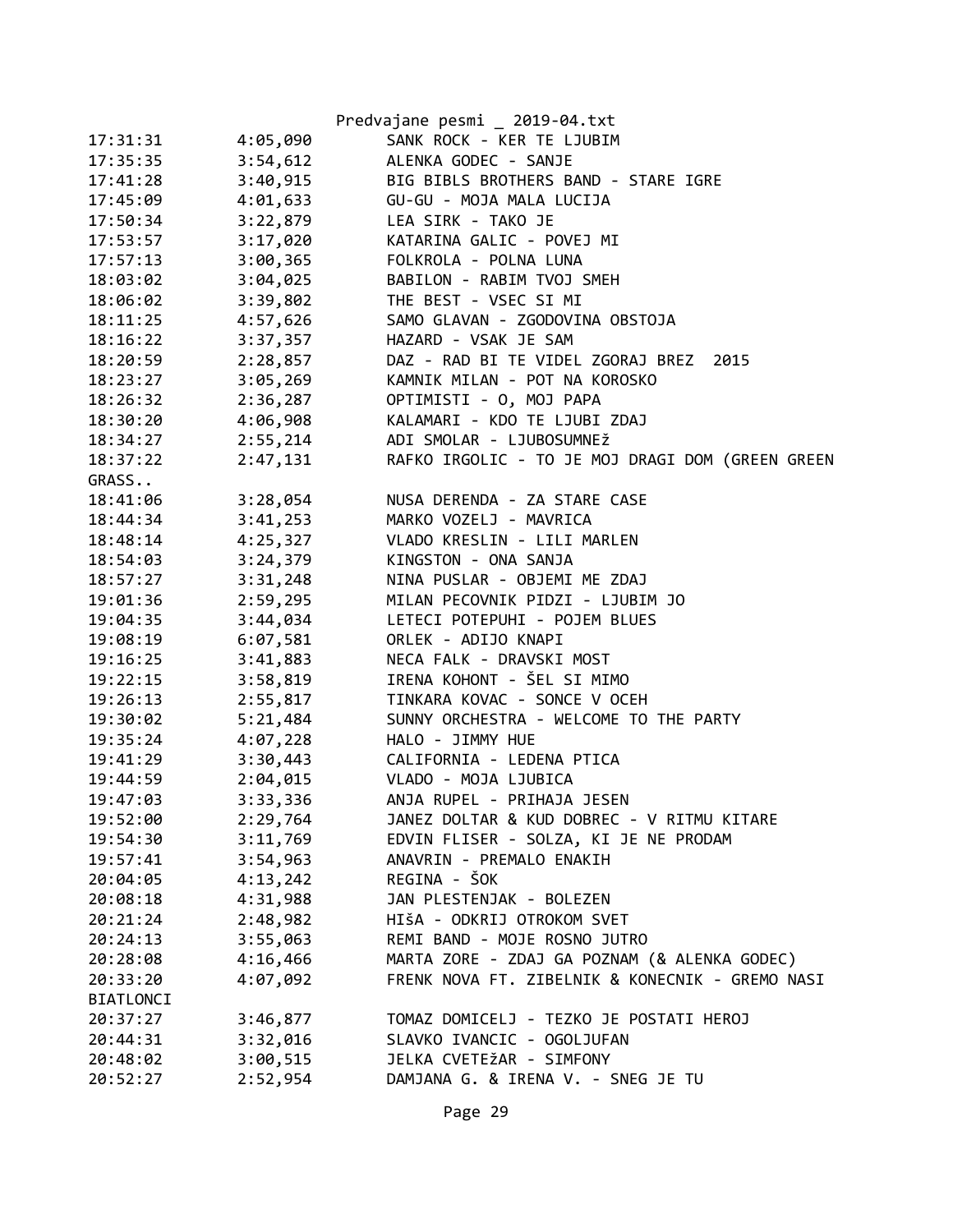| | | |
|---|---|---|
| 17:31:31 | 4:05,090 | SANK ROCK - KER TE LJUBIM |
| 17:35:35 | 3:54,612 | ALENKA GODEC - SANJE |
| 17:41:28 | 3:40,915 | BIG BIBLS BROTHERS BAND - STARE IGRE |
| 17:45:09 | 4:01,633 | GU-GU - MOJA MALA LUCIJA |
| 17:50:34 | 3:22,879 | LEA SIRK - TAKO JE |
| 17:53:57 | 3:17,020 | KATARINA GALIC - POVEJ MI |
| 17:57:13 | 3:00,365 | FOLKROLA - POLNA LUNA |
| 18:03:02 | 3:04,025 | BABILON - RABIM TVOJ SMEH |
| 18:06:02 | 3:39,802 | THE BEST - VSEC SI MI |
| 18:11:25 | 4:57,626 | SAMO GLAVAN - ZGODOVINA OBSTOJA |
| 18:16:22 | 3:37,357 | HAZARD - VSAK JE SAM |
| 18:20:59 | 2:28,857 | DAZ - RAD BI TE VIDEL ZGORAJ BREZ 2015 |
| 18:23:27 | 3:05,269 | KAMNIK MILAN - POT NA KOROSKO |
| 18:26:32 | 2:36,287 | OPTIMISTI - O, MOJ PAPA |
| 18:30:20 | 4:06,908 | KALAMARI - KDO TE LJUBI ZDAJ |
| 18:34:27 | 2:55,214 | ADI SMOLAR - LJUBOSUMNEž |
| 18:37:22 | 2:47,131 | RAFKO IRGOLIC - TO JE MOJ DRAGI DOM (GREEN GREEN GRASS.. |
| 18:41:06 | 3:28,054 | NUSA DERENDA - ZA STARE CASE |
| 18:44:34 | 3:41,253 | MARKO VOZELJ - MAVRICA |
| 18:48:14 | 4:25,327 | VLADO KRESLIN - LILI MARLEN |
| 18:54:03 | 3:24,379 | KINGSTON - ONA SANJA |
| 18:57:27 | 3:31,248 | NINA PUSLAR - OBJEMI ME ZDAJ |
| 19:01:36 | 2:59,295 | MILAN PECOVNIK PIDZI - LJUBIM JO |
| 19:04:35 | 3:44,034 | LETECI POTEPUHI - POJEM BLUES |
| 19:08:19 | 6:07,581 | ORLEK - ADIJO KNAPI |
| 19:16:25 | 3:41,883 | NECA FALK - DRAVSKI MOST |
| 19:22:15 | 3:58,819 | IRENA KOHONT - ŠEL SI MIMO |
| 19:26:13 | 2:55,817 | TINKARA KOVAC - SONCE V OCEH |
| 19:30:02 | 5:21,484 | SUNNY ORCHESTRA - WELCOME TO THE PARTY |
| 19:35:24 | 4:07,228 | HALO - JIMMY HUE |
| 19:41:29 | 3:30,443 | CALIFORNIA - LEDENA PTICA |
| 19:44:59 | 2:04,015 | VLADO - MOJA LJUBICA |
| 19:47:03 | 3:33,336 | ANJA RUPEL - PRIHAJA JESEN |
| 19:52:00 | 2:29,764 | JANEZ DOLTAR & KUD DOBREC - V RITMU KITARE |
| 19:54:30 | 3:11,769 | EDVIN FLISER - SOLZA, KI JE NE PRODAM |
| 19:57:41 | 3:54,963 | ANAVRIN - PREMALO ENAKIH |
| 20:04:05 | 4:13,242 | REGINA - ŠOK |
| 20:08:18 | 4:31,988 | JAN PLESTENJAK - BOLEZEN |
| 20:21:24 | 2:48,982 | HIšA - ODKRIJ OTROKOM SVET |
| 20:24:13 | 3:55,063 | REMI BAND - MOJE ROSNO JUTRO |
| 20:28:08 | 4:16,466 | MARTA ZORE - ZDAJ GA POZNAM (& ALENKA GODEC) |
| 20:33:20 | 4:07,092 | FRENK NOVA FT. ZIBELNIK & KONECNIK - GREMO NASI BIATLONCI |
| 20:37:27 | 3:46,877 | TOMAZ DOMICELJ - TEZKO JE POSTATI HEROJ |
| 20:44:31 | 3:32,016 | SLAVKO IVANCIC - OGOLJUFAN |
| 20:48:02 | 3:00,515 | JELKA CVETEžAR - SIMFONY |
| 20:52:27 | 2:52,954 | DAMJANA G. & IRENA V. - SNEG JE TU |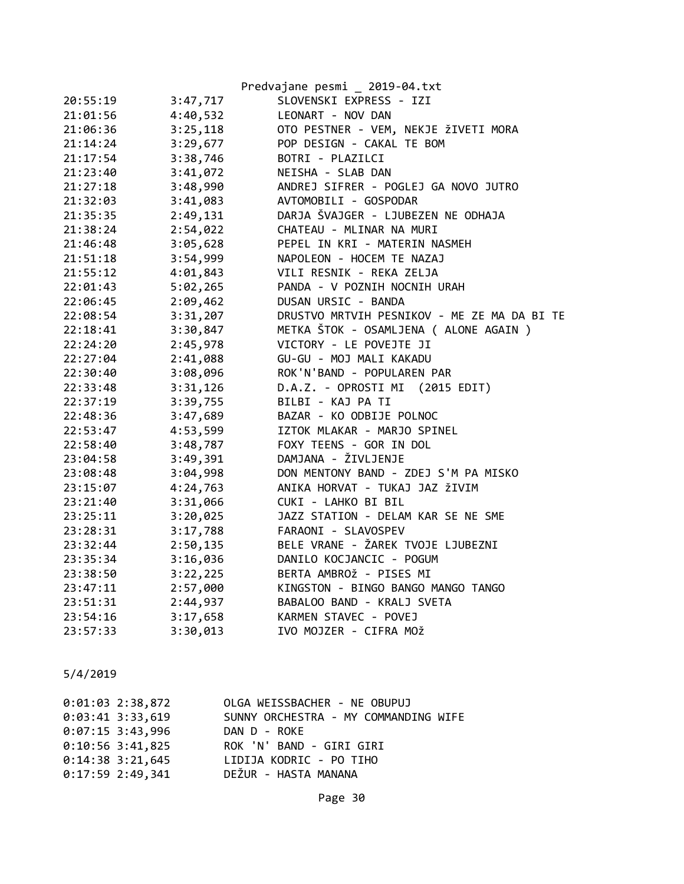| | | |
|---|---|---|
| 20:55:19 | 3:47,717 | SLOVENSKI EXPRESS - IZI |
| 21:01:56 | 4:40,532 | LEONART - NOV DAN |
| 21:06:36 | 3:25,118 | OTO PESTNER - VEM, NEKJE žIVETI MORA |
| 21:14:24 | 3:29,677 | POP DESIGN - CAKAL TE BOM |
| 21:17:54 | 3:38,746 | BOTRI - PLAZILCI |
| 21:23:40 | 3:41,072 | NEISHA - SLAB DAN |
| 21:27:18 | 3:48,990 | ANDREJ SIFRER - POGLEJ GA NOVO JUTRO |
| 21:32:03 | 3:41,083 | AVTOMOBILI - GOSPODAR |
| 21:35:35 | 2:49,131 | DARJA ŠVAJGER - LJUBEZEN NE ODHAJA |
| 21:38:24 | 2:54,022 | CHATEAU - MLINAR NA MURI |
| 21:46:48 | 3:05,628 | PEPEL IN KRI - MATERIN NASMEH |
| 21:51:18 | 3:54,999 | NAPOLEON - HOCEM TE NAZAJ |
| 21:55:12 | 4:01,843 | VILI RESNIK - REKA ZELJA |
| 22:01:43 | 5:02,265 | PANDA - V POZNIH NOCNIH URAH |
| 22:06:45 | 2:09,462 | DUSAN URSIC - BANDA |
| 22:08:54 | 3:31,207 | DRUSTVO MRTVIH PESNIKOV - ME ZE MA DA BI TE |
| 22:18:41 | 3:30,847 | METKA ŠTOK - OSAMLJENA ( ALONE AGAIN ) |
| 22:24:20 | 2:45,978 | VICTORY - LE POVEJTE JI |
| 22:27:04 | 2:41,088 | GU-GU - MOJ MALI KAKADU |
| 22:30:40 | 3:08,096 | ROK'N'BAND - POPULAREN PAR |
| 22:33:48 | 3:31,126 | D.A.Z. - OPROSTI MI  (2015 EDIT) |
| 22:37:19 | 3:39,755 | BILBI - KAJ PA TI |
| 22:48:36 | 3:47,689 | BAZAR - KO ODBIJE POLNOC |
| 22:53:47 | 4:53,599 | IZTOK MLAKAR - MARJO SPINEL |
| 22:58:40 | 3:48,787 | FOXY TEENS - GOR IN DOL |
| 23:04:58 | 3:49,391 | DAMJANA - ŽIVLJENJE |
| 23:08:48 | 3:04,998 | DON MENTONY BAND - ZDEJ S'M PA MISKO |
| 23:15:07 | 4:24,763 | ANIKA HORVAT - TUKAJ JAZ žIVIM |
| 23:21:40 | 3:31,066 | CUKI - LAHKO BI BIL |
| 23:25:11 | 3:20,025 | JAZZ STATION - DELAM KAR SE NE SME |
| 23:28:31 | 3:17,788 | FARAONI - SLAVOSPEV |
| 23:32:44 | 2:50,135 | BELE VRANE - ŽAREK TVOJE LJUBEZNI |
| 23:35:34 | 3:16,036 | DANILO KOCJANCIC - POGUM |
| 23:38:50 | 3:22,225 | BERTA AMBROž - PISES MI |
| 23:47:11 | 2:57,000 | KINGSTON - BINGO BANGO MANGO TANGO |
| 23:51:31 | 2:44,937 | BABALOO BAND - KRALJ SVETA |
| 23:54:16 | 3:17,658 | KARMEN STAVEC - POVEJ |
| 23:57:33 | 3:30,013 | IVO MOJZER - CIFRA MOž |

5/4/2019

| | | |
|---|---|---|
| 0:01:03 | 2:38,872 | OLGA WEISSBACHER - NE OBUPUJ |
| 0:03:41 | 3:33,619 | SUNNY ORCHESTRA - MY COMMANDING WIFE |
| 0:07:15 | 3:43,996 | DAN D - ROKE |
| 0:10:56 | 3:41,825 | ROK 'N' BAND - GIRI GIRI |
| 0:14:38 | 3:21,645 | LIDIJA KODRIC - PO TIHO |
| 0:17:59 | 2:49,341 | DEŽUR - HASTA MANANA |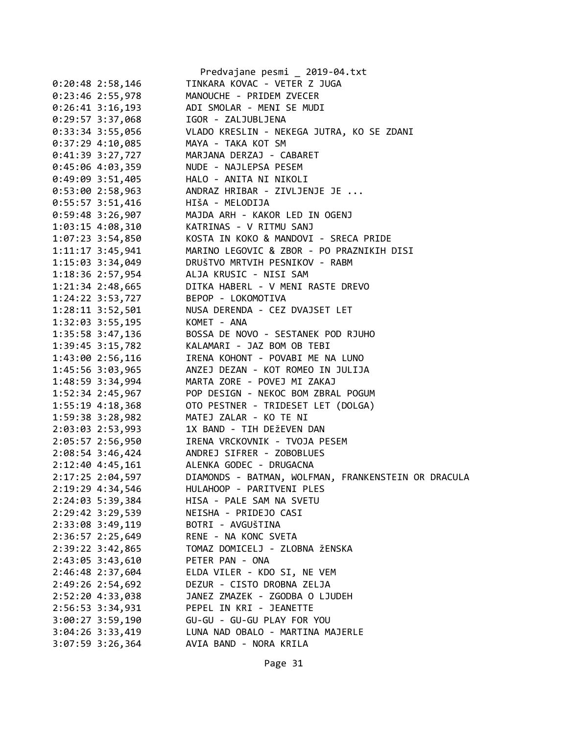```
0:20:48 2:58,146        TINKARA KOVAC - VETER Z JUGA
0:23:46 2:55,978        MANOUCHE - PRIDEM ZVECER
0:26:41 3:16,193        ADI SMOLAR - MENI SE MUDI
0:29:57 3:37,068        IGOR - ZALJUBLJENA
0:33:34 3:55,056        VLADO KRESLIN - NEKEGA JUTRA, KO SE ZDANI
0:37:29 4:10,085        MAYA - TAKA KOT SM
0:41:39 3:27,727        MARJANA DERZAJ - CABARET
0:45:06 4:03,359        NUDE - NAJLEPSA PESEM
0:49:09 3:51,405        HALO - ANITA NI NIKOLI
0:53:00 2:58,963        ANDRAZ HRIBAR - ZIVLJENJE JE ...
0:55:57 3:51,416        HIšA - MELODIJA
0:59:48 3:26,907        MAJDA ARH - KAKOR LED IN OGENJ
1:03:15 4:08,310        KATRINAS - V RITMU SANJ
1:07:23 3:54,850        KOSTA IN KOKO & MANDOVI - SRECA PRIDE
1:11:17 3:45,941        MARINO LEGOVIC & ZBOR - PO PRAZNIKIH DISI
1:15:03 3:34,049        DRUšTVO MRTVIH PESNIKOV - RABM
1:18:36 2:57,954        ALJA KRUSIC - NISI SAM
1:21:34 2:48,665        DITKA HABERL - V MENI RASTE DREVO
1:24:22 3:53,727        BEPOP - LOKOMOTIVA
1:28:11 3:52,501        NUSA DERENDA - CEZ DVAJSET LET
1:32:03 3:55,195        KOMET - ANA
1:35:58 3:47,136        BOSSA DE NOVO - SESTANEK POD RJUHO
1:39:45 3:15,782        KALAMARI - JAZ BOM OB TEBI
1:43:00 2:56,116        IRENA KOHONT - POVABI ME NA LUNO
1:45:56 3:03,965        ANZEJ DEZAN - KOT ROMEO IN JULIJA
1:48:59 3:34,994        MARTA ZORE - POVEJ MI ZAKAJ
1:52:34 2:45,967        POP DESIGN - NEKOC BOM ZBRAL POGUM
1:55:19 4:18,368        OTO PESTNER - TRIDESET LET (DOLGA)
1:59:38 3:28,982        MATEJ ZALAR - KO TE NI
2:03:03 2:53,993        1X BAND - TIH DEžEVEN DAN
2:05:57 2:56,950        IRENA VRCKOVNIK - TVOJA PESEM
2:08:54 3:46,424        ANDREJ SIFRER - ZOBOBLUES
2:12:40 4:45,161        ALENKA GODEC - DRUGACNA
2:17:25 2:04,597        DIAMONDS - BATMAN, WOLFMAN, FRANKENSTEIN OR DRACULA
2:19:29 4:34,546        HULAHOOP - PARITVENI PLES
2:24:03 5:39,384        HISA - PALE SAM NA SVETU
2:29:42 3:29,539        NEISHA - PRIDEJO CASI
2:33:08 3:49,119        BOTRI - AVGUšTINA
2:36:57 2:25,649        RENE - NA KONC SVETA
2:39:22 3:42,865        TOMAZ DOMICELJ - ZLOBNA žENSKA
2:43:05 3:43,610        PETER PAN - ONA
2:46:48 2:37,604        ELDA VILER - KDO SI, NE VEM
2:49:26 2:54,692        DEZUR - CISTO DROBNA ZELJA
2:52:20 4:33,038        JANEZ ZMAZEK - ZGODBA O LJUDEH
2:56:53 3:34,931        PEPEL IN KRI - JEANETTE
3:00:27 3:59,190        GU-GU - GU-GU PLAY FOR YOU
3:04:26 3:33,419        LUNA NAD OBALO - MARTINA MAJERLE
3:07:59 3:26,364        AVIA BAND - NORA KRILA
```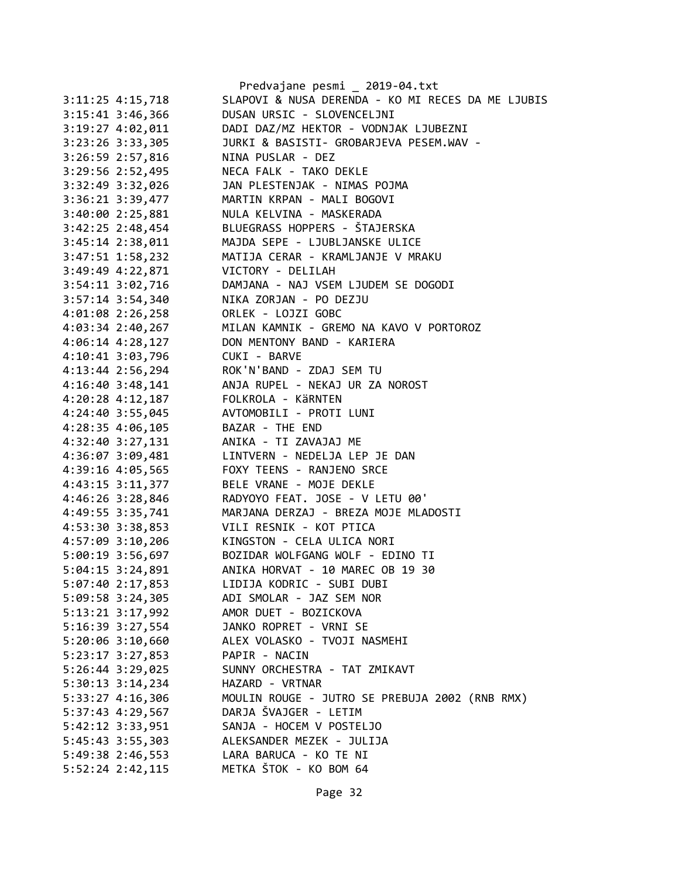```
3:11:25 4:15,718        SLAPOVI & NUSA DERENDA - KO MI RECES DA ME LJUBIS
3:15:41 3:46,366        DUSAN URSIC - SLOVENCELJNI
3:19:27 4:02,011        DADI DAZ/MZ HEKTOR - VODNJAK LJUBEZNI
3:23:26 3:33,305        JURKI & BASISTI- GROBARJEVA PESEM.WAV -
3:26:59 2:57,816        NINA PUSLAR - DEZ
3:29:56 2:52,495        NECA FALK - TAKO DEKLE
3:32:49 3:32,026        JAN PLESTENJAK - NIMAS POJMA
3:36:21 3:39,477        MARTIN KRPAN - MALI BOGOVI
3:40:00 2:25,881        NULA KELVINA - MASKERADA
3:42:25 2:48,454        BLUEGRASS HOPPERS - ŠTAJERSKA
3:45:14 2:38,011        MAJDA SEPE - LJUBLJANSKE ULICE
3:47:51 1:58,232        MATIJA CERAR - KRAMLJANJE V MRAKU
3:49:49 4:22,871        VICTORY - DELILAH
3:54:11 3:02,716        DAMJANA - NAJ VSEM LJUDEM SE DOGODI
3:57:14 3:54,340        NIKA ZORJAN - PO DEZJU
4:01:08 2:26,258        ORLEK - LOJZI GOBC
4:03:34 2:40,267        MILAN KAMNIK - GREMO NA KAVO V PORTOROZ
4:06:14 4:28,127        DON MENTONY BAND - KARIERA
4:10:41 3:03,796        CUKI - BARVE
4:13:44 2:56,294        ROK'N'BAND - ZDAJ SEM TU
4:16:40 3:48,141        ANJA RUPEL - NEKAJ UR ZA NOROST
4:20:28 4:12,187        FOLKROLA - KäRNTEN
4:24:40 3:55,045        AVTOMOBILI - PROTI LUNI
4:28:35 4:06,105        BAZAR - THE END
4:32:40 3:27,131        ANIKA - TI ZAVAJAJ ME
4:36:07 3:09,481        LINTVERN - NEDELJA LEP JE DAN
4:39:16 4:05,565        FOXY TEENS - RANJENO SRCE
4:43:15 3:11,377        BELE VRANE - MOJE DEKLE
4:46:26 3:28,846        RADYOYO FEAT. JOSE - V LETU 00'
4:49:55 3:35,741        MARJANA DERZAJ - BREZA MOJE MLADOSTI
4:53:30 3:38,853        VILI RESNIK - KOT PTICA
4:57:09 3:10,206        KINGSTON - CELA ULICA NORI
5:00:19 3:56,697        BOZIDAR WOLFGANG WOLF - EDINO TI
5:04:15 3:24,891        ANIKA HORVAT - 10 MAREC OB 19 30
5:07:40 2:17,853        LIDIJA KODRIC - SUBI DUBI
5:09:58 3:24,305        ADI SMOLAR - JAZ SEM NOR
5:13:21 3:17,992        AMOR DUET - BOZICKOVA
5:16:39 3:27,554        JANKO ROPRET - VRNI SE
5:20:06 3:10,660        ALEX VOLASKO - TVOJI NASMEHI
5:23:17 3:27,853        PAPIR - NACIN
5:26:44 3:29,025        SUNNY ORCHESTRA - TAT ZMIKAVT
5:30:13 3:14,234        HAZARD - VRTNAR
5:33:27 4:16,306        MOULIN ROUGE - JUTRO SE PREBUJA 2002 (RNB RMX)
5:37:43 4:29,567        DARJA ŠVAJGER - LETIM
5:42:12 3:33,951        SANJA - HOCEM V POSTELJO
5:45:43 3:55,303        ALEKSANDER MEZEK - JULIJA
5:49:38 2:46,553        LARA BARUCA - KO TE NI
5:52:24 2:42,115        METKA ŠTOK - KO BOM 64
```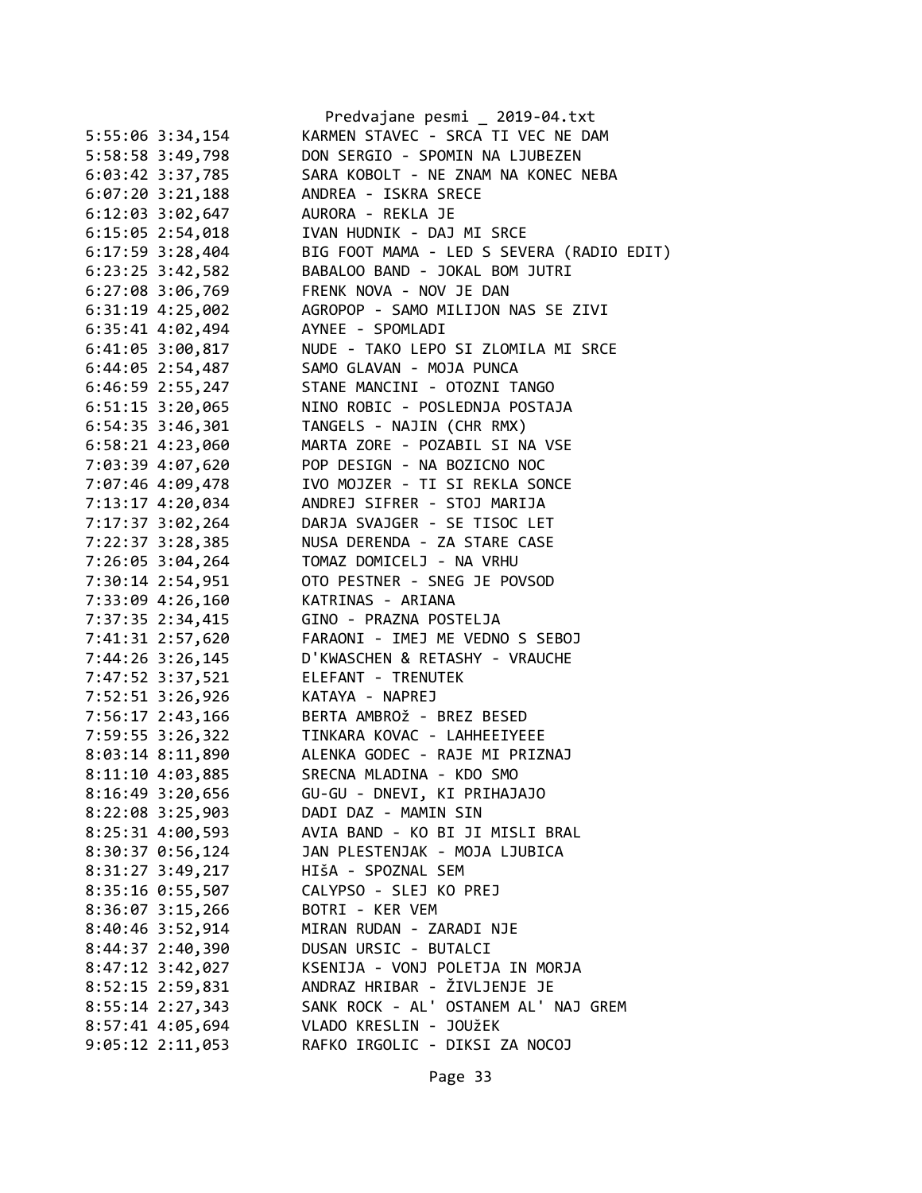Predvajane pesmi _ 2019-04.txt

```
5:55:06 3:34,154        KARMEN STAVEC - SRCA TI VEC NE DAM
5:58:58 3:49,798        DON SERGIO - SPOMIN NA LJUBEZEN
6:03:42 3:37,785        SARA KOBOLT - NE ZNAM NA KONEC NEBA
6:07:20 3:21,188        ANDREA - ISKRA SRECE
6:12:03 3:02,647        AURORA - REKLA JE
6:15:05 2:54,018        IVAN HUDNIK - DAJ MI SRCE
6:17:59 3:28,404        BIG FOOT MAMA - LED S SEVERA (RADIO EDIT)
6:23:25 3:42,582        BABALOO BAND - JOKAL BOM JUTRI
6:27:08 3:06,769        FRENK NOVA - NOV JE DAN
6:31:19 4:25,002        AGROPOP - SAMO MILIJON NAS SE ZIVI
6:35:41 4:02,494        AYNEE - SPOMLADI
6:41:05 3:00,817        NUDE - TAKO LEPO SI ZLOMILA MI SRCE
6:44:05 2:54,487        SAMO GLAVAN - MOJA PUNCA
6:46:59 2:55,247        STANE MANCINI - OTOZNI TANGO
6:51:15 3:20,065        NINO ROBIC - POSLEDNJA POSTAJA
6:54:35 3:46,301        TANGELS - NAJIN (CHR RMX)
6:58:21 4:23,060        MARTA ZORE - POZABIL SI NA VSE
7:03:39 4:07,620        POP DESIGN - NA BOZICNO NOC
7:07:46 4:09,478        IVO MOJZER - TI SI REKLA SONCE
7:13:17 4:20,034        ANDREJ SIFRER - STOJ MARIJA
7:17:37 3:02,264        DARJA SVAJGER - SE TISOC LET
7:22:37 3:28,385        NUSA DERENDA - ZA STARE CASE
7:26:05 3:04,264        TOMAZ DOMICELJ - NA VRHU
7:30:14 2:54,951        OTO PESTNER - SNEG JE POVSOD
7:33:09 4:26,160        KATRINAS - ARIANA
7:37:35 2:34,415        GINO - PRAZNA POSTELJA
7:41:31 2:57,620        FARAONI - IMEJ ME VEDNO S SEBOJ
7:44:26 3:26,145        D'KWASCHEN & RETASHY - VRAUCHE
7:47:52 3:37,521        ELEFANT - TRENUTEK
7:52:51 3:26,926        KATAYA - NAPREJ
7:56:17 2:43,166        BERTA AMBROž - BREZ BESED
7:59:55 3:26,322        TINKARA KOVAC - LAHHEEIYEEE
8:03:14 8:11,890        ALENKA GODEC - RAJE MI PRIZNAJ
8:11:10 4:03,885        SRECNA MLADINA - KDO SMO
8:16:49 3:20,656        GU-GU - DNEVI, KI PRIHAJAJO
8:22:08 3:25,903        DADI DAZ - MAMIN SIN
8:25:31 4:00,593        AVIA BAND - KO BI JI MISLI BRAL
8:30:37 0:56,124        JAN PLESTENJAK - MOJA LJUBICA
8:31:27 3:49,217        HIšA - SPOZNAL SEM
8:35:16 0:55,507        CALYPSO - SLEJ KO PREJ
8:36:07 3:15,266        BOTRI - KER VEM
8:40:46 3:52,914        MIRAN RUDAN - ZARADI NJE
8:44:37 2:40,390        DUSAN URSIC - BUTALCI
8:47:12 3:42,027        KSENIJA - VONJ POLETJA IN MORJA
8:52:15 2:59,831        ANDRAZ HRIBAR - ŽIVLJENJE JE
8:55:14 2:27,343        SANK ROCK - AL' OSTANEM AL' NAJ GREM
8:57:41 4:05,694        VLADO KRESLIN - JOUžEK
9:05:12 2:11,053        RAFKO IRGOLIC - DIKSI ZA NOCOJ
```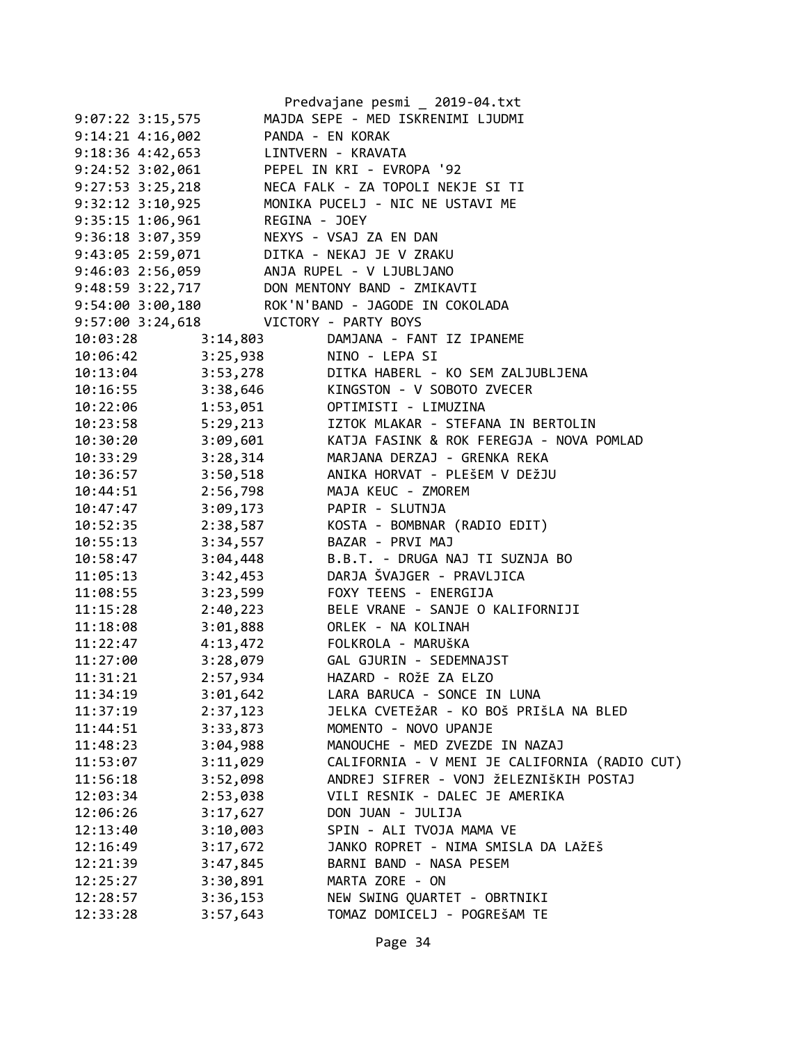```
9:07:22 3:15,575        MAJDA SEPE - MED ISKRENIMI LJUDMI
9:14:21 4:16,002        PANDA - EN KORAK
9:18:36 4:42,653        LINTVERN - KRAVATA
9:24:52 3:02,061        PEPEL IN KRI - EVROPA '92
9:27:53 3:25,218        NECA FALK - ZA TOPOLI NEKJE SI TI
9:32:12 3:10,925        MONIKA PUCELJ - NIC NE USTAVI ME
9:35:15 1:06,961        REGINA - JOEY
9:36:18 3:07,359        NEXYS - VSAJ ZA EN DAN
9:43:05 2:59,071        DITKA - NEKAJ JE V ZRAKU
9:46:03 2:56,059        ANJA RUPEL - V LJUBLJANO
9:48:59 3:22,717        DON MENTONY BAND - ZMIKAVTI
9:54:00 3:00,180        ROK'N'BAND - JAGODE IN COKOLADA
9:57:00 3:24,618        VICTORY - PARTY BOYS
10:03:28        3:14,803        DAMJANA - FANT IZ IPANEME
10:06:42        3:25,938        NINO - LEPA SI
10:13:04        3:53,278        DITKA HABERL - KO SEM ZALJUBLJENA
10:16:55        3:38,646        KINGSTON - V SOBOTO ZVECER
10:22:06        1:53,051        OPTIMISTI - LIMUZINA
10:23:58        5:29,213        IZTOK MLAKAR - STEFANA IN BERTOLIN
10:30:20        3:09,601        KATJA FASINK & ROK FEREGJA - NOVA POMLAD
10:33:29        3:28,314        MARJANA DERZAJ - GRENKA REKA
10:36:57        3:50,518        ANIKA HORVAT - PLEŠEM V DEŽJU
10:44:51        2:56,798        MAJA KEUC - ZMOREM
10:47:47        3:09,173        PAPIR - SLUTNJA
10:52:35        2:38,587        KOSTA - BOMBNAR (RADIO EDIT)
10:55:13        3:34,557        BAZAR - PRVI MAJ
10:58:47        3:04,448        B.B.T. - DRUGA NAJ TI SUZNJA BO
11:05:13        3:42,453        DARJA ŠVAJGER - PRAVLJICA
11:08:55        3:23,599        FOXY TEENS - ENERGIJA
11:15:28        2:40,223        BELE VRANE - SANJE O KALIFORNIJI
11:18:08        3:01,888        ORLEK - NA KOLINAH
11:22:47        4:13,472        FOLKROLA - MARUŠKA
11:27:00        3:28,079        GAL GJURIN - SEDEMNAJST
11:31:21        2:57,934        HAZARD - ROŽE ZA ELZO
11:34:19        3:01,642        LARA BARUCA - SONCE IN LUNA
11:37:19        2:37,123        JELKA CVETEŽAR - KO BOŠ PRIŠLA NA BLED
11:44:51        3:33,873        MOMENTO - NOVO UPANJE
11:48:23        3:04,988        MANOUCHE - MED ZVEZDE IN NAZAJ
11:53:07        3:11,029        CALIFORNIA - V MENI JE CALIFORNIA (RADIO CUT)
11:56:18        3:52,098        ANDREJ SIFRER - VONJ ŽELEZNIŠKIH POSTAJ
12:03:34        2:53,038        VILI RESNIK - DALEC JE AMERIKA
12:06:26        3:17,627        DON JUAN - JULIJA
12:13:40        3:10,003        SPIN - ALI TVOJA MAMA VE
12:16:49        3:17,672        JANKO ROPRET - NIMA SMISLA DA LAŽEŠ
12:21:39        3:47,845        BARNI BAND - NASA PESEM
12:25:27        3:30,891        MARTA ZORE - ON
12:28:57        3:36,153        NEW SWING QUARTET - OBRTNIKI
12:33:28        3:57,643        TOMAZ DOMICELJ - POGREŠAM TE
```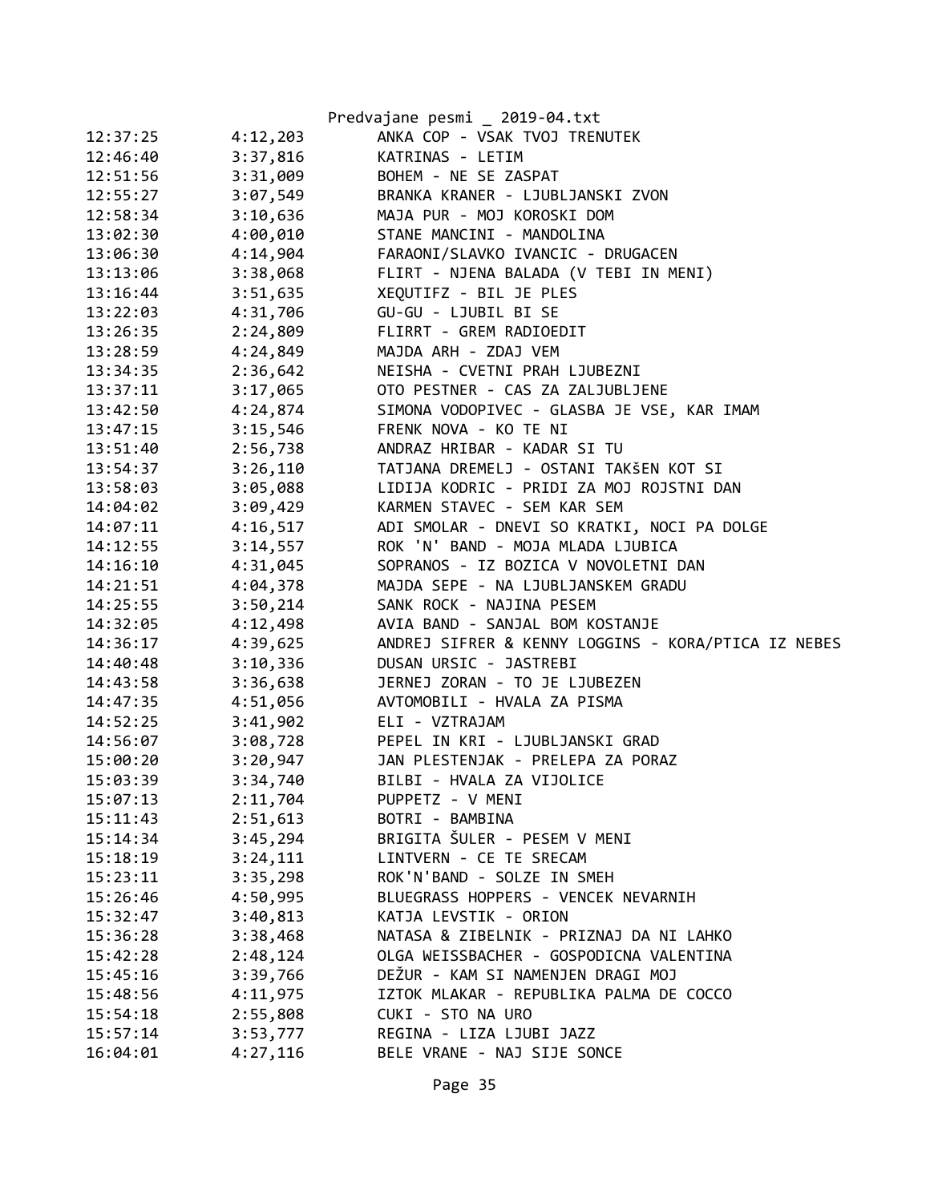| | | |
|---|---|---|
| 12:37:25 | 4:12,203 | ANKA COP - VSAK TVOJ TRENUTEK |
| 12:46:40 | 3:37,816 | KATRINAS - LETIM |
| 12:51:56 | 3:31,009 | BOHEM - NE SE ZASPAT |
| 12:55:27 | 3:07,549 | BRANKA KRANER - LJUBLJANSKI ZVON |
| 12:58:34 | 3:10,636 | MAJA PUR - MOJ KOROSKI DOM |
| 13:02:30 | 4:00,010 | STANE MANCINI - MANDOLINA |
| 13:06:30 | 4:14,904 | FARAONI/SLAVKO IVANCIC - DRUGACEN |
| 13:13:06 | 3:38,068 | FLIRT - NJENA BALADA (V TEBI IN MENI) |
| 13:16:44 | 3:51,635 | XEQUTIFZ - BIL JE PLES |
| 13:22:03 | 4:31,706 | GU-GU - LJUBIL BI SE |
| 13:26:35 | 2:24,809 | FLIRRT - GREM RADIOEDIT |
| 13:28:59 | 4:24,849 | MAJDA ARH - ZDAJ VEM |
| 13:34:35 | 2:36,642 | NEISHA - CVETNI PRAH LJUBEZNI |
| 13:37:11 | 3:17,065 | OTO PESTNER - CAS ZA ZALJUBLJENE |
| 13:42:50 | 4:24,874 | SIMONA VODOPIVEC - GLASBA JE VSE, KAR IMAM |
| 13:47:15 | 3:15,546 | FRENK NOVA - KO TE NI |
| 13:51:40 | 2:56,738 | ANDRAZ HRIBAR - KADAR SI TU |
| 13:54:37 | 3:26,110 | TATJANA DREMELJ - OSTANI TAKšEN KOT SI |
| 13:58:03 | 3:05,088 | LIDIJA KODRIC - PRIDI ZA MOJ ROJSTNI DAN |
| 14:04:02 | 3:09,429 | KARMEN STAVEC - SEM KAR SEM |
| 14:07:11 | 4:16,517 | ADI SMOLAR - DNEVI SO KRATKI, NOCI PA DOLGE |
| 14:12:55 | 3:14,557 | ROK 'N' BAND - MOJA MLADA LJUBICA |
| 14:16:10 | 4:31,045 | SOPRANOS - IZ BOZICA V NOVOLETNI DAN |
| 14:21:51 | 4:04,378 | MAJDA SEPE - NA LJUBLJANSKEM GRADU |
| 14:25:55 | 3:50,214 | SANK ROCK - NAJINA PESEM |
| 14:32:05 | 4:12,498 | AVIA BAND - SANJAL BOM KOSTANJE |
| 14:36:17 | 4:39,625 | ANDREJ SIFRER & KENNY LOGGINS - KORA/PTICA IZ NEBES |
| 14:40:48 | 3:10,336 | DUSAN URSIC - JASTREBI |
| 14:43:58 | 3:36,638 | JERNEJ ZORAN - TO JE LJUBEZEN |
| 14:47:35 | 4:51,056 | AVTOMOBILI - HVALA ZA PISMA |
| 14:52:25 | 3:41,902 | ELI - VZTRAJAM |
| 14:56:07 | 3:08,728 | PEPEL IN KRI - LJUBLJANSKI GRAD |
| 15:00:20 | 3:20,947 | JAN PLESTENJAK - PRELEPA ZA PORAZ |
| 15:03:39 | 3:34,740 | BILBI - HVALA ZA VIJOLICE |
| 15:07:13 | 2:11,704 | PUPPETZ - V MENI |
| 15:11:43 | 2:51,613 | BOTRI - BAMBINA |
| 15:14:34 | 3:45,294 | BRIGITA ŠULER - PESEM V MENI |
| 15:18:19 | 3:24,111 | LINTVERN - CE TE SRECAM |
| 15:23:11 | 3:35,298 | ROK'N'BAND - SOLZE IN SMEH |
| 15:26:46 | 4:50,995 | BLUEGRASS HOPPERS - VENCEK NEVARNIH |
| 15:32:47 | 3:40,813 | KATJA LEVSTIK - ORION |
| 15:36:28 | 3:38,468 | NATASA & ZIBELNIK - PRIZNAJ DA NI LAHKO |
| 15:42:28 | 2:48,124 | OLGA WEISSBACHER - GOSPODICNA VALENTINA |
| 15:45:16 | 3:39,766 | DEŽUR - KAM SI NAMENJEN DRAGI MOJ |
| 15:48:56 | 4:11,975 | IZTOK MLAKAR - REPUBLIKA PALMA DE COCCO |
| 15:54:18 | 2:55,808 | CUKI - STO NA URO |
| 15:57:14 | 3:53,777 | REGINA - LIZA LJUBI JAZZ |
| 16:04:01 | 4:27,116 | BELE VRANE - NAJ SIJE SONCE |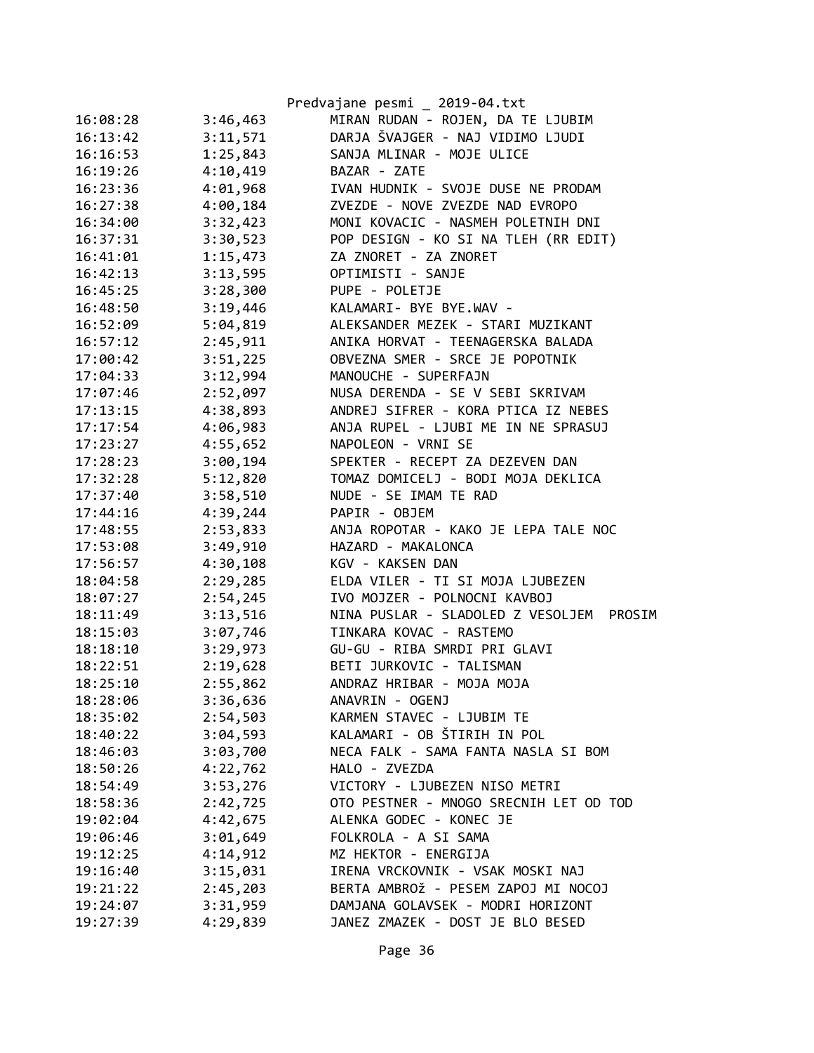| | | |
|---|---|---|
| 16:08:28 | 3:46,463 | MIRAN RUDAN - ROJEN, DA TE LJUBIM |
| 16:13:42 | 3:11,571 | DARJA ŠVAJGER - NAJ VIDIMO LJUDI |
| 16:16:53 | 1:25,843 | SANJA MLINAR - MOJE ULICE |
| 16:19:26 | 4:10,419 | BAZAR - ZATE |
| 16:23:36 | 4:01,968 | IVAN HUDNIK - SVOJE DUSE NE PRODAM |
| 16:27:38 | 4:00,184 | ZVEZDE - NOVE ZVEZDE NAD EVROPO |
| 16:34:00 | 3:32,423 | MONI KOVACIC - NASMEH POLETNIH DNI |
| 16:37:31 | 3:30,523 | POP DESIGN - KO SI NA TLEH (RR EDIT) |
| 16:41:01 | 1:15,473 | ZA ZNORET - ZA ZNORET |
| 16:42:13 | 3:13,595 | OPTIMISTI - SANJE |
| 16:45:25 | 3:28,300 | PUPE - POLETJE |
| 16:48:50 | 3:19,446 | KALAMARI- BYE BYE.WAV - |
| 16:52:09 | 5:04,819 | ALEKSANDER MEZEK - STARI MUZIKANT |
| 16:57:12 | 2:45,911 | ANIKA HORVAT - TEENAGERSKA BALADA |
| 17:00:42 | 3:51,225 | OBVEZNA SMER - SRCE JE POPOTNIK |
| 17:04:33 | 3:12,994 | MANOUCHE - SUPERFAJN |
| 17:07:46 | 2:52,097 | NUSA DERENDA - SE V SEBI SKRIVAM |
| 17:13:15 | 4:38,893 | ANDREJ SIFRER - KORA PTICA IZ NEBES |
| 17:17:54 | 4:06,983 | ANJA RUPEL - LJUBI ME IN NE SPRASUJ |
| 17:23:27 | 4:55,652 | NAPOLEON - VRNI SE |
| 17:28:23 | 3:00,194 | SPEKTER - RECEPT ZA DEZEVEN DAN |
| 17:32:28 | 5:12,820 | TOMAZ DOMICELJ - BODI MOJA DEKLICA |
| 17:37:40 | 3:58,510 | NUDE - SE IMAM TE RAD |
| 17:44:16 | 4:39,244 | PAPIR - OBJEM |
| 17:48:55 | 2:53,833 | ANJA ROPOTAR - KAKO JE LEPA TALE NOC |
| 17:53:08 | 3:49,910 | HAZARD - MAKALONCA |
| 17:56:57 | 4:30,108 | KGV - KAKSEN DAN |
| 18:04:58 | 2:29,285 | ELDA VILER - TI SI MOJA LJUBEZEN |
| 18:07:27 | 2:54,245 | IVO MOJZER - POLNOCNI KAVBOJ |
| 18:11:49 | 3:13,516 | NINA PUSLAR - SLADOLED Z VESOLJEM  PROSIM |
| 18:15:03 | 3:07,746 | TINKARA KOVAC - RASTEMO |
| 18:18:10 | 3:29,973 | GU-GU - RIBA SMRDI PRI GLAVI |
| 18:22:51 | 2:19,628 | BETI JURKOVIC - TALISMAN |
| 18:25:10 | 2:55,862 | ANDRAZ HRIBAR - MOJA MOJA |
| 18:28:06 | 3:36,636 | ANAVRIN - OGENJ |
| 18:35:02 | 2:54,503 | KARMEN STAVEC - LJUBIM TE |
| 18:40:22 | 3:04,593 | KALAMARI - OB ŠTIRIH IN POL |
| 18:46:03 | 3:03,700 | NECA FALK - SAMA FANTA NASLA SI BOM |
| 18:50:26 | 4:22,762 | HALO - ZVEZDA |
| 18:54:49 | 3:53,276 | VICTORY - LJUBEZEN NISO METRI |
| 18:58:36 | 2:42,725 | OTO PESTNER - MNOGO SRECNIH LET OD TOD |
| 19:02:04 | 4:42,675 | ALENKA GODEC - KONEC JE |
| 19:06:46 | 3:01,649 | FOLKROLA - A SI SAMA |
| 19:12:25 | 4:14,912 | MZ HEKTOR - ENERGIJA |
| 19:16:40 | 3:15,031 | IRENA VRCKOVNIK - VSAK MOSKI NAJ |
| 19:21:22 | 2:45,203 | BERTA AMBROŽ - PESEM ZAPOJ MI NOCOJ |
| 19:24:07 | 3:31,959 | DAMJANA GOLAVSEK - MODRI HORIZONT |
| 19:27:39 | 4:29,839 | JANEZ ZMAZEK - DOST JE BLO BESED |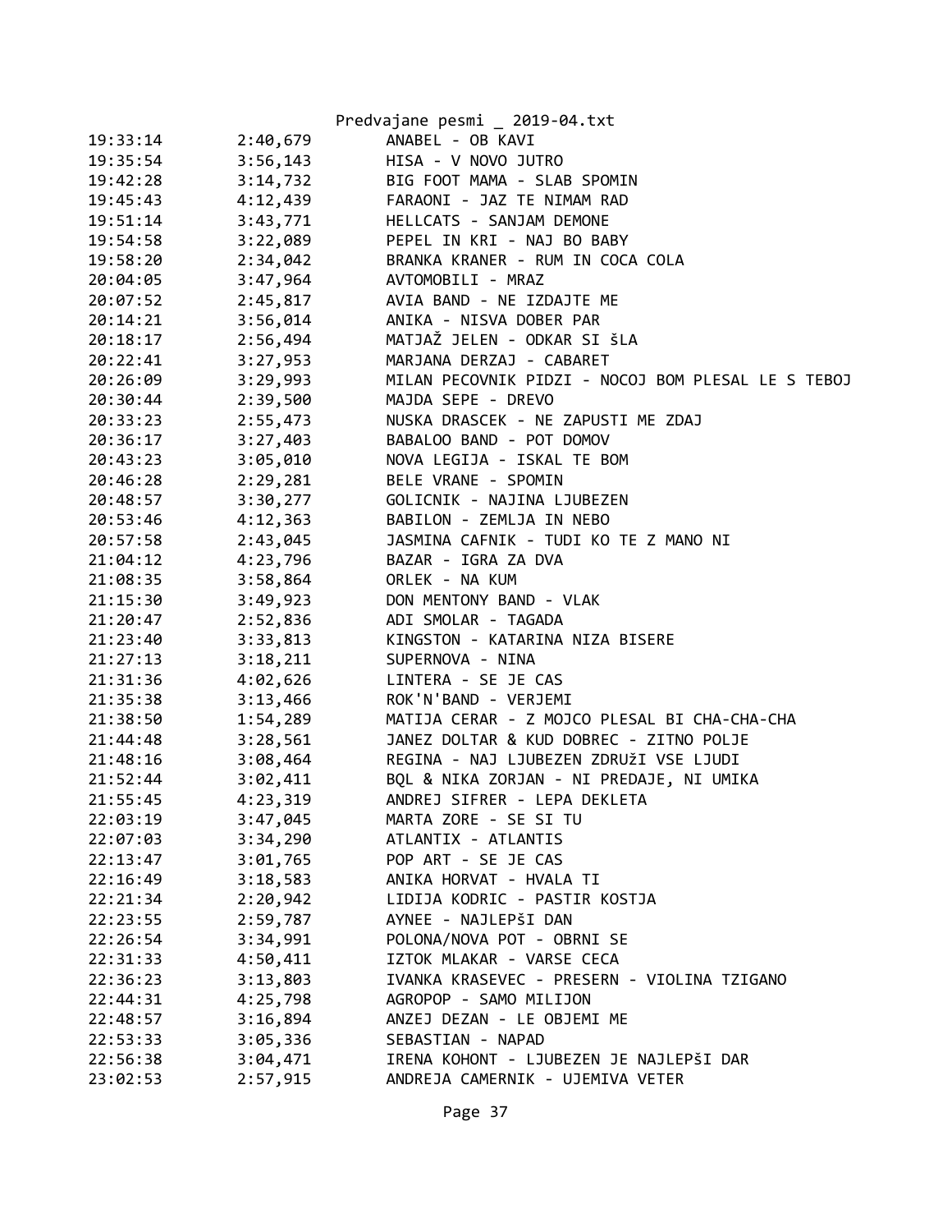| | | |
|---|---|---|
| 19:33:14 | 2:40,679 | ANABEL - OB KAVI |
| 19:35:54 | 3:56,143 | HISA - V NOVO JUTRO |
| 19:42:28 | 3:14,732 | BIG FOOT MAMA - SLAB SPOMIN |
| 19:45:43 | 4:12,439 | FARAONI - JAZ TE NIMAM RAD |
| 19:51:14 | 3:43,771 | HELLCATS - SANJAM DEMONE |
| 19:54:58 | 3:22,089 | PEPEL IN KRI - NAJ BO BABY |
| 19:58:20 | 2:34,042 | BRANKA KRANER - RUM IN COCA COLA |
| 20:04:05 | 3:47,964 | AVTOMOBILI - MRAZ |
| 20:07:52 | 2:45,817 | AVIA BAND - NE IZDAJTE ME |
| 20:14:21 | 3:56,014 | ANIKA - NISVA DOBER PAR |
| 20:18:17 | 2:56,494 | MATJAŽ JELEN - ODKAR SI ŠLA |
| 20:22:41 | 3:27,953 | MARJANA DERZAJ - CABARET |
| 20:26:09 | 3:29,993 | MILAN PECOVNIK PIDZI - NOCOJ BOM PLESAL LE S TEBOJ |
| 20:30:44 | 2:39,500 | MAJDA SEPE - DREVO |
| 20:33:23 | 2:55,473 | NUSKA DRASCEK - NE ZAPUSTI ME ZDAJ |
| 20:36:17 | 3:27,403 | BABALOO BAND - POT DOMOV |
| 20:43:23 | 3:05,010 | NOVA LEGIJA - ISKAL TE BOM |
| 20:46:28 | 2:29,281 | BELE VRANE - SPOMIN |
| 20:48:57 | 3:30,277 | GOLICNIK - NAJINA LJUBEZEN |
| 20:53:46 | 4:12,363 | BABILON - ZEMLJA IN NEBO |
| 20:57:58 | 2:43,045 | JASMINA CAFNIK - TUDI KO TE Z MANO NI |
| 21:04:12 | 4:23,796 | BAZAR - IGRA ZA DVA |
| 21:08:35 | 3:58,864 | ORLEK - NA KUM |
| 21:15:30 | 3:49,923 | DON MENTONY BAND - VLAK |
| 21:20:47 | 2:52,836 | ADI SMOLAR - TAGADA |
| 21:23:40 | 3:33,813 | KINGSTON - KATARINA NIZA BISERE |
| 21:27:13 | 3:18,211 | SUPERNOVA - NINA |
| 21:31:36 | 4:02,626 | LINTERA - SE JE CAS |
| 21:35:38 | 3:13,466 | ROK'N'BAND - VERJEMI |
| 21:38:50 | 1:54,289 | MATIJA CERAR - Z MOJCO PLESAL BI CHA-CHA-CHA |
| 21:44:48 | 3:28,561 | JANEZ DOLTAR & KUD DOBREC - ZITNO POLJE |
| 21:48:16 | 3:08,464 | REGINA - NAJ LJUBEZEN ZDRUžI VSE LJUDI |
| 21:52:44 | 3:02,411 | BQL & NIKA ZORJAN - NI PREDAJE, NI UMIKA |
| 21:55:45 | 4:23,319 | ANDREJ SIFRER - LEPA DEKLETA |
| 22:03:19 | 3:47,045 | MARTA ZORE - SE SI TU |
| 22:07:03 | 3:34,290 | ATLANTIX - ATLANTIS |
| 22:13:47 | 3:01,765 | POP ART - SE JE CAS |
| 22:16:49 | 3:18,583 | ANIKA HORVAT - HVALA TI |
| 22:21:34 | 2:20,942 | LIDIJA KODRIC - PASTIR KOSTJA |
| 22:23:55 | 2:59,787 | AYNEE - NAJLEPšI DAN |
| 22:26:54 | 3:34,991 | POLONA/NOVA POT - OBRNI SE |
| 22:31:33 | 4:50,411 | IZTOK MLAKAR - VARSE CECA |
| 22:36:23 | 3:13,803 | IVANKA KRASEVEC - PRESERN - VIOLINA TZIGANO |
| 22:44:31 | 4:25,798 | AGROPOP - SAMO MILIJON |
| 22:48:57 | 3:16,894 | ANZEJ DEZAN - LE OBJEMI ME |
| 22:53:33 | 3:05,336 | SEBASTIAN - NAPAD |
| 22:56:38 | 3:04,471 | IRENA KOHONT - LJUBEZEN JE NAJLEPšI DAR |
| 23:02:53 | 2:57,915 | ANDREJA CAMERNIK - UJEMIVA VETER |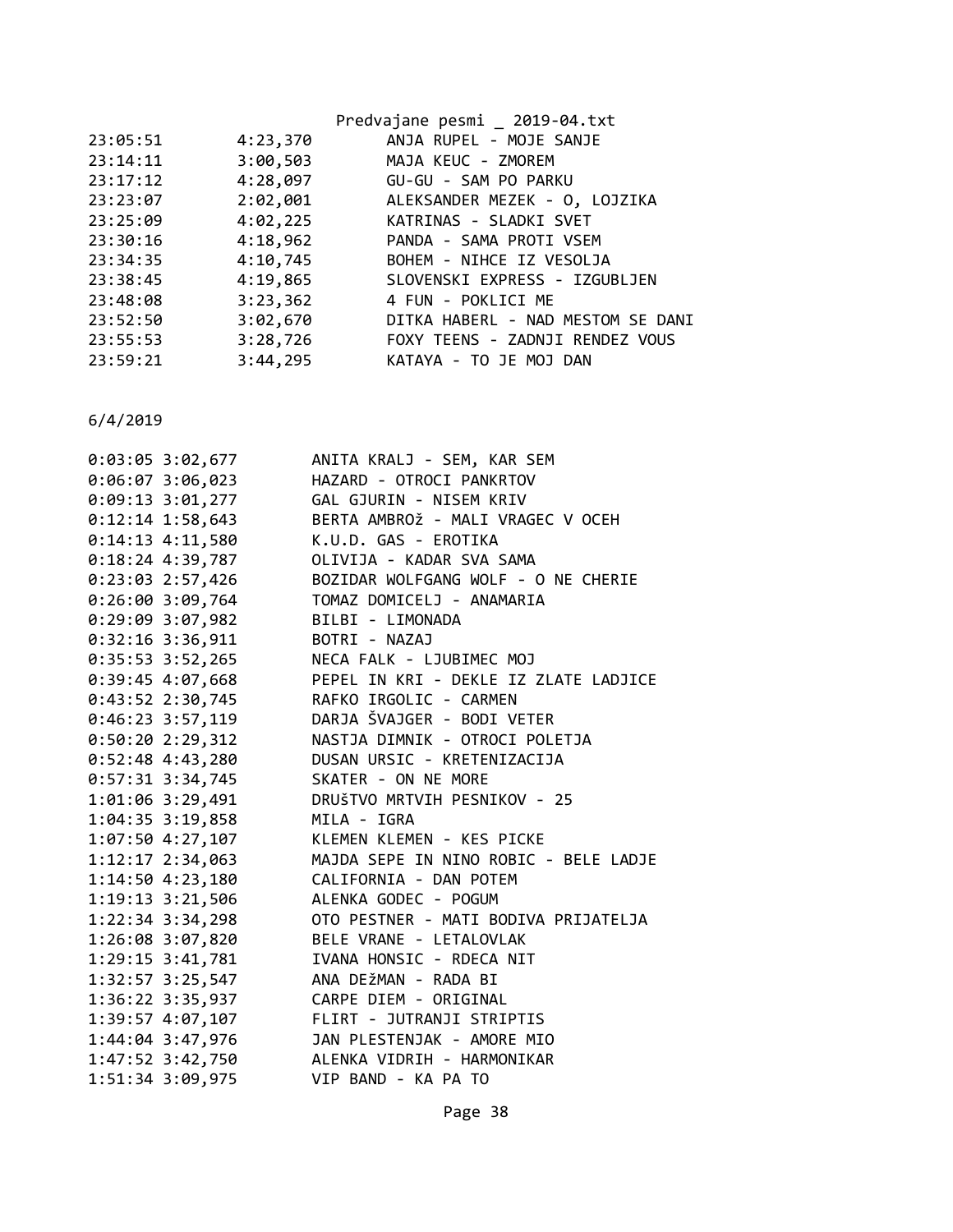| | | |
|---|---|---|
| 23:05:51 | 4:23,370 | ANJA RUPEL - MOJE SANJE |
| 23:14:11 | 3:00,503 | MAJA KEUC - ZMOREM |
| 23:17:12 | 4:28,097 | GU-GU - SAM PO PARKU |
| 23:23:07 | 2:02,001 | ALEKSANDER MEZEK - O, LOJZIKA |
| 23:25:09 | 4:02,225 | KATRINAS - SLADKI SVET |
| 23:30:16 | 4:18,962 | PANDA - SAMA PROTI VSEM |
| 23:34:35 | 4:10,745 | BOHEM - NIHCE IZ VESOLJA |
| 23:38:45 | 4:19,865 | SLOVENSKI EXPRESS - IZGUBLJEN |
| 23:48:08 | 3:23,362 | 4 FUN - POKLICI ME |
| 23:52:50 | 3:02,670 | DITKA HABERL - NAD MESTOM SE DANI |
| 23:55:53 | 3:28,726 | FOXY TEENS - ZADNJI RENDEZ VOUS |
| 23:59:21 | 3:44,295 | KATAYA - TO JE MOJ DAN |

6/4/2019

| | | |
|---|---|---|
| 0:03:05 | 3:02,677 | ANITA KRALJ - SEM, KAR SEM |
| 0:06:07 | 3:06,023 | HAZARD - OTROCI PANKRTOV |
| 0:09:13 | 3:01,277 | GAL GJURIN - NISEM KRIV |
| 0:12:14 | 1:58,643 | BERTA AMBROž - MALI VRAGEC V OCEH |
| 0:14:13 | 4:11,580 | K.U.D. GAS - EROTIKA |
| 0:18:24 | 4:39,787 | OLIVIJA - KADAR SVA SAMA |
| 0:23:03 | 2:57,426 | BOZIDAR WOLFGANG WOLF - O NE CHERIE |
| 0:26:00 | 3:09,764 | TOMAZ DOMICELJ - ANAMARIA |
| 0:29:09 | 3:07,982 | BILBI - LIMONADA |
| 0:32:16 | 3:36,911 | BOTRI - NAZAJ |
| 0:35:53 | 3:52,265 | NECA FALK - LJUBIMEC MOJ |
| 0:39:45 | 4:07,668 | PEPEL IN KRI - DEKLE IZ ZLATE LADJICE |
| 0:43:52 | 2:30,745 | RAFKO IRGOLIC - CARMEN |
| 0:46:23 | 3:57,119 | DARJA ŠVAJGER - BODI VETER |
| 0:50:20 | 2:29,312 | NASTJA DIMNIK - OTROCI POLETJA |
| 0:52:48 | 4:43,280 | DUSAN URSIC - KRETENIZACIJA |
| 0:57:31 | 3:34,745 | SKATER - ON NE MORE |
| 1:01:06 | 3:29,491 | DRUšTVO MRTVIH PESNIKOV - 25 |
| 1:04:35 | 3:19,858 | MILA - IGRA |
| 1:07:50 | 4:27,107 | KLEMEN KLEMEN - KES PICKE |
| 1:12:17 | 2:34,063 | MAJDA SEPE IN NINO ROBIC - BELE LADJE |
| 1:14:50 | 4:23,180 | CALIFORNIA - DAN POTEM |
| 1:19:13 | 3:21,506 | ALENKA GODEC - POGUM |
| 1:22:34 | 3:34,298 | OTO PESTNER - MATI BODIVA PRIJATELJA |
| 1:26:08 | 3:07,820 | BELE VRANE - LETALOVLAK |
| 1:29:15 | 3:41,781 | IVANA HONSIC - RDECA NIT |
| 1:32:57 | 3:25,547 | ANA DEžMAN - RADA BI |
| 1:36:22 | 3:35,937 | CARPE DIEM - ORIGINAL |
| 1:39:57 | 4:07,107 | FLIRT - JUTRANJI STRIPTIS |
| 1:44:04 | 3:47,976 | JAN PLESTENJAK - AMORE MIO |
| 1:47:52 | 3:42,750 | ALENKA VIDRIH - HARMONIKAR |
| 1:51:34 | 3:09,975 | VIP BAND - KA PA TO |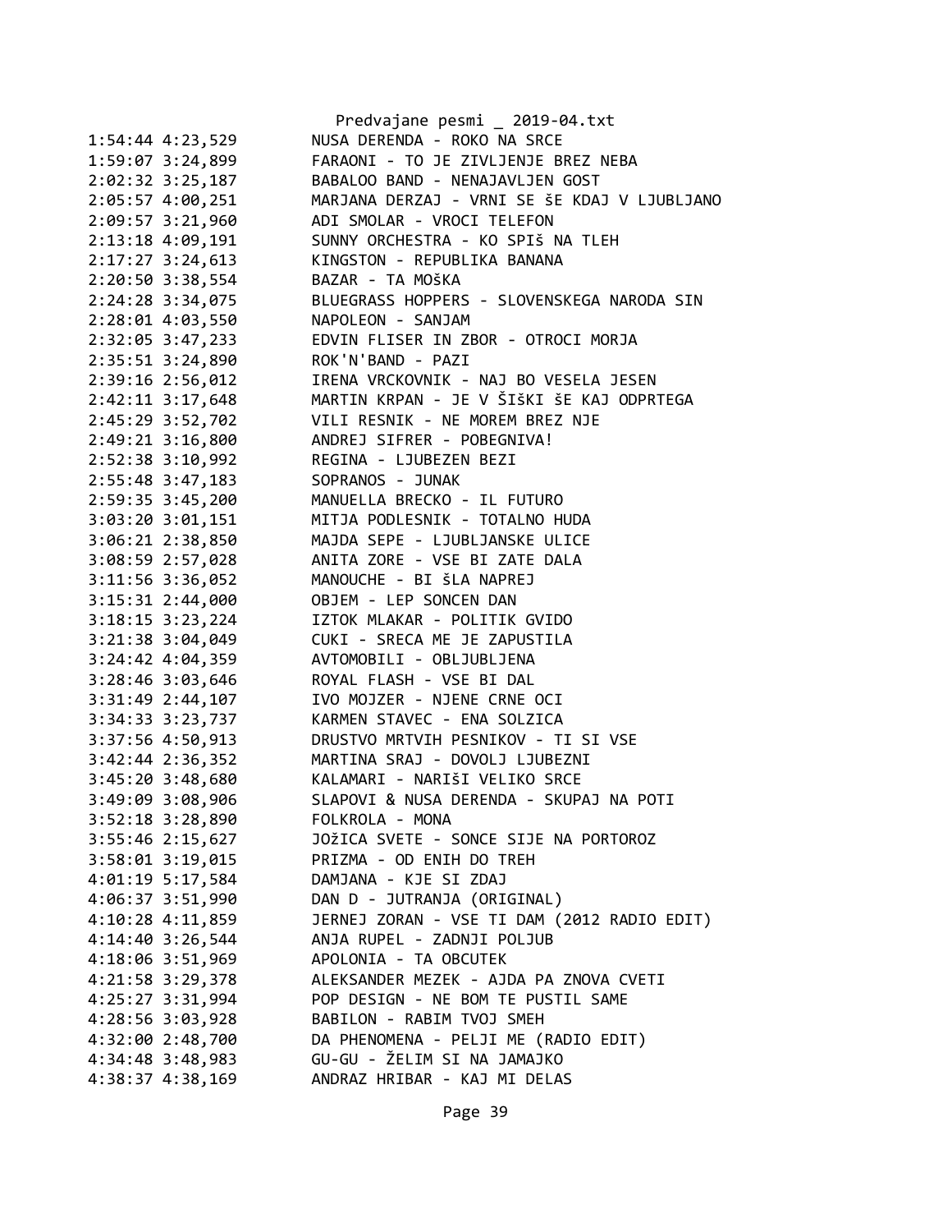```
1:54:44 4:23,529        NUSA DERENDA - ROKO NA SRCE
1:59:07 3:24,899        FARAONI - TO JE ZIVLJENJE BREZ NEBA
2:02:32 3:25,187        BABALOO BAND - NENAJAVLJEN GOST
2:05:57 4:00,251        MARJANA DERZAJ - VRNI SE ŠE KDAJ V LJUBLJANO
2:09:57 3:21,960        ADI SMOLAR - VROCI TELEFON
2:13:18 4:09,191        SUNNY ORCHESTRA - KO SPIŠ NA TLEH
2:17:27 3:24,613        KINGSTON - REPUBLIKA BANANA
2:20:50 3:38,554        BAZAR - TA MOŠKA
2:24:28 3:34,075        BLUEGRASS HOPPERS - SLOVENSKEGA NARODA SIN
2:28:01 4:03,550        NAPOLEON - SANJAM
2:32:05 3:47,233        EDVIN FLISER IN ZBOR - OTROCI MORJA
2:35:51 3:24,890        ROK'N'BAND - PAZI
2:39:16 2:56,012        IRENA VRCKOVNIK - NAJ BO VESELA JESEN
2:42:11 3:17,648        MARTIN KRPAN - JE V ŠIŠKI ŠE KAJ ODPRTEGA
2:45:29 3:52,702        VILI RESNIK - NE MOREM BREZ NJE
2:49:21 3:16,800        ANDREJ SIFRER - POBEGNIVA!
2:52:38 3:10,992        REGINA - LJUBEZEN BEZI
2:55:48 3:47,183        SOPRANOS - JUNAK
2:59:35 3:45,200        MANUELLA BRECKO - IL FUTURO
3:03:20 3:01,151        MITJA PODLESNIK - TOTALNO HUDA
3:06:21 2:38,850        MAJDA SEPE - LJUBLJANSKE ULICE
3:08:59 2:57,028        ANITA ZORE - VSE BI ZATE DALA
3:11:56 3:36,052        MANOUCHE - BI ŠLA NAPREJ
3:15:31 2:44,000        OBJEM - LEP SONCEN DAN
3:18:15 3:23,224        IZTOK MLAKAR - POLITIK GVIDO
3:21:38 3:04,049        CUKI - SRECA ME JE ZAPUSTILA
3:24:42 4:04,359        AVTOMOBILI - OBLJUBLJENA
3:28:46 3:03,646        ROYAL FLASH - VSE BI DAL
3:31:49 2:44,107        IVO MOJZER - NJENE CRNE OCI
3:34:33 3:23,737        KARMEN STAVEC - ENA SOLZICA
3:37:56 4:50,913        DRUSTVO MRTVIH PESNIKOV - TI SI VSE
3:42:44 2:36,352        MARTINA SRAJ - DOVOLJ LJUBEZNI
3:45:20 3:48,680        KALAMARI - NARIŠI VELIKO SRCE
3:49:09 3:08,906        SLAPOVI & NUSA DERENDA - SKUPAJ NA POTI
3:52:18 3:28,890        FOLKROLA - MONA
3:55:46 2:15,627        JOŽICA SVETE - SONCE SIJE NA PORTOROZ
3:58:01 3:19,015        PRIZMA - OD ENIH DO TREH
4:01:19 5:17,584        DAMJANA - KJE SI ZDAJ
4:06:37 3:51,990        DAN D - JUTRANJA (ORIGINAL)
4:10:28 4:11,859        JERNEJ ZORAN - VSE TI DAM (2012 RADIO EDIT)
4:14:40 3:26,544        ANJA RUPEL - ZADNJI POLJUB
4:18:06 3:51,969        APOLONIA - TA OBCUTEK
4:21:58 3:29,378        ALEKSANDER MEZEK - AJDA PA ZNOVA CVETI
4:25:27 3:31,994        POP DESIGN - NE BOM TE PUSTIL SAME
4:28:56 3:03,928        BABILON - RABIM TVOJ SMEH
4:32:00 2:48,700        DA PHENOMENA - PELJI ME (RADIO EDIT)
4:34:48 3:48,983        GU-GU - ŽELIM SI NA JAMAJKO
4:38:37 4:38,169        ANDRAZ HRIBAR - KAJ MI DELAS
```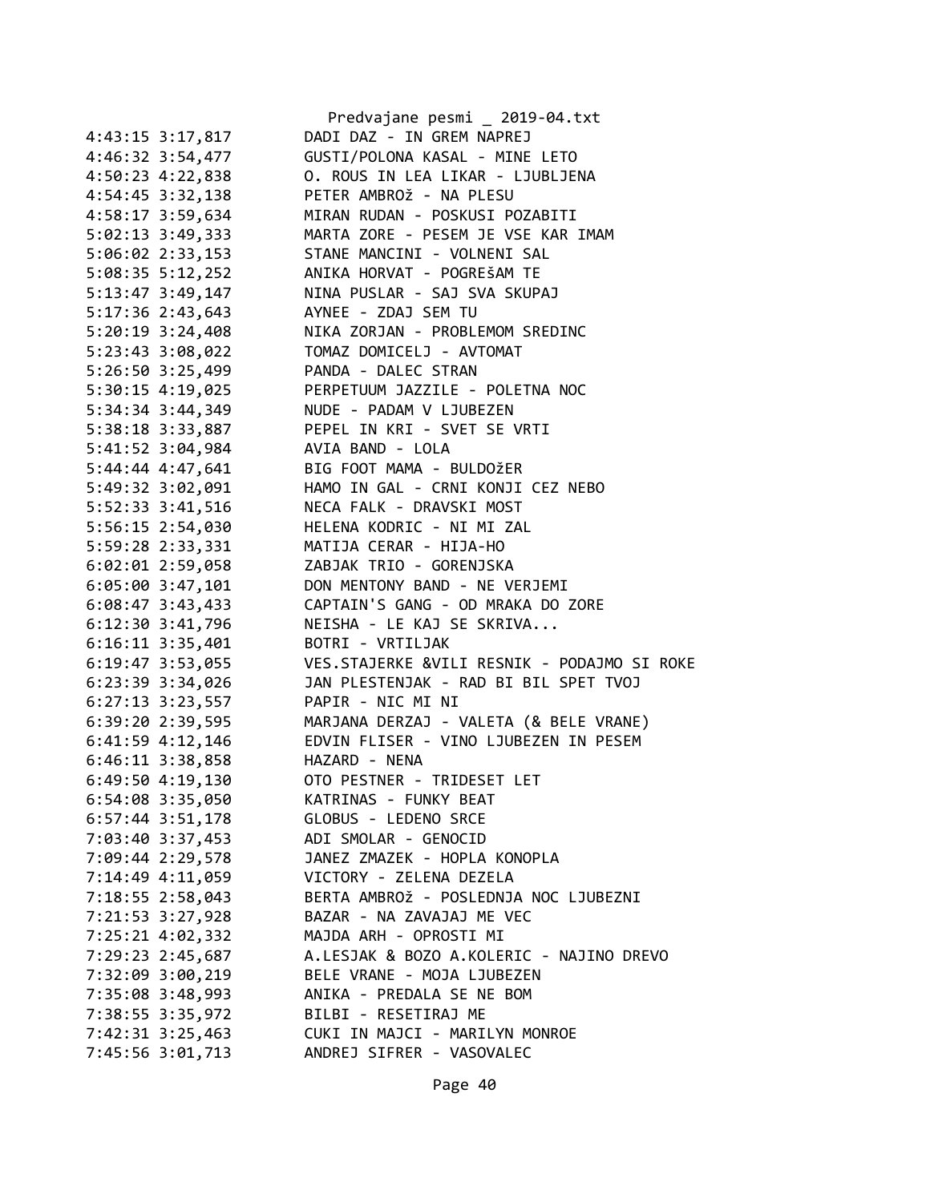```
4:43:15 3:17,817        DADI DAZ - IN GREM NAPREJ
4:46:32 3:54,477        GUSTI/POLONA KASAL - MINE LETO
4:50:23 4:22,838        O. ROUS IN LEA LIKAR - LJUBLJENA
4:54:45 3:32,138        PETER AMBROž - NA PLESU
4:58:17 3:59,634        MIRAN RUDAN - POSKUSI POZABITI
5:02:13 3:49,333        MARTA ZORE - PESEM JE VSE KAR IMAM
5:06:02 2:33,153        STANE MANCINI - VOLNENI SAL
5:08:35 5:12,252        ANIKA HORVAT - POGREšAM TE
5:13:47 3:49,147        NINA PUSLAR - SAJ SVA SKUPAJ
5:17:36 2:43,643        AYNEE - ZDAJ SEM TU
5:20:19 3:24,408        NIKA ZORJAN - PROBLEMOM SREDINC
5:23:43 3:08,022        TOMAZ DOMICELJ - AVTOMAT
5:26:50 3:25,499        PANDA - DALEC STRAN
5:30:15 4:19,025        PERPETUUM JAZZILE - POLETNA NOC
5:34:34 3:44,349        NUDE - PADAM V LJUBEZEN
5:38:18 3:33,887        PEPEL IN KRI - SVET SE VRTI
5:41:52 3:04,984        AVIA BAND - LOLA
5:44:44 4:47,641        BIG FOOT MAMA - BULDOžER
5:49:32 3:02,091        HAMO IN GAL - CRNI KONJI CEZ NEBO
5:52:33 3:41,516        NECA FALK - DRAVSKI MOST
5:56:15 2:54,030        HELENA KODRIC - NI MI ZAL
5:59:28 2:33,331        MATIJA CERAR - HIJA-HO
6:02:01 2:59,058        ZABJAK TRIO - GORENJSKA
6:05:00 3:47,101        DON MENTONY BAND - NE VERJEMI
6:08:47 3:43,433        CAPTAIN'S GANG - OD MRAKA DO ZORE
6:12:30 3:41,796        NEISHA - LE KAJ SE SKRIVA...
6:16:11 3:35,401        BOTRI - VRTILJAK
6:19:47 3:53,055        VES.STAJERKE &VILI RESNIK - PODAJMO SI ROKE
6:23:39 3:34,026        JAN PLESTENJAK - RAD BI BIL SPET TVOJ
6:27:13 3:23,557        PAPIR - NIC MI NI
6:39:20 2:39,595        MARJANA DERZAJ - VALETA (& BELE VRANE)
6:41:59 4:12,146        EDVIN FLISER - VINO LJUBEZEN IN PESEM
6:46:11 3:38,858        HAZARD - NENA
6:49:50 4:19,130        OTO PESTNER - TRIDESET LET
6:54:08 3:35,050        KATRINAS - FUNKY BEAT
6:57:44 3:51,178        GLOBUS - LEDENO SRCE
7:03:40 3:37,453        ADI SMOLAR - GENOCID
7:09:44 2:29,578        JANEZ ZMAZEK - HOPLA KONOPLA
7:14:49 4:11,059        VICTORY - ZELENA DEZELA
7:18:55 2:58,043        BERTA AMBROž - POSLEDNJA NOC LJUBEZNI
7:21:53 3:27,928        BAZAR - NA ZAVAJAJ ME VEC
7:25:21 4:02,332        MAJDA ARH - OPROSTI MI
7:29:23 2:45,687        A.LESJAK & BOZO A.KOLERIC - NAJINO DREVO
7:32:09 3:00,219        BELE VRANE - MOJA LJUBEZEN
7:35:08 3:48,993        ANIKA - PREDALA SE NE BOM
7:38:55 3:35,972        BILBI - RESETIRAJ ME
7:42:31 3:25,463        CUKI IN MAJCI - MARILYN MONROE
7:45:56 3:01,713        ANDREJ SIFRER - VASOVALEC
```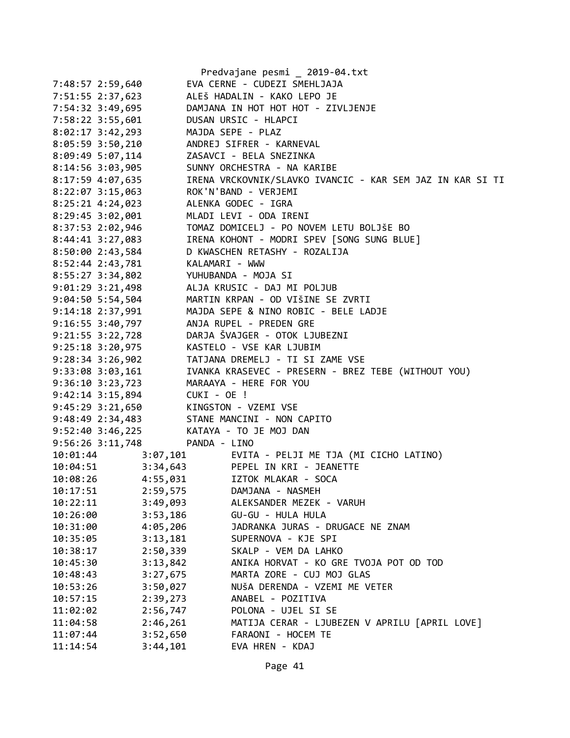```
7:48:57 2:59,640        EVA CERNE - CUDEZI SMEHLJAJA
7:51:55 2:37,623        ALEš HADALIN - KAKO LEPO JE
7:54:32 3:49,695        DAMJANA IN HOT HOT HOT - ZIVLJENJE
7:58:22 3:55,601        DUSAN URSIC - HLAPCI
8:02:17 3:42,293        MAJDA SEPE - PLAZ
8:05:59 3:50,210        ANDREJ SIFRER - KARNEVAL
8:09:49 5:07,114        ZASAVCI - BELA SNEZINKA
8:14:56 3:03,905        SUNNY ORCHESTRA - NA KARIBE
8:17:59 4:07,635        IRENA VRCKOVNIK/SLAVKO IVANCIC - KAR SEM JAZ IN KAR SI TI
8:22:07 3:15,063        ROK'N'BAND - VERJEMI
8:25:21 4:24,023        ALENKA GODEC - IGRA
8:29:45 3:02,001        MLADI LEVI - ODA IRENI
8:37:53 2:02,946        TOMAZ DOMICELJ - PO NOVEM LETU BOLJšE BO
8:44:41 3:27,083        IRENA KOHONT - MODRI SPEV [SONG SUNG BLUE]
8:50:00 2:43,584        D KWASCHEN RETASHY - ROZALIJA
8:52:44 2:43,781        KALAMARI - WWW
8:55:27 3:34,802        YUHUBANDA - MOJA SI
9:01:29 3:21,498        ALJA KRUSIC - DAJ MI POLJUB
9:04:50 5:54,504        MARTIN KRPAN - OD VIšINE SE ZVRTI
9:14:18 2:37,991        MAJDA SEPE & NINO ROBIC - BELE LADJE
9:16:55 3:40,797        ANJA RUPEL - PREDEN GRE
9:21:55 3:22,728        DARJA ŠVAJGER - OTOK LJUBEZNI
9:25:18 3:20,975        KASTELO - VSE KAR LJUBIM
9:28:34 3:26,902        TATJANA DREMELJ - TI SI ZAME VSE
9:33:08 3:03,161        IVANKA KRASEVEC - PRESERN - BREZ TEBE (WITHOUT YOU)
9:36:10 3:23,723        MARAAYA - HERE FOR YOU
9:42:14 3:15,894        CUKI - OE !
9:45:29 3:21,650        KINGSTON - VZEMI VSE
9:48:49 2:34,483        STANE MANCINI - NON CAPITO
9:52:40 3:46,225        KATAYA - TO JE MOJ DAN
9:56:26 3:11,748        PANDA - LINO
10:01:44        3:07,101        EVITA - PELJI ME TJA (MI CICHO LATINO)
10:04:51        3:34,643        PEPEL IN KRI - JEANETTE
10:08:26        4:55,031        IZTOK MLAKAR - SOCA
10:17:51        2:59,575        DAMJANA - NASMEH
10:22:11        3:49,093        ALEKSANDER MEZEK - VARUH
10:26:00        3:53,186        GU-GU - HULA HULA
10:31:00        4:05,206        JADRANKA JURAS - DRUGACE NE ZNAM
10:35:05        3:13,181        SUPERNOVA - KJE SPI
10:38:17        2:50,339        SKALP - VEM DA LAHKO
10:45:30        3:13,842        ANIKA HORVAT - KO GRE TVOJA POT OD TOD
10:48:43        3:27,675        MARTA ZORE - CUJ MOJ GLAS
10:53:26        3:50,027        NUšA DERENDA - VZEMI ME VETER
10:57:15        2:39,273        ANABEL - POZITIVA
11:02:02        2:56,747        POLONA - UJEL SI SE
11:04:58        2:46,261        MATIJA CERAR - LJUBEZEN V APRILU [APRIL LOVE]
11:07:44        3:52,650        FARAONI - HOCEM TE
11:14:54        3:44,101        EVA HREN - KDAJ
```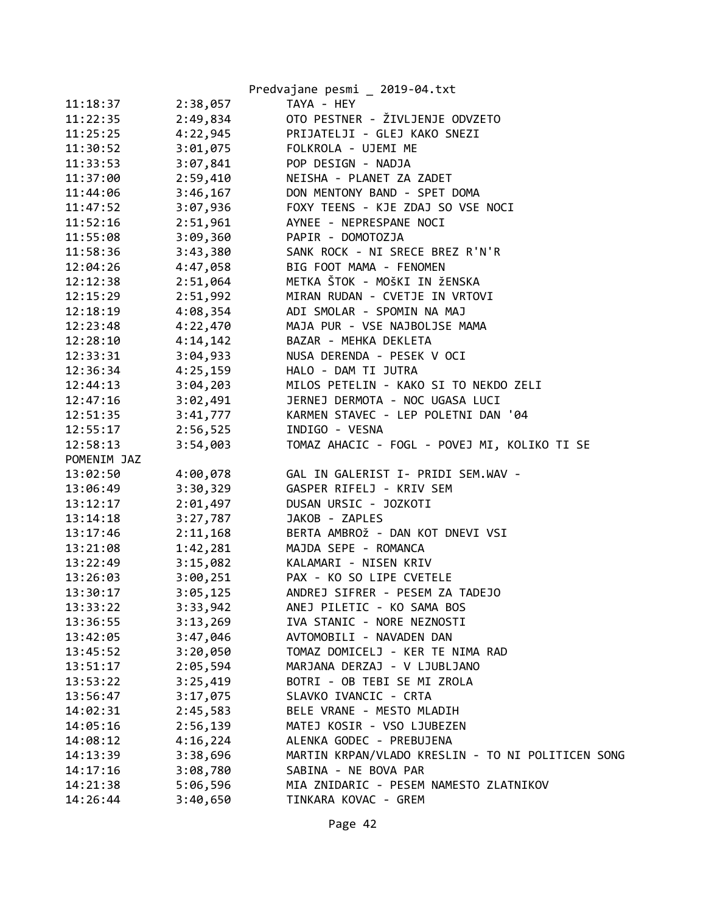| | | |
|---|---|---|
| 11:18:37 | 2:38,057 | TAYA - HEY |
| 11:22:35 | 2:49,834 | OTO PESTNER - ŽIVLJENJE ODVZETO |
| 11:25:25 | 4:22,945 | PRIJATELJI - GLEJ KAKO SNEZI |
| 11:30:52 | 3:01,075 | FOLKROLA - UJEMI ME |
| 11:33:53 | 3:07,841 | POP DESIGN - NADJA |
| 11:37:00 | 2:59,410 | NEISHA - PLANET ZA ZADET |
| 11:44:06 | 3:46,167 | DON MENTONY BAND - SPET DOMA |
| 11:47:52 | 3:07,936 | FOXY TEENS - KJE ZDAJ SO VSE NOCI |
| 11:52:16 | 2:51,961 | AYNEE - NEPRESPANE NOCI |
| 11:55:08 | 3:09,360 | PAPIR - DOMOTOZJA |
| 11:58:36 | 3:43,380 | SANK ROCK - NI SRECE BREZ R'N'R |
| 12:04:26 | 4:47,058 | BIG FOOT MAMA - FENOMEN |
| 12:12:38 | 2:51,064 | METKA ŠTOK - MOŠKI IN ŽENSKA |
| 12:15:29 | 2:51,992 | MIRAN RUDAN - CVETJE IN VRTOVI |
| 12:18:19 | 4:08,354 | ADI SMOLAR - SPOMIN NA MAJ |
| 12:23:48 | 4:22,470 | MAJA PUR - VSE NAJBOLJSE MAMA |
| 12:28:10 | 4:14,142 | BAZAR - MEHKA DEKLETA |
| 12:33:31 | 3:04,933 | NUSA DERENDA - PESEK V OCI |
| 12:36:34 | 4:25,159 | HALO - DAM TI JUTRA |
| 12:44:13 | 3:04,203 | MILOS PETELIN - KAKO SI TO NEKDO ZELI |
| 12:47:16 | 3:02,491 | JERNEJ DERMOTA - NOC UGASA LUCI |
| 12:51:35 | 3:41,777 | KARMEN STAVEC - LEP POLETNI DAN '04 |
| 12:55:17 | 2:56,525 | INDIGO - VESNA |
| 12:58:13 | 3:54,003 | TOMAZ AHACIC - FOGL - POVEJ MI, KOLIKO TI SE POMENIM JAZ |
| 13:02:50 | 4:00,078 | GAL IN GALERIST I- PRIDI SEM.WAV - |
| 13:06:49 | 3:30,329 | GASPER RIFELJ - KRIV SEM |
| 13:12:17 | 2:01,497 | DUSAN URSIC - JOZKOTI |
| 13:14:18 | 3:27,787 | JAKOB - ZAPLES |
| 13:17:46 | 2:11,168 | BERTA AMBROž - DAN KOT DNEVI VSI |
| 13:21:08 | 1:42,281 | MAJDA SEPE - ROMANCA |
| 13:22:49 | 3:15,082 | KALAMARI - NISEN KRIV |
| 13:26:03 | 3:00,251 | PAX - KO SO LIPE CVETELE |
| 13:30:17 | 3:05,125 | ANDREJ SIFRER - PESEM ZA TADEJO |
| 13:33:22 | 3:33,942 | ANEJ PILETIC - KO SAMA BOS |
| 13:36:55 | 3:13,269 | IVA STANIC - NORE NEZNOSTI |
| 13:42:05 | 3:47,046 | AVTOMOBILI - NAVADEN DAN |
| 13:45:52 | 3:20,050 | TOMAZ DOMICELJ - KER TE NIMA RAD |
| 13:51:17 | 2:05,594 | MARJANA DERZAJ - V LJUBLJANO |
| 13:53:22 | 3:25,419 | BOTRI - OB TEBI SE MI ZROLA |
| 13:56:47 | 3:17,075 | SLAVKO IVANCIC - CRTA |
| 14:02:31 | 2:45,583 | BELE VRANE - MESTO MLADIH |
| 14:05:16 | 2:56,139 | MATEJ KOSIR - VSO LJUBEZEN |
| 14:08:12 | 4:16,224 | ALENKA GODEC - PREBUJENA |
| 14:13:39 | 3:38,696 | MARTIN KRPAN/VLADO KRESLIN - TO NI POLITICEN SONG |
| 14:17:16 | 3:08,780 | SABINA - NE BOVA PAR |
| 14:21:38 | 5:06,596 | MIA ZNIDARIC - PESEM NAMESTO ZLATNIKOV |
| 14:26:44 | 3:40,650 | TINKARA KOVAC - GREM |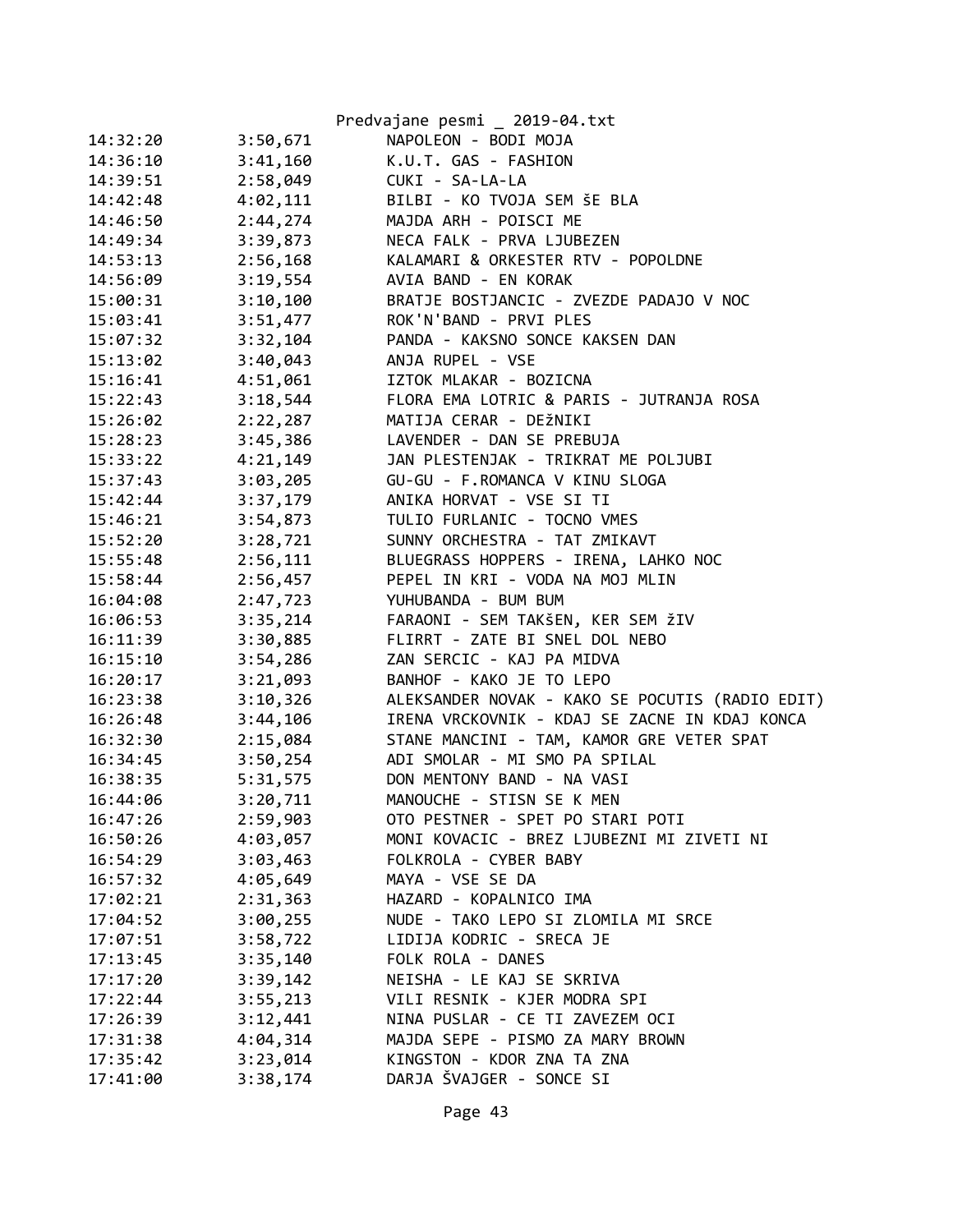| | | |
|---|---|---|
| 14:32:20 | 3:50,671 | NAPOLEON - BODI MOJA |
| 14:36:10 | 3:41,160 | K.U.T. GAS - FASHION |
| 14:39:51 | 2:58,049 | CUKI - SA-LA-LA |
| 14:42:48 | 4:02,111 | BILBI - KO TVOJA SEM ŠE BLA |
| 14:46:50 | 2:44,274 | MAJDA ARH - POISCI ME |
| 14:49:34 | 3:39,873 | NECA FALK - PRVA LJUBEZEN |
| 14:53:13 | 2:56,168 | KALAMARI & ORKESTER RTV - POPOLDNE |
| 14:56:09 | 3:19,554 | AVIA BAND - EN KORAK |
| 15:00:31 | 3:10,100 | BRATJE BOSTJANCIC - ZVEZDE PADAJO V NOC |
| 15:03:41 | 3:51,477 | ROK'N'BAND - PRVI PLES |
| 15:07:32 | 3:32,104 | PANDA - KAKSNO SONCE KAKSEN DAN |
| 15:13:02 | 3:40,043 | ANJA RUPEL - VSE |
| 15:16:41 | 4:51,061 | IZTOK MLAKAR - BOZICNA |
| 15:22:43 | 3:18,544 | FLORA EMA LOTRIC & PARIS - JUTRANJA ROSA |
| 15:26:02 | 2:22,287 | MATIJA CERAR - DEžNIKI |
| 15:28:23 | 3:45,386 | LAVENDER - DAN SE PREBUJA |
| 15:33:22 | 4:21,149 | JAN PLESTENJAK - TRIKRAT ME POLJUBI |
| 15:37:43 | 3:03,205 | GU-GU - F.ROMANCA V KINU SLOGA |
| 15:42:44 | 3:37,179 | ANIKA HORVAT - VSE SI TI |
| 15:46:21 | 3:54,873 | TULIO FURLANIC - TOCNO VMES |
| 15:52:20 | 3:28,721 | SUNNY ORCHESTRA - TAT ZMIKAVT |
| 15:55:48 | 2:56,111 | BLUEGRASS HOPPERS - IRENA, LAHKO NOC |
| 15:58:44 | 2:56,457 | PEPEL IN KRI - VODA NA MOJ MLIN |
| 16:04:08 | 2:47,723 | YUHUBANDA - BUM BUM |
| 16:06:53 | 3:35,214 | FARAONI - SEM TAKšEN, KER SEM žIV |
| 16:11:39 | 3:30,885 | FLIRRT - ZATE BI SNEL DOL NEBO |
| 16:15:10 | 3:54,286 | ZAN SERCIC - KAJ PA MIDVA |
| 16:20:17 | 3:21,093 | BANHOF - KAKO JE TO LEPO |
| 16:23:38 | 3:10,326 | ALEKSANDER NOVAK - KAKO SE POCUTIS (RADIO EDIT) |
| 16:26:48 | 3:44,106 | IRENA VRCKOVNIK - KDAJ SE ZACNE IN KDAJ KONCA |
| 16:32:30 | 2:15,084 | STANE MANCINI - TAM, KAMOR GRE VETER SPAT |
| 16:34:45 | 3:50,254 | ADI SMOLAR - MI SMO PA SPILAL |
| 16:38:35 | 5:31,575 | DON MENTONY BAND - NA VASI |
| 16:44:06 | 3:20,711 | MANOUCHE - STISN SE K MEN |
| 16:47:26 | 2:59,903 | OTO PESTNER - SPET PO STARI POTI |
| 16:50:26 | 4:03,057 | MONI KOVACIC - BREZ LJUBEZNI MI ZIVETI NI |
| 16:54:29 | 3:03,463 | FOLKROLA - CYBER BABY |
| 16:57:32 | 4:05,649 | MAYA - VSE SE DA |
| 17:02:21 | 2:31,363 | HAZARD - KOPALNICO IMA |
| 17:04:52 | 3:00,255 | NUDE - TAKO LEPO SI ZLOMILA MI SRCE |
| 17:07:51 | 3:58,722 | LIDIJA KODRIC - SRECA JE |
| 17:13:45 | 3:35,140 | FOLK ROLA - DANES |
| 17:17:20 | 3:39,142 | NEISHA - LE KAJ SE SKRIVA |
| 17:22:44 | 3:55,213 | VILI RESNIK - KJER MODRA SPI |
| 17:26:39 | 3:12,441 | NINA PUSLAR - CE TI ZAVEZEM OCI |
| 17:31:38 | 4:04,314 | MAJDA SEPE - PISMO ZA MARY BROWN |
| 17:35:42 | 3:23,014 | KINGSTON - KDOR ZNA TA ZNA |
| 17:41:00 | 3:38,174 | DARJA ŠVAJGER - SONCE SI |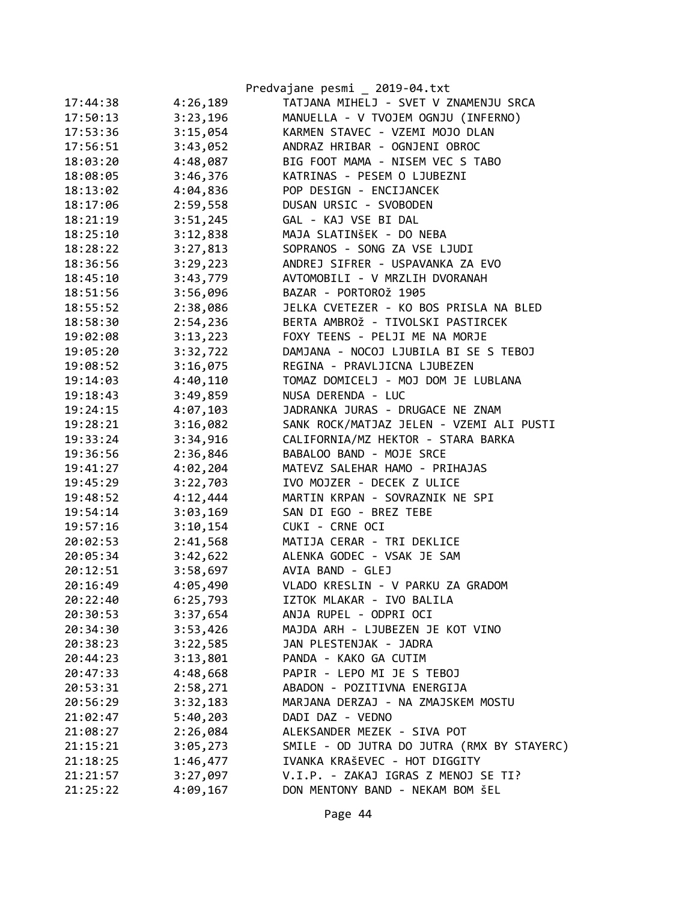| | | |
|---|---|---|
| 17:44:38 | 4:26,189 | TATJANA MIHELJ - SVET V ZNAMENJU SRCA |
| 17:50:13 | 3:23,196 | MANUELLA - V TVOJEM OGNJU (INFERNO) |
| 17:53:36 | 3:15,054 | KARMEN STAVEC - VZEMI MOJO DLAN |
| 17:56:51 | 3:43,052 | ANDRAZ HRIBAR - OGNJENI OBROC |
| 18:03:20 | 4:48,087 | BIG FOOT MAMA - NISEM VEC S TABO |
| 18:08:05 | 3:46,376 | KATRINAS - PESEM O LJUBEZNI |
| 18:13:02 | 4:04,836 | POP DESIGN - ENCIJANCEK |
| 18:17:06 | 2:59,558 | DUSAN URSIC - SVOBODEN |
| 18:21:19 | 3:51,245 | GAL - KAJ VSE BI DAL |
| 18:25:10 | 3:12,838 | MAJA SLATINšEK - DO NEBA |
| 18:28:22 | 3:27,813 | SOPRANOS - SONG ZA VSE LJUDI |
| 18:36:56 | 3:29,223 | ANDREJ SIFRER - USPAVANKA ZA EVO |
| 18:45:10 | 3:43,779 | AVTOMOBILI - V MRZLIH DVORANAH |
| 18:51:56 | 3:56,096 | BAZAR - PORTOROž 1905 |
| 18:55:52 | 2:38,086 | JELKA CVETEZER - KO BOS PRISLA NA BLED |
| 18:58:30 | 2:54,236 | BERTA AMBROž - TIVOLSKI PASTIRCEK |
| 19:02:08 | 3:13,223 | FOXY TEENS - PELJI ME NA MORJE |
| 19:05:20 | 3:32,722 | DAMJANA - NOCOJ LJUBILA BI SE S TEBOJ |
| 19:08:52 | 3:16,075 | REGINA - PRAVLJICNA LJUBEZEN |
| 19:14:03 | 4:40,110 | TOMAZ DOMICELJ - MOJ DOM JE LUBLANA |
| 19:18:43 | 3:49,859 | NUSA DERENDA - LUC |
| 19:24:15 | 4:07,103 | JADRANKA JURAS - DRUGACE NE ZNAM |
| 19:28:21 | 3:16,082 | SANK ROCK/MATJAZ JELEN - VZEMI ALI PUSTI |
| 19:33:24 | 3:34,916 | CALIFORNIA/MZ HEKTOR - STARA BARKA |
| 19:36:56 | 2:36,846 | BABALOO BAND - MOJE SRCE |
| 19:41:27 | 4:02,204 | MATEVZ SALEHAR HAMO - PRIHAJAS |
| 19:45:29 | 3:22,703 | IVO MOJZER - DECEK Z ULICE |
| 19:48:52 | 4:12,444 | MARTIN KRPAN - SOVRAZNIK NE SPI |
| 19:54:14 | 3:03,169 | SAN DI EGO - BREZ TEBE |
| 19:57:16 | 3:10,154 | CUKI - CRNE OCI |
| 20:02:53 | 2:41,568 | MATIJA CERAR - TRI DEKLICE |
| 20:05:34 | 3:42,622 | ALENKA GODEC - VSAK JE SAM |
| 20:12:51 | 3:58,697 | AVIA BAND - GLEJ |
| 20:16:49 | 4:05,490 | VLADO KRESLIN - V PARKU ZA GRADOM |
| 20:22:40 | 6:25,793 | IZTOK MLAKAR - IVO BALILA |
| 20:30:53 | 3:37,654 | ANJA RUPEL - ODPRI OCI |
| 20:34:30 | 3:53,426 | MAJDA ARH - LJUBEZEN JE KOT VINO |
| 20:38:23 | 3:22,585 | JAN PLESTENJAK - JADRA |
| 20:44:23 | 3:13,801 | PANDA - KAKO GA CUTIM |
| 20:47:33 | 4:48,668 | PAPIR - LEPO MI JE S TEBOJ |
| 20:53:31 | 2:58,271 | ABADON - POZITIVNA ENERGIJA |
| 20:56:29 | 3:32,183 | MARJANA DERZAJ - NA ZMAJSKEM MOSTU |
| 21:02:47 | 5:40,203 | DADI DAZ - VEDNO |
| 21:08:27 | 2:26,084 | ALEKSANDER MEZEK - SIVA POT |
| 21:15:21 | 3:05,273 | SMILE - OD JUTRA DO JUTRA (RMX BY STAYERC) |
| 21:18:25 | 1:46,477 | IVANKA KRAšEVEC - HOT DIGGITY |
| 21:21:57 | 3:27,097 | V.I.P. - ZAKAJ IGRAS Z MENOJ SE TI? |
| 21:25:22 | 4:09,167 | DON MENTONY BAND - NEKAM BOM šEL |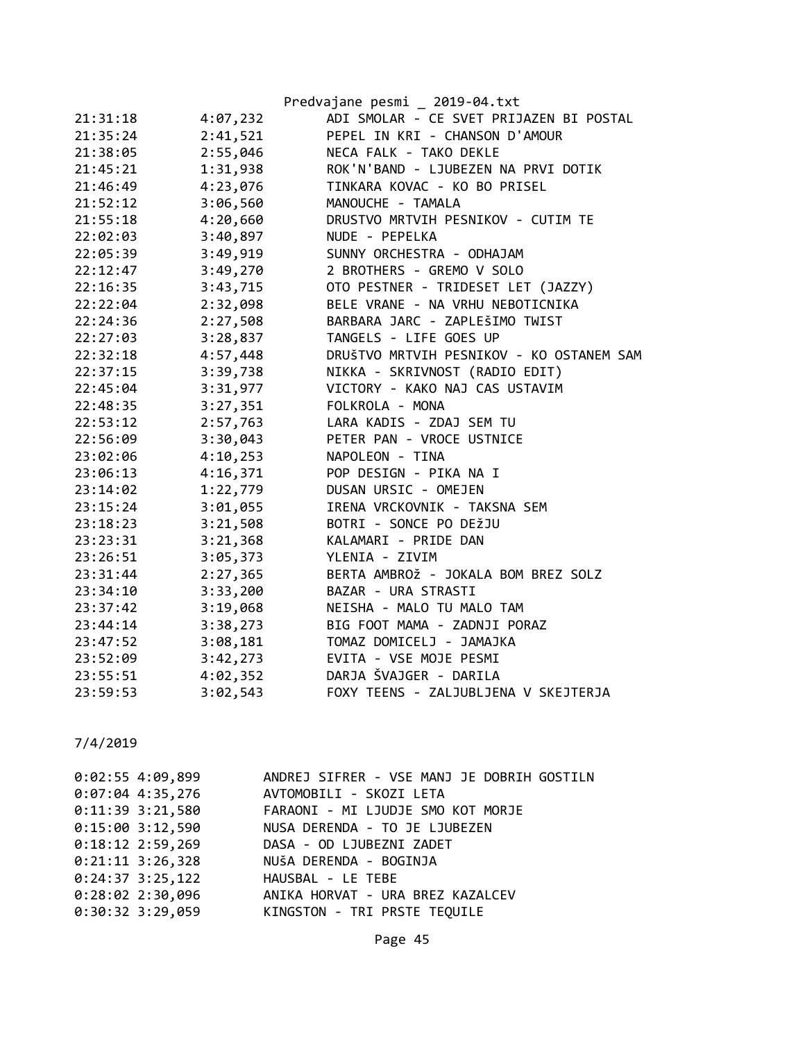| | | |
|---|---|---|
| 21:31:18 | 4:07,232 | ADI SMOLAR - CE SVET PRIJAZEN BI POSTAL |
| 21:35:24 | 2:41,521 | PEPEL IN KRI - CHANSON D'AMOUR |
| 21:38:05 | 2:55,046 | NECA FALK - TAKO DEKLE |
| 21:45:21 | 1:31,938 | ROK'N'BAND - LJUBEZEN NA PRVI DOTIK |
| 21:46:49 | 4:23,076 | TINKARA KOVAC - KO BO PRISEL |
| 21:52:12 | 3:06,560 | MANOUCHE - TAMALA |
| 21:55:18 | 4:20,660 | DRUSTVO MRTVIH PESNIKOV - CUTIM TE |
| 22:02:03 | 3:40,897 | NUDE - PEPELKA |
| 22:05:39 | 3:49,919 | SUNNY ORCHESTRA - ODHAJAM |
| 22:12:47 | 3:49,270 | 2 BROTHERS - GREMO V SOLO |
| 22:16:35 | 3:43,715 | OTO PESTNER - TRIDESET LET (JAZZY) |
| 22:22:04 | 2:32,098 | BELE VRANE - NA VRHU NEBOTICNIKA |
| 22:24:36 | 2:27,508 | BARBARA JARC - ZAPLEŠIMO TWIST |
| 22:27:03 | 3:28,837 | TANGELS - LIFE GOES UP |
| 22:32:18 | 4:57,448 | DRUŠTVO MRTVIH PESNIKOV - KO OSTANEM SAM |
| 22:37:15 | 3:39,738 | NIKKA - SKRIVNOST (RADIO EDIT) |
| 22:45:04 | 3:31,977 | VICTORY - KAKO NAJ CAS USTAVIM |
| 22:48:35 | 3:27,351 | FOLKROLA - MONA |
| 22:53:12 | 2:57,763 | LARA KADIS - ZDAJ SEM TU |
| 22:56:09 | 3:30,043 | PETER PAN - VROCE USTNICE |
| 23:02:06 | 4:10,253 | NAPOLEON - TINA |
| 23:06:13 | 4:16,371 | POP DESIGN - PIKA NA I |
| 23:14:02 | 1:22,779 | DUSAN URSIC - OMEJEN |
| 23:15:24 | 3:01,055 | IRENA VRCKOVNIK - TAKSNA SEM |
| 23:18:23 | 3:21,508 | BOTRI - SONCE PO DEžJU |
| 23:23:31 | 3:21,368 | KALAMARI - PRIDE DAN |
| 23:26:51 | 3:05,373 | YLENIA - ZIVIM |
| 23:31:44 | 2:27,365 | BERTA AMBROž - JOKALA BOM BREZ SOLZ |
| 23:34:10 | 3:33,200 | BAZAR - URA STRASTI |
| 23:37:42 | 3:19,068 | NEISHA - MALO TU MALO TAM |
| 23:44:14 | 3:38,273 | BIG FOOT MAMA - ZADNJI PORAZ |
| 23:47:52 | 3:08,181 | TOMAZ DOMICELJ - JAMAJKA |
| 23:52:09 | 3:42,273 | EVITA - VSE MOJE PESMI |
| 23:55:51 | 4:02,352 | DARJA ŠVAJGER - DARILA |
| 23:59:53 | 3:02,543 | FOXY TEENS - ZALJUBLJENA V SKEJTERJA |

7/4/2019

| | | |
|---|---|---|
| 0:02:55 | 4:09,899 | ANDREJ SIFRER - VSE MANJ JE DOBRIH GOSTILN |
| 0:07:04 | 4:35,276 | AVTOMOBILI - SKOZI LETA |
| 0:11:39 | 3:21,580 | FARAONI - MI LJUDJE SMO KOT MORJE |
| 0:15:00 | 3:12,590 | NUSA DERENDA - TO JE LJUBEZEN |
| 0:18:12 | 2:59,269 | DASA - OD LJUBEZNI ZADET |
| 0:21:11 | 3:26,328 | NUšA DERENDA - BOGINJA |
| 0:24:37 | 3:25,122 | HAUSBAL - LE TEBE |
| 0:28:02 | 2:30,096 | ANIKA HORVAT - URA BREZ KAZALCEV |
| 0:30:32 | 3:29,059 | KINGSTON - TRI PRSTE TEQUILE |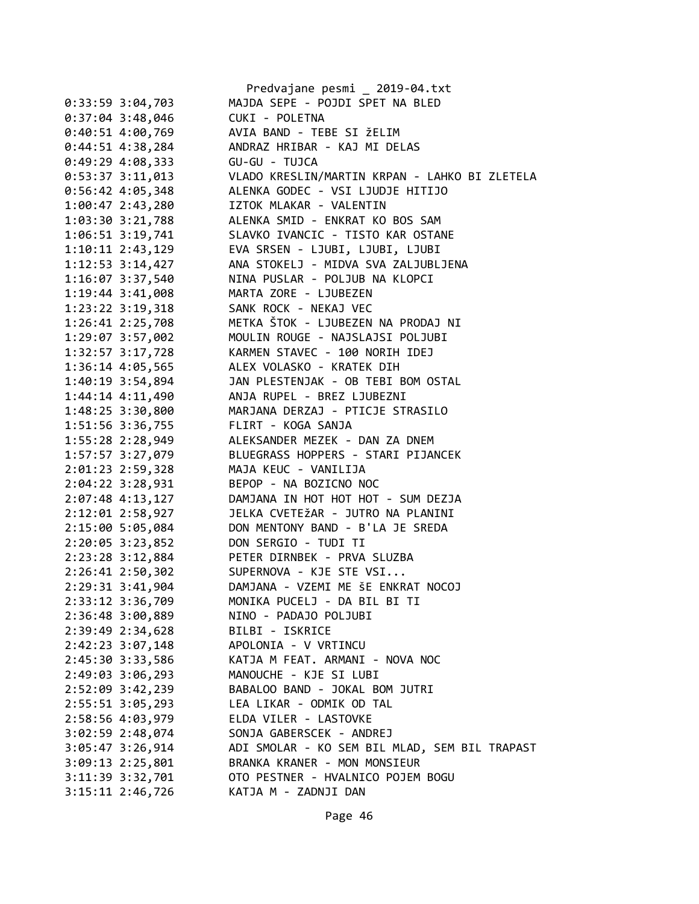```
0:33:59 3:04,703        MAJDA SEPE - POJDI SPET NA BLED
0:37:04 3:48,046        CUKI - POLETNA
0:40:51 4:00,769        AVIA BAND - TEBE SI žELIM
0:44:51 4:38,284        ANDRAZ HRIBAR - KAJ MI DELAS
0:49:29 4:08,333        GU-GU - TUJCA
0:53:37 3:11,013        VLADO KRESLIN/MARTIN KRPAN - LAHKO BI ZLETELA
0:56:42 4:05,348        ALENKA GODEC - VSI LJUDJE HITIJO
1:00:47 2:43,280        IZTOK MLAKAR - VALENTIN
1:03:30 3:21,788        ALENKA SMID - ENKRAT KO BOS SAM
1:06:51 3:19,741        SLAVKO IVANCIC - TISTO KAR OSTANE
1:10:11 2:43,129        EVA SRSEN - LJUBI, LJUBI, LJUBI
1:12:53 3:14,427        ANA STOKELJ - MIDVA SVA ZALJUBLJENA
1:16:07 3:37,540        NINA PUSLAR - POLJUB NA KLOPCI
1:19:44 3:41,008        MARTA ZORE - LJUBEZEN
1:23:22 3:19,318        SANK ROCK - NEKAJ VEC
1:26:41 2:25,708        METKA ŠTOK - LJUBEZEN NA PRODAJ NI
1:29:07 3:57,002        MOULIN ROUGE - NAJSLAJSI POLJUBI
1:32:57 3:17,728        KARMEN STAVEC - 100 NORIH IDEJ
1:36:14 4:05,565        ALEX VOLASKO - KRATEK DIH
1:40:19 3:54,894        JAN PLESTENJAK - OB TEBI BOM OSTAL
1:44:14 4:11,490        ANJA RUPEL - BREZ LJUBEZNI
1:48:25 3:30,800        MARJANA DERZAJ - PTICJE STRASILO
1:51:56 3:36,755        FLIRT - KOGA SANJA
1:55:28 2:28,949        ALEKSANDER MEZEK - DAN ZA DNEM
1:57:57 3:27,079        BLUEGRASS HOPPERS - STARI PIJANCEK
2:01:23 2:59,328        MAJA KEUC - VANILIJA
2:04:22 3:28,931        BEPOP - NA BOZICNO NOC
2:07:48 4:13,127        DAMJANA IN HOT HOT HOT - SUM DEZJA
2:12:01 2:58,927        JELKA CVETEžAR - JUTRO NA PLANINI
2:15:00 5:05,084        DON MENTONY BAND - B'LA JE SREDA
2:20:05 3:23,852        DON SERGIO - TUDI TI
2:23:28 3:12,884        PETER DIRNBEK - PRVA SLUZBA
2:26:41 2:50,302        SUPERNOVA - KJE STE VSI...
2:29:31 3:41,904        DAMJANA - VZEMI ME ŠE ENKRAT NOCOJ
2:33:12 3:36,709        MONIKA PUCELJ - DA BIL BI TI
2:36:48 3:00,889        NINO - PADAJO POLJUBI
2:39:49 2:34,628        BILBI - ISKRICE
2:42:23 3:07,148        APOLONIA - V VRTINCU
2:45:30 3:33,586        KATJA M FEAT. ARMANI - NOVA NOC
2:49:03 3:06,293        MANOUCHE - KJE SI LUBI
2:52:09 3:42,239        BABALOO BAND - JOKAL BOM JUTRI
2:55:51 3:05,293        LEA LIKAR - ODMIK OD TAL
2:58:56 4:03,979        ELDA VILER - LASTOVKE
3:02:59 2:48,074        SONJA GABERSCEK - ANDREJ
3:05:47 3:26,914        ADI SMOLAR - KO SEM BIL MLAD, SEM BIL TRAPAST
3:09:13 2:25,801        BRANKA KRANER - MON MONSIEUR
3:11:39 3:32,701        OTO PESTNER - HVALNICO POJEM BOGU
3:15:11 2:46,726        KATJA M - ZADNJI DAN
```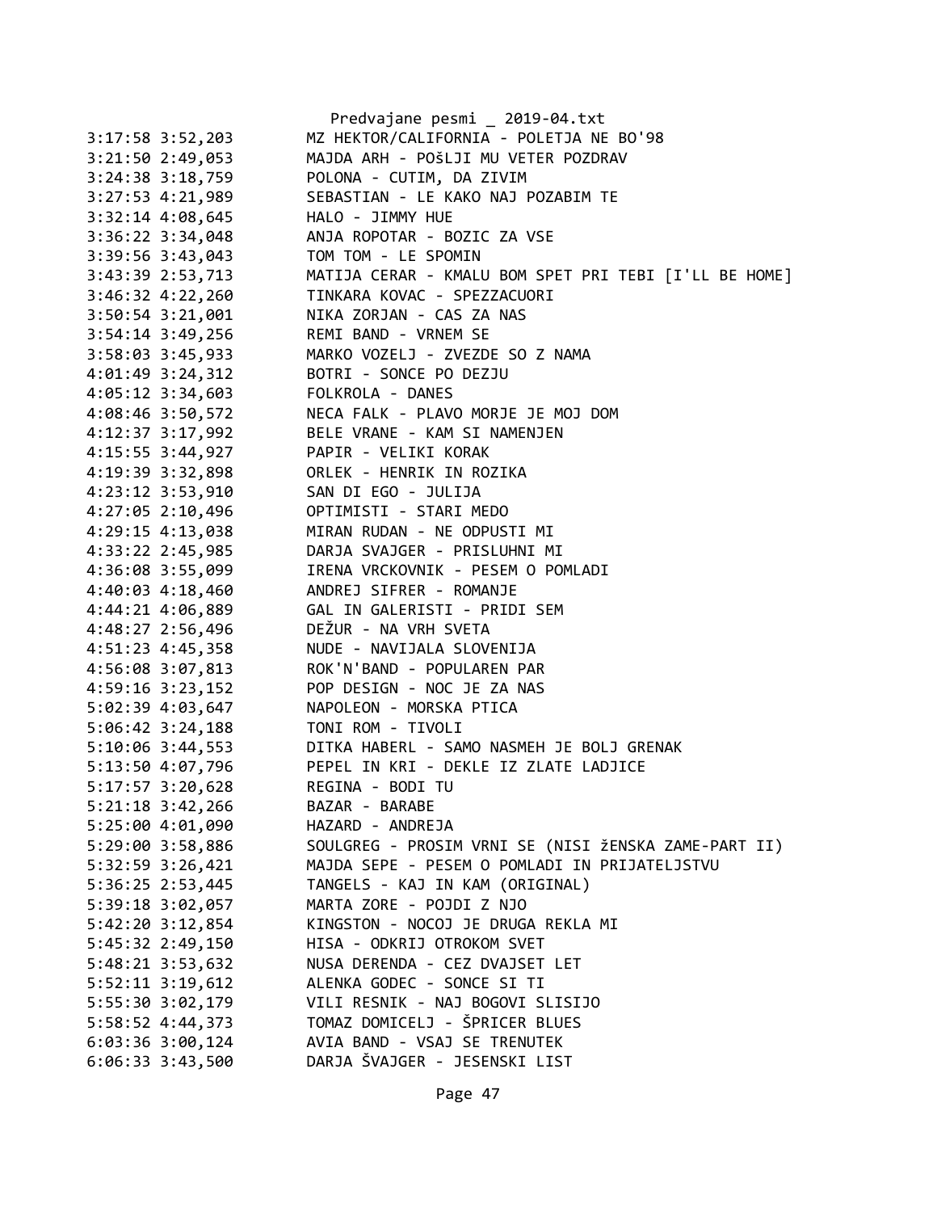```
3:17:58 3:52,203        MZ HEKTOR/CALIFORNIA - POLETJA NE BO'98
3:21:50 2:49,053        MAJDA ARH - POŠLJI MU VETER POZDRAV
3:24:38 3:18,759        POLONA - CUTIM, DA ZIVIM
3:27:53 4:21,989        SEBASTIAN - LE KAKO NAJ POZABIM TE
3:32:14 4:08,645        HALO - JIMMY HUE
3:36:22 3:34,048        ANJA ROPOTAR - BOZIC ZA VSE
3:39:56 3:43,043        TOM TOM - LE SPOMIN
3:43:39 2:53,713        MATIJA CERAR - KMALU BOM SPET PRI TEBI [I'LL BE HOME]
3:46:32 4:22,260        TINKARA KOVAC - SPEZZACUORI
3:50:54 3:21,001        NIKA ZORJAN - CAS ZA NAS
3:54:14 3:49,256        REMI BAND - VRNEM SE
3:58:03 3:45,933        MARKO VOZELJ - ZVEZDE SO Z NAMA
4:01:49 3:24,312        BOTRI - SONCE PO DEZJU
4:05:12 3:34,603        FOLKROLA - DANES
4:08:46 3:50,572        NECA FALK - PLAVO MORJE JE MOJ DOM
4:12:37 3:17,992        BELE VRANE - KAM SI NAMENJEN
4:15:55 3:44,927        PAPIR - VELIKI KORAK
4:19:39 3:32,898        ORLEK - HENRIK IN ROZIKA
4:23:12 3:53,910        SAN DI EGO - JULIJA
4:27:05 2:10,496        OPTIMISTI - STARI MEDO
4:29:15 4:13,038        MIRAN RUDAN - NE ODPUSTI MI
4:33:22 2:45,985        DARJA SVAJGER - PRISLUHNI MI
4:36:08 3:55,099        IRENA VRCKOVNIK - PESEM O POMLADI
4:40:03 4:18,460        ANDREJ SIFRER - ROMANJE
4:44:21 4:06,889        GAL IN GALERISTI - PRIDI SEM
4:48:27 2:56,496        DEŽUR - NA VRH SVETA
4:51:23 4:45,358        NUDE - NAVIJALA SLOVENIJA
4:56:08 3:07,813        ROK'N'BAND - POPULAREN PAR
4:59:16 3:23,152        POP DESIGN - NOC JE ZA NAS
5:02:39 4:03,647        NAPOLEON - MORSKA PTICA
5:06:42 3:24,188        TONI ROM - TIVOLI
5:10:06 3:44,553        DITKA HABERL - SAMO NASMEH JE BOLJ GRENAK
5:13:50 4:07,796        PEPEL IN KRI - DEKLE IZ ZLATE LADJICE
5:17:57 3:20,628        REGINA - BODI TU
5:21:18 3:42,266        BAZAR - BARABE
5:25:00 4:01,090        HAZARD - ANDREJA
5:29:00 3:58,886        SOULGREG - PROSIM VRNI SE (NISI ŽENSKA ZAME-PART II)
5:32:59 3:26,421        MAJDA SEPE - PESEM O POMLADI IN PRIJATELJSTVU
5:36:25 2:53,445        TANGELS - KAJ IN KAM (ORIGINAL)
5:39:18 3:02,057        MARTA ZORE - POJDI Z NJO
5:42:20 3:12,854        KINGSTON - NOCOJ JE DRUGA REKLA MI
5:45:32 2:49,150        HISA - ODKRIJ OTROKOM SVET
5:48:21 3:53,632        NUSA DERENDA - CEZ DVAJSET LET
5:52:11 3:19,612        ALENKA GODEC - SONCE SI TI
5:55:30 3:02,179        VILI RESNIK - NAJ BOGOVI SLISIJO
5:58:52 4:44,373        TOMAZ DOMICELJ - ŠPRICER BLUES
6:03:36 3:00,124        AVIA BAND - VSAJ SE TRENUTEK
6:06:33 3:43,500        DARJA ŠVAJGER - JESENSKI LIST
```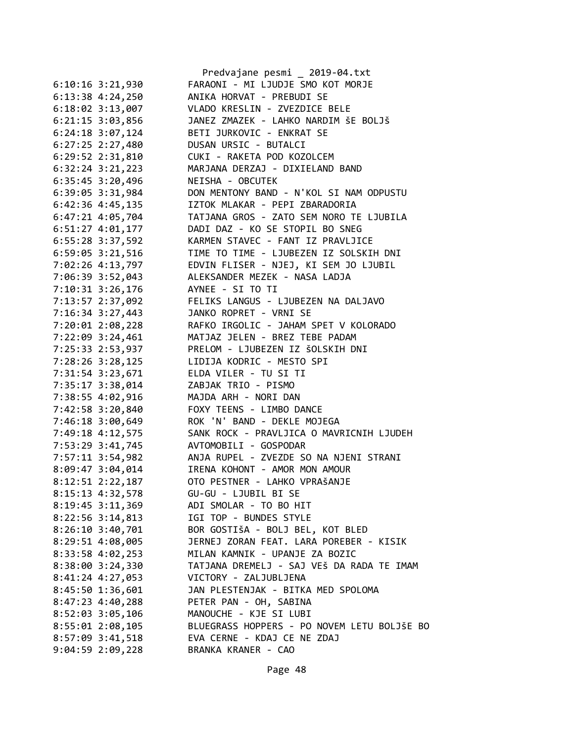```
6:10:16 3:21,930        FARAONI - MI LJUDJE SMO KOT MORJE
6:13:38 4:24,250        ANIKA HORVAT - PREBUDI SE
6:18:02 3:13,007        VLADO KRESLIN - ZVEZDICE BELE
6:21:15 3:03,856        JANEZ ZMAZEK - LAHKO NARDIM ŠE BOLJš
6:24:18 3:07,124        BETI JURKOVIC - ENKRAT SE
6:27:25 2:27,480        DUSAN URSIC - BUTALCI
6:29:52 2:31,810        CUKI - RAKETA POD KOZOLCEM
6:32:24 3:21,223        MARJANA DERZAJ - DIXIELAND BAND
6:35:45 3:20,496        NEISHA - OBCUTEK
6:39:05 3:31,984        DON MENTONY BAND - N'KOL SI NAM ODPUSTU
6:42:36 4:45,135        IZTOK MLAKAR - PEPI ZBARADORIA
6:47:21 4:05,704        TATJANA GROS - ZATO SEM NORO TE LJUBILA
6:51:27 4:01,177        DADI DAZ - KO SE STOPIL BO SNEG
6:55:28 3:37,592        KARMEN STAVEC - FANT IZ PRAVLJICE
6:59:05 3:21,516        TIME TO TIME - LJUBEZEN IZ SOLSKIH DNI
7:02:26 4:13,797        EDVIN FLISER - NJEJ, KI SEM JO LJUBIL
7:06:39 3:52,043        ALEKSANDER MEZEK - NASA LADJA
7:10:31 3:26,176        AYNEE - SI TO TI
7:13:57 2:37,092        FELIKS LANGUS - LJUBEZEN NA DALJAVO
7:16:34 3:27,443        JANKO ROPRET - VRNI SE
7:20:01 2:08,228        RAFKO IRGOLIC - JAHAM SPET V KOLORADO
7:22:09 3:24,461        MATJAZ JELEN - BREZ TEBE PADAM
7:25:33 2:53,937        PRELOM - LJUBEZEN IZ ŠOLSKIH DNI
7:28:26 3:28,125        LIDIJA KODRIC - MESTO SPI
7:31:54 3:23,671        ELDA VILER - TU SI TI
7:35:17 3:38,014        ZABJAK TRIO - PISMO
7:38:55 4:02,916        MAJDA ARH - NORI DAN
7:42:58 3:20,840        FOXY TEENS - LIMBO DANCE
7:46:18 3:00,649        ROK 'N' BAND - DEKLE MOJEGA
7:49:18 4:12,575        SANK ROCK - PRAVLJICA O MAVRICNIH LJUDEH
7:53:29 3:41,745        AVTOMOBILI - GOSPODAR
7:57:11 3:54,982        ANJA RUPEL - ZVEZDE SO NA NJENI STRANI
8:09:47 3:04,014        IRENA KOHONT - AMOR MON AMOUR
8:12:51 2:22,187        OTO PESTNER - LAHKO VPRAšANJE
8:15:13 4:32,578        GU-GU - LJUBIL BI SE
8:19:45 3:11,369        ADI SMOLAR - TO BO HIT
8:22:56 3:14,813        IGI TOP - BUNDES STYLE
8:26:10 3:40,701        BOR GOSTIšA - BOLJ BEL, KOT BLED
8:29:51 4:08,005        JERNEJ ZORAN FEAT. LARA POREBER - KISIK
8:33:58 4:02,253        MILAN KAMNIK - UPANJE ZA BOZIC
8:38:00 3:24,330        TATJANA DREMELJ - SAJ VEš DA RADA TE IMAM
8:41:24 4:27,053        VICTORY - ZALJUBLJENA
8:45:50 1:36,601        JAN PLESTENJAK - BITKA MED SPOLOMA
8:47:23 4:40,288        PETER PAN - OH, SABINA
8:52:03 3:05,106        MANOUCHE - KJE SI LUBI
8:55:01 2:08,105        BLUEGRASS HOPPERS - PO NOVEM LETU BOLJšE BO
8:57:09 3:41,518        EVA CERNE - KDAJ CE NE ZDAJ
9:04:59 2:09,228        BRANKA KRANER - CAO
```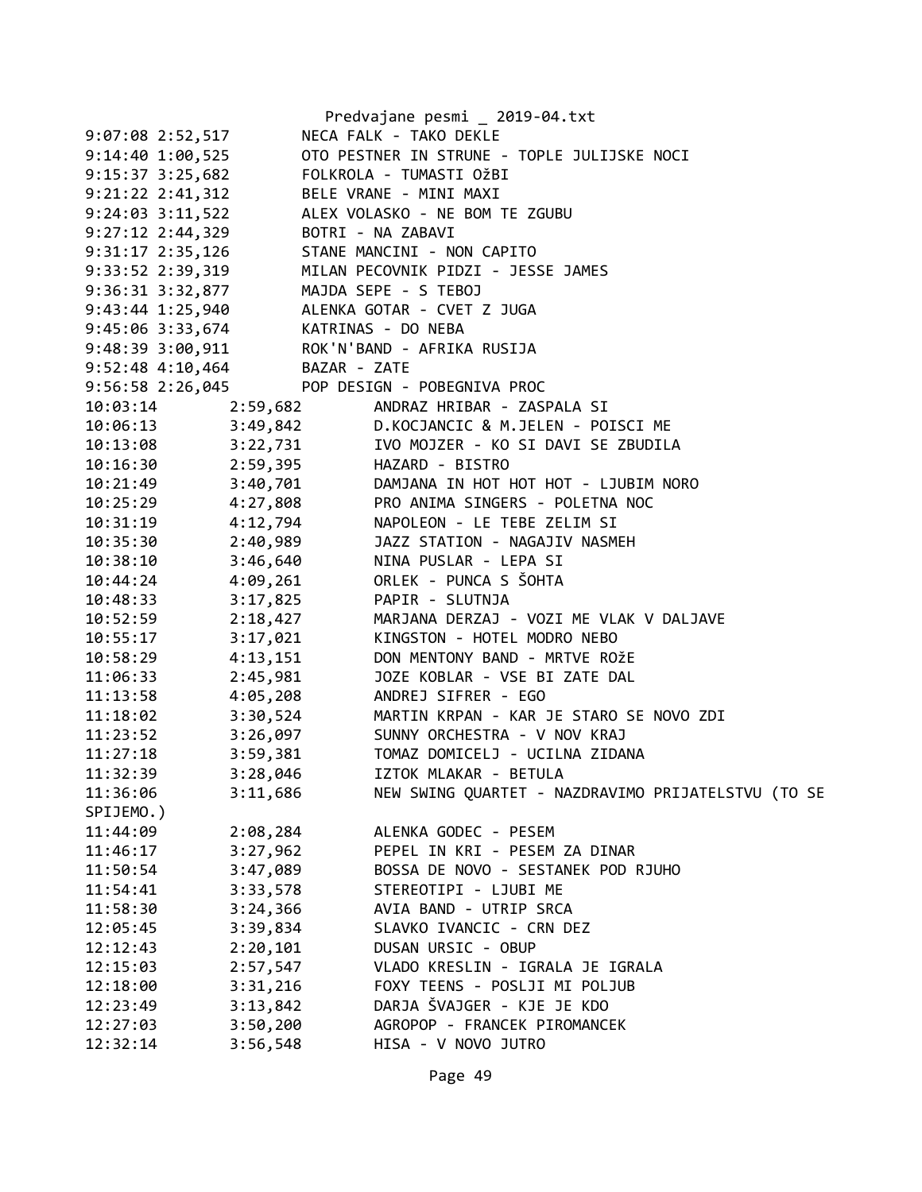```
9:07:08 2:52,517        NECA FALK - TAKO DEKLE
9:14:40 1:00,525        OTO PESTNER IN STRUNE - TOPLE JULIJSKE NOCI
9:15:37 3:25,682        FOLKROLA - TUMASTI OžBI
9:21:22 2:41,312        BELE VRANE - MINI MAXI
9:24:03 3:11,522        ALEX VOLASKO - NE BOM TE ZGUBU
9:27:12 2:44,329        BOTRI - NA ZABAVI
9:31:17 2:35,126        STANE MANCINI - NON CAPITO
9:33:52 2:39,319        MILAN PECOVNIK PIDZI - JESSE JAMES
9:36:31 3:32,877        MAJDA SEPE - S TEBOJ
9:43:44 1:25,940        ALENKA GOTAR - CVET Z JUGA
9:45:06 3:33,674        KATRINAS - DO NEBA
9:48:39 3:00,911        ROK'N'BAND - AFRIKA RUSIJA
9:52:48 4:10,464        BAZAR - ZATE
9:56:58 2:26,045        POP DESIGN - POBEGNIVA PROC
10:03:14        2:59,682        ANDRAZ HRIBAR - ZASPALA SI
10:06:13        3:49,842        D.KOCJANCIC & M.JELEN - POISCI ME
10:13:08        3:22,731        IVO MOJZER - KO SI DAVI SE ZBUDILA
10:16:30        2:59,395        HAZARD - BISTRO
10:21:49        3:40,701        DAMJANA IN HOT HOT HOT - LJUBIM NORO
10:25:29        4:27,808        PRO ANIMA SINGERS - POLETNA NOC
10:31:19        4:12,794        NAPOLEON - LE TEBE ZELIM SI
10:35:30        2:40,989        JAZZ STATION - NAGAJIV NASMEH
10:38:10        3:46,640        NINA PUSLAR - LEPA SI
10:44:24        4:09,261        ORLEK - PUNCA S ŠOHTA
10:48:33        3:17,825        PAPIR - SLUTNJA
10:52:59        2:18,427        MARJANA DERZAJ - VOZI ME VLAK V DALJAVE
10:55:17        3:17,021        KINGSTON - HOTEL MODRO NEBO
10:58:29        4:13,151        DON MENTONY BAND - MRTVE ROžE
11:06:33        2:45,981        JOZE KOBLAR - VSE BI ZATE DAL
11:13:58        4:05,208        ANDREJ SIFRER - EGO
11:18:02        3:30,524        MARTIN KRPAN - KAR JE STARO SE NOVO ZDI
11:23:52        3:26,097        SUNNY ORCHESTRA - V NOV KRAJ
11:27:18        3:59,381        TOMAZ DOMICELJ - UCILNA ZIDANA
11:32:39        3:28,046        IZTOK MLAKAR - BETULA
11:36:06        3:11,686        NEW SWING QUARTET - NAZDRAVIMO PRIJATELSTVU (TO SE
SPIJEMO.)
11:44:09        2:08,284        ALENKA GODEC - PESEM
11:46:17        3:27,962        PEPEL IN KRI - PESEM ZA DINAR
11:50:54        3:47,089        BOSSA DE NOVO - SESTANEK POD RJUHO
11:54:41        3:33,578        STEREOTIPI - LJUBI ME
11:58:30        3:24,366        AVIA BAND - UTRIP SRCA
12:05:45        3:39,834        SLAVKO IVANCIC - CRN DEZ
12:12:43        2:20,101        DUSAN URSIC - OBUP
12:15:03        2:57,547        VLADO KRESLIN - IGRALA JE IGRALA
12:18:00        3:31,216        FOXY TEENS - POSLJI MI POLJUB
12:23:49        3:13,842        DARJA ŠVAJGER - KJE JE KDO
12:27:03        3:50,200        AGROPOP - FRANCEK PIROMANCEK
12:32:14        3:56,548        HISA - V NOVO JUTRO
```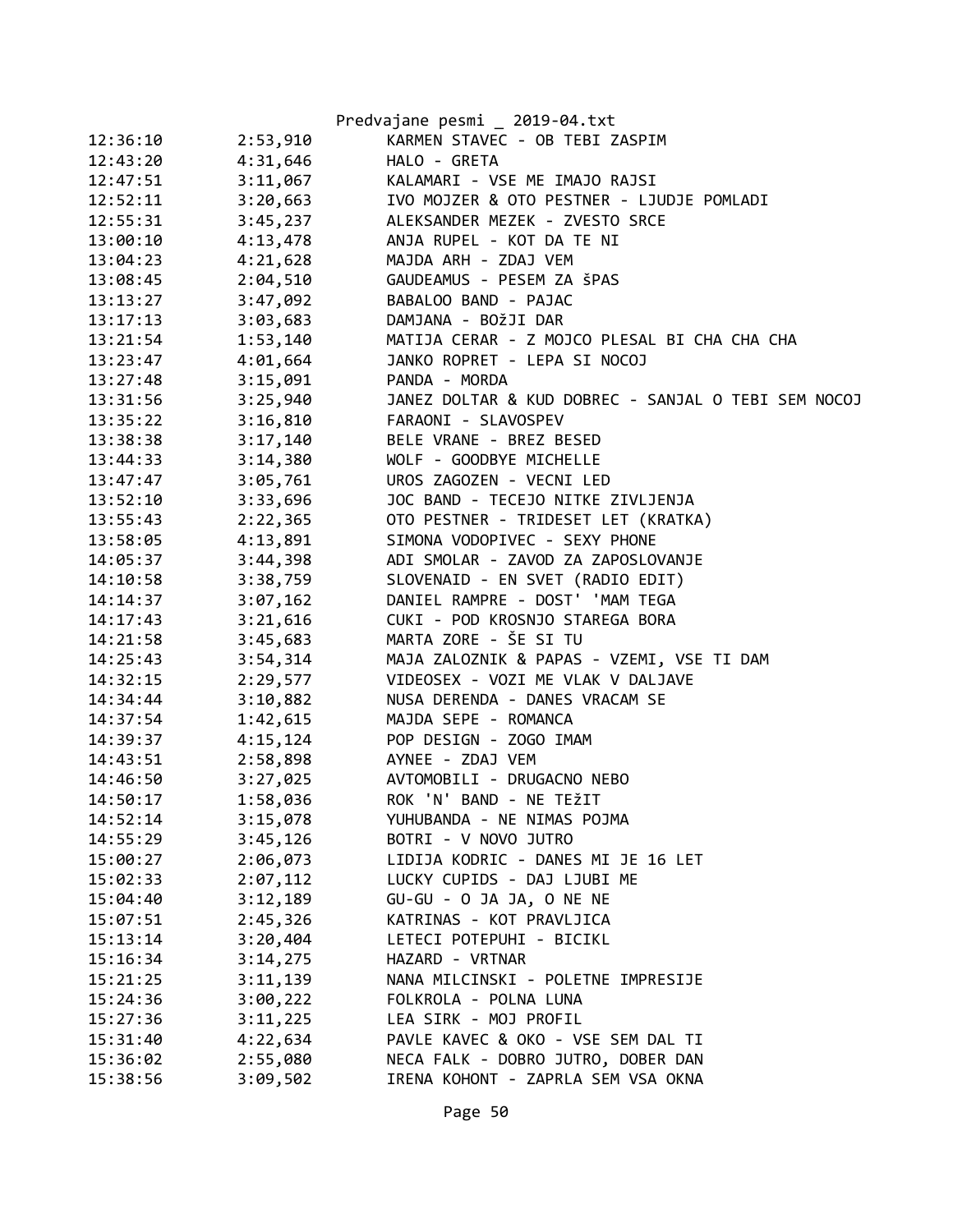| | | |
|---|---|---|
| 12:36:10 | 2:53,910 | KARMEN STAVEC - OB TEBI ZASPIM |
| 12:43:20 | 4:31,646 | HALO - GRETA |
| 12:47:51 | 3:11,067 | KALAMARI - VSE ME IMAJO RAJSI |
| 12:52:11 | 3:20,663 | IVO MOJZER & OTO PESTNER - LJUDJE POMLADI |
| 12:55:31 | 3:45,237 | ALEKSANDER MEZEK - ZVESTO SRCE |
| 13:00:10 | 4:13,478 | ANJA RUPEL - KOT DA TE NI |
| 13:04:23 | 4:21,628 | MAJDA ARH - ZDAJ VEM |
| 13:08:45 | 2:04,510 | GAUDEAMUS - PESEM ZA šPAS |
| 13:13:27 | 3:47,092 | BABALOO BAND - PAJAC |
| 13:17:13 | 3:03,683 | DAMJANA - BOžJI DAR |
| 13:21:54 | 1:53,140 | MATIJA CERAR - Z MOJCO PLESAL BI CHA CHA CHA |
| 13:23:47 | 4:01,664 | JANKO ROPRET - LEPA SI NOCOJ |
| 13:27:48 | 3:15,091 | PANDA - MORDA |
| 13:31:56 | 3:25,940 | JANEZ DOLTAR & KUD DOBREC - SANJAL O TEBI SEM NOCOJ |
| 13:35:22 | 3:16,810 | FARAONI - SLAVOSPEV |
| 13:38:38 | 3:17,140 | BELE VRANE - BREZ BESED |
| 13:44:33 | 3:14,380 | WOLF - GOODBYE MICHELLE |
| 13:47:47 | 3:05,761 | UROS ZAGOZEN - VECNI LED |
| 13:52:10 | 3:33,696 | JOC BAND - TECEJO NITKE ZIVLJENJA |
| 13:55:43 | 2:22,365 | OTO PESTNER - TRIDESET LET (KRATKA) |
| 13:58:05 | 4:13,891 | SIMONA VODOPIVEC - SEXY PHONE |
| 14:05:37 | 3:44,398 | ADI SMOLAR - ZAVOD ZA ZAPOSLOVANJE |
| 14:10:58 | 3:38,759 | SLOVENAID - EN SVET (RADIO EDIT) |
| 14:14:37 | 3:07,162 | DANIEL RAMPRE - DOST' 'MAM TEGA |
| 14:17:43 | 3:21,616 | CUKI - POD KROSNJO STAREGA BORA |
| 14:21:58 | 3:45,683 | MARTA ZORE - ŠE SI TU |
| 14:25:43 | 3:54,314 | MAJA ZALOZNIK & PAPAS - VZEMI, VSE TI DAM |
| 14:32:15 | 2:29,577 | VIDEOSEX - VOZI ME VLAK V DALJAVE |
| 14:34:44 | 3:10,882 | NUSA DERENDA - DANES VRACAM SE |
| 14:37:54 | 1:42,615 | MAJDA SEPE - ROMANCA |
| 14:39:37 | 4:15,124 | POP DESIGN - ZOGO IMAM |
| 14:43:51 | 2:58,898 | AYNEE - ZDAJ VEM |
| 14:46:50 | 3:27,025 | AVTOMOBILI - DRUGACNO NEBO |
| 14:50:17 | 1:58,036 | ROK 'N' BAND - NE TEžIT |
| 14:52:14 | 3:15,078 | YUHUBANDA - NE NIMAS POJMA |
| 14:55:29 | 3:45,126 | BOTRI - V NOVO JUTRO |
| 15:00:27 | 2:06,073 | LIDIJA KODRIC - DANES MI JE 16 LET |
| 15:02:33 | 2:07,112 | LUCKY CUPIDS - DAJ LJUBI ME |
| 15:04:40 | 3:12,189 | GU-GU - O JA JA, O NE NE |
| 15:07:51 | 2:45,326 | KATRINAS - KOT PRAVLJICA |
| 15:13:14 | 3:20,404 | LETECI POTEPUHI - BICIKL |
| 15:16:34 | 3:14,275 | HAZARD - VRTNAR |
| 15:21:25 | 3:11,139 | NANA MILCINSKI - POLETNE IMPRESIJE |
| 15:24:36 | 3:00,222 | FOLKROLA - POLNA LUNA |
| 15:27:36 | 3:11,225 | LEA SIRK - MOJ PROFIL |
| 15:31:40 | 4:22,634 | PAVLE KAVEC & OKO - VSE SEM DAL TI |
| 15:36:02 | 2:55,080 | NECA FALK - DOBRO JUTRO, DOBER DAN |
| 15:38:56 | 3:09,502 | IRENA KOHONT - ZAPRLA SEM VSA OKNA |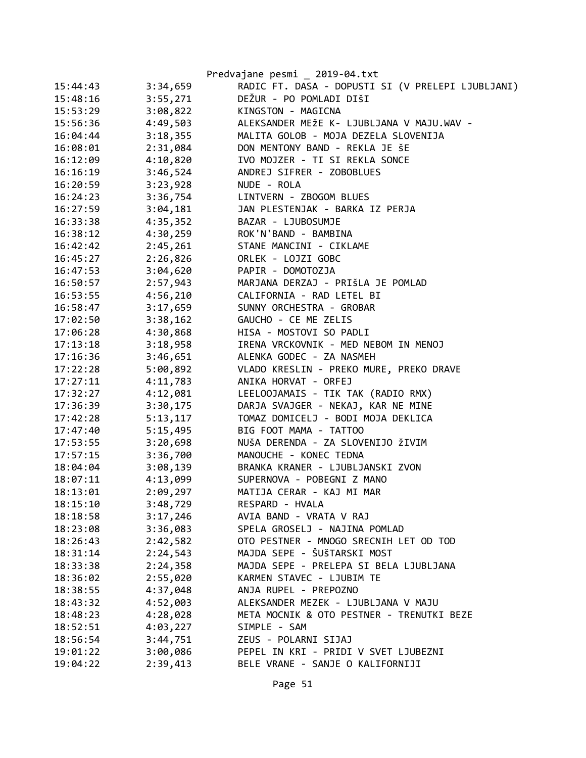| | | |
|---|---|---|
| 15:44:43 | 3:34,659 | RADIC FT. DASA - DOPUSTI SI (V PRELEPI LJUBLJANI) |
| 15:48:16 | 3:55,271 | DEŽUR - PO POMLADI DIŠI |
| 15:53:29 | 3:08,822 | KINGSTON - MAGICNA |
| 15:56:36 | 4:49,503 | ALEKSANDER MEžE K- LJUBLJANA V MAJU.WAV - |
| 16:04:44 | 3:18,355 | MALITA GOLOB - MOJA DEZELA SLOVENIJA |
| 16:08:01 | 2:31,084 | DON MENTONY BAND - REKLA JE šE |
| 16:12:09 | 4:10,820 | IVO MOJZER - TI SI REKLA SONCE |
| 16:16:19 | 3:46,524 | ANDREJ SIFRER - ZOBOBLUES |
| 16:20:59 | 3:23,928 | NUDE - ROLA |
| 16:24:23 | 3:36,754 | LINTVERN - ZBOGOM BLUES |
| 16:27:59 | 3:04,181 | JAN PLESTENJAK - BARKA IZ PERJA |
| 16:33:38 | 4:35,352 | BAZAR - LJUBOSUMJE |
| 16:38:12 | 4:30,259 | ROK'N'BAND - BAMBINA |
| 16:42:42 | 2:45,261 | STANE MANCINI - CIKLAME |
| 16:45:27 | 2:26,826 | ORLEK - LOJZI GOBC |
| 16:47:53 | 3:04,620 | PAPIR - DOMOTOZJA |
| 16:50:57 | 2:57,943 | MARJANA DERZAJ - PRIšLA JE POMLAD |
| 16:53:55 | 4:56,210 | CALIFORNIA - RAD LETEL BI |
| 16:58:47 | 3:17,659 | SUNNY ORCHESTRA - GROBAR |
| 17:02:50 | 3:38,162 | GAUCHO - CE ME ZELIS |
| 17:06:28 | 4:30,868 | HISA - MOSTOVI SO PADLI |
| 17:13:18 | 3:18,958 | IRENA VRCKOVNIK - MED NEBOM IN MENOJ |
| 17:16:36 | 3:46,651 | ALENKA GODEC - ZA NASMEH |
| 17:22:28 | 5:00,892 | VLADO KRESLIN - PREKO MURE, PREKO DRAVE |
| 17:27:11 | 4:11,783 | ANIKA HORVAT - ORFEJ |
| 17:32:27 | 4:12,081 | LEELOOJAMAIS - TIK TAK (RADIO RMX) |
| 17:36:39 | 3:30,175 | DARJA SVAJGER - NEKAJ, KAR NE MINE |
| 17:42:28 | 5:13,117 | TOMAZ DOMICELJ - BODI MOJA DEKLICA |
| 17:47:40 | 5:15,495 | BIG FOOT MAMA - TATTOO |
| 17:53:55 | 3:20,698 | NUšA DERENDA - ZA SLOVENIJO žIVIM |
| 17:57:15 | 3:36,700 | MANOUCHE - KONEC TEDNA |
| 18:04:04 | 3:08,139 | BRANKA KRANER - LJUBLJANSKI ZVON |
| 18:07:11 | 4:13,099 | SUPERNOVA - POBEGNI Z MANO |
| 18:13:01 | 2:09,297 | MATIJA CERAR - KAJ MI MAR |
| 18:15:10 | 3:48,729 | RESPARD - HVALA |
| 18:18:58 | 3:17,246 | AVIA BAND - VRATA V RAJ |
| 18:23:08 | 3:36,083 | SPELA GROSELJ - NAJINA POMLAD |
| 18:26:43 | 2:42,582 | OTO PESTNER - MNOGO SRECNIH LET OD TOD |
| 18:31:14 | 2:24,543 | MAJDA SEPE - ŠUŠTARSKI MOST |
| 18:33:38 | 2:24,358 | MAJDA SEPE - PRELEPA SI BELA LJUBLJANA |
| 18:36:02 | 2:55,020 | KARMEN STAVEC - LJUBIM TE |
| 18:38:55 | 4:37,048 | ANJA RUPEL - PREPOZNO |
| 18:43:32 | 4:52,003 | ALEKSANDER MEZEK - LJUBLJANA V MAJU |
| 18:48:23 | 4:28,028 | META MOCNIK & OTO PESTNER - TRENUTKI BEZE |
| 18:52:51 | 4:03,227 | SIMPLE - SAM |
| 18:56:54 | 3:44,751 | ZEUS - POLARNI SIJAJ |
| 19:01:22 | 3:00,086 | PEPEL IN KRI - PRIDI V SVET LJUBEZNI |
| 19:04:22 | 2:39,413 | BELE VRANE - SANJE O KALIFORNIJI |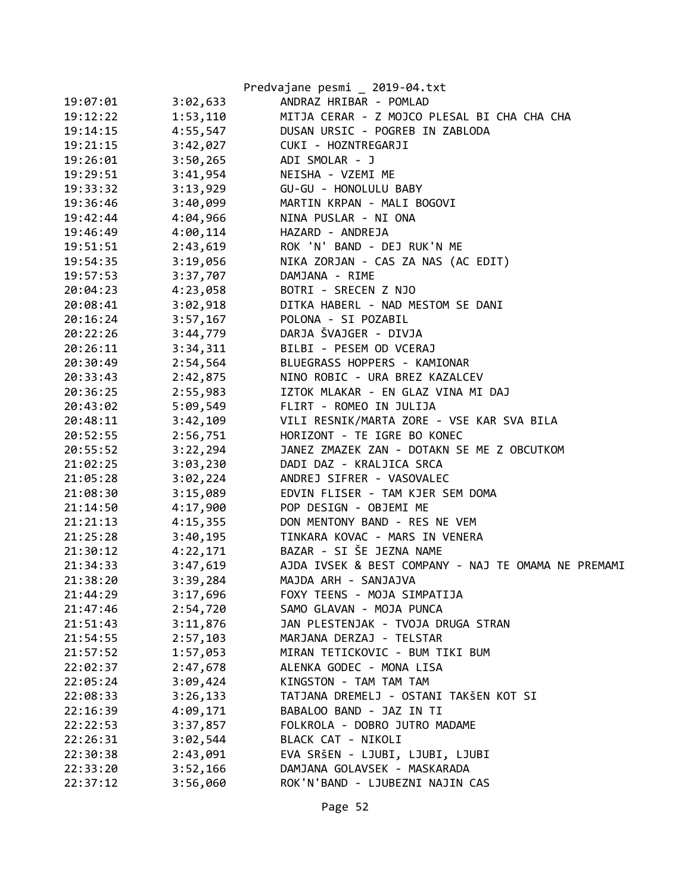| | | |
|---|---|---|
| 19:07:01 | 3:02,633 | ANDRAZ HRIBAR - POMLAD |
| 19:12:22 | 1:53,110 | MITJA CERAR - Z MOJCO PLESAL BI CHA CHA CHA |
| 19:14:15 | 4:55,547 | DUSAN URSIC - POGREB IN ZABLODA |
| 19:21:15 | 3:42,027 | CUKI - HOZNTREGARJI |
| 19:26:01 | 3:50,265 | ADI SMOLAR - J |
| 19:29:51 | 3:41,954 | NEISHA - VZEMI ME |
| 19:33:32 | 3:13,929 | GU-GU - HONOLULU BABY |
| 19:36:46 | 3:40,099 | MARTIN KRPAN - MALI BOGOVI |
| 19:42:44 | 4:04,966 | NINA PUSLAR - NI ONA |
| 19:46:49 | 4:00,114 | HAZARD - ANDREJA |
| 19:51:51 | 2:43,619 | ROK 'N' BAND - DEJ RUK'N ME |
| 19:54:35 | 3:19,056 | NIKA ZORJAN - CAS ZA NAS (AC EDIT) |
| 19:57:53 | 3:37,707 | DAMJANA - RIME |
| 20:04:23 | 4:23,058 | BOTRI - SRECEN Z NJO |
| 20:08:41 | 3:02,918 | DITKA HABERL - NAD MESTOM SE DANI |
| 20:16:24 | 3:57,167 | POLONA - SI POZABIL |
| 20:22:26 | 3:44,779 | DARJA ŠVAJGER - DIVJA |
| 20:26:11 | 3:34,311 | BILBI - PESEM OD VCERAJ |
| 20:30:49 | 2:54,564 | BLUEGRASS HOPPERS - KAMIONAR |
| 20:33:43 | 2:42,875 | NINO ROBIC - URA BREZ KAZALCEV |
| 20:36:25 | 2:55,983 | IZTOK MLAKAR - EN GLAZ VINA MI DAJ |
| 20:43:02 | 5:09,549 | FLIRT - ROMEO IN JULIJA |
| 20:48:11 | 3:42,109 | VILI RESNIK/MARTA ZORE - VSE KAR SVA BILA |
| 20:52:55 | 2:56,751 | HORIZONT - TE IGRE BO KONEC |
| 20:55:52 | 3:22,294 | JANEZ ZMAZEK ZAN - DOTAKN SE ME Z OBCUTKOM |
| 21:02:25 | 3:03,230 | DADI DAZ - KRALJICA SRCA |
| 21:05:28 | 3:02,224 | ANDREJ SIFRER - VASOVALEC |
| 21:08:30 | 3:15,089 | EDVIN FLISER - TAM KJER SEM DOMA |
| 21:14:50 | 4:17,900 | POP DESIGN - OBJEMI ME |
| 21:21:13 | 4:15,355 | DON MENTONY BAND - RES NE VEM |
| 21:25:28 | 3:40,195 | TINKARA KOVAC - MARS IN VENERA |
| 21:30:12 | 4:22,171 | BAZAR - SI ŠE JEZNA NAME |
| 21:34:33 | 3:47,619 | AJDA IVSEK & BEST COMPANY - NAJ TE OMAMA NE PREMAMI |
| 21:38:20 | 3:39,284 | MAJDA ARH - SANJAJVA |
| 21:44:29 | 3:17,696 | FOXY TEENS - MOJA SIMPATIJA |
| 21:47:46 | 2:54,720 | SAMO GLAVAN - MOJA PUNCA |
| 21:51:43 | 3:11,876 | JAN PLESTENJAK - TVOJA DRUGA STRAN |
| 21:54:55 | 2:57,103 | MARJANA DERZAJ - TELSTAR |
| 21:57:52 | 1:57,053 | MIRAN TETICKOVIC - BUM TIKI BUM |
| 22:02:37 | 2:47,678 | ALENKA GODEC - MONA LISA |
| 22:05:24 | 3:09,424 | KINGSTON - TAM TAM TAM |
| 22:08:33 | 3:26,133 | TATJANA DREMELJ - OSTANI TAKŠEN KOT SI |
| 22:16:39 | 4:09,171 | BABALOO BAND - JAZ IN TI |
| 22:22:53 | 3:37,857 | FOLKROLA - DOBRO JUTRO MADAME |
| 22:26:31 | 3:02,544 | BLACK CAT - NIKOLI |
| 22:30:38 | 2:43,091 | EVA SRŠEN - LJUBI, LJUBI, LJUBI |
| 22:33:20 | 3:52,166 | DAMJANA GOLAVSEK - MASKARADA |
| 22:37:12 | 3:56,060 | ROK'N'BAND - LJUBEZNI NAJIN CAS |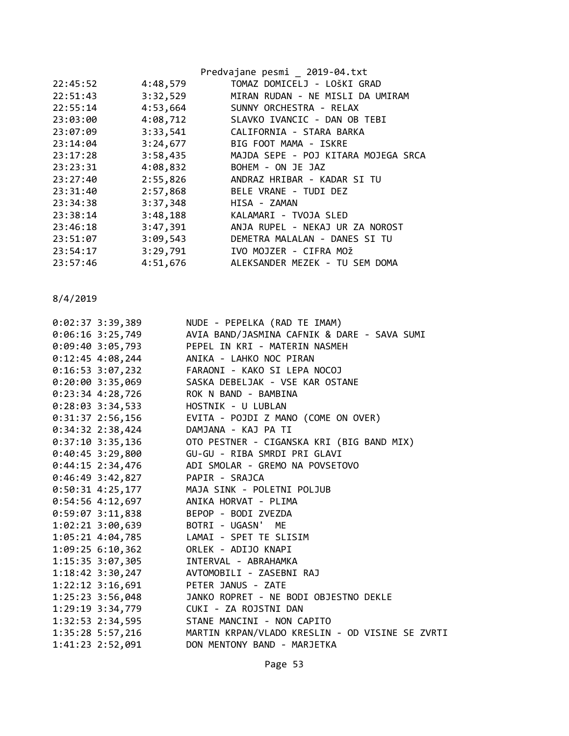| | | |
|---|---|---|
| 22:45:52 | 4:48,579 | TOMAZ DOMICELJ - LOŠKI GRAD |
| 22:51:43 | 3:32,529 | MIRAN RUDAN - NE MISLI DA UMIRAM |
| 22:55:14 | 4:53,664 | SUNNY ORCHESTRA - RELAX |
| 23:03:00 | 4:08,712 | SLAVKO IVANCIC - DAN OB TEBI |
| 23:07:09 | 3:33,541 | CALIFORNIA - STARA BARKA |
| 23:14:04 | 3:24,677 | BIG FOOT MAMA - ISKRE |
| 23:17:28 | 3:58,435 | MAJDA SEPE - POJ KITARA MOJEGA SRCA |
| 23:23:31 | 4:08,832 | BOHEM - ON JE JAZ |
| 23:27:40 | 2:55,826 | ANDRAZ HRIBAR - KADAR SI TU |
| 23:31:40 | 2:57,868 | BELE VRANE - TUDI DEZ |
| 23:34:38 | 3:37,348 | HISA - ZAMAN |
| 23:38:14 | 3:48,188 | KALAMARI - TVOJA SLED |
| 23:46:18 | 3:47,391 | ANJA RUPEL - NEKAJ UR ZA NOROST |
| 23:51:07 | 3:09,543 | DEMETRA MALALAN - DANES SI TU |
| 23:54:17 | 3:29,791 | IVO MOJZER - CIFRA MOž |
| 23:57:46 | 4:51,676 | ALEKSANDER MEZEK - TU SEM DOMA |

8/4/2019

| | | |
|---|---|---|
| 0:02:37 | 3:39,389 | NUDE - PEPELKA (RAD TE IMAM) |
| 0:06:16 | 3:25,749 | AVIA BAND/JASMINA CAFNIK & DARE - SAVA SUMI |
| 0:09:40 | 3:05,793 | PEPEL IN KRI - MATERIN NASMEH |
| 0:12:45 | 4:08,244 | ANIKA - LAHKO NOC PIRAN |
| 0:16:53 | 3:07,232 | FARAONI - KAKO SI LEPA NOCOJ |
| 0:20:00 | 3:35,069 | SASKA DEBELJAK - VSE KAR OSTANE |
| 0:23:34 | 4:28,726 | ROK N BAND - BAMBINA |
| 0:28:03 | 3:34,533 | HOSTNIK - U LUBLAN |
| 0:31:37 | 2:56,156 | EVITA - POJDI Z MANO (COME ON OVER) |
| 0:34:32 | 2:38,424 | DAMJANA - KAJ PA TI |
| 0:37:10 | 3:35,136 | OTO PESTNER - CIGANSKA KRI (BIG BAND MIX) |
| 0:40:45 | 3:29,800 | GU-GU - RIBA SMRDI PRI GLAVI |
| 0:44:15 | 2:34,476 | ADI SMOLAR - GREMO NA POVSETOVO |
| 0:46:49 | 3:42,827 | PAPIR - SRAJCA |
| 0:50:31 | 4:25,177 | MAJA SINK - POLETNI POLJUB |
| 0:54:56 | 4:12,697 | ANIKA HORVAT - PLIMA |
| 0:59:07 | 3:11,838 | BEPOP - BODI ZVEZDA |
| 1:02:21 | 3:00,639 | BOTRI - UGASN' ME |
| 1:05:21 | 4:04,785 | LAMAI - SPET TE SLISIM |
| 1:09:25 | 6:10,362 | ORLEK - ADIJO KNAPI |
| 1:15:35 | 3:07,305 | INTERVAL - ABRAHAMKA |
| 1:18:42 | 3:30,247 | AVTOMOBILI - ZASEBNI RAJ |
| 1:22:12 | 3:16,691 | PETER JANUS - ZATE |
| 1:25:23 | 3:56,048 | JANKO ROPRET - NE BODI OBJESTNO DEKLE |
| 1:29:19 | 3:34,779 | CUKI - ZA ROJSTNI DAN |
| 1:32:53 | 2:34,595 | STANE MANCINI - NON CAPITO |
| 1:35:28 | 5:57,216 | MARTIN KRPAN/VLADO KRESLIN - OD VISINE SE ZVRTI |
| 1:41:23 | 2:52,091 | DON MENTONY BAND - MARJETKA |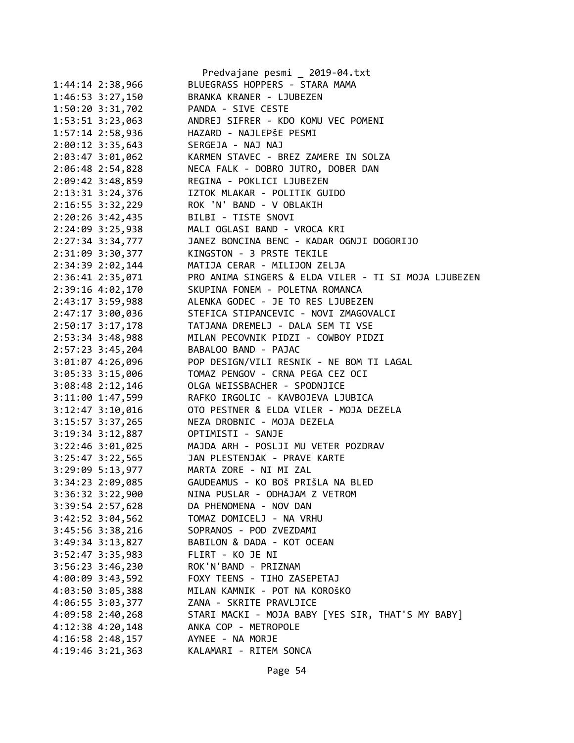```
1:44:14 2:38,966        BLUEGRASS HOPPERS - STARA MAMA
1:46:53 3:27,150        BRANKA KRANER - LJUBEZEN
1:50:20 3:31,702        PANDA - SIVE CESTE
1:53:51 3:23,063        ANDREJ SIFRER - KDO KOMU VEC POMENI
1:57:14 2:58,936        HAZARD - NAJLEPšE PESMI
2:00:12 3:35,643        SERGEJA - NAJ NAJ
2:03:47 3:01,062        KARMEN STAVEC - BREZ ZAMERE IN SOLZA
2:06:48 2:54,828        NECA FALK - DOBRO JUTRO, DOBER DAN
2:09:42 3:48,859        REGINA - POKLICI LJUBEZEN
2:13:31 3:24,376        IZTOK MLAKAR - POLITIK GUIDO
2:16:55 3:32,229        ROK 'N' BAND - V OBLAKIH
2:20:26 3:42,435        BILBI - TISTE SNOVI
2:24:09 3:25,938        MALI OGLASI BAND - VROCA KRI
2:27:34 3:34,777        JANEZ BONCINA BENC - KADAR OGNJI DOGORIJO
2:31:09 3:30,377        KINGSTON - 3 PRSTE TEKILE
2:34:39 2:02,144        MATIJA CERAR - MILIJON ZELJA
2:36:41 2:35,071        PRO ANIMA SINGERS & ELDA VILER - TI SI MOJA LJUBEZEN
2:39:16 4:02,170        SKUPINA FONEM - POLETNA ROMANCA
2:43:17 3:59,988        ALENKA GODEC - JE TO RES LJUBEZEN
2:47:17 3:00,036        STEFICA STIPANCEVIC - NOVI ZMAGOVALCI
2:50:17 3:17,178        TATJANA DREMELJ - DALA SEM TI VSE
2:53:34 3:48,988        MILAN PECOVNIK PIDZI - COWBOY PIDZI
2:57:23 3:45,204        BABALOO BAND - PAJAC
3:01:07 4:26,096        POP DESIGN/VILI RESNIK - NE BOM TI LAGAL
3:05:33 3:15,006        TOMAZ PENGOV - CRNA PEGA CEZ OCI
3:08:48 2:12,146        OLGA WEISSBACHER - SPODNJICE
3:11:00 1:47,599        RAFKO IRGOLIC - KAVBOJEVA LJUBICA
3:12:47 3:10,016        OTO PESTNER & ELDA VILER - MOJA DEZELA
3:15:57 3:37,265        NEZA DROBNIC - MOJA DEZELA
3:19:34 3:12,887        OPTIMISTI - SANJE
3:22:46 3:01,025        MAJDA ARH - POSLJI MU VETER POZDRAV
3:25:47 3:22,565        JAN PLESTENJAK - PRAVE KARTE
3:29:09 5:13,977        MARTA ZORE - NI MI ZAL
3:34:23 2:09,085        GAUDEAMUS - KO BOš PRIšLA NA BLED
3:36:32 3:22,900        NINA PUSLAR - ODHAJAM Z VETROM
3:39:54 2:57,628        DA PHENOMENA - NOV DAN
3:42:52 3:04,562        TOMAZ DOMICELJ - NA VRHU
3:45:56 3:38,216        SOPRANOS - POD ZVEZDAMI
3:49:34 3:13,827        BABILON & DADA - KOT OCEAN
3:52:47 3:35,983        FLIRT - KO JE NI
3:56:23 3:46,230        ROK'N'BAND - PRIZNAM
4:00:09 3:43,592        FOXY TEENS - TIHO ZASEPETAJ
4:03:50 3:05,388        MILAN KAMNIK - POT NA KOROšKO
4:06:55 3:03,377        ZANA - SKRITE PRAVLJICE
4:09:58 2:40,268        STARI MACKI - MOJA BABY [YES SIR, THAT'S MY BABY]
4:12:38 4:20,148        ANKA COP - METROPOLE
4:16:58 2:48,157        AYNEE - NA MORJE
4:19:46 3:21,363        KALAMARI - RITEM SONCA
```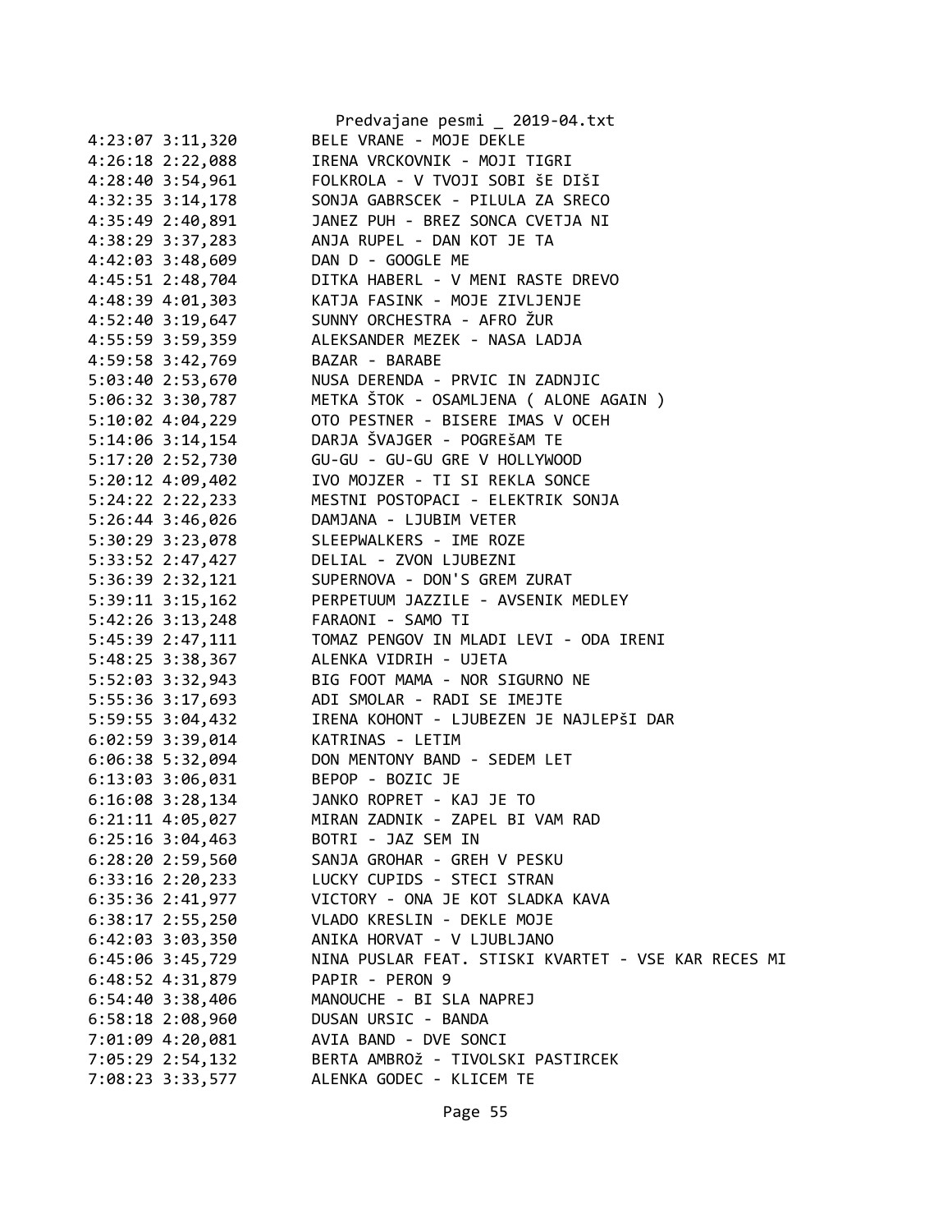```
4:23:07 3:11,320        BELE VRANE - MOJE DEKLE
4:26:18 2:22,088        IRENA VRCKOVNIK - MOJI TIGRI
4:28:40 3:54,961        FOLKROLA - V TVOJI SOBI ŠE DIŠI
4:32:35 3:14,178        SONJA GABRSCEK - PILULA ZA SRECO
4:35:49 2:40,891        JANEZ PUH - BREZ SONCA CVETJA NI
4:38:29 3:37,283        ANJA RUPEL - DAN KOT JE TA
4:42:03 3:48,609        DAN D - GOOGLE ME
4:45:51 2:48,704        DITKA HABERL - V MENI RASTE DREVO
4:48:39 4:01,303        KATJA FASINK - MOJE ZIVLJENJE
4:52:40 3:19,647        SUNNY ORCHESTRA - AFRO ŽUR
4:55:59 3:59,359        ALEKSANDER MEZEK - NASA LADJA
4:59:58 3:42,769        BAZAR - BARABE
5:03:40 2:53,670        NUSA DERENDA - PRVIC IN ZADNJIC
5:06:32 3:30,787        METKA ŠTOK - OSAMLJENA ( ALONE AGAIN )
5:10:02 4:04,229        OTO PESTNER - BISERE IMAS V OCEH
5:14:06 3:14,154        DARJA ŠVAJGER - POGREŠAM TE
5:17:20 2:52,730        GU-GU - GU-GU GRE V HOLLYWOOD
5:20:12 4:09,402        IVO MOJZER - TI SI REKLA SONCE
5:24:22 2:22,233        MESTNI POSTOPACI - ELEKTRIK SONJA
5:26:44 3:46,026        DAMJANA - LJUBIM VETER
5:30:29 3:23,078        SLEEPWALKERS - IME ROZE
5:33:52 2:47,427        DELIAL - ZVON LJUBEZNI
5:36:39 2:32,121        SUPERNOVA - DON'S GREM ZURAT
5:39:11 3:15,162        PERPETUUM JAZZILE - AVSENIK MEDLEY
5:42:26 3:13,248        FARAONI - SAMO TI
5:45:39 2:47,111        TOMAZ PENGOV IN MLADI LEVI - ODA IRENI
5:48:25 3:38,367        ALENKA VIDRIH - UJETA
5:52:03 3:32,943        BIG FOOT MAMA - NOR SIGURNO NE
5:55:36 3:17,693        ADI SMOLAR - RADI SE IMEJTE
5:59:55 3:04,432        IRENA KOHONT - LJUBEZEN JE NAJLEPŠI DAR
6:02:59 3:39,014        KATRINAS - LETIM
6:06:38 5:32,094        DON MENTONY BAND - SEDEM LET
6:13:03 3:06,031        BEPOP - BOZIC JE
6:16:08 3:28,134        JANKO ROPRET - KAJ JE TO
6:21:11 4:05,027        MIRAN ZADNIK - ZAPEL BI VAM RAD
6:25:16 3:04,463        BOTRI - JAZ SEM IN
6:28:20 2:59,560        SANJA GROHAR - GREH V PESKU
6:33:16 2:20,233        LUCKY CUPIDS - STECI STRAN
6:35:36 2:41,977        VICTORY - ONA JE KOT SLADKA KAVA
6:38:17 2:55,250        VLADO KRESLIN - DEKLE MOJE
6:42:03 3:03,350        ANIKA HORVAT - V LJUBLJANO
6:45:06 3:45,729        NINA PUSLAR FEAT. STISKI KVARTET - VSE KAR RECES MI
6:48:52 4:31,879        PAPIR - PERON 9
6:54:40 3:38,406        MANOUCHE - BI SLA NAPREJ
6:58:18 2:08,960        DUSAN URSIC - BANDA
7:01:09 4:20,081        AVIA BAND - DVE SONCI
7:05:29 2:54,132        BERTA AMBROž - TIVOLSKI PASTIRCEK
7:08:23 3:33,577        ALENKA GODEC - KLICEM TE
```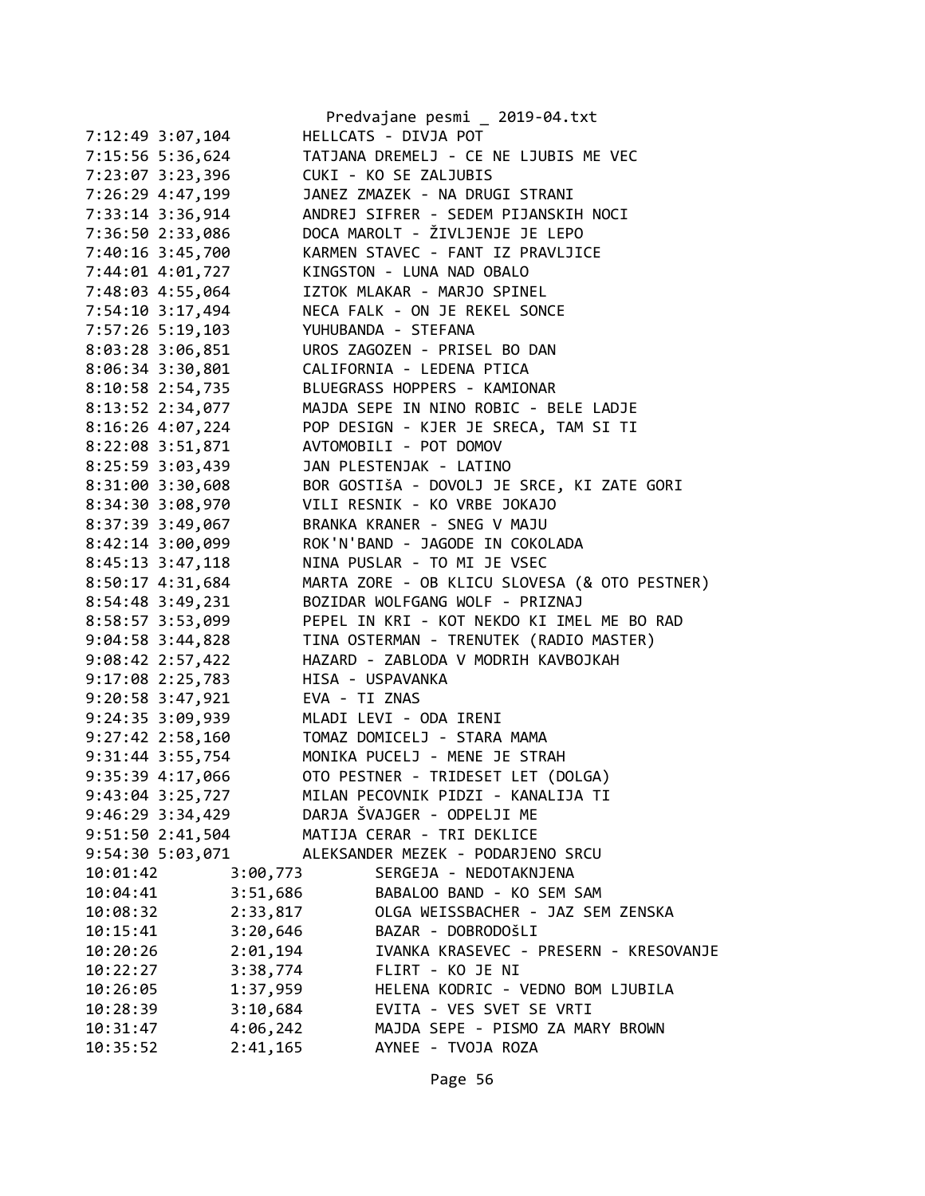```
7:12:49 3:07,104        HELLCATS - DIVJA POT
7:15:56 5:36,624        TATJANA DREMELJ - CE NE LJUBIS ME VEC
7:23:07 3:23,396        CUKI - KO SE ZALJUBIS
7:26:29 4:47,199        JANEZ ZMAZEK - NA DRUGI STRANI
7:33:14 3:36,914        ANDREJ SIFRER - SEDEM PIJANSKIH NOCI
7:36:50 2:33,086        DOCA MAROLT - ŽIVLJENJE JE LEPO
7:40:16 3:45,700        KARMEN STAVEC - FANT IZ PRAVLJICE
7:44:01 4:01,727        KINGSTON - LUNA NAD OBALO
7:48:03 4:55,064        IZTOK MLAKAR - MARJO SPINEL
7:54:10 3:17,494        NECA FALK - ON JE REKEL SONCE
7:57:26 5:19,103        YUHUBANDA - STEFANA
8:03:28 3:06,851        UROS ZAGOZEN - PRISEL BO DAN
8:06:34 3:30,801        CALIFORNIA - LEDENA PTICA
8:10:58 2:54,735        BLUEGRASS HOPPERS - KAMIONAR
8:13:52 2:34,077        MAJDA SEPE IN NINO ROBIC - BELE LADJE
8:16:26 4:07,224        POP DESIGN - KJER JE SRECA, TAM SI TI
8:22:08 3:51,871        AVTOMOBILI - POT DOMOV
8:25:59 3:03,439        JAN PLESTENJAK - LATINO
8:31:00 3:30,608        BOR GOSTIšA - DOVOLJ JE SRCE, KI ZATE GORI
8:34:30 3:08,970        VILI RESNIK - KO VRBE JOKAJO
8:37:39 3:49,067        BRANKA KRANER - SNEG V MAJU
8:42:14 3:00,099        ROK'N'BAND - JAGODE IN COKOLADA
8:45:13 3:47,118        NINA PUSLAR - TO MI JE VSEC
8:50:17 4:31,684        MARTA ZORE - OB KLICU SLOVESA (& OTO PESTNER)
8:54:48 3:49,231        BOZIDAR WOLFGANG WOLF - PRIZNAJ
8:58:57 3:53,099        PEPEL IN KRI - KOT NEKDO KI IMEL ME BO RAD
9:04:58 3:44,828        TINA OSTERMAN - TRENUTEK (RADIO MASTER)
9:08:42 2:57,422        HAZARD - ZABLODA V MODRIH KAVBOJKAH
9:17:08 2:25,783        HISA - USPAVANKA
9:20:58 3:47,921        EVA - TI ZNAS
9:24:35 3:09,939        MLADI LEVI - ODA IRENI
9:27:42 2:58,160        TOMAZ DOMICELJ - STARA MAMA
9:31:44 3:55,754        MONIKA PUCELJ - MENE JE STRAH
9:35:39 4:17,066        OTO PESTNER - TRIDESET LET (DOLGA)
9:43:04 3:25,727        MILAN PECOVNIK PIDZI - KANALIJA TI
9:46:29 3:34,429        DARJA ŠVAJGER - ODPELJI ME
9:51:50 2:41,504        MATIJA CERAR - TRI DEKLICE
9:54:30 5:03,071        ALEKSANDER MEZEK - PODARJENO SRCU
10:01:42        3:00,773        SERGEJA - NEDOTAKNJENA
10:04:41        3:51,686        BABALOO BAND - KO SEM SAM
10:08:32        2:33,817        OLGA WEISSBACHER - JAZ SEM ZENSKA
10:15:41        3:20,646        BAZAR - DOBRODOšLI
10:20:26        2:01,194        IVANKA KRASEVEC - PRESERN - KRESOVANJE
10:22:27        3:38,774        FLIRT - KO JE NI
10:26:05        1:37,959        HELENA KODRIC - VEDNO BOM LJUBILA
10:28:39        3:10,684        EVITA - VES SVET SE VRTI
10:31:47        4:06,242        MAJDA SEPE - PISMO ZA MARY BROWN
10:35:52        2:41,165        AYNEE - TVOJA ROZA
```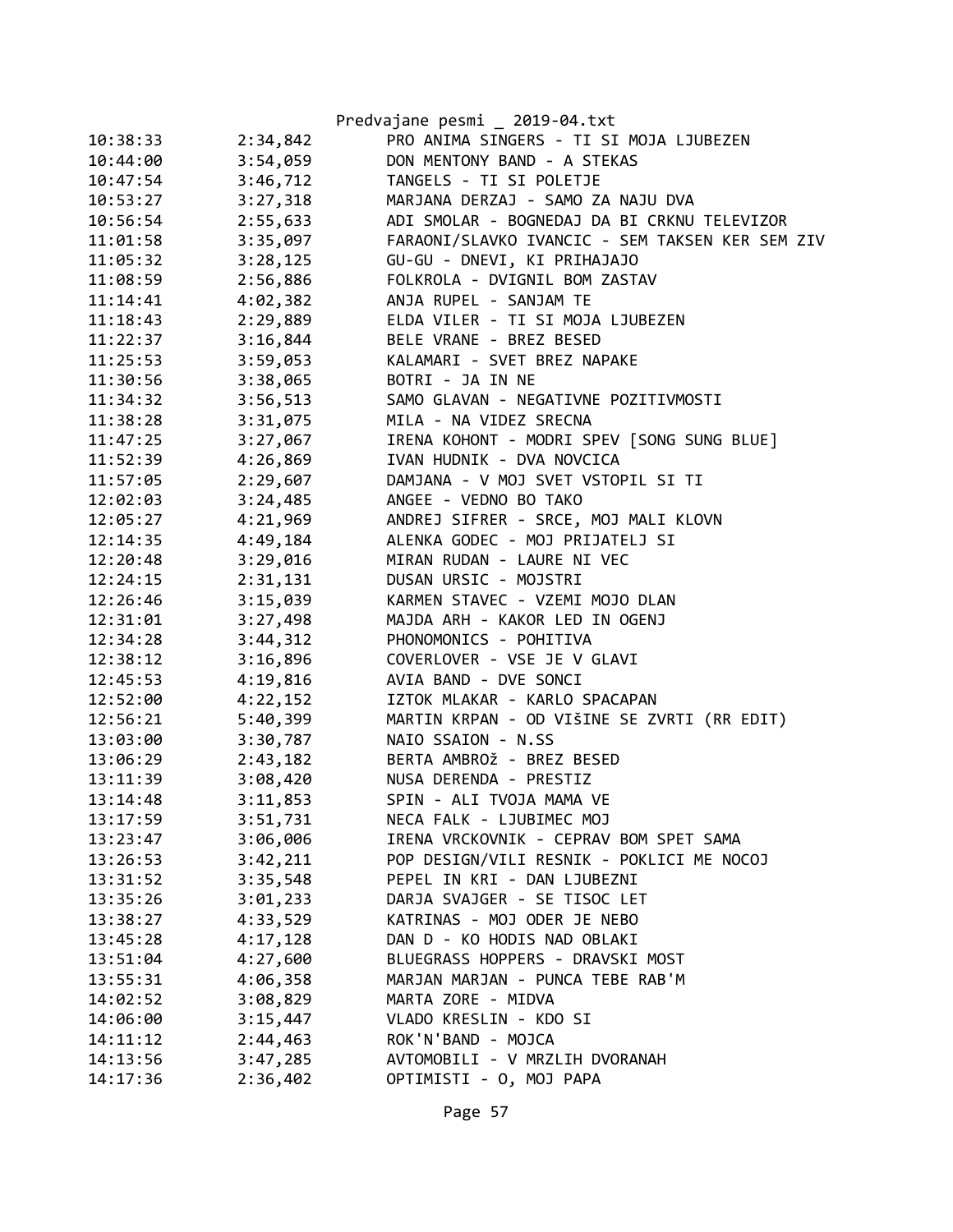| | | |
|---|---|---|
| 10:38:33 | 2:34,842 | PRO ANIMA SINGERS - TI SI MOJA LJUBEZEN |
| 10:44:00 | 3:54,059 | DON MENTONY BAND - A STEKAS |
| 10:47:54 | 3:46,712 | TANGELS - TI SI POLETJE |
| 10:53:27 | 3:27,318 | MARJANA DERZAJ - SAMO ZA NAJU DVA |
| 10:56:54 | 2:55,633 | ADI SMOLAR - BOGNEDAJ DA BI CRKNU TELEVIZOR |
| 11:01:58 | 3:35,097 | FARAONI/SLAVKO IVANCIC - SEM TAKSEN KER SEM ZIV |
| 11:05:32 | 3:28,125 | GU-GU - DNEVI, KI PRIHAJAJO |
| 11:08:59 | 2:56,886 | FOLKROLA - DVIGNIL BOM ZASTAV |
| 11:14:41 | 4:02,382 | ANJA RUPEL - SANJAM TE |
| 11:18:43 | 2:29,889 | ELDA VILER - TI SI MOJA LJUBEZEN |
| 11:22:37 | 3:16,844 | BELE VRANE - BREZ BESED |
| 11:25:53 | 3:59,053 | KALAMARI - SVET BREZ NAPAKE |
| 11:30:56 | 3:38,065 | BOTRI - JA IN NE |
| 11:34:32 | 3:56,513 | SAMO GLAVAN - NEGATIVNE POZITIVMOSTI |
| 11:38:28 | 3:31,075 | MILA - NA VIDEZ SRECNA |
| 11:47:25 | 3:27,067 | IRENA KOHONT - MODRI SPEV [SONG SUNG BLUE] |
| 11:52:39 | 4:26,869 | IVAN HUDNIK - DVA NOVCICA |
| 11:57:05 | 2:29,607 | DAMJANA - V MOJ SVET VSTOPIL SI TI |
| 12:02:03 | 3:24,485 | ANGEE - VEDNO BO TAKO |
| 12:05:27 | 4:21,969 | ANDREJ SIFRER - SRCE, MOJ MALI KLOVN |
| 12:14:35 | 4:49,184 | ALENKA GODEC - MOJ PRIJATELJ SI |
| 12:20:48 | 3:29,016 | MIRAN RUDAN - LAURE NI VEC |
| 12:24:15 | 2:31,131 | DUSAN URSIC - MOJSTRI |
| 12:26:46 | 3:15,039 | KARMEN STAVEC - VZEMI MOJO DLAN |
| 12:31:01 | 3:27,498 | MAJDA ARH - KAKOR LED IN OGENJ |
| 12:34:28 | 3:44,312 | PHONOMONICS - POHITIVA |
| 12:38:12 | 3:16,896 | COVERLOVER - VSE JE V GLAVI |
| 12:45:53 | 4:19,816 | AVIA BAND - DVE SONCI |
| 12:52:00 | 4:22,152 | IZTOK MLAKAR - KARLO SPACAPAN |
| 12:56:21 | 5:40,399 | MARTIN KRPAN - OD VIŠINE SE ZVRTI (RR EDIT) |
| 13:03:00 | 3:30,787 | NAIO SSAION - N.SS |
| 13:06:29 | 2:43,182 | BERTA AMBROž - BREZ BESED |
| 13:11:39 | 3:08,420 | NUSA DERENDA - PRESTIZ |
| 13:14:48 | 3:11,853 | SPIN - ALI TVOJA MAMA VE |
| 13:17:59 | 3:51,731 | NECA FALK - LJUBIMEC MOJ |
| 13:23:47 | 3:06,006 | IRENA VRCKOVNIK - CEPRAV BOM SPET SAMA |
| 13:26:53 | 3:42,211 | POP DESIGN/VILI RESNIK - POKLICI ME NOCOJ |
| 13:31:52 | 3:35,548 | PEPEL IN KRI - DAN LJUBEZNI |
| 13:35:26 | 3:01,233 | DARJA SVAJGER - SE TISOC LET |
| 13:38:27 | 4:33,529 | KATRINAS - MOJ ODER JE NEBO |
| 13:45:28 | 4:17,128 | DAN D - KO HODIS NAD OBLAKI |
| 13:51:04 | 4:27,600 | BLUEGRASS HOPPERS - DRAVSKI MOST |
| 13:55:31 | 4:06,358 | MARJAN MARJAN - PUNCA TEBE RAB'M |
| 14:02:52 | 3:08,829 | MARTA ZORE - MIDVA |
| 14:06:00 | 3:15,447 | VLADO KRESLIN - KDO SI |
| 14:11:12 | 2:44,463 | ROK'N'BAND - MOJCA |
| 14:13:56 | 3:47,285 | AVTOMOBILI - V MRZLIH DVORANAH |
| 14:17:36 | 2:36,402 | OPTIMISTI - O, MOJ PAPA |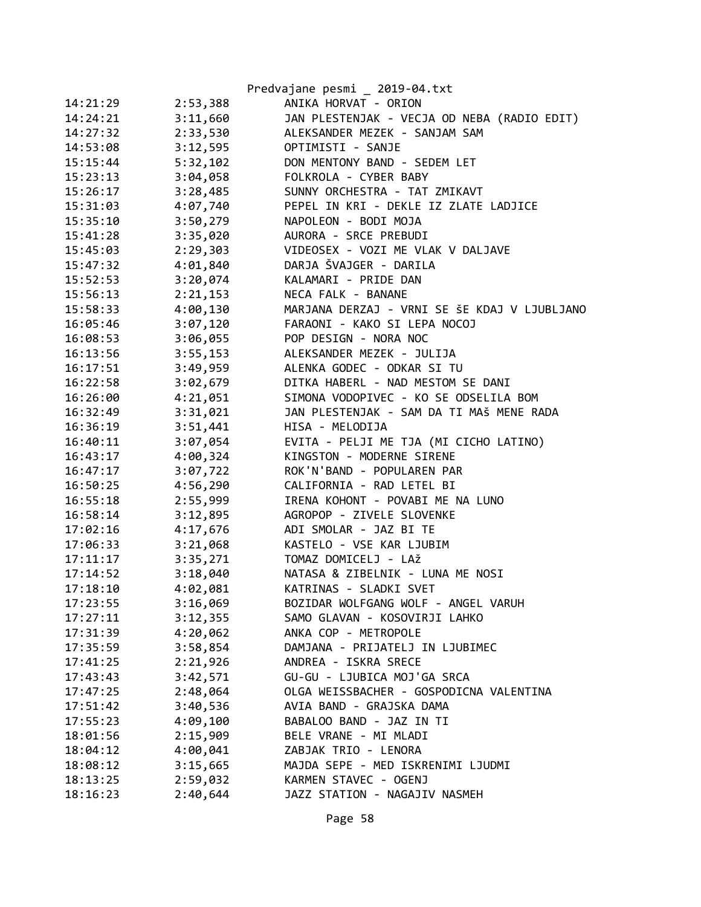| | | |
|---|---|---|
| 14:21:29 | 2:53,388 | ANIKA HORVAT - ORION |
| 14:24:21 | 3:11,660 | JAN PLESTENJAK - VECJA OD NEBA (RADIO EDIT) |
| 14:27:32 | 2:33,530 | ALEKSANDER MEZEK - SANJAM SAM |
| 14:53:08 | 3:12,595 | OPTIMISTI - SANJE |
| 15:15:44 | 5:32,102 | DON MENTONY BAND - SEDEM LET |
| 15:23:13 | 3:04,058 | FOLKROLA - CYBER BABY |
| 15:26:17 | 3:28,485 | SUNNY ORCHESTRA - TAT ZMIKAVT |
| 15:31:03 | 4:07,740 | PEPEL IN KRI - DEKLE IZ ZLATE LADJICE |
| 15:35:10 | 3:50,279 | NAPOLEON - BODI MOJA |
| 15:41:28 | 3:35,020 | AURORA - SRCE PREBUDI |
| 15:45:03 | 2:29,303 | VIDEOSEX - VOZI ME VLAK V DALJAVE |
| 15:47:32 | 4:01,840 | DARJA ŠVAJGER - DARILA |
| 15:52:53 | 3:20,074 | KALAMARI - PRIDE DAN |
| 15:56:13 | 2:21,153 | NECA FALK - BANANE |
| 15:58:33 | 4:00,130 | MARJANA DERZAJ - VRNI SE ŠE KDAJ V LJUBLJANO |
| 16:05:46 | 3:07,120 | FARAONI - KAKO SI LEPA NOCOJ |
| 16:08:53 | 3:06,055 | POP DESIGN - NORA NOC |
| 16:13:56 | 3:55,153 | ALEKSANDER MEZEK - JULIJA |
| 16:17:51 | 3:49,959 | ALENKA GODEC - ODKAR SI TU |
| 16:22:58 | 3:02,679 | DITKA HABERL - NAD MESTOM SE DANI |
| 16:26:00 | 4:21,051 | SIMONA VODOPIVEC - KO SE ODSELILA BOM |
| 16:32:49 | 3:31,021 | JAN PLESTENJAK - SAM DA TI MAŠ MENE RADA |
| 16:36:19 | 3:51,441 | HISA - MELODIJA |
| 16:40:11 | 3:07,054 | EVITA - PELJI ME TJA (MI CICHO LATINO) |
| 16:43:17 | 4:00,324 | KINGSTON - MODERNE SIRENE |
| 16:47:17 | 3:07,722 | ROK'N'BAND - POPULAREN PAR |
| 16:50:25 | 4:56,290 | CALIFORNIA - RAD LETEL BI |
| 16:55:18 | 2:55,999 | IRENA KOHONT - POVABI ME NA LUNO |
| 16:58:14 | 3:12,895 | AGROPOP - ZIVELE SLOVENKE |
| 17:02:16 | 4:17,676 | ADI SMOLAR - JAZ BI TE |
| 17:06:33 | 3:21,068 | KASTELO - VSE KAR LJUBIM |
| 17:11:17 | 3:35,271 | TOMAZ DOMICELJ - LAž |
| 17:14:52 | 3:18,040 | NATASA & ZIBELNIK - LUNA ME NOSI |
| 17:18:10 | 4:02,081 | KATRINAS - SLADKI SVET |
| 17:23:55 | 3:16,069 | BOZIDAR WOLFGANG WOLF - ANGEL VARUH |
| 17:27:11 | 3:12,355 | SAMO GLAVAN - KOSOVIRJI LAHKO |
| 17:31:39 | 4:20,062 | ANKA COP - METROPOLE |
| 17:35:59 | 3:58,854 | DAMJANA - PRIJATELJ IN LJUBIMEC |
| 17:41:25 | 2:21,926 | ANDREA - ISKRA SRECE |
| 17:43:43 | 3:42,571 | GU-GU - LJUBICA MOJ'GA SRCA |
| 17:47:25 | 2:48,064 | OLGA WEISSBACHER - GOSPODICNA VALENTINA |
| 17:51:42 | 3:40,536 | AVIA BAND - GRAJSKA DAMA |
| 17:55:23 | 4:09,100 | BABALOO BAND - JAZ IN TI |
| 18:01:56 | 2:15,909 | BELE VRANE - MI MLADI |
| 18:04:12 | 4:00,041 | ZABJAK TRIO - LENORA |
| 18:08:12 | 3:15,665 | MAJDA SEPE - MED ISKRENIMI LJUDMI |
| 18:13:25 | 2:59,032 | KARMEN STAVEC - OGENJ |
| 18:16:23 | 2:40,644 | JAZZ STATION - NAGAJIV NASMEH |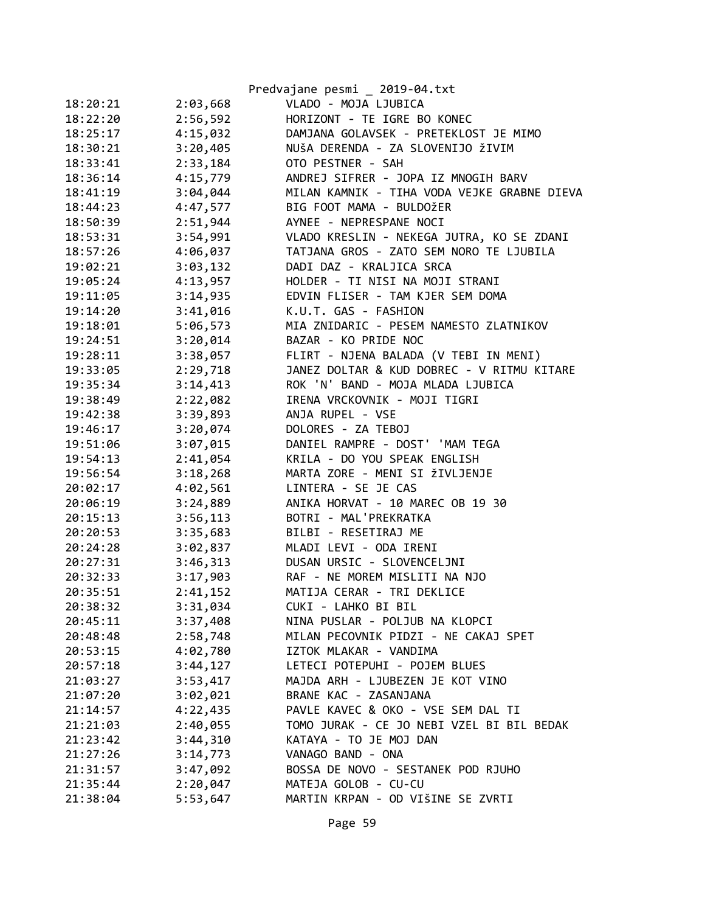| | | |
|---|---|---|
| 18:20:21 | 2:03,668 | VLADO - MOJA LJUBICA |
| 18:22:20 | 2:56,592 | HORIZONT - TE IGRE BO KONEC |
| 18:25:17 | 4:15,032 | DAMJANA GOLAVSEK - PRETEKLOST JE MIMO |
| 18:30:21 | 3:20,405 | NUšA DERENDA - ZA SLOVENIJO žIVIM |
| 18:33:41 | 2:33,184 | OTO PESTNER - SAH |
| 18:36:14 | 4:15,779 | ANDREJ SIFRER - JOPA IZ MNOGIH BARV |
| 18:41:19 | 3:04,044 | MILAN KAMNIK - TIHA VODA VEJKE GRABNE DIEVA |
| 18:44:23 | 4:47,577 | BIG FOOT MAMA - BULDOžER |
| 18:50:39 | 2:51,944 | AYNEE - NEPRESPANE NOCI |
| 18:53:31 | 3:54,991 | VLADO KRESLIN - NEKEGA JUTRA, KO SE ZDANI |
| 18:57:26 | 4:06,037 | TATJANA GROS - ZATO SEM NORO TE LJUBILA |
| 19:02:21 | 3:03,132 | DADI DAZ - KRALJICA SRCA |
| 19:05:24 | 4:13,957 | HOLDER - TI NISI NA MOJI STRANI |
| 19:11:05 | 3:14,935 | EDVIN FLISER - TAM KJER SEM DOMA |
| 19:14:20 | 3:41,016 | K.U.T. GAS - FASHION |
| 19:18:01 | 5:06,573 | MIA ZNIDARIC - PESEM NAMESTO ZLATNIKOV |
| 19:24:51 | 3:20,014 | BAZAR - KO PRIDE NOC |
| 19:28:11 | 3:38,057 | FLIRT - NJENA BALADA (V TEBI IN MENI) |
| 19:33:05 | 2:29,718 | JANEZ DOLTAR & KUD DOBREC - V RITMU KITARE |
| 19:35:34 | 3:14,413 | ROK 'N' BAND - MOJA MLADA LJUBICA |
| 19:38:49 | 2:22,082 | IRENA VRCKOVNIK - MOJI TIGRI |
| 19:42:38 | 3:39,893 | ANJA RUPEL - VSE |
| 19:46:17 | 3:20,074 | DOLORES - ZA TEBOJ |
| 19:51:06 | 3:07,015 | DANIEL RAMPRE - DOST' 'MAM TEGA |
| 19:54:13 | 2:41,054 | KRILA - DO YOU SPEAK ENGLISH |
| 19:56:54 | 3:18,268 | MARTA ZORE - MENI SI žIVLJENJE |
| 20:02:17 | 4:02,561 | LINTERA - SE JE CAS |
| 20:06:19 | 3:24,889 | ANIKA HORVAT - 10 MAREC OB 19 30 |
| 20:15:13 | 3:56,113 | BOTRI - MAL'PREKRATKA |
| 20:20:53 | 3:35,683 | BILBI - RESETIRAJ ME |
| 20:24:28 | 3:02,837 | MLADI LEVI - ODA IRENI |
| 20:27:31 | 3:46,313 | DUSAN URSIC - SLOVENCELJNI |
| 20:32:33 | 3:17,903 | RAF - NE MOREM MISLITI NA NJO |
| 20:35:51 | 2:41,152 | MATIJA CERAR - TRI DEKLICE |
| 20:38:32 | 3:31,034 | CUKI - LAHKO BI BIL |
| 20:45:11 | 3:37,408 | NINA PUSLAR - POLJUB NA KLOPCI |
| 20:48:48 | 2:58,748 | MILAN PECOVNIK PIDZI - NE CAKAJ SPET |
| 20:53:15 | 4:02,780 | IZTOK MLAKAR - VANDIMA |
| 20:57:18 | 3:44,127 | LETECI POTEPUHI - POJEM BLUES |
| 21:03:27 | 3:53,417 | MAJDA ARH - LJUBEZEN JE KOT VINO |
| 21:07:20 | 3:02,021 | BRANE KAC - ZASANJANA |
| 21:14:57 | 4:22,435 | PAVLE KAVEC & OKO - VSE SEM DAL TI |
| 21:21:03 | 2:40,055 | TOMO JURAK - CE JO NEBI VZEL BI BIL BEDAK |
| 21:23:42 | 3:44,310 | KATAYA - TO JE MOJ DAN |
| 21:27:26 | 3:14,773 | VANAGO BAND - ONA |
| 21:31:57 | 3:47,092 | BOSSA DE NOVO - SESTANEK POD RJUHO |
| 21:35:44 | 2:20,047 | MATEJA GOLOB - CU-CU |
| 21:38:04 | 5:53,647 | MARTIN KRPAN - OD VIšINE SE ZVRTI |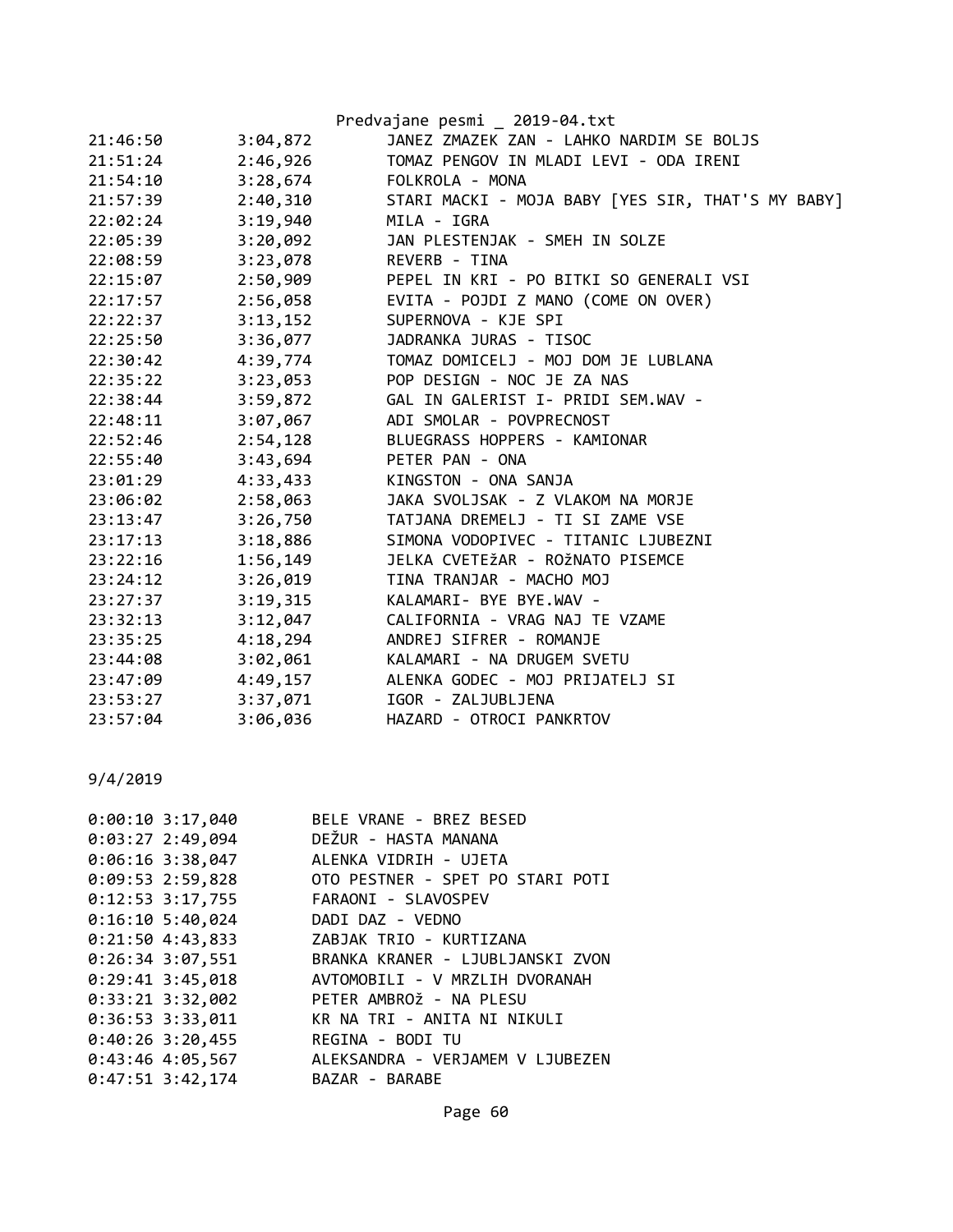| | | |
|---|---|---|
| 21:46:50 | 3:04,872 | JANEZ ZMAZEK ZAN - LAHKO NARDIM SE BOLJS |
| 21:51:24 | 2:46,926 | TOMAZ PENGOV IN MLADI LEVI - ODA IRENI |
| 21:54:10 | 3:28,674 | FOLKROLA - MONA |
| 21:57:39 | 2:40,310 | STARI MACKI - MOJA BABY [YES SIR, THAT'S MY BABY] |
| 22:02:24 | 3:19,940 | MILA - IGRA |
| 22:05:39 | 3:20,092 | JAN PLESTENJAK - SMEH IN SOLZE |
| 22:08:59 | 3:23,078 | REVERB - TINA |
| 22:15:07 | 2:50,909 | PEPEL IN KRI - PO BITKI SO GENERALI VSI |
| 22:17:57 | 2:56,058 | EVITA - POJDI Z MANO (COME ON OVER) |
| 22:22:37 | 3:13,152 | SUPERNOVA - KJE SPI |
| 22:25:50 | 3:36,077 | JADRANKA JURAS - TISOC |
| 22:30:42 | 4:39,774 | TOMAZ DOMICELJ - MOJ DOM JE LUBLANA |
| 22:35:22 | 3:23,053 | POP DESIGN - NOC JE ZA NAS |
| 22:38:44 | 3:59,872 | GAL IN GALERIST I- PRIDI SEM.WAV - |
| 22:48:11 | 3:07,067 | ADI SMOLAR - POVPRECNOST |
| 22:52:46 | 2:54,128 | BLUEGRASS HOPPERS - KAMIONAR |
| 22:55:40 | 3:43,694 | PETER PAN - ONA |
| 23:01:29 | 4:33,433 | KINGSTON - ONA SANJA |
| 23:06:02 | 2:58,063 | JAKA SVOLJSAK - Z VLAKOM NA MORJE |
| 23:13:47 | 3:26,750 | TATJANA DREMELJ - TI SI ZAME VSE |
| 23:17:13 | 3:18,886 | SIMONA VODOPIVEC - TITANIC LJUBEZNI |
| 23:22:16 | 1:56,149 | JELKA CVETEŽAR - ROŽNATO PISEMCE |
| 23:24:12 | 3:26,019 | TINA TRANJAR - MACHO MOJ |
| 23:27:37 | 3:19,315 | KALAMARI- BYE BYE.WAV - |
| 23:32:13 | 3:12,047 | CALIFORNIA - VRAG NAJ TE VZAME |
| 23:35:25 | 4:18,294 | ANDREJ SIFRER - ROMANJE |
| 23:44:08 | 3:02,061 | KALAMARI - NA DRUGEM SVETU |
| 23:47:09 | 4:49,157 | ALENKA GODEC - MOJ PRIJATELJ SI |
| 23:53:27 | 3:37,071 | IGOR - ZALJUBLJENA |
| 23:57:04 | 3:06,036 | HAZARD - OTROCI PANKRTOV |

9/4/2019

| | | |
|---|---|---|
| 0:00:10 | 3:17,040 | BELE VRANE - BREZ BESED |
| 0:03:27 | 2:49,094 | DEŽUR - HASTA MANANA |
| 0:06:16 | 3:38,047 | ALENKA VIDRIH - UJETA |
| 0:09:53 | 2:59,828 | OTO PESTNER - SPET PO STARI POTI |
| 0:12:53 | 3:17,755 | FARAONI - SLAVOSPEV |
| 0:16:10 | 5:40,024 | DADI DAZ - VEDNO |
| 0:21:50 | 4:43,833 | ZABJAK TRIO - KURTIZANA |
| 0:26:34 | 3:07,551 | BRANKA KRANER - LJUBLJANSKI ZVON |
| 0:29:41 | 3:45,018 | AVTOMOBILI - V MRZLIH DVORANAH |
| 0:33:21 | 3:32,002 | PETER AMBROŽ - NA PLESU |
| 0:36:53 | 3:33,011 | KR NA TRI - ANITA NI NIKULI |
| 0:40:26 | 3:20,455 | REGINA - BODI TU |
| 0:43:46 | 4:05,567 | ALEKSANDRA - VERJAMEM V LJUBEZEN |
| 0:47:51 | 3:42,174 | BAZAR - BARABE |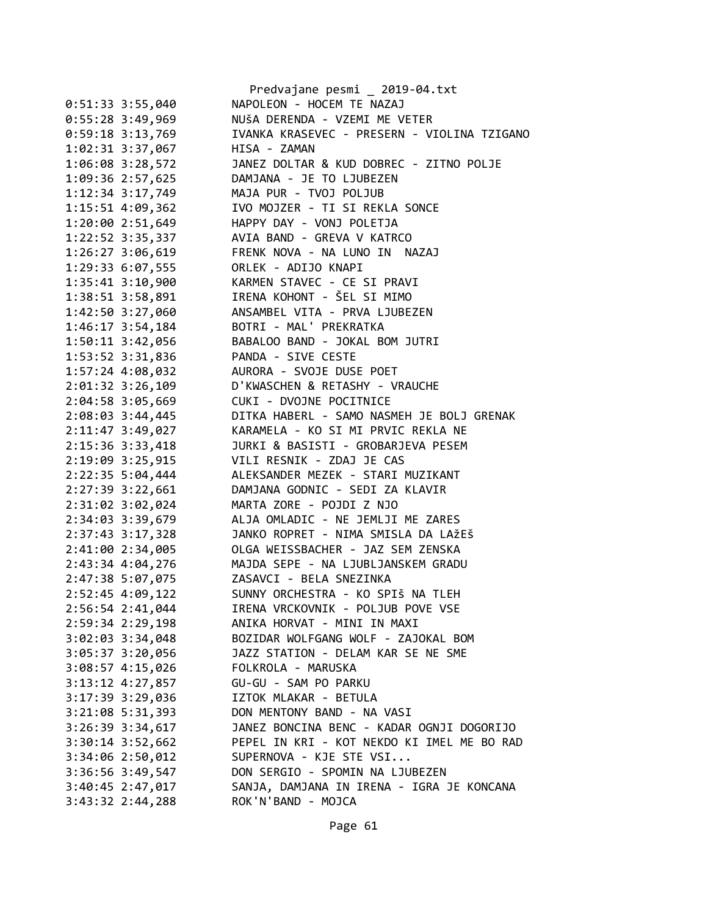0:51:33 3:55,040		NAPOLEON - HOCEM TE NAZAJ
0:55:28 3:49,969		NUša DERENDA - VZEMI ME VETER
0:59:18 3:13,769		IVANKA KRASEVEC - PRESERN - VIOLINA TZIGANO
1:02:31 3:37,067		HISA - ZAMAN
1:06:08 3:28,572		JANEZ DOLTAR & KUD DOBREC - ZITNO POLJE
1:09:36 2:57,625		DAMJANA - JE TO LJUBEZEN
1:12:34 3:17,749		MAJA PUR - TVOJ POLJUB
1:15:51 4:09,362		IVO MOJZER - TI SI REKLA SONCE
1:20:00 2:51,649		HAPPY DAY - VONJ POLETJA
1:22:52 3:35,337		AVIA BAND - GREVA V KATRCO
1:26:27 3:06,619		FRENK NOVA - NA LUNO IN  NAZAJ
1:29:33 6:07,555		ORLEK - ADIJO KNAPI
1:35:41 3:10,900		KARMEN STAVEC - CE SI PRAVI
1:38:51 3:58,891		IRENA KOHONT - ŠEL SI MIMO
1:42:50 3:27,060		ANSAMBEL VITA - PRVA LJUBEZEN
1:46:17 3:54,184		BOTRI - MAL' PREKRATKA
1:50:11 3:42,056		BABALOO BAND - JOKAL BOM JUTRI
1:53:52 3:31,836		PANDA - SIVE CESTE
1:57:24 4:08,032		AURORA - SVOJE DUSE POET
2:01:32 3:26,109		D'KWASCHEN & RETASHY - VRAUCHE
2:04:58 3:05,669		CUKI - DVOJNE POCITNICE
2:08:03 3:44,445		DITKA HABERL - SAMO NASMEH JE BOLJ GRENAK
2:11:47 3:49,027		KARAMELA - KO SI MI PRVIC REKLA NE
2:15:36 3:33,418		JURKI & BASISTI - GROBARJEVA PESEM
2:19:09 3:25,915		VILI RESNIK - ZDAJ JE CAS
2:22:35 5:04,444		ALEKSANDER MEZEK - STARI MUZIKANT
2:27:39 3:22,661		DAMJANA GODNIC - SEDI ZA KLAVIR
2:31:02 3:02,024		MARTA ZORE - POJDI Z NJO
2:34:03 3:39,679		ALJA OMLADIC - NE JEMLJI ME ZARES
2:37:43 3:17,328		JANKO ROPRET - NIMA SMISLA DA LAžEš
2:41:00 2:34,005		OLGA WEISSBACHER - JAZ SEM ZENSKA
2:43:34 4:04,276		MAJDA SEPE - NA LJUBLJANSKEM GRADU
2:47:38 5:07,075		ZASAVCI - BELA SNEZINKA
2:52:45 4:09,122		SUNNY ORCHESTRA - KO SPIš NA TLEH
2:56:54 2:41,044		IRENA VRCKOVNIK - POLJUB POVE VSE
2:59:34 2:29,198		ANIKA HORVAT - MINI IN MAXI
3:02:03 3:34,048		BOZIDAR WOLFGANG WOLF - ZAJOKAL BOM
3:05:37 3:20,056		JAZZ STATION - DELAM KAR SE NE SME
3:08:57 4:15,026		FOLKROLA - MARUSKA
3:13:12 4:27,857		GU-GU - SAM PO PARKU
3:17:39 3:29,036		IZTOK MLAKAR - BETULA
3:21:08 5:31,393		DON MENTONY BAND - NA VASI
3:26:39 3:34,617		JANEZ BONCINA BENC - KADAR OGNJI DOGORIJO
3:30:14 3:52,662		PEPEL IN KRI - KOT NEKDO KI IMEL ME BO RAD
3:34:06 2:50,012		SUPERNOVA - KJE STE VSI...
3:36:56 3:49,547		DON SERGIO - SPOMIN NA LJUBEZEN
3:40:45 2:47,017		SANJA, DAMJANA IN IRENA - IGRA JE KONCANA
3:43:32 2:44,288		ROK'N'BAND - MOJCA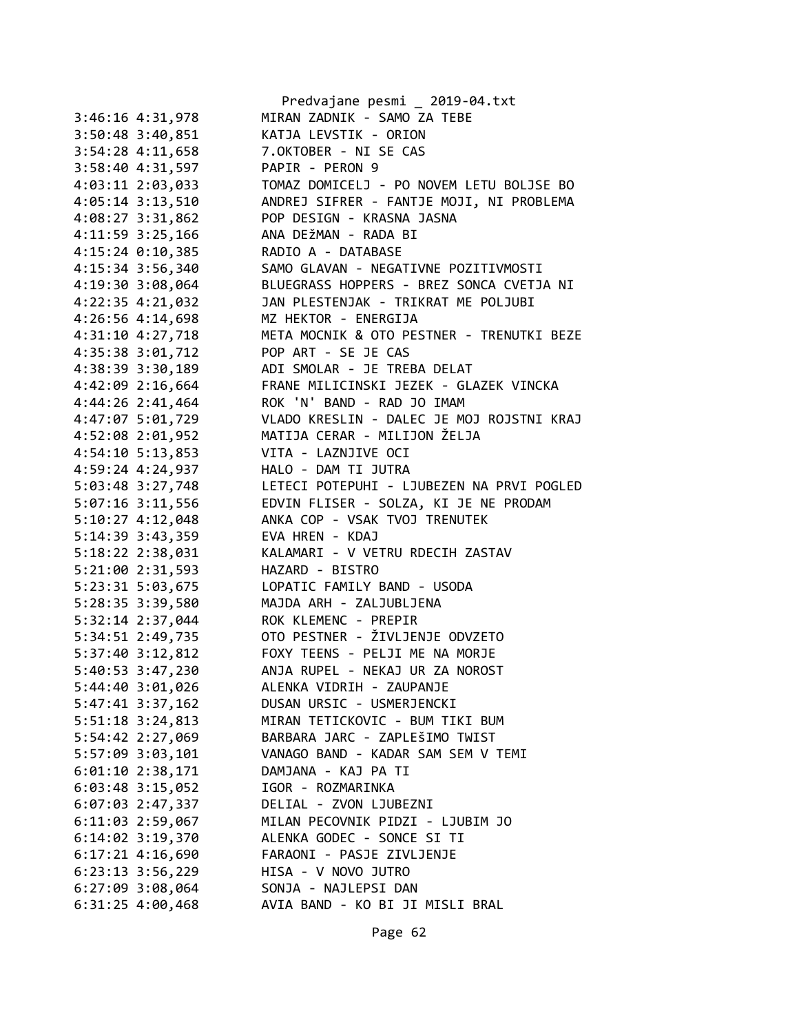```
3:46:16 4:31,978        MIRAN ZADNIK - SAMO ZA TEBE
3:50:48 3:40,851        KATJA LEVSTIK - ORION
3:54:28 4:11,658        7.OKTOBER - NI SE CAS
3:58:40 4:31,597        PAPIR - PERON 9
4:03:11 2:03,033        TOMAZ DOMICELJ - PO NOVEM LETU BOLJSE BO
4:05:14 3:13,510        ANDREJ SIFRER - FANTJE MOJI, NI PROBLEMA
4:08:27 3:31,862        POP DESIGN - KRASNA JASNA
4:11:59 3:25,166        ANA DEžMAN - RADA BI
4:15:24 0:10,385        RADIO A - DATABASE
4:15:34 3:56,340        SAMO GLAVAN - NEGATIVNE POZITIVMOSTI
4:19:30 3:08,064        BLUEGRASS HOPPERS - BREZ SONCA CVETJA NI
4:22:35 4:21,032        JAN PLESTENJAK - TRIKRAT ME POLJUBI
4:26:56 4:14,698        MZ HEKTOR - ENERGIJA
4:31:10 4:27,718        META MOCNIK & OTO PESTNER - TRENUTKI BEZE
4:35:38 3:01,712        POP ART - SE JE CAS
4:38:39 3:30,189        ADI SMOLAR - JE TREBA DELAT
4:42:09 2:16,664        FRANE MILICINSKI JEZEK - GLAZEK VINCKA
4:44:26 2:41,464        ROK 'N' BAND - RAD JO IMAM
4:47:07 5:01,729        VLADO KRESLIN - DALEC JE MOJ ROJSTNI KRAJ
4:52:08 2:01,952        MATIJA CERAR - MILIJON ŽELJA
4:54:10 5:13,853        VITA - LAZNJIVE OCI
4:59:24 4:24,937        HALO - DAM TI JUTRA
5:03:48 3:27,748        LETECI POTEPUHI - LJUBEZEN NA PRVI POGLED
5:07:16 3:11,556        EDVIN FLISER - SOLZA, KI JE NE PRODAM
5:10:27 4:12,048        ANKA COP - VSAK TVOJ TRENUTEK
5:14:39 3:43,359        EVA HREN - KDAJ
5:18:22 2:38,031        KALAMARI - V VETRU RDECIH ZASTAV
5:21:00 2:31,593        HAZARD - BISTRO
5:23:31 5:03,675        LOPATIC FAMILY BAND - USODA
5:28:35 3:39,580        MAJDA ARH - ZALJUBLJENA
5:32:14 2:37,044        ROK KLEMENC - PREPIR
5:34:51 2:49,735        OTO PESTNER - ŽIVLJENJE ODVZETO
5:37:40 3:12,812        FOXY TEENS - PELJI ME NA MORJE
5:40:53 3:47,230        ANJA RUPEL - NEKAJ UR ZA NOROST
5:44:40 3:01,026        ALENKA VIDRIH - ZAUPANJE
5:47:41 3:37,162        DUSAN URSIC - USMERJENCKI
5:51:18 3:24,813        MIRAN TETICKOVIC - BUM TIKI BUM
5:54:42 2:27,069        BARBARA JARC - ZAPLEŠIMO TWIST
5:57:09 3:03,101        VANAGO BAND - KADAR SAM SEM V TEMI
6:01:10 2:38,171        DAMJANA - KAJ PA TI
6:03:48 3:15,052        IGOR - ROZMARINKA
6:07:03 2:47,337        DELIAL - ZVON LJUBEZNI
6:11:03 2:59,067        MILAN PECOVNIK PIDZI - LJUBIM JO
6:14:02 3:19,370        ALENKA GODEC - SONCE SI TI
6:17:21 4:16,690        FARAONI - PASJE ZIVLJENJE
6:23:13 3:56,229        HISA - V NOVO JUTRO
6:27:09 3:08,064        SONJA - NAJLEPSI DAN
6:31:25 4:00,468        AVIA BAND - KO BI JI MISLI BRAL
```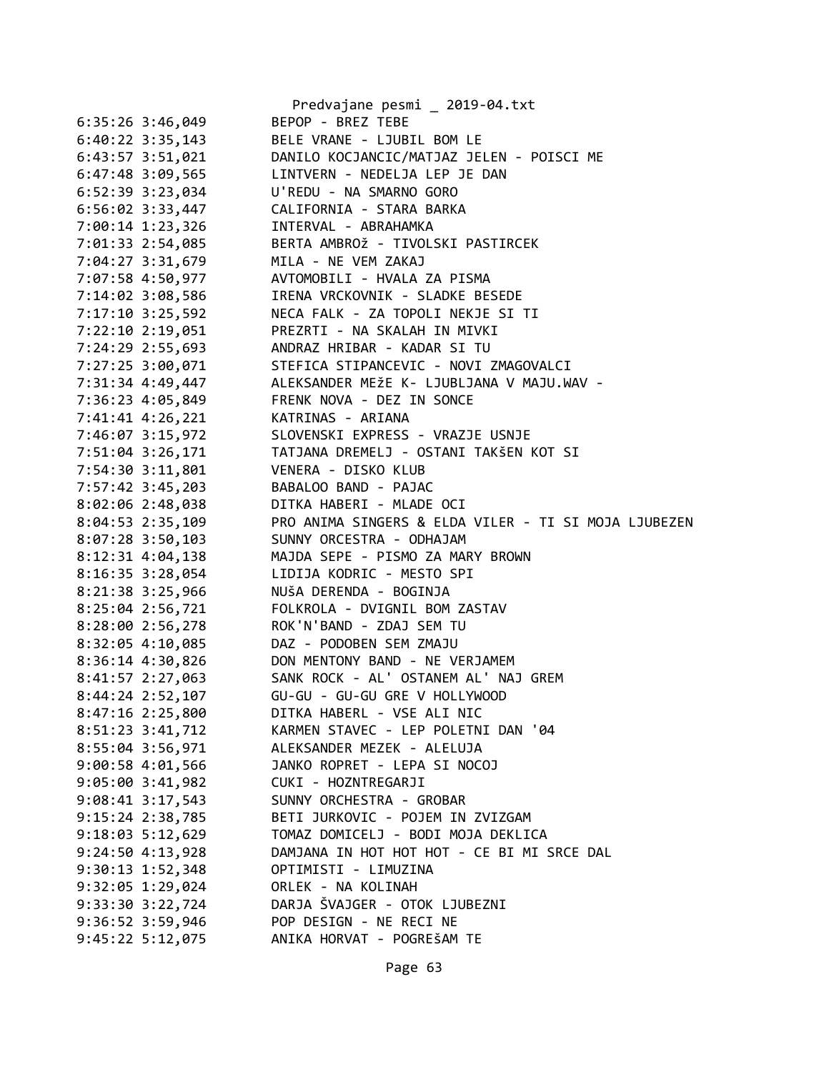```
6:35:26 3:46,049        BEPOP - BREZ TEBE
6:40:22 3:35,143        BELE VRANE - LJUBIL BOM LE
6:43:57 3:51,021        DANILO KOCJANCIC/MATJAZ JELEN - POISCI ME
6:47:48 3:09,565        LINTVERN - NEDELJA LEP JE DAN
6:52:39 3:23,034        U'REDU - NA SMARNO GORO
6:56:02 3:33,447        CALIFORNIA - STARA BARKA
7:00:14 1:23,326        INTERVAL - ABRAHAMKA
7:01:33 2:54,085        BERTA AMBROž - TIVOLSKI PASTIRCEK
7:04:27 3:31,679        MILA - NE VEM ZAKAJ
7:07:58 4:50,977        AVTOMOBILI - HVALA ZA PISMA
7:14:02 3:08,586        IRENA VRCKOVNIK - SLADKE BESEDE
7:17:10 3:25,592        NECA FALK - ZA TOPOLI NEKJE SI TI
7:22:10 2:19,051        PREZRTI - NA SKALAH IN MIVKI
7:24:29 2:55,693        ANDRAZ HRIBAR - KADAR SI TU
7:27:25 3:00,071        STEFICA STIPANCEVIC - NOVI ZMAGOVALCI
7:31:34 4:49,447        ALEKSANDER MEžE K- LJUBLJANA V MAJU.WAV -
7:36:23 4:05,849        FRENK NOVA - DEZ IN SONCE
7:41:41 4:26,221        KATRINAS - ARIANA
7:46:07 3:15,972        SLOVENSKI EXPRESS - VRAZJE USNJE
7:51:04 3:26,171        TATJANA DREMELJ - OSTANI TAKšEN KOT SI
7:54:30 3:11,801        VENERA - DISKO KLUB
7:57:42 3:45,203        BABALOO BAND - PAJAC
8:02:06 2:48,038        DITKA HABERI - MLADE OCI
8:04:53 2:35,109        PRO ANIMA SINGERS & ELDA VILER - TI SI MOJA LJUBEZEN
8:07:28 3:50,103        SUNNY ORCESTRA - ODHAJAM
8:12:31 4:04,138        MAJDA SEPE - PISMO ZA MARY BROWN
8:16:35 3:28,054        LIDIJA KODRIC - MESTO SPI
8:21:38 3:25,966        NUšA DERENDA - BOGINJA
8:25:04 2:56,721        FOLKROLA - DVIGNIL BOM ZASTAV
8:28:00 2:56,278        ROK'N'BAND - ZDAJ SEM TU
8:32:05 4:10,085        DAZ - PODOBEN SEM ZMAJU
8:36:14 4:30,826        DON MENTONY BAND - NE VERJAMEM
8:41:57 2:27,063        SANK ROCK - AL' OSTANEM AL' NAJ GREM
8:44:24 2:52,107        GU-GU - GU-GU GRE V HOLLYWOOD
8:47:16 2:25,800        DITKA HABERL - VSE ALI NIC
8:51:23 3:41,712        KARMEN STAVEC - LEP POLETNI DAN '04
8:55:04 3:56,971        ALEKSANDER MEZEK - ALELUJA
9:00:58 4:01,566        JANKO ROPRET - LEPA SI NOCOJ
9:05:00 3:41,982        CUKI - HOZNTREGARJI
9:08:41 3:17,543        SUNNY ORCHESTRA - GROBAR
9:15:24 2:38,785        BETI JURKOVIC - POJEM IN ZVIZGAM
9:18:03 5:12,629        TOMAZ DOMICELJ - BODI MOJA DEKLICA
9:24:50 4:13,928        DAMJANA IN HOT HOT HOT - CE BI MI SRCE DAL
9:30:13 1:52,348        OPTIMISTI - LIMUZINA
9:32:05 1:29,024        ORLEK - NA KOLINAH
9:33:30 3:22,724        DARJA ŠVAJGER - OTOK LJUBEZNI
9:36:52 3:59,946        POP DESIGN - NE RECI NE
9:45:22 5:12,075        ANIKA HORVAT - POGREšAM TE
```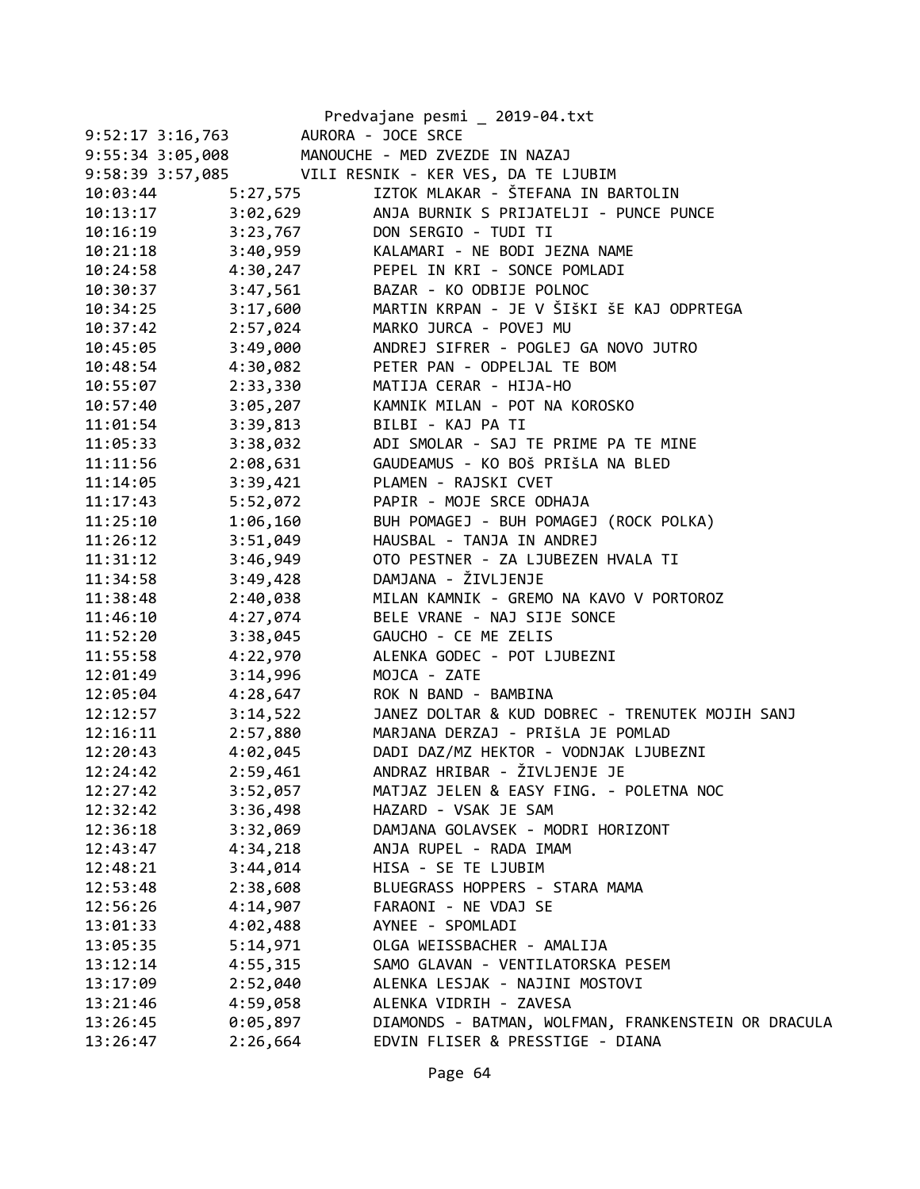```
9:52:17 3:16,763        AURORA - JOCE SRCE
9:55:34 3:05,008        MANOUCHE - MED ZVEZDE IN NAZAJ
9:58:39 3:57,085        VILI RESNIK - KER VES, DA TE LJUBIM
10:03:44        5:27,575        IZTOK MLAKAR - ŠTEFANA IN BARTOLIN
10:13:17        3:02,629        ANJA BURNIK S PRIJATELJI - PUNCE PUNCE
10:16:19        3:23,767        DON SERGIO - TUDI TI
10:21:18        3:40,959        KALAMARI - NE BODI JEZNA NAME
10:24:58        4:30,247        PEPEL IN KRI - SONCE POMLADI
10:30:37        3:47,561        BAZAR - KO ODBIJE POLNOC
10:34:25        3:17,600        MARTIN KRPAN - JE V ŠIŠKI še KAJ ODPRTEGA
10:37:42        2:57,024        MARKO JURCA - POVEJ MU
10:45:05        3:49,000        ANDREJ SIFRER - POGLEJ GA NOVO JUTRO
10:48:54        4:30,082        PETER PAN - ODPELJAL TE BOM
10:55:07        2:33,330        MATIJA CERAR - HIJA-HO
10:57:40        3:05,207        KAMNIK MILAN - POT NA KOROSKO
11:01:54        3:39,813        BILBI - KAJ PA TI
11:05:33        3:38,032        ADI SMOLAR - SAJ TE PRIME PA TE MINE
11:11:56        2:08,631        GAUDEAMUS - KO BOš PRIšLA NA BLED
11:14:05        3:39,421        PLAMEN - RAJSKI CVET
11:17:43        5:52,072        PAPIR - MOJE SRCE ODHAJA
11:25:10        1:06,160        BUH POMAGEJ - BUH POMAGEJ (ROCK POLKA)
11:26:12        3:51,049        HAUSBAL - TANJA IN ANDREJ
11:31:12        3:46,949        OTO PESTNER - ZA LJUBEZEN HVALA TI
11:34:58        3:49,428        DAMJANA - ŽIVLJENJE
11:38:48        2:40,038        MILAN KAMNIK - GREMO NA KAVO V PORTOROZ
11:46:10        4:27,074        BELE VRANE - NAJ SIJE SONCE
11:52:20        3:38,045        GAUCHO - CE ME ZELIS
11:55:58        4:22,970        ALENKA GODEC - POT LJUBEZNI
12:01:49        3:14,996        MOJCA - ZATE
12:05:04        4:28,647        ROK N BAND - BAMBINA
12:12:57        3:14,522        JANEZ DOLTAR & KUD DOBREC - TRENUTEK MOJIH SANJ
12:16:11        2:57,880        MARJANA DERZAJ - PRIšLA JE POMLAD
12:20:43        4:02,045        DADI DAZ/MZ HEKTOR - VODNJAK LJUBEZNI
12:24:42        2:59,461        ANDRAZ HRIBAR - ŽIVLJENJE JE
12:27:42        3:52,057        MATJAZ JELEN & EASY FING. - POLETNA NOC
12:32:42        3:36,498        HAZARD - VSAK JE SAM
12:36:18        3:32,069        DAMJANA GOLAVSEK - MODRI HORIZONT
12:43:47        4:34,218        ANJA RUPEL - RADA IMAM
12:48:21        3:44,014        HISA - SE TE LJUBIM
12:53:48        2:38,608        BLUEGRASS HOPPERS - STARA MAMA
12:56:26        4:14,907        FARAONI - NE VDAJ SE
13:01:33        4:02,488        AYNEE - SPOMLADI
13:05:35        5:14,971        OLGA WEISSBACHER - AMALIJA
13:12:14        4:55,315        SAMO GLAVAN - VENTILATORSKA PESEM
13:17:09        2:52,040        ALENKA LESJAK - NAJINI MOSTOVI
13:21:46        4:59,058        ALENKA VIDRIH - ZAVESA
13:26:45        0:05,897        DIAMONDS - BATMAN, WOLFMAN, FRANKENSTEIN OR DRACULA
13:26:47        2:26,664        EDVIN FLISER & PRESSTIGE - DIANA
```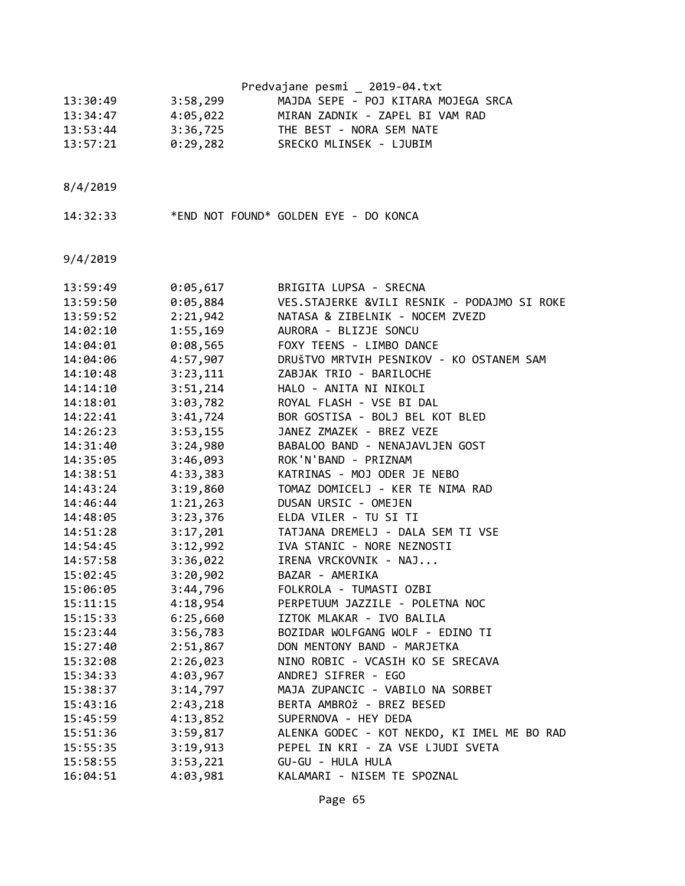```
13:30:49        3:58,299        MAJDA SEPE - POJ KITARA MOJEGA SRCA
13:34:47        4:05,022        MIRAN ZADNIK - ZAPEL BI VAM RAD
13:53:44        3:36,725        THE BEST - NORA SEM NATE
13:57:21        0:29,282        SRECKO MLINSEK - LJUBIM


8/4/2019

14:32:33        *END NOT FOUND* GOLDEN EYE - DO KONCA


9/4/2019

13:59:49        0:05,617        BRIGITA LUPSA - SRECNA
13:59:50        0:05,884        VES.STAJERKE &VILI RESNIK - PODAJMO SI ROKE
13:59:52        2:21,942        NATASA & ZIBELNIK - NOCEM ZVEZD
14:02:10        1:55,169        AURORA - BLIZJE SONCU
14:04:01        0:08,565        FOXY TEENS - LIMBO DANCE
14:04:06        4:57,907        DRUŠTVO MRTVIH PESNIKOV - KO OSTANEM SAM
14:10:48        3:23,111        ZABJAK TRIO - BARILOCHE
14:14:10        3:51,214        HALO - ANITA NI NIKOLI
14:18:01        3:03,782        ROYAL FLASH - VSE BI DAL
14:22:41        3:41,724        BOR GOSTISA - BOLJ BEL KOT BLED
14:26:23        3:53,155        JANEZ ZMAZEK - BREZ VEZE
14:31:40        3:24,980        BABALOO BAND - NENAJAVLJEN GOST
14:35:05        3:46,093        ROK'N'BAND - PRIZNAM
14:38:51        4:33,383        KATRINAS - MOJ ODER JE NEBO
14:43:24        3:19,860        TOMAZ DOMICELJ - KER TE NIMA RAD
14:46:44        1:21,263        DUSAN URSIC - OMEJEN
14:48:05        3:23,376        ELDA VILER - TU SI TI
14:51:28        3:17,201        TATJANA DREMELJ - DALA SEM TI VSE
14:54:45        3:12,992        IVA STANIC - NORE NEZNOSTI
14:57:58        3:36,022        IRENA VRCKOVNIK - NAJ...
15:02:45        3:20,902        BAZAR - AMERIKA
15:06:05        3:44,796        FOLKROLA - TUMASTI OZBI
15:11:15        4:18,954        PERPETUUM JAZZILE - POLETNA NOC
15:15:33        6:25,660        IZTOK MLAKAR - IVO BALILA
15:23:44        3:56,783        BOZIDAR WOLFGANG WOLF - EDINO TI
15:27:40        2:51,867        DON MENTONY BAND - MARJETKA
15:32:08        2:26,023        NINO ROBIC - VCASIH KO SE SRECAVA
15:34:33        4:03,967        ANDREJ SIFRER - EGO
15:38:37        3:14,797        MAJA ZUPANCIC - VABILO NA SORBET
15:43:16        2:43,218        BERTA AMBROž - BREZ BESED
15:45:59        4:13,852        SUPERNOVA - HEY DEDA
15:51:36        3:59,817        ALENKA GODEC - KOT NEKDO, KI IMEL ME BO RAD
15:55:35        3:19,913        PEPEL IN KRI - ZA VSE LJUDI SVETA
15:58:55        3:53,221        GU-GU - HULA HULA
16:04:51        4:03,981        KALAMARI - NISEM TE SPOZNAL
```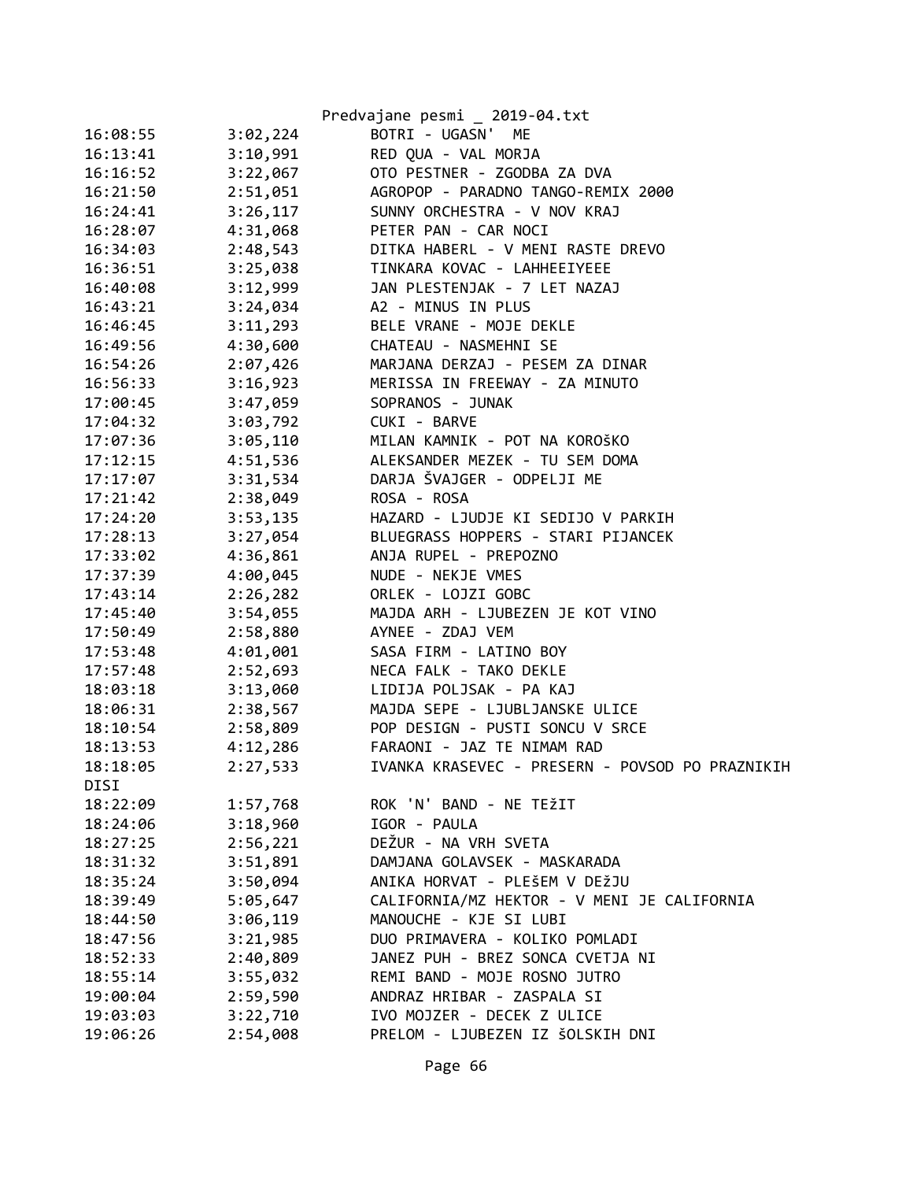| | | |
|---|---|---|
| 16:08:55 | 3:02,224 | BOTRI - UGASN' ME |
| 16:13:41 | 3:10,991 | RED QUA - VAL MORJA |
| 16:16:52 | 3:22,067 | OTO PESTNER - ZGODBA ZA DVA |
| 16:21:50 | 2:51,051 | AGROPOP - PARADNO TANGO-REMIX 2000 |
| 16:24:41 | 3:26,117 | SUNNY ORCHESTRA - V NOV KRAJ |
| 16:28:07 | 4:31,068 | PETER PAN - CAR NOCI |
| 16:34:03 | 2:48,543 | DITKA HABERL - V MENI RASTE DREVO |
| 16:36:51 | 3:25,038 | TINKARA KOVAC - LAHHEEIYEEE |
| 16:40:08 | 3:12,999 | JAN PLESTENJAK - 7 LET NAZAJ |
| 16:43:21 | 3:24,034 | A2 - MINUS IN PLUS |
| 16:46:45 | 3:11,293 | BELE VRANE - MOJE DEKLE |
| 16:49:56 | 4:30,600 | CHATEAU - NASMEHNI SE |
| 16:54:26 | 2:07,426 | MARJANA DERZAJ - PESEM ZA DINAR |
| 16:56:33 | 3:16,923 | MERISSA IN FREEWAY - ZA MINUTO |
| 17:00:45 | 3:47,059 | SOPRANOS - JUNAK |
| 17:04:32 | 3:03,792 | CUKI - BARVE |
| 17:07:36 | 3:05,110 | MILAN KAMNIK - POT NA KOROŠKO |
| 17:12:15 | 4:51,536 | ALEKSANDER MEZEK - TU SEM DOMA |
| 17:17:07 | 3:31,534 | DARJA ŠVAJGER - ODPELJI ME |
| 17:21:42 | 2:38,049 | ROSA - ROSA |
| 17:24:20 | 3:53,135 | HAZARD - LJUDJE KI SEDIJO V PARKIH |
| 17:28:13 | 3:27,054 | BLUEGRASS HOPPERS - STARI PIJANCEK |
| 17:33:02 | 4:36,861 | ANJA RUPEL - PREPOZNO |
| 17:37:39 | 4:00,045 | NUDE - NEKJE VMES |
| 17:43:14 | 2:26,282 | ORLEK - LOJZI GOBC |
| 17:45:40 | 3:54,055 | MAJDA ARH - LJUBEZEN JE KOT VINO |
| 17:50:49 | 2:58,880 | AYNEE - ZDAJ VEM |
| 17:53:48 | 4:01,001 | SASA FIRM - LATINO BOY |
| 17:57:48 | 2:52,693 | NECA FALK - TAKO DEKLE |
| 18:03:18 | 3:13,060 | LIDIJA POLJSAK - PA KAJ |
| 18:06:31 | 2:38,567 | MAJDA SEPE - LJUBLJANSKE ULICE |
| 18:10:54 | 2:58,809 | POP DESIGN - PUSTI SONCU V SRCE |
| 18:13:53 | 4:12,286 | FARAONI - JAZ TE NIMAM RAD |
| 18:18:05 | 2:27,533 | IVANKA KRASEVEC - PRESERN - POVSOD PO PRAZNIKIH DISI |
| 18:22:09 | 1:57,768 | ROK 'N' BAND - NE TEžIT |
| 18:24:06 | 3:18,960 | IGOR - PAULA |
| 18:27:25 | 2:56,221 | DEŽUR - NA VRH SVETA |
| 18:31:32 | 3:51,891 | DAMJANA GOLAVSEK - MASKARADA |
| 18:35:24 | 3:50,094 | ANIKA HORVAT - PLEŠEM V DEžJU |
| 18:39:49 | 5:05,647 | CALIFORNIA/MZ HEKTOR - V MENI JE CALIFORNIA |
| 18:44:50 | 3:06,119 | MANOUCHE - KJE SI LUBI |
| 18:47:56 | 3:21,985 | DUO PRIMAVERA - KOLIKO POMLADI |
| 18:52:33 | 2:40,809 | JANEZ PUH - BREZ SONCA CVETJA NI |
| 18:55:14 | 3:55,032 | REMI BAND - MOJE ROSNO JUTRO |
| 19:00:04 | 2:59,590 | ANDRAZ HRIBAR - ZASPALA SI |
| 19:03:03 | 3:22,710 | IVO MOJZER - DECEK Z ULICE |
| 19:06:26 | 2:54,008 | PRELOM - LJUBEZEN IZ ŠOLSKIH DNI |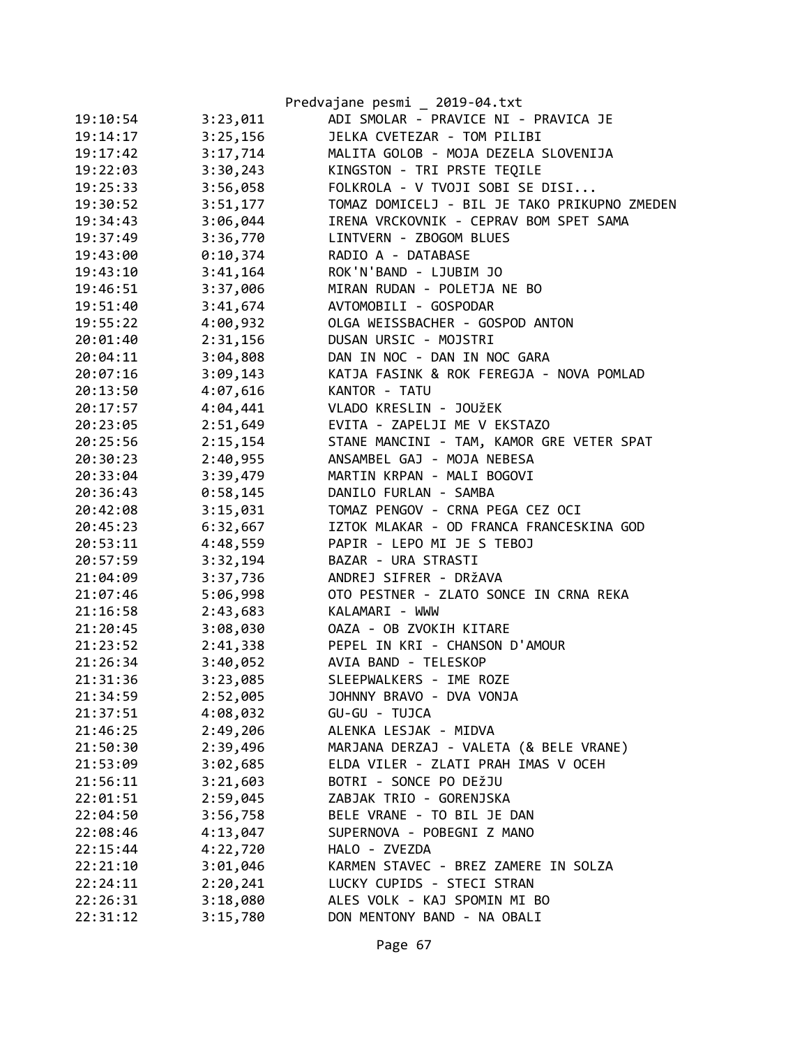| | | |
|---|---|---|
| 19:10:54 | 3:23,011 | ADI SMOLAR - PRAVICE NI - PRAVICA JE |
| 19:14:17 | 3:25,156 | JELKA CVETEZAR - TOM PILIBI |
| 19:17:42 | 3:17,714 | MALITA GOLOB - MOJA DEZELA SLOVENIJA |
| 19:22:03 | 3:30,243 | KINGSTON - TRI PRSTE TEQILE |
| 19:25:33 | 3:56,058 | FOLKROLA - V TVOJI SOBI SE DISI... |
| 19:30:52 | 3:51,177 | TOMAZ DOMICELJ - BIL JE TAKO PRIKUPNO ZMEDEN |
| 19:34:43 | 3:06,044 | IRENA VRCKOVNIK - CEPRAV BOM SPET SAMA |
| 19:37:49 | 3:36,770 | LINTVERN - ZBOGOM BLUES |
| 19:43:00 | 0:10,374 | RADIO A - DATABASE |
| 19:43:10 | 3:41,164 | ROK'N'BAND - LJUBIM JO |
| 19:46:51 | 3:37,006 | MIRAN RUDAN - POLETJA NE BO |
| 19:51:40 | 3:41,674 | AVTOMOBILI - GOSPODAR |
| 19:55:22 | 4:00,932 | OLGA WEISSBACHER - GOSPOD ANTON |
| 20:01:40 | 2:31,156 | DUSAN URSIC - MOJSTRI |
| 20:04:11 | 3:04,808 | DAN IN NOC - DAN IN NOC GARA |
| 20:07:16 | 3:09,143 | KATJA FASINK & ROK FEREGJA - NOVA POMLAD |
| 20:13:50 | 4:07,616 | KANTOR - TATU |
| 20:17:57 | 4:04,441 | VLADO KRESLIN - JOUžEK |
| 20:23:05 | 2:51,649 | EVITA - ZAPELJI ME V EKSTAZO |
| 20:25:56 | 2:15,154 | STANE MANCINI - TAM, KAMOR GRE VETER SPAT |
| 20:30:23 | 2:40,955 | ANSAMBEL GAJ - MOJA NEBESA |
| 20:33:04 | 3:39,479 | MARTIN KRPAN - MALI BOGOVI |
| 20:36:43 | 0:58,145 | DANILO FURLAN - SAMBA |
| 20:42:08 | 3:15,031 | TOMAZ PENGOV - CRNA PEGA CEZ OCI |
| 20:45:23 | 6:32,667 | IZTOK MLAKAR - OD FRANCA FRANCESKINA GOD |
| 20:53:11 | 4:48,559 | PAPIR - LEPO MI JE S TEBOJ |
| 20:57:59 | 3:32,194 | BAZAR - URA STRASTI |
| 21:04:09 | 3:37,736 | ANDREJ SIFRER - DRžAVA |
| 21:07:46 | 5:06,998 | OTO PESTNER - ZLATO SONCE IN CRNA REKA |
| 21:16:58 | 2:43,683 | KALAMARI - WWW |
| 21:20:45 | 3:08,030 | OAZA - OB ZVOKIH KITARE |
| 21:23:52 | 2:41,338 | PEPEL IN KRI - CHANSON D'AMOUR |
| 21:26:34 | 3:40,052 | AVIA BAND - TELESKOP |
| 21:31:36 | 3:23,085 | SLEEPWALKERS - IME ROZE |
| 21:34:59 | 2:52,005 | JOHNNY BRAVO - DVA VONJA |
| 21:37:51 | 4:08,032 | GU-GU - TUJCA |
| 21:46:25 | 2:49,206 | ALENKA LESJAK - MIDVA |
| 21:50:30 | 2:39,496 | MARJANA DERZAJ - VALETA (& BELE VRANE) |
| 21:53:09 | 3:02,685 | ELDA VILER - ZLATI PRAH IMAS V OCEH |
| 21:56:11 | 3:21,603 | BOTRI - SONCE PO DEžJU |
| 22:01:51 | 2:59,045 | ZABJAK TRIO - GORENJSKA |
| 22:04:50 | 3:56,758 | BELE VRANE - TO BIL JE DAN |
| 22:08:46 | 4:13,047 | SUPERNOVA - POBEGNI Z MANO |
| 22:15:44 | 4:22,720 | HALO - ZVEZDA |
| 22:21:10 | 3:01,046 | KARMEN STAVEC - BREZ ZAMERE IN SOLZA |
| 22:24:11 | 2:20,241 | LUCKY CUPIDS - STECI STRAN |
| 22:26:31 | 3:18,080 | ALES VOLK - KAJ SPOMIN MI BO |
| 22:31:12 | 3:15,780 | DON MENTONY BAND - NA OBALI |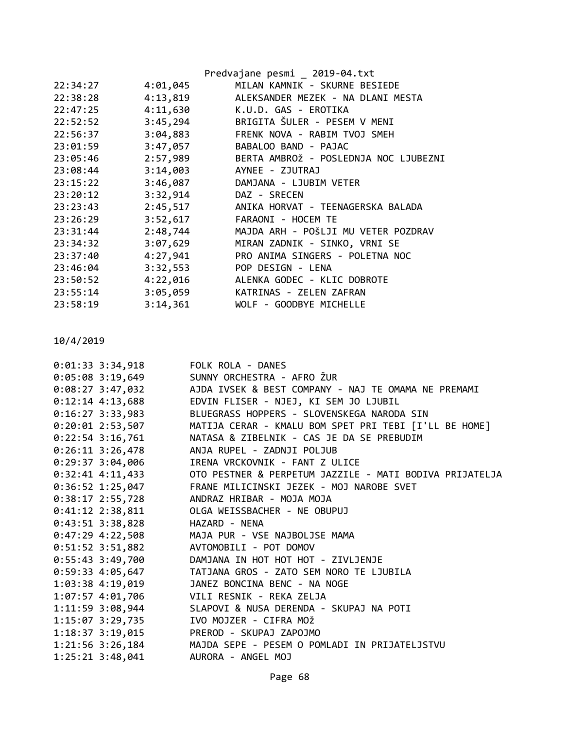```
22:34:27        4:01,045        MILAN KAMNIK - SKURNE BESIEDE
22:38:28        4:13,819        ALEKSANDER MEZEK - NA DLANI MESTA
22:47:25        4:11,630        K.U.D. GAS - EROTIKA
22:52:52        3:45,294        BRIGITA ŠULER - PESEM V MENI
22:56:37        3:04,883        FRENK NOVA - RABIM TVOJ SMEH
23:01:59        3:47,057        BABALOO BAND - PAJAC
23:05:46        2:57,989        BERTA AMBROž - POSLEDNJA NOC LJUBEZNI
23:08:44        3:14,003        AYNEE - ZJUTRAJ
23:15:22        3:46,087        DAMJANA - LJUBIM VETER
23:20:12        3:32,914        DAZ - SRECEN
23:23:43        2:45,517        ANIKA HORVAT - TEENAGERSKA BALADA
23:26:29        3:52,617        FARAONI - HOCEM TE
23:31:44        2:48,744        MAJDA ARH - POŠLJI MU VETER POZDRAV
23:34:32        3:07,629        MIRAN ZADNIK - SINKO, VRNI SE
23:37:40        4:27,941        PRO ANIMA SINGERS - POLETNA NOC
23:46:04        3:32,553        POP DESIGN - LENA
23:50:52        4:22,016        ALENKA GODEC - KLIC DOBROTE
23:55:14        3:05,059        KATRINAS - ZELEN ZAFRAN
23:58:19        3:14,361        WOLF - GOODBYE MICHELLE
```

10/4/2019

```
0:01:33 3:34,918        FOLK ROLA - DANES
0:05:08 3:19,649        SUNNY ORCHESTRA - AFRO ŽUR
0:08:27 3:47,032        AJDA IVSEK & BEST COMPANY - NAJ TE OMAMA NE PREMAMI
0:12:14 4:13,688        EDVIN FLISER - NJEJ, KI SEM JO LJUBIL
0:16:27 3:33,983        BLUEGRASS HOPPERS - SLOVENSKEGA NARODA SIN
0:20:01 2:53,507        MATIJA CERAR - KMALU BOM SPET PRI TEBI [I'LL BE HOME]
0:22:54 3:16,761        NATASA & ZIBELNIK - CAS JE DA SE PREBUDIM
0:26:11 3:26,478        ANJA RUPEL - ZADNJI POLJUB
0:29:37 3:04,006        IRENA VRCKOVNIK - FANT Z ULICE
0:32:41 4:11,433        OTO PESTNER & PERPETUM JAZZILE - MATI BODIVA PRIJATELJA
0:36:52 1:25,047        FRANE MILICINSKI JEZEK - MOJ NAROBE SVET
0:38:17 2:55,728        ANDRAZ HRIBAR - MOJA MOJA
0:41:12 2:38,811        OLGA WEISSBACHER - NE OBUPUJ
0:43:51 3:38,828        HAZARD - NENA
0:47:29 4:22,508        MAJA PUR - VSE NAJBOLJSE MAMA
0:51:52 3:51,882        AVTOMOBILI - POT DOMOV
0:55:43 3:49,700        DAMJANA IN HOT HOT HOT - ZIVLJENJE
0:59:33 4:05,647        TATJANA GROS - ZATO SEM NORO TE LJUBILA
1:03:38 4:19,019        JANEZ BONCINA BENC - NA NOGE
1:07:57 4:01,706        VILI RESNIK - REKA ZELJA
1:11:59 3:08,944        SLAPOVI & NUSA DERENDA - SKUPAJ NA POTI
1:15:07 3:29,735        IVO MOJZER - CIFRA MOž
1:18:37 3:19,015        PRERОD - SKUPAJ ZAPOJMO
1:21:56 3:26,184        MAJDA SEPE - PESEM O POMLADI IN PRIJATELJSTVU
1:25:21 3:48,041        AURORA - ANGEL MOJ
```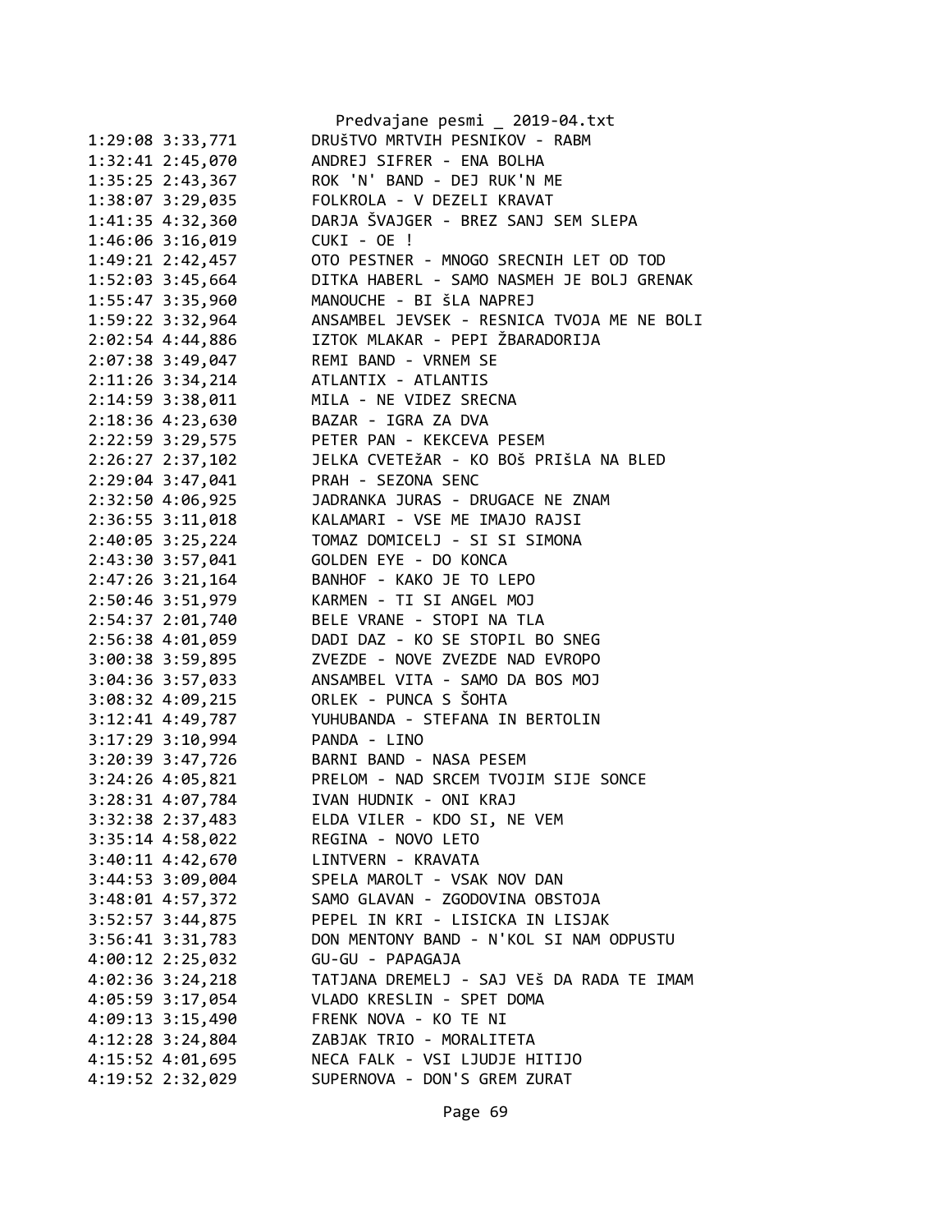```
1:29:08 3:33,771        DRUŠTVO MRTVIH PESNIKOV - RABM
1:32:41 2:45,070        ANDREJ SIFRER - ENA BOLHA
1:35:25 2:43,367        ROK 'N' BAND - DEJ RUK'N ME
1:38:07 3:29,035        FOLKROLA - V DEZELI KRAVAT
1:41:35 4:32,360        DARJA ŠVAJGER - BREZ SANJ SEM SLEPA
1:46:06 3:16,019        CUKI - OE !
1:49:21 2:42,457        OTO PESTNER - MNOGO SRECNIH LET OD TOD
1:52:03 3:45,664        DITKA HABERL - SAMO NASMEH JE BOLJ GRENAK
1:55:47 3:35,960        MANOUCHE - BI ŠLA NAPREJ
1:59:22 3:32,964        ANSAMBEL JEVSEK - RESNICA TVOJA ME NE BOLI
2:02:54 4:44,886        IZTOK MLAKAR - PEPI ŽBARADORIJA
2:07:38 3:49,047        REMI BAND - VRNEM SE
2:11:26 3:34,214        ATLANTIX - ATLANTIS
2:14:59 3:38,011        MILA - NE VIDEZ SRECNA
2:18:36 4:23,630        BAZAR - IGRA ZA DVA
2:22:59 3:29,575        PETER PAN - KEKCEVA PESEM
2:26:27 2:37,102        JELKA CVETEžAR - KO BOŠ PRIŠLA NA BLED
2:29:04 3:47,041        PRAH - SEZONA SENC
2:32:50 4:06,925        JADRANKA JURAS - DRUGACE NE ZNAM
2:36:55 3:11,018        KALAMARI - VSE ME IMAJO RAJSI
2:40:05 3:25,224        TOMAZ DOMICELJ - SI SI SIMONA
2:43:30 3:57,041        GOLDEN EYE - DO KONCA
2:47:26 3:21,164        BANHOF - KAKO JE TO LEPO
2:50:46 3:51,979        KARMEN - TI SI ANGEL MOJ
2:54:37 2:01,740        BELE VRANE - STOPI NA TLA
2:56:38 4:01,059        DADI DAZ - KO SE STOPIL BO SNEG
3:00:38 3:59,895        ZVEZDE - NOVE ZVEZDE NAD EVROPO
3:04:36 3:57,033        ANSAMBEL VITA - SAMO DA BOS MOJ
3:08:32 4:09,215        ORLEK - PUNCA S ŠOHTA
3:12:41 4:49,787        YUHUBANDA - STEFANA IN BERTOLIN
3:17:29 3:10,994        PANDA - LINO
3:20:39 3:47,726        BARNI BAND - NASA PESEM
3:24:26 4:05,821        PRELOM - NAD SRCEM TVOJIM SIJE SONCE
3:28:31 4:07,784        IVAN HUDNIK - ONI KRAJ
3:32:38 2:37,483        ELDA VILER - KDO SI, NE VEM
3:35:14 4:58,022        REGINA - NOVO LETO
3:40:11 4:42,670        LINTVERN - KRAVATA
3:44:53 3:09,004        SPELA MAROLT - VSAK NOV DAN
3:48:01 4:57,372        SAMO GLAVAN - ZGODOVINA OBSTOJA
3:52:57 3:44,875        PEPEL IN KRI - LISICKA IN LISJAK
3:56:41 3:31,783        DON MENTONY BAND - N'KOL SI NAM ODPUSTU
4:00:12 2:25,032        GU-GU - PAPAGAJA
4:02:36 3:24,218        TATJANA DREMELJ - SAJ VEš DA RADA TE IMAM
4:05:59 3:17,054        VLADO KRESLIN - SPET DOMA
4:09:13 3:15,490        FRENK NOVA - KO TE NI
4:12:28 3:24,804        ZABJAK TRIO - MORALITETA
4:15:52 4:01,695        NECA FALK - VSI LJUDJE HITIJO
4:19:52 2:32,029        SUPERNOVA - DON'S GREM ZURAT
```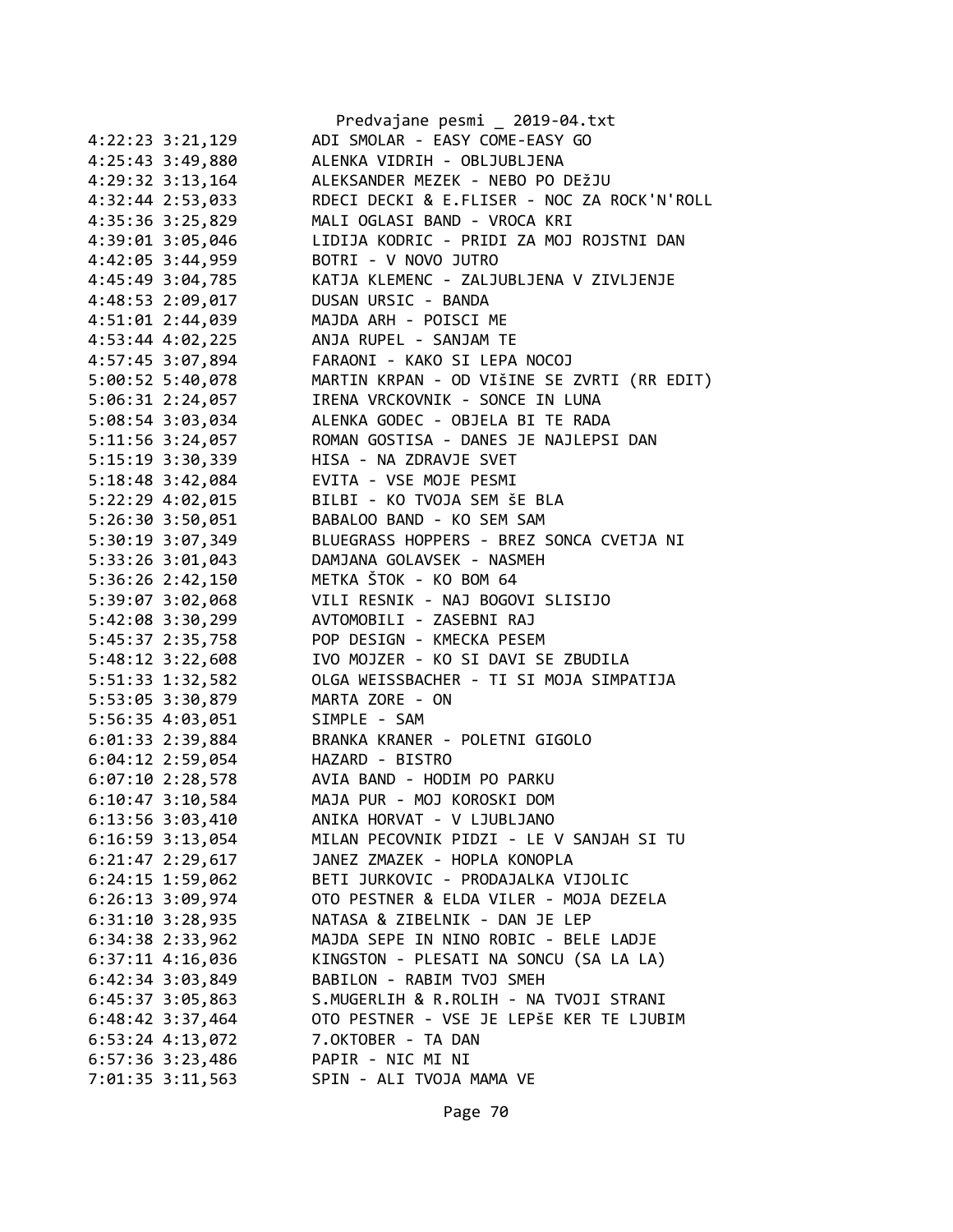```
4:22:23 3:21,129        ADI SMOLAR - EASY COME-EASY GO
4:25:43 3:49,880        ALENKA VIDRIH - OBLJUBLJENA
4:29:32 3:13,164        ALEKSANDER MEZEK - NEBO PO DEžJU
4:32:44 2:53,033        RDECI DECKI & E.FLISER - NOC ZA ROCK'N'ROLL
4:35:36 3:25,829        MALI OGLASI BAND - VROCA KRI
4:39:01 3:05,046        LIDIJA KODRIC - PRIDI ZA MOJ ROJSTNI DAN
4:42:05 3:44,959        BOTRI - V NOVO JUTRO
4:45:49 3:04,785        KATJA KLEMENC - ZALJUBLJENA V ZIVLJENJE
4:48:53 2:09,017        DUSAN URSIC - BANDA
4:51:01 2:44,039        MAJDA ARH - POISCI ME
4:53:44 4:02,225        ANJA RUPEL - SANJAM TE
4:57:45 3:07,894        FARAONI - KAKO SI LEPA NOCOJ
5:00:52 5:40,078        MARTIN KRPAN - OD VIŠINE SE ZVRTI (RR EDIT)
5:06:31 2:24,057        IRENA VRCKOVNIK - SONCE IN LUNA
5:08:54 3:03,034        ALENKA GODEC - OBJELA BI TE RADA
5:11:56 3:24,057        ROMAN GOSTISA - DANES JE NAJLEPSI DAN
5:15:19 3:30,339        HISA - NA ZDRAVJE SVET
5:18:48 3:42,084        EVITA - VSE MOJE PESMI
5:22:29 4:02,015        BILBI - KO TVOJA SEM ŠE BLA
5:26:30 3:50,051        BABALOO BAND - KO SEM SAM
5:30:19 3:07,349        BLUEGRASS HOPPERS - BREZ SONCA CVETJA NI
5:33:26 3:01,043        DAMJANA GOLAVSEK - NASMEH
5:36:26 2:42,150        METKA ŠTOK - KO BOM 64
5:39:07 3:02,068        VILI RESNIK - NAJ BOGOVI SLISIJO
5:42:08 3:30,299        AVTOMOBILI - ZASEBNI RAJ
5:45:37 2:35,758        POP DESIGN - KMECKA PESEM
5:48:12 3:22,608        IVO MOJZER - KO SI DAVI SE ZBUDILA
5:51:33 1:32,582        OLGA WEISSBACHER - TI SI MOJA SIMPATIJA
5:53:05 3:30,879        MARTA ZORE - ON
5:56:35 4:03,051        SIMPLE - SAM
6:01:33 2:39,884        BRANKA KRANER - POLETNI GIGOLO
6:04:12 2:59,054        HAZARD - BISTRO
6:07:10 2:28,578        AVIA BAND - HODIM PO PARKU
6:10:47 3:10,584        MAJA PUR - MOJ KOROSKI DOM
6:13:56 3:03,410        ANIKA HORVAT - V LJUBLJANO
6:16:59 3:13,054        MILAN PECOVNIK PIDZI - LE V SANJAH SI TU
6:21:47 2:29,617        JANEZ ZMAZEK - HOPLA KONOPLA
6:24:15 1:59,062        BETI JURKOVIC - PRODAJALKA VIJOLIC
6:26:13 3:09,974        OTO PESTNER & ELDA VILER - MOJA DEZELA
6:31:10 3:28,935        NATASA & ZIBELNIK - DAN JE LEP
6:34:38 2:33,962        MAJDA SEPE IN NINO ROBIC - BELE LADJE
6:37:11 4:16,036        KINGSTON - PLESATI NA SONCU (SA LA LA)
6:42:34 3:03,849        BABILON - RABIM TVOJ SMEH
6:45:37 3:05,863        S.MUGERLIH & R.ROLIH - NA TVOJI STRANI
6:48:42 3:37,464        OTO PESTNER - VSE JE LEPŠE KER TE LJUBIM
6:53:24 4:13,072        7.OKTOBER - TA DAN
6:57:36 3:23,486        PAPIR - NIC MI NI
7:01:35 3:11,563        SPIN - ALI TVOJA MAMA VE
```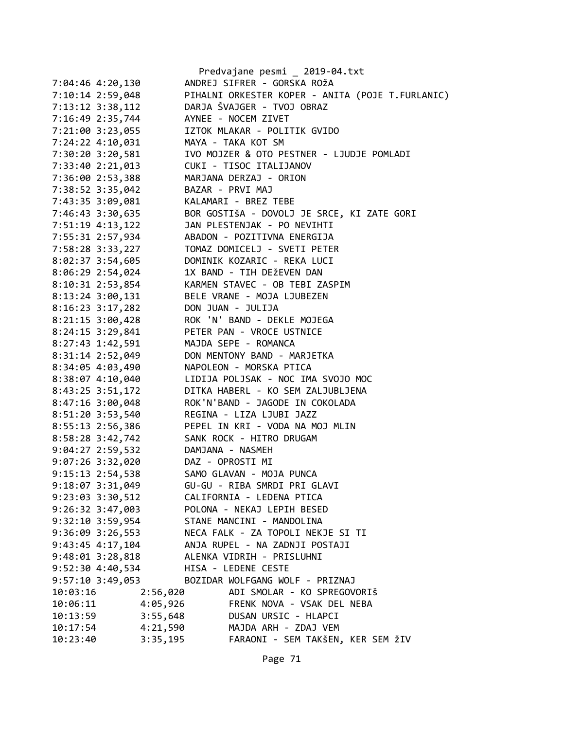```
7:04:46 4:20,130        ANDREJ SIFRER - GORSKA ROžA
7:10:14 2:59,048        PIHALNI ORKESTER KOPER - ANITA (POJE T.FURLANIC)
7:13:12 3:38,112        DARJA ŠVAJGER - TVOJ OBRAZ
7:16:49 2:35,744        AYNEE - NOCEM ZIVET
7:21:00 3:23,055        IZTOK MLAKAR - POLITIK GVIDO
7:24:22 4:10,031        MAYA - TAKA KOT SM
7:30:20 3:20,581        IVO MOJZER & OTO PESTNER - LJUDJE POMLADI
7:33:40 2:21,013        CUKI - TISOC ITALIJANOV
7:36:00 2:53,388        MARJANA DERZAJ - ORION
7:38:52 3:35,042        BAZAR - PRVI MAJ
7:43:35 3:09,081        KALAMARI - BREZ TEBE
7:46:43 3:30,635        BOR GOSTIŠA - DOVOLJ JE SRCE, KI ZATE GORI
7:51:19 4:13,122        JAN PLESTENJAK - PO NEVIHTI
7:55:31 2:57,934        ABADON - POZITIVNA ENERGIJA
7:58:28 3:33,227        TOMAZ DOMICELJ - SVETI PETER
8:02:37 3:54,605        DOMINIK KOZARIC - REKA LUCI
8:06:29 2:54,024        1X BAND - TIH DEžEVEN DAN
8:10:31 2:53,854        KARMEN STAVEC - OB TEBI ZASPIM
8:13:24 3:00,131        BELE VRANE - MOJA LJUBEZEN
8:16:23 3:17,282        DON JUAN - JULIJA
8:21:15 3:00,428        ROK 'N' BAND - DEKLE MOJEGA
8:24:15 3:29,841        PETER PAN - VROCE USTNICE
8:27:43 1:42,591        MAJDA SEPE - ROMANCA
8:31:14 2:52,049        DON MENTONY BAND - MARJETKA
8:34:05 4:03,490        NAPOLEON - MORSKA PTICA
8:38:07 4:10,040        LIDIJA POLJSAK - NOC IMA SVOJO MOC
8:43:25 3:51,172        DITKA HABERL - KO SEM ZALJUBLJENA
8:47:16 3:00,048        ROK'N'BAND - JAGODE IN COKOLADA
8:51:20 3:53,540        REGINA - LIZA LJUBI JAZZ
8:55:13 2:56,386        PEPEL IN KRI - VODA NA MOJ MLIN
8:58:28 3:42,742        SANK ROCK - HITRO DRUGAM
9:04:27 2:59,532        DAMJANA - NASMEH
9:07:26 3:32,020        DAZ - OPROSTI MI
9:15:13 2:54,538        SAMO GLAVAN - MOJA PUNCA
9:18:07 3:31,049        GU-GU - RIBA SMRDI PRI GLAVI
9:23:03 3:30,512        CALIFORNIA - LEDENA PTICA
9:26:32 3:47,003        POLONA - NEKAJ LEPIH BESED
9:32:10 3:59,954        STANE MANCINI - MANDOLINA
9:36:09 3:26,553        NECA FALK - ZA TOPOLI NEKJE SI TI
9:43:45 4:17,104        ANJA RUPEL - NA ZADNJI POSTAJI
9:48:01 3:28,818        ALENKA VIDRIH - PRISLUHNI
9:52:30 4:40,534        HISA - LEDENE CESTE
9:57:10 3:49,053        BOZIDAR WOLFGANG WOLF - PRIZNAJ
10:03:16        2:56,020        ADI SMOLAR - KO SPREGOVORIŠ
10:06:11        4:05,926        FRENK NOVA - VSAK DEL NEBA
10:13:59        3:55,648        DUSAN URSIC - HLAPCI
10:17:54        4:21,590        MAJDA ARH - ZDAJ VEM
10:23:40        3:35,195        FARAONI - SEM TAKŠEN, KER SEM žIV
```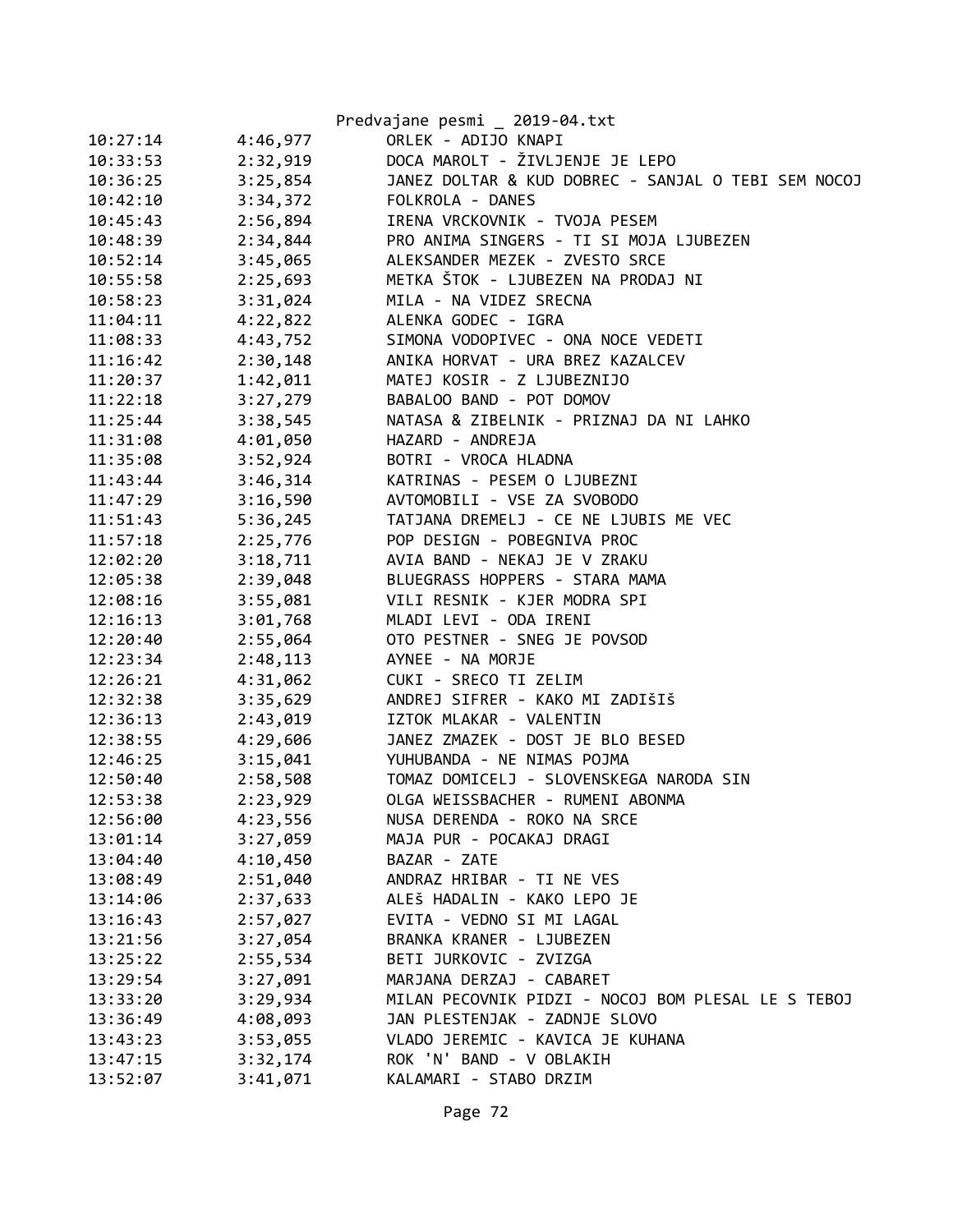| | | |
|---|---|---|
| 10:27:14 | 4:46,977 | ORLEK - ADIJO KNAPI |
| 10:33:53 | 2:32,919 | DOCA MAROLT - ŽIVLJENJE JE LEPO |
| 10:36:25 | 3:25,854 | JANEZ DOLTAR & KUD DOBREC - SANJAL O TEBI SEM NOCOJ |
| 10:42:10 | 3:34,372 | FOLKROLA - DANES |
| 10:45:43 | 2:56,894 | IRENA VRCKOVNIK - TVOJA PESEM |
| 10:48:39 | 2:34,844 | PRO ANIMA SINGERS - TI SI MOJA LJUBEZEN |
| 10:52:14 | 3:45,065 | ALEKSANDER MEZEK - ZVESTO SRCE |
| 10:55:58 | 2:25,693 | METKA ŠTOK - LJUBEZEN NA PRODAJ NI |
| 10:58:23 | 3:31,024 | MILA - NA VIDEZ SRECNA |
| 11:04:11 | 4:22,822 | ALENKA GODEC - IGRA |
| 11:08:33 | 4:43,752 | SIMONA VODOPIVEC - ONA NOCE VEDETI |
| 11:16:42 | 2:30,148 | ANIKA HORVAT - URA BREZ KAZALCEV |
| 11:20:37 | 1:42,011 | MATEJ KOSIR - Z LJUBEZNIJO |
| 11:22:18 | 3:27,279 | BABALOO BAND - POT DOMOV |
| 11:25:44 | 3:38,545 | NATASA & ZIBELNIK - PRIZNAJ DA NI LAHKO |
| 11:31:08 | 4:01,050 | HAZARD - ANDREJA |
| 11:35:08 | 3:52,924 | BOTRI - VROCA HLADNA |
| 11:43:44 | 3:46,314 | KATRINAS - PESEM O LJUBEZNI |
| 11:47:29 | 3:16,590 | AVTOMOBILI - VSE ZA SVOBODO |
| 11:51:43 | 5:36,245 | TATJANA DREMELJ - CE NE LJUBIS ME VEC |
| 11:57:18 | 2:25,776 | POP DESIGN - POBEGNIVA PROC |
| 12:02:20 | 3:18,711 | AVIA BAND - NEKAJ JE V ZRAKU |
| 12:05:38 | 2:39,048 | BLUEGRASS HOPPERS - STARA MAMA |
| 12:08:16 | 3:55,081 | VILI RESNIK - KJER MODRA SPI |
| 12:16:13 | 3:01,768 | MLADI LEVI - ODA IRENI |
| 12:20:40 | 2:55,064 | OTO PESTNER - SNEG JE POVSOD |
| 12:23:34 | 2:48,113 | AYNEE - NA MORJE |
| 12:26:21 | 4:31,062 | CUKI - SRECO TI ZELIM |
| 12:32:38 | 3:35,629 | ANDREJ SIFRER - KAKO MI ZADIŠIŠ |
| 12:36:13 | 2:43,019 | IZTOK MLAKAR - VALENTIN |
| 12:38:55 | 4:29,606 | JANEZ ZMAZEK - DOST JE BLO BESED |
| 12:46:25 | 3:15,041 | YUHUBANDA - NE NIMAS POJMA |
| 12:50:40 | 2:58,508 | TOMAZ DOMICELJ - SLOVENSKEGA NARODA SIN |
| 12:53:38 | 2:23,929 | OLGA WEISSBACHER - RUMENI ABONMA |
| 12:56:00 | 4:23,556 | NUSA DERENDA - ROKO NA SRCE |
| 13:01:14 | 3:27,059 | MAJA PUR - POCAKAJ DRAGI |
| 13:04:40 | 4:10,450 | BAZAR - ZATE |
| 13:08:49 | 2:51,040 | ANDRAZ HRIBAR - TI NE VES |
| 13:14:06 | 2:37,633 | ALEŠ HADALIN - KAKO LEPO JE |
| 13:16:43 | 2:57,027 | EVITA - VEDNO SI MI LAGAL |
| 13:21:56 | 3:27,054 | BRANKA KRANER - LJUBEZEN |
| 13:25:22 | 2:55,534 | BETI JURKOVIC - ZVIZGA |
| 13:29:54 | 3:27,091 | MARJANA DERZAJ - CABARET |
| 13:33:20 | 3:29,934 | MILAN PECOVNIK PIDZI - NOCOJ BOM PLESAL LE S TEBOJ |
| 13:36:49 | 4:08,093 | JAN PLESTENJAK - ZADNJE SLOVO |
| 13:43:23 | 3:53,055 | VLADO JEREMIC - KAVICA JE KUHANA |
| 13:47:15 | 3:32,174 | ROK 'N' BAND - V OBLAKIH |
| 13:52:07 | 3:41,071 | KALAMARI - STABO DRZIM |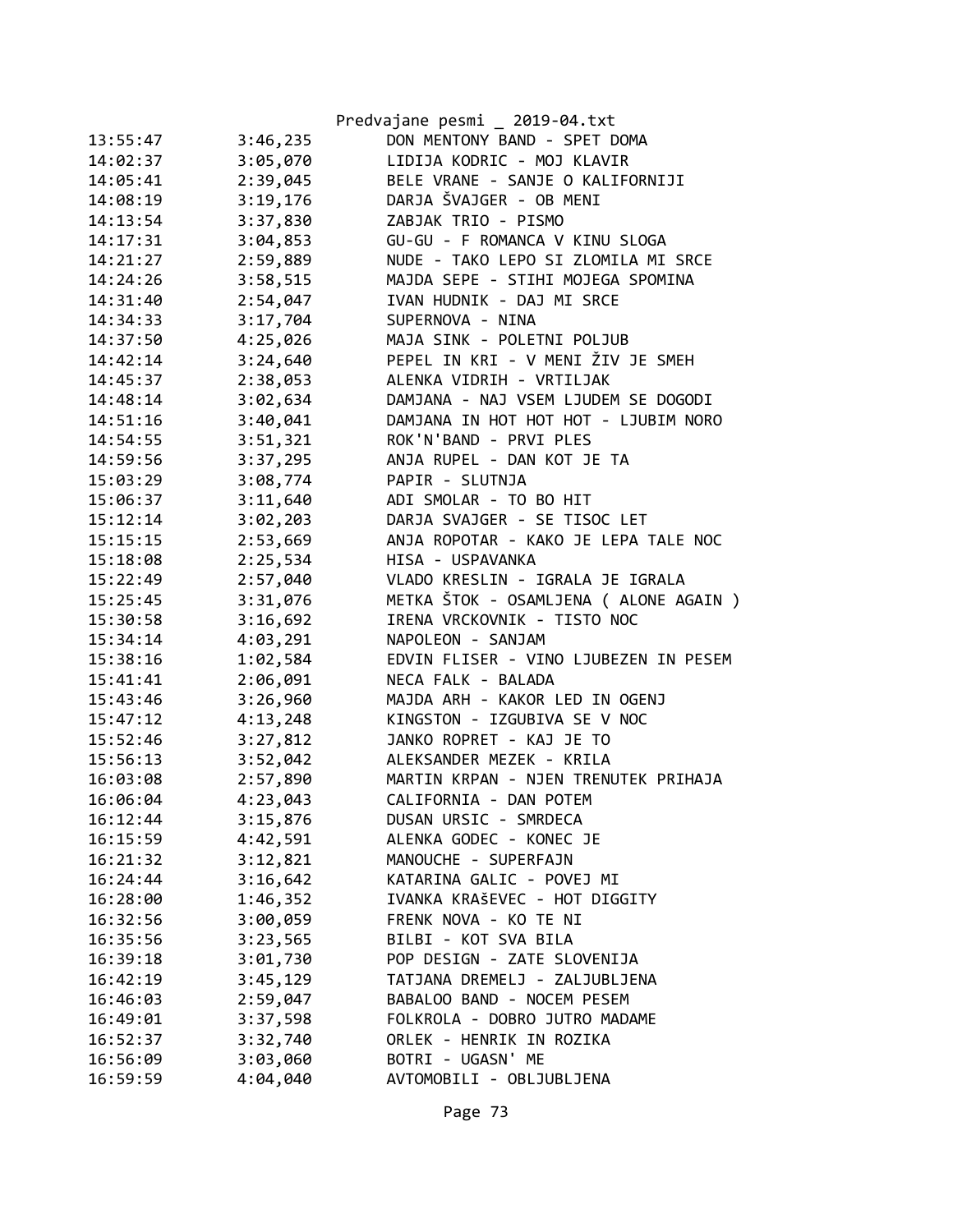Predvajane pesmi _ 2019-04.txt

| | | |
|---|---|---|
| 13:55:47 | 3:46,235 | DON MENTONY BAND - SPET DOMA |
| 14:02:37 | 3:05,070 | LIDIJA KODRIC - MOJ KLAVIR |
| 14:05:41 | 2:39,045 | BELE VRANE - SANJE O KALIFORNIJI |
| 14:08:19 | 3:19,176 | DARJA ŠVAJGER - OB MENI |
| 14:13:54 | 3:37,830 | ZABJAK TRIO - PISMO |
| 14:17:31 | 3:04,853 | GU-GU - F ROMANCA V KINU SLOGA |
| 14:21:27 | 2:59,889 | NUDE - TAKO LEPO SI ZLOMILA MI SRCE |
| 14:24:26 | 3:58,515 | MAJDA SEPE - STIHI MOJEGA SPOMINA |
| 14:31:40 | 2:54,047 | IVAN HUDNIK - DAJ MI SRCE |
| 14:34:33 | 3:17,704 | SUPERNOVA - NINA |
| 14:37:50 | 4:25,026 | MAJA SINK - POLETNI POLJUB |
| 14:42:14 | 3:24,640 | PEPEL IN KRI - V MENI ŽIV JE SMEH |
| 14:45:37 | 2:38,053 | ALENKA VIDRIH - VRTILJAK |
| 14:48:14 | 3:02,634 | DAMJANA - NAJ VSEM LJUDEM SE DOGODI |
| 14:51:16 | 3:40,041 | DAMJANA IN HOT HOT HOT - LJUBIM NORO |
| 14:54:55 | 3:51,321 | ROK'N'BAND - PRVI PLES |
| 14:59:56 | 3:37,295 | ANJA RUPEL - DAN KOT JE TA |
| 15:03:29 | 3:08,774 | PAPIR - SLUTNJA |
| 15:06:37 | 3:11,640 | ADI SMOLAR - TO BO HIT |
| 15:12:14 | 3:02,203 | DARJA SVAJGER - SE TISOC LET |
| 15:15:15 | 2:53,669 | ANJA ROPOTAR - KAKO JE LEPA TALE NOC |
| 15:18:08 | 2:25,534 | HISA - USPAVANKA |
| 15:22:49 | 2:57,040 | VLADO KRESLIN - IGRALA JE IGRALA |
| 15:25:45 | 3:31,076 | METKA ŠTOK - OSAMLJENA ( ALONE AGAIN ) |
| 15:30:58 | 3:16,692 | IRENA VRCKOVNIK - TISTO NOC |
| 15:34:14 | 4:03,291 | NAPOLEON - SANJAM |
| 15:38:16 | 1:02,584 | EDVIN FLISER - VINO LJUBEZEN IN PESEM |
| 15:41:41 | 2:06,091 | NECA FALK - BALADA |
| 15:43:46 | 3:26,960 | MAJDA ARH - KAKOR LED IN OGENJ |
| 15:47:12 | 4:13,248 | KINGSTON - IZGUBIVA SE V NOC |
| 15:52:46 | 3:27,812 | JANKO ROPRET - KAJ JE TO |
| 15:56:13 | 3:52,042 | ALEKSANDER MEZEK - KRILA |
| 16:03:08 | 2:57,890 | MARTIN KRPAN - NJEN TRENUTEK PRIHAJA |
| 16:06:04 | 4:23,043 | CALIFORNIA - DAN POTEM |
| 16:12:44 | 3:15,876 | DUSAN URSIC - SMRDECA |
| 16:15:59 | 4:42,591 | ALENKA GODEC - KONEC JE |
| 16:21:32 | 3:12,821 | MANOUCHE - SUPERFAJN |
| 16:24:44 | 3:16,642 | KATARINA GALIC - POVEJ MI |
| 16:28:00 | 1:46,352 | IVANKA KRAŠEVEC - HOT DIGGITY |
| 16:32:56 | 3:00,059 | FRENK NOVA - KO TE NI |
| 16:35:56 | 3:23,565 | BILBI - KOT SVA BILA |
| 16:39:18 | 3:01,730 | POP DESIGN - ZATE SLOVENIJA |
| 16:42:19 | 3:45,129 | TATJANA DREMELJ - ZALJUBLJENA |
| 16:46:03 | 2:59,047 | BABALOO BAND - NOCEM PESEM |
| 16:49:01 | 3:37,598 | FOLKROLA - DOBRO JUTRO MADAME |
| 16:52:37 | 3:32,740 | ORLEK - HENRIK IN ROZIKA |
| 16:56:09 | 3:03,060 | BOTRI - UGASN' ME |
| 16:59:59 | 4:04,040 | AVTOMOBILI - OBLJUBLJENA |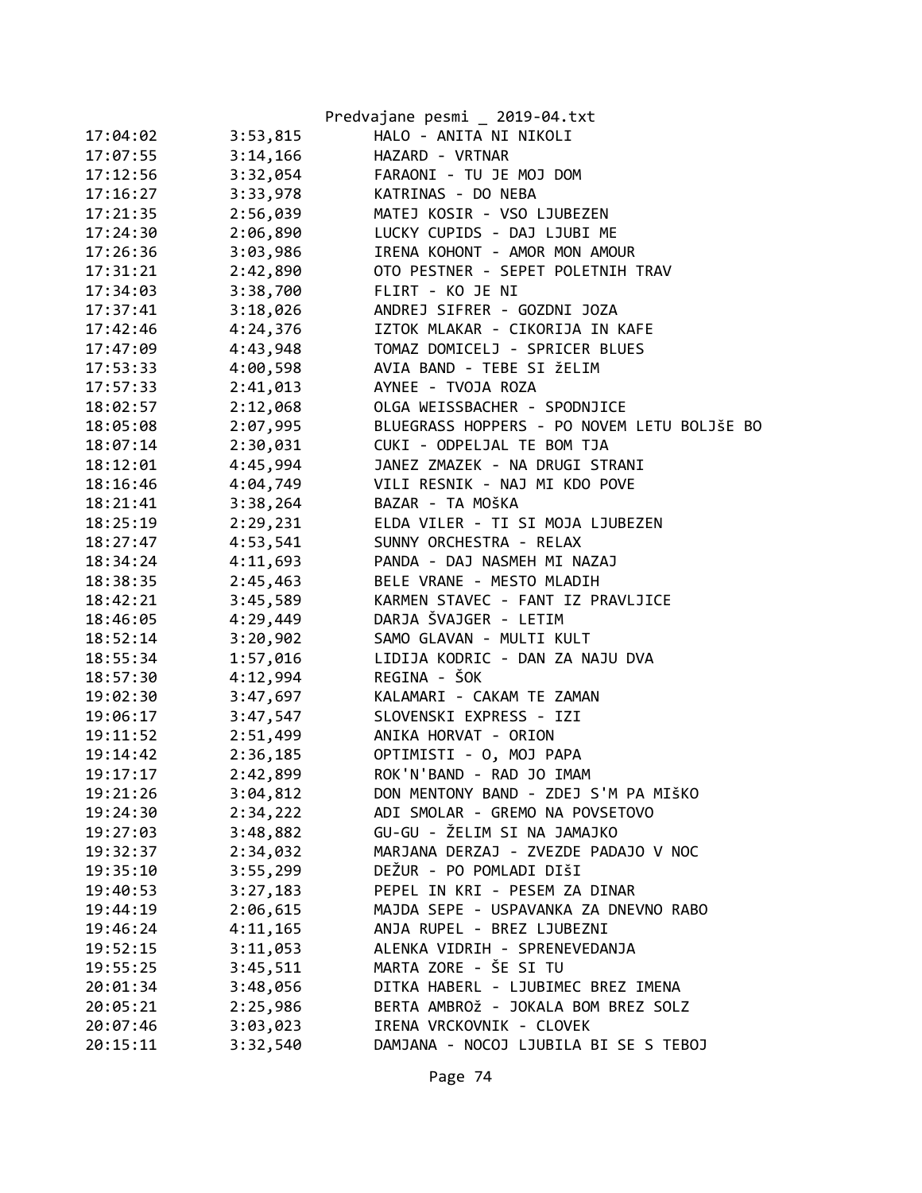| | | |
|---|---|---|
| 17:04:02 | 3:53,815 | HALO - ANITA NI NIKOLI |
| 17:07:55 | 3:14,166 | HAZARD - VRTNAR |
| 17:12:56 | 3:32,054 | FARAONI - TU JE MOJ DOM |
| 17:16:27 | 3:33,978 | KATRINAS - DO NEBA |
| 17:21:35 | 2:56,039 | MATEJ KOSIR - VSO LJUBEZEN |
| 17:24:30 | 2:06,890 | LUCKY CUPIDS - DAJ LJUBI ME |
| 17:26:36 | 3:03,986 | IRENA KOHONT - AMOR MON AMOUR |
| 17:31:21 | 2:42,890 | OTO PESTNER - SEPET POLETNIH TRAV |
| 17:34:03 | 3:38,700 | FLIRT - KO JE NI |
| 17:37:41 | 3:18,026 | ANDREJ SIFRER - GOZDNI JOZA |
| 17:42:46 | 4:24,376 | IZTOK MLAKAR - CIKORIJA IN KAFE |
| 17:47:09 | 4:43,948 | TOMAZ DOMICELJ - SPRICER BLUES |
| 17:53:33 | 4:00,598 | AVIA BAND - TEBE SI žELIM |
| 17:57:33 | 2:41,013 | AYNEE - TVOJA ROZA |
| 18:02:57 | 2:12,068 | OLGA WEISSBACHER - SPODNJICE |
| 18:05:08 | 2:07,995 | BLUEGRASS HOPPERS - PO NOVEM LETU BOLJŠE BO |
| 18:07:14 | 2:30,031 | CUKI - ODPELJAL TE BOM TJA |
| 18:12:01 | 4:45,994 | JANEZ ZMAZEK - NA DRUGI STRANI |
| 18:16:46 | 4:04,749 | VILI RESNIK - NAJ MI KDO POVE |
| 18:21:41 | 3:38,264 | BAZAR - TA MOŠKA |
| 18:25:19 | 2:29,231 | ELDA VILER - TI SI MOJA LJUBEZEN |
| 18:27:47 | 4:53,541 | SUNNY ORCHESTRA - RELAX |
| 18:34:24 | 4:11,693 | PANDA - DAJ NASMEH MI NAZAJ |
| 18:38:35 | 2:45,463 | BELE VRANE - MESTO MLADIH |
| 18:42:21 | 3:45,589 | KARMEN STAVEC - FANT IZ PRAVLJICE |
| 18:46:05 | 4:29,449 | DARJA ŠVAJGER - LETIM |
| 18:52:14 | 3:20,902 | SAMO GLAVAN - MULTI KULT |
| 18:55:34 | 1:57,016 | LIDIJA KODRIC - DAN ZA NAJU DVA |
| 18:57:30 | 4:12,994 | REGINA - ŠOK |
| 19:02:30 | 3:47,697 | KALAMARI - CAKAM TE ZAMAN |
| 19:06:17 | 3:47,547 | SLOVENSKI EXPRESS - IZI |
| 19:11:52 | 2:51,499 | ANIKA HORVAT - ORION |
| 19:14:42 | 2:36,185 | OPTIMISTI - O, MOJ PAPA |
| 19:17:17 | 2:42,899 | ROK'N'BAND - RAD JO IMAM |
| 19:21:26 | 3:04,812 | DON MENTONY BAND - ZDEJ S'M PA MIŠKO |
| 19:24:30 | 2:34,222 | ADI SMOLAR - GREMO NA POVSETOVO |
| 19:27:03 | 3:48,882 | GU-GU - ŽELIM SI NA JAMAJKO |
| 19:32:37 | 2:34,032 | MARJANA DERZAJ - ZVEZDE PADAJO V NOC |
| 19:35:10 | 3:55,299 | DEŽUR - PO POMLADI DIŠI |
| 19:40:53 | 3:27,183 | PEPEL IN KRI - PESEM ZA DINAR |
| 19:44:19 | 2:06,615 | MAJDA SEPE - USPAVANKA ZA DNEVNO RABO |
| 19:46:24 | 4:11,165 | ANJA RUPEL - BREZ LJUBEZNI |
| 19:52:15 | 3:11,053 | ALENKA VIDRIH - SPRENEVEDANJA |
| 19:55:25 | 3:45,511 | MARTA ZORE - ŠE SI TU |
| 20:01:34 | 3:48,056 | DITKA HABERL - LJUBIMEC BREZ IMENA |
| 20:05:21 | 2:25,986 | BERTA AMBROŽ - JOKALA BOM BREZ SOLZ |
| 20:07:46 | 3:03,023 | IRENA VRCKOVNIK - CLOVEK |
| 20:15:11 | 3:32,540 | DAMJANA - NOCOJ LJUBILA BI SE S TEBOJ |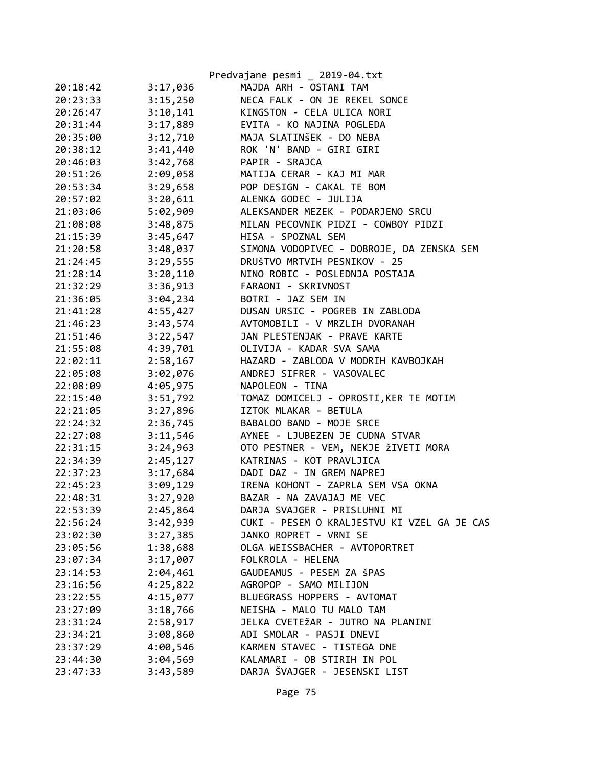| | | |
|---|---|---|
| 20:18:42 | 3:17,036 | MAJDA ARH - OSTANI TAM |
| 20:23:33 | 3:15,250 | NECA FALK - ON JE REKEL SONCE |
| 20:26:47 | 3:10,141 | KINGSTON - CELA ULICA NORI |
| 20:31:44 | 3:17,889 | EVITA - KO NAJINA POGLEDA |
| 20:35:00 | 3:12,710 | MAJA SLATINŠEK - DO NEBA |
| 20:38:12 | 3:41,440 | ROK 'N' BAND - GIRI GIRI |
| 20:46:03 | 3:42,768 | PAPIR - SRAJCA |
| 20:51:26 | 2:09,058 | MATIJA CERAR - KAJ MI MAR |
| 20:53:34 | 3:29,658 | POP DESIGN - CAKAL TE BOM |
| 20:57:02 | 3:20,611 | ALENKA GODEC - JULIJA |
| 21:03:06 | 5:02,909 | ALEKSANDER MEZEK - PODARJENO SRCU |
| 21:08:08 | 3:48,875 | MILAN PECOVNIK PIDZI - COWBOY PIDZI |
| 21:15:39 | 3:45,647 | HISA - SPOZNAL SEM |
| 21:20:58 | 3:48,037 | SIMONA VODOPIVEC - DOBROJE, DA ZENSKA SEM |
| 21:24:45 | 3:29,555 | DRUŠTVO MRTVIH PESNIKOV - 25 |
| 21:28:14 | 3:20,110 | NINO ROBIC - POSLEDNJA POSTAJA |
| 21:32:29 | 3:36,913 | FARAONI - SKRIVNOST |
| 21:36:05 | 3:04,234 | BOTRI - JAZ SEM IN |
| 21:41:28 | 4:55,427 | DUSAN URSIC - POGREB IN ZABLODA |
| 21:46:23 | 3:43,574 | AVTOMOBILI - V MRZLIH DVORANAH |
| 21:51:46 | 3:22,547 | JAN PLESTENJAK - PRAVE KARTE |
| 21:55:08 | 4:39,701 | OLIVIJA - KADAR SVA SAMA |
| 22:02:11 | 2:58,167 | HAZARD - ZABLODA V MODRIH KAVBOJKAH |
| 22:05:08 | 3:02,076 | ANDREJ SIFRER - VASOVALEC |
| 22:08:09 | 4:05,975 | NAPOLEON - TINA |
| 22:15:40 | 3:51,792 | TOMAZ DOMICELJ - OPROSTI,KER TE MOTIM |
| 22:21:05 | 3:27,896 | IZTOK MLAKAR - BETULA |
| 22:24:32 | 2:36,745 | BABALOO BAND - MOJE SRCE |
| 22:27:08 | 3:11,546 | AYNEE - LJUBEZEN JE CUDNA STVAR |
| 22:31:15 | 3:24,963 | OTO PESTNER - VEM, NEKJE ŽIVETI MORA |
| 22:34:39 | 2:45,127 | KATRINAS - KOT PRAVLJICA |
| 22:37:23 | 3:17,684 | DADI DAZ - IN GREM NAPREJ |
| 22:45:23 | 3:09,129 | IRENA KOHONT - ZAPRLA SEM VSA OKNA |
| 22:48:31 | 3:27,920 | BAZAR - NA ZAVAJAJ ME VEC |
| 22:53:39 | 2:45,864 | DARJA SVAJGER - PRISLUHNI MI |
| 22:56:24 | 3:42,939 | CUKI - PESEM O KRALJESTVU KI VZEL GA JE CAS |
| 23:02:30 | 3:27,385 | JANKO ROPRET - VRNI SE |
| 23:05:56 | 1:38,688 | OLGA WEISSBACHER - AVTOPORTRET |
| 23:07:34 | 3:17,007 | FOLKROLA - HELENA |
| 23:14:53 | 2:04,461 | GAUDEAMUS - PESEM ZA ŠPAS |
| 23:16:56 | 4:25,822 | AGROPOP - SAMO MILIJON |
| 23:22:55 | 4:15,077 | BLUEGRASS HOPPERS - AVTOMAT |
| 23:27:09 | 3:18,766 | NEISHA - MALO TU MALO TAM |
| 23:31:24 | 2:58,917 | JELKA CVETEŽAR - JUTRO NA PLANINI |
| 23:34:21 | 3:08,860 | ADI SMOLAR - PASJI DNEVI |
| 23:37:29 | 4:00,546 | KARMEN STAVEC - TISTEGA DNE |
| 23:44:30 | 3:04,569 | KALAMARI - OB STIRIH IN POL |
| 23:47:33 | 3:43,589 | DARJA ŠVAJGER - JESENSKI LIST |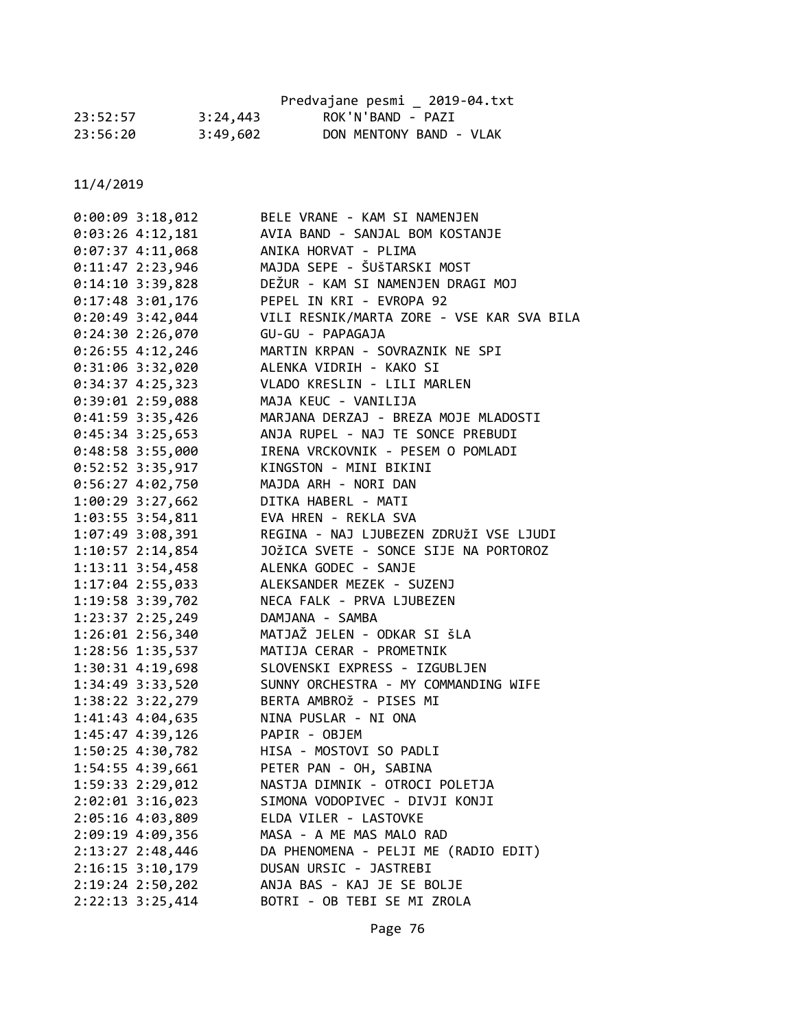23:52:57        3:24,443        ROK'N'BAND - PAZI
23:56:20        3:49,602        DON MENTONY BAND - VLAK

11/4/2019

0:00:09 3:18,012        BELE VRANE - KAM SI NAMENJEN
0:03:26 4:12,181        AVIA BAND - SANJAL BOM KOSTANJE
0:07:37 4:11,068        ANIKA HORVAT - PLIMA
0:11:47 2:23,946        MAJDA SEPE - ŠUŠTARSKI MOST
0:14:10 3:39,828        DEŽUR - KAM SI NAMENJEN DRAGI MOJ
0:17:48 3:01,176        PEPEL IN KRI - EVROPA 92
0:20:49 3:42,044        VILI RESNIK/MARTA ZORE - VSE KAR SVA BILA
0:24:30 2:26,070        GU-GU - PAPAGAJA
0:26:55 4:12,246        MARTIN KRPAN - SOVRAZNIK NE SPI
0:31:06 3:32,020        ALENKA VIDRIH - KAKO SI
0:34:37 4:25,323        VLADO KRESLIN - LILI MARLEN
0:39:01 2:59,088        MAJA KEUC - VANILIJA
0:41:59 3:35,426        MARJANA DERZAJ - BREZA MOJE MLADOSTI
0:45:34 3:25,653        ANJA RUPEL - NAJ TE SONCE PREBUDI
0:48:58 3:55,000        IRENA VRCKOVNIK - PESEM O POMLADI
0:52:52 3:35,917        KINGSTON - MINI BIKINI
0:56:27 4:02,750        MAJDA ARH - NORI DAN
1:00:29 3:27,662        DITKA HABERL - MATI
1:03:55 3:54,811        EVA HREN - REKLA SVA
1:07:49 3:08,391        REGINA - NAJ LJUBEZEN ZDRUŽI VSE LJUDI
1:10:57 2:14,854        JOŽICA SVETE - SONCE SIJE NA PORTOROZ
1:13:11 3:54,458        ALENKA GODEC - SANJE
1:17:04 2:55,033        ALEKSANDER MEZEK - SUZENJ
1:19:58 3:39,702        NECA FALK - PRVA LJUBEZEN
1:23:37 2:25,249        DAMJANA - SAMBA
1:26:01 2:56,340        MATJAŽ JELEN - ODKAR SI ŠLA
1:28:56 1:35,537        MATIJA CERAR - PROMETNIK
1:30:31 4:19,698        SLOVENSKI EXPRESS - IZGUBLJEN
1:34:49 3:33,520        SUNNY ORCHESTRA - MY COMMANDING WIFE
1:38:22 3:22,279        BERTA AMBROŽ - PISES MI
1:41:43 4:04,635        NINA PUSLAR - NI ONA
1:45:47 4:39,126        PAPIR - OBJEM
1:50:25 4:30,782        HISA - MOSTOVI SO PADLI
1:54:55 4:39,661        PETER PAN - OH, SABINA
1:59:33 2:29,012        NASTJA DIMNIK - OTROCI POLETJA
2:02:01 3:16,023        SIMONA VODOPIVEC - DIVJI KONJI
2:05:16 4:03,809        ELDA VILER - LASTOVKE
2:09:19 4:09,356        MASA - A ME MAS MALO RAD
2:13:27 2:48,446        DA PHENOMENA - PELJI ME (RADIO EDIT)
2:16:15 3:10,179        DUSAN URSIC - JASTREBI
2:19:24 2:50,202        ANJA BAS - KAJ JE SE BOLJE
2:22:13 3:25,414        BOTRI - OB TEBI SE MI ZROLA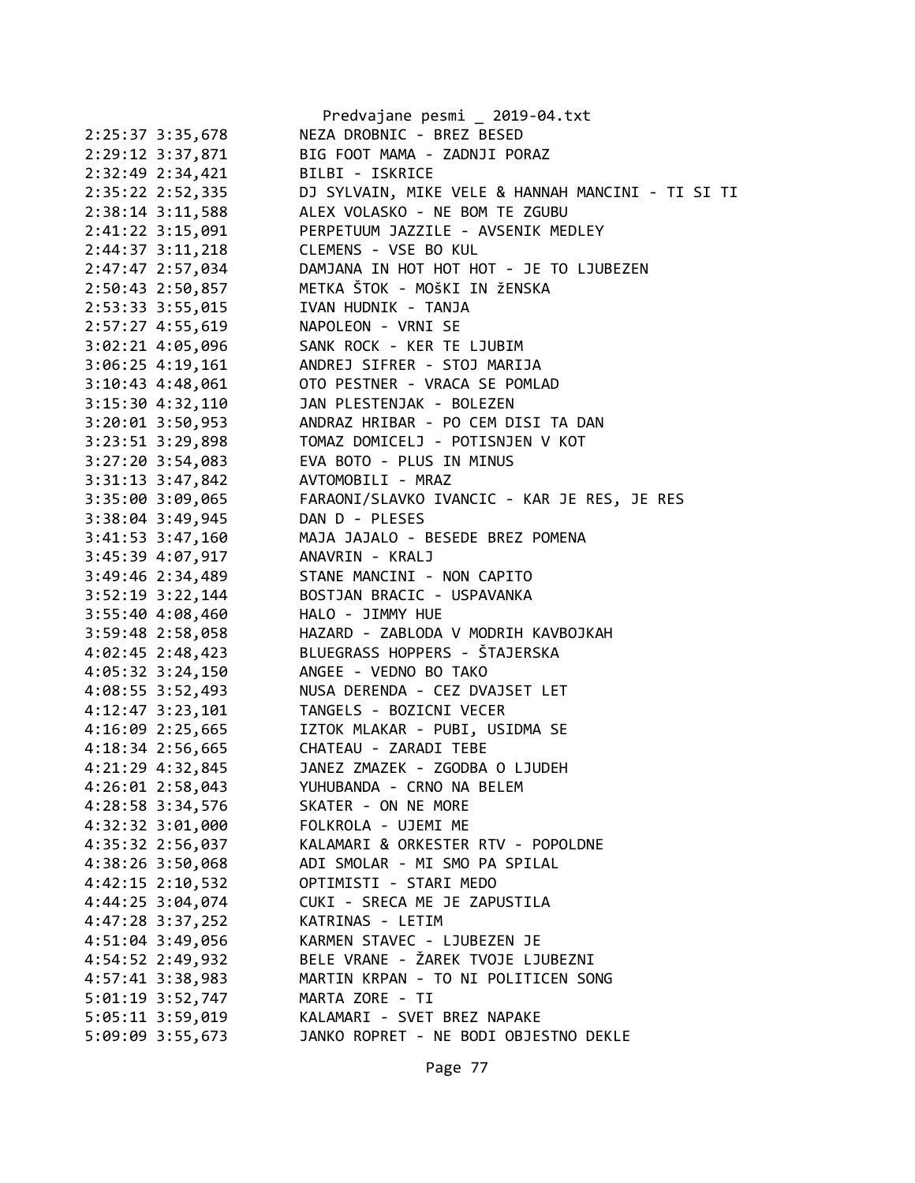```
2:25:37 3:35,678        NEZA DROBNIC - BREZ BESED
2:29:12 3:37,871        BIG FOOT MAMA - ZADNJI PORAZ
2:32:49 2:34,421        BILBI - ISKRICE
2:35:22 2:52,335        DJ SYLVAIN, MIKE VELE & HANNAH MANCINI - TI SI TI
2:38:14 3:11,588        ALEX VOLASKO - NE BOM TE ZGUBU
2:41:22 3:15,091        PERPETUUM JAZZILE - AVSENIK MEDLEY
2:44:37 3:11,218        CLEMENS - VSE BO KUL
2:47:47 2:57,034        DAMJANA IN HOT HOT HOT - JE TO LJUBEZEN
2:50:43 2:50,857        METKA ŠTOK - MOŠKI IN žENSKA
2:53:33 3:55,015        IVAN HUDNIK - TANJA
2:57:27 4:55,619        NAPOLEON - VRNI SE
3:02:21 4:05,096        SANK ROCK - KER TE LJUBIM
3:06:25 4:19,161        ANDREJ SIFRER - STOJ MARIJA
3:10:43 4:48,061        OTO PESTNER - VRACA SE POMLAD
3:15:30 4:32,110        JAN PLESTENJAK - BOLEZEN
3:20:01 3:50,953        ANDRAZ HRIBAR - PO CEM DISI TA DAN
3:23:51 3:29,898        TOMAZ DOMICELJ - POTISNJEN V KOT
3:27:20 3:54,083        EVA BOTO - PLUS IN MINUS
3:31:13 3:47,842        AVTOMOBILI - MRAZ
3:35:00 3:09,065        FARAONI/SLAVKO IVANCIC - KAR JE RES, JE RES
3:38:04 3:49,945        DAN D - PLESES
3:41:53 3:47,160        MAJA JAJALO - BESEDE BREZ POMENA
3:45:39 4:07,917        ANAVRIN - KRALJ
3:49:46 2:34,489        STANE MANCINI - NON CAPITO
3:52:19 3:22,144        BOSTJAN BRACIC - USPAVANKA
3:55:40 4:08,460        HALO - JIMMY HUE
3:59:48 2:58,058        HAZARD - ZABLODA V MODRIH KAVBOJKAH
4:02:45 2:48,423        BLUEGRASS HOPPERS - ŠTAJERSKA
4:05:32 3:24,150        ANGEE - VEDNO BO TAKO
4:08:55 3:52,493        NUSA DERENDA - CEZ DVAJSET LET
4:12:47 3:23,101        TANGELS - BOZICNI VECER
4:16:09 2:25,665        IZTOK MLAKAR - PUBI, USIDMA SE
4:18:34 2:56,665        CHATEAU - ZARADI TEBE
4:21:29 4:32,845        JANEZ ZMAZEK - ZGODBA O LJUDEH
4:26:01 2:58,043        YUHUBANDA - CRNO NA BELEM
4:28:58 3:34,576        SKATER - ON NE MORE
4:32:32 3:01,000        FOLKROLA - UJEMI ME
4:35:32 2:56,037        KALAMARI & ORKESTER RTV - POPOLDNE
4:38:26 3:50,068        ADI SMOLAR - MI SMO PA SPILAL
4:42:15 2:10,532        OPTIMISTI - STARI MEDO
4:44:25 3:04,074        CUKI - SRECA ME JE ZAPUSTILA
4:47:28 3:37,252        KATRINAS - LETIM
4:51:04 3:49,056        KARMEN STAVEC - LJUBEZEN JE
4:54:52 2:49,932        BELE VRANE - ŽAREK TVOJE LJUBEZNI
4:57:41 3:38,983        MARTIN KRPAN - TO NI POLITICEN SONG
5:01:19 3:52,747        MARTA ZORE - TI
5:05:11 3:59,019        KALAMARI - SVET BREZ NAPAKE
5:09:09 3:55,673        JANKO ROPRET - NE BODI OBJESTNO DEKLE
```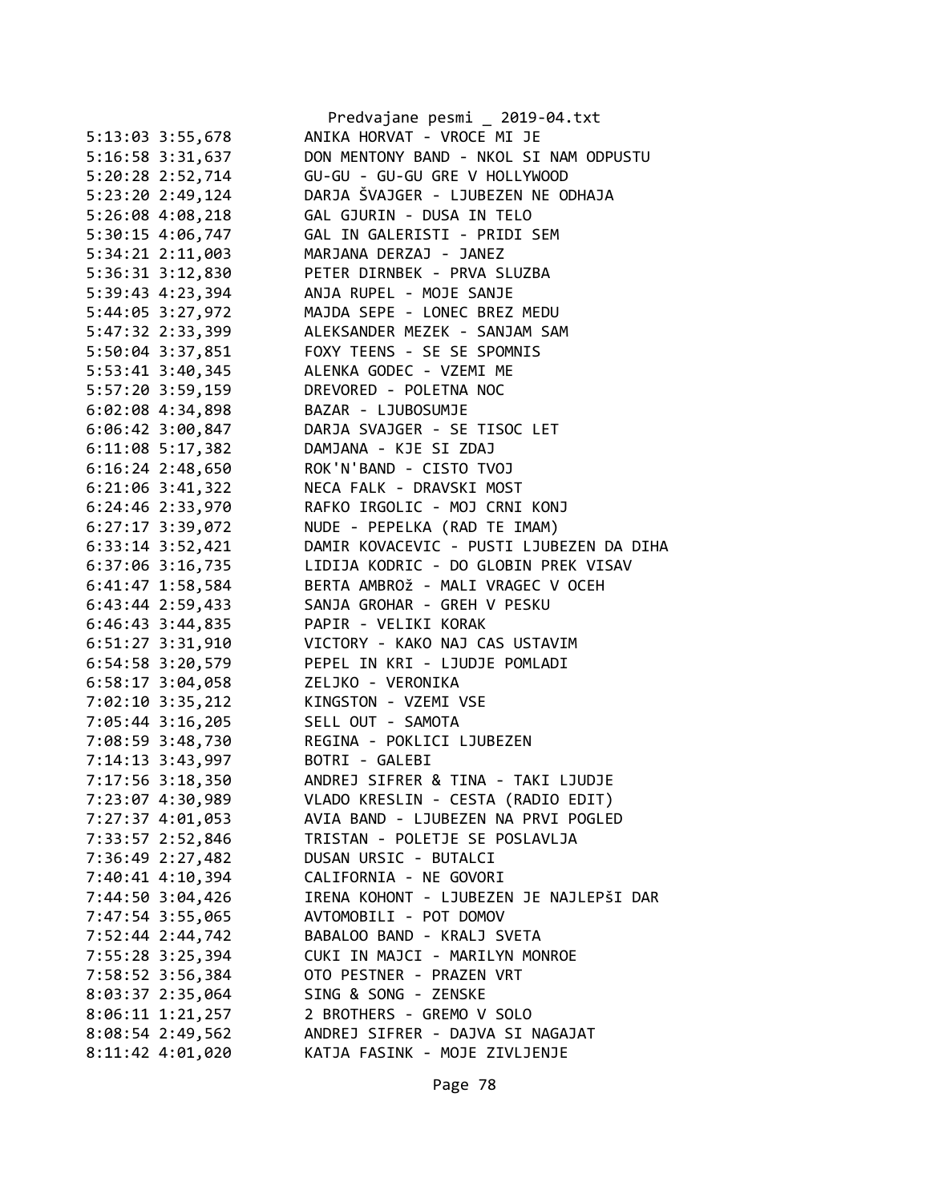```
5:13:03 3:55,678        ANIKA HORVAT - VROCE MI JE
5:16:58 3:31,637        DON MENTONY BAND - NKOL SI NAM ODPUSTU
5:20:28 2:52,714        GU-GU - GU-GU GRE V HOLLYWOOD
5:23:20 2:49,124        DARJA ŠVAJGER - LJUBEZEN NE ODHAJA
5:26:08 4:08,218        GAL GJURIN - DUSA IN TELO
5:30:15 4:06,747        GAL IN GALERISTI - PRIDI SEM
5:34:21 2:11,003        MARJANA DERZAJ - JANEZ
5:36:31 3:12,830        PETER DIRNBEK - PRVA SLUZBA
5:39:43 4:23,394        ANJA RUPEL - MOJE SANJE
5:44:05 3:27,972        MAJDA SEPE - LONEC BREZ MEDU
5:47:32 2:33,399        ALEKSANDER MEZEK - SANJAM SAM
5:50:04 3:37,851        FOXY TEENS - SE SE SPOMNIS
5:53:41 3:40,345        ALENKA GODEC - VZEMI ME
5:57:20 3:59,159        DREVORED - POLETNA NOC
6:02:08 4:34,898        BAZAR - LJUBOSUMJE
6:06:42 3:00,847        DARJA SVAJGER - SE TISOC LET
6:11:08 5:17,382        DAMJANA - KJE SI ZDAJ
6:16:24 2:48,650        ROK'N'BAND - CISTO TVOJ
6:21:06 3:41,322        NECA FALK - DRAVSKI MOST
6:24:46 2:33,970        RAFKO IRGOLIC - MOJ CRNI KONJ
6:27:17 3:39,072        NUDE - PEPELKA (RAD TE IMAM)
6:33:14 3:52,421        DAMIR KOVACEVIC - PUSTI LJUBEZEN DA DIHA
6:37:06 3:16,735        LIDIJA KODRIC - DO GLOBIN PREK VISAV
6:41:47 1:58,584        BERTA AMBROž - MALI VRAGEC V OCEH
6:43:44 2:59,433        SANJA GROHAR - GREH V PESKU
6:46:43 3:44,835        PAPIR - VELIKI KORAK
6:51:27 3:31,910        VICTORY - KAKO NAJ CAS USTAVIM
6:54:58 3:20,579        PEPEL IN KRI - LJUDJE POMLADI
6:58:17 3:04,058        ZELJKO - VERONIKA
7:02:10 3:35,212        KINGSTON - VZEMI VSE
7:05:44 3:16,205        SELL OUT - SAMOTA
7:08:59 3:48,730        REGINA - POKLICI LJUBEZEN
7:14:13 3:43,997        BOTRI - GALEBI
7:17:56 3:18,350        ANDREJ SIFRER & TINA - TAKI LJUDJE
7:23:07 4:30,989        VLADO KRESLIN - CESTA (RADIO EDIT)
7:27:37 4:01,053        AVIA BAND - LJUBEZEN NA PRVI POGLED
7:33:57 2:52,846        TRISTAN - POLETJE SE POSLAVLJA
7:36:49 2:27,482        DUSAN URSIC - BUTALCI
7:40:41 4:10,394        CALIFORNIA - NE GOVORI
7:44:50 3:04,426        IRENA KOHONT - LJUBEZEN JE NAJLEPŠI DAR
7:47:54 3:55,065        AVTOMOBILI - POT DOMOV
7:52:44 2:44,742        BABALOO BAND - KRALJ SVETA
7:55:28 3:25,394        CUKI IN MAJCI - MARILYN MONROE
7:58:52 3:56,384        OTO PESTNER - PRAZEN VRT
8:03:37 2:35,064        SING & SONG - ZENSKE
8:06:11 1:21,257        2 BROTHERS - GREMO V SOLO
8:08:54 2:49,562        ANDREJ SIFRER - DAJVA SI NAGAJAT
8:11:42 4:01,020        KATJA FASINK - MOJE ZIVLJENJE
```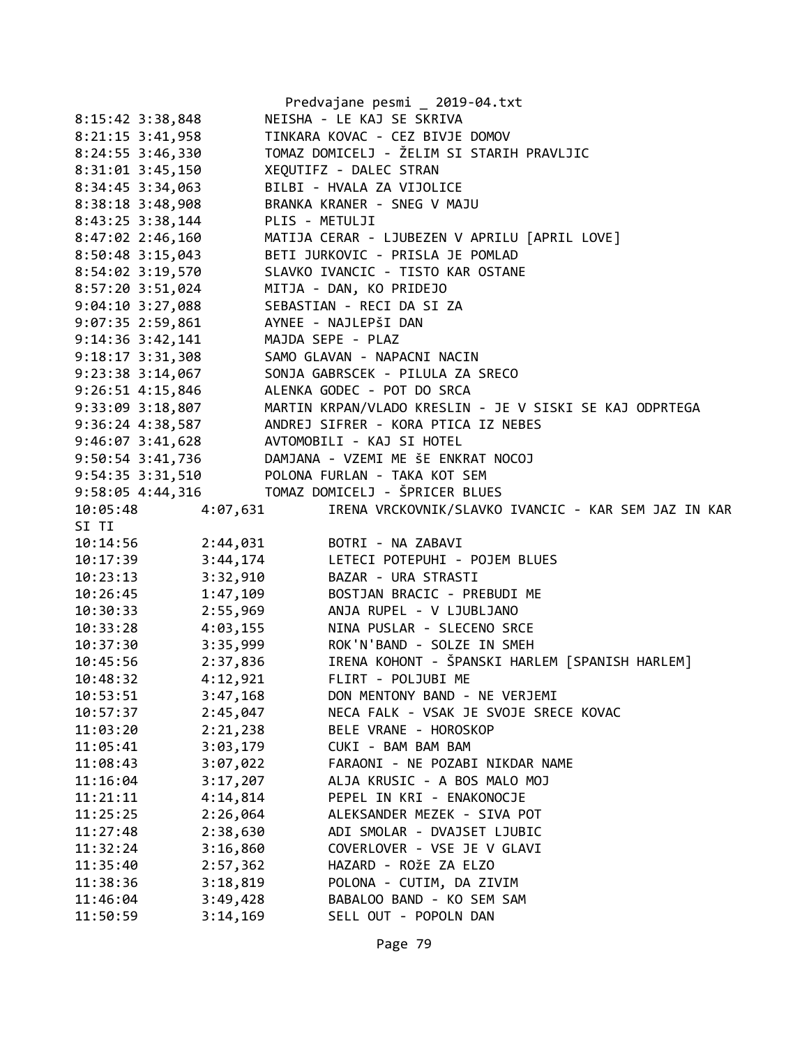```
8:15:42 3:38,848        NEISHA - LE KAJ SE SKRIVA
8:21:15 3:41,958        TINKARA KOVAC - CEZ BIVJE DOMOV
8:24:55 3:46,330        TOMAZ DOMICELJ - ŽELIM SI STARIH PRAVLJIC
8:31:01 3:45,150        XEQUTIFZ - DALEC STRAN
8:34:45 3:34,063        BILBI - HVALA ZA VIJOLICE
8:38:18 3:48,908        BRANKA KRANER - SNEG V MAJU
8:43:25 3:38,144        PLIS - METULJI
8:47:02 2:46,160        MATIJA CERAR - LJUBEZEN V APRILU [APRIL LOVE]
8:50:48 3:15,043        BETI JURKOVIC - PRISLA JE POMLAD
8:54:02 3:19,570        SLAVKO IVANCIC - TISTO KAR OSTANE
8:57:20 3:51,024        MITJA - DAN, KO PRIDEJO
9:04:10 3:27,088        SEBASTIAN - RECI DA SI ZA
9:07:35 2:59,861        AYNEE - NAJLEPšI DAN
9:14:36 3:42,141        MAJDA SEPE - PLAZ
9:18:17 3:31,308        SAMO GLAVAN - NAPACNI NACIN
9:23:38 3:14,067        SONJA GABRSCEK - PILULA ZA SRECO
9:26:51 4:15,846        ALENKA GODEC - POT DO SRCA
9:33:09 3:18,807        MARTIN KRPAN/VLADO KRESLIN - JE V SISKI SE KAJ ODPRTEGA
9:36:24 4:38,587        ANDREJ SIFRER - KORA PTICA IZ NEBES
9:46:07 3:41,628        AVTOMOBILI - KAJ SI HOTEL
9:50:54 3:41,736        DAMJANA - VZEMI ME šE ENKRAT NOCOJ
9:54:35 3:31,510        POLONA FURLAN - TAKA KOT SEM
9:58:05 4:44,316        TOMAZ DOMICELJ - ŠPRICER BLUES
10:05:48        4:07,631        IRENA VRCKOVNIK/SLAVKO IVANCIC - KAR SEM JAZ IN KAR
SI TI
10:14:56        2:44,031        BOTRI - NA ZABAVI
10:17:39        3:44,174        LETECI POTEPUHI - POJEM BLUES
10:23:13        3:32,910        BAZAR - URA STRASTI
10:26:45        1:47,109        BOSTJAN BRACIC - PREBUDI ME
10:30:33        2:55,969        ANJA RUPEL - V LJUBLJANO
10:33:28        4:03,155        NINA PUSLAR - SLECENO SRCE
10:37:30        3:35,999        ROK'N'BAND - SOLZE IN SMEH
10:45:56        2:37,836        IRENA KOHONT - ŠPANSKI HARLEM [SPANISH HARLEM]
10:48:32        4:12,921        FLIRT - POLJUBI ME
10:53:51        3:47,168        DON MENTONY BAND - NE VERJEMI
10:57:37        2:45,047        NECA FALK - VSAK JE SVOJE SRECE KOVAC
11:03:20        2:21,238        BELE VRANE - HOROSKOP
11:05:41        3:03,179        CUKI - BAM BAM BAM
11:08:43        3:07,022        FARAONI - NE POZABI NIKDAR NAME
11:16:04        3:17,207        ALJA KRUSIC - A BOS MALO MOJ
11:21:11        4:14,814        PEPEL IN KRI - ENAKONOCJE
11:25:25        2:26,064        ALEKSANDER MEZEK - SIVA POT
11:27:48        2:38,630        ADI SMOLAR - DVAJSET LJUBIC
11:32:24        3:16,860        COVERLOVER - VSE JE V GLAVI
11:35:40        2:57,362        HAZARD - ROžE ZA ELZO
11:38:36        3:18,819        POLONA - CUTIM, DA ZIVIM
11:46:04        3:49,428        BABALOO BAND - KO SEM SAM
11:50:59        3:14,169        SELL OUT - POPOLN DAN
```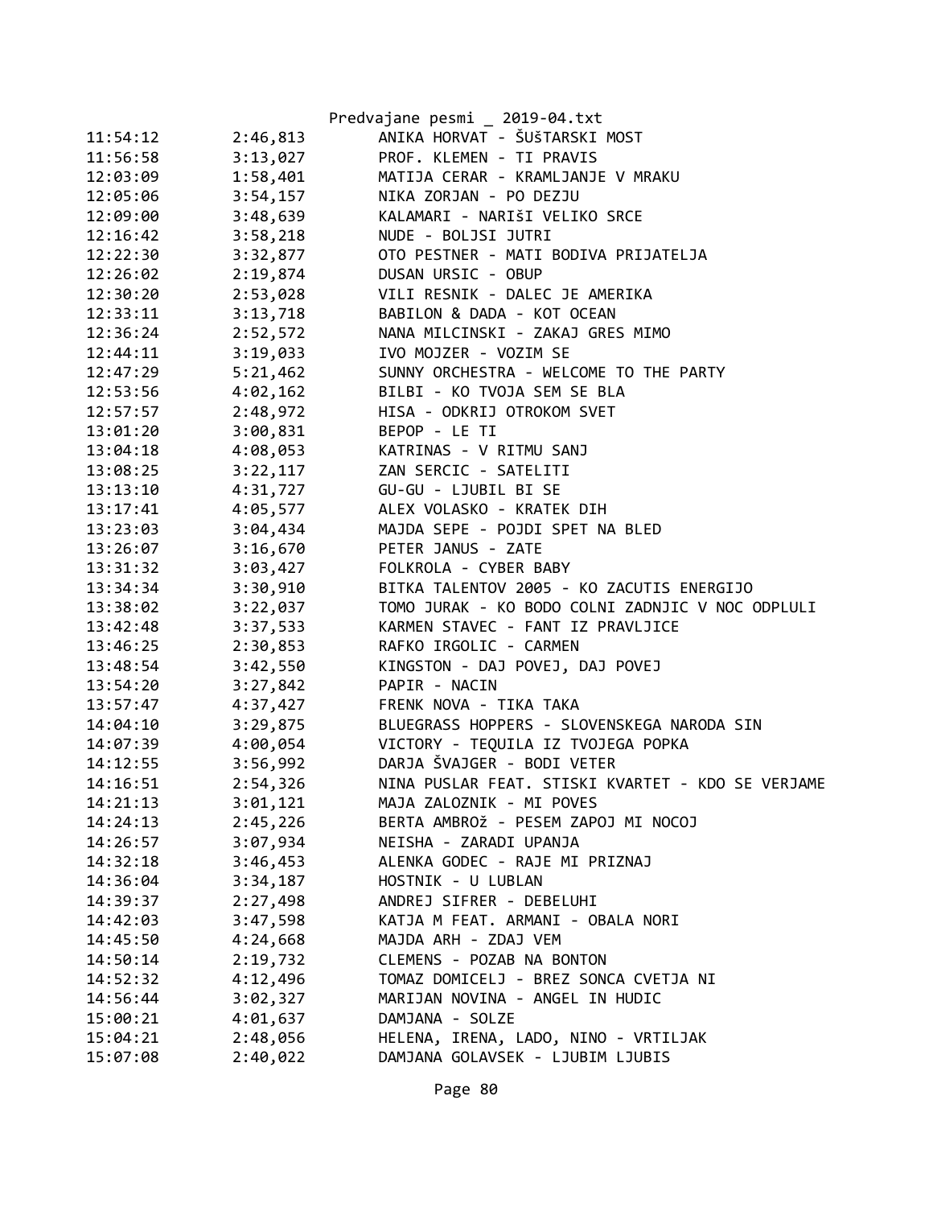| | | |
|---|---|---|
| 11:54:12 | 2:46,813 | ANIKA HORVAT - ŠUšTARSKI MOST |
| 11:56:58 | 3:13,027 | PROF. KLEMEN - TI PRAVIS |
| 12:03:09 | 1:58,401 | MATIJA CERAR - KRAMLJANJE V MRAKU |
| 12:05:06 | 3:54,157 | NIKA ZORJAN - PO DEZJU |
| 12:09:00 | 3:48,639 | KALAMARI - NARIŠI VELIKO SRCE |
| 12:16:42 | 3:58,218 | NUDE - BOLJSI JUTRI |
| 12:22:30 | 3:32,877 | OTO PESTNER - MATI BODIVA PRIJATELJA |
| 12:26:02 | 2:19,874 | DUSAN URSIC - OBUP |
| 12:30:20 | 2:53,028 | VILI RESNIK - DALEC JE AMERIKA |
| 12:33:11 | 3:13,718 | BABILON & DADA - KOT OCEAN |
| 12:36:24 | 2:52,572 | NANA MILCINSKI - ZAKAJ GRES MIMO |
| 12:44:11 | 3:19,033 | IVO MOJZER - VOZIM SE |
| 12:47:29 | 5:21,462 | SUNNY ORCHESTRA - WELCOME TO THE PARTY |
| 12:53:56 | 4:02,162 | BILBI - KO TVOJA SEM SE BLA |
| 12:57:57 | 2:48,972 | HISA - ODKRIJ OTROKOM SVET |
| 13:01:20 | 3:00,831 | BEPOP - LE TI |
| 13:04:18 | 4:08,053 | KATRINAS - V RITMU SANJ |
| 13:08:25 | 3:22,117 | ZAN SERCIC - SATELITI |
| 13:13:10 | 4:31,727 | GU-GU - LJUBIL BI SE |
| 13:17:41 | 4:05,577 | ALEX VOLASKO - KRATEK DIH |
| 13:23:03 | 3:04,434 | MAJDA SEPE - POJDI SPET NA BLED |
| 13:26:07 | 3:16,670 | PETER JANUS - ZATE |
| 13:31:32 | 3:03,427 | FOLKROLA - CYBER BABY |
| 13:34:34 | 3:30,910 | BITKA TALENTOV 2005 - KO ZACUTIS ENERGIJO |
| 13:38:02 | 3:22,037 | TOMO JURAK - KO BODO COLNI ZADNJIC V NOC ODPLULI |
| 13:42:48 | 3:37,533 | KARMEN STAVEC - FANT IZ PRAVLJICE |
| 13:46:25 | 2:30,853 | RAFKO IRGOLIC - CARMEN |
| 13:48:54 | 3:42,550 | KINGSTON - DAJ POVEJ, DAJ POVEJ |
| 13:54:20 | 3:27,842 | PAPIR - NACIN |
| 13:57:47 | 4:37,427 | FRENK NOVA - TIKA TAKA |
| 14:04:10 | 3:29,875 | BLUEGRASS HOPPERS - SLOVENSKEGA NARODA SIN |
| 14:07:39 | 4:00,054 | VICTORY - TEQUILA IZ TVOJEGA POPKA |
| 14:12:55 | 3:56,992 | DARJA ŠVAJGER - BODI VETER |
| 14:16:51 | 2:54,326 | NINA PUSLAR FEAT. STISKI KVARTET - KDO SE VERJAME |
| 14:21:13 | 3:01,121 | MAJA ZALOZNIK - MI POVES |
| 14:24:13 | 2:45,226 | BERTA AMBROž - PESEM ZAPOJ MI NOCOJ |
| 14:26:57 | 3:07,934 | NEISHA - ZARADI UPANJA |
| 14:32:18 | 3:46,453 | ALENKA GODEC - RAJE MI PRIZNAJ |
| 14:36:04 | 3:34,187 | HOSTNIK - U LUBLAN |
| 14:39:37 | 2:27,498 | ANDREJ SIFRER - DEBELUHI |
| 14:42:03 | 3:47,598 | KATJA M FEAT. ARMANI - OBALA NORI |
| 14:45:50 | 4:24,668 | MAJDA ARH - ZDAJ VEM |
| 14:50:14 | 2:19,732 | CLEMENS - POZAB NA BONTON |
| 14:52:32 | 4:12,496 | TOMAZ DOMICELJ - BREZ SONCA CVETJA NI |
| 14:56:44 | 3:02,327 | MARIJAN NOVINA - ANGEL IN HUDIC |
| 15:00:21 | 4:01,637 | DAMJANA - SOLZE |
| 15:04:21 | 2:48,056 | HELENA, IRENA, LADO, NINO - VRTILJAK |
| 15:07:08 | 2:40,022 | DAMJANA GOLAVSEK - LJUBIM LJUBIS |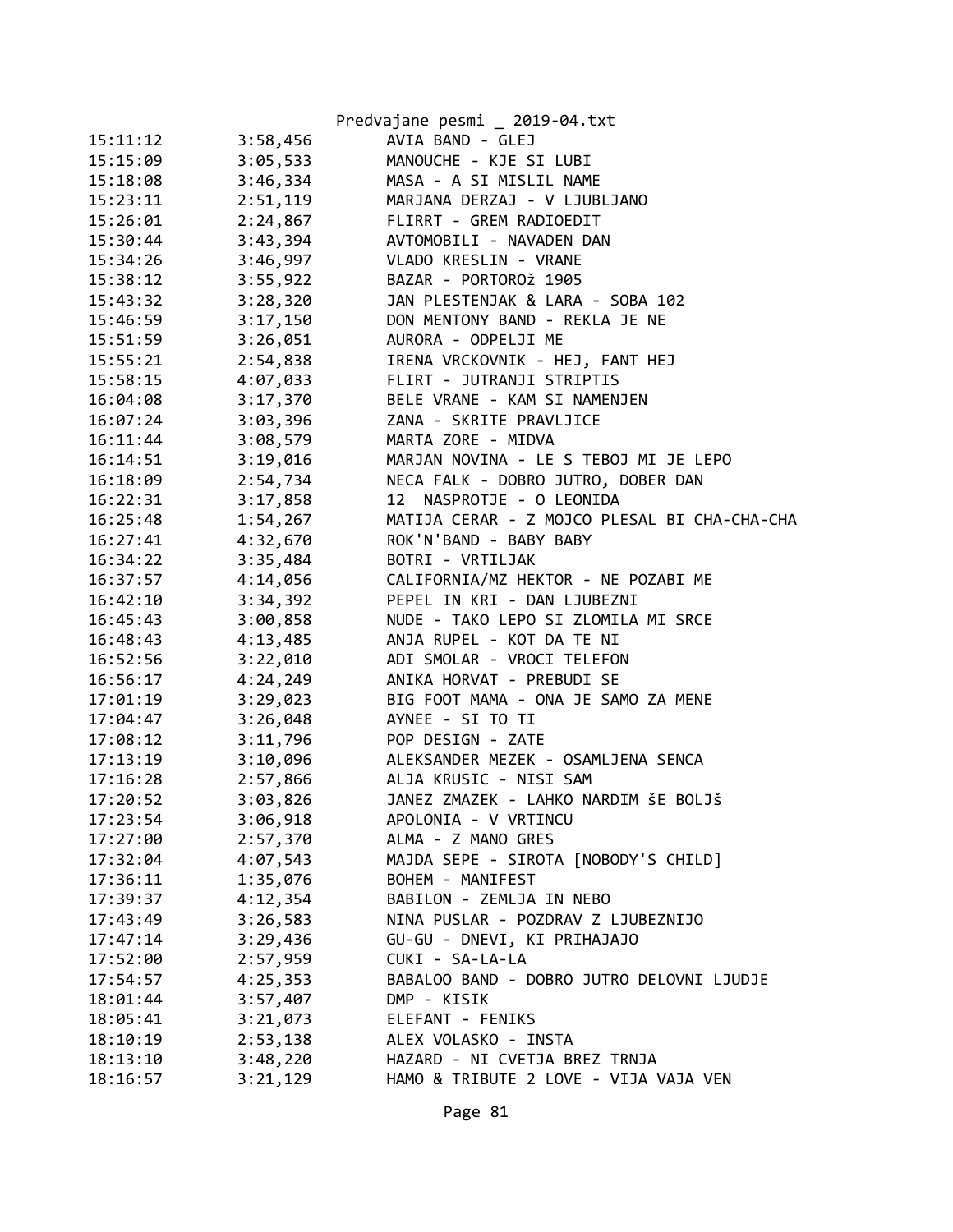| | | |
|---|---|---|
| 15:11:12 | 3:58,456 | AVIA BAND - GLEJ |
| 15:15:09 | 3:05,533 | MANOUCHE - KJE SI LUBI |
| 15:18:08 | 3:46,334 | MASA - A SI MISLIL NAME |
| 15:23:11 | 2:51,119 | MARJANA DERZAJ - V LJUBLJANO |
| 15:26:01 | 2:24,867 | FLIRRT - GREM RADIOEDIT |
| 15:30:44 | 3:43,394 | AVTOMOBILI - NAVADEN DAN |
| 15:34:26 | 3:46,997 | VLADO KRESLIN - VRANE |
| 15:38:12 | 3:55,922 | BAZAR - PORTOROž 1905 |
| 15:43:32 | 3:28,320 | JAN PLESTENJAK & LARA - SOBA 102 |
| 15:46:59 | 3:17,150 | DON MENTONY BAND - REKLA JE NE |
| 15:51:59 | 3:26,051 | AURORA - ODPELJI ME |
| 15:55:21 | 2:54,838 | IRENA VRCKOVNIK - HEJ, FANT HEJ |
| 15:58:15 | 4:07,033 | FLIRT - JUTRANJI STRIPTIS |
| 16:04:08 | 3:17,370 | BELE VRANE - KAM SI NAMENJEN |
| 16:07:24 | 3:03,396 | ZANA - SKRITE PRAVLJICE |
| 16:11:44 | 3:08,579 | MARTA ZORE - MIDVA |
| 16:14:51 | 3:19,016 | MARJAN NOVINA - LE S TEBOJ MI JE LEPO |
| 16:18:09 | 2:54,734 | NECA FALK - DOBRO JUTRO, DOBER DAN |
| 16:22:31 | 3:17,858 | 12 NASPROTJE - O LEONIDA |
| 16:25:48 | 1:54,267 | MATIJA CERAR - Z MOJCO PLESAL BI CHA-CHA-CHA |
| 16:27:41 | 4:32,670 | ROK'N'BAND - BABY BABY |
| 16:34:22 | 3:35,484 | BOTRI - VRTILJAK |
| 16:37:57 | 4:14,056 | CALIFORNIA/MZ HEKTOR - NE POZABI ME |
| 16:42:10 | 3:34,392 | PEPEL IN KRI - DAN LJUBEZNI |
| 16:45:43 | 3:00,858 | NUDE - TAKO LEPO SI ZLOMILA MI SRCE |
| 16:48:43 | 4:13,485 | ANJA RUPEL - KOT DA TE NI |
| 16:52:56 | 3:22,010 | ADI SMOLAR - VROCI TELEFON |
| 16:56:17 | 4:24,249 | ANIKA HORVAT - PREBUDI SE |
| 17:01:19 | 3:29,023 | BIG FOOT MAMA - ONA JE SAMO ZA MENE |
| 17:04:47 | 3:26,048 | AYNEE - SI TO TI |
| 17:08:12 | 3:11,796 | POP DESIGN - ZATE |
| 17:13:19 | 3:10,096 | ALEKSANDER MEZEK - OSAMLJENA SENCA |
| 17:16:28 | 2:57,866 | ALJA KRUSIC - NISI SAM |
| 17:20:52 | 3:03,826 | JANEZ ZMAZEK - LAHKO NARDIM ŠE BOLJŠ |
| 17:23:54 | 3:06,918 | APOLONIA - V VRTINCU |
| 17:27:00 | 2:57,370 | ALMA - Z MANO GRES |
| 17:32:04 | 4:07,543 | MAJDA SEPE - SIROTA [NOBODY'S CHILD] |
| 17:36:11 | 1:35,076 | BOHEM - MANIFEST |
| 17:39:37 | 4:12,354 | BABILON - ZEMLJA IN NEBO |
| 17:43:49 | 3:26,583 | NINA PUSLAR - POZDRAV Z LJUBEZNIJO |
| 17:47:14 | 3:29,436 | GU-GU - DNEVI, KI PRIHAJAJO |
| 17:52:00 | 2:57,959 | CUKI - SA-LA-LA |
| 17:54:57 | 4:25,353 | BABALOO BAND - DOBRO JUTRO DELOVNI LJUDJE |
| 18:01:44 | 3:57,407 | DMP - KISIK |
| 18:05:41 | 3:21,073 | ELEFANT - FENIKS |
| 18:10:19 | 2:53,138 | ALEX VOLASKO - INSTA |
| 18:13:10 | 3:48,220 | HAZARD - NI CVETJA BREZ TRNJA |
| 18:16:57 | 3:21,129 | HAMO & TRIBUTE 2 LOVE - VIJA VAJA VEN |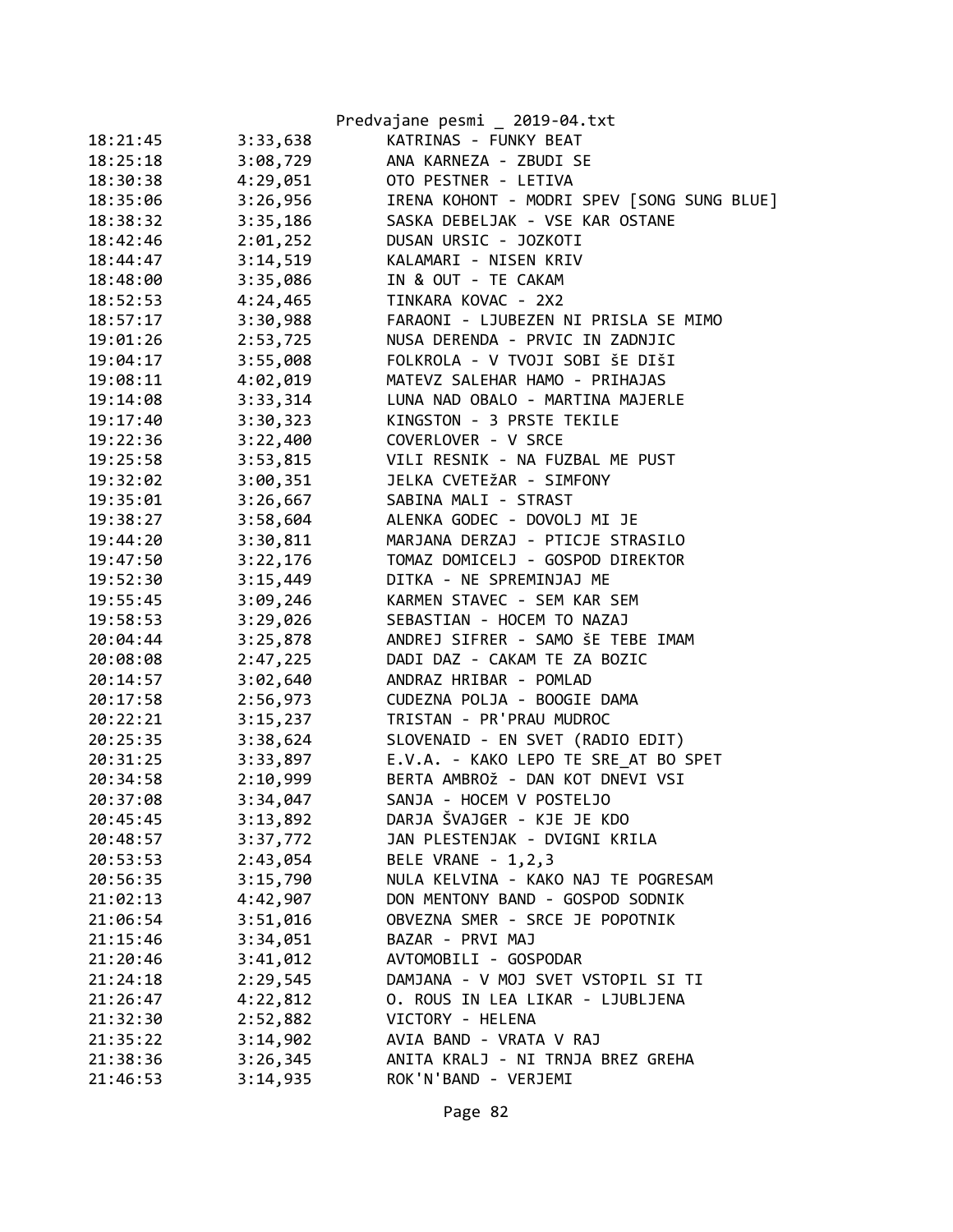| | | |
|---|---|---|
| 18:21:45 | 3:33,638 | KATRINAS - FUNKY BEAT |
| 18:25:18 | 3:08,729 | ANA KARNEZA - ZBUDI SE |
| 18:30:38 | 4:29,051 | OTO PESTNER - LETIVA |
| 18:35:06 | 3:26,956 | IRENA KOHONT - MODRI SPEV [SONG SUNG BLUE] |
| 18:38:32 | 3:35,186 | SASKA DEBELJAK - VSE KAR OSTANE |
| 18:42:46 | 2:01,252 | DUSAN URSIC - JOZKOTI |
| 18:44:47 | 3:14,519 | KALAMARI - NISEN KRIV |
| 18:48:00 | 3:35,086 | IN & OUT - TE CAKAM |
| 18:52:53 | 4:24,465 | TINKARA KOVAC - 2X2 |
| 18:57:17 | 3:30,988 | FARAONI - LJUBEZEN NI PRISLA SE MIMO |
| 19:01:26 | 2:53,725 | NUSA DERENDA - PRVIC IN ZADNJIC |
| 19:04:17 | 3:55,008 | FOLKROLA - V TVOJI SOBI šE DIŠI |
| 19:08:11 | 4:02,019 | MATEVZ SALEHAR HAMO - PRIHAJAS |
| 19:14:08 | 3:33,314 | LUNA NAD OBALO - MARTINA MAJERLE |
| 19:17:40 | 3:30,323 | KINGSTON - 3 PRSTE TEKILE |
| 19:22:36 | 3:22,400 | COVERLOVER - V SRCE |
| 19:25:58 | 3:53,815 | VILI RESNIK - NA FUZBAL ME PUST |
| 19:32:02 | 3:00,351 | JELKA CVETEžAR - SIMFONY |
| 19:35:01 | 3:26,667 | SABINA MALI - STRAST |
| 19:38:27 | 3:58,604 | ALENKA GODEC - DOVOLJ MI JE |
| 19:44:20 | 3:30,811 | MARJANA DERZAJ - PTICJE STRASILO |
| 19:47:50 | 3:22,176 | TOMAZ DOMICELJ - GOSPOD DIREKTOR |
| 19:52:30 | 3:15,449 | DITKA - NE SPREMINJAJ ME |
| 19:55:45 | 3:09,246 | KARMEN STAVEC - SEM KAR SEM |
| 19:58:53 | 3:29,026 | SEBASTIAN - HOCEM TO NAZAJ |
| 20:04:44 | 3:25,878 | ANDREJ SIFRER - SAMO šE TEBE IMAM |
| 20:08:08 | 2:47,225 | DADI DAZ - CAKAM TE ZA BOZIC |
| 20:14:57 | 3:02,640 | ANDRAZ HRIBAR - POMLAD |
| 20:17:58 | 2:56,973 | CUDEZNA POLJA - BOOGIE DAMA |
| 20:22:21 | 3:15,237 | TRISTAN - PR'PRAU MUDROC |
| 20:25:35 | 3:38,624 | SLOVENAID - EN SVET (RADIO EDIT) |
| 20:31:25 | 3:33,897 | E.V.A. - KAKO LEPO TE SRE_AT BO SPET |
| 20:34:58 | 2:10,999 | BERTA AMBROž - DAN KOT DNEVI VSI |
| 20:37:08 | 3:34,047 | SANJA - HOCEM V POSTELJO |
| 20:45:45 | 3:13,892 | DARJA ŠVAJGER - KJE JE KDO |
| 20:48:57 | 3:37,772 | JAN PLESTENJAK - DVIGNI KRILA |
| 20:53:53 | 2:43,054 | BELE VRANE - 1,2,3 |
| 20:56:35 | 3:15,790 | NULA KELVINA - KAKO NAJ TE POGRESAM |
| 21:02:13 | 4:42,907 | DON MENTONY BAND - GOSPOD SODNIK |
| 21:06:54 | 3:51,016 | OBVEZNA SMER - SRCE JE POPOTNIK |
| 21:15:46 | 3:34,051 | BAZAR - PRVI MAJ |
| 21:20:46 | 3:41,012 | AVTOMOBILI - GOSPODAR |
| 21:24:18 | 2:29,545 | DAMJANA - V MOJ SVET VSTOPIL SI TI |
| 21:26:47 | 4:22,812 | O. ROUS IN LEA LIKAR - LJUBLJENA |
| 21:32:30 | 2:52,882 | VICTORY - HELENA |
| 21:35:22 | 3:14,902 | AVIA BAND - VRATA V RAJ |
| 21:38:36 | 3:26,345 | ANITA KRALJ - NI TRNJA BREZ GREHA |
| 21:46:53 | 3:14,935 | ROK'N'BAND - VERJEMI |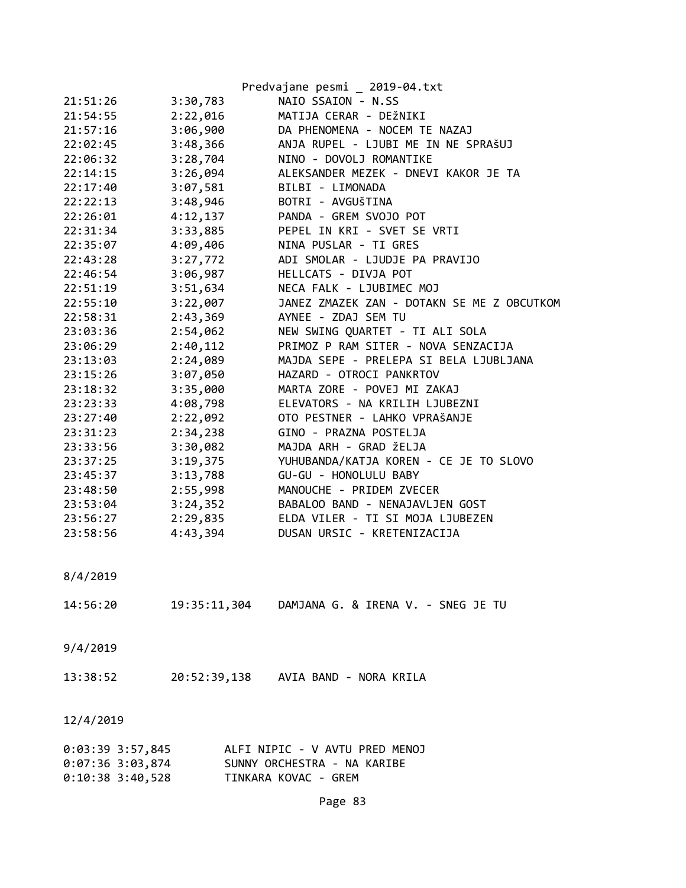| | | |
|---|---|---|
| 21:51:26 | 3:30,783 | NAIO SSAION - N.SS |
| 21:54:55 | 2:22,016 | MATIJA CERAR - DEžNIKI |
| 21:57:16 | 3:06,900 | DA PHENOMENA - NOCEM TE NAZAJ |
| 22:02:45 | 3:48,366 | ANJA RUPEL - LJUBI ME IN NE SPRAšUJ |
| 22:06:32 | 3:28,704 | NINO - DOVOLJ ROMANTIKE |
| 22:14:15 | 3:26,094 | ALEKSANDER MEZEK - DNEVI KAKOR JE TA |
| 22:17:40 | 3:07,581 | BILBI - LIMONADA |
| 22:22:13 | 3:48,946 | BOTRI - AVGUšTINA |
| 22:26:01 | 4:12,137 | PANDA - GREM SVOJO POT |
| 22:31:34 | 3:33,885 | PEPEL IN KRI - SVET SE VRTI |
| 22:35:07 | 4:09,406 | NINA PUSLAR - TI GRES |
| 22:43:28 | 3:27,772 | ADI SMOLAR - LJUDJE PA PRAVIJO |
| 22:46:54 | 3:06,987 | HELLCATS - DIVJA POT |
| 22:51:19 | 3:51,634 | NECA FALK - LJUBIMEC MOJ |
| 22:55:10 | 3:22,007 | JANEZ ZMAZEK ZAN - DOTAKN SE ME Z OBCUTKOM |
| 22:58:31 | 2:43,369 | AYNEE - ZDAJ SEM TU |
| 23:03:36 | 2:54,062 | NEW SWING QUARTET - TI ALI SOLA |
| 23:06:29 | 2:40,112 | PRIMOZ P RAM SITER - NOVA SENZACIJA |
| 23:13:03 | 2:24,089 | MAJDA SEPE - PRELEPA SI BELA LJUBLJANA |
| 23:15:26 | 3:07,050 | HAZARD - OTROCI PANKRTOV |
| 23:18:32 | 3:35,000 | MARTA ZORE - POVEJ MI ZAKAJ |
| 23:23:33 | 4:08,798 | ELEVATORS - NA KRILIH LJUBEZNI |
| 23:27:40 | 2:22,092 | OTO PESTNER - LAHKO VPRAšANJE |
| 23:31:23 | 2:34,238 | GINO - PRAZNA POSTELJA |
| 23:33:56 | 3:30,082 | MAJDA ARH - GRAD žELJA |
| 23:37:25 | 3:19,375 | YUHUBANDA/KATJA KOREN - CE JE TO SLOVO |
| 23:45:37 | 3:13,788 | GU-GU - HONOLULU BABY |
| 23:48:50 | 2:55,998 | MANOUCHE - PRIDEM ZVECER |
| 23:53:04 | 3:24,352 | BABALOO BAND - NENAJAVLJEN GOST |
| 23:56:27 | 2:29,835 | ELDA VILER - TI SI MOJA LJUBEZEN |
| 23:58:56 | 4:43,394 | DUSAN URSIC - KRETENIZACIJA |

8/4/2019

| | | |
|---|---|---|
| 14:56:20 | 19:35:11,304 | DAMJANA G. & IRENA V. - SNEG JE TU |

9/4/2019

| | | |
|---|---|---|
| 13:38:52 | 20:52:39,138 | AVIA BAND - NORA KRILA |

12/4/2019

| | | |
|---|---|---|
| 0:03:39 | 3:57,845 | ALFI NIPIC - V AVTU PRED MENOJ |
| 0:07:36 | 3:03,874 | SUNNY ORCHESTRA - NA KARIBE |
| 0:10:38 | 3:40,528 | TINKARA KOVAC - GREM |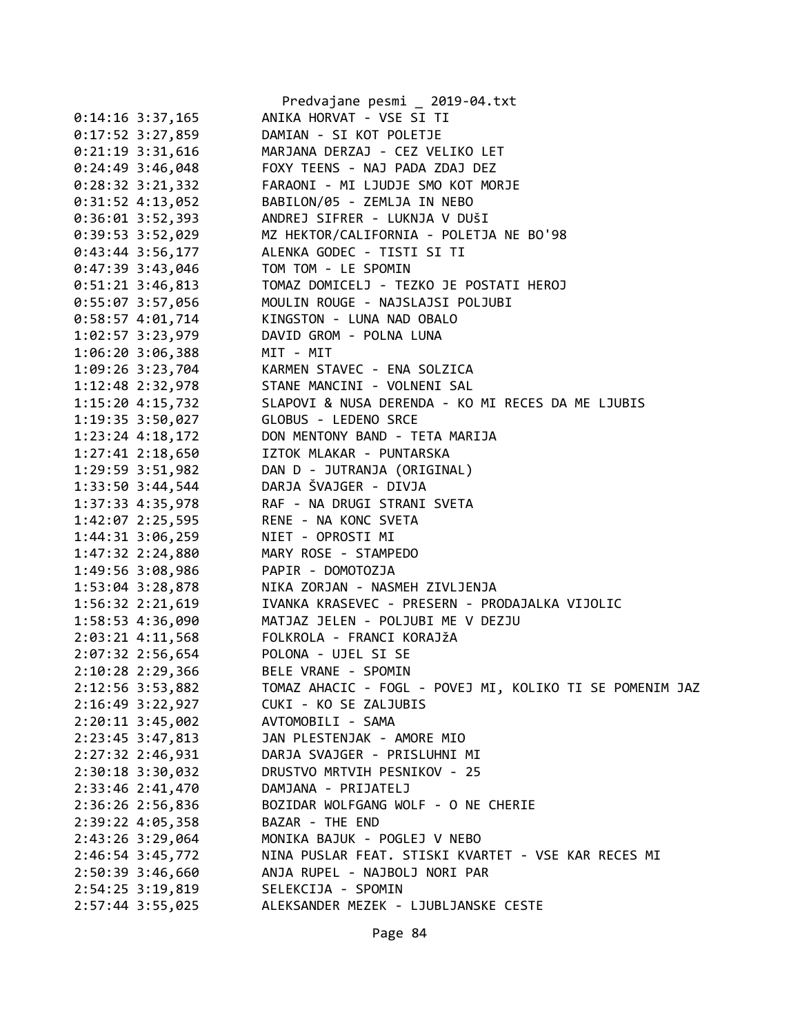```
0:14:16 3:37,165        ANIKA HORVAT - VSE SI TI
0:17:52 3:27,859        DAMIAN - SI KOT POLETJE
0:21:19 3:31,616        MARJANA DERZAJ - CEZ VELIKO LET
0:24:49 3:46,048        FOXY TEENS - NAJ PADA ZDAJ DEZ
0:28:32 3:21,332        FARAONI - MI LJUDJE SMO KOT MORJE
0:31:52 4:13,052        BABILON/05 - ZEMLJA IN NEBO
0:36:01 3:52,393        ANDREJ SIFRER - LUKNJA V DUši
0:39:53 3:52,029        MZ HEKTOR/CALIFORNIA - POLETJA NE BO'98
0:43:44 3:56,177        ALENKA GODEC - TISTI SI TI
0:47:39 3:43,046        TOM TOM - LE SPOMIN
0:51:21 3:46,813        TOMAZ DOMICELJ - TEZKO JE POSTATI HEROJ
0:55:07 3:57,056        MOULIN ROUGE - NAJSLAJSI POLJUBI
0:58:57 4:01,714        KINGSTON - LUNA NAD OBALO
1:02:57 3:23,979        DAVID GROM - POLNA LUNA
1:06:20 3:06,388        MIT - MIT
1:09:26 3:23,704        KARMEN STAVEC - ENA SOLZICA
1:12:48 2:32,978        STANE MANCINI - VOLNENI SAL
1:15:20 4:15,732        SLAPOVI & NUSA DERENDA - KO MI RECES DA ME LJUBIS
1:19:35 3:50,027        GLOBUS - LEDENO SRCE
1:23:24 4:18,172        DON MENTONY BAND - TETA MARIJA
1:27:41 2:18,650        IZTOK MLAKAR - PUNTARSKA
1:29:59 3:51,982        DAN D - JUTRANJA (ORIGINAL)
1:33:50 3:44,544        DARJA ŠVAJGER - DIVJA
1:37:33 4:35,978        RAF - NA DRUGI STRANI SVETA
1:42:07 2:25,595        RENE - NA KONC SVETA
1:44:31 3:06,259        NIET - OPROSTI MI
1:47:32 2:24,880        MARY ROSE - STAMPEDO
1:49:56 3:08,986        PAPIR - DOMOTOZJA
1:53:04 3:28,878        NIKA ZORJAN - NASMEH ZIVLJENJA
1:56:32 2:21,619        IVANKA KRASEVEC - PRESERN - PRODAJALKA VIJOLIC
1:58:53 4:36,090        MATJAZ JELEN - POLJUBI ME V DEZJU
2:03:21 4:11,568        FOLKROLA - FRANCI KORAJžA
2:07:32 2:56,654        POLONA - UJEL SI SE
2:10:28 2:29,366        BELE VRANE - SPOMIN
2:12:56 3:53,882        TOMAZ AHACIC - FOGL - POVEJ MI, KOLIKO TI SE POMENIM JAZ
2:16:49 3:22,927        CUKI - KO SE ZALJUBIS
2:20:11 3:45,002        AVTOMOBILI - SAMA
2:23:45 3:47,813        JAN PLESTENJAK - AMORE MIO
2:27:32 2:46,931        DARJA SVAJGER - PRISLUHNI MI
2:30:18 3:30,032        DRUSTVO MRTVIH PESNIKOV - 25
2:33:46 2:41,470        DAMJANA - PRIJATELJ
2:36:26 2:56,836        BOZIDAR WOLFGANG WOLF - O NE CHERIE
2:39:22 4:05,358        BAZAR - THE END
2:43:26 3:29,064        MONIKA BAJUK - POGLEJ V NEBO
2:46:54 3:45,772        NINA PUSLAR FEAT. STISKI KVARTET - VSE KAR RECES MI
2:50:39 3:46,660        ANJA RUPEL - NAJBOLJ NORI PAR
2:54:25 3:19,819        SELEKCIJA - SPOMIN
2:57:44 3:55,025        ALEKSANDER MEZEK - LJUBLJANSKE CESTE
```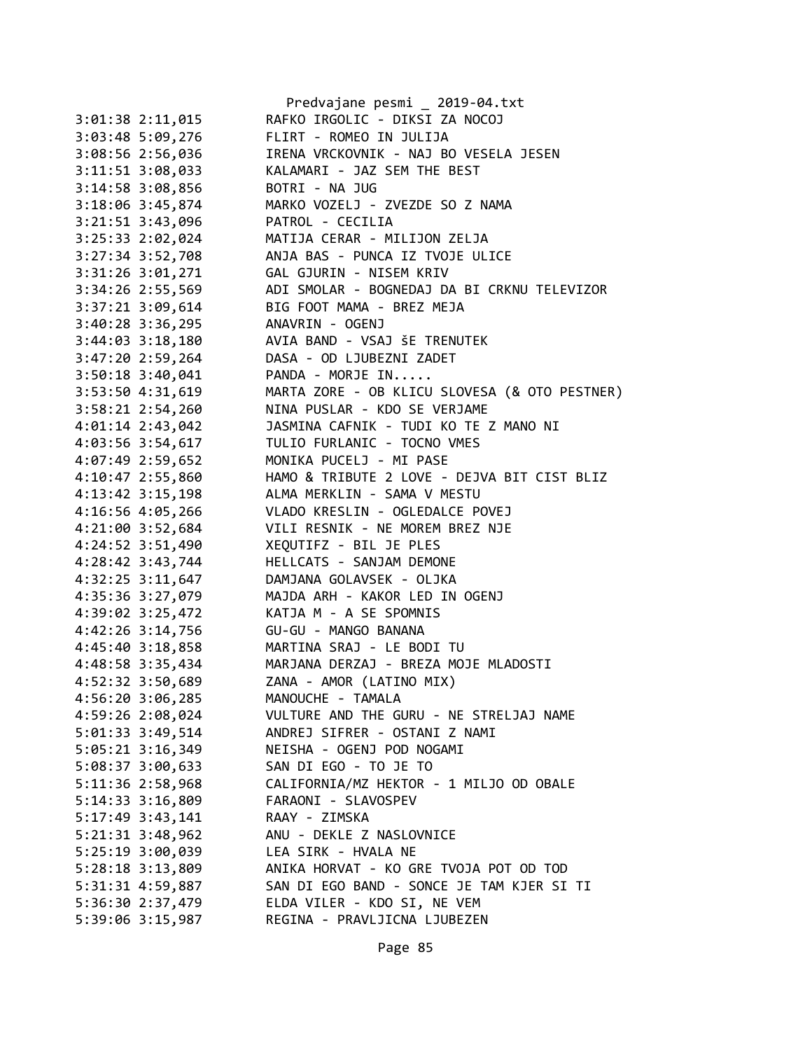```
3:01:38 2:11,015        RAFKO IRGOLIC - DIKSI ZA NOCOJ
3:03:48 5:09,276        FLIRT - ROMEO IN JULIJA
3:08:56 2:56,036        IRENA VRCKOVNIK - NAJ BO VESELA JESEN
3:11:51 3:08,033        KALAMARI - JAZ SEM THE BEST
3:14:58 3:08,856        BOTRI - NA JUG
3:18:06 3:45,874        MARKO VOZELJ - ZVEZDE SO Z NAMA
3:21:51 3:43,096        PATROL - CECILIA
3:25:33 2:02,024        MATIJA CERAR - MILIJON ZELJA
3:27:34 3:52,708        ANJA BAS - PUNCA IZ TVOJE ULICE
3:31:26 3:01,271        GAL GJURIN - NISEM KRIV
3:34:26 2:55,569        ADI SMOLAR - BOGNEDAJ DA BI CRKNU TELEVIZOR
3:37:21 3:09,614        BIG FOOT MAMA - BREZ MEJA
3:40:28 3:36,295        ANAVRIN - OGENJ
3:44:03 3:18,180        AVIA BAND - VSAJ šE TRENUTEK
3:47:20 2:59,264        DASA - OD LJUBEZNI ZADET
3:50:18 3:40,041        PANDA - MORJE IN.....
3:53:50 4:31,619        MARTA ZORE - OB KLICU SLOVESA (& OTO PESTNER)
3:58:21 2:54,260        NINA PUSLAR - KDO SE VERJAME
4:01:14 2:43,042        JASMINA CAFNIK - TUDI KO TE Z MANO NI
4:03:56 3:54,617        TULIO FURLANIC - TOCNO VMES
4:07:49 2:59,652        MONIKA PUCELJ - MI PASE
4:10:47 2:55,860        HAMO & TRIBUTE 2 LOVE - DEJVA BIT CIST BLIZ
4:13:42 3:15,198        ALMA MERKLIN - SAMA V MESTU
4:16:56 4:05,266        VLADO KRESLIN - OGLEDALCE POVEJ
4:21:00 3:52,684        VILI RESNIK - NE MOREM BREZ NJE
4:24:52 3:51,490        XEQUTIFZ - BIL JE PLES
4:28:42 3:43,744        HELLCATS - SANJAM DEMONE
4:32:25 3:11,647        DAMJANA GOLAVSEK - OLJKA
4:35:36 3:27,079        MAJDA ARH - KAKOR LED IN OGENJ
4:39:02 3:25,472        KATJA M - A SE SPOMNIS
4:42:26 3:14,756        GU-GU - MANGO BANANA
4:45:40 3:18,858        MARTINA SRAJ - LE BODI TU
4:48:58 3:35,434        MARJANA DERZAJ - BREZA MOJE MLADOSTI
4:52:32 3:50,689        ZANA - AMOR (LATINO MIX)
4:56:20 3:06,285        MANOUCHE - TAMALA
4:59:26 2:08,024        VULTURE AND THE GURU - NE STRELJAJ NAME
5:01:33 3:49,514        ANDREJ SIFRER - OSTANI Z NAMI
5:05:21 3:16,349        NEISHA - OGENJ POD NOGAMI
5:08:37 3:00,633        SAN DI EGO - TO JE TO
5:11:36 2:58,968        CALIFORNIA/MZ HEKTOR - 1 MILJO OD OBALE
5:14:33 3:16,809        FARAONI - SLAVOSPEV
5:17:49 3:43,141        RAAY - ZIMSKA
5:21:31 3:48,962        ANU - DEKLE Z NASLOVNICE
5:25:19 3:00,039        LEA SIRK - HVALA NE
5:28:18 3:13,809        ANIKA HORVAT - KO GRE TVOJA POT OD TOD
5:31:31 4:59,887        SAN DI EGO BAND - SONCE JE TAM KJER SI TI
5:36:30 2:37,479        ELDA VILER - KDO SI, NE VEM
5:39:06 3:15,987        REGINA - PRAVLJICNA LJUBEZEN
```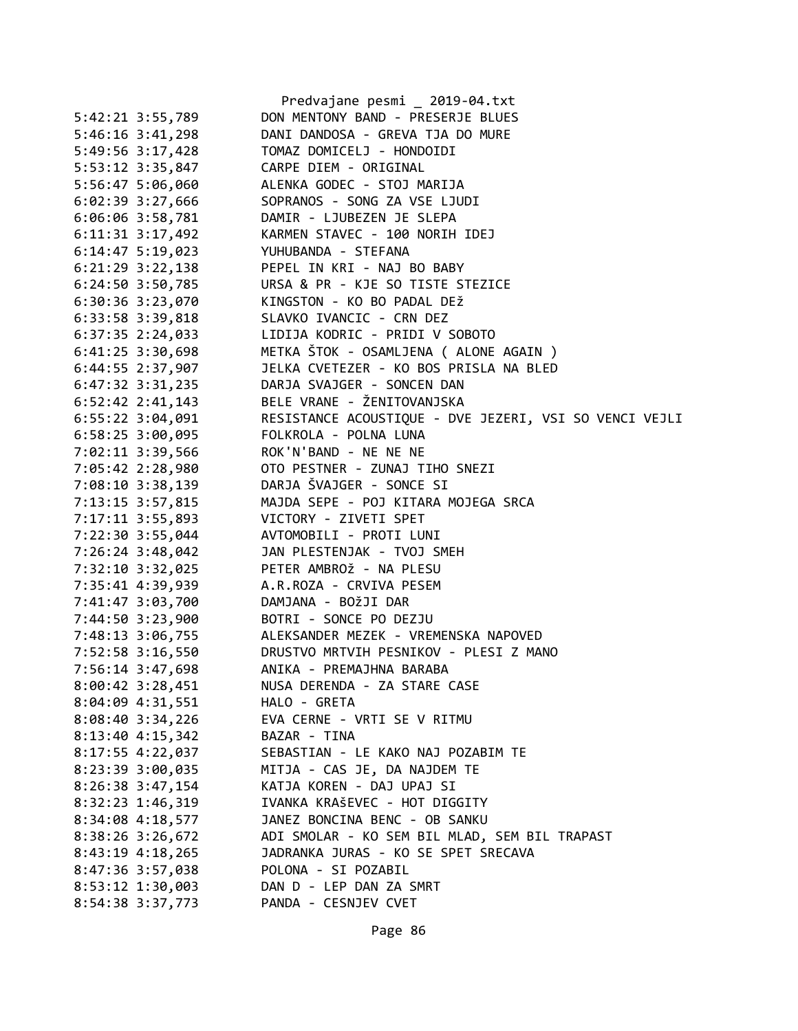```
5:42:21 3:55,789        DON MENTONY BAND - PRESERJE BLUES
5:46:16 3:41,298        DANI DANDOSA - GREVA TJA DO MURE
5:49:56 3:17,428        TOMAZ DOMICELJ - HONDOIDI
5:53:12 3:35,847        CARPE DIEM - ORIGINAL
5:56:47 5:06,060        ALENKA GODEC - STOJ MARIJA
6:02:39 3:27,666        SOPRANOS - SONG ZA VSE LJUDI
6:06:06 3:58,781        DAMIR - LJUBEZEN JE SLEPA
6:11:31 3:17,492        KARMEN STAVEC - 100 NORIH IDEJ
6:14:47 5:19,023        YUHUBANDA - STEFANA
6:21:29 3:22,138        PEPEL IN KRI - NAJ BO BABY
6:24:50 3:50,785        URSA & PR - KJE SO TISTE STEZICE
6:30:36 3:23,070        KINGSTON - KO BO PADAL DEŽ
6:33:58 3:39,818        SLAVKO IVANCIC - CRN DEZ
6:37:35 2:24,033        LIDIJA KODRIC - PRIDI V SOBOTO
6:41:25 3:30,698        METKA ŠTOK - OSAMLJENA ( ALONE AGAIN )
6:44:55 2:37,907        JELKA CVETEZER - KO BOS PRISLA NA BLED
6:47:32 3:31,235        DARJA SVAJGER - SONCEN DAN
6:52:42 2:41,143        BELE VRANE - ŽENITOVANJSKA
6:55:22 3:04,091        RESISTANCE ACOUSTIQUE - DVE JEZERI, VSI SO VENCI VEJLI
6:58:25 3:00,095        FOLKROLA - POLNA LUNA
7:02:11 3:39,566        ROK'N'BAND - NE NE NE
7:05:42 2:28,980        OTO PESTNER - ZUNAJ TIHO SNEZI
7:08:10 3:38,139        DARJA ŠVAJGER - SONCE SI
7:13:15 3:57,815        MAJDA SEPE - POJ KITARA MOJEGA SRCA
7:17:11 3:55,893        VICTORY - ZIVETI SPET
7:22:30 3:55,044        AVTOMOBILI - PROTI LUNI
7:26:24 3:48,042        JAN PLESTENJAK - TVOJ SMEH
7:32:10 3:32,025        PETER AMBROž - NA PLESU
7:35:41 4:39,939        A.R.ROZA - CRVIVA PESEM
7:41:47 3:03,700        DAMJANA - BOžJI DAR
7:44:50 3:23,900        BOTRI - SONCE PO DEZJU
7:48:13 3:06,755        ALEKSANDER MEZEK - VREMENSKA NAPOVED
7:52:58 3:16,550        DRUSTVO MRTVIH PESNIKOV - PLESI Z MANO
7:56:14 3:47,698        ANIKA - PREMAJHNA BARABA
8:00:42 3:28,451        NUSA DERENDA - ZA STARE CASE
8:04:09 4:31,551        HALO - GRETA
8:08:40 3:34,226        EVA CERNE - VRTI SE V RITMU
8:13:40 4:15,342        BAZAR - TINA
8:17:55 4:22,037        SEBASTIAN - LE KAKO NAJ POZABIM TE
8:23:39 3:00,035        MITJA - CAS JE, DA NAJDEM TE
8:26:38 3:47,154        KATJA KOREN - DAJ UPAJ SI
8:32:23 1:46,319        IVANKA KRAŠEVEC - HOT DIGGITY
8:34:08 4:18,577        JANEZ BONCINA BENC - OB SANKU
8:38:26 3:26,672        ADI SMOLAR - KO SEM BIL MLAD, SEM BIL TRAPAST
8:43:19 4:18,265        JADRANKA JURAS - KO SE SPET SRECAVA
8:47:36 3:57,038        POLONA - SI POZABIL
8:53:12 1:30,003        DAN D - LEP DAN ZA SMRT
8:54:38 3:37,773        PANDA - CESNJEV CVET
```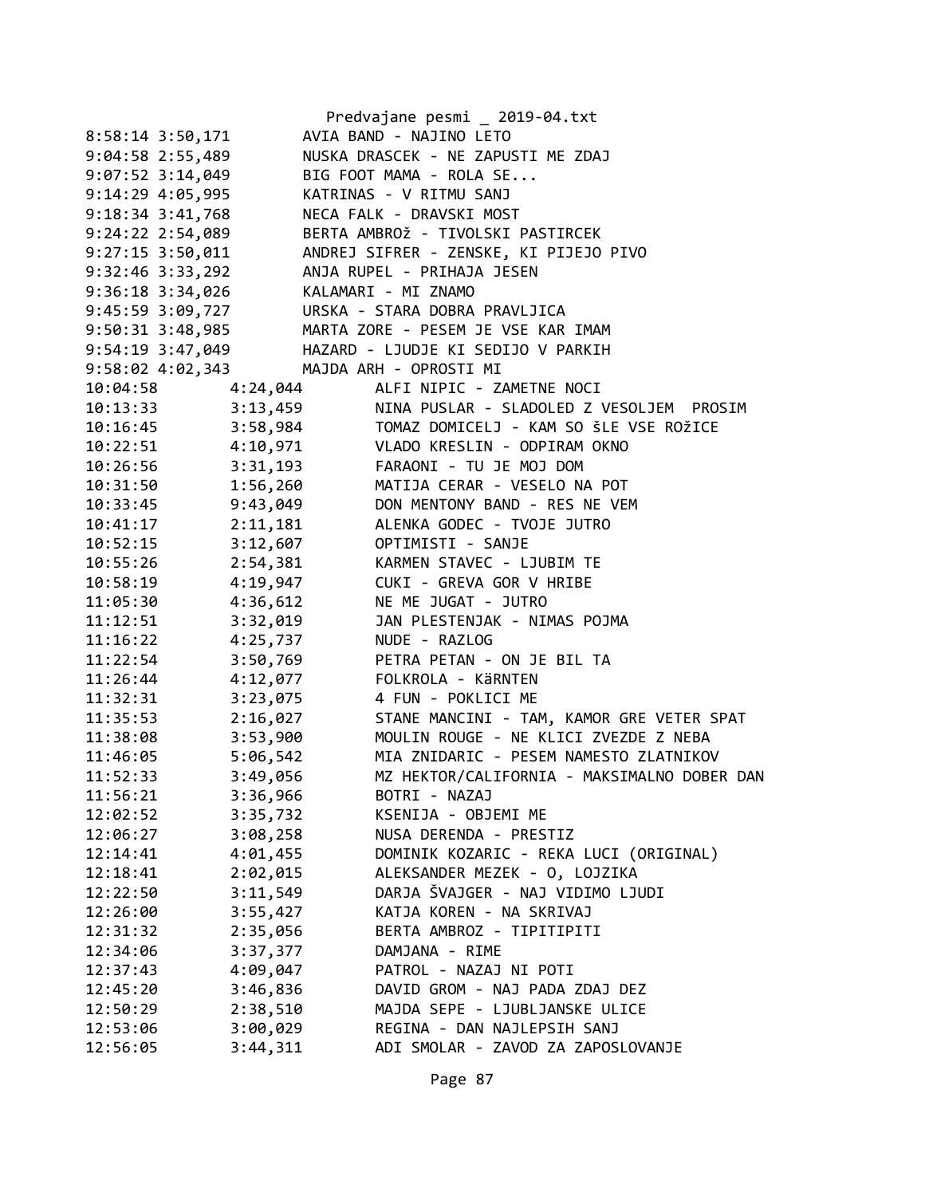```
8:58:14 3:50,171        AVIA BAND - NAJINO LETO
9:04:58 2:55,489        NUSKA DRASCEK - NE ZAPUSTI ME ZDAJ
9:07:52 3:14,049        BIG FOOT MAMA - ROLA SE...
9:14:29 4:05,995        KATRINAS - V RITMU SANJ
9:18:34 3:41,768        NECA FALK - DRAVSKI MOST
9:24:22 2:54,089        BERTA AMBROž - TIVOLSKI PASTIRCEK
9:27:15 3:50,011        ANDREJ SIFRER - ZENSKE, KI PIJEJO PIVO
9:32:46 3:33,292        ANJA RUPEL - PRIHAJA JESEN
9:36:18 3:34,026        KALAMARI - MI ZNAMO
9:45:59 3:09,727        URSKA - STARA DOBRA PRAVLJICA
9:50:31 3:48,985        MARTA ZORE - PESEM JE VSE KAR IMAM
9:54:19 3:47,049        HAZARD - LJUDJE KI SEDIJO V PARKIH
9:58:02 4:02,343        MAJDA ARH - OPROSTI MI
10:04:58        4:24,044        ALFI NIPIC - ZAMETNE NOCI
10:13:33        3:13,459        NINA PUSLAR - SLADOLED Z VESOLJEM  PROSIM
10:16:45        3:58,984        TOMAZ DOMICELJ - KAM SO šLE VSE ROžICE
10:22:51        4:10,971        VLADO KRESLIN - ODPIRAM OKNO
10:26:56        3:31,193        FARAONI - TU JE MOJ DOM
10:31:50        1:56,260        MATIJA CERAR - VESELO NA POT
10:33:45        9:43,049        DON MENTONY BAND - RES NE VEM
10:41:17        2:11,181        ALENKA GODEC - TVOJE JUTRO
10:52:15        3:12,607        OPTIMISTI - SANJE
10:55:26        2:54,381        KARMEN STAVEC - LJUBIM TE
10:58:19        4:19,947        CUKI - GREVA GOR V HRIBE
11:05:30        4:36,612        NE ME JUGAT - JUTRO
11:12:51        3:32,019        JAN PLESTENJAK - NIMAS POJMA
11:16:22        4:25,737        NUDE - RAZLOG
11:22:54        3:50,769        PETRA PETAN - ON JE BIL TA
11:26:44        4:12,077        FOLKROLA - KäRNTEN
11:32:31        3:23,075        4 FUN - POKLICI ME
11:35:53        2:16,027        STANE MANCINI - TAM, KAMOR GRE VETER SPAT
11:38:08        3:53,900        MOULIN ROUGE - NE KLICI ZVEZDE Z NEBA
11:46:05        5:06,542        MIA ZNIDARIC - PESEM NAMESTO ZLATNIKOV
11:52:33        3:49,056        MZ HEKTOR/CALIFORNIA - MAKSIMALNO DOBER DAN
11:56:21        3:36,966        BOTRI - NAZAJ
12:02:52        3:35,732        KSENIJA - OBJEMI ME
12:06:27        3:08,258        NUSA DERENDA - PRESTIZ
12:14:41        4:01,455        DOMINIK KOZARIC - REKA LUCI (ORIGINAL)
12:18:41        2:02,015        ALEKSANDER MEZEK - O, LOJZIKA
12:22:50        3:11,549        DARJA ŠVAJGER - NAJ VIDIMO LJUDI
12:26:00        3:55,427        KATJA KOREN - NA SKRIVAJ
12:31:32        2:35,056        BERTA AMBROZ - TIPITIPITI
12:34:06        3:37,377        DAMJANA - RIME
12:37:43        4:09,047        PATROL - NAZAJ NI POTI
12:45:20        3:46,836        DAVID GROM - NAJ PADA ZDAJ DEZ
12:50:29        2:38,510        MAJDA SEPE - LJUBLJANSKE ULICE
12:53:06        3:00,029        REGINA - DAN NAJLEPSIH SANJ
12:56:05        3:44,311        ADI SMOLAR - ZAVOD ZA ZAPOSLOVANJE
```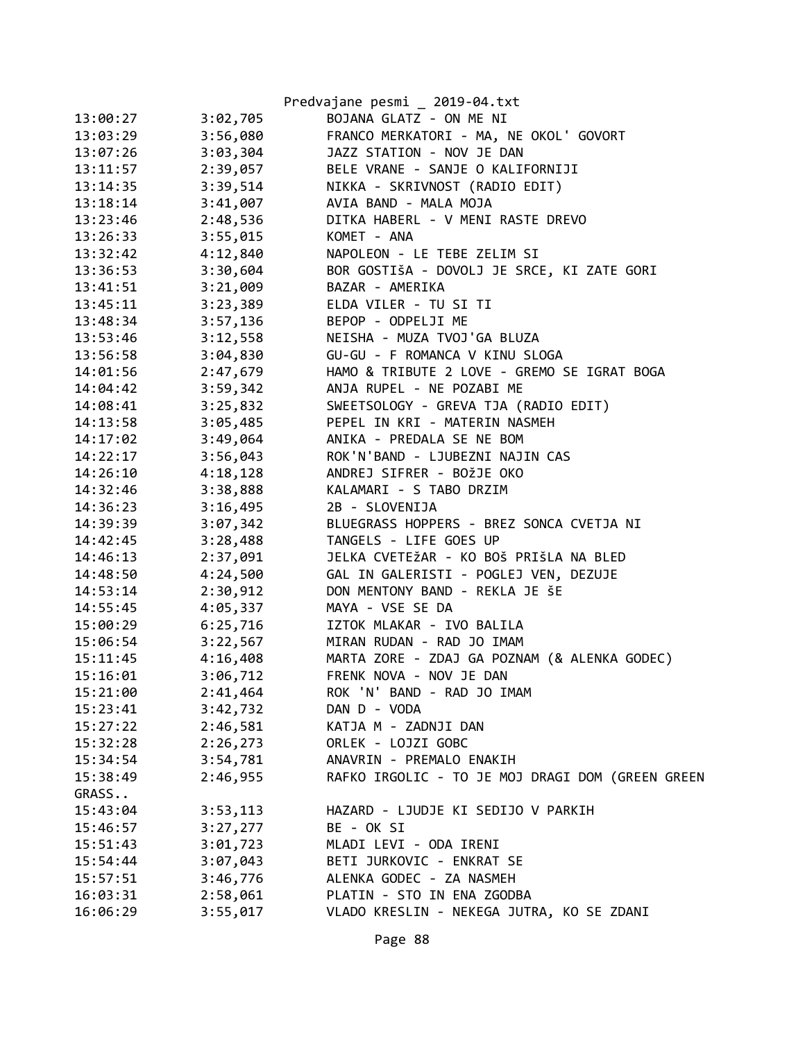| | | |
|---|---|---|
| 13:00:27 | 3:02,705 | BOJANA GLATZ - ON ME NI |
| 13:03:29 | 3:56,080 | FRANCO MERKATORI - MA, NE OKOL' GOVORT |
| 13:07:26 | 3:03,304 | JAZZ STATION - NOV JE DAN |
| 13:11:57 | 2:39,057 | BELE VRANE - SANJE O KALIFORNIJI |
| 13:14:35 | 3:39,514 | NIKKA - SKRIVNOST (RADIO EDIT) |
| 13:18:14 | 3:41,007 | AVIA BAND - MALA MOJA |
| 13:23:46 | 2:48,536 | DITKA HABERL - V MENI RASTE DREVO |
| 13:26:33 | 3:55,015 | KOMET - ANA |
| 13:32:42 | 4:12,840 | NAPOLEON - LE TEBE ZELIM SI |
| 13:36:53 | 3:30,604 | BOR GOSTIšA - DOVOLJ JE SRCE, KI ZATE GORI |
| 13:41:51 | 3:21,009 | BAZAR - AMERIKA |
| 13:45:11 | 3:23,389 | ELDA VILER - TU SI TI |
| 13:48:34 | 3:57,136 | BEPOP - ODPELJI ME |
| 13:53:46 | 3:12,558 | NEISHA - MUZA TVOJ'GA BLUZA |
| 13:56:58 | 3:04,830 | GU-GU - F ROMANCA V KINU SLOGA |
| 14:01:56 | 2:47,679 | HAMO & TRIBUTE 2 LOVE - GREMO SE IGRAT BOGA |
| 14:04:42 | 3:59,342 | ANJA RUPEL - NE POZABI ME |
| 14:08:41 | 3:25,832 | SWEETSOLOGY - GREVA TJA (RADIO EDIT) |
| 14:13:58 | 3:05,485 | PEPEL IN KRI - MATERIN NASMEH |
| 14:17:02 | 3:49,064 | ANIKA - PREDALA SE NE BOM |
| 14:22:17 | 3:56,043 | ROK'N'BAND - LJUBEZNI NAJIN CAS |
| 14:26:10 | 4:18,128 | ANDREJ SIFRER - BOžJE OKO |
| 14:32:46 | 3:38,888 | KALAMARI - S TABO DRZIM |
| 14:36:23 | 3:16,495 | 2B - SLOVENIJA |
| 14:39:39 | 3:07,342 | BLUEGRASS HOPPERS - BREZ SONCA CVETJA NI |
| 14:42:45 | 3:28,488 | TANGELS - LIFE GOES UP |
| 14:46:13 | 2:37,091 | JELKA CVETEžAR - KO BOš PRIšLA NA BLED |
| 14:48:50 | 4:24,500 | GAL IN GALERISTI - POGLEJ VEN, DEZUJE |
| 14:53:14 | 2:30,912 | DON MENTONY BAND - REKLA JE šE |
| 14:55:45 | 4:05,337 | MAYA - VSE SE DA |
| 15:00:29 | 6:25,716 | IZTOK MLAKAR - IVO BALILA |
| 15:06:54 | 3:22,567 | MIRAN RUDAN - RAD JO IMAM |
| 15:11:45 | 4:16,408 | MARTA ZORE - ZDAJ GA POZNAM (& ALENKA GODEC) |
| 15:16:01 | 3:06,712 | FRENK NOVA - NOV JE DAN |
| 15:21:00 | 2:41,464 | ROK 'N' BAND - RAD JO IMAM |
| 15:23:41 | 3:42,732 | DAN D - VODA |
| 15:27:22 | 2:46,581 | KATJA M - ZADNJI DAN |
| 15:32:28 | 2:26,273 | ORLEK - LOJZI GOBC |
| 15:34:54 | 3:54,781 | ANAVRIN - PREMALO ENAKIH |
| 15:38:49 | 2:46,955 | RAFKO IRGOLIC - TO JE MOJ DRAGI DOM (GREEN GREEN GRASS.. |
| 15:43:04 | 3:53,113 | HAZARD - LJUDJE KI SEDIJO V PARKIH |
| 15:46:57 | 3:27,277 | BE - OK SI |
| 15:51:43 | 3:01,723 | MLADI LEVI - ODA IRENI |
| 15:54:44 | 3:07,043 | BETI JURKOVIC - ENKRAT SE |
| 15:57:51 | 3:46,776 | ALENKA GODEC - ZA NASMEH |
| 16:03:31 | 2:58,061 | PLATIN - STO IN ENA ZGODBA |
| 16:06:29 | 3:55,017 | VLADO KRESLIN - NEKEGA JUTRA, KO SE ZDANI |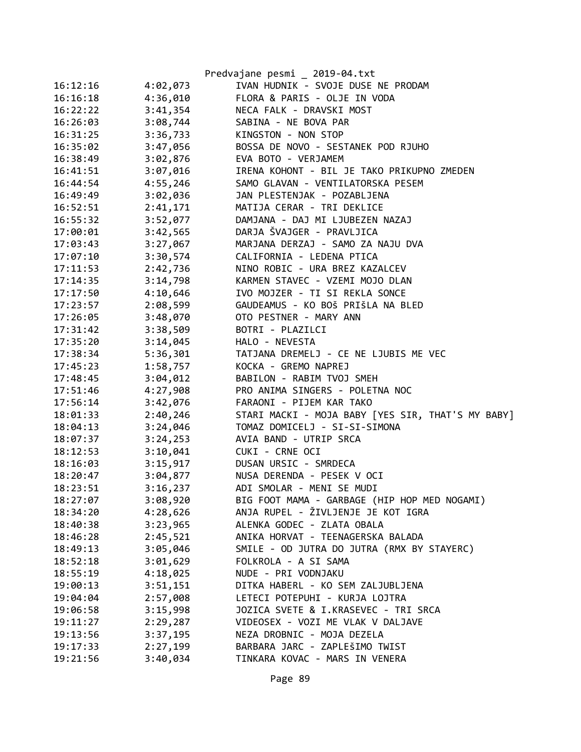| | | |
|---|---|---|
| 16:12:16 | 4:02,073 | IVAN HUDNIK - SVOJE DUSE NE PRODAM |
| 16:16:18 | 4:36,010 | FLORA & PARIS - OLJE IN VODA |
| 16:22:22 | 3:41,354 | NECA FALK - DRAVSKI MOST |
| 16:26:03 | 3:08,744 | SABINA - NE BOVA PAR |
| 16:31:25 | 3:36,733 | KINGSTON - NON STOP |
| 16:35:02 | 3:47,056 | BOSSA DE NOVO - SESTANEK POD RJUHO |
| 16:38:49 | 3:02,876 | EVA BOTO - VERJAMEM |
| 16:41:51 | 3:07,016 | IRENA KOHONT - BIL JE TAKO PRIKUPNO ZMEDEN |
| 16:44:54 | 4:55,246 | SAMO GLAVAN - VENTILATORSKA PESEM |
| 16:49:49 | 3:02,036 | JAN PLESTENJAK - POZABLJENA |
| 16:52:51 | 2:41,171 | MATIJA CERAR - TRI DEKLICE |
| 16:55:32 | 3:52,077 | DAMJANA - DAJ MI LJUBEZEN NAZAJ |
| 17:00:01 | 3:42,565 | DARJA ŠVAJGER - PRAVLJICA |
| 17:03:43 | 3:27,067 | MARJANA DERZAJ - SAMO ZA NAJU DVA |
| 17:07:10 | 3:30,574 | CALIFORNIA - LEDENA PTICA |
| 17:11:53 | 2:42,736 | NINO ROBIC - URA BREZ KAZALCEV |
| 17:14:35 | 3:14,798 | KARMEN STAVEC - VZEMI MOJO DLAN |
| 17:17:50 | 4:10,646 | IVO MOJZER - TI SI REKLA SONCE |
| 17:23:57 | 2:08,599 | GAUDEAMUS - KO BOš PRIšLA NA BLED |
| 17:26:05 | 3:48,070 | OTO PESTNER - MARY ANN |
| 17:31:42 | 3:38,509 | BOTRI - PLAZILCI |
| 17:35:20 | 3:14,045 | HALO - NEVESTA |
| 17:38:34 | 5:36,301 | TATJANA DREMELJ - CE NE LJUBIS ME VEC |
| 17:45:23 | 1:58,757 | KOCKA - GREMO NAPREJ |
| 17:48:45 | 3:04,012 | BABILON - RABIM TVOJ SMEH |
| 17:51:46 | 4:27,908 | PRO ANIMA SINGERS - POLETNA NOC |
| 17:56:14 | 3:42,076 | FARAONI - PIJEM KAR TAKO |
| 18:01:33 | 2:40,246 | STARI MACKI - MOJA BABY [YES SIR, THAT'S MY BABY] |
| 18:04:13 | 3:24,046 | TOMAZ DOMICELJ - SI-SI-SIMONA |
| 18:07:37 | 3:24,253 | AVIA BAND - UTRIP SRCA |
| 18:12:53 | 3:10,041 | CUKI - CRNE OCI |
| 18:16:03 | 3:15,917 | DUSAN URSIC - SMRDECA |
| 18:20:47 | 3:04,877 | NUSA DERENDA - PESEK V OCI |
| 18:23:51 | 3:16,237 | ADI SMOLAR - MENI SE MUDI |
| 18:27:07 | 3:08,920 | BIG FOOT MAMA - GARBAGE (HIP HOP MED NOGAMI) |
| 18:34:20 | 4:28,626 | ANJA RUPEL - ŽIVLJENJE JE KOT IGRA |
| 18:40:38 | 3:23,965 | ALENKA GODEC - ZLATA OBALA |
| 18:46:28 | 2:45,521 | ANIKA HORVAT - TEENAGERSKA BALADA |
| 18:49:13 | 3:05,046 | SMILE - OD JUTRA DO JUTRA (RMX BY STAYERC) |
| 18:52:18 | 3:01,629 | FOLKROLA - A SI SAMA |
| 18:55:19 | 4:18,025 | NUDE - PRI VODNJAKU |
| 19:00:13 | 3:51,151 | DITKA HABERL - KO SEM ZALJUBLJENA |
| 19:04:04 | 2:57,008 | LETECI POTEPUHI - KURJA LOJTRA |
| 19:06:58 | 3:15,998 | JOZICA SVETE & I.KRASEVEC - TRI SRCA |
| 19:11:27 | 2:29,287 | VIDEOSEX - VOZI ME VLAK V DALJAVE |
| 19:13:56 | 3:37,195 | NEZA DROBNIC - MOJA DEZELA |
| 19:17:33 | 2:27,199 | BARBARA JARC - ZAPLEšIMO TWIST |
| 19:21:56 | 3:40,034 | TINKARA KOVAC - MARS IN VENERA |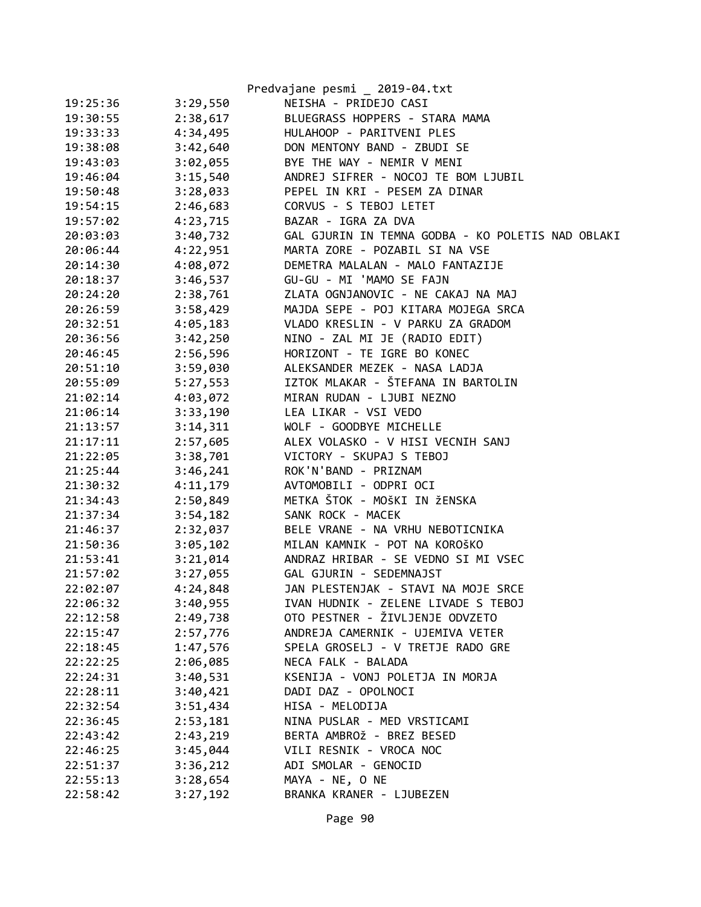| | | |
|---|---|---|
| 19:25:36 | 3:29,550 | NEISHA - PRIDEJO CASI |
| 19:30:55 | 2:38,617 | BLUEGRASS HOPPERS - STARA MAMA |
| 19:33:33 | 4:34,495 | HULAHOOP - PARITVENI PLES |
| 19:38:08 | 3:42,640 | DON MENTONY BAND - ZBUDI SE |
| 19:43:03 | 3:02,055 | BYE THE WAY - NEMIR V MENI |
| 19:46:04 | 3:15,540 | ANDREJ SIFRER - NOCOJ TE BOM LJUBIL |
| 19:50:48 | 3:28,033 | PEPEL IN KRI - PESEM ZA DINAR |
| 19:54:15 | 2:46,683 | CORVUS - S TEBOJ LETET |
| 19:57:02 | 4:23,715 | BAZAR - IGRA ZA DVA |
| 20:03:03 | 3:40,732 | GAL GJURIN IN TEMNA GODBA - KO POLETIS NAD OBLAKI |
| 20:06:44 | 4:22,951 | MARTA ZORE - POZABIL SI NA VSE |
| 20:14:30 | 4:08,072 | DEMETRA MALALAN - MALO FANTAZIJE |
| 20:18:37 | 3:46,537 | GU-GU - MI 'MAMO SE FAJN |
| 20:24:20 | 2:38,761 | ZLATA OGNJANOVIC - NE CAKAJ NA MAJ |
| 20:26:59 | 3:58,429 | MAJDA SEPE - POJ KITARA MOJEGA SRCA |
| 20:32:51 | 4:05,183 | VLADO KRESLIN - V PARKU ZA GRADOM |
| 20:36:56 | 3:42,250 | NINO - ZAL MI JE (RADIO EDIT) |
| 20:46:45 | 2:56,596 | HORIZONT - TE IGRE BO KONEC |
| 20:51:10 | 3:59,030 | ALEKSANDER MEZEK - NASA LADJA |
| 20:55:09 | 5:27,553 | IZTOK MLAKAR - ŠTEFANA IN BARTOLIN |
| 21:02:14 | 4:03,072 | MIRAN RUDAN - LJUBI NEZNO |
| 21:06:14 | 3:33,190 | LEA LIKAR - VSI VEDO |
| 21:13:57 | 3:14,311 | WOLF - GOODBYE MICHELLE |
| 21:17:11 | 2:57,605 | ALEX VOLASKO - V HISI VECNIH SANJ |
| 21:22:05 | 3:38,701 | VICTORY - SKUPAJ S TEBOJ |
| 21:25:44 | 3:46,241 | ROK'N'BAND - PRIZNAM |
| 21:30:32 | 4:11,179 | AVTOMOBILI - ODPRI OCI |
| 21:34:43 | 2:50,849 | METKA ŠTOK - MOŠKI IN žENSKA |
| 21:37:34 | 3:54,182 | SANK ROCK - MACEK |
| 21:46:37 | 2:32,037 | BELE VRANE - NA VRHU NEBOTICNIKA |
| 21:50:36 | 3:05,102 | MILAN KAMNIK - POT NA KOROŠKO |
| 21:53:41 | 3:21,014 | ANDRAZ HRIBAR - SE VEDNO SI MI VSEC |
| 21:57:02 | 3:27,055 | GAL GJURIN - SEDEMNAJST |
| 22:02:07 | 4:24,848 | JAN PLESTENJAK - STAVI NA MOJE SRCE |
| 22:06:32 | 3:40,955 | IVAN HUDNIK - ZELENE LIVADE S TEBOJ |
| 22:12:58 | 2:49,738 | OTO PESTNER - ŽIVLJENJE ODVZETO |
| 22:15:47 | 2:57,776 | ANDREJA CAMERNIK - UJEMIVA VETER |
| 22:18:45 | 1:47,576 | SPELA GROSELJ - V TRETJE RADO GRE |
| 22:22:25 | 2:06,085 | NECA FALK - BALADA |
| 22:24:31 | 3:40,531 | KSENIJA - VONJ POLETJA IN MORJA |
| 22:28:11 | 3:40,421 | DADI DAZ - OPOLNOCI |
| 22:32:54 | 3:51,434 | HISA - MELODIJA |
| 22:36:45 | 2:53,181 | NINA PUSLAR - MED VRSTICAMI |
| 22:43:42 | 2:43,219 | BERTA AMBROž - BREZ BESED |
| 22:46:25 | 3:45,044 | VILI RESNIK - VROCA NOC |
| 22:51:37 | 3:36,212 | ADI SMOLAR - GENOCID |
| 22:55:13 | 3:28,654 | MAYA - NE, O NE |
| 22:58:42 | 3:27,192 | BRANKA KRANER - LJUBEZEN |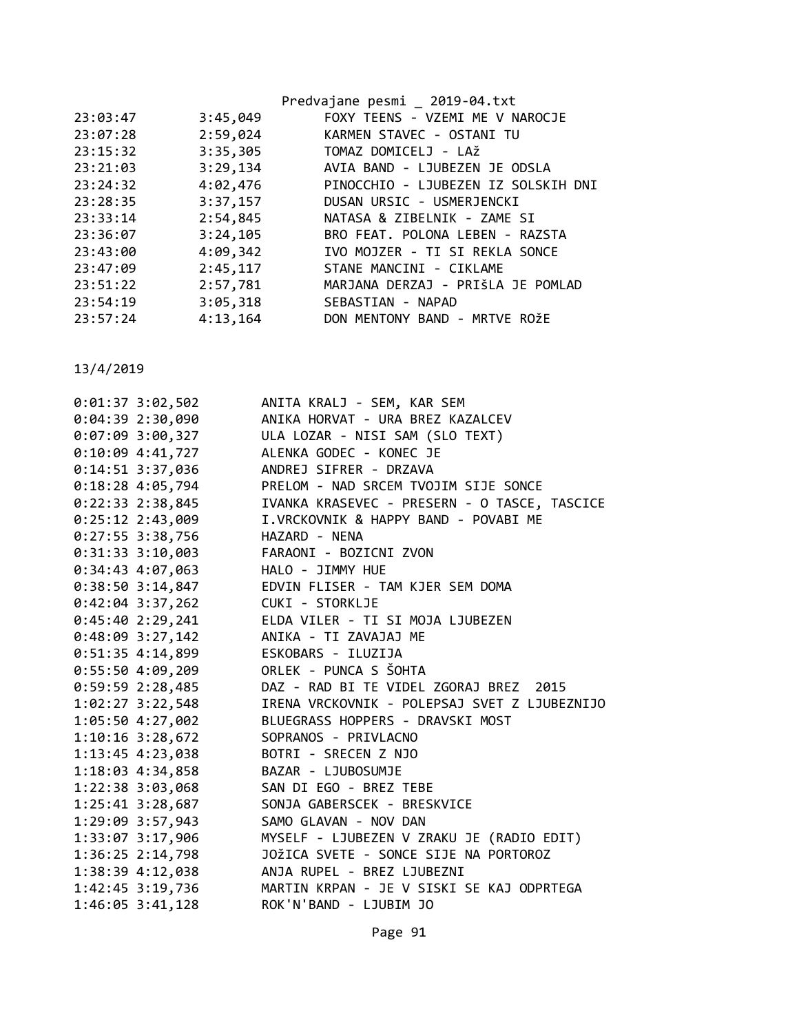| | | |
|---|---|---|
| 23:03:47 | 3:45,049 | FOXY TEENS - VZEMI ME V NAROCJE |
| 23:07:28 | 2:59,024 | KARMEN STAVEC - OSTANI TU |
| 23:15:32 | 3:35,305 | TOMAZ DOMICELJ - LAž |
| 23:21:03 | 3:29,134 | AVIA BAND - LJUBEZEN JE ODSLA |
| 23:24:32 | 4:02,476 | PINOCCHIO - LJUBEZEN IZ SOLSKIH DNI |
| 23:28:35 | 3:37,157 | DUSAN URSIC - USMERJENCKI |
| 23:33:14 | 2:54,845 | NATASA & ZIBELNIK - ZAME SI |
| 23:36:07 | 3:24,105 | BRO FEAT. POLONA LEBEN - RAZSTA |
| 23:43:00 | 4:09,342 | IVO MOJZER - TI SI REKLA SONCE |
| 23:47:09 | 2:45,117 | STANE MANCINI - CIKLAME |
| 23:51:22 | 2:57,781 | MARJANA DERZAJ - PRIŠLA JE POMLAD |
| 23:54:19 | 3:05,318 | SEBASTIAN - NAPAD |
| 23:57:24 | 4:13,164 | DON MENTONY BAND - MRTVE ROžE |

13/4/2019

| | | |
|---|---|---|
| 0:01:37 | 3:02,502 | ANITA KRALJ - SEM, KAR SEM |
| 0:04:39 | 2:30,090 | ANIKA HORVAT - URA BREZ KAZALCEV |
| 0:07:09 | 3:00,327 | ULA LOZAR - NISI SAM (SLO TEXT) |
| 0:10:09 | 4:41,727 | ALENKA GODEC - KONEC JE |
| 0:14:51 | 3:37,036 | ANDREJ SIFRER - DRZAVA |
| 0:18:28 | 4:05,794 | PRELOM - NAD SRCEM TVOJIM SIJE SONCE |
| 0:22:33 | 2:38,845 | IVANKA KRASEVEC - PRESERN - O TASCE, TASCICE |
| 0:25:12 | 2:43,009 | I.VRCKOVNIK & HAPPY BAND - POVABI ME |
| 0:27:55 | 3:38,756 | HAZARD - NENA |
| 0:31:33 | 3:10,003 | FARAONI - BOZICNI ZVON |
| 0:34:43 | 4:07,063 | HALO - JIMMY HUE |
| 0:38:50 | 3:14,847 | EDVIN FLISER - TAM KJER SEM DOMA |
| 0:42:04 | 3:37,262 | CUKI - STORKLJE |
| 0:45:40 | 2:29,241 | ELDA VILER - TI SI MOJA LJUBEZEN |
| 0:48:09 | 3:27,142 | ANIKA - TI ZAVAJAJ ME |
| 0:51:35 | 4:14,899 | ESKOBARS - ILUZIJA |
| 0:55:50 | 4:09,209 | ORLEK - PUNCA S ŠOHTA |
| 0:59:59 | 2:28,485 | DAZ - RAD BI TE VIDEL ZGORAJ BREZ 2015 |
| 1:02:27 | 3:22,548 | IRENA VRCKOVNIK - POLEPSAJ SVET Z LJUBEZNIJO |
| 1:05:50 | 4:27,002 | BLUEGRASS HOPPERS - DRAVSKI MOST |
| 1:10:16 | 3:28,672 | SOPRANOS - PRIVLACNO |
| 1:13:45 | 4:23,038 | BOTRI - SRECEN Z NJO |
| 1:18:03 | 4:34,858 | BAZAR - LJUBOSUMJE |
| 1:22:38 | 3:03,068 | SAN DI EGO - BREZ TEBE |
| 1:25:41 | 3:28,687 | SONJA GABERSCEK - BRESKVICE |
| 1:29:09 | 3:57,943 | SAMO GLAVAN - NOV DAN |
| 1:33:07 | 3:17,906 | MYSELF - LJUBEZEN V ZRAKU JE (RADIO EDIT) |
| 1:36:25 | 2:14,798 | JOžICA SVETE - SONCE SIJE NA PORTOROZ |
| 1:38:39 | 4:12,038 | ANJA RUPEL - BREZ LJUBEZNI |
| 1:42:45 | 3:19,736 | MARTIN KRPAN - JE V SISKI SE KAJ ODPRTEGA |
| 1:46:05 | 3:41,128 | ROK'N'BAND - LJUBIM JO |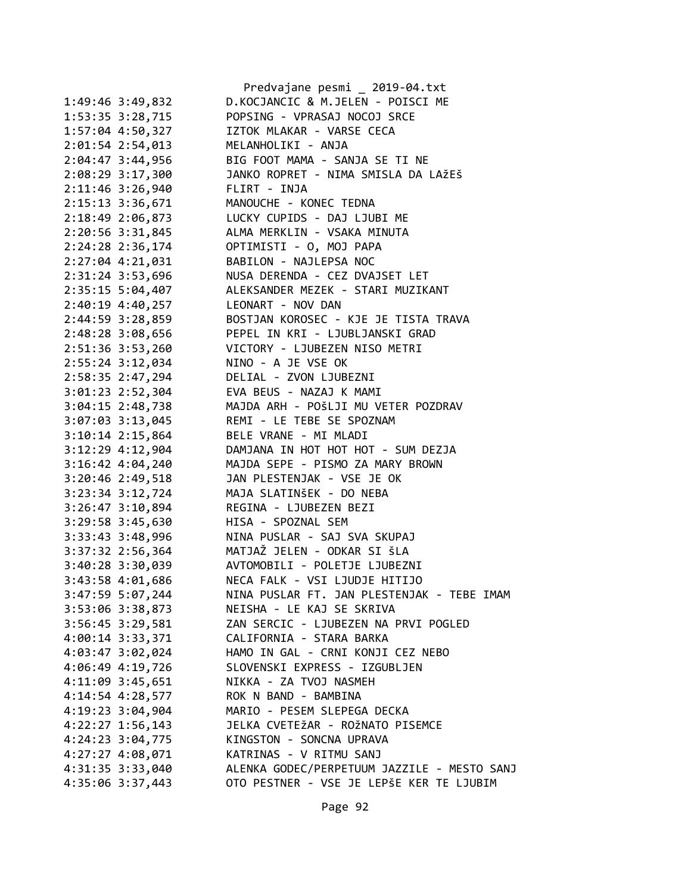```
1:49:46 3:49,832          D.KOCJANCIC & M.JELEN - POISCI ME
1:53:35 3:28,715          POPSING - VPRASAJ NOCOJ SRCE
1:57:04 4:50,327          IZTOK MLAKAR - VARSE CECA
2:01:54 2:54,013          MELANHOLIKI - ANJA
2:04:47 3:44,956          BIG FOOT MAMA - SANJA SE TI NE
2:08:29 3:17,300          JANKO ROPRET - NIMA SMISLA DA LAžEš
2:11:46 3:26,940          FLIRT - INJA
2:15:13 3:36,671          MANOUCHE - KONEC TEDNA
2:18:49 2:06,873          LUCKY CUPIDS - DAJ LJUBI ME
2:20:56 3:31,845          ALMA MERKLIN - VSAKA MINUTA
2:24:28 2:36,174          OPTIMISTI - O, MOJ PAPA
2:27:04 4:21,031          BABILON - NAJLEPSA NOC
2:31:24 3:53,696          NUSA DERENDA - CEZ DVAJSET LET
2:35:15 5:04,407          ALEKSANDER MEZEK - STARI MUZIKANT
2:40:19 4:40,257          LEONART - NOV DAN
2:44:59 3:28,859          BOSTJAN KOROSEC - KJE JE TISTA TRAVA
2:48:28 3:08,656          PEPEL IN KRI - LJUBLJANSKI GRAD
2:51:36 3:53,260          VICTORY - LJUBEZEN NISO METRI
2:55:24 3:12,034          NINO - A JE VSE OK
2:58:35 2:47,294          DELIAL - ZVON LJUBEZNI
3:01:23 2:52,304          EVA BEUS - NAZAJ K MAMI
3:04:15 2:48,738          MAJDA ARH - POŠLJI MU VETER POZDRAV
3:07:03 3:13,045          REMI - LE TEBE SE SPOZNAM
3:10:14 2:15,864          BELE VRANE - MI MLADI
3:12:29 4:12,904          DAMJANA IN HOT HOT HOT - SUM DEZJA
3:16:42 4:04,240          MAJDA SEPE - PISMO ZA MARY BROWN
3:20:46 2:49,518          JAN PLESTENJAK - VSE JE OK
3:23:34 3:12,724          MAJA SLATINŠEK - DO NEBA
3:26:47 3:10,894          REGINA - LJUBEZEN BEZI
3:29:58 3:45,630          HISA - SPOZNAL SEM
3:33:43 3:48,996          NINA PUSLAR - SAJ SVA SKUPAJ
3:37:32 2:56,364          MATJAŽ JELEN - ODKAR SI šLA
3:40:28 3:30,039          AVTOMOBILI - POLETJE LJUBEZNI
3:43:58 4:01,686          NECA FALK - VSI LJUDJE HITIJO
3:47:59 5:07,244          NINA PUSLAR FT. JAN PLESTENJAK - TEBE IMAM
3:53:06 3:38,873          NEISHA - LE KAJ SE SKRIVA
3:56:45 3:29,581          ZAN SERCIC - LJUBEZEN NA PRVI POGLED
4:00:14 3:33,371          CALIFORNIA - STARA BARKA
4:03:47 3:02,024          HAMO IN GAL - CRNI KONJI CEZ NEBO
4:06:49 4:19,726          SLOVENSKI EXPRESS - IZGUBLJEN
4:11:09 3:45,651          NIKKA - ZA TVOJ NASMEH
4:14:54 4:28,577          ROK N BAND - BAMBINA
4:19:23 3:04,904          MARIO - PESEM SLEPEGA DECKA
4:22:27 1:56,143          JELKA CVETEžAR - ROžNATO PISEMCE
4:24:23 3:04,775          KINGSTON - SONCNA UPRAVA
4:27:27 4:08,071          KATRINAS - V RITMU SANJ
4:31:35 3:33,040          ALENKA GODEC/PERPETUUM JAZZILE - MESTO SANJ
4:35:06 3:37,443          OTO PESTNER - VSE JE LEPŠE KER TE LJUBIM
```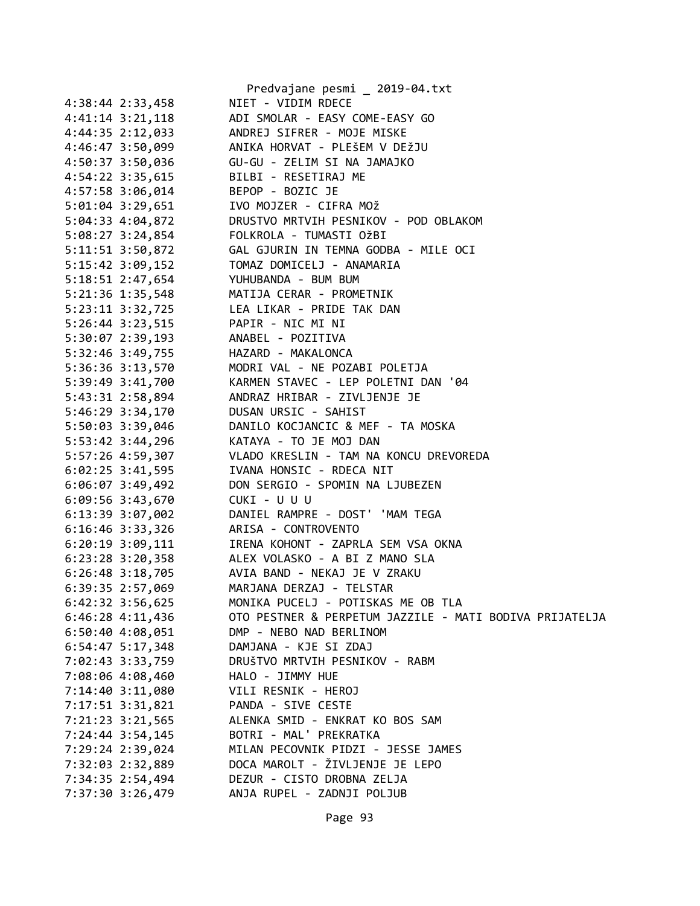```
4:38:44 2:33,458        NIET - VIDIM RDECE
4:41:14 3:21,118        ADI SMOLAR - EASY COME-EASY GO
4:44:35 2:12,033        ANDREJ SIFRER - MOJE MISKE
4:46:47 3:50,099        ANIKA HORVAT - PLEŠEM V DEŽJU
4:50:37 3:50,036        GU-GU - ZELIM SI NA JAMAJKO
4:54:22 3:35,615        BILBI - RESETIRAJ ME
4:57:58 3:06,014        BEPOP - BOZIC JE
5:01:04 3:29,651        IVO MOJZER - CIFRA MOž
5:04:33 4:04,872        DRUSTVO MRTVIH PESNIKOV - POD OBLAKOM
5:08:27 3:24,854        FOLKROLA - TUMASTI OžBI
5:11:51 3:50,872        GAL GJURIN IN TEMNA GODBA - MILE OCI
5:15:42 3:09,152        TOMAZ DOMICELJ - ANAMARIA
5:18:51 2:47,654        YUHUBANDA - BUM BUM
5:21:36 1:35,548        MATIJA CERAR - PROMETNIK
5:23:11 3:32,725        LEA LIKAR - PRIDE TAK DAN
5:26:44 3:23,515        PAPIR - NIC MI NI
5:30:07 2:39,193        ANABEL - POZITIVA
5:32:46 3:49,755        HAZARD - MAKALONCA
5:36:36 3:13,570        MODRI VAL - NE POZABI POLETJA
5:39:49 3:41,700        KARMEN STAVEC - LEP POLETNI DAN '04
5:43:31 2:58,894        ANDRAZ HRIBAR - ZIVLJENJE JE
5:46:29 3:34,170        DUSAN URSIC - SAHIST
5:50:03 3:39,046        DANILO KOCJANCIC & MEF - TA MOSKA
5:53:42 3:44,296        KATAYA - TO JE MOJ DAN
5:57:26 4:59,307        VLADO KRESLIN - TAM NA KONCU DREVOREDA
6:02:25 3:41,595        IVANA HONSIC - RDECA NIT
6:06:07 3:49,492        DON SERGIO - SPOMIN NA LJUBEZEN
6:09:56 3:43,670        CUKI - U U U
6:13:39 3:07,002        DANIEL RAMPRE - DOST' 'MAM TEGA
6:16:46 3:33,326        ARISA - CONTROVENTO
6:20:19 3:09,111        IRENA KOHONT - ZAPRLA SEM VSA OKNA
6:23:28 3:20,358        ALEX VOLASKO - A BI Z MANO SLA
6:26:48 3:18,705        AVIA BAND - NEKAJ JE V ZRAKU
6:39:35 2:57,069        MARJANA DERZAJ - TELSTAR
6:42:32 3:56,625        MONIKA PUCELJ - POTISKAS ME OB TLA
6:46:28 4:11,436        OTO PESTNER & PERPETUM JAZZILE - MATI BODIVA PRIJATELJA
6:50:40 4:08,051        DMP - NEBO NAD BERLINOM
6:54:47 5:17,348        DAMJANA - KJE SI ZDAJ
7:02:43 3:33,759        DRUŠTVO MRTVIH PESNIKOV - RABM
7:08:06 4:08,460        HALO - JIMMY HUE
7:14:40 3:11,080        VILI RESNIK - HEROJ
7:17:51 3:31,821        PANDA - SIVE CESTE
7:21:23 3:21,565        ALENKA SMID - ENKRAT KO BOS SAM
7:24:44 3:54,145        BOTRI - MAL' PREKRATKA
7:29:24 2:39,024        MILAN PECOVNIK PIDZI - JESSE JAMES
7:32:03 2:32,889        DOCA MAROLT - ŽIVLJENJE JE LEPO
7:34:35 2:54,494        DEZUR - CISTO DROBNA ZELJA
7:37:30 3:26,479        ANJA RUPEL - ZADNJI POLJUB
```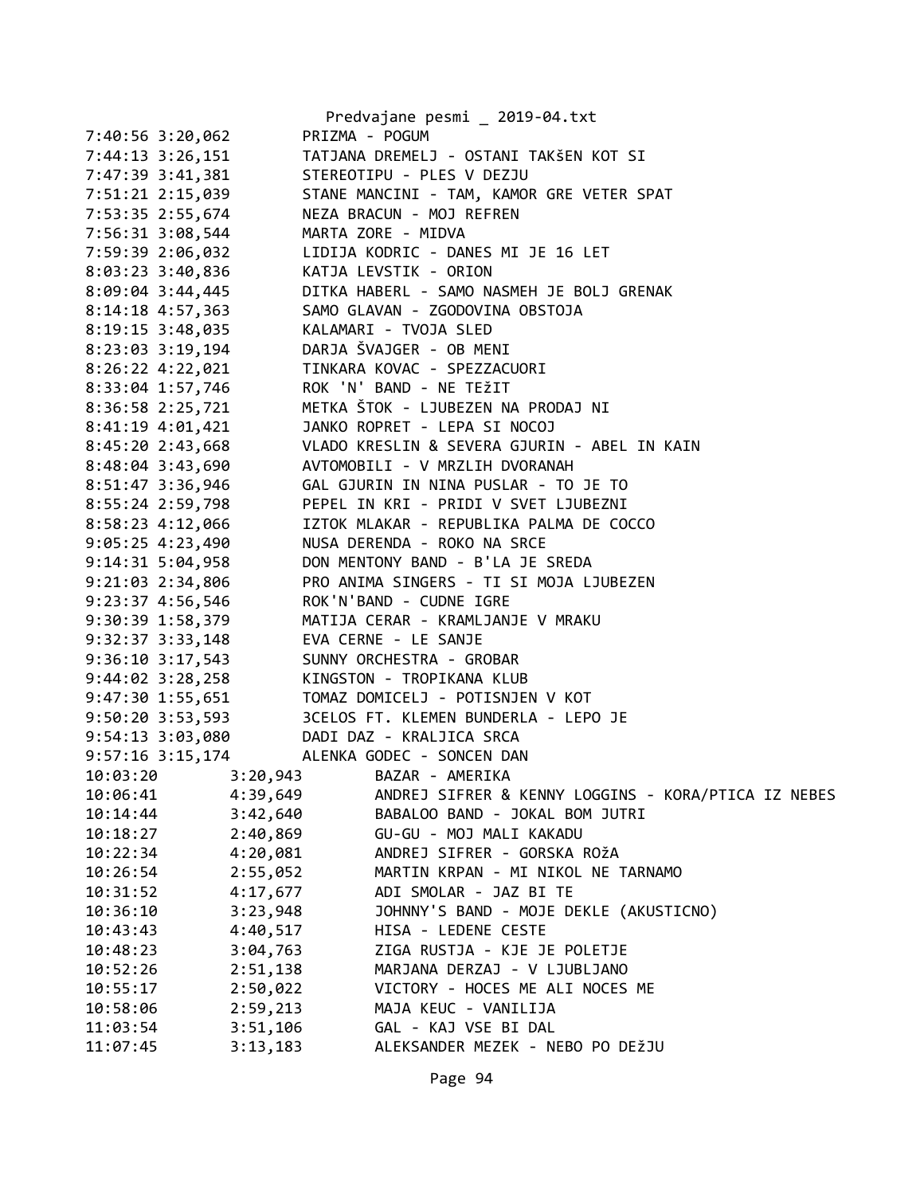```
7:40:56 3:20,062        PRIZMA - POGUM
7:44:13 3:26,151        TATJANA DREMELJ - OSTANI TAKŠEN KOT SI
7:47:39 3:41,381        STEREOTIPU - PLES V DEZJU
7:51:21 2:15,039        STANE MANCINI - TAM, KAMOR GRE VETER SPAT
7:53:35 2:55,674        NEZA BRACUN - MOJ REFREN
7:56:31 3:08,544        MARTA ZORE - MIDVA
7:59:39 2:06,032        LIDIJA KODRIC - DANES MI JE 16 LET
8:03:23 3:40,836        KATJA LEVSTIK - ORION
8:09:04 3:44,445        DITKA HABERL - SAMO NASMEH JE BOLJ GRENAK
8:14:18 4:57,363        SAMO GLAVAN - ZGODOVINA OBSTOJA
8:19:15 3:48,035        KALAMARI - TVOJA SLED
8:23:03 3:19,194        DARJA ŠVAJGER - OB MENI
8:26:22 4:22,021        TINKARA KOVAC - SPEZZACUORI
8:33:04 1:57,746        ROK 'N' BAND - NE TEžIT
8:36:58 2:25,721        METKA ŠTOK - LJUBEZEN NA PRODAJ NI
8:41:19 4:01,421        JANKO ROPRET - LEPA SI NOCOJ
8:45:20 2:43,668        VLADO KRESLIN & SEVERA GJURIN - ABEL IN KAIN
8:48:04 3:43,690        AVTOMOBILI - V MRZLIH DVORANAH
8:51:47 3:36,946        GAL GJURIN IN NINA PUSLAR - TO JE TO
8:55:24 2:59,798        PEPEL IN KRI - PRIDI V SVET LJUBEZNI
8:58:23 4:12,066        IZTOK MLAKAR - REPUBLIKA PALMA DE COCCO
9:05:25 4:23,490        NUSA DERENDA - ROKO NA SRCE
9:14:31 5:04,958        DON MENTONY BAND - B'LA JE SREDA
9:21:03 2:34,806        PRO ANIMA SINGERS - TI SI MOJA LJUBEZEN
9:23:37 4:56,546        ROK'N'BAND - CUDNE IGRE
9:30:39 1:58,379        MATIJA CERAR - KRAMLJANJE V MRAKU
9:32:37 3:33,148        EVA CERNE - LE SANJE
9:36:10 3:17,543        SUNNY ORCHESTRA - GROBAR
9:44:02 3:28,258        KINGSTON - TROPIKANA KLUB
9:47:30 1:55,651        TOMAZ DOMICELJ - POTISNJEN V KOT
9:50:20 3:53,593        3CELOS FT. KLEMEN BUNDERLA - LEPO JE
9:54:13 3:03,080        DADI DAZ - KRALJICA SRCA
9:57:16 3:15,174        ALENKA GODEC - SONCEN DAN
10:03:20        3:20,943        BAZAR - AMERIKA
10:06:41        4:39,649        ANDREJ SIFRER & KENNY LOGGINS - KORA/PTICA IZ NEBES
10:14:44        3:42,640        BABALOO BAND - JOKAL BOM JUTRI
10:18:27        2:40,869        GU-GU - MOJ MALI KAKADU
10:22:34        4:20,081        ANDREJ SIFRER - GORSKA ROžA
10:26:54        2:55,052        MARTIN KRPAN - MI NIKOL NE TARNAMO
10:31:52        4:17,677        ADI SMOLAR - JAZ BI TE
10:36:10        3:23,948        JOHNNY'S BAND - MOJE DEKLE (AKUSTICNO)
10:43:43        4:40,517        HISA - LEDENE CESTE
10:48:23        3:04,763        ZIGA RUSTJA - KJE JE POLETJE
10:52:26        2:51,138        MARJANA DERZAJ - V LJUBLJANO
10:55:17        2:50,022        VICTORY - HOCES ME ALI NOCES ME
10:58:06        2:59,213        MAJA KEUC - VANILIJA
11:03:54        3:51,106        GAL - KAJ VSE BI DAL
11:07:45        3:13,183        ALEKSANDER MEZEK - NEBO PO DEžJU
```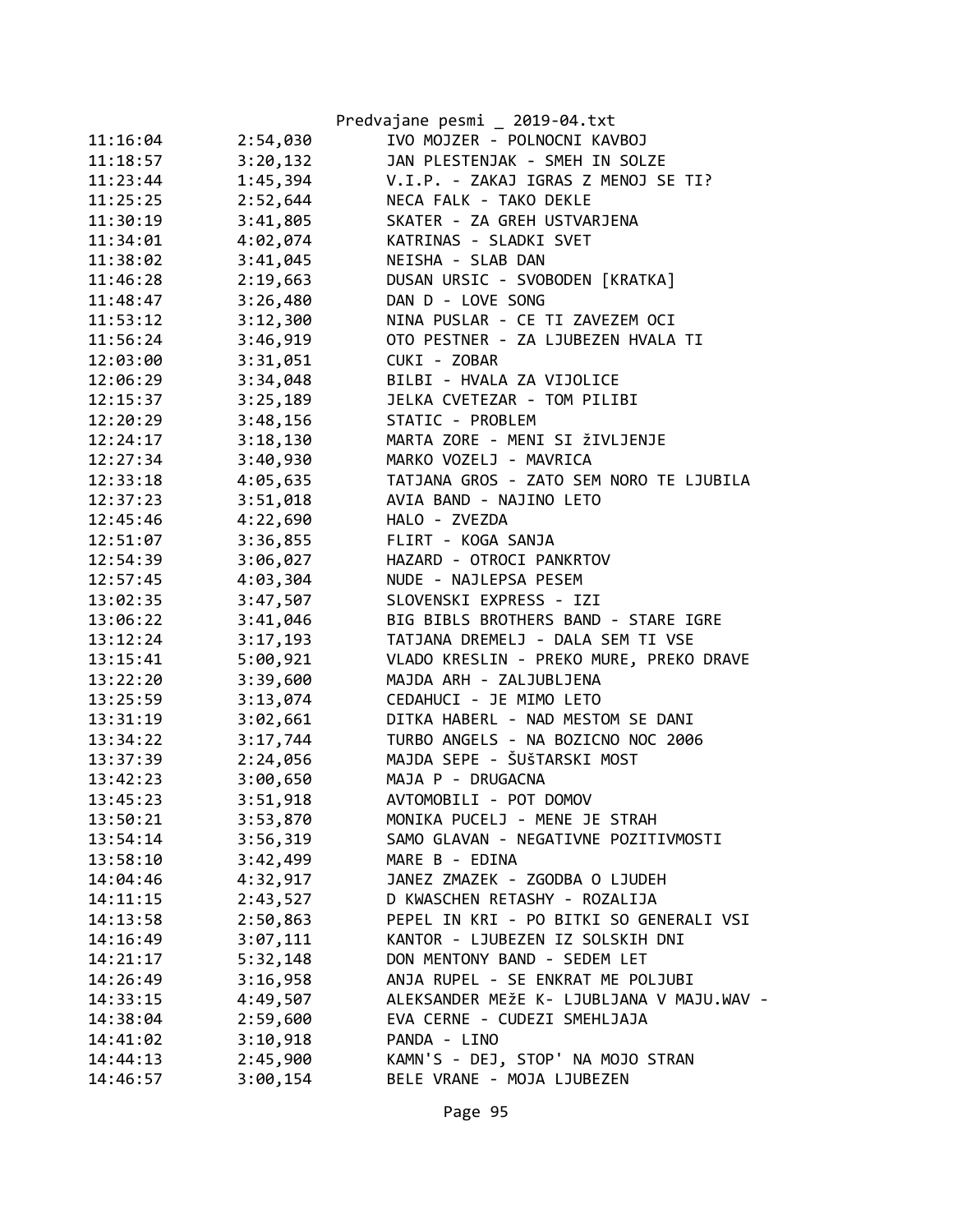| | | |
|---|---|---|
| 11:16:04 | 2:54,030 | IVO MOJZER - POLNOCNI KAVBOJ |
| 11:18:57 | 3:20,132 | JAN PLESTENJAK - SMEH IN SOLZE |
| 11:23:44 | 1:45,394 | V.I.P. - ZAKAJ IGRAS Z MENOJ SE TI? |
| 11:25:25 | 2:52,644 | NECA FALK - TAKO DEKLE |
| 11:30:19 | 3:41,805 | SKATER - ZA GREH USTVARJENA |
| 11:34:01 | 4:02,074 | KATRINAS - SLADKI SVET |
| 11:38:02 | 3:41,045 | NEISHA - SLAB DAN |
| 11:46:28 | 2:19,663 | DUSAN URSIC - SVOBODEN [KRATKA] |
| 11:48:47 | 3:26,480 | DAN D - LOVE SONG |
| 11:53:12 | 3:12,300 | NINA PUSLAR - CE TI ZAVEZEM OCI |
| 11:56:24 | 3:46,919 | OTO PESTNER - ZA LJUBEZEN HVALA TI |
| 12:03:00 | 3:31,051 | CUKI - ZOBAR |
| 12:06:29 | 3:34,048 | BILBI - HVALA ZA VIJOLICE |
| 12:15:37 | 3:25,189 | JELKA CVETEZAR - TOM PILIBI |
| 12:20:29 | 3:48,156 | STATIC - PROBLEM |
| 12:24:17 | 3:18,130 | MARTA ZORE - MENI SI žIVLJENJE |
| 12:27:34 | 3:40,930 | MARKO VOZELJ - MAVRICA |
| 12:33:18 | 4:05,635 | TATJANA GROS - ZATO SEM NORO TE LJUBILA |
| 12:37:23 | 3:51,018 | AVIA BAND - NAJINO LETO |
| 12:45:46 | 4:22,690 | HALO - ZVEZDA |
| 12:51:07 | 3:36,855 | FLIRT - KOGA SANJA |
| 12:54:39 | 3:06,027 | HAZARD - OTROCI PANKRTOV |
| 12:57:45 | 4:03,304 | NUDE - NAJLEPSA PESEM |
| 13:02:35 | 3:47,507 | SLOVENSKI EXPRESS - IZI |
| 13:06:22 | 3:41,046 | BIG BIBLS BROTHERS BAND - STARE IGRE |
| 13:12:24 | 3:17,193 | TATJANA DREMELJ - DALA SEM TI VSE |
| 13:15:41 | 5:00,921 | VLADO KRESLIN - PREKO MURE, PREKO DRAVE |
| 13:22:20 | 3:39,600 | MAJDA ARH - ZALJUBLJENA |
| 13:25:59 | 3:13,074 | CEDAHUCI - JE MIMO LETO |
| 13:31:19 | 3:02,661 | DITKA HABERL - NAD MESTOM SE DANI |
| 13:34:22 | 3:17,744 | TURBO ANGELS - NA BOZICNO NOC 2006 |
| 13:37:39 | 2:24,056 | MAJDA SEPE - ŠUŠTARSKI MOST |
| 13:42:23 | 3:00,650 | MAJA P - DRUGACNA |
| 13:45:23 | 3:51,918 | AVTOMOBILI - POT DOMOV |
| 13:50:21 | 3:53,870 | MONIKA PUCELJ - MENE JE STRAH |
| 13:54:14 | 3:56,319 | SAMO GLAVAN - NEGATIVNE POZITIVMOSTI |
| 13:58:10 | 3:42,499 | MARE B - EDINA |
| 14:04:46 | 4:32,917 | JANEZ ZMAZEK - ZGODBA O LJUDEH |
| 14:11:15 | 2:43,527 | D KWASCHEN RETASHY - ROZALIJA |
| 14:13:58 | 2:50,863 | PEPEL IN KRI - PO BITKI SO GENERALI VSI |
| 14:16:49 | 3:07,111 | KANTOR - LJUBEZEN IZ SOLSKIH DNI |
| 14:21:17 | 5:32,148 | DON MENTONY BAND - SEDEM LET |
| 14:26:49 | 3:16,958 | ANJA RUPEL - SE ENKRAT ME POLJUBI |
| 14:33:15 | 4:49,507 | ALEKSANDER MEžE K- LJUBLJANA V MAJU.WAV - |
| 14:38:04 | 2:59,600 | EVA CERNE - CUDEZI SMEHLJAJA |
| 14:41:02 | 3:10,918 | PANDA - LINO |
| 14:44:13 | 2:45,900 | KAMN'S - DEJ, STOP' NA MOJO STRAN |
| 14:46:57 | 3:00,154 | BELE VRANE - MOJA LJUBEZEN |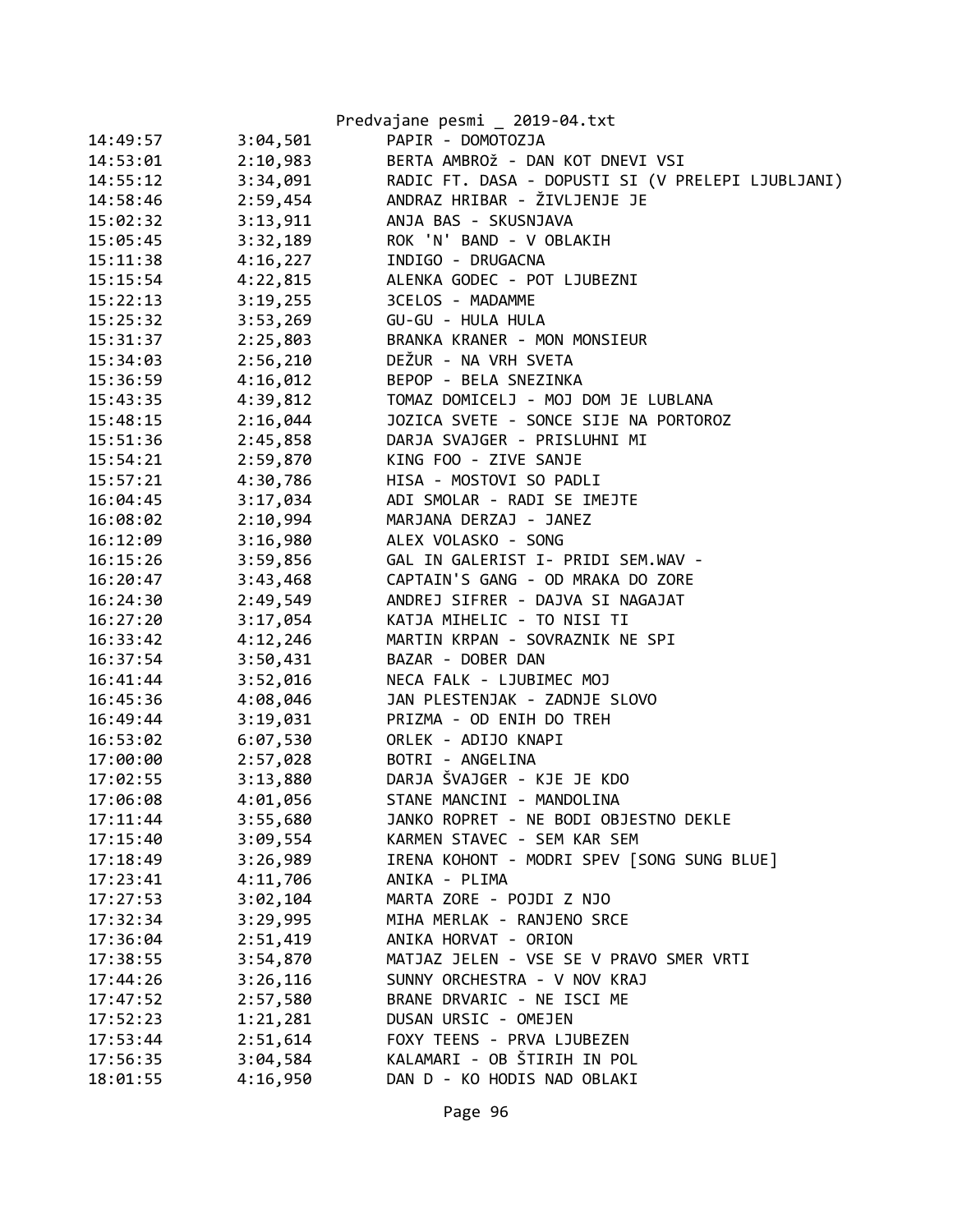| | | |
|---|---|---|
| 14:49:57 | 3:04,501 | PAPIR - DOMOTOZJA |
| 14:53:01 | 2:10,983 | BERTA AMBROž - DAN KOT DNEVI VSI |
| 14:55:12 | 3:34,091 | RADIC FT. DASA - DOPUSTI SI (V PRELEPI LJUBLJANI) |
| 14:58:46 | 2:59,454 | ANDRAZ HRIBAR - ŽIVLJENJE JE |
| 15:02:32 | 3:13,911 | ANJA BAS - SKUSNJAVA |
| 15:05:45 | 3:32,189 | ROK 'N' BAND - V OBLAKIH |
| 15:11:38 | 4:16,227 | INDIGO - DRUGACNA |
| 15:15:54 | 4:22,815 | ALENKA GODEC - POT LJUBEZNI |
| 15:22:13 | 3:19,255 | 3CELOS - MADAMME |
| 15:25:32 | 3:53,269 | GU-GU - HULA HULA |
| 15:31:37 | 2:25,803 | BRANKA KRANER - MON MONSIEUR |
| 15:34:03 | 2:56,210 | DEŽUR - NA VRH SVETA |
| 15:36:59 | 4:16,012 | BEPOP - BELA SNEZINKA |
| 15:43:35 | 4:39,812 | TOMAZ DOMICELJ - MOJ DOM JE LUBLANA |
| 15:48:15 | 2:16,044 | JOZICA SVETE - SONCE SIJE NA PORTOROZ |
| 15:51:36 | 2:45,858 | DARJA SVAJGER - PRISLUHNI MI |
| 15:54:21 | 2:59,870 | KING FOO - ZIVE SANJE |
| 15:57:21 | 4:30,786 | HISA - MOSTOVI SO PADLI |
| 16:04:45 | 3:17,034 | ADI SMOLAR - RADI SE IMEJTE |
| 16:08:02 | 2:10,994 | MARJANA DERZAJ - JANEZ |
| 16:12:09 | 3:16,980 | ALEX VOLASKO - SONG |
| 16:15:26 | 3:59,856 | GAL IN GALERIST I- PRIDI SEM.WAV - |
| 16:20:47 | 3:43,468 | CAPTAIN'S GANG - OD MRAKA DO ZORE |
| 16:24:30 | 2:49,549 | ANDREJ SIFRER - DAJVA SI NAGAJAT |
| 16:27:20 | 3:17,054 | KATJA MIHELIC - TO NISI TI |
| 16:33:42 | 4:12,246 | MARTIN KRPAN - SOVRAZNIK NE SPI |
| 16:37:54 | 3:50,431 | BAZAR - DOBER DAN |
| 16:41:44 | 3:52,016 | NECA FALK - LJUBIMEC MOJ |
| 16:45:36 | 4:08,046 | JAN PLESTENJAK - ZADNJE SLOVO |
| 16:49:44 | 3:19,031 | PRIZMA - OD ENIH DO TREH |
| 16:53:02 | 6:07,530 | ORLEK - ADIJO KNAPI |
| 17:00:00 | 2:57,028 | BOTRI - ANGELINA |
| 17:02:55 | 3:13,880 | DARJA ŠVAJGER - KJE JE KDO |
| 17:06:08 | 4:01,056 | STANE MANCINI - MANDOLINA |
| 17:11:44 | 3:55,680 | JANKO ROPRET - NE BODI OBJESTNO DEKLE |
| 17:15:40 | 3:09,554 | KARMEN STAVEC - SEM KAR SEM |
| 17:18:49 | 3:26,989 | IRENA KOHONT - MODRI SPEV [SONG SUNG BLUE] |
| 17:23:41 | 4:11,706 | ANIKA - PLIMA |
| 17:27:53 | 3:02,104 | MARTA ZORE - POJDI Z NJO |
| 17:32:34 | 3:29,995 | MIHA MERLAK - RANJENO SRCE |
| 17:36:04 | 2:51,419 | ANIKA HORVAT - ORION |
| 17:38:55 | 3:54,870 | MATJAZ JELEN - VSE SE V PRAVO SMER VRTI |
| 17:44:26 | 3:26,116 | SUNNY ORCHESTRA - V NOV KRAJ |
| 17:47:52 | 2:57,580 | BRANE DRVARIC - NE ISCI ME |
| 17:52:23 | 1:21,281 | DUSAN URSIC - OMEJEN |
| 17:53:44 | 2:51,614 | FOXY TEENS - PRVA LJUBEZEN |
| 17:56:35 | 3:04,584 | KALAMARI - OB ŠTIRIH IN POL |
| 18:01:55 | 4:16,950 | DAN D - KO HODIS NAD OBLAKI |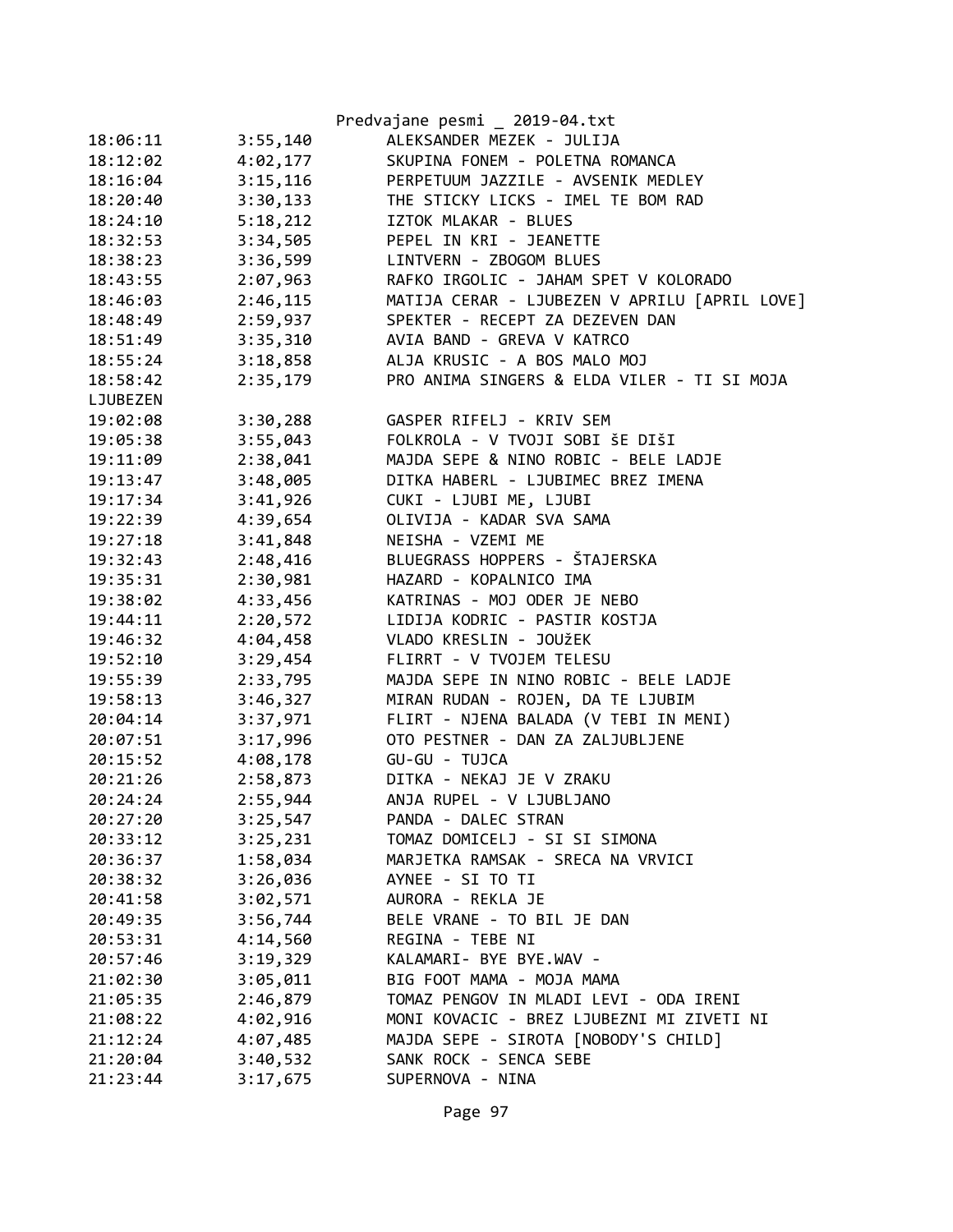| | | |
|---|---|---|
| 18:06:11 | 3:55,140 | ALEKSANDER MEZEK - JULIJA |
| 18:12:02 | 4:02,177 | SKUPINA FONEM - POLETNA ROMANCA |
| 18:16:04 | 3:15,116 | PERPETUUM JAZZILE - AVSENIK MEDLEY |
| 18:20:40 | 3:30,133 | THE STICKY LICKS - IMEL TE BOM RAD |
| 18:24:10 | 5:18,212 | IZTOK MLAKAR - BLUES |
| 18:32:53 | 3:34,505 | PEPEL IN KRI - JEANETTE |
| 18:38:23 | 3:36,599 | LINTVERN - ZBOGOM BLUES |
| 18:43:55 | 2:07,963 | RAFKO IRGOLIC - JAHAM SPET V KOLORADO |
| 18:46:03 | 2:46,115 | MATIJA CERAR - LJUBEZEN V APRILU [APRIL LOVE] |
| 18:48:49 | 2:59,937 | SPEKTER - RECEPT ZA DEZEVEN DAN |
| 18:51:49 | 3:35,310 | AVIA BAND - GREVA V KATRCO |
| 18:55:24 | 3:18,858 | ALJA KRUSIC - A BOS MALO MOJ |
| 18:58:42 | 2:35,179 | PRO ANIMA SINGERS & ELDA VILER - TI SI MOJA LJUBEZEN |
| 19:02:08 | 3:30,288 | GASPER RIFELJ - KRIV SEM |
| 19:05:38 | 3:55,043 | FOLKROLA - V TVOJI SOBI ŠE DIŠI |
| 19:11:09 | 2:38,041 | MAJDA SEPE & NINO ROBIC - BELE LADJE |
| 19:13:47 | 3:48,005 | DITKA HABERL - LJUBIMEC BREZ IMENA |
| 19:17:34 | 3:41,926 | CUKI - LJUBI ME, LJUBI |
| 19:22:39 | 4:39,654 | OLIVIJA - KADAR SVA SAMA |
| 19:27:18 | 3:41,848 | NEISHA - VZEMI ME |
| 19:32:43 | 2:48,416 | BLUEGRASS HOPPERS - ŠTAJERSKA |
| 19:35:31 | 2:30,981 | HAZARD - KOPALNICO IMA |
| 19:38:02 | 4:33,456 | KATRINAS - MOJ ODER JE NEBO |
| 19:44:11 | 2:20,572 | LIDIJA KODRIC - PASTIR KOSTJA |
| 19:46:32 | 4:04,458 | VLADO KRESLIN - JOUžEK |
| 19:52:10 | 3:29,454 | FLIRRT - V TVOJEM TELESU |
| 19:55:39 | 2:33,795 | MAJDA SEPE IN NINO ROBIC - BELE LADJE |
| 19:58:13 | 3:46,327 | MIRAN RUDAN - ROJEN, DA TE LJUBIM |
| 20:04:14 | 3:37,971 | FLIRT - NJENA BALADA (V TEBI IN MENI) |
| 20:07:51 | 3:17,996 | OTO PESTNER - DAN ZA ZALJUBLJENE |
| 20:15:52 | 4:08,178 | GU-GU - TUJCA |
| 20:21:26 | 2:58,873 | DITKA - NEKAJ JE V ZRAKU |
| 20:24:24 | 2:55,944 | ANJA RUPEL - V LJUBLJANO |
| 20:27:20 | 3:25,547 | PANDA - DALEC STRAN |
| 20:33:12 | 3:25,231 | TOMAZ DOMICELJ - SI SI SIMONA |
| 20:36:37 | 1:58,034 | MARJETKA RAMSAK - SRECA NA VRVICI |
| 20:38:32 | 3:26,036 | AYNEE - SI TO TI |
| 20:41:58 | 3:02,571 | AURORA - REKLA JE |
| 20:49:35 | 3:56,744 | BELE VRANE - TO BIL JE DAN |
| 20:53:31 | 4:14,560 | REGINA - TEBE NI |
| 20:57:46 | 3:19,329 | KALAMARI- BYE BYE.WAV - |
| 21:02:30 | 3:05,011 | BIG FOOT MAMA - MOJA MAMA |
| 21:05:35 | 2:46,879 | TOMAZ PENGOV IN MLADI LEVI - ODA IRENI |
| 21:08:22 | 4:02,916 | MONI KOVACIC - BREZ LJUBEZNI MI ZIVETI NI |
| 21:12:24 | 4:07,485 | MAJDA SEPE - SIROTA [NOBODY'S CHILD] |
| 21:20:04 | 3:40,532 | SANK ROCK - SENCA SEBE |
| 21:23:44 | 3:17,675 | SUPERNOVA - NINA |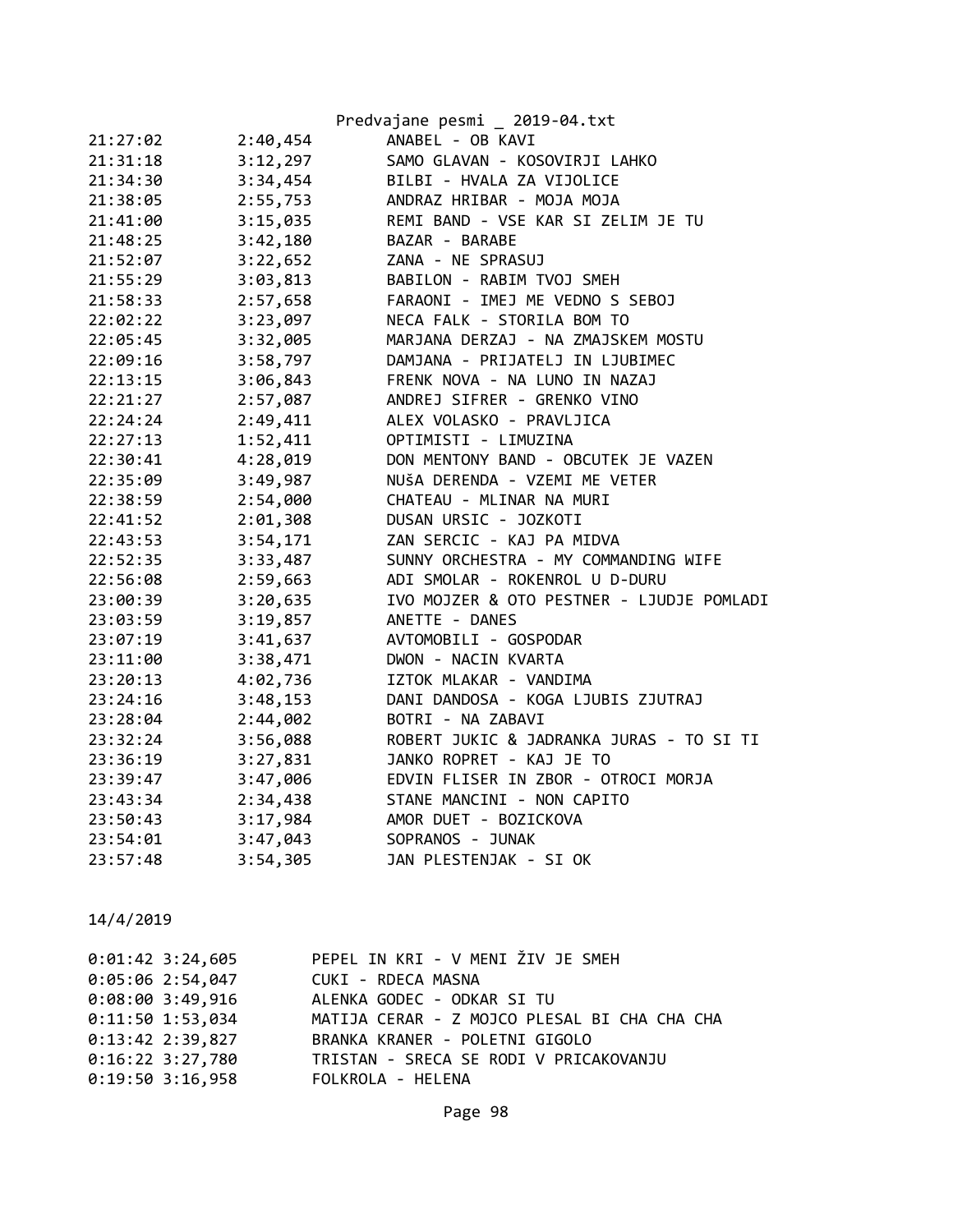| | | |
|---|---|---|
| 21:27:02 | 2:40,454 | ANABEL - OB KAVI |
| 21:31:18 | 3:12,297 | SAMO GLAVAN - KOSOVIRJI LAHKO |
| 21:34:30 | 3:34,454 | BILBI - HVALA ZA VIJOLICE |
| 21:38:05 | 2:55,753 | ANDRAZ HRIBAR - MOJA MOJA |
| 21:41:00 | 3:15,035 | REMI BAND - VSE KAR SI ZELIM JE TU |
| 21:48:25 | 3:42,180 | BAZAR - BARABE |
| 21:52:07 | 3:22,652 | ZANA - NE SPRASUJ |
| 21:55:29 | 3:03,813 | BABILON - RABIM TVOJ SMEH |
| 21:58:33 | 2:57,658 | FARAONI - IMEJ ME VEDNO S SEBOJ |
| 22:02:22 | 3:23,097 | NECA FALK - STORILA BOM TO |
| 22:05:45 | 3:32,005 | MARJANA DERZAJ - NA ZMAJSKEM MOSTU |
| 22:09:16 | 3:58,797 | DAMJANA - PRIJATELJ IN LJUBIMEC |
| 22:13:15 | 3:06,843 | FRENK NOVA - NA LUNO IN NAZAJ |
| 22:21:27 | 2:57,087 | ANDREJ SIFRER - GRENKO VINO |
| 22:24:24 | 2:49,411 | ALEX VOLASKO - PRAVLJICA |
| 22:27:13 | 1:52,411 | OPTIMISTI - LIMUZINA |
| 22:30:41 | 4:28,019 | DON MENTONY BAND - OBCUTEK JE VAZEN |
| 22:35:09 | 3:49,987 | NUšA DERENDA - VZEMI ME VETER |
| 22:38:59 | 2:54,000 | CHATEAU - MLINAR NA MURI |
| 22:41:52 | 2:01,308 | DUSAN URSIC - JOZKOTI |
| 22:43:53 | 3:54,171 | ZAN SERCIC - KAJ PA MIDVA |
| 22:52:35 | 3:33,487 | SUNNY ORCHESTRA - MY COMMANDING WIFE |
| 22:56:08 | 2:59,663 | ADI SMOLAR - ROKENROL U D-DURU |
| 23:00:39 | 3:20,635 | IVO MOJZER & OTO PESTNER - LJUDJE POMLADI |
| 23:03:59 | 3:19,857 | ANETTE - DANES |
| 23:07:19 | 3:41,637 | AVTOMOBILI - GOSPODAR |
| 23:11:00 | 3:38,471 | DWON - NACIN KVARTA |
| 23:20:13 | 4:02,736 | IZTOK MLAKAR - VANDIMA |
| 23:24:16 | 3:48,153 | DANI DANDOSA - KOGA LJUBIS ZJUTRAJ |
| 23:28:04 | 2:44,002 | BOTRI - NA ZABAVI |
| 23:32:24 | 3:56,088 | ROBERT JUKIC & JADRANKA JURAS - TO SI TI |
| 23:36:19 | 3:27,831 | JANKO ROPRET - KAJ JE TO |
| 23:39:47 | 3:47,006 | EDVIN FLISER IN ZBOR - OTROCI MORJA |
| 23:43:34 | 2:34,438 | STANE MANCINI - NON CAPITO |
| 23:50:43 | 3:17,984 | AMOR DUET - BOZICKOVA |
| 23:54:01 | 3:47,043 | SOPRANOS - JUNAK |
| 23:57:48 | 3:54,305 | JAN PLESTENJAK - SI OK |

14/4/2019

| | | |
|---|---|---|
| 0:01:42 | 3:24,605 | PEPEL IN KRI - V MENI ŽIV JE SMEH |
| 0:05:06 | 2:54,047 | CUKI - RDECA MASNA |
| 0:08:00 | 3:49,916 | ALENKA GODEC - ODKAR SI TU |
| 0:11:50 | 1:53,034 | MATIJA CERAR - Z MOJCO PLESAL BI CHA CHA CHA |
| 0:13:42 | 2:39,827 | BRANKA KRANER - POLETNI GIGOLO |
| 0:16:22 | 3:27,780 | TRISTAN - SRECA SE RODI V PRICAKOVANJU |
| 0:19:50 | 3:16,958 | FOLKROLA - HELENA |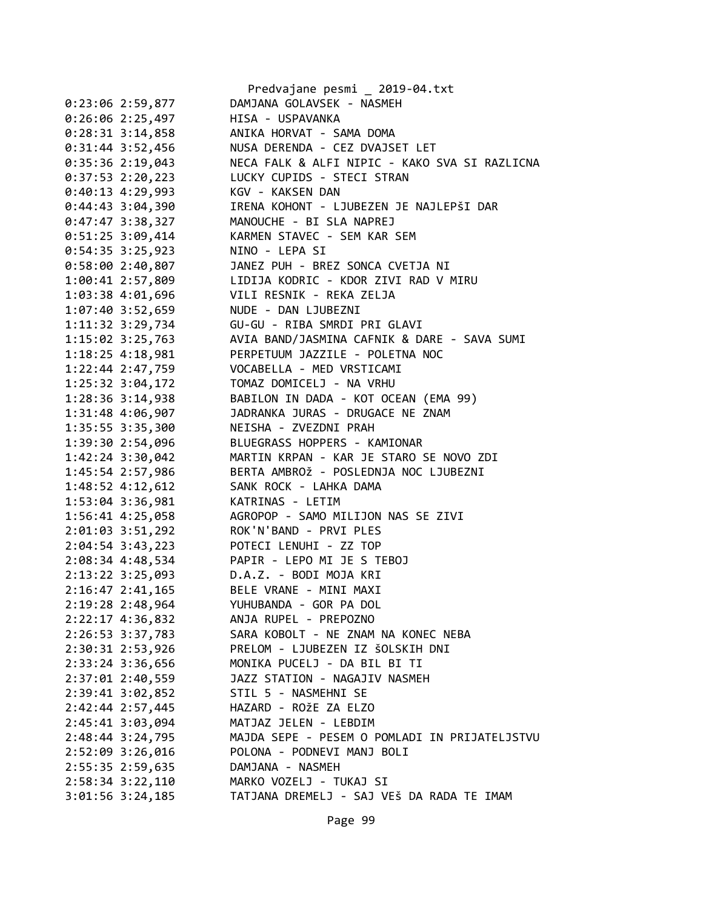```
0:23:06 2:59,877        DAMJANA GOLAVSEK - NASMEH
0:26:06 2:25,497        HISA - USPAVANKA
0:28:31 3:14,858        ANIKA HORVAT - SAMA DOMA
0:31:44 3:52,456        NUSA DERENDA - CEZ DVAJSET LET
0:35:36 2:19,043        NECA FALK & ALFI NIPIC - KAKO SVA SI RAZLICNA
0:37:53 2:20,223        LUCKY CUPIDS - STECI STRAN
0:40:13 4:29,993        KGV - KAKSEN DAN
0:44:43 3:04,390        IRENA KOHONT - LJUBEZEN JE NAJLEPŠI DAR
0:47:47 3:38,327        MANOUCHE - BI SLA NAPREJ
0:51:25 3:09,414        KARMEN STAVEC - SEM KAR SEM
0:54:35 3:25,923        NINO - LEPA SI
0:58:00 2:40,807        JANEZ PUH - BREZ SONCA CVETJA NI
1:00:41 2:57,809        LIDIJA KODRIC - KDOR ZIVI RAD V MIRU
1:03:38 4:01,696        VILI RESNIK - REKA ZELJA
1:07:40 3:52,659        NUDE - DAN LJUBEZNI
1:11:32 3:29,734        GU-GU - RIBA SMRDI PRI GLAVI
1:15:02 3:25,763        AVIA BAND/JASMINA CAFNIK & DARE - SAVA SUMI
1:18:25 4:18,981        PERPETUUM JAZZILE - POLETNA NOC
1:22:44 2:47,759        VOCABELLA - MED VRSTICAMI
1:25:32 3:04,172        TOMAZ DOMICELJ - NA VRHU
1:28:36 3:14,938        BABILON IN DADA - KOT OCEAN (EMA 99)
1:31:48 4:06,907        JADRANKA JURAS - DRUGACE NE ZNAM
1:35:55 3:35,300        NEISHA - ZVEZDNI PRAH
1:39:30 2:54,096        BLUEGRASS HOPPERS - KAMIONAR
1:42:24 3:30,042        MARTIN KRPAN - KAR JE STARO SE NOVO ZDI
1:45:54 2:57,986        BERTA AMBROŽ - POSLEDNJA NOC LJUBEZNI
1:48:52 4:12,612        SANK ROCK - LAHKA DAMA
1:53:04 3:36,981        KATRINAS - LETIM
1:56:41 4:25,058        AGROPOP - SAMO MILIJON NAS SE ZIVI
2:01:03 3:51,292        ROK'N'BAND - PRVI PLES
2:04:54 3:43,223        POTECI LENUHI - ZZ TOP
2:08:34 4:48,534        PAPIR - LEPO MI JE S TEBOJ
2:13:22 3:25,093        D.A.Z. - BODI MOJA KRI
2:16:47 2:41,165        BELE VRANE - MINI MAXI
2:19:28 2:48,964        YUHUBANDA - GOR PA DOL
2:22:17 4:36,832        ANJA RUPEL - PREPOZNO
2:26:53 3:37,783        SARA KOBOLT - NE ZNAM NA KONEC NEBA
2:30:31 2:53,926        PRELOM - LJUBEZEN IZ ŠOLSKIH DNI
2:33:24 3:36,656        MONIKA PUCELJ - DA BIL BI TI
2:37:01 2:40,559        JAZZ STATION - NAGAJIV NASMEH
2:39:41 3:02,852        STIL 5 - NASMEHNI SE
2:42:44 2:57,445        HAZARD - ROŽE ZA ELZO
2:45:41 3:03,094        MATJAZ JELEN - LEBDIM
2:48:44 3:24,795        MAJDA SEPE - PESEM O POMLADI IN PRIJATELJSTVU
2:52:09 3:26,016        POLONA - PODNEVI MANJ BOLI
2:55:35 2:59,635        DAMJANA - NASMEH
2:58:34 3:22,110        MARKO VOZELJ - TUKAJ SI
3:01:56 3:24,185        TATJANA DREMELJ - SAJ VEŠ DA RADA TE IMAM
```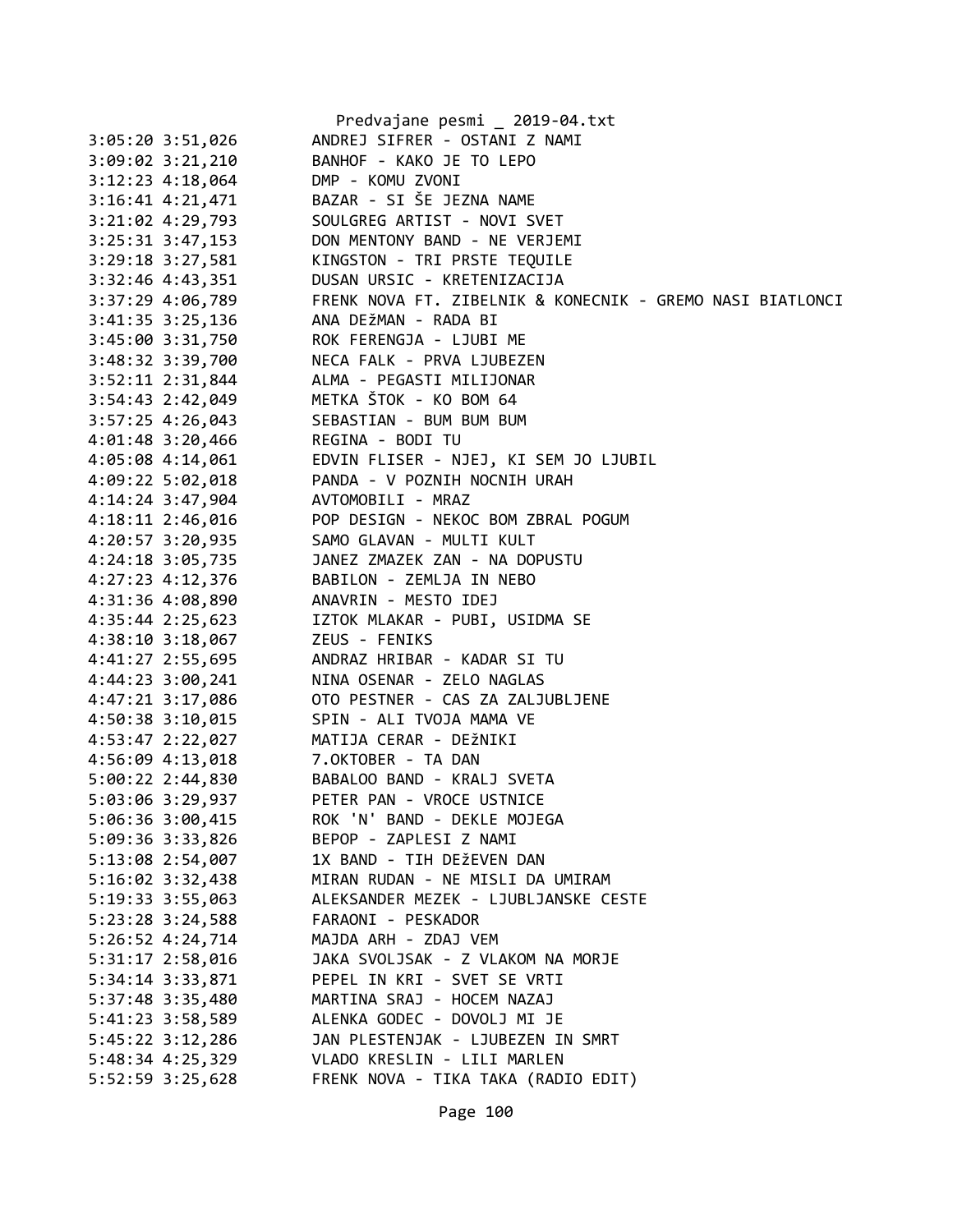```
3:05:20 3:51,026        ANDREJ SIFRER - OSTANI Z NAMI
3:09:02 3:21,210        BANHOF - KAKO JE TO LEPO
3:12:23 4:18,064        DMP - KOMU ZVONI
3:16:41 4:21,471        BAZAR - SI ŠE JEZNA NAME
3:21:02 4:29,793        SOULGREG ARTIST - NOVI SVET
3:25:31 3:47,153        DON MENTONY BAND - NE VERJEMI
3:29:18 3:27,581        KINGSTON - TRI PRSTE TEQUILE
3:32:46 4:43,351        DUSAN URSIC - KRETENIZACIJA
3:37:29 4:06,789        FRENK NOVA FT. ZIBELNIK & KONECNIK - GREMO NASI BIATLONCI
3:41:35 3:25,136        ANA DEžMAN - RADA BI
3:45:00 3:31,750        ROK FERENGJA - LJUBI ME
3:48:32 3:39,700        NECA FALK - PRVA LJUBEZEN
3:52:11 2:31,844        ALMA - PEGASTI MILIJONAR
3:54:43 2:42,049        METKA ŠTOK - KO BOM 64
3:57:25 4:26,043        SEBASTIAN - BUM BUM BUM
4:01:48 3:20,466        REGINA - BODI TU
4:05:08 4:14,061        EDVIN FLISER - NJEJ, KI SEM JO LJUBIL
4:09:22 5:02,018        PANDA - V POZNIH NOCNIH URAH
4:14:24 3:47,904        AVTOMOBILI - MRAZ
4:18:11 2:46,016        POP DESIGN - NEKOC BOM ZBRAL POGUM
4:20:57 3:20,935        SAMO GLAVAN - MULTI KULT
4:24:18 3:05,735        JANEZ ZMAZEK ZAN - NA DOPUSTU
4:27:23 4:12,376        BABILON - ZEMLJA IN NEBO
4:31:36 4:08,890        ANAVRIN - MESTO IDEJ
4:35:44 2:25,623        IZTOK MLAKAR - PUBI, USIDMA SE
4:38:10 3:18,067        ZEUS - FENIKS
4:41:27 2:55,695        ANDRAZ HRIBAR - KADAR SI TU
4:44:23 3:00,241        NINA OSENAR - ZELO NAGLAS
4:47:21 3:17,086        OTO PESTNER - CAS ZA ZALJUBLJENE
4:50:38 3:10,015        SPIN - ALI TVOJA MAMA VE
4:53:47 2:22,027        MATIJA CERAR - DEžNIKI
4:56:09 4:13,018        7.OKTOBER - TA DAN
5:00:22 2:44,830        BABALOO BAND - KRALJ SVETA
5:03:06 3:29,937        PETER PAN - VROCE USTNICE
5:06:36 3:00,415        ROK 'N' BAND - DEKLE MOJEGA
5:09:36 3:33,826        BEPOP - ZAPLESI Z NAMI
5:13:08 2:54,007        1X BAND - TIH DEžEVEN DAN
5:16:02 3:32,438        MIRAN RUDAN - NE MISLI DA UMIRAM
5:19:33 3:55,063        ALEKSANDER MEZEK - LJUBLJANSKE CESTE
5:23:28 3:24,588        FARAONI - PESKADOR
5:26:52 4:24,714        MAJDA ARH - ZDAJ VEM
5:31:17 2:58,016        JAKA SVOLJSAK - Z VLAKOM NA MORJE
5:34:14 3:33,871        PEPEL IN KRI - SVET SE VRTI
5:37:48 3:35,480        MARTINA SRAJ - HOCEM NAZAJ
5:41:23 3:58,589        ALENKA GODEC - DOVOLJ MI JE
5:45:22 3:12,286        JAN PLESTENJAK - LJUBEZEN IN SMRT
5:48:34 4:25,329        VLADO KRESLIN - LILI MARLEN
5:52:59 3:25,628        FRENK NOVA - TIKA TAKA (RADIO EDIT)
```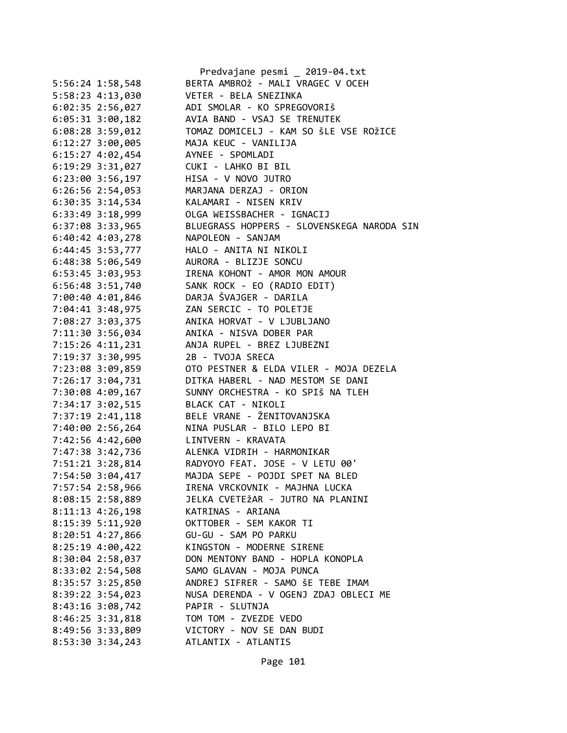```
5:56:24 1:58,548        BERTA AMBROž - MALI VRAGEC V OCEH
5:58:23 4:13,030        VETER - BELA SNEZINKA
6:02:35 2:56,027        ADI SMOLAR - KO SPREGOVORIš
6:05:31 3:00,182        AVIA BAND - VSAJ SE TRENUTEK
6:08:28 3:59,012        TOMAZ DOMICELJ - KAM SO šLE VSE ROžICE
6:12:27 3:00,005        MAJA KEUC - VANILIJA
6:15:27 4:02,454        AYNEE - SPOMLADI
6:19:29 3:31,027        CUKI - LAHKO BI BIL
6:23:00 3:56,197        HISA - V NOVO JUTRO
6:26:56 2:54,053        MARJANA DERZAJ - ORION
6:30:35 3:14,534        KALAMARI - NISEN KRIV
6:33:49 3:18,999        OLGA WEISSBACHER - IGNACIJ
6:37:08 3:33,965        BLUEGRASS HOPPERS - SLOVENSKEGA NARODA SIN
6:40:42 4:03,278        NAPOLEON - SANJAM
6:44:45 3:53,777        HALO - ANITA NI NIKOLI
6:48:38 5:06,549        AURORA - BLIZJE SONCU
6:53:45 3:03,953        IRENA KOHONT - AMOR MON AMOUR
6:56:48 3:51,740        SANK ROCK - EO (RADIO EDIT)
7:00:40 4:01,846        DARJA ŠVAJGER - DARILA
7:04:41 3:48,975        ZAN SERCIC - TO POLETJE
7:08:27 3:03,375        ANIKA HORVAT - V LJUBLJANO
7:11:30 3:56,034        ANIKA - NISVA DOBER PAR
7:15:26 4:11,231        ANJA RUPEL - BREZ LJUBEZNI
7:19:37 3:30,995        2B - TVOJA SRECA
7:23:08 3:09,859        OTO PESTNER & ELDA VILER - MOJA DEZELA
7:26:17 3:04,731        DITKA HABERL - NAD MESTOM SE DANI
7:30:08 4:09,167        SUNNY ORCHESTRA - KO SPIš NA TLEH
7:34:17 3:02,515        BLACK CAT - NIKOLI
7:37:19 2:41,118        BELE VRANE - ŽENITOVANJSKA
7:40:00 2:56,264        NINA PUSLAR - BILO LEPO BI
7:42:56 4:42,600        LINTVERN - KRAVATA
7:47:38 3:42,736        ALENKA VIDRIH - HARMONIKAR
7:51:21 3:28,814        RADYOYO FEAT. JOSE - V LETU 00'
7:54:50 3:04,417        MAJDA SEPE - POJDI SPET NA BLED
7:57:54 2:58,966        IRENA VRCKOVNIK - MAJHNA LUCKA
8:08:15 2:58,889        JELKA CVETEžAR - JUTRO NA PLANINI
8:11:13 4:26,198        KATRINAS - ARIANA
8:15:39 5:11,920        OKTTOBER - SEM KAKOR TI
8:20:51 4:27,866        GU-GU - SAM PO PARKU
8:25:19 4:00,422        KINGSTON - MODERNE SIRENE
8:30:04 2:58,037        DON MENTONY BAND - HOPLA KONOPLA
8:33:02 2:54,508        SAMO GLAVAN - MOJA PUNCA
8:35:57 3:25,850        ANDREJ SIFRER - SAMO šE TEBE IMAM
8:39:22 3:54,023        NUSA DERENDA - V OGENJ ZDAJ OBLECI ME
8:43:16 3:08,742        PAPIR - SLUTNJA
8:46:25 3:31,818        TOM TOM - ZVEZDE VEDO
8:49:56 3:33,809        VICTORY - NOV SE DAN BUDI
8:53:30 3:34,243        ATLANTIX - ATLANTIS
```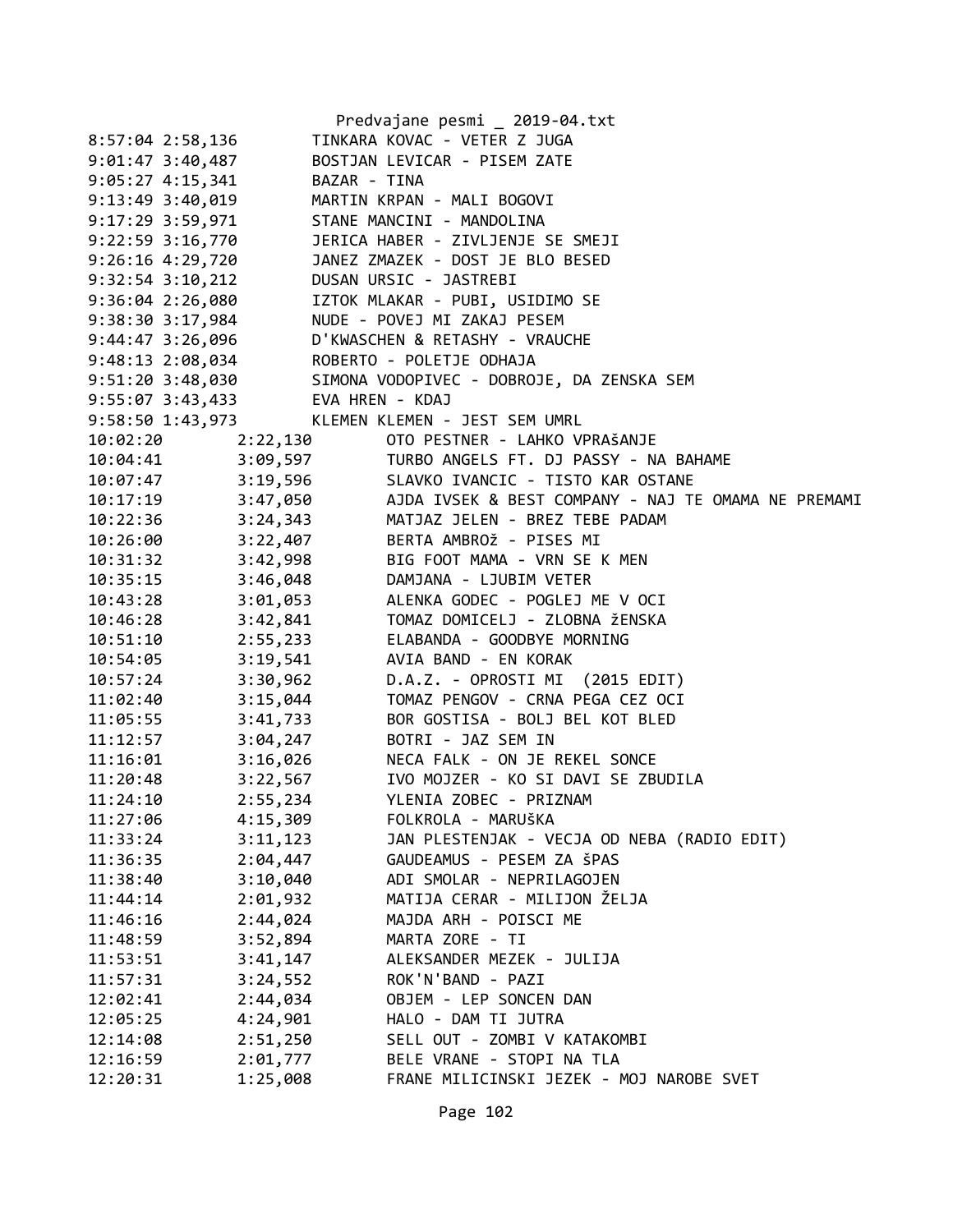```
8:57:04 2:58,136        TINKARA KOVAC - VETER Z JUGA
9:01:47 3:40,487        BOSTJAN LEVICAR - PISEM ZATE
9:05:27 4:15,341        BAZAR - TINA
9:13:49 3:40,019        MARTIN KRPAN - MALI BOGOVI
9:17:29 3:59,971        STANE MANCINI - MANDOLINA
9:22:59 3:16,770        JERICA HABER - ZIVLJENJE SE SMEJI
9:26:16 4:29,720        JANEZ ZMAZEK - DOST JE BLO BESED
9:32:54 3:10,212        DUSAN URSIC - JASTREBI
9:36:04 2:26,080        IZTOK MLAKAR - PUBI, USIDIMO SE
9:38:30 3:17,984        NUDE - POVEJ MI ZAKAJ PESEM
9:44:47 3:26,096        D'KWASCHEN & RETASHY - VRAUCHE
9:48:13 2:08,034        ROBERTO - POLETJE ODHAJA
9:51:20 3:48,030        SIMONA VODOPIVEC - DOBROJE, DA ZENSKA SEM
9:55:07 3:43,433        EVA HREN - KDAJ
9:58:50 1:43,973        KLEMEN KLEMEN - JEST SEM UMRL
10:02:20        2:22,130        OTO PESTNER - LAHKO VPRAŠANJE
10:04:41        3:09,597        TURBO ANGELS FT. DJ PASSY - NA BAHAME
10:07:47        3:19,596        SLAVKO IVANCIC - TISTO KAR OSTANE
10:17:19        3:47,050        AJDA IVSEK & BEST COMPANY - NAJ TE OMAMA NE PREMAMI
10:22:36        3:24,343        MATJAZ JELEN - BREZ TEBE PADAM
10:26:00        3:22,407        BERTA AMBROž - PISES MI
10:31:32        3:42,998        BIG FOOT MAMA - VRN SE K MEN
10:35:15        3:46,048        DAMJANA - LJUBIM VETER
10:43:28        3:01,053        ALENKA GODEC - POGLEJ ME V OCI
10:46:28        3:42,841        TOMAZ DOMICELJ - ZLOBNA žENSKA
10:51:10        2:55,233        ELABANDA - GOODBYE MORNING
10:54:05        3:19,541        AVIA BAND - EN KORAK
10:57:24        3:30,962        D.A.Z. - OPROSTI MI  (2015 EDIT)
11:02:40        3:15,044        TOMAZ PENGOV - CRNA PEGA CEZ OCI
11:05:55        3:41,733        BOR GOSTISA - BOLJ BEL KOT BLED
11:12:57        3:04,247        BOTRI - JAZ SEM IN
11:16:01        3:16,026        NECA FALK - ON JE REKEL SONCE
11:20:48        3:22,567        IVO MOJZER - KO SI DAVI SE ZBUDILA
11:24:10        2:55,234        YLENIA ZOBEC - PRIZNAM
11:27:06        4:15,309        FOLKROLA - MARUŠKA
11:33:24        3:11,123        JAN PLESTENJAK - VECJA OD NEBA (RADIO EDIT)
11:36:35        2:04,447        GAUDEAMUS - PESEM ZA šPAS
11:38:40        3:10,040        ADI SMOLAR - NEPRILAGOJEN
11:44:14        2:01,932        MATIJA CERAR - MILIJON ŽELJA
11:46:16        2:44,024        MAJDA ARH - POISCI ME
11:48:59        3:52,894        MARTA ZORE - TI
11:53:51        3:41,147        ALEKSANDER MEZEK - JULIJA
11:57:31        3:24,552        ROK'N'BAND - PAZI
12:02:41        2:44,034        OBJEM - LEP SONCEN DAN
12:05:25        4:24,901        HALO - DAM TI JUTRA
12:14:08        2:51,250        SELL OUT - ZOMBI V KATAKOMBI
12:16:59        2:01,777        BELE VRANE - STOPI NA TLA
12:20:31        1:25,008        FRANE MILICINSKI JEZEK - MOJ NAROBE SVET
```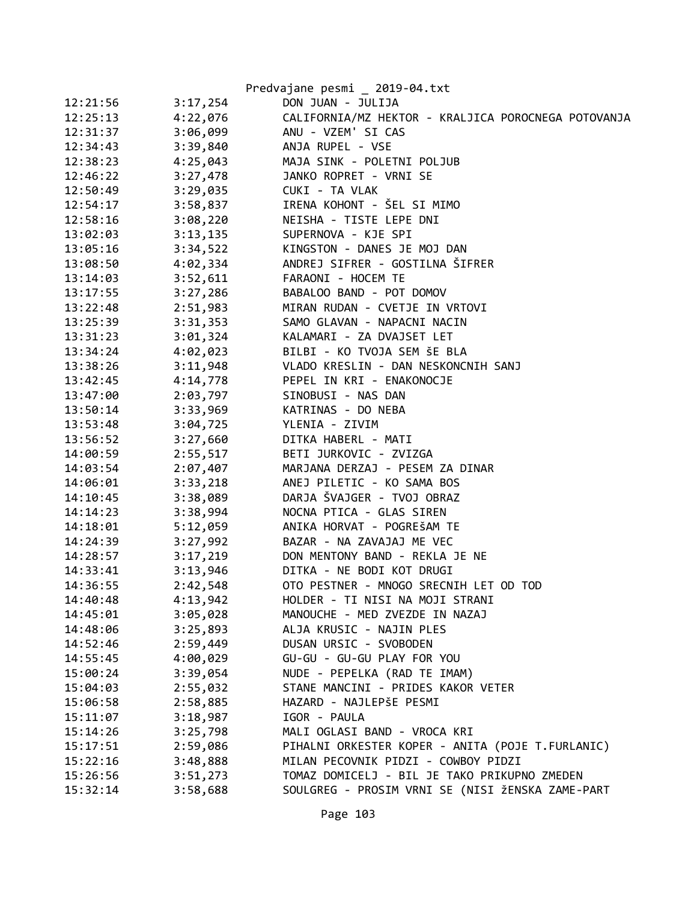| | | |
|---|---|---|
| 12:21:56 | 3:17,254 | DON JUAN - JULIJA |
| 12:25:13 | 4:22,076 | CALIFORNIA/MZ HEKTOR - KRALJICA POROCNEGA POTOVANJA |
| 12:31:37 | 3:06,099 | ANU - VZEM' SI CAS |
| 12:34:43 | 3:39,840 | ANJA RUPEL - VSE |
| 12:38:23 | 4:25,043 | MAJA SINK - POLETNI POLJUB |
| 12:46:22 | 3:27,478 | JANKO ROPRET - VRNI SE |
| 12:50:49 | 3:29,035 | CUKI - TA VLAK |
| 12:54:17 | 3:58,837 | IRENA KOHONT - ŠEL SI MIMO |
| 12:58:16 | 3:08,220 | NEISHA - TISTE LEPE DNI |
| 13:02:03 | 3:13,135 | SUPERNOVA - KJE SPI |
| 13:05:16 | 3:34,522 | KINGSTON - DANES JE MOJ DAN |
| 13:08:50 | 4:02,334 | ANDREJ SIFRER - GOSTILNA ŠIFRER |
| 13:14:03 | 3:52,611 | FARAONI - HOCEM TE |
| 13:17:55 | 3:27,286 | BABALOO BAND - POT DOMOV |
| 13:22:48 | 2:51,983 | MIRAN RUDAN - CVETJE IN VRTOVI |
| 13:25:39 | 3:31,353 | SAMO GLAVAN - NAPACNI NACIN |
| 13:31:23 | 3:01,324 | KALAMARI - ZA DVAJSET LET |
| 13:34:24 | 4:02,023 | BILBI - KO TVOJA SEM ŠE BLA |
| 13:38:26 | 3:11,948 | VLADO KRESLIN - DAN NESKONCNIH SANJ |
| 13:42:45 | 4:14,778 | PEPEL IN KRI - ENAKONOCJE |
| 13:47:00 | 2:03,797 | SINOBUSI - NAS DAN |
| 13:50:14 | 3:33,969 | KATRINAS - DO NEBA |
| 13:53:48 | 3:04,725 | YLENIA - ZIVIM |
| 13:56:52 | 3:27,660 | DITKA HABERL - MATI |
| 14:00:59 | 2:55,517 | BETI JURKOVIC - ZVIZGA |
| 14:03:54 | 2:07,407 | MARJANA DERZAJ - PESEM ZA DINAR |
| 14:06:01 | 3:33,218 | ANEJ PILETIC - KO SAMA BOS |
| 14:10:45 | 3:38,089 | DARJA ŠVAJGER - TVOJ OBRAZ |
| 14:14:23 | 3:38,994 | NOCNA PTICA - GLAS SIREN |
| 14:18:01 | 5:12,059 | ANIKA HORVAT - POGREŠAM TE |
| 14:24:39 | 3:27,992 | BAZAR - NA ZAVAJAJ ME VEC |
| 14:28:57 | 3:17,219 | DON MENTONY BAND - REKLA JE NE |
| 14:33:41 | 3:13,946 | DITKA - NE BODI KOT DRUGI |
| 14:36:55 | 2:42,548 | OTO PESTNER - MNOGO SRECNIH LET OD TOD |
| 14:40:48 | 4:13,942 | HOLDER - TI NISI NA MOJI STRANI |
| 14:45:01 | 3:05,028 | MANOUCHE - MED ZVEZDE IN NAZAJ |
| 14:48:06 | 3:25,893 | ALJA KRUSIC - NAJIN PLES |
| 14:52:46 | 2:59,449 | DUSAN URSIC - SVOBODEN |
| 14:55:45 | 4:00,029 | GU-GU - GU-GU PLAY FOR YOU |
| 15:00:24 | 3:39,054 | NUDE - PEPELKA (RAD TE IMAM) |
| 15:04:03 | 2:55,032 | STANE MANCINI - PRIDES KAKOR VETER |
| 15:06:58 | 2:58,885 | HAZARD - NAJLEPŠE PESMI |
| 15:11:07 | 3:18,987 | IGOR - PAULA |
| 15:14:26 | 3:25,798 | MALI OGLASI BAND - VROCA KRI |
| 15:17:51 | 2:59,086 | PIHALNI ORKESTER KOPER - ANITA (POJE T.FURLANIC) |
| 15:22:16 | 3:48,888 | MILAN PECOVNIK PIDZI - COWBOY PIDZI |
| 15:26:56 | 3:51,273 | TOMAZ DOMICELJ - BIL JE TAKO PRIKUPNO ZMEDEN |
| 15:32:14 | 3:58,688 | SOULGREG - PROSIM VRNI SE (NISI ŽENSKA ZAME-PART |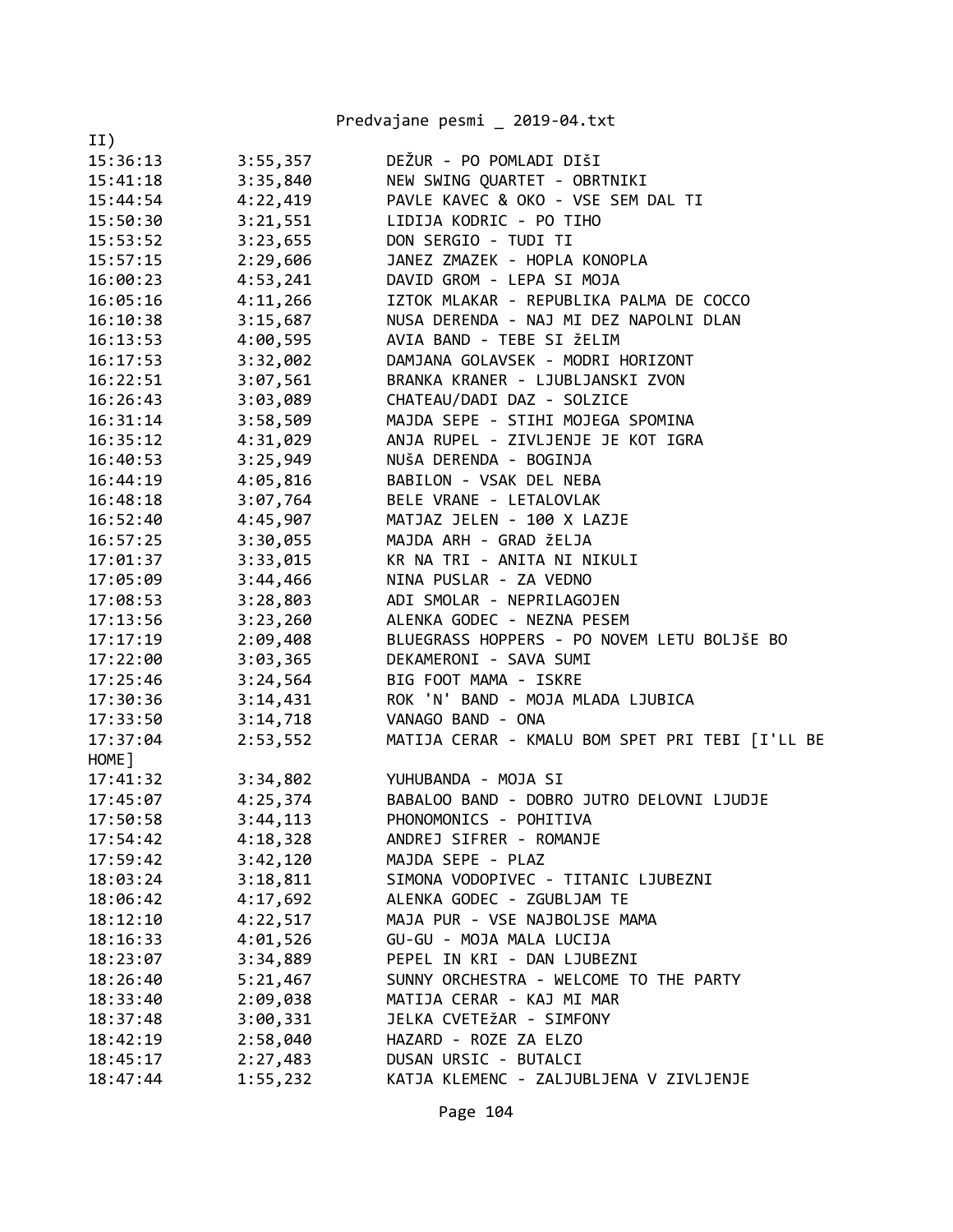II)

| | | |
|---|---|---|
| 15:36:13 | 3:55,357 | DEŽUR - PO POMLADI DIŠI |
| 15:41:18 | 3:35,840 | NEW SWING QUARTET - OBRTNIKI |
| 15:44:54 | 4:22,419 | PAVLE KAVEC & OKO - VSE SEM DAL TI |
| 15:50:30 | 3:21,551 | LIDIJA KODRIC - PO TIHO |
| 15:53:52 | 3:23,655 | DON SERGIO - TUDI TI |
| 15:57:15 | 2:29,606 | JANEZ ZMAZEK - HOPLA KONOPLA |
| 16:00:23 | 4:53,241 | DAVID GROM - LEPA SI MOJA |
| 16:05:16 | 4:11,266 | IZTOK MLAKAR - REPUBLIKA PALMA DE COCCO |
| 16:10:38 | 3:15,687 | NUSA DERENDA - NAJ MI DEZ NAPOLNI DLAN |
| 16:13:53 | 4:00,595 | AVIA BAND - TEBE SI žELIM |
| 16:17:53 | 3:32,002 | DAMJANA GOLAVSEK - MODRI HORIZONT |
| 16:22:51 | 3:07,561 | BRANKA KRANER - LJUBLJANSKI ZVON |
| 16:26:43 | 3:03,089 | CHATEAU/DADI DAZ - SOLZICE |
| 16:31:14 | 3:58,509 | MAJDA SEPE - STIHI MOJEGA SPOMINA |
| 16:35:12 | 4:31,029 | ANJA RUPEL - ZIVLJENJE JE KOT IGRA |
| 16:40:53 | 3:25,949 | NUšA DERENDA - BOGINJA |
| 16:44:19 | 4:05,816 | BABILON - VSAK DEL NEBA |
| 16:48:18 | 3:07,764 | BELE VRANE - LETALOVLAK |
| 16:52:40 | 4:45,907 | MATJAZ JELEN - 100 X LAZJE |
| 16:57:25 | 3:30,055 | MAJDA ARH - GRAD žELJA |
| 17:01:37 | 3:33,015 | KR NA TRI - ANITA NI NIKULI |
| 17:05:09 | 3:44,466 | NINA PUSLAR - ZA VEDNO |
| 17:08:53 | 3:28,803 | ADI SMOLAR - NEPRILAGOJEN |
| 17:13:56 | 3:23,260 | ALENKA GODEC - NEZNA PESEM |
| 17:17:19 | 2:09,408 | BLUEGRASS HOPPERS - PO NOVEM LETU BOLJŠE BO |
| 17:22:00 | 3:03,365 | DEKAMERONI - SAVA SUMI |
| 17:25:46 | 3:24,564 | BIG FOOT MAMA - ISKRE |
| 17:30:36 | 3:14,431 | ROK 'N' BAND - MOJA MLADA LJUBICA |
| 17:33:50 | 3:14,718 | VANAGO BAND - ONA |
| 17:37:04 | 2:53,552 | MATIJA CERAR - KMALU BOM SPET PRI TEBI [I'LL BE HOME] |
| 17:41:32 | 3:34,802 | YUHUBANDA - MOJA SI |
| 17:45:07 | 4:25,374 | BABALOO BAND - DOBRO JUTRO DELOVNI LJUDJE |
| 17:50:58 | 3:44,113 | PHONOMONICS - POHITIVA |
| 17:54:42 | 4:18,328 | ANDREJ SIFRER - ROMANJE |
| 17:59:42 | 3:42,120 | MAJDA SEPE - PLAZ |
| 18:03:24 | 3:18,811 | SIMONA VODOPIVEC - TITANIC LJUBEZNI |
| 18:06:42 | 4:17,692 | ALENKA GODEC - ZGUBLJAM TE |
| 18:12:10 | 4:22,517 | MAJA PUR - VSE NAJBOLJSE MAMA |
| 18:16:33 | 4:01,526 | GU-GU - MOJA MALA LUCIJA |
| 18:23:07 | 3:34,889 | PEPEL IN KRI - DAN LJUBEZNI |
| 18:26:40 | 5:21,467 | SUNNY ORCHESTRA - WELCOME TO THE PARTY |
| 18:33:40 | 2:09,038 | MATIJA CERAR - KAJ MI MAR |
| 18:37:48 | 3:00,331 | JELKA CVETEžAR - SIMFONY |
| 18:42:19 | 2:58,040 | HAZARD - ROZE ZA ELZO |
| 18:45:17 | 2:27,483 | DUSAN URSIC - BUTALCI |
| 18:47:44 | 1:55,232 | KATJA KLEMENC - ZALJUBLJENA V ZIVLJENJE |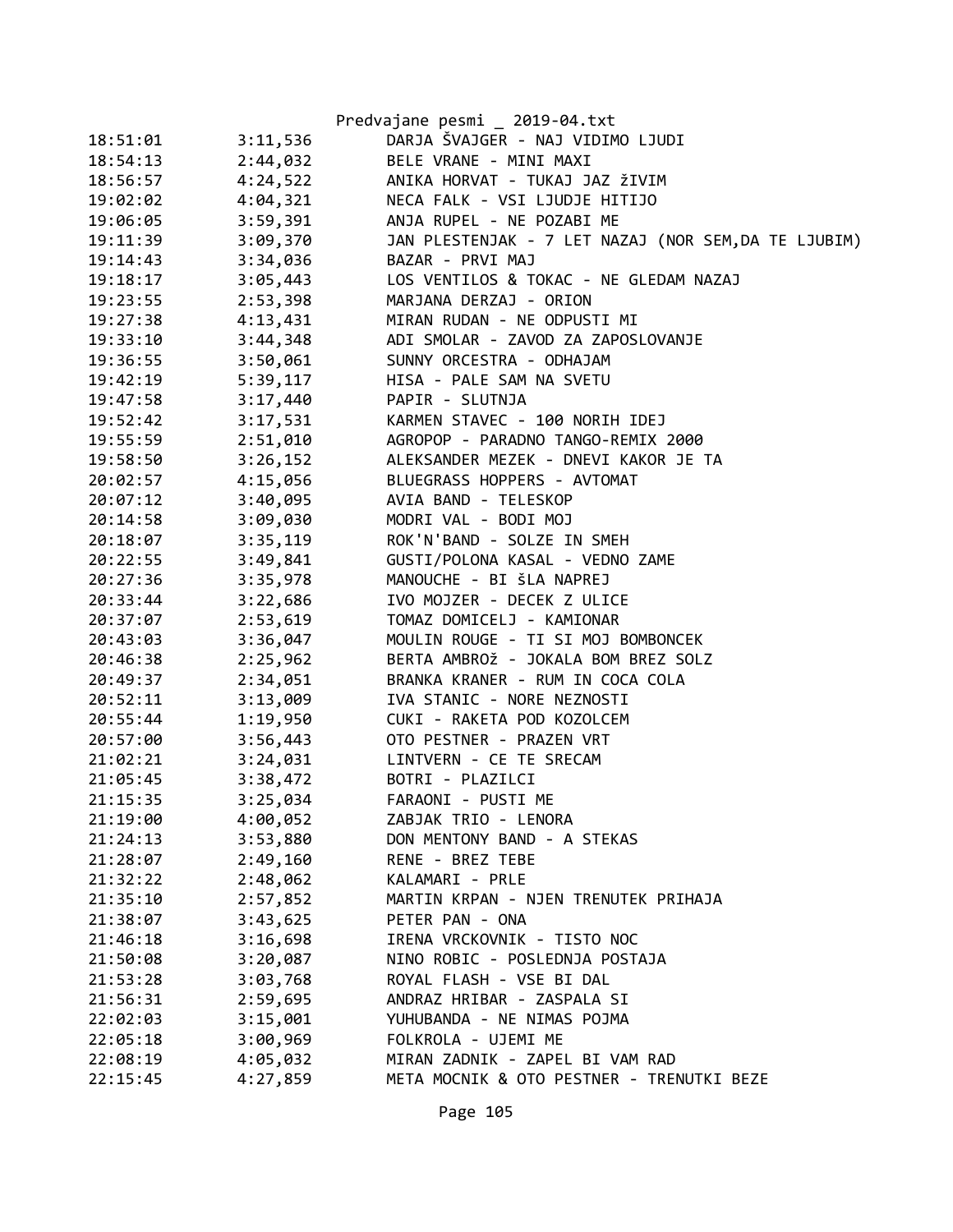| Time | Duration | Song |
|---|---|---|
| 18:51:01 | 3:11,536 | DARJA ŠVAJGER - NAJ VIDIMO LJUDI |
| 18:54:13 | 2:44,032 | BELE VRANE - MINI MAXI |
| 18:56:57 | 4:24,522 | ANIKA HORVAT - TUKAJ JAZ žIVIM |
| 19:02:02 | 4:04,321 | NECA FALK - VSI LJUDJE HITIJO |
| 19:06:05 | 3:59,391 | ANJA RUPEL - NE POZABI ME |
| 19:11:39 | 3:09,370 | JAN PLESTENJAK - 7 LET NAZAJ (NOR SEM,DA TE LJUBIM) |
| 19:14:43 | 3:34,036 | BAZAR - PRVI MAJ |
| 19:18:17 | 3:05,443 | LOS VENTILOS & TOKAC - NE GLEDAM NAZAJ |
| 19:23:55 | 2:53,398 | MARJANA DERZAJ - ORION |
| 19:27:38 | 4:13,431 | MIRAN RUDAN - NE ODPUSTI MI |
| 19:33:10 | 3:44,348 | ADI SMOLAR - ZAVOD ZA ZAPOSLOVANJE |
| 19:36:55 | 3:50,061 | SUNNY ORCESTRA - ODHAJAM |
| 19:42:19 | 5:39,117 | HISA - PALE SAM NA SVETU |
| 19:47:58 | 3:17,440 | PAPIR - SLUTNJA |
| 19:52:42 | 3:17,531 | KARMEN STAVEC - 100 NORIH IDEJ |
| 19:55:59 | 2:51,010 | AGROPOP - PARADNO TANGO-REMIX 2000 |
| 19:58:50 | 3:26,152 | ALEKSANDER MEZEK - DNEVI KAKOR JE TA |
| 20:02:57 | 4:15,056 | BLUEGRASS HOPPERS - AVTOMAT |
| 20:07:12 | 3:40,095 | AVIA BAND - TELESKOP |
| 20:14:58 | 3:09,030 | MODRI VAL - BODI MOJ |
| 20:18:07 | 3:35,119 | ROK'N'BAND - SOLZE IN SMEH |
| 20:22:55 | 3:49,841 | GUSTI/POLONA KASAL - VEDNO ZAME |
| 20:27:36 | 3:35,978 | MANOUCHE - BI šLA NAPREJ |
| 20:33:44 | 3:22,686 | IVO MOJZER - DECEK Z ULICE |
| 20:37:07 | 2:53,619 | TOMAZ DOMICELJ - KAMIONAR |
| 20:43:03 | 3:36,047 | MOULIN ROUGE - TI SI MOJ BOMBONCEK |
| 20:46:38 | 2:25,962 | BERTA AMBROŽ - JOKALA BOM BREZ SOLZ |
| 20:49:37 | 2:34,051 | BRANKA KRANER - RUM IN COCA COLA |
| 20:52:11 | 3:13,009 | IVA STANIC - NORE NEZNOSTI |
| 20:55:44 | 1:19,950 | CUKI - RAKETA POD KOZOLCEM |
| 20:57:00 | 3:56,443 | OTO PESTNER - PRAZEN VRT |
| 21:02:21 | 3:24,031 | LINTVERN - CE TE SRECAM |
| 21:05:45 | 3:38,472 | BOTRI - PLAZILCI |
| 21:15:35 | 3:25,034 | FARAONI - PUSTI ME |
| 21:19:00 | 4:00,052 | ZABJAK TRIO - LENORA |
| 21:24:13 | 3:53,880 | DON MENTONY BAND - A STEKAS |
| 21:28:07 | 2:49,160 | RENE - BREZ TEBE |
| 21:32:22 | 2:48,062 | KALAMARI - PRLE |
| 21:35:10 | 2:57,852 | MARTIN KRPAN - NJEN TRENUTEK PRIHAJA |
| 21:38:07 | 3:43,625 | PETER PAN - ONA |
| 21:46:18 | 3:16,698 | IRENA VRCKOVNIK - TISTO NOC |
| 21:50:08 | 3:20,087 | NINO ROBIC - POSLEDNJA POSTAJA |
| 21:53:28 | 3:03,768 | ROYAL FLASH - VSE BI DAL |
| 21:56:31 | 2:59,695 | ANDRAZ HRIBAR - ZASPALA SI |
| 22:02:03 | 3:15,001 | YUHUBANDA - NE NIMAS POJMA |
| 22:05:18 | 3:00,969 | FOLKROLA - UJEMI ME |
| 22:08:19 | 4:05,032 | MIRAN ZADNIK - ZAPEL BI VAM RAD |
| 22:15:45 | 4:27,859 | META MOCNIK & OTO PESTNER - TRENUTKI BEZE |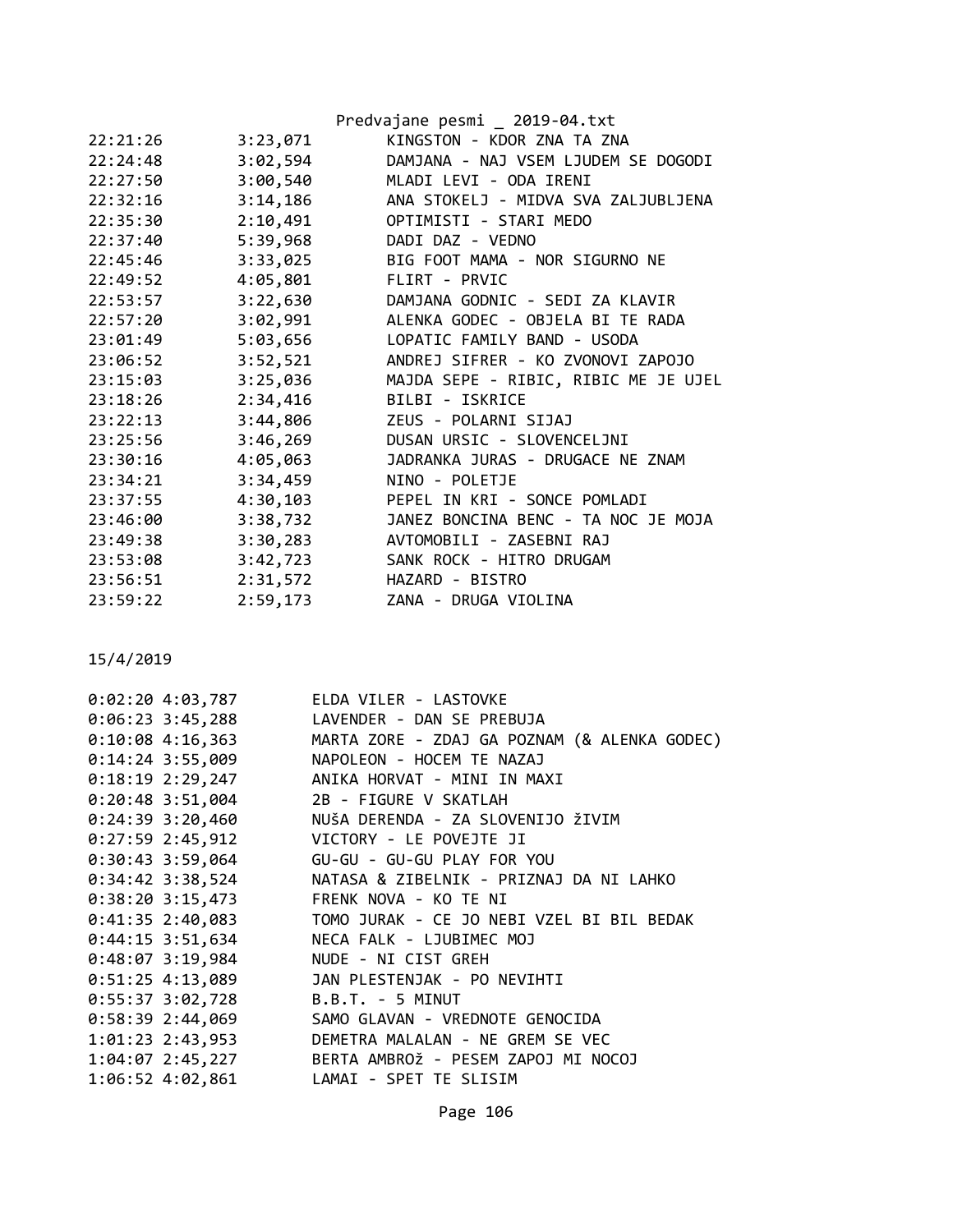| | | |
|---|---|---|
| 22:21:26 | 3:23,071 | KINGSTON - KDOR ZNA TA ZNA |
| 22:24:48 | 3:02,594 | DAMJANA - NAJ VSEM LJUDEM SE DOGODI |
| 22:27:50 | 3:00,540 | MLADI LEVI - ODA IRENI |
| 22:32:16 | 3:14,186 | ANA STOKELJ - MIDVA SVA ZALJUBLJENA |
| 22:35:30 | 2:10,491 | OPTIMISTI - STARI MEDO |
| 22:37:40 | 5:39,968 | DADI DAZ - VEDNO |
| 22:45:46 | 3:33,025 | BIG FOOT MAMA - NOR SIGURNO NE |
| 22:49:52 | 4:05,801 | FLIRT - PRVIC |
| 22:53:57 | 3:22,630 | DAMJANA GODNIC - SEDI ZA KLAVIR |
| 22:57:20 | 3:02,991 | ALENKA GODEC - OBJELA BI TE RADA |
| 23:01:49 | 5:03,656 | LOPATIC FAMILY BAND - USODA |
| 23:06:52 | 3:52,521 | ANDREJ SIFRER - KO ZVONOVI ZAPOJO |
| 23:15:03 | 3:25,036 | MAJDA SEPE - RIBIC, RIBIC ME JE UJEL |
| 23:18:26 | 2:34,416 | BILBI - ISKRICE |
| 23:22:13 | 3:44,806 | ZEUS - POLARNI SIJAJ |
| 23:25:56 | 3:46,269 | DUSAN URSIC - SLOVENCELJNI |
| 23:30:16 | 4:05,063 | JADRANKA JURAS - DRUGACE NE ZNAM |
| 23:34:21 | 3:34,459 | NINO - POLETJE |
| 23:37:55 | 4:30,103 | PEPEL IN KRI - SONCE POMLADI |
| 23:46:00 | 3:38,732 | JANEZ BONCINA BENC - TA NOC JE MOJA |
| 23:49:38 | 3:30,283 | AVTOMOBILI - ZASEBNI RAJ |
| 23:53:08 | 3:42,723 | SANK ROCK - HITRO DRUGAM |
| 23:56:51 | 2:31,572 | HAZARD - BISTRO |
| 23:59:22 | 2:59,173 | ZANA - DRUGA VIOLINA |

15/4/2019

| | | |
|---|---|---|
| 0:02:20 | 4:03,787 | ELDA VILER - LASTOVKE |
| 0:06:23 | 3:45,288 | LAVENDER - DAN SE PREBUJA |
| 0:10:08 | 4:16,363 | MARTA ZORE - ZDAJ GA POZNAM (& ALENKA GODEC) |
| 0:14:24 | 3:55,009 | NAPOLEON - HOCEM TE NAZAJ |
| 0:18:19 | 2:29,247 | ANIKA HORVAT - MINI IN MAXI |
| 0:20:48 | 3:51,004 | 2B - FIGURE V SKATLAH |
| 0:24:39 | 3:20,460 | NUŠA DERENDA - ZA SLOVENIJO žIVIM |
| 0:27:59 | 2:45,912 | VICTORY - LE POVEJTE JI |
| 0:30:43 | 3:59,064 | GU-GU - GU-GU PLAY FOR YOU |
| 0:34:42 | 3:38,524 | NATASA & ZIBELNIK - PRIZNAJ DA NI LAHKO |
| 0:38:20 | 3:15,473 | FRENK NOVA - KO TE NI |
| 0:41:35 | 2:40,083 | TOMO JURAK - CE JO NEBI VZEL BI BIL BEDAK |
| 0:44:15 | 3:51,634 | NECA FALK - LJUBIMEC MOJ |
| 0:48:07 | 3:19,984 | NUDE - NI CIST GREH |
| 0:51:25 | 4:13,089 | JAN PLESTENJAK - PO NEVIHTI |
| 0:55:37 | 3:02,728 | B.B.T. - 5 MINUT |
| 0:58:39 | 2:44,069 | SAMO GLAVAN - VREDNOTE GENOCIDA |
| 1:01:23 | 2:43,953 | DEMETRA MALALAN - NE GREM SE VEC |
| 1:04:07 | 2:45,227 | BERTA AMBROž - PESEM ZAPOJ MI NOCOJ |
| 1:06:52 | 4:02,861 | LAMAI - SPET TE SLISIM |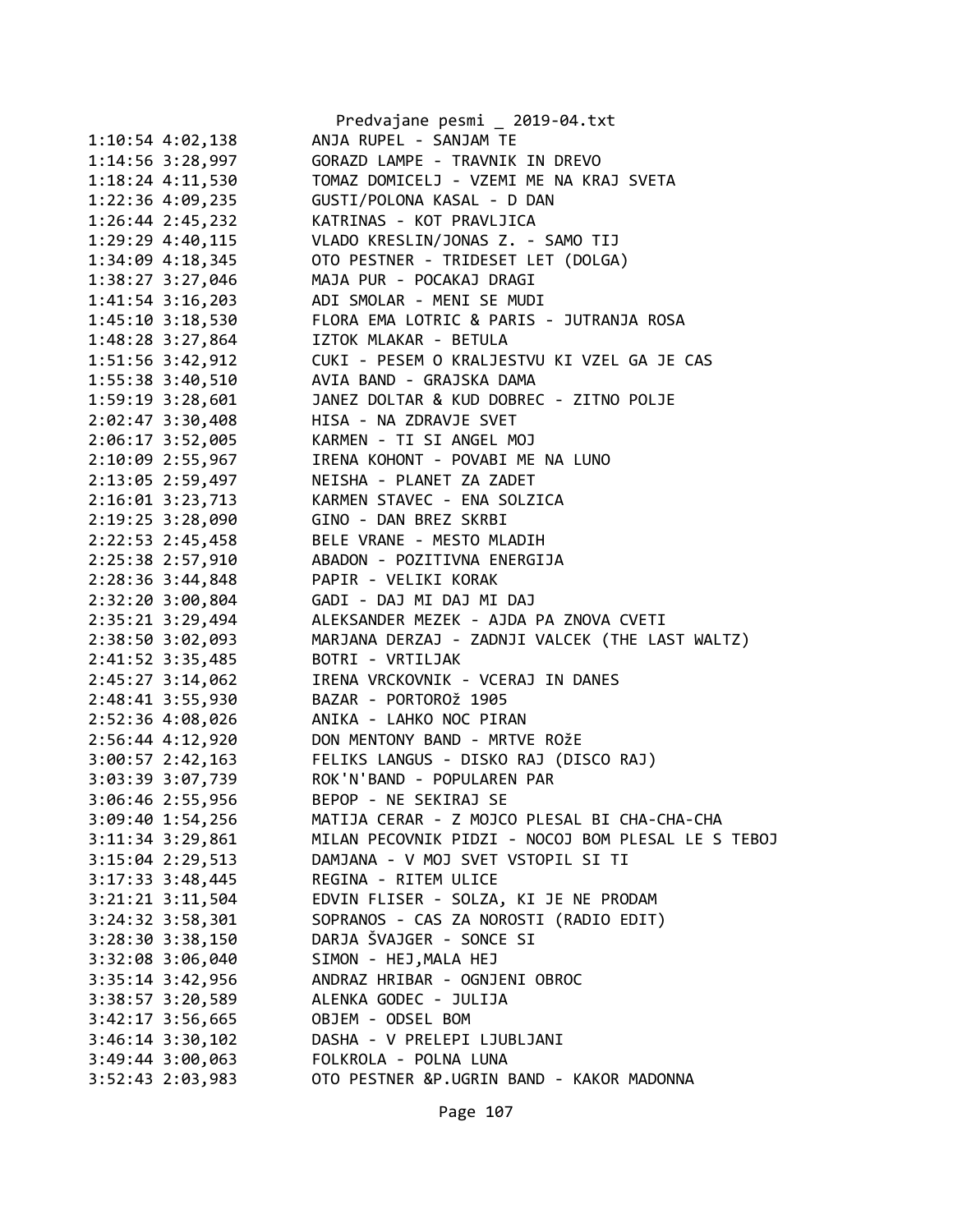```
1:10:54 4:02,138        ANJA RUPEL - SANJAM TE
1:14:56 3:28,997        GORAZD LAMPE - TRAVNIK IN DREVO
1:18:24 4:11,530        TOMAZ DOMICELJ - VZEMI ME NA KRAJ SVETA
1:22:36 4:09,235        GUSTI/POLONA KASAL - D DAN
1:26:44 2:45,232        KATRINAS - KOT PRAVLJICA
1:29:29 4:40,115        VLADO KRESLIN/JONAS Z. - SAMO TIJ
1:34:09 4:18,345        OTO PESTNER - TRIDESET LET (DOLGA)
1:38:27 3:27,046        MAJA PUR - POCAKAJ DRAGI
1:41:54 3:16,203        ADI SMOLAR - MENI SE MUDI
1:45:10 3:18,530        FLORA EMA LOTRIC & PARIS - JUTRANJA ROSA
1:48:28 3:27,864        IZTOK MLAKAR - BETULA
1:51:56 3:42,912        CUKI - PESEM O KRALJESTVU KI VZEL GA JE CAS
1:55:38 3:40,510        AVIA BAND - GRAJSKA DAMA
1:59:19 3:28,601        JANEZ DOLTAR & KUD DOBREC - ZITNO POLJE
2:02:47 3:30,408        HISA - NA ZDRAVJE SVET
2:06:17 3:52,005        KARMEN - TI SI ANGEL MOJ
2:10:09 2:55,967        IRENA KOHONT - POVABI ME NA LUNO
2:13:05 2:59,497        NEISHA - PLANET ZA ZADET
2:16:01 3:23,713        KARMEN STAVEC - ENA SOLZICA
2:19:25 3:28,090        GINO - DAN BREZ SKRBI
2:22:53 2:45,458        BELE VRANE - MESTO MLADIH
2:25:38 2:57,910        ABADON - POZITIVNA ENERGIJA
2:28:36 3:44,848        PAPIR - VELIKI KORAK
2:32:20 3:00,804        GADI - DAJ MI DAJ MI DAJ
2:35:21 3:29,494        ALEKSANDER MEZEK - AJDA PA ZNOVA CVETI
2:38:50 3:02,093        MARJANA DERZAJ - ZADNJI VALCEK (THE LAST WALTZ)
2:41:52 3:35,485        BOTRI - VRTILJAK
2:45:27 3:14,062        IRENA VRCKOVNIK - VCERAJ IN DANES
2:48:41 3:55,930        BAZAR - PORTOROž 1905
2:52:36 4:08,026        ANIKA - LAHKO NOC PIRAN
2:56:44 4:12,920        DON MENTONY BAND - MRTVE ROžE
3:00:57 2:42,163        FELIKS LANGUS - DISKO RAJ (DISCO RAJ)
3:03:39 3:07,739        ROK'N'BAND - POPULAREN PAR
3:06:46 2:55,956        BEPOP - NE SEKIRAJ SE
3:09:40 1:54,256        MATIJA CERAR - Z MOJCO PLESAL BI CHA-CHA-CHA
3:11:34 3:29,861        MILAN PECOVNIK PIDZI - NOCOJ BOM PLESAL LE S TEBOJ
3:15:04 2:29,513        DAMJANA - V MOJ SVET VSTOPIL SI TI
3:17:33 3:48,445        REGINA - RITEM ULICE
3:21:21 3:11,504        EDVIN FLISER - SOLZA, KI JE NE PRODAM
3:24:32 3:58,301        SOPRANOS - CAS ZA NOROSTI (RADIO EDIT)
3:28:30 3:38,150        DARJA ŠVAJGER - SONCE SI
3:32:08 3:06,040        SIMON - HEJ,MALA HEJ
3:35:14 3:42,956        ANDRAZ HRIBAR - OGNJENI OBROC
3:38:57 3:20,589        ALENKA GODEC - JULIJA
3:42:17 3:56,665        OBJEM - ODSEL BOM
3:46:14 3:30,102        DASHA - V PRELEPI LJUBLJANI
3:49:44 3:00,063        FOLKROLA - POLNA LUNA
3:52:43 2:03,983        OTO PESTNER &P.UGRIN BAND - KAKOR MADONNA
```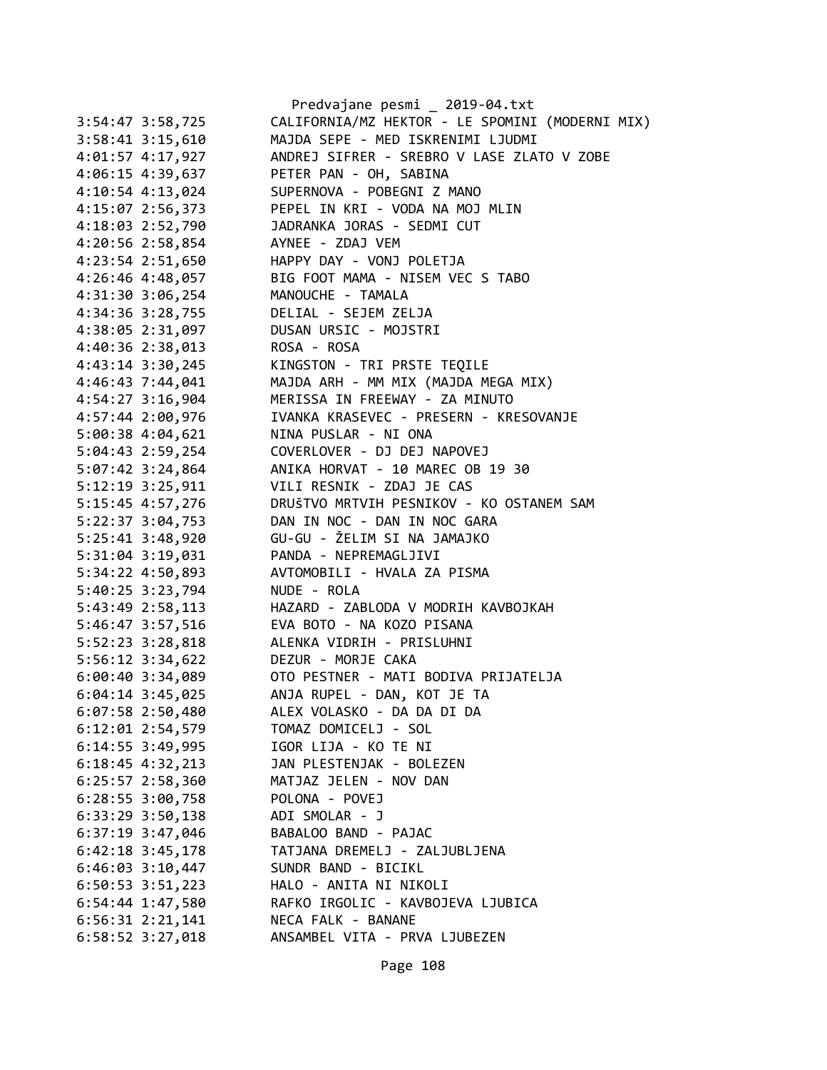```
3:54:47 3:58,725        CALIFORNIA/MZ HEKTOR - LE SPOMINI (MODERNI MIX)
3:58:41 3:15,610        MAJDA SEPE - MED ISKRENIMI LJUDMI
4:01:57 4:17,927        ANDREJ SIFRER - SREBRO V LASE ZLATO V ZOBE
4:06:15 4:39,637        PETER PAN - OH, SABINA
4:10:54 4:13,024        SUPERNOVA - POBEGNI Z MANO
4:15:07 2:56,373        PEPEL IN KRI - VODA NA MOJ MLIN
4:18:03 2:52,790        JADRANKA JORAS - SEDMI CUT
4:20:56 2:58,854        AYNEE - ZDAJ VEM
4:23:54 2:51,650        HAPPY DAY - VONJ POLETJA
4:26:46 4:48,057        BIG FOOT MAMA - NISEM VEC S TABO
4:31:30 3:06,254        MANOUCHE - TAMALA
4:34:36 3:28,755        DELIAL - SEJEM ZELJA
4:38:05 2:31,097        DUSAN URSIC - MOJSTRI
4:40:36 2:38,013        ROSA - ROSA
4:43:14 3:30,245        KINGSTON - TRI PRSTE TEQILE
4:46:43 7:44,041        MAJDA ARH - MM MIX (MAJDA MEGA MIX)
4:54:27 3:16,904        MERISSA IN FREEWAY - ZA MINUTO
4:57:44 2:00,976        IVANKA KRASEVEC - PRESERN - KRESOVANJE
5:00:38 4:04,621        NINA PUSLAR - NI ONA
5:04:43 2:59,254        COVERLOVER - DJ DEJ NAPOVEJ
5:07:42 3:24,864        ANIKA HORVAT - 10 MAREC OB 19 30
5:12:19 3:25,911        VILI RESNIK - ZDAJ JE CAS
5:15:45 4:57,276        DRUŠTVO MRTVIH PESNIKOV - KO OSTANEM SAM
5:22:37 3:04,753        DAN IN NOC - DAN IN NOC GARA
5:25:41 3:48,920        GU-GU - ŽELIM SI NA JAMAJKO
5:31:04 3:19,031        PANDA - NEPREMAGLJIVI
5:34:22 4:50,893        AVTOMOBILI - HVALA ZA PISMA
5:40:25 3:23,794        NUDE - ROLA
5:43:49 2:58,113        HAZARD - ZABLODA V MODRIH KAVBOJKAH
5:46:47 3:57,516        EVA BOTO - NA KOZO PISANA
5:52:23 3:28,818        ALENKA VIDRIH - PRISLUHNI
5:56:12 3:34,622        DEZUR - MORJE CAKA
6:00:40 3:34,089        OTO PESTNER - MATI BODIVA PRIJATELJA
6:04:14 3:45,025        ANJA RUPEL - DAN, KOT JE TA
6:07:58 2:50,480        ALEX VOLASKO - DA DA DI DA
6:12:01 2:54,579        TOMAZ DOMICELJ - SOL
6:14:55 3:49,995        IGOR LIJA - KO TE NI
6:18:45 4:32,213        JAN PLESTENJAK - BOLEZEN
6:25:57 2:58,360        MATJAZ JELEN - NOV DAN
6:28:55 3:00,758        POLONA - POVEJ
6:33:29 3:50,138        ADI SMOLAR - J
6:37:19 3:47,046        BABALOO BAND - PAJAC
6:42:18 3:45,178        TATJANA DREMELJ - ZALJUBLJENA
6:46:03 3:10,447        SUNDR BAND - BICIKL
6:50:53 3:51,223        HALO - ANITA NI NIKOLI
6:54:44 1:47,580        RAFKO IRGOLIC - KAVBOJEVA LJUBICA
6:56:31 2:21,141        NECA FALK - BANANE
6:58:52 3:27,018        ANSAMBEL VITA - PRVA LJUBEZEN
```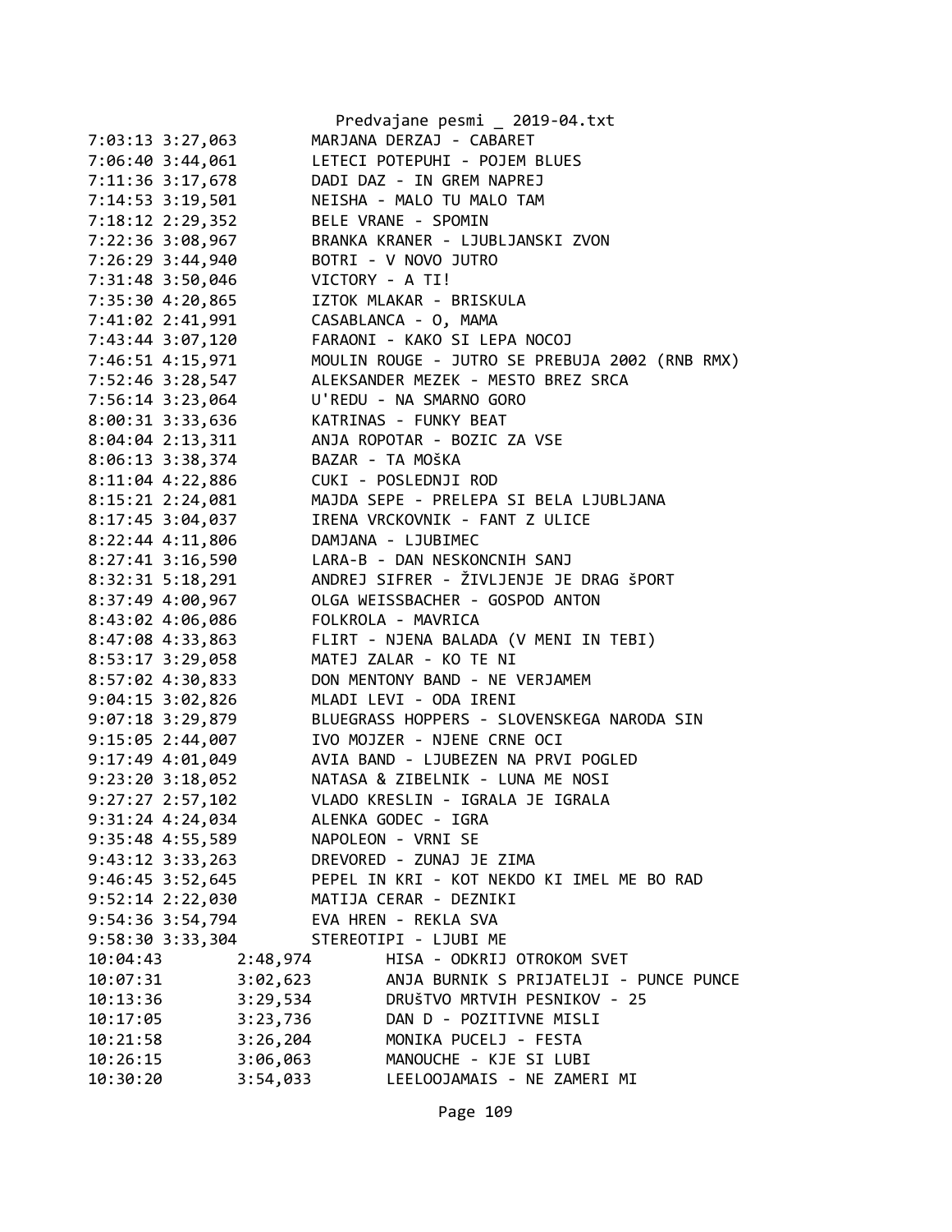```
7:03:13 3:27,063        MARJANA DERZAJ - CABARET
7:06:40 3:44,061        LETECI POTEPUHI - POJEM BLUES
7:11:36 3:17,678        DADI DAZ - IN GREM NAPREJ
7:14:53 3:19,501        NEISHA - MALO TU MALO TAM
7:18:12 2:29,352        BELE VRANE - SPOMIN
7:22:36 3:08,967        BRANKA KRANER - LJUBLJANSKI ZVON
7:26:29 3:44,940        BOTRI - V NOVO JUTRO
7:31:48 3:50,046        VICTORY - A TI!
7:35:30 4:20,865        IZTOK MLAKAR - BRISKULA
7:41:02 2:41,991        CASABLANCA - O, MAMA
7:43:44 3:07,120        FARAONI - KAKO SI LEPA NOCOJ
7:46:51 4:15,971        MOULIN ROUGE - JUTRO SE PREBUJA 2002 (RNB RMX)
7:52:46 3:28,547        ALEKSANDER MEZEK - MESTO BREZ SRCA
7:56:14 3:23,064        U'REDU - NA SMARNO GORO
8:00:31 3:33,636        KATRINAS - FUNKY BEAT
8:04:04 2:13,311        ANJA ROPOTAR - BOZIC ZA VSE
8:06:13 3:38,374        BAZAR - TA MOŠKA
8:11:04 4:22,886        CUKI - POSLEDNJI ROD
8:15:21 2:24,081        MAJDA SEPE - PRELEPA SI BELA LJUBLJANA
8:17:45 3:04,037        IRENA VRCKOVNIK - FANT Z ULICE
8:22:44 4:11,806        DAMJANA - LJUBIMEC
8:27:41 3:16,590        LARA-B - DAN NESKONCNIH SANJ
8:32:31 5:18,291        ANDREJ SIFRER - ŽIVLJENJE JE DRAG šPORT
8:37:49 4:00,967        OLGA WEISSBACHER - GOSPOD ANTON
8:43:02 4:06,086        FOLKROLA - MAVRICA
8:47:08 4:33,863        FLIRT - NJENA BALADA (V MENI IN TEBI)
8:53:17 3:29,058        MATEJ ZALAR - KO TE NI
8:57:02 4:30,833        DON MENTONY BAND - NE VERJAMEM
9:04:15 3:02,826        MLADI LEVI - ODA IRENI
9:07:18 3:29,879        BLUEGRASS HOPPERS - SLOVENSKEGA NARODA SIN
9:15:05 2:44,007        IVO MOJZER - NJENE CRNE OCI
9:17:49 4:01,049        AVIA BAND - LJUBEZEN NA PRVI POGLED
9:23:20 3:18,052        NATASA & ZIBELNIK - LUNA ME NOSI
9:27:27 2:57,102        VLADO KRESLIN - IGRALA JE IGRALA
9:31:24 4:24,034        ALENKA GODEC - IGRA
9:35:48 4:55,589        NAPOLEON - VRNI SE
9:43:12 3:33,263        DREVORED - ZUNAJ JE ZIMA
9:46:45 3:52,645        PEPEL IN KRI - KOT NEKDO KI IMEL ME BO RAD
9:52:14 2:22,030        MATIJA CERAR - DEZNIKI
9:54:36 3:54,794        EVA HREN - REKLA SVA
9:58:30 3:33,304        STEREOTIPI - LJUBI ME
10:04:43        2:48,974        HISA - ODKRIJ OTROKOM SVET
10:07:31        3:02,623        ANJA BURNIK S PRIJATELJI - PUNCE PUNCE
10:13:36        3:29,534        DRUŠTVO MRTVIH PESNIKOV - 25
10:17:05        3:23,736        DAN D - POZITIVNE MISLI
10:21:58        3:26,204        MONIKA PUCELJ - FESTA
10:26:15        3:06,063        MANOUCHE - KJE SI LUBI
10:30:20        3:54,033        LEELOOJAMAIS - NE ZAMERI MI
```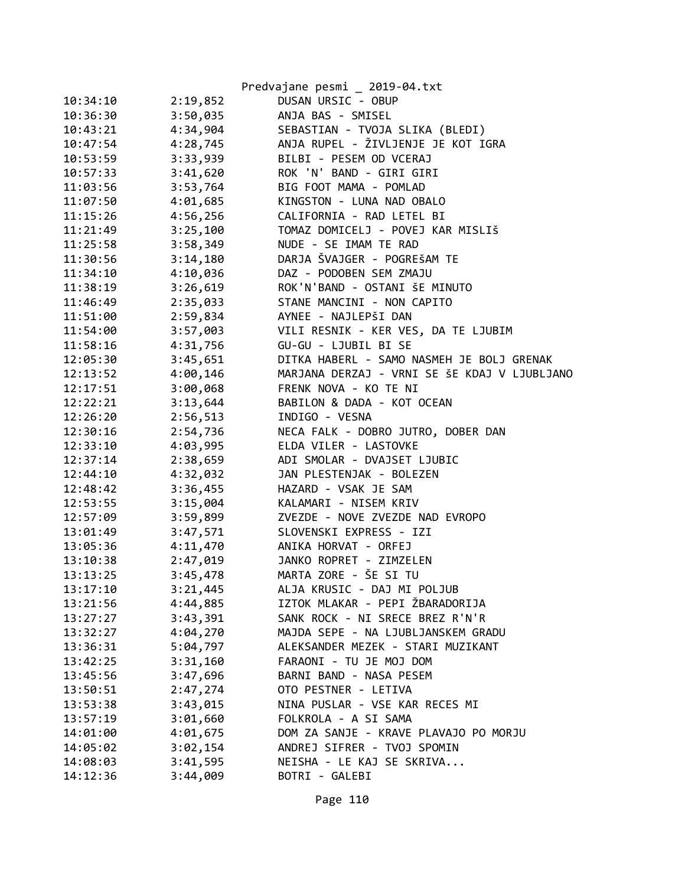Predvajane pesmi _ 2019-04.txt

```
10:34:10        2:19,852        DUSAN URSIC - OBUP
10:36:30        3:50,035        ANJA BAS - SMISEL
10:43:21        4:34,904        SEBASTIAN - TVOJA SLIKA (BLEDI)
10:47:54        4:28,745        ANJA RUPEL - ŽIVLJENJE JE KOT IGRA
10:53:59        3:33,939        BILBI - PESEM OD VCERAJ
10:57:33        3:41,620        ROK 'N' BAND - GIRI GIRI
11:03:56        3:53,764        BIG FOOT MAMA - POMLAD
11:07:50        4:01,685        KINGSTON - LUNA NAD OBALO
11:15:26        4:56,256        CALIFORNIA - RAD LETEL BI
11:21:49        3:25,100        TOMAZ DOMICELJ - POVEJ KAR MISLIš
11:25:58        3:58,349        NUDE - SE IMAM TE RAD
11:30:56        3:14,180        DARJA ŠVAJGER - POGREŠAM TE
11:34:10        4:10,036        DAZ - PODOBEN SEM ZMAJU
11:38:19        3:26,619        ROK'N'BAND - OSTANI ŠE MINUTO
11:46:49        2:35,033        STANE MANCINI - NON CAPITO
11:51:00        2:59,834        AYNEE - NAJLEPŠI DAN
11:54:00        3:57,003        VILI RESNIK - KER VES, DA TE LJUBIM
11:58:16        4:31,756        GU-GU - LJUBIL BI SE
12:05:30        3:45,651        DITKA HABERL - SAMO NASMEH JE BOLJ GRENAK
12:13:52        4:00,146        MARJANA DERZAJ - VRNI SE ŠE KDAJ V LJUBLJANO
12:17:51        3:00,068        FRENK NOVA - KO TE NI
12:22:21        3:13,644        BABILON & DADA - KOT OCEAN
12:26:20        2:56,513        INDIGO - VESNA
12:30:16        2:54,736        NECA FALK - DOBRO JUTRO, DOBER DAN
12:33:10        4:03,995        ELDA VILER - LASTOVKE
12:37:14        2:38,659        ADI SMOLAR - DVAJSET LJUBIC
12:44:10        4:32,032        JAN PLESTENJAK - BOLEZEN
12:48:42        3:36,455        HAZARD - VSAK JE SAM
12:53:55        3:15,004        KALAMARI - NISEM KRIV
12:57:09        3:59,899        ZVEZDE - NOVE ZVEZDE NAD EVROPO
13:01:49        3:47,571        SLOVENSKI EXPRESS - IZI
13:05:36        4:11,470        ANIKA HORVAT - ORFEJ
13:10:38        2:47,019        JANKO ROPRET - ZIMZELEN
13:13:25        3:45,478        MARTA ZORE - ŠE SI TU
13:17:10        3:21,445        ALJA KRUSIC - DAJ MI POLJUB
13:21:56        4:44,885        IZTOK MLAKAR - PEPI ŽBARADORIJA
13:27:27        3:43,391        SANK ROCK - NI SRECE BREZ R'N'R
13:32:27        4:04,270        MAJDA SEPE - NA LJUBLJANSKEM GRADU
13:36:31        5:04,797        ALEKSANDER MEZEK - STARI MUZIKANT
13:42:25        3:31,160        FARAONI - TU JE MOJ DOM
13:45:56        3:47,696        BARNI BAND - NASA PESEM
13:50:51        2:47,274        OTO PESTNER - LETIVA
13:53:38        3:43,015        NINA PUSLAR - VSE KAR RECES MI
13:57:19        3:01,660        FOLKROLA - A SI SAMA
14:01:00        4:01,675        DOM ZA SANJE - KRAVE PLAVAJO PO MORJU
14:05:02        3:02,154        ANDREJ SIFRER - TVOJ SPOMIN
14:08:03        3:41,595        NEISHA - LE KAJ SE SKRIVA...
14:12:36        3:44,009        BOTRI - GALEBI
```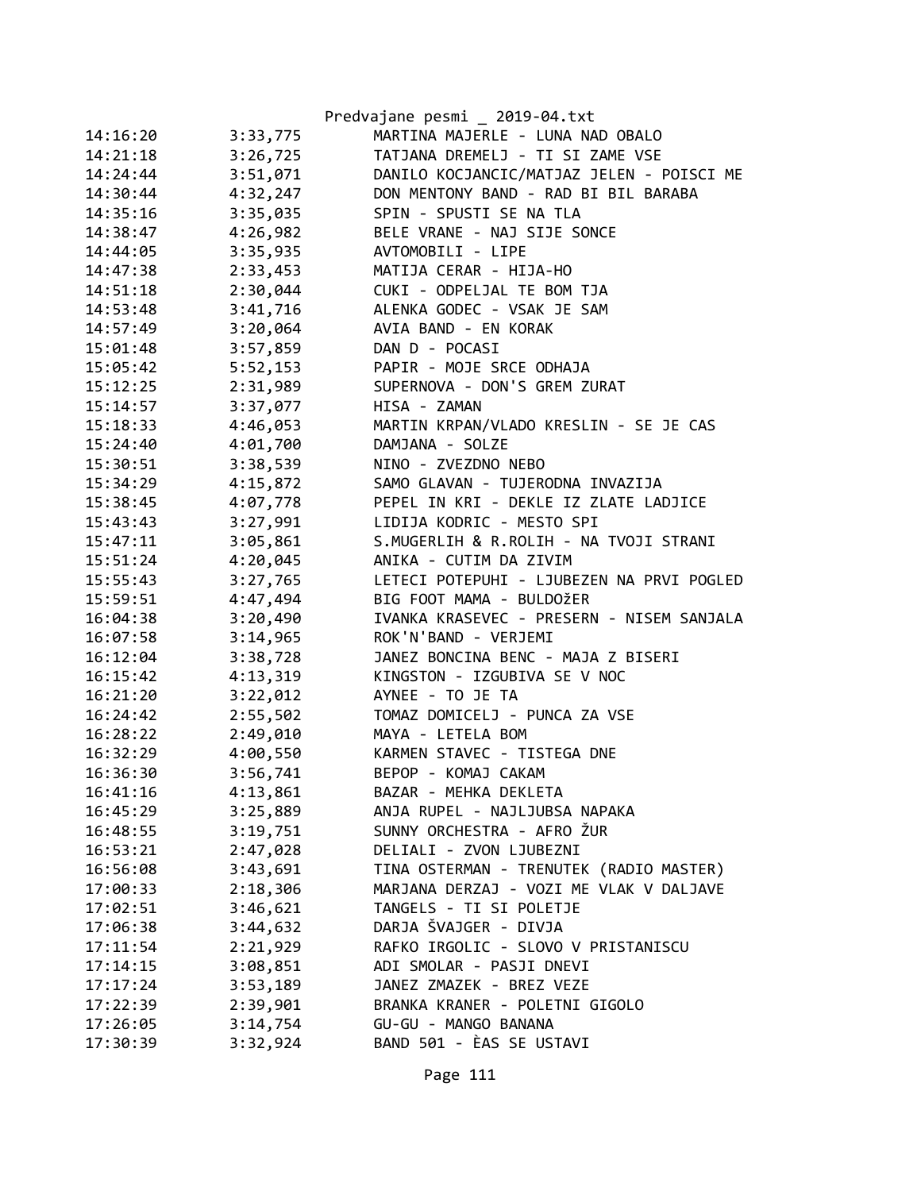| 14:16:20 | 3:33,775 | MARTINA MAJERLE - LUNA NAD OBALO |
|---|---|---|
| 14:21:18 | 3:26,725 | TATJANA DREMELJ - TI SI ZAME VSE |
| 14:24:44 | 3:51,071 | DANILO KOCJANCIC/MATJAZ JELEN - POISCI ME |
| 14:30:44 | 4:32,247 | DON MENTONY BAND - RAD BI BIL BARABA |
| 14:35:16 | 3:35,035 | SPIN - SPUSTI SE NA TLA |
| 14:38:47 | 4:26,982 | BELE VRANE - NAJ SIJE SONCE |
| 14:44:05 | 3:35,935 | AVTOMOBILI - LIPE |
| 14:47:38 | 2:33,453 | MATIJA CERAR - HIJA-HO |
| 14:51:18 | 2:30,044 | CUKI - ODPELJAL TE BOM TJA |
| 14:53:48 | 3:41,716 | ALENKA GODEC - VSAK JE SAM |
| 14:57:49 | 3:20,064 | AVIA BAND - EN KORAK |
| 15:01:48 | 3:57,859 | DAN D - POCASI |
| 15:05:42 | 5:52,153 | PAPIR - MOJE SRCE ODHAJA |
| 15:12:25 | 2:31,989 | SUPERNOVA - DON'S GREM ZURAT |
| 15:14:57 | 3:37,077 | HISA - ZAMAN |
| 15:18:33 | 4:46,053 | MARTIN KRPAN/VLADO KRESLIN - SE JE CAS |
| 15:24:40 | 4:01,700 | DAMJANA - SOLZE |
| 15:30:51 | 3:38,539 | NINO - ZVEZDNO NEBO |
| 15:34:29 | 4:15,872 | SAMO GLAVAN - TUJERODNA INVAZIJA |
| 15:38:45 | 4:07,778 | PEPEL IN KRI - DEKLE IZ ZLATE LADJICE |
| 15:43:43 | 3:27,991 | LIDIJA KODRIC - MESTO SPI |
| 15:47:11 | 3:05,861 | S.MUGERLIH & R.ROLIH - NA TVOJI STRANI |
| 15:51:24 | 4:20,045 | ANIKA - CUTIM DA ZIVIM |
| 15:55:43 | 3:27,765 | LETECI POTEPUHI - LJUBEZEN NA PRVI POGLED |
| 15:59:51 | 4:47,494 | BIG FOOT MAMA - BULDOžER |
| 16:04:38 | 3:20,490 | IVANKA KRASEVEC - PRESERN - NISEM SANJALA |
| 16:07:58 | 3:14,965 | ROK'N'BAND - VERJEMI |
| 16:12:04 | 3:38,728 | JANEZ BONCINA BENC - MAJA Z BISERI |
| 16:15:42 | 4:13,319 | KINGSTON - IZGUBIVA SE V NOC |
| 16:21:20 | 3:22,012 | AYNEE - TO JE TA |
| 16:24:42 | 2:55,502 | TOMAZ DOMICELJ - PUNCA ZA VSE |
| 16:28:22 | 2:49,010 | MAYA - LETELA BOM |
| 16:32:29 | 4:00,550 | KARMEN STAVEC - TISTEGA DNE |
| 16:36:30 | 3:56,741 | BEPOP - KOMAJ CAKAM |
| 16:41:16 | 4:13,861 | BAZAR - MEHKA DEKLETA |
| 16:45:29 | 3:25,889 | ANJA RUPEL - NAJLJUBSA NAPAKA |
| 16:48:55 | 3:19,751 | SUNNY ORCHESTRA - AFRO ŽUR |
| 16:53:21 | 2:47,028 | DELIALI - ZVON LJUBEZNI |
| 16:56:08 | 3:43,691 | TINA OSTERMAN - TRENUTEK (RADIO MASTER) |
| 17:00:33 | 2:18,306 | MARJANA DERZAJ - VOZI ME VLAK V DALJAVE |
| 17:02:51 | 3:46,621 | TANGELS - TI SI POLETJE |
| 17:06:38 | 3:44,632 | DARJA ŠVAJGER - DIVJA |
| 17:11:54 | 2:21,929 | RAFKO IRGOLIC - SLOVO V PRISTANISCU |
| 17:14:15 | 3:08,851 | ADI SMOLAR - PASJI DNEVI |
| 17:17:24 | 3:53,189 | JANEZ ZMAZEK - BREZ VEZE |
| 17:22:39 | 2:39,901 | BRANKA KRANER - POLETNI GIGOLO |
| 17:26:05 | 3:14,754 | GU-GU - MANGO BANANA |
| 17:30:39 | 3:32,924 | BAND 501 - ÈAS SE USTAVI |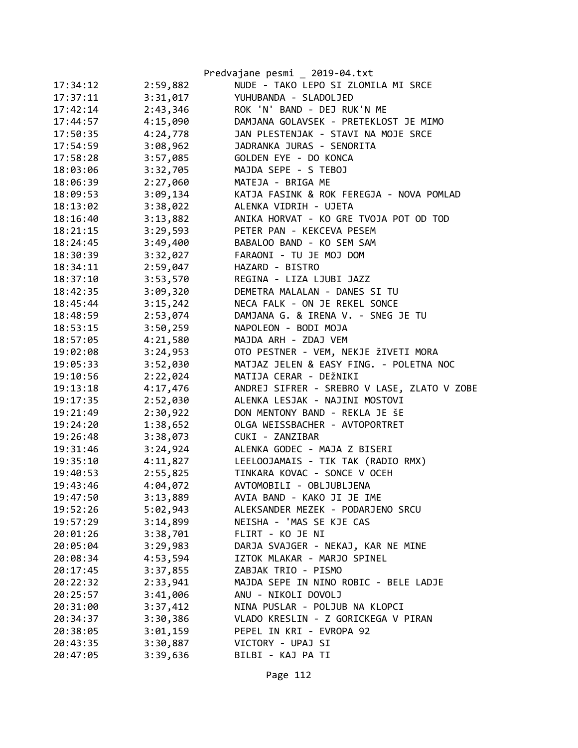| | | |
|---|---|---|
| 17:34:12 | 2:59,882 | NUDE - TAKO LEPO SI ZLOMILA MI SRCE |
| 17:37:11 | 3:31,017 | YUHUBANDA - SLADOLJED |
| 17:42:14 | 2:43,346 | ROK 'N' BAND - DEJ RUK'N ME |
| 17:44:57 | 4:15,090 | DAMJANA GOLAVSEK - PRETEKLOST JE MIMO |
| 17:50:35 | 4:24,778 | JAN PLESTENJAK - STAVI NA MOJE SRCE |
| 17:54:59 | 3:08,962 | JADRANKA JURAS - SENORITA |
| 17:58:28 | 3:57,085 | GOLDEN EYE - DO KONCA |
| 18:03:06 | 3:32,705 | MAJDA SEPE - S TEBOJ |
| 18:06:39 | 2:27,060 | MATEJA - BRIGA ME |
| 18:09:53 | 3:09,134 | KATJA FASINK & ROK FEREGJA - NOVA POMLAD |
| 18:13:02 | 3:38,022 | ALENKA VIDRIH - UJETA |
| 18:16:40 | 3:13,882 | ANIKA HORVAT - KO GRE TVOJA POT OD TOD |
| 18:21:15 | 3:29,593 | PETER PAN - KEKCEVA PESEM |
| 18:24:45 | 3:49,400 | BABALOO BAND - KO SEM SAM |
| 18:30:39 | 3:32,027 | FARAONI - TU JE MOJ DOM |
| 18:34:11 | 2:59,047 | HAZARD - BISTRO |
| 18:37:10 | 3:53,570 | REGINA - LIZA LJUBI JAZZ |
| 18:42:35 | 3:09,320 | DEMETRA MALALAN - DANES SI TU |
| 18:45:44 | 3:15,242 | NECA FALK - ON JE REKEL SONCE |
| 18:48:59 | 2:53,074 | DAMJANA G. & IRENA V. - SNEG JE TU |
| 18:53:15 | 3:50,259 | NAPOLEON - BODI MOJA |
| 18:57:05 | 4:21,580 | MAJDA ARH - ZDAJ VEM |
| 19:02:08 | 3:24,953 | OTO PESTNER - VEM, NEKJE žIVETI MORA |
| 19:05:33 | 3:52,030 | MATJAZ JELEN & EASY FING. - POLETNA NOC |
| 19:10:56 | 2:22,024 | MATIJA CERAR - DEžNIKI |
| 19:13:18 | 4:17,476 | ANDREJ SIFRER - SREBRO V LASE, ZLATO V ZOBE |
| 19:17:35 | 2:52,030 | ALENKA LESJAK - NAJINI MOSTOVI |
| 19:21:49 | 2:30,922 | DON MENTONY BAND - REKLA JE šE |
| 19:24:20 | 1:38,652 | OLGA WEISSBACHER - AVTOPORTRET |
| 19:26:48 | 3:38,073 | CUKI - ZANZIBAR |
| 19:31:46 | 3:24,924 | ALENKA GODEC - MAJA Z BISERI |
| 19:35:10 | 4:11,827 | LEELOOJAMAIS - TIK TAK (RADIO RMX) |
| 19:40:53 | 2:55,825 | TINKARA KOVAC - SONCE V OCEH |
| 19:43:46 | 4:04,072 | AVTOMOBILI - OBLJUBLJENA |
| 19:47:50 | 3:13,889 | AVIA BAND - KAKO JI JE IME |
| 19:52:26 | 5:02,943 | ALEKSANDER MEZEK - PODARJENO SRCU |
| 19:57:29 | 3:14,899 | NEISHA - 'MAS SE KJE CAS |
| 20:01:26 | 3:38,701 | FLIRT - KO JE NI |
| 20:05:04 | 3:29,983 | DARJA SVAJGER - NEKAJ, KAR NE MINE |
| 20:08:34 | 4:53,594 | IZTOK MLAKAR - MARJO SPINEL |
| 20:17:45 | 3:37,855 | ZABJAK TRIO - PISMO |
| 20:22:32 | 2:33,941 | MAJDA SEPE IN NINO ROBIC - BELE LADJE |
| 20:25:57 | 3:41,006 | ANU - NIKOLI DOVOLJ |
| 20:31:00 | 3:37,412 | NINA PUSLAR - POLJUB NA KLOPCI |
| 20:34:37 | 3:30,386 | VLADO KRESLIN - Z GORICKEGA V PIRAN |
| 20:38:05 | 3:01,159 | PEPEL IN KRI - EVROPA 92 |
| 20:43:35 | 3:30,887 | VICTORY - UPAJ SI |
| 20:47:05 | 3:39,636 | BILBI - KAJ PA TI |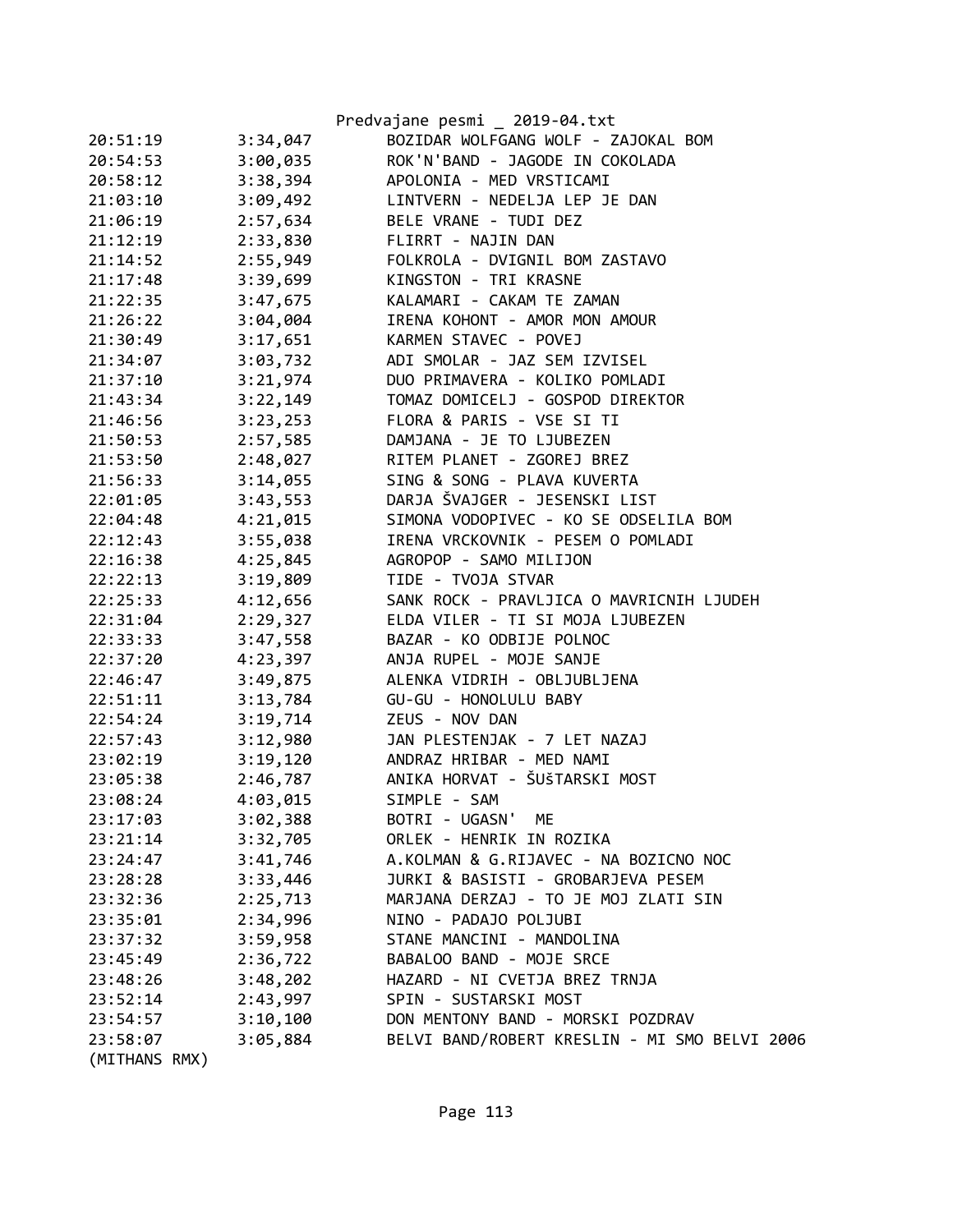| | | |
|---|---|---|
| 20:51:19 | 3:34,047 | BOZIDAR WOLFGANG WOLF - ZAJOKAL BOM |
| 20:54:53 | 3:00,035 | ROK'N'BAND - JAGODE IN COKOLADA |
| 20:58:12 | 3:38,394 | APOLONIA - MED VRSTICAMI |
| 21:03:10 | 3:09,492 | LINTVERN - NEDELJA LEP JE DAN |
| 21:06:19 | 2:57,634 | BELE VRANE - TUDI DEZ |
| 21:12:19 | 2:33,830 | FLIRRT - NAJIN DAN |
| 21:14:52 | 2:55,949 | FOLKROLA - DVIGNIL BOM ZASTAVO |
| 21:17:48 | 3:39,699 | KINGSTON - TRI KRASNE |
| 21:22:35 | 3:47,675 | KALAMARI - CAKAM TE ZAMAN |
| 21:26:22 | 3:04,004 | IRENA KOHONT - AMOR MON AMOUR |
| 21:30:49 | 3:17,651 | KARMEN STAVEC - POVEJ |
| 21:34:07 | 3:03,732 | ADI SMOLAR - JAZ SEM IZVISEL |
| 21:37:10 | 3:21,974 | DUO PRIMAVERA - KOLIKO POMLADI |
| 21:43:34 | 3:22,149 | TOMAZ DOMICELJ - GOSPOD DIREKTOR |
| 21:46:56 | 3:23,253 | FLORA & PARIS - VSE SI TI |
| 21:50:53 | 2:57,585 | DAMJANA - JE TO LJUBEZEN |
| 21:53:50 | 2:48,027 | RITEM PLANET - ZGOREJ BREZ |
| 21:56:33 | 3:14,055 | SING & SONG - PLAVA KUVERTA |
| 22:01:05 | 3:43,553 | DARJA ŠVAJGER - JESENSKI LIST |
| 22:04:48 | 4:21,015 | SIMONA VODOPIVEC - KO SE ODSELILA BOM |
| 22:12:43 | 3:55,038 | IRENA VRCKOVNIK - PESEM O POMLADI |
| 22:16:38 | 4:25,845 | AGROPOP - SAMO MILIJON |
| 22:22:13 | 3:19,809 | TIDE - TVOJA STVAR |
| 22:25:33 | 4:12,656 | SANK ROCK - PRAVLJICA O MAVRICNIH LJUDEH |
| 22:31:04 | 2:29,327 | ELDA VILER - TI SI MOJA LJUBEZEN |
| 22:33:33 | 3:47,558 | BAZAR - KO ODBIJE POLNOC |
| 22:37:20 | 4:23,397 | ANJA RUPEL - MOJE SANJE |
| 22:46:47 | 3:49,875 | ALENKA VIDRIH - OBLJUBLJENA |
| 22:51:11 | 3:13,784 | GU-GU - HONOLULU BABY |
| 22:54:24 | 3:19,714 | ZEUS - NOV DAN |
| 22:57:43 | 3:12,980 | JAN PLESTENJAK - 7 LET NAZAJ |
| 23:02:19 | 3:19,120 | ANDRAZ HRIBAR - MED NAMI |
| 23:05:38 | 2:46,787 | ANIKA HORVAT - ŠUŠTARSKI MOST |
| 23:08:24 | 4:03,015 | SIMPLE - SAM |
| 23:17:03 | 3:02,388 | BOTRI - UGASN' ME |
| 23:21:14 | 3:32,705 | ORLEK - HENRIK IN ROZIKA |
| 23:24:47 | 3:41,746 | A.KOLMAN & G.RIJAVEC - NA BOZICNO NOC |
| 23:28:28 | 3:33,446 | JURKI & BASISTI - GROBARJEVA PESEM |
| 23:32:36 | 2:25,713 | MARJANA DERZAJ - TO JE MOJ ZLATI SIN |
| 23:35:01 | 2:34,996 | NINO - PADAJO POLJUBI |
| 23:37:32 | 3:59,958 | STANE MANCINI - MANDOLINA |
| 23:45:49 | 2:36,722 | BABALOO BAND - MOJE SRCE |
| 23:48:26 | 3:48,202 | HAZARD - NI CVETJA BREZ TRNJA |
| 23:52:14 | 2:43,997 | SPIN - SUSTARSKI MOST |
| 23:54:57 | 3:10,100 | DON MENTONY BAND - MORSKI POZDRAV |
| 23:58:07 | 3:05,884 | BELVI BAND/ROBERT KRESLIN - MI SMO BELVI 2006 (MITHANS RMX) |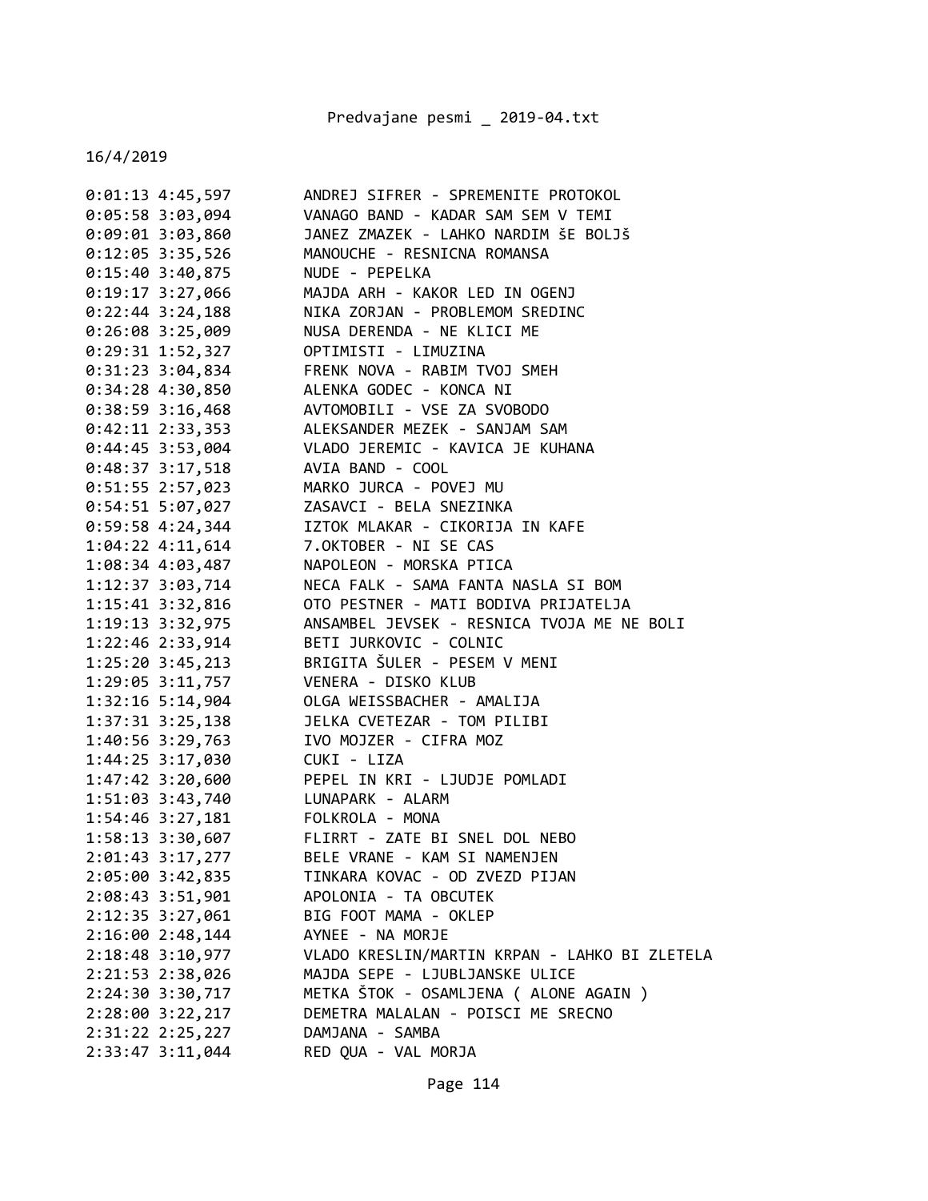16/4/2019

```
0:01:13 4:45,597        ANDREJ SIFRER - SPREMENITE PROTOKOL
0:05:58 3:03,094        VANAGO BAND - KADAR SAM SEM V TEMI
0:09:01 3:03,860        JANEZ ZMAZEK - LAHKO NARDIM šE BOLJš
0:12:05 3:35,526        MANOUCHE - RESNICNA ROMANSA
0:15:40 3:40,875        NUDE - PEPELKA
0:19:17 3:27,066        MAJDA ARH - KAKOR LED IN OGENJ
0:22:44 3:24,188        NIKA ZORJAN - PROBLEMOM SREDINC
0:26:08 3:25,009        NUSA DERENDA - NE KLICI ME
0:29:31 1:52,327        OPTIMISTI - LIMUZINA
0:31:23 3:04,834        FRENK NOVA - RABIM TVOJ SMEH
0:34:28 4:30,850        ALENKA GODEC - KONCA NI
0:38:59 3:16,468        AVTOMOBILI - VSE ZA SVOBODO
0:42:11 2:33,353        ALEKSANDER MEZEK - SANJAM SAM
0:44:45 3:53,004        VLADO JEREMIC - KAVICA JE KUHANA
0:48:37 3:17,518        AVIA BAND - COOL
0:51:55 2:57,023        MARKO JURCA - POVEJ MU
0:54:51 5:07,027        ZASAVCI - BELA SNEZINKA
0:59:58 4:24,344        IZTOK MLAKAR - CIKORIJA IN KAFE
1:04:22 4:11,614        7.OKTOBER - NI SE CAS
1:08:34 4:03,487        NAPOLEON - MORSKA PTICA
1:12:37 3:03,714        NECA FALK - SAMA FANTA NASLA SI BOM
1:15:41 3:32,816        OTO PESTNER - MATI BODIVA PRIJATELJA
1:19:13 3:32,975        ANSAMBEL JEVSEK - RESNICA TVOJA ME NE BOLI
1:22:46 2:33,914        BETI JURKOVIC - COLNIC
1:25:20 3:45,213        BRIGITA ŠULER - PESEM V MENI
1:29:05 3:11,757        VENERA - DISKO KLUB
1:32:16 5:14,904        OLGA WEISSBACHER - AMALIJA
1:37:31 3:25,138        JELKA CVETEZAR - TOM PILIBI
1:40:56 3:29,763        IVO MOJZER - CIFRA MOZ
1:44:25 3:17,030        CUKI - LIZA
1:47:42 3:20,600        PEPEL IN KRI - LJUDJE POMLADI
1:51:03 3:43,740        LUNAPARK - ALARM
1:54:46 3:27,181        FOLKROLA - MONA
1:58:13 3:30,607        FLIRRT - ZATE BI SNEL DOL NEBO
2:01:43 3:17,277        BELE VRANE - KAM SI NAMENJEN
2:05:00 3:42,835        TINKARA KOVAC - OD ZVEZD PIJAN
2:08:43 3:51,901        APOLONIA - TA OBCUTEK
2:12:35 3:27,061        BIG FOOT MAMA - OKLEP
2:16:00 2:48,144        AYNEE - NA MORJE
2:18:48 3:10,977        VLADO KRESLIN/MARTIN KRPAN - LAHKO BI ZLETELA
2:21:53 2:38,026        MAJDA SEPE - LJUBLJANSKE ULICE
2:24:30 3:30,717        METKA ŠTOK - OSAMLJENA ( ALONE AGAIN )
2:28:00 3:22,217        DEMETRA MALALAN - POISCI ME SRECNO
2:31:22 2:25,227        DAMJANA - SAMBA
2:33:47 3:11,044        RED QUA - VAL MORJA
```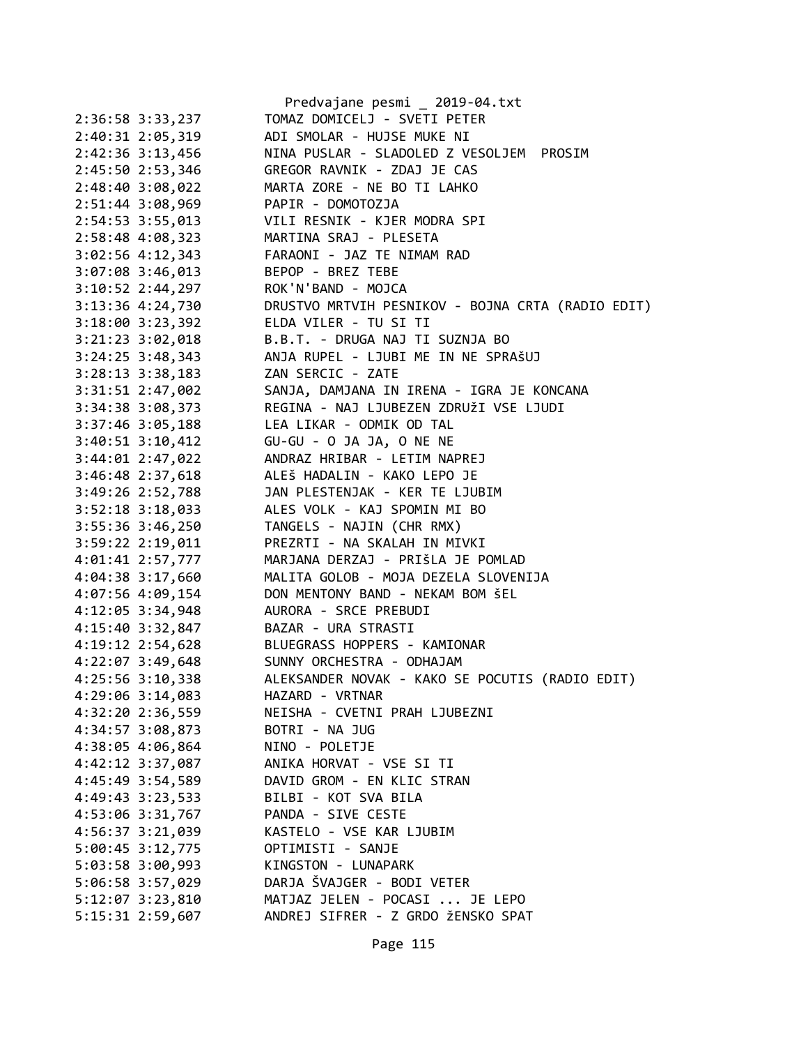```
2:36:58 3:33,237        TOMAZ DOMICELJ - SVETI PETER
2:40:31 2:05,319        ADI SMOLAR - HUJSE MUKE NI
2:42:36 3:13,456        NINA PUSLAR - SLADOLED Z VESOLJEM  PROSIM
2:45:50 2:53,346        GREGOR RAVNIK - ZDAJ JE CAS
2:48:40 3:08,022        MARTA ZORE - NE BO TI LAHKO
2:51:44 3:08,969        PAPIR - DOMOTOZJA
2:54:53 3:55,013        VILI RESNIK - KJER MODRA SPI
2:58:48 4:08,323        MARTINA SRAJ - PLESETA
3:02:56 4:12,343        FARAONI - JAZ TE NIMAM RAD
3:07:08 3:46,013        BEPOP - BREZ TEBE
3:10:52 2:44,297        ROK'N'BAND - MOJCA
3:13:36 4:24,730        DRUSTVO MRTVIH PESNIKOV - BOJNA CRTA (RADIO EDIT)
3:18:00 3:23,392        ELDA VILER - TU SI TI
3:21:23 3:02,018        B.B.T. - DRUGA NAJ TI SUZNJA BO
3:24:25 3:48,343        ANJA RUPEL - LJUBI ME IN NE SPRAšUJ
3:28:13 3:38,183        ZAN SERCIC - ZATE
3:31:51 2:47,002        SANJA, DAMJANA IN IRENA - IGRA JE KONCANA
3:34:38 3:08,373        REGINA - NAJ LJUBEZEN ZDRUžI VSE LJUDI
3:37:46 3:05,188        LEA LIKAR - ODMIK OD TAL
3:40:51 3:10,412        GU-GU - O JA JA, O NE NE
3:44:01 2:47,022        ANDRAZ HRIBAR - LETIM NAPREJ
3:46:48 2:37,618        ALEš HADALIN - KAKO LEPO JE
3:49:26 2:52,788        JAN PLESTENJAK - KER TE LJUBIM
3:52:18 3:18,033        ALES VOLK - KAJ SPOMIN MI BO
3:55:36 3:46,250        TANGELS - NAJIN (CHR RMX)
3:59:22 2:19,011        PREZRTI - NA SKALAH IN MIVKI
4:01:41 2:57,777        MARJANA DERZAJ - PRIšLA JE POMLAD
4:04:38 3:17,660        MALITA GOLOB - MOJA DEZELA SLOVENIJA
4:07:56 4:09,154        DON MENTONY BAND - NEKAM BOM šEL
4:12:05 3:34,948        AURORA - SRCE PREBUDI
4:15:40 3:32,847        BAZAR - URA STRASTI
4:19:12 2:54,628        BLUEGRASS HOPPERS - KAMIONAR
4:22:07 3:49,648        SUNNY ORCHESTRA - ODHAJAM
4:25:56 3:10,338        ALEKSANDER NOVAK - KAKO SE POCUTIS (RADIO EDIT)
4:29:06 3:14,083        HAZARD - VRTNAR
4:32:20 2:36,559        NEISHA - CVETNI PRAH LJUBEZNI
4:34:57 3:08,873        BOTRI - NA JUG
4:38:05 4:06,864        NINO - POLETJE
4:42:12 3:37,087        ANIKA HORVAT - VSE SI TI
4:45:49 3:54,589        DAVID GROM - EN KLIC STRAN
4:49:43 3:23,533        BILBI - KOT SVA BILA
4:53:06 3:31,767        PANDA - SIVE CESTE
4:56:37 3:21,039        KASTELO - VSE KAR LJUBIM
5:00:45 3:12,775        OPTIMISTI - SANJE
5:03:58 3:00,993        KINGSTON - LUNAPARK
5:06:58 3:57,029        DARJA ŠVAJGER - BODI VETER
5:12:07 3:23,810        MATJAZ JELEN - POCASI ... JE LEPO
5:15:31 2:59,607        ANDREJ SIFRER - Z GRDO žENSKO SPAT
```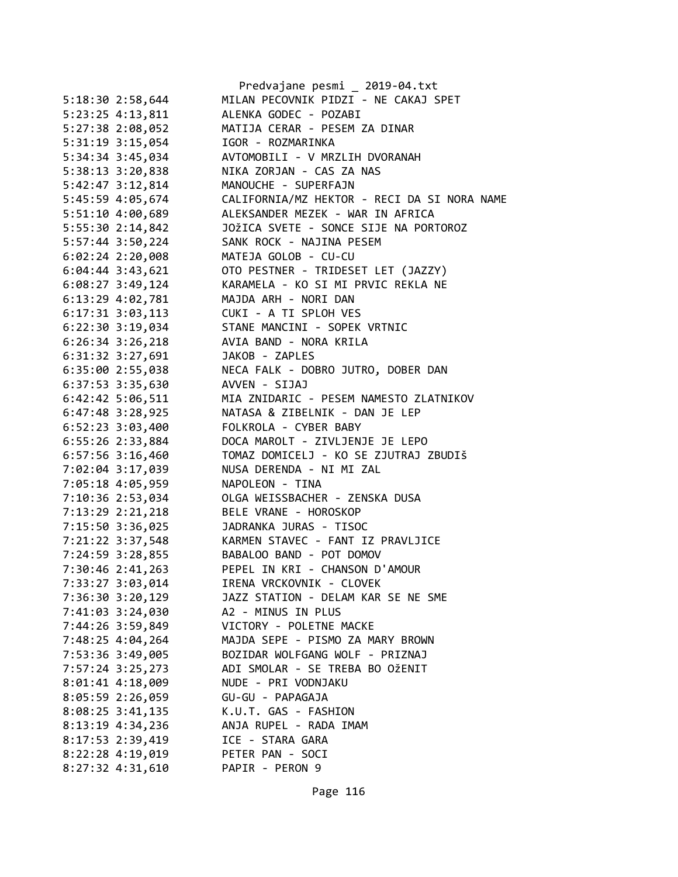```
5:18:30 2:58,644        MILAN PECOVNIK PIDZI - NE CAKAJ SPET
5:23:25 4:13,811        ALENKA GODEC - POZABI
5:27:38 2:08,052        MATIJA CERAR - PESEM ZA DINAR
5:31:19 3:15,054        IGOR - ROZMARINKA
5:34:34 3:45,034        AVTOMOBILI - V MRZLIH DVORANAH
5:38:13 3:20,838        NIKA ZORJAN - CAS ZA NAS
5:42:47 3:12,814        MANOUCHE - SUPERFAJN
5:45:59 4:05,674        CALIFORNIA/MZ HEKTOR - RECI DA SI NORA NAME
5:51:10 4:00,689        ALEKSANDER MEZEK - WAR IN AFRICA
5:55:30 2:14,842        JOžICA SVETE - SONCE SIJE NA PORTOROZ
5:57:44 3:50,224        SANK ROCK - NAJINA PESEM
6:02:24 2:20,008        MATEJA GOLOB - CU-CU
6:04:44 3:43,621        OTO PESTNER - TRIDESET LET (JAZZY)
6:08:27 3:49,124        KARAMELA - KO SI MI PRVIC REKLA NE
6:13:29 4:02,781        MAJDA ARH - NORI DAN
6:17:31 3:03,113        CUKI - A TI SPLOH VES
6:22:30 3:19,034        STANE MANCINI - SOPEK VRTNIC
6:26:34 3:26,218        AVIA BAND - NORA KRILA
6:31:32 3:27,691        JAKOB - ZAPLES
6:35:00 2:55,038        NECA FALK - DOBRO JUTRO, DOBER DAN
6:37:53 3:35,630        AVVEN - SIJAJ
6:42:42 5:06,511        MIA ZNIDARIC - PESEM NAMESTO ZLATNIKOV
6:47:48 3:28,925        NATASA & ZIBELNIK - DAN JE LEP
6:52:23 3:03,400        FOLKROLA - CYBER BABY
6:55:26 2:33,884        DOCA MAROLT - ZIVLJENJE JE LEPO
6:57:56 3:16,460        TOMAZ DOMICELJ - KO SE ZJUTRAJ ZBUDIš
7:02:04 3:17,039        NUSA DERENDA - NI MI ZAL
7:05:18 4:05,959        NAPOLEON - TINA
7:10:36 2:53,034        OLGA WEISSBACHER - ZENSKA DUSA
7:13:29 2:21,218        BELE VRANE - HOROSKOP
7:15:50 3:36,025        JADRANKA JURAS - TISOC
7:21:22 3:37,548        KARMEN STAVEC - FANT IZ PRAVLJICE
7:24:59 3:28,855        BABALOO BAND - POT DOMOV
7:30:46 2:41,263        PEPEL IN KRI - CHANSON D'AMOUR
7:33:27 3:03,014        IRENA VRCKOVNIK - CLOVEK
7:36:30 3:20,129        JAZZ STATION - DELAM KAR SE NE SME
7:41:03 3:24,030        A2 - MINUS IN PLUS
7:44:26 3:59,849        VICTORY - POLETNE MACKE
7:48:25 4:04,264        MAJDA SEPE - PISMO ZA MARY BROWN
7:53:36 3:49,005        BOZIDAR WOLFGANG WOLF - PRIZNAJ
7:57:24 3:25,273        ADI SMOLAR - SE TREBA BO OžENIT
8:01:41 4:18,009        NUDE - PRI VODNJAKU
8:05:59 2:26,059        GU-GU - PAPAGAJA
8:08:25 3:41,135        K.U.T. GAS - FASHION
8:13:19 4:34,236        ANJA RUPEL - RADA IMAM
8:17:53 2:39,419        ICE - STARA GARA
8:22:28 4:19,019        PETER PAN - SOCI
8:27:32 4:31,610        PAPIR - PERON 9
```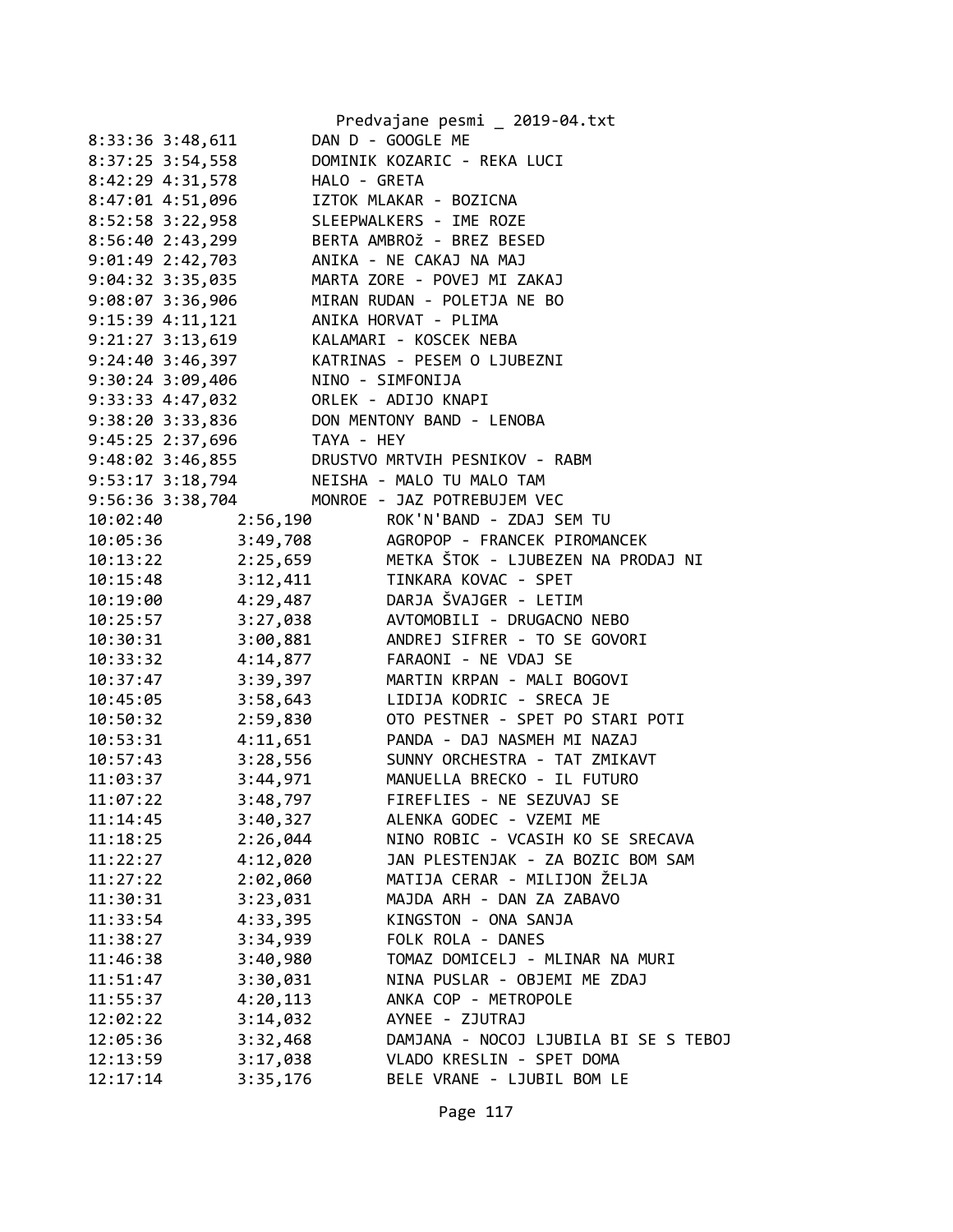```
8:33:36 3:48,611        DAN D - GOOGLE ME
8:37:25 3:54,558        DOMINIK KOZARIC - REKA LUCI
8:42:29 4:31,578        HALO - GRETA
8:47:01 4:51,096        IZTOK MLAKAR - BOZICNA
8:52:58 3:22,958        SLEEPWALKERS - IME ROZE
8:56:40 2:43,299        BERTA AMBROž - BREZ BESED
9:01:49 2:42,703        ANIKA - NE CAKAJ NA MAJ
9:04:32 3:35,035        MARTA ZORE - POVEJ MI ZAKAJ
9:08:07 3:36,906        MIRAN RUDAN - POLETJA NE BO
9:15:39 4:11,121        ANIKA HORVAT - PLIMA
9:21:27 3:13,619        KALAMARI - KOSCEK NEBA
9:24:40 3:46,397        KATRINAS - PESEM O LJUBEZNI
9:30:24 3:09,406        NINO - SIMFONIJA
9:33:33 4:47,032        ORLEK - ADIJO KNAPI
9:38:20 3:33,836        DON MENTONY BAND - LENOBA
9:45:25 2:37,696        TAYA - HEY
9:48:02 3:46,855        DRUSTVO MRTVIH PESNIKOV - RABM
9:53:17 3:18,794        NEISHA - MALO TU MALO TAM
9:56:36 3:38,704        MONROE - JAZ POTREBUJEM VEC
10:02:40        2:56,190        ROK'N'BAND - ZDAJ SEM TU
10:05:36        3:49,708        AGROPOP - FRANCEK PIROMANCEK
10:13:22        2:25,659        METKA ŠTOK - LJUBEZEN NA PRODAJ NI
10:15:48        3:12,411        TINKARA KOVAC - SPET
10:19:00        4:29,487        DARJA ŠVAJGER - LETIM
10:25:57        3:27,038        AVTOMOBILI - DRUGACNO NEBO
10:30:31        3:00,881        ANDREJ SIFRER - TO SE GOVORI
10:33:32        4:14,877        FARAONI - NE VDAJ SE
10:37:47        3:39,397        MARTIN KRPAN - MALI BOGOVI
10:45:05        3:58,643        LIDIJA KODRIC - SRECA JE
10:50:32        2:59,830        OTO PESTNER - SPET PO STARI POTI
10:53:31        4:11,651        PANDA - DAJ NASMEH MI NAZAJ
10:57:43        3:28,556        SUNNY ORCHESTRA - TAT ZMIKAVT
11:03:37        3:44,971        MANUELLA BRECKO - IL FUTURO
11:07:22        3:48,797        FIREFLIES - NE SEZUVAJ SE
11:14:45        3:40,327        ALENKA GODEC - VZEMI ME
11:18:25        2:26,044        NINO ROBIC - VCASIH KO SE SRECAVA
11:22:27        4:12,020        JAN PLESTENJAK - ZA BOZIC BOM SAM
11:27:22        2:02,060        MATIJA CERAR - MILIJON ŽELJA
11:30:31        3:23,031        MAJDA ARH - DAN ZA ZABAVO
11:33:54        4:33,395        KINGSTON - ONA SANJA
11:38:27        3:34,939        FOLK ROLA - DANES
11:46:38        3:40,980        TOMAZ DOMICELJ - MLINAR NA MURI
11:51:47        3:30,031        NINA PUSLAR - OBJEMI ME ZDAJ
11:55:37        4:20,113        ANKA COP - METROPOLE
12:02:22        3:14,032        AYNEE - ZJUTRAJ
12:05:36        3:32,468        DAMJANA - NOCOJ LJUBILA BI SE S TEBOJ
12:13:59        3:17,038        VLADO KRESLIN - SPET DOMA
12:17:14        3:35,176        BELE VRANE - LJUBIL BOM LE
```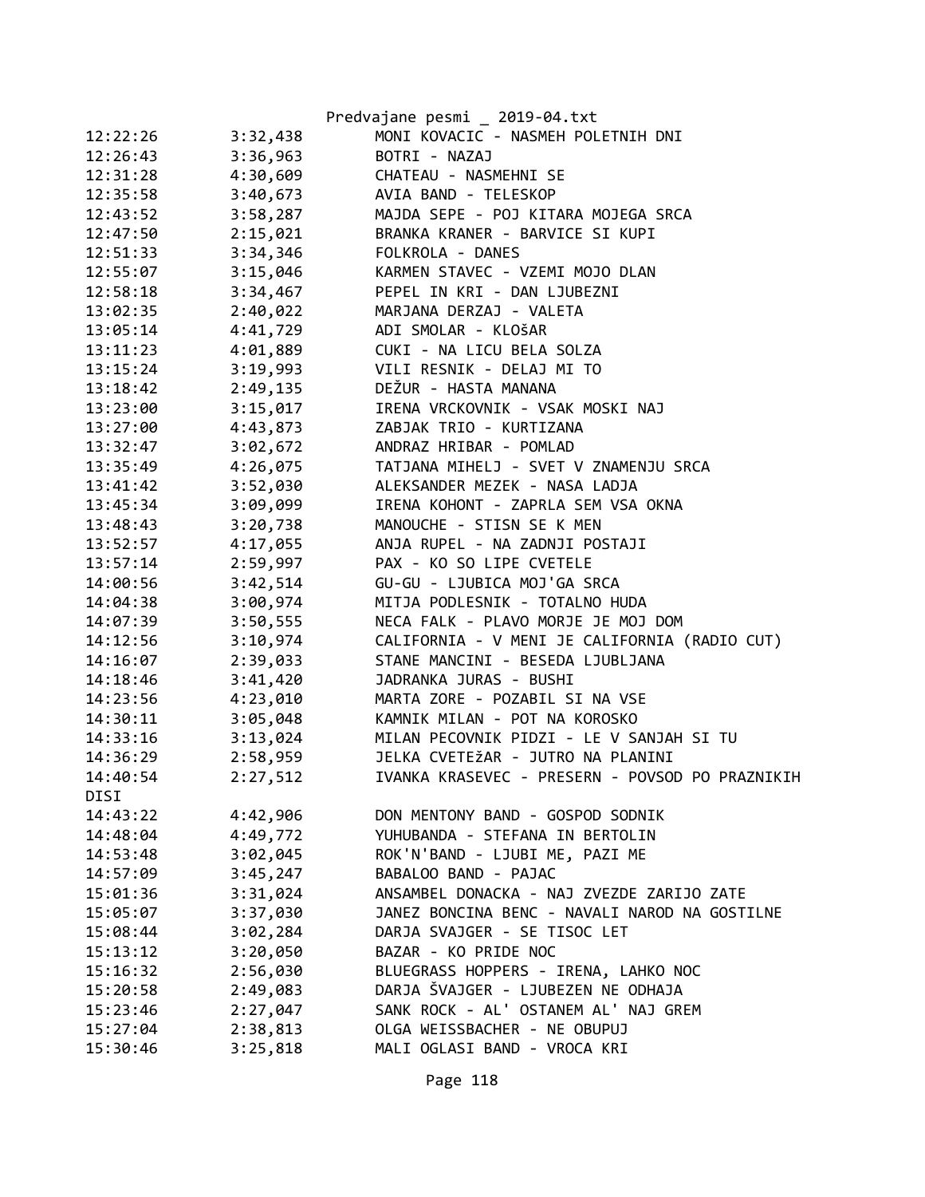```
12:22:26        3:32,438        MONI KOVACIC - NASMEH POLETNIH DNI
12:26:43        3:36,963        BOTRI - NAZAJ
12:31:28        4:30,609        CHATEAU - NASMEHNI SE
12:35:58        3:40,673        AVIA BAND - TELESKOP
12:43:52        3:58,287        MAJDA SEPE - POJ KITARA MOJEGA SRCA
12:47:50        2:15,021        BRANKA KRANER - BARVICE SI KUPI
12:51:33        3:34,346        FOLKROLA - DANES
12:55:07        3:15,046        KARMEN STAVEC - VZEMI MOJO DLAN
12:58:18        3:34,467        PEPEL IN KRI - DAN LJUBEZNI
13:02:35        2:40,022        MARJANA DERZAJ - VALETA
13:05:14        4:41,729        ADI SMOLAR - KLOšAR
13:11:23        4:01,889        CUKI - NA LICU BELA SOLZA
13:15:24        3:19,993        VILI RESNIK - DELAJ MI TO
13:18:42        2:49,135        DEŽUR - HASTA MANANA
13:23:00        3:15,017        IRENA VRCKOVNIK - VSAK MOSKI NAJ
13:27:00        4:43,873        ZABJAK TRIO - KURTIZANA
13:32:47        3:02,672        ANDRAZ HRIBAR - POMLAD
13:35:49        4:26,075        TATJANA MIHELJ - SVET V ZNAMENJU SRCA
13:41:42        3:52,030        ALEKSANDER MEZEK - NASA LADJA
13:45:34        3:09,099        IRENA KOHONT - ZAPRLA SEM VSA OKNA
13:48:43        3:20,738        MANOUCHE - STISN SE K MEN
13:52:57        4:17,055        ANJA RUPEL - NA ZADNJI POSTAJI
13:57:14        2:59,997        PAX - KO SO LIPE CVETELE
14:00:56        3:42,514        GU-GU - LJUBICA MOJ'GA SRCA
14:04:38        3:00,974        MITJA PODLESNIK - TOTALNO HUDA
14:07:39        3:50,555        NECA FALK - PLAVO MORJE JE MOJ DOM
14:12:56        3:10,974        CALIFORNIA - V MENI JE CALIFORNIA (RADIO CUT)
14:16:07        2:39,033        STANE MANCINI - BESEDA LJUBLJANA
14:18:46        3:41,420        JADRANKA JURAS - BUSHI
14:23:56        4:23,010        MARTA ZORE - POZABIL SI NA VSE
14:30:11        3:05,048        KAMNIK MILAN - POT NA KOROSKO
14:33:16        3:13,024        MILAN PECOVNIK PIDZI - LE V SANJAH SI TU
14:36:29        2:58,959        JELKA CVETEžAR - JUTRO NA PLANINI
14:40:54        2:27,512        IVANKA KRASEVEC - PRESERN - POVSOD PO PRAZNIKIH
DISI
14:43:22        4:42,906        DON MENTONY BAND - GOSPOD SODNIK
14:48:04        4:49,772        YUHUBANDA - STEFANA IN BERTOLIN
14:53:48        3:02,045        ROK'N'BAND - LJUBI ME, PAZI ME
14:57:09        3:45,247        BABALOO BAND - PAJAC
15:01:36        3:31,024        ANSAMBEL DONACKA - NAJ ZVEZDE ZARIJO ZATE
15:05:07        3:37,030        JANEZ BONCINA BENC - NAVALI NAROD NA GOSTILNE
15:08:44        3:02,284        DARJA SVAJGER - SE TISOC LET
15:13:12        3:20,050        BAZAR - KO PRIDE NOC
15:16:32        2:56,030        BLUEGRASS HOPPERS - IRENA, LAHKO NOC
15:20:58        2:49,083        DARJA ŠVAJGER - LJUBEZEN NE ODHAJA
15:23:46        2:27,047        SANK ROCK - AL' OSTANEM AL' NAJ GREM
15:27:04        2:38,813        OLGA WEISSBACHER - NE OBUPUJ
15:30:46        3:25,818        MALI OGLASI BAND - VROCA KRI
```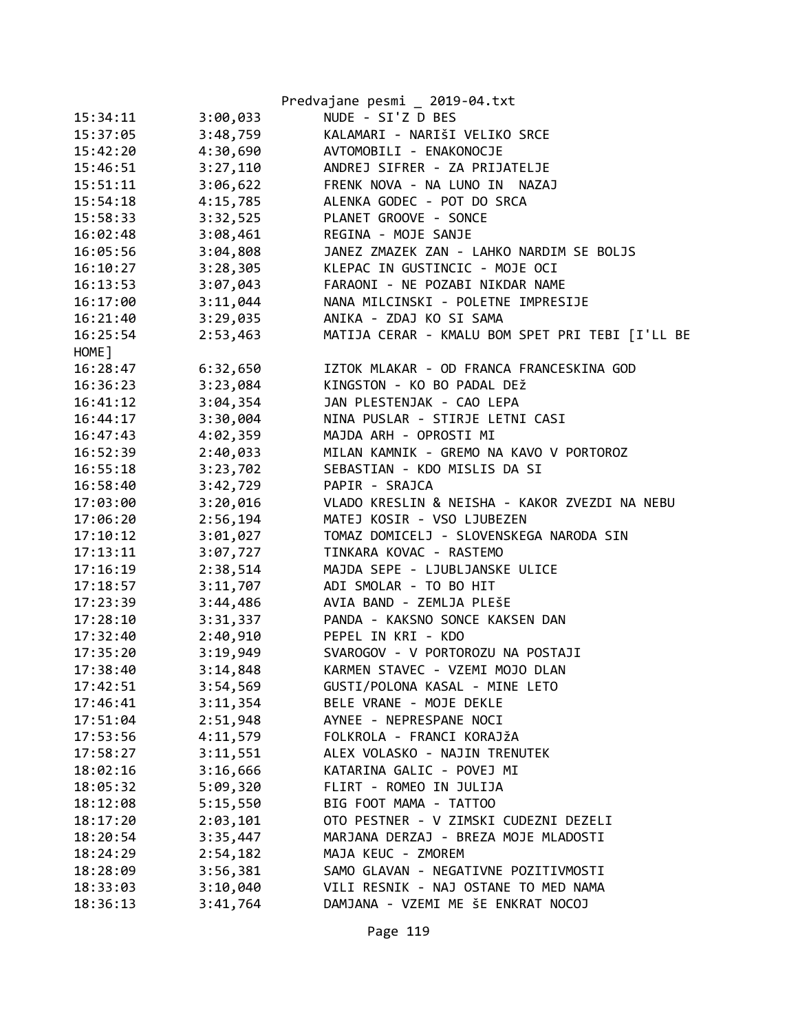```
15:34:11        3:00,033        NUDE - SI'Z D BES
15:37:05        3:48,759        KALAMARI - NARIŠI VELIKO SRCE
15:42:20        4:30,690        AVTOMOBILI - ENAKONOCJE
15:46:51        3:27,110        ANDREJ SIFRER - ZA PRIJATELJE
15:51:11        3:06,622        FRENK NOVA - NA LUNO IN  NAZAJ
15:54:18        4:15,785        ALENKA GODEC - POT DO SRCA
15:58:33        3:32,525        PLANET GROOVE - SONCE
16:02:48        3:08,461        REGINA - MOJE SANJE
16:05:56        3:04,808        JANEZ ZMAZEK ZAN - LAHKO NARDIM SE BOLJS
16:10:27        3:28,305        KLEPAC IN GUSTINCIC - MOJE OCI
16:13:53        3:07,043        FARAONI - NE POZABI NIKDAR NAME
16:17:00        3:11,044        NANA MILCINSKI - POLETNE IMPRESIJE
16:21:40        3:29,035        ANIKA - ZDAJ KO SI SAMA
16:25:54        2:53,463        MATIJA CERAR - KMALU BOM SPET PRI TEBI [I'LL BE
HOME]
16:28:47        6:32,650        IZTOK MLAKAR - OD FRANCA FRANCESKINA GOD
16:36:23        3:23,084        KINGSTON - KO BO PADAL DEŽ
16:41:12        3:04,354        JAN PLESTENJAK - CAO LEPA
16:44:17        3:30,004        NINA PUSLAR - STIRJE LETNI CASI
16:47:43        4:02,359        MAJDA ARH - OPROSTI MI
16:52:39        2:40,033        MILAN KAMNIK - GREMO NA KAVO V PORTOROZ
16:55:18        3:23,702        SEBASTIAN - KDO MISLIS DA SI
16:58:40        3:42,729        PAPIR - SRAJCA
17:03:00        3:20,016        VLADO KRESLIN & NEISHA - KAKOR ZVEZDI NA NEBU
17:06:20        2:56,194        MATEJ KOSIR - VSO LJUBEZEN
17:10:12        3:01,027        TOMAZ DOMICELJ - SLOVENSKEGA NARODA SIN
17:13:11        3:07,727        TINKARA KOVAC - RASTEMO
17:16:19        2:38,514        MAJDA SEPE - LJUBLJANSKE ULICE
17:18:57        3:11,707        ADI SMOLAR - TO BO HIT
17:23:39        3:44,486        AVIA BAND - ZEMLJA PLEŠE
17:28:10        3:31,337        PANDA - KAKSNO SONCE KAKSEN DAN
17:32:40        2:40,910        PEPEL IN KRI - KDO
17:35:20        3:19,949        SVAROGOV - V PORTOROZU NA POSTAJI
17:38:40        3:14,848        KARMEN STAVEC - VZEMI MOJO DLAN
17:42:51        3:54,569        GUSTI/POLONA KASAL - MINE LETO
17:46:41        3:11,354        BELE VRANE - MOJE DEKLE
17:51:04        2:51,948        AYNEE - NEPRESPANE NOCI
17:53:56        4:11,579        FOLKROLA - FRANCI KORAJžA
17:58:27        3:11,551        ALEX VOLASKO - NAJIN TRENUTEK
18:02:16        3:16,666        KATARINA GALIC - POVEJ MI
18:05:32        5:09,320        FLIRT - ROMEO IN JULIJA
18:12:08        5:15,550        BIG FOOT MAMA - TATTOO
18:17:20        2:03,101        OTO PESTNER - V ZIMSKI CUDEZNI DEZELI
18:20:54        3:35,447        MARJANA DERZAJ - BREZA MOJE MLADOSTI
18:24:29        2:54,182        MAJA KEUC - ZMOREM
18:28:09        3:56,381        SAMO GLAVAN - NEGATIVNE POZITIVMOSTI
18:33:03        3:10,040        VILI RESNIK - NAJ OSTANE TO MED NAMA
18:36:13        3:41,764        DAMJANA - VZEMI ME šE ENKRAT NOCOJ
```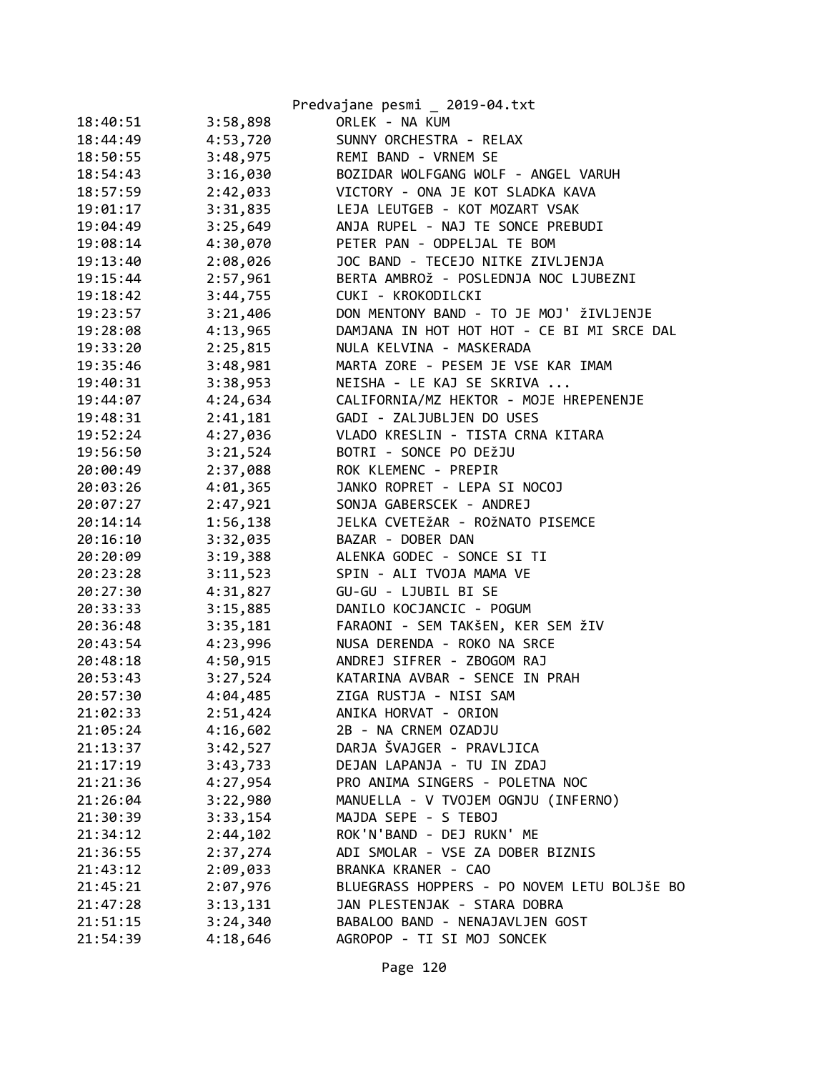| | | |
|---|---|---|
| 18:40:51 | 3:58,898 | ORLEK - NA KUM |
| 18:44:49 | 4:53,720 | SUNNY ORCHESTRA - RELAX |
| 18:50:55 | 3:48,975 | REMI BAND - VRNEM SE |
| 18:54:43 | 3:16,030 | BOZIDAR WOLFGANG WOLF - ANGEL VARUH |
| 18:57:59 | 2:42,033 | VICTORY - ONA JE KOT SLADKA KAVA |
| 19:01:17 | 3:31,835 | LEJA LEUTGEB - KOT MOZART VSAK |
| 19:04:49 | 3:25,649 | ANJA RUPEL - NAJ TE SONCE PREBUDI |
| 19:08:14 | 4:30,070 | PETER PAN - ODPELJAL TE BOM |
| 19:13:40 | 2:08,026 | JOC BAND - TECEJO NITKE ZIVLJENJA |
| 19:15:44 | 2:57,961 | BERTA AMBROž - POSLEDNJA NOC LJUBEZNI |
| 19:18:42 | 3:44,755 | CUKI - KROKODILCKI |
| 19:23:57 | 3:21,406 | DON MENTONY BAND - TO JE MOJ' žIVLJENJE |
| 19:28:08 | 4:13,965 | DAMJANA IN HOT HOT HOT - CE BI MI SRCE DAL |
| 19:33:20 | 2:25,815 | NULA KELVINA - MASKERADA |
| 19:35:46 | 3:48,981 | MARTA ZORE - PESEM JE VSE KAR IMAM |
| 19:40:31 | 3:38,953 | NEISHA - LE KAJ SE SKRIVA ... |
| 19:44:07 | 4:24,634 | CALIFORNIA/MZ HEKTOR - MOJE HREPENENJE |
| 19:48:31 | 2:41,181 | GADI - ZALJUBLJEN DO USES |
| 19:52:24 | 4:27,036 | VLADO KRESLIN - TISTA CRNA KITARA |
| 19:56:50 | 3:21,524 | BOTRI - SONCE PO DEžJU |
| 20:00:49 | 2:37,088 | ROK KLEMENC - PREPIR |
| 20:03:26 | 4:01,365 | JANKO ROPRET - LEPA SI NOCOJ |
| 20:07:27 | 2:47,921 | SONJA GABERSCEK - ANDREJ |
| 20:14:14 | 1:56,138 | JELKA CVETEžAR - ROžNATO PISEMCE |
| 20:16:10 | 3:32,035 | BAZAR - DOBER DAN |
| 20:20:09 | 3:19,388 | ALENKA GODEC - SONCE SI TI |
| 20:23:28 | 3:11,523 | SPIN - ALI TVOJA MAMA VE |
| 20:27:30 | 4:31,827 | GU-GU - LJUBIL BI SE |
| 20:33:33 | 3:15,885 | DANILO KOCJANCIC - POGUM |
| 20:36:48 | 3:35,181 | FARAONI - SEM TAKŠEN, KER SEM žIV |
| 20:43:54 | 4:23,996 | NUSA DERENDA - ROKO NA SRCE |
| 20:48:18 | 4:50,915 | ANDREJ SIFRER - ZBOGOM RAJ |
| 20:53:43 | 3:27,524 | KATARINA AVBAR - SENCE IN PRAH |
| 20:57:30 | 4:04,485 | ZIGA RUSTJA - NISI SAM |
| 21:02:33 | 2:51,424 | ANIKA HORVAT - ORION |
| 21:05:24 | 4:16,602 | 2B - NA CRNEM OZADJU |
| 21:13:37 | 3:42,527 | DARJA ŠVAJGER - PRAVLJICA |
| 21:17:19 | 3:43,733 | DEJAN LAPANJA - TU IN ZDAJ |
| 21:21:36 | 4:27,954 | PRO ANIMA SINGERS - POLETNA NOC |
| 21:26:04 | 3:22,980 | MANUELLA - V TVOJEM OGNJU (INFERNO) |
| 21:30:39 | 3:33,154 | MAJDA SEPE - S TEBOJ |
| 21:34:12 | 2:44,102 | ROK'N'BAND - DEJ RUKN' ME |
| 21:36:55 | 2:37,274 | ADI SMOLAR - VSE ZA DOBER BIZNIS |
| 21:43:12 | 2:09,033 | BRANKA KRANER - CAO |
| 21:45:21 | 2:07,976 | BLUEGRASS HOPPERS - PO NOVEM LETU BOLJŠE BO |
| 21:47:28 | 3:13,131 | JAN PLESTENJAK - STARA DOBRA |
| 21:51:15 | 3:24,340 | BABALOO BAND - NENAJAVLJEN GOST |
| 21:54:39 | 4:18,646 | AGROPOP - TI SI MOJ SONCEK |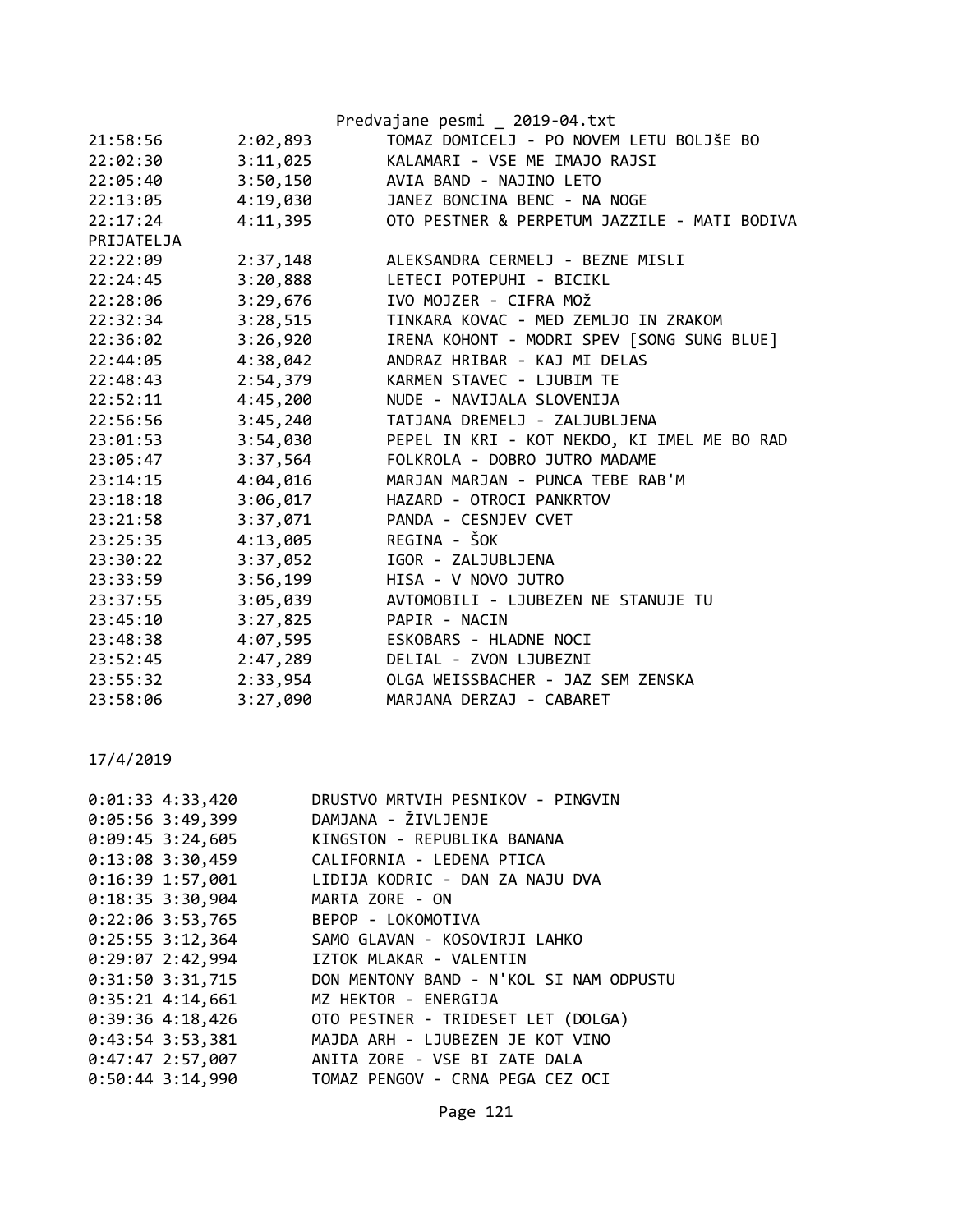| | | |
|---|---|---|
| 21:58:56 | 2:02,893 | TOMAZ DOMICELJ - PO NOVEM LETU BOLJšE BO |
| 22:02:30 | 3:11,025 | KALAMARI - VSE ME IMAJO RAJSI |
| 22:05:40 | 3:50,150 | AVIA BAND - NAJINO LETO |
| 22:13:05 | 4:19,030 | JANEZ BONCINA BENC - NA NOGE |
| 22:17:24 | 4:11,395 | OTO PESTNER & PERPETUM JAZZILE - MATI BODIVA PRIJATELJA |
| 22:22:09 | 2:37,148 | ALEKSANDRA CERMELJ - BEZNE MISLI |
| 22:24:45 | 3:20,888 | LETECI POTEPUHI - BICIKL |
| 22:28:06 | 3:29,676 | IVO MOJZER - CIFRA MOž |
| 22:32:34 | 3:28,515 | TINKARA KOVAC - MED ZEMLJO IN ZRAKOM |
| 22:36:02 | 3:26,920 | IRENA KOHONT - MODRI SPEV [SONG SUNG BLUE] |
| 22:44:05 | 4:38,042 | ANDRAZ HRIBAR - KAJ MI DELAS |
| 22:48:43 | 2:54,379 | KARMEN STAVEC - LJUBIM TE |
| 22:52:11 | 4:45,200 | NUDE - NAVIJALA SLOVENIJA |
| 22:56:56 | 3:45,240 | TATJANA DREMELJ - ZALJUBLJENA |
| 23:01:53 | 3:54,030 | PEPEL IN KRI - KOT NEKDO, KI IMEL ME BO RAD |
| 23:05:47 | 3:37,564 | FOLKROLA - DOBRO JUTRO MADAME |
| 23:14:15 | 4:04,016 | MARJAN MARJAN - PUNCA TEBE RAB'M |
| 23:18:18 | 3:06,017 | HAZARD - OTROCI PANKRTOV |
| 23:21:58 | 3:37,071 | PANDA - CESNJEV CVET |
| 23:25:35 | 4:13,005 | REGINA - ŠOK |
| 23:30:22 | 3:37,052 | IGOR - ZALJUBLJENA |
| 23:33:59 | 3:56,199 | HISA - V NOVO JUTRO |
| 23:37:55 | 3:05,039 | AVTOMOBILI - LJUBEZEN NE STANUJE TU |
| 23:45:10 | 3:27,825 | PAPIR - NACIN |
| 23:48:38 | 4:07,595 | ESKOBARS - HLADNE NOCI |
| 23:52:45 | 2:47,289 | DELIAL - ZVON LJUBEZNI |
| 23:55:32 | 2:33,954 | OLGA WEISSBACHER - JAZ SEM ZENSKA |
| 23:58:06 | 3:27,090 | MARJANA DERZAJ - CABARET |

17/4/2019

| | | |
|---|---|---|
| 0:01:33 | 4:33,420 | DRUSTVO MRTVIH PESNIKOV - PINGVIN |
| 0:05:56 | 3:49,399 | DAMJANA - ŽIVLJENJE |
| 0:09:45 | 3:24,605 | KINGSTON - REPUBLIKA BANANA |
| 0:13:08 | 3:30,459 | CALIFORNIA - LEDENA PTICA |
| 0:16:39 | 1:57,001 | LIDIJA KODRIC - DAN ZA NAJU DVA |
| 0:18:35 | 3:30,904 | MARTA ZORE - ON |
| 0:22:06 | 3:53,765 | BEPOP - LOKOMOTIVA |
| 0:25:55 | 3:12,364 | SAMO GLAVAN - KOSOVIRJI LAHKO |
| 0:29:07 | 2:42,994 | IZTOK MLAKAR - VALENTIN |
| 0:31:50 | 3:31,715 | DON MENTONY BAND - N'KOL SI NAM ODPUSTU |
| 0:35:21 | 4:14,661 | MZ HEKTOR - ENERGIJA |
| 0:39:36 | 4:18,426 | OTO PESTNER - TRIDESET LET (DOLGA) |
| 0:43:54 | 3:53,381 | MAJDA ARH - LJUBEZEN JE KOT VINO |
| 0:47:47 | 2:57,007 | ANITA ZORE - VSE BI ZATE DALA |
| 0:50:44 | 3:14,990 | TOMAZ PENGOV - CRNA PEGA CEZ OCI |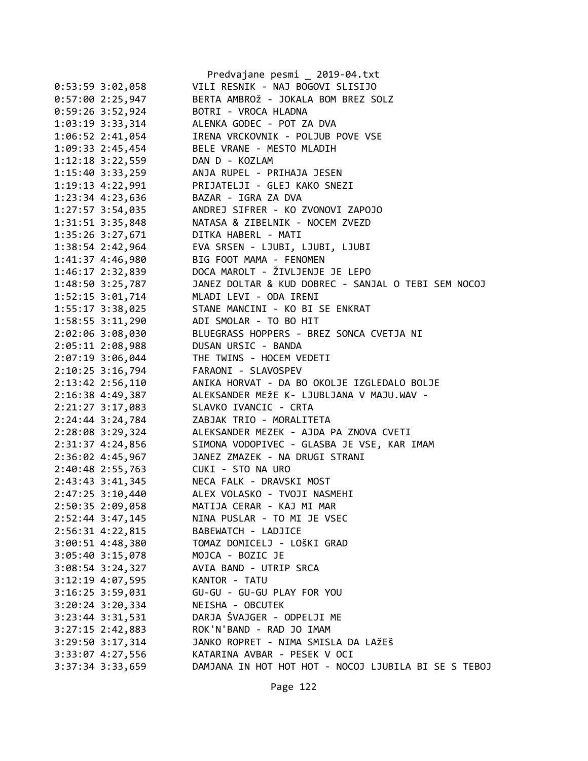```
0:53:59 3:02,058        VILI RESNIK - NAJ BOGOVI SLISIJO
0:57:00 2:25,947        BERTA AMBROž - JOKALA BOM BREZ SOLZ
0:59:26 3:52,924        BOTRI - VROCA HLADNA
1:03:19 3:33,314        ALENKA GODEC - POT ZA DVA
1:06:52 2:41,054        IRENA VRCKOVNIK - POLJUB POVE VSE
1:09:33 2:45,454        BELE VRANE - MESTO MLADIH
1:12:18 3:22,559        DAN D - KOZLAM
1:15:40 3:33,259        ANJA RUPEL - PRIHAJA JESEN
1:19:13 4:22,991        PRIJATELJI - GLEJ KAKO SNEZI
1:23:34 4:23,636        BAZAR - IGRA ZA DVA
1:27:57 3:54,035        ANDREJ SIFRER - KO ZVONOVI ZAPOJO
1:31:51 3:35,848        NATASA & ZIBELNIK - NOCEM ZVEZD
1:35:26 3:27,671        DITKA HABERL - MATI
1:38:54 2:42,964        EVA SRSEN - LJUBI, LJUBI, LJUBI
1:41:37 4:46,980        BIG FOOT MAMA - FENOMEN
1:46:17 2:32,839        DOCA MAROLT - ŽIVLJENJE JE LEPO
1:48:50 3:25,787        JANEZ DOLTAR & KUD DOBREC - SANJAL O TEBI SEM NOCOJ
1:52:15 3:01,714        MLADI LEVI - ODA IRENI
1:55:17 3:38,025        STANE MANCINI - KO BI SE ENKRAT
1:58:55 3:11,290        ADI SMOLAR - TO BO HIT
2:02:06 3:08,030        BLUEGRASS HOPPERS - BREZ SONCA CVETJA NI
2:05:11 2:08,988        DUSAN URSIC - BANDA
2:07:19 3:06,044        THE TWINS - HOCEM VEDETI
2:10:25 3:16,794        FARAONI - SLAVOSPEV
2:13:42 2:56,110        ANIKA HORVAT - DA BO OKOLJE IZGLEDALO BOLJE
2:16:38 4:49,387        ALEKSANDER MEžE K- LJUBLJANA V MAJU.WAV -
2:21:27 3:17,083        SLAVKO IVANCIC - CRTA
2:24:44 3:24,784        ZABJAK TRIO - MORALITETA
2:28:08 3:29,324        ALEKSANDER MEZEK - AJDA PA ZNOVA CVETI
2:31:37 4:24,856        SIMONA VODOPIVEC - GLASBA JE VSE, KAR IMAM
2:36:02 4:45,967        JANEZ ZMAZEK - NA DRUGI STRANI
2:40:48 2:55,763        CUKI - STO NA URO
2:43:43 3:41,345        NECA FALK - DRAVSKI MOST
2:47:25 3:10,440        ALEX VOLASKO - TVOJI NASMEHI
2:50:35 2:09,058        MATIJA CERAR - KAJ MI MAR
2:52:44 3:47,145        NINA PUSLAR - TO MI JE VSEC
2:56:31 4:22,815        BABEWATCH - LADJICE
3:00:51 4:48,380        TOMAZ DOMICELJ - LOŠKI GRAD
3:05:40 3:15,078        MOJCA - BOZIC JE
3:08:54 3:24,327        AVIA BAND - UTRIP SRCA
3:12:19 4:07,595        KANTOR - TATU
3:16:25 3:59,031        GU-GU - GU-GU PLAY FOR YOU
3:20:24 3:20,334        NEISHA - OBCUTEK
3:23:44 3:31,531        DARJA ŠVAJGER - ODPELJI ME
3:27:15 2:42,883        ROK'N'BAND - RAD JO IMAM
3:29:50 3:17,314        JANKO ROPRET - NIMA SMISLA DA LAžEŠ
3:33:07 4:27,556        KATARINA AVBAR - PESEK V OCI
3:37:34 3:33,659        DAMJANA IN HOT HOT HOT - NOCOJ LJUBILA BI SE S TEBOJ
```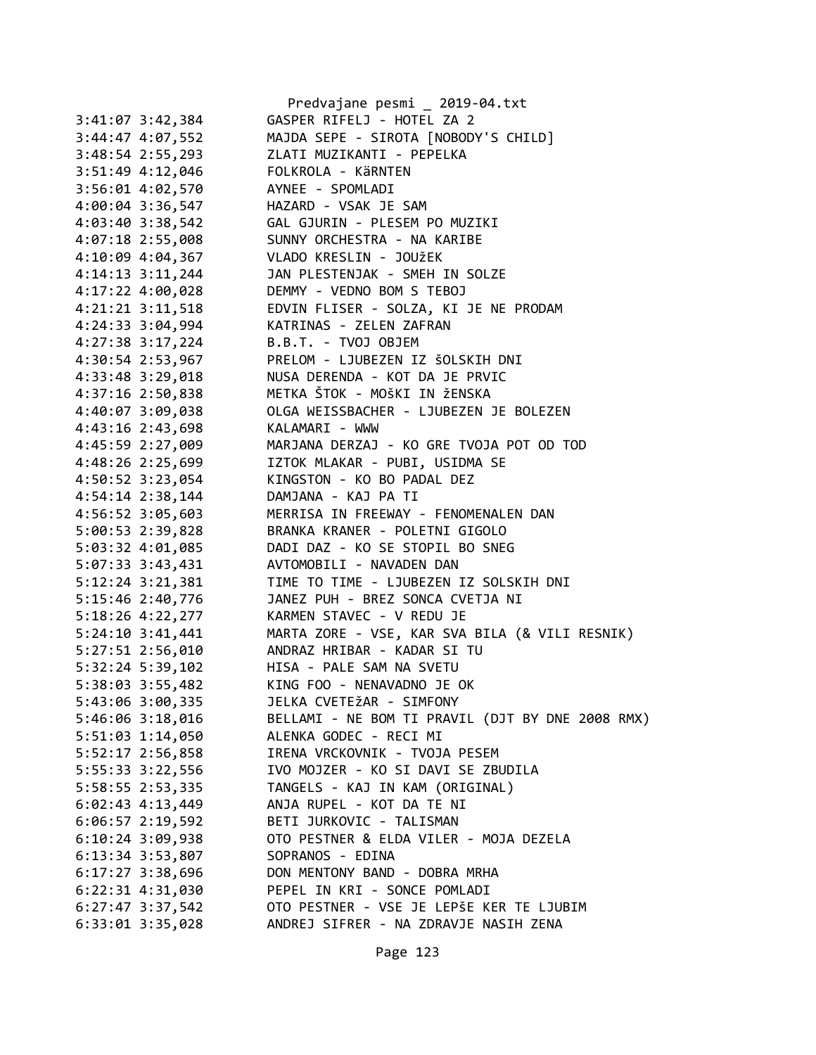```
3:41:07 3:42,384        GASPER RIFELJ - HOTEL ZA 2
3:44:47 4:07,552        MAJDA SEPE - SIROTA [NOBODY'S CHILD]
3:48:54 2:55,293        ZLATI MUZIKANTI - PEPELKA
3:51:49 4:12,046        FOLKROLA - KäRNTEN
3:56:01 4:02,570        AYNEE - SPOMLADI
4:00:04 3:36,547        HAZARD - VSAK JE SAM
4:03:40 3:38,542        GAL GJURIN - PLESEM PO MUZIKI
4:07:18 2:55,008        SUNNY ORCHESTRA - NA KARIBE
4:10:09 4:04,367        VLADO KRESLIN - JOUžEK
4:14:13 3:11,244        JAN PLESTENJAK - SMEH IN SOLZE
4:17:22 4:00,028        DEMMY - VEDNO BOM S TEBOJ
4:21:21 3:11,518        EDVIN FLISER - SOLZA, KI JE NE PRODAM
4:24:33 3:04,994        KATRINAS - ZELEN ZAFRAN
4:27:38 3:17,224        B.B.T. - TVOJ OBJEM
4:30:54 2:53,967        PRELOM - LJUBEZEN IZ šOLSKIH DNI
4:33:48 3:29,018        NUSA DERENDA - KOT DA JE PRVIC
4:37:16 2:50,838        METKA ŠTOK - MOŠKI IN žENSKA
4:40:07 3:09,038        OLGA WEISSBACHER - LJUBEZEN JE BOLEZEN
4:43:16 2:43,698        KALAMARI - WWW
4:45:59 2:27,009        MARJANA DERZAJ - KO GRE TVOJA POT OD TOD
4:48:26 2:25,699        IZTOK MLAKAR - PUBI, USIDMA SE
4:50:52 3:23,054        KINGSTON - KO BO PADAL DEZ
4:54:14 2:38,144        DAMJANA - KAJ PA TI
4:56:52 3:05,603        MERRISA IN FREEWAY - FENOMENALEN DAN
5:00:53 2:39,828        BRANKA KRANER - POLETNI GIGOLO
5:03:32 4:01,085        DADI DAZ - KO SE STOPIL BO SNEG
5:07:33 3:43,431        AVTOMOBILI - NAVADEN DAN
5:12:24 3:21,381        TIME TO TIME - LJUBEZEN IZ SOLSKIH DNI
5:15:46 2:40,776        JANEZ PUH - BREZ SONCA CVETJA NI
5:18:26 4:22,277        KARMEN STAVEC - V REDU JE
5:24:10 3:41,441        MARTA ZORE - VSE, KAR SVA BILA (& VILI RESNIK)
5:27:51 2:56,010        ANDRAZ HRIBAR - KADAR SI TU
5:32:24 5:39,102        HISA - PALE SAM NA SVETU
5:38:03 3:55,482        KING FOO - NENAVADNO JE OK
5:43:06 3:00,335        JELKA CVETEžAR - SIMFONY
5:46:06 3:18,016        BELLAMI - NE BOM TI PRAVIL (DJT BY DNE 2008 RMX)
5:51:03 1:14,050        ALENKA GODEC - RECI MI
5:52:17 2:56,858        IRENA VRCKOVNIK - TVOJA PESEM
5:55:33 3:22,556        IVO MOJZER - KO SI DAVI SE ZBUDILA
5:58:55 2:53,335        TANGELS - KAJ IN KAM (ORIGINAL)
6:02:43 4:13,449        ANJA RUPEL - KOT DA TE NI
6:06:57 2:19,592        BETI JURKOVIC - TALISMAN
6:10:24 3:09,938        OTO PESTNER & ELDA VILER - MOJA DEZELA
6:13:34 3:53,807        SOPRANOS - EDINA
6:17:27 3:38,696        DON MENTONY BAND - DOBRA MRHA
6:22:31 4:31,030        PEPEL IN KRI - SONCE POMLADI
6:27:47 3:37,542        OTO PESTNER - VSE JE LEPšE KER TE LJUBIM
6:33:01 3:35,028        ANDREJ SIFRER - NA ZDRAVJE NASIH ZENA
```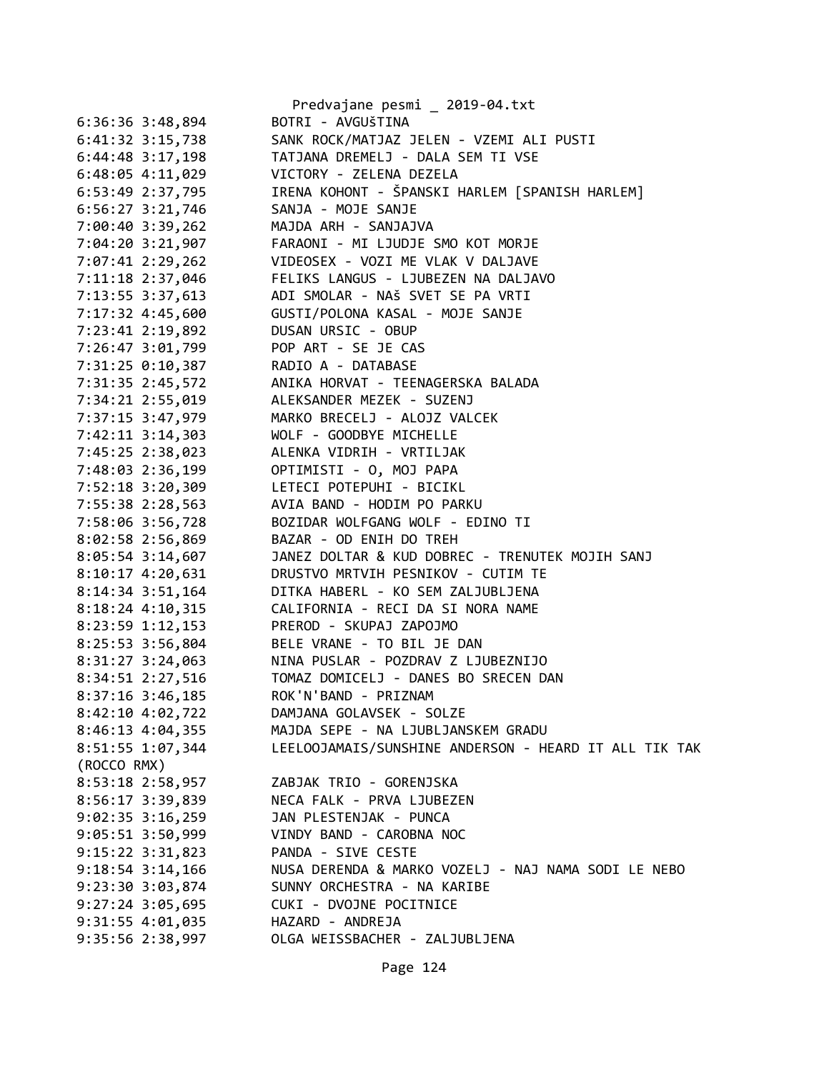```
6:36:36 3:48,894        BOTRI - AVGUŠTINA
6:41:32 3:15,738        SANK ROCK/MATJAZ JELEN - VZEMI ALI PUSTI
6:44:48 3:17,198        TATJANA DREMELJ - DALA SEM TI VSE
6:48:05 4:11,029        VICTORY - ZELENA DEZELA
6:53:49 2:37,795        IRENA KOHONT - ŠPANSKI HARLEM [SPANISH HARLEM]
6:56:27 3:21,746        SANJA - MOJE SANJE
7:00:40 3:39,262        MAJDA ARH - SANJAJVA
7:04:20 3:21,907        FARAONI - MI LJUDJE SMO KOT MORJE
7:07:41 2:29,262        VIDEOSEX - VOZI ME VLAK V DALJAVE
7:11:18 2:37,046        FELIKS LANGUS - LJUBEZEN NA DALJAVO
7:13:55 3:37,613        ADI SMOLAR - NAš SVET SE PA VRTI
7:17:32 4:45,600        GUSTI/POLONA KASAL - MOJE SANJE
7:23:41 2:19,892        DUSAN URSIC - OBUP
7:26:47 3:01,799        POP ART - SE JE CAS
7:31:25 0:10,387        RADIO A - DATABASE
7:31:35 2:45,572        ANIKA HORVAT - TEENAGERSKA BALADA
7:34:21 2:55,019        ALEKSANDER MEZEK - SUZENJ
7:37:15 3:47,979        MARKO BRECELJ - ALOJZ VALCEK
7:42:11 3:14,303        WOLF - GOODBYE MICHELLE
7:45:25 2:38,023        ALENKA VIDRIH - VRTILJAK
7:48:03 2:36,199        OPTIMISTI - O, MOJ PAPA
7:52:18 3:20,309        LETECI POTEPUHI - BICIKL
7:55:38 2:28,563        AVIA BAND - HODIM PO PARKU
7:58:06 3:56,728        BOZIDAR WOLFGANG WOLF - EDINO TI
8:02:58 2:56,869        BAZAR - OD ENIH DO TREH
8:05:54 3:14,607        JANEZ DOLTAR & KUD DOBREC - TRENUTEK MOJIH SANJ
8:10:17 4:20,631        DRUSTVO MRTVIH PESNIKOV - CUTIM TE
8:14:34 3:51,164        DITKA HABERL - KO SEM ZALJUBLJENA
8:18:24 4:10,315        CALIFORNIA - RECI DA SI NORA NAME
8:23:59 1:12,153        PREROD - SKUPAJ ZAPOJMO
8:25:53 3:56,804        BELE VRANE - TO BIL JE DAN
8:31:27 3:24,063        NINA PUSLAR - POZDRAV Z LJUBEZNIJO
8:34:51 2:27,516        TOMAZ DOMICELJ - DANES BO SRECEN DAN
8:37:16 3:46,185        ROK'N'BAND - PRIZNAM
8:42:10 4:02,722        DAMJANA GOLAVSEK - SOLZE
8:46:13 4:04,355        MAJDA SEPE - NA LJUBLJANSKEM GRADU
8:51:55 1:07,344        LEELOOJAMAIS/SUNSHINE ANDERSON - HEARD IT ALL TIK TAK
(ROCCO RMX)
8:53:18 2:58,957        ZABJAK TRIO - GORENJSKA
8:56:17 3:39,839        NECA FALK - PRVA LJUBEZEN
9:02:35 3:16,259        JAN PLESTENJAK - PUNCA
9:05:51 3:50,999        VINDY BAND - CAROBNA NOC
9:15:22 3:31,823        PANDA - SIVE CESTE
9:18:54 3:14,166        NUSA DERENDA & MARKO VOZELJ - NAJ NAMA SODI LE NEBO
9:23:30 3:03,874        SUNNY ORCHESTRA - NA KARIBE
9:27:24 3:05,695        CUKI - DVOJNE POCITNICE
9:31:55 4:01,035        HAZARD - ANDREJA
9:35:56 2:38,997        OLGA WEISSBACHER - ZALJUBLJENA
```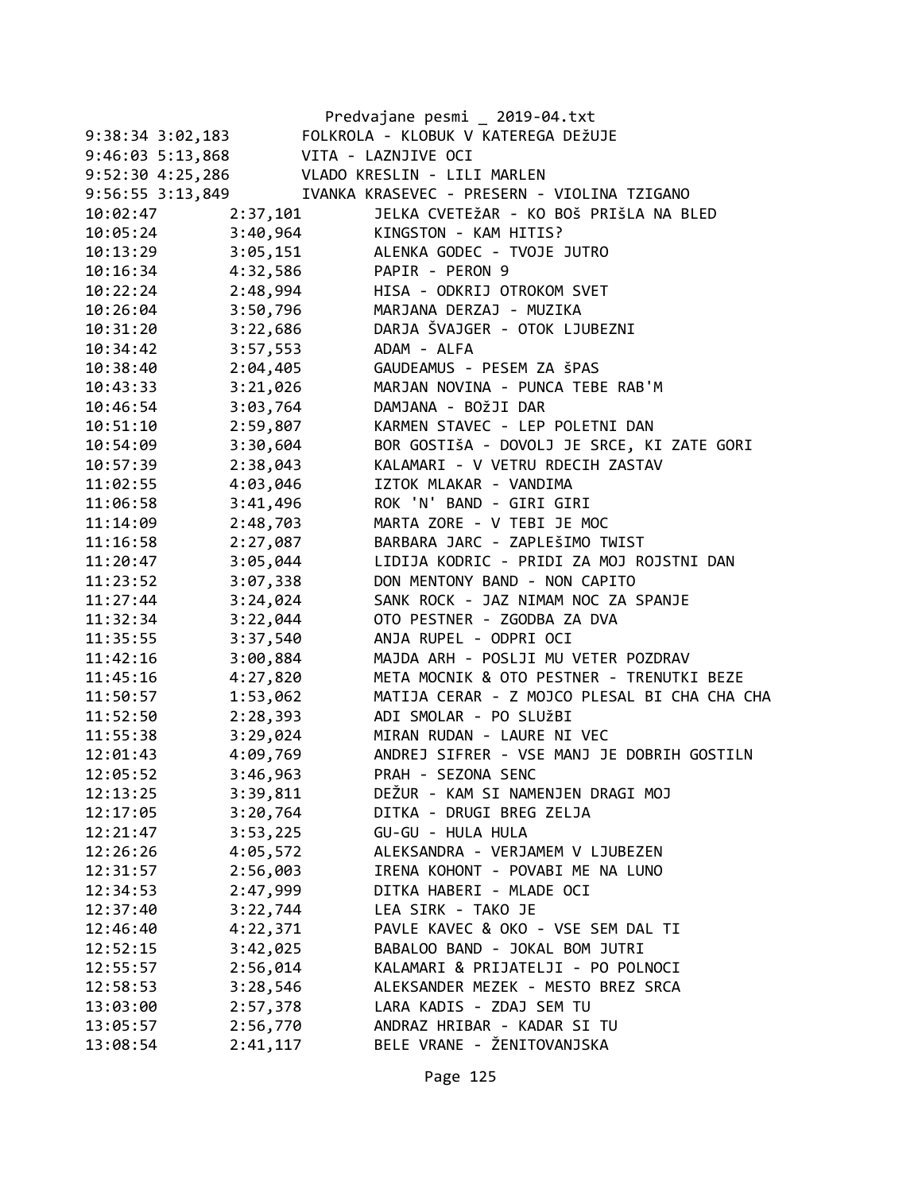Predvajane pesmi _ 2019-04.txt

```
9:38:34 3:02,183        FOLKROLA - KLOBUK V KATEREGA DEŽUJE
9:46:03 5:13,868        VITA - LAZNJIVE OCI
9:52:30 4:25,286        VLADO KRESLIN - LILI MARLEN
9:56:55 3:13,849        IVANKA KRASEVEC - PRESERN - VIOLINA TZIGANO
10:02:47        2:37,101        JELKA CVETEŽAR - KO BOŠ PRIŠLA NA BLED
10:05:24        3:40,964        KINGSTON - KAM HITIS?
10:13:29        3:05,151        ALENKA GODEC - TVOJE JUTRO
10:16:34        4:32,586        PAPIR - PERON 9
10:22:24        2:48,994        HISA - ODKRIJ OTROKOM SVET
10:26:04        3:50,796        MARJANA DERZAJ - MUZIKA
10:31:20        3:22,686        DARJA ŠVAJGER - OTOK LJUBEZNI
10:34:42        3:57,553        ADAM - ALFA
10:38:40        2:04,405        GAUDEAMUS - PESEM ZA šPAS
10:43:33        3:21,026        MARJAN NOVINA - PUNCA TEBE RAB'M
10:46:54        3:03,764        DAMJANA - BOžJI DAR
10:51:10        2:59,807        KARMEN STAVEC - LEP POLETNI DAN
10:54:09        3:30,604        BOR GOSTIša - DOVOLJ JE SRCE, KI ZATE GORI
10:57:39        2:38,043        KALAMARI - V VETRU RDECIH ZASTAV
11:02:55        4:03,046        IZTOK MLAKAR - VANDIMA
11:06:58        3:41,496        ROK 'N' BAND - GIRI GIRI
11:14:09        2:48,703        MARTA ZORE - V TEBI JE MOC
11:16:58        2:27,087        BARBARA JARC - ZAPLEšIMO TWIST
11:20:47        3:05,044        LIDIJA KODRIC - PRIDI ZA MOJ ROJSTNI DAN
11:23:52        3:07,338        DON MENTONY BAND - NON CAPITO
11:27:44        3:24,024        SANK ROCK - JAZ NIMAM NOC ZA SPANJE
11:32:34        3:22,044        OTO PESTNER - ZGODBA ZA DVA
11:35:55        3:37,540        ANJA RUPEL - ODPRI OCI
11:42:16        3:00,884        MAJDA ARH - POSLJI MU VETER POZDRAV
11:45:16        4:27,820        META MOCNIK & OTO PESTNER - TRENUTKI BEZE
11:50:57        1:53,062        MATIJA CERAR - Z MOJCO PLESAL BI CHA CHA CHA
11:52:50        2:28,393        ADI SMOLAR - PO SLUžBI
11:55:38        3:29,024        MIRAN RUDAN - LAURE NI VEC
12:01:43        4:09,769        ANDREJ SIFRER - VSE MANJ JE DOBRIH GOSTILN
12:05:52        3:46,963        PRAH - SEZONA SENC
12:13:25        3:39,811        DEŽUR - KAM SI NAMENJEN DRAGI MOJ
12:17:05        3:20,764        DITKA - DRUGI BREG ZELJA
12:21:47        3:53,225        GU-GU - HULA HULA
12:26:26        4:05,572        ALEKSANDRA - VERJAMEM V LJUBEZEN
12:31:57        2:56,003        IRENA KOHONT - POVABI ME NA LUNO
12:34:53        2:47,999        DITKA HABERI - MLADE OCI
12:37:40        3:22,744        LEA SIRK - TAKO JE
12:46:40        4:22,371        PAVLE KAVEC & OKO - VSE SEM DAL TI
12:52:15        3:42,025        BABALOO BAND - JOKAL BOM JUTRI
12:55:57        2:56,014        KALAMARI & PRIJATELJI - PO POLNOCI
12:58:53        3:28,546        ALEKSANDER MEZEK - MESTO BREZ SRCA
13:03:00        2:57,378        LARA KADIS - ZDAJ SEM TU
13:05:57        2:56,770        ANDRAZ HRIBAR - KADAR SI TU
13:08:54        2:41,117        BELE VRANE - ŽENITOVANJSKA
```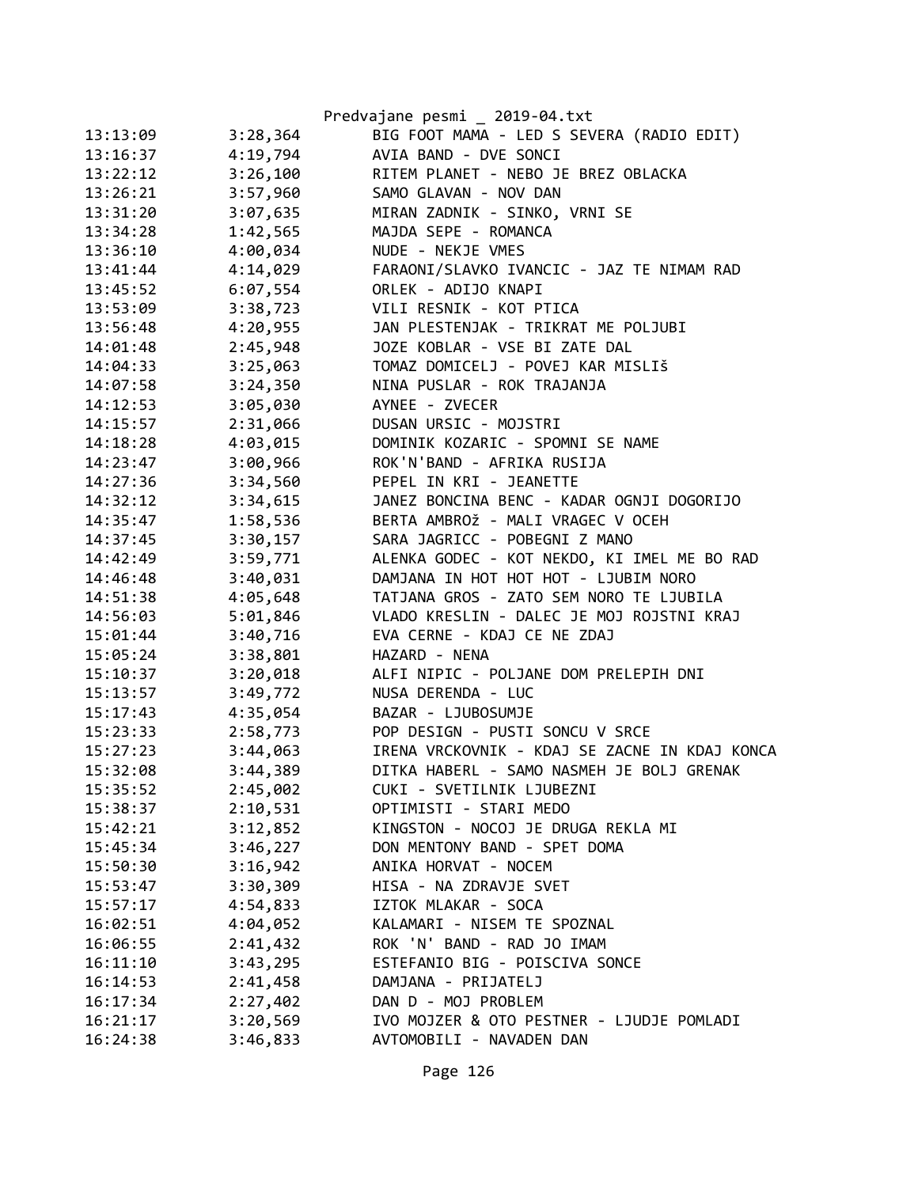| | | |
|---|---|---|
| 13:13:09 | 3:28,364 | BIG FOOT MAMA - LED S SEVERA (RADIO EDIT) |
| 13:16:37 | 4:19,794 | AVIA BAND - DVE SONCI |
| 13:22:12 | 3:26,100 | RITEM PLANET - NEBO JE BREZ OBLACKA |
| 13:26:21 | 3:57,960 | SAMO GLAVAN - NOV DAN |
| 13:31:20 | 3:07,635 | MIRAN ZADNIK - SINKO, VRNI SE |
| 13:34:28 | 1:42,565 | MAJDA SEPE - ROMANCA |
| 13:36:10 | 4:00,034 | NUDE - NEKJE VMES |
| 13:41:44 | 4:14,029 | FARAONI/SLAVKO IVANCIC - JAZ TE NIMAM RAD |
| 13:45:52 | 6:07,554 | ORLEK - ADIJO KNAPI |
| 13:53:09 | 3:38,723 | VILI RESNIK - KOT PTICA |
| 13:56:48 | 4:20,955 | JAN PLESTENJAK - TRIKRAT ME POLJUBI |
| 14:01:48 | 2:45,948 | JOZE KOBLAR - VSE BI ZATE DAL |
| 14:04:33 | 3:25,063 | TOMAZ DOMICELJ - POVEJ KAR MISLIŠ |
| 14:07:58 | 3:24,350 | NINA PUSLAR - ROK TRAJANJA |
| 14:12:53 | 3:05,030 | AYNEE - ZVECER |
| 14:15:57 | 2:31,066 | DUSAN URSIC - MOJSTRI |
| 14:18:28 | 4:03,015 | DOMINIK KOZARIC - SPOMNI SE NAME |
| 14:23:47 | 3:00,966 | ROK'N'BAND - AFRIKA RUSIJA |
| 14:27:36 | 3:34,560 | PEPEL IN KRI - JEANETTE |
| 14:32:12 | 3:34,615 | JANEZ BONCINA BENC - KADAR OGNJI DOGORIJO |
| 14:35:47 | 1:58,536 | BERTA AMBROž - MALI VRAGEC V OCEH |
| 14:37:45 | 3:30,157 | SARA JAGRICC - POBEGNI Z MANO |
| 14:42:49 | 3:59,771 | ALENKA GODEC - KOT NEKDO, KI IMEL ME BO RAD |
| 14:46:48 | 3:40,031 | DAMJANA IN HOT HOT HOT - LJUBIM NORO |
| 14:51:38 | 4:05,648 | TATJANA GROS - ZATO SEM NORO TE LJUBILA |
| 14:56:03 | 5:01,846 | VLADO KRESLIN - DALEC JE MOJ ROJSTNI KRAJ |
| 15:01:44 | 3:40,716 | EVA CERNE - KDAJ CE NE ZDAJ |
| 15:05:24 | 3:38,801 | HAZARD - NENA |
| 15:10:37 | 3:20,018 | ALFI NIPIC - POLJANE DOM PRELEPIH DNI |
| 15:13:57 | 3:49,772 | NUSA DERENDA - LUC |
| 15:17:43 | 4:35,054 | BAZAR - LJUBOSUMJE |
| 15:23:33 | 2:58,773 | POP DESIGN - PUSTI SONCU V SRCE |
| 15:27:23 | 3:44,063 | IRENA VRCKOVNIK - KDAJ SE ZACNE IN KDAJ KONCA |
| 15:32:08 | 3:44,389 | DITKA HABERL - SAMO NASMEH JE BOLJ GRENAK |
| 15:35:52 | 2:45,002 | CUKI - SVETILNIK LJUBEZNI |
| 15:38:37 | 2:10,531 | OPTIMISTI - STARI MEDO |
| 15:42:21 | 3:12,852 | KINGSTON - NOCOJ JE DRUGA REKLA MI |
| 15:45:34 | 3:46,227 | DON MENTONY BAND - SPET DOMA |
| 15:50:30 | 3:16,942 | ANIKA HORVAT - NOCEM |
| 15:53:47 | 3:30,309 | HISA - NA ZDRAVJE SVET |
| 15:57:17 | 4:54,833 | IZTOK MLAKAR - SOCA |
| 16:02:51 | 4:04,052 | KALAMARI - NISEM TE SPOZNAL |
| 16:06:55 | 2:41,432 | ROK 'N' BAND - RAD JO IMAM |
| 16:11:10 | 3:43,295 | ESTEFANIO BIG - POISCIVA SONCE |
| 16:14:53 | 2:41,458 | DAMJANA - PRIJATELJ |
| 16:17:34 | 2:27,402 | DAN D - MOJ PROBLEM |
| 16:21:17 | 3:20,569 | IVO MOJZER & OTO PESTNER - LJUDJE POMLADI |
| 16:24:38 | 3:46,833 | AVTOMOBILI - NAVADEN DAN |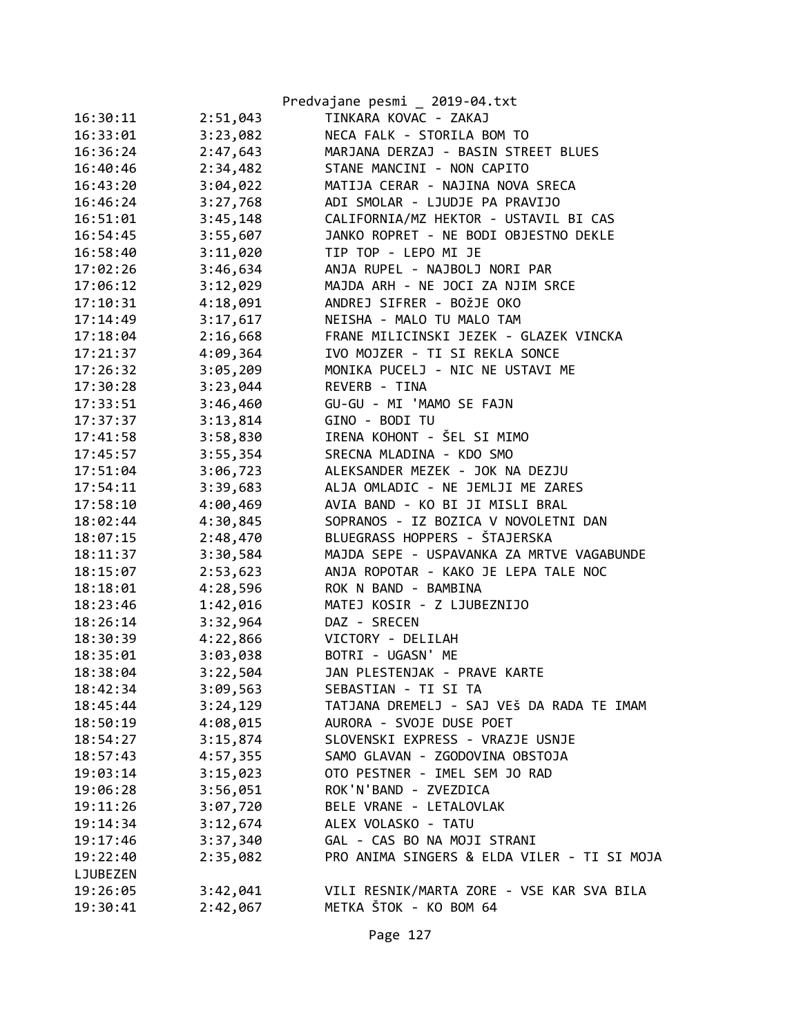| | | |
|---|---|---|
| 16:30:11 | 2:51,043 | TINKARA KOVAC - ZAKAJ |
| 16:33:01 | 3:23,082 | NECA FALK - STORILA BOM TO |
| 16:36:24 | 2:47,643 | MARJANA DERZAJ - BASIN STREET BLUES |
| 16:40:46 | 2:34,482 | STANE MANCINI - NON CAPITO |
| 16:43:20 | 3:04,022 | MATIJA CERAR - NAJINA NOVA SRECA |
| 16:46:24 | 3:27,768 | ADI SMOLAR - LJUDJE PA PRAVIJO |
| 16:51:01 | 3:45,148 | CALIFORNIA/MZ HEKTOR - USTAVIL BI CAS |
| 16:54:45 | 3:55,607 | JANKO ROPRET - NE BODI OBJESTNO DEKLE |
| 16:58:40 | 3:11,020 | TIP TOP - LEPO MI JE |
| 17:02:26 | 3:46,634 | ANJA RUPEL - NAJBOLJ NORI PAR |
| 17:06:12 | 3:12,029 | MAJDA ARH - NE JOCI ZA NJIM SRCE |
| 17:10:31 | 4:18,091 | ANDREJ SIFRER - BOžJE OKO |
| 17:14:49 | 3:17,617 | NEISHA - MALO TU MALO TAM |
| 17:18:04 | 2:16,668 | FRANE MILICINSKI JEZEK - GLAZEK VINCKA |
| 17:21:37 | 4:09,364 | IVO MOJZER - TI SI REKLA SONCE |
| 17:26:32 | 3:05,209 | MONIKA PUCELJ - NIC NE USTAVI ME |
| 17:30:28 | 3:23,044 | REVERB - TINA |
| 17:33:51 | 3:46,460 | GU-GU - MI 'MAMO SE FAJN |
| 17:37:37 | 3:13,814 | GINO - BODI TU |
| 17:41:58 | 3:58,830 | IRENA KOHONT - ŠEL SI MIMO |
| 17:45:57 | 3:55,354 | SRECNA MLADINA - KDO SMO |
| 17:51:04 | 3:06,723 | ALEKSANDER MEZEK - JOK NA DEZJU |
| 17:54:11 | 3:39,683 | ALJA OMLADIC - NE JEMLJI ME ZARES |
| 17:58:10 | 4:00,469 | AVIA BAND - KO BI JI MISLI BRAL |
| 18:02:44 | 4:30,845 | SOPRANOS - IZ BOZICA V NOVOLETNI DAN |
| 18:07:15 | 2:48,470 | BLUEGRASS HOPPERS - ŠTAJERSKA |
| 18:11:37 | 3:30,584 | MAJDA SEPE - USPAVANKA ZA MRTVE VAGABUNDE |
| 18:15:07 | 2:53,623 | ANJA ROPOTAR - KAKO JE LEPA TALE NOC |
| 18:18:01 | 4:28,596 | ROK N BAND - BAMBINA |
| 18:23:46 | 1:42,016 | MATEJ KOSIR - Z LJUBEZNIJO |
| 18:26:14 | 3:32,964 | DAZ - SRECEN |
| 18:30:39 | 4:22,866 | VICTORY - DELILAH |
| 18:35:01 | 3:03,038 | BOTRI - UGASN' ME |
| 18:38:04 | 3:22,504 | JAN PLESTENJAK - PRAVE KARTE |
| 18:42:34 | 3:09,563 | SEBASTIAN - TI SI TA |
| 18:45:44 | 3:24,129 | TATJANA DREMELJ - SAJ VEš DA RADA TE IMAM |
| 18:50:19 | 4:08,015 | AURORA - SVOJE DUSE POET |
| 18:54:27 | 3:15,874 | SLOVENSKI EXPRESS - VRAZJE USNJE |
| 18:57:43 | 4:57,355 | SAMO GLAVAN - ZGODOVINA OBSTOJA |
| 19:03:14 | 3:15,023 | OTO PESTNER - IMEL SEM JO RAD |
| 19:06:28 | 3:56,051 | ROK'N'BAND - ZVEZDICA |
| 19:11:26 | 3:07,720 | BELE VRANE - LETALOVLAK |
| 19:14:34 | 3:12,674 | ALEX VOLASKO - TATU |
| 19:17:46 | 3:37,340 | GAL - CAS BO NA MOJI STRANI |
| 19:22:40 | 2:35,082 | PRO ANIMA SINGERS & ELDA VILER - TI SI MOJA LJUBEZEN |
| 19:26:05 | 3:42,041 | VILI RESNIK/MARTA ZORE - VSE KAR SVA BILA |
| 19:30:41 | 2:42,067 | METKA ŠTOK - KO BOM 64 |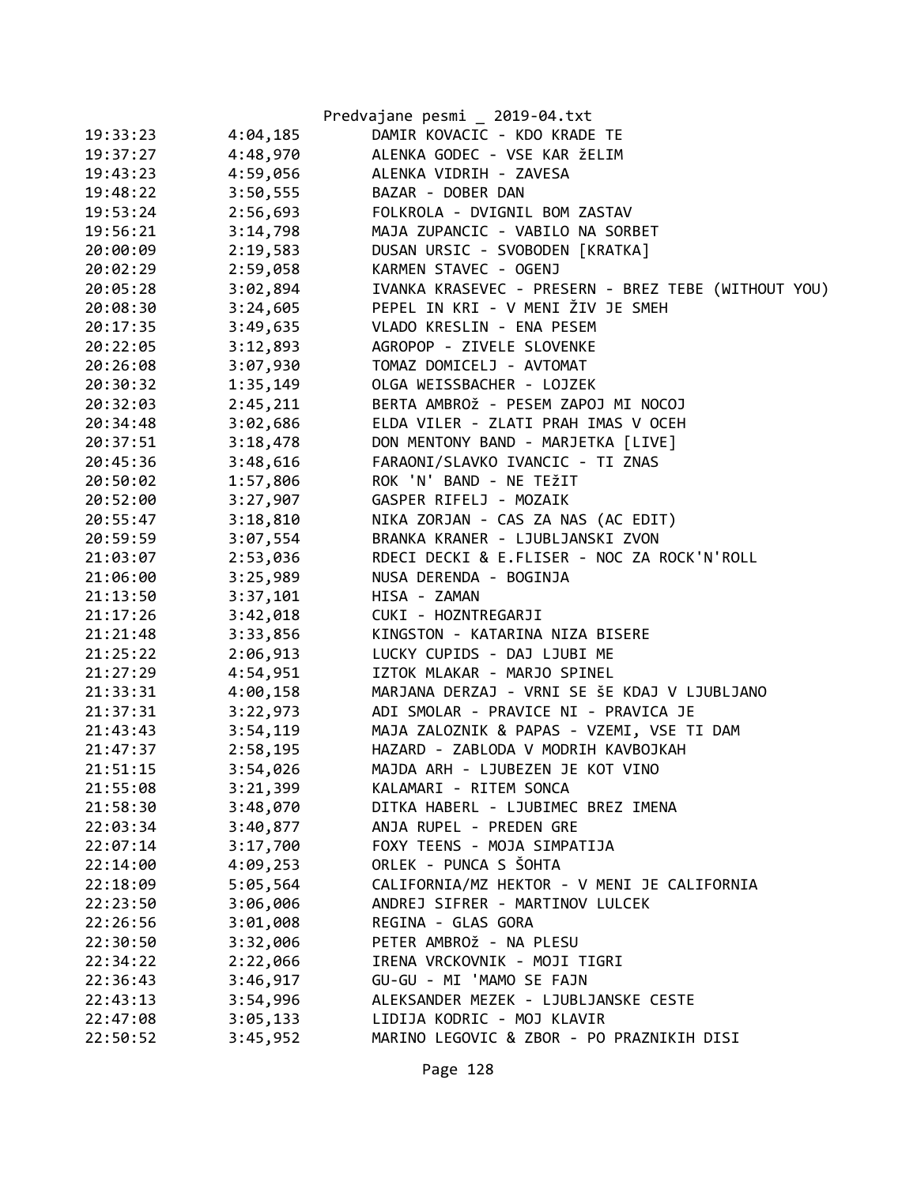| | | |
|---|---|---|
| 19:33:23 | 4:04,185 | DAMIR KOVACIC - KDO KRADE TE |
| 19:37:27 | 4:48,970 | ALENKA GODEC - VSE KAR žELIM |
| 19:43:23 | 4:59,056 | ALENKA VIDRIH - ZAVESA |
| 19:48:22 | 3:50,555 | BAZAR - DOBER DAN |
| 19:53:24 | 2:56,693 | FOLKROLA - DVIGNIL BOM ZASTAV |
| 19:56:21 | 3:14,798 | MAJA ZUPANCIC - VABILO NA SORBET |
| 20:00:09 | 2:19,583 | DUSAN URSIC - SVOBODEN [KRATKA] |
| 20:02:29 | 2:59,058 | KARMEN STAVEC - OGENJ |
| 20:05:28 | 3:02,894 | IVANKA KRASEVEC - PRESERN - BREZ TEBE (WITHOUT YOU) |
| 20:08:30 | 3:24,605 | PEPEL IN KRI - V MENI ŽIV JE SMEH |
| 20:17:35 | 3:49,635 | VLADO KRESLIN - ENA PESEM |
| 20:22:05 | 3:12,893 | AGROPOP - ZIVELE SLOVENKE |
| 20:26:08 | 3:07,930 | TOMAZ DOMICELJ - AVTOMAT |
| 20:30:32 | 1:35,149 | OLGA WEISSBACHER - LOJZEK |
| 20:32:03 | 2:45,211 | BERTA AMBROž - PESEM ZAPOJ MI NOCOJ |
| 20:34:48 | 3:02,686 | ELDA VILER - ZLATI PRAH IMAS V OCEH |
| 20:37:51 | 3:18,478 | DON MENTONY BAND - MARJETKA [LIVE] |
| 20:45:36 | 3:48,616 | FARAONI/SLAVKO IVANCIC - TI ZNAS |
| 20:50:02 | 1:57,806 | ROK 'N' BAND - NE TEžIT |
| 20:52:00 | 3:27,907 | GASPER RIFELJ - MOZAIK |
| 20:55:47 | 3:18,810 | NIKA ZORJAN - CAS ZA NAS (AC EDIT) |
| 20:59:59 | 3:07,554 | BRANKA KRANER - LJUBLJANSKI ZVON |
| 21:03:07 | 2:53,036 | RDECI DECKI & E.FLISER - NOC ZA ROCK'N'ROLL |
| 21:06:00 | 3:25,989 | NUSA DERENDA - BOGINJA |
| 21:13:50 | 3:37,101 | HISA - ZAMAN |
| 21:17:26 | 3:42,018 | CUKI - HOZNTREGARJI |
| 21:21:48 | 3:33,856 | KINGSTON - KATARINA NIZA BISERE |
| 21:25:22 | 2:06,913 | LUCKY CUPIDS - DAJ LJUBI ME |
| 21:27:29 | 4:54,951 | IZTOK MLAKAR - MARJO SPINEL |
| 21:33:31 | 4:00,158 | MARJANA DERZAJ - VRNI SE ŠE KDAJ V LJUBLJANO |
| 21:37:31 | 3:22,973 | ADI SMOLAR - PRAVICE NI - PRAVICA JE |
| 21:43:43 | 3:54,119 | MAJA ZALOZNIK & PAPAS - VZEMI, VSE TI DAM |
| 21:47:37 | 2:58,195 | HAZARD - ZABLODA V MODRIH KAVBOJKAH |
| 21:51:15 | 3:54,026 | MAJDA ARH - LJUBEZEN JE KOT VINO |
| 21:55:08 | 3:21,399 | KALAMARI - RITEM SONCA |
| 21:58:30 | 3:48,070 | DITKA HABERL - LJUBIMEC BREZ IMENA |
| 22:03:34 | 3:40,877 | ANJA RUPEL - PREDEN GRE |
| 22:07:14 | 3:17,700 | FOXY TEENS - MOJA SIMPATIJA |
| 22:14:00 | 4:09,253 | ORLEK - PUNCA S ŠOHTA |
| 22:18:09 | 5:05,564 | CALIFORNIA/MZ HEKTOR - V MENI JE CALIFORNIA |
| 22:23:50 | 3:06,006 | ANDREJ SIFRER - MARTINOV LULCEK |
| 22:26:56 | 3:01,008 | REGINA - GLAS GORA |
| 22:30:50 | 3:32,006 | PETER AMBROž - NA PLESU |
| 22:34:22 | 2:22,066 | IRENA VRCKOVNIK - MOJI TIGRI |
| 22:36:43 | 3:46,917 | GU-GU - MI 'MAMO SE FAJN |
| 22:43:13 | 3:54,996 | ALEKSANDER MEZEK - LJUBLJANSKE CESTE |
| 22:47:08 | 3:05,133 | LIDIJA KODRIC - MOJ KLAVIR |
| 22:50:52 | 3:45,952 | MARINO LEGOVIC & ZBOR - PO PRAZNIKIH DISI |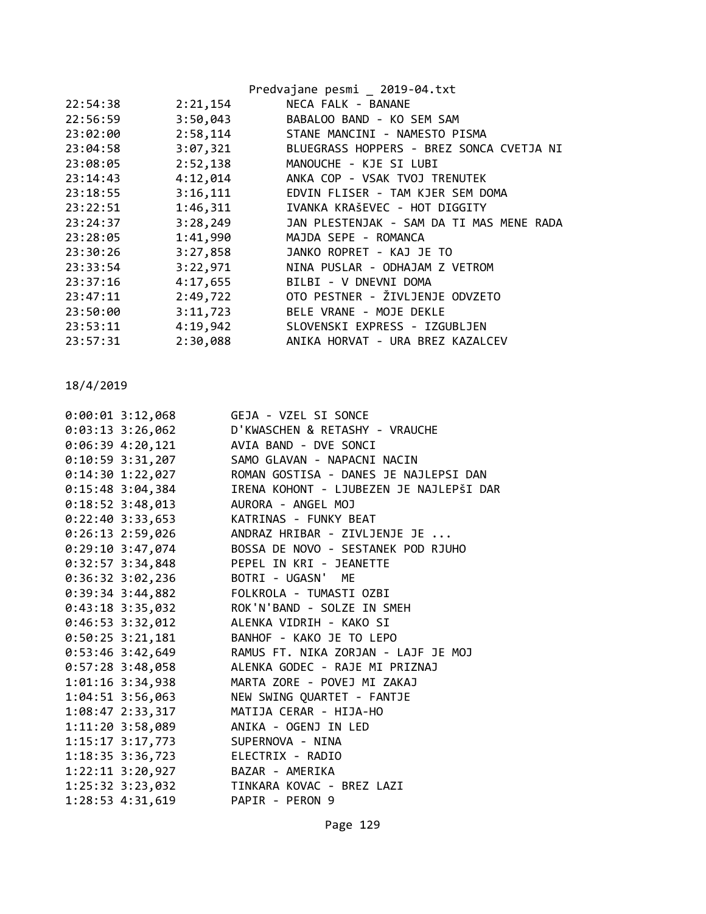| | | |
|---|---|---|
| 22:54:38 | 2:21,154 | NECA FALK - BANANE |
| 22:56:59 | 3:50,043 | BABALOO BAND - KO SEM SAM |
| 23:02:00 | 2:58,114 | STANE MANCINI - NAMESTO PISMA |
| 23:04:58 | 3:07,321 | BLUEGRASS HOPPERS - BREZ SONCA CVETJA NI |
| 23:08:05 | 2:52,138 | MANOUCHE - KJE SI LUBI |
| 23:14:43 | 4:12,014 | ANKA COP - VSAK TVOJ TRENUTEK |
| 23:18:55 | 3:16,111 | EDVIN FLISER - TAM KJER SEM DOMA |
| 23:22:51 | 1:46,311 | IVANKA KRAŠEVEC - HOT DIGGITY |
| 23:24:37 | 3:28,249 | JAN PLESTENJAK - SAM DA TI MAS MENE RADA |
| 23:28:05 | 1:41,990 | MAJDA SEPE - ROMANCA |
| 23:30:26 | 3:27,858 | JANKO ROPRET - KAJ JE TO |
| 23:33:54 | 3:22,971 | NINA PUSLAR - ODHAJAM Z VETROM |
| 23:37:16 | 4:17,655 | BILBI - V DNEVNI DOMA |
| 23:47:11 | 2:49,722 | OTO PESTNER - ŽIVLJENJE ODVZETO |
| 23:50:00 | 3:11,723 | BELE VRANE - MOJE DEKLE |
| 23:53:11 | 4:19,942 | SLOVENSKI EXPRESS - IZGUBLJEN |
| 23:57:31 | 2:30,088 | ANIKA HORVAT - URA BREZ KAZALCEV |

18/4/2019

| | | |
|---|---|---|
| 0:00:01 | 3:12,068 | GEJA - VZEL SI SONCE |
| 0:03:13 | 3:26,062 | D'KWASCHEN & RETASHY - VRAUCHE |
| 0:06:39 | 4:20,121 | AVIA BAND - DVE SONCI |
| 0:10:59 | 3:31,207 | SAMO GLAVAN - NAPACNI NACIN |
| 0:14:30 | 1:22,027 | ROMAN GOSTISA - DANES JE NAJLEPSI DAN |
| 0:15:48 | 3:04,384 | IRENA KOHONT - LJUBEZEN JE NAJLEPŠI DAR |
| 0:18:52 | 3:48,013 | AURORA - ANGEL MOJ |
| 0:22:40 | 3:33,653 | KATRINAS - FUNKY BEAT |
| 0:26:13 | 2:59,026 | ANDRAZ HRIBAR - ZIVLJENJE JE ... |
| 0:29:10 | 3:47,074 | BOSSA DE NOVO - SESTANEK POD RJUHO |
| 0:32:57 | 3:34,848 | PEPEL IN KRI - JEANETTE |
| 0:36:32 | 3:02,236 | BOTRI - UGASN' ME |
| 0:39:34 | 3:44,882 | FOLKROLA - TUMASTI OZBI |
| 0:43:18 | 3:35,032 | ROK'N'BAND - SOLZE IN SMEH |
| 0:46:53 | 3:32,012 | ALENKA VIDRIH - KAKO SI |
| 0:50:25 | 3:21,181 | BANHOF - KAKO JE TO LEPO |
| 0:53:46 | 3:42,649 | RAMUS FT. NIKA ZORJAN - LAJF JE MOJ |
| 0:57:28 | 3:48,058 | ALENKA GODEC - RAJE MI PRIZNAJ |
| 1:01:16 | 3:34,938 | MARTA ZORE - POVEJ MI ZAKAJ |
| 1:04:51 | 3:56,063 | NEW SWING QUARTET - FANTJE |
| 1:08:47 | 2:33,317 | MATIJA CERAR - HIJA-HO |
| 1:11:20 | 3:58,089 | ANIKA - OGENJ IN LED |
| 1:15:17 | 3:17,773 | SUPERNOVA - NINA |
| 1:18:35 | 3:36,723 | ELECTRIX - RADIO |
| 1:22:11 | 3:20,927 | BAZAR - AMERIKA |
| 1:25:32 | 3:23,032 | TINKARA KOVAC - BREZ LAZI |
| 1:28:53 | 4:31,619 | PAPIR - PERON 9 |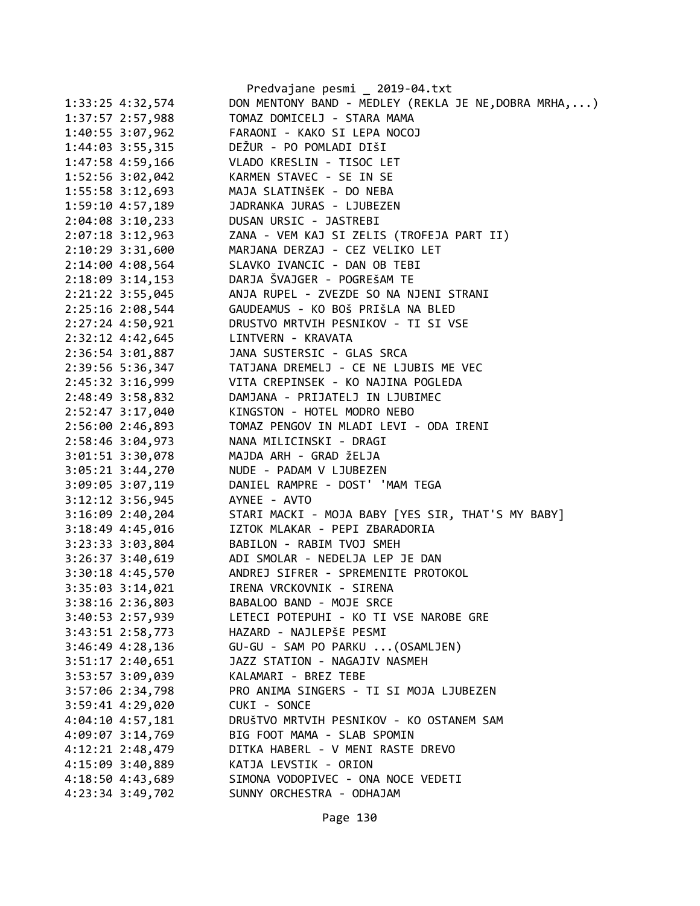```
1:33:25 4:32,574        DON MENTONY BAND - MEDLEY (REKLA JE NE,DOBRA MRHA,...)
1:37:57 2:57,988        TOMAZ DOMICELJ - STARA MAMA
1:40:55 3:07,962        FARAONI - KAKO SI LEPA NOCOJ
1:44:03 3:55,315        DEŽUR - PO POMLADI DIŠI
1:47:58 4:59,166        VLADO KRESLIN - TISOC LET
1:52:56 3:02,042        KARMEN STAVEC - SE IN SE
1:55:58 3:12,693        MAJA SLATINŠEK - DO NEBA
1:59:10 4:57,189        JADRANKA JURAS - LJUBEZEN
2:04:08 3:10,233        DUSAN URSIC - JASTREBI
2:07:18 3:12,963        ZANA - VEM KAJ SI ZELIS (TROFEJA PART II)
2:10:29 3:31,600        MARJANA DERZAJ - CEZ VELIKO LET
2:14:00 4:08,564        SLAVKO IVANCIC - DAN OB TEBI
2:18:09 3:14,153        DARJA ŠVAJGER - POGREŠAM TE
2:21:22 3:55,045        ANJA RUPEL - ZVEZDE SO NA NJENI STRANI
2:25:16 2:08,544        GAUDEAMUS - KO BOŠ PRIŠLA NA BLED
2:27:24 4:50,921        DRUSTVO MRTVIH PESNIKOV - TI SI VSE
2:32:12 4:42,645        LINTVERN - KRAVATA
2:36:54 3:01,887        JANA SUSTERSIC - GLAS SRCA
2:39:56 5:36,347        TATJANA DREMELJ - CE NE LJUBIS ME VEC
2:45:32 3:16,999        VITA CREPINSEK - KO NAJINA POGLEDA
2:48:49 3:58,832        DAMJANA - PRIJATELJ IN LJUBIMEC
2:52:47 3:17,040        KINGSTON - HOTEL MODRO NEBO
2:56:00 2:46,893        TOMAZ PENGOV IN MLADI LEVI - ODA IRENI
2:58:46 3:04,973        NANA MILICINSKI - DRAGI
3:01:51 3:30,078        MAJDA ARH - GRAD žELJA
3:05:21 3:44,270        NUDE - PADAM V LJUBEZEN
3:09:05 3:07,119        DANIEL RAMPRE - DOST' 'MAM TEGA
3:12:12 3:56,945        AYNEE - AVTO
3:16:09 2:40,204        STARI MACKI - MOJA BABY [YES SIR, THAT'S MY BABY]
3:18:49 4:45,016        IZTOK MLAKAR - PEPI ZBARADORIA
3:23:33 3:03,804        BABILON - RABIM TVOJ SMEH
3:26:37 3:40,619        ADI SMOLAR - NEDELJA LEP JE DAN
3:30:18 4:45,570        ANDREJ SIFRER - SPREMENITE PROTOKOL
3:35:03 3:14,021        IRENA VRCKOVNIK - SIRENA
3:38:16 2:36,803        BABALOO BAND - MOJE SRCE
3:40:53 2:57,939        LETECI POTEPUHI - KO TI VSE NAROBE GRE
3:43:51 2:58,773        HAZARD - NAJLEPŠE PESMI
3:46:49 4:28,136        GU-GU - SAM PO PARKU ...(OSAMLJEN)
3:51:17 2:40,651        JAZZ STATION - NAGAJIV NASMEH
3:53:57 3:09,039        KALAMARI - BREZ TEBE
3:57:06 2:34,798        PRO ANIMA SINGERS - TI SI MOJA LJUBEZEN
3:59:41 4:29,020        CUKI - SONCE
4:04:10 4:57,181        DRUŠTVO MRTVIH PESNIKOV - KO OSTANEM SAM
4:09:07 3:14,769        BIG FOOT MAMA - SLAB SPOMIN
4:12:21 2:48,479        DITKA HABERL - V MENI RASTE DREVO
4:15:09 3:40,889        KATJA LEVSTIK - ORION
4:18:50 4:43,689        SIMONA VODOPIVEC - ONA NOCE VEDETI
4:23:34 3:49,702        SUNNY ORCHESTRA - ODHAJAM
```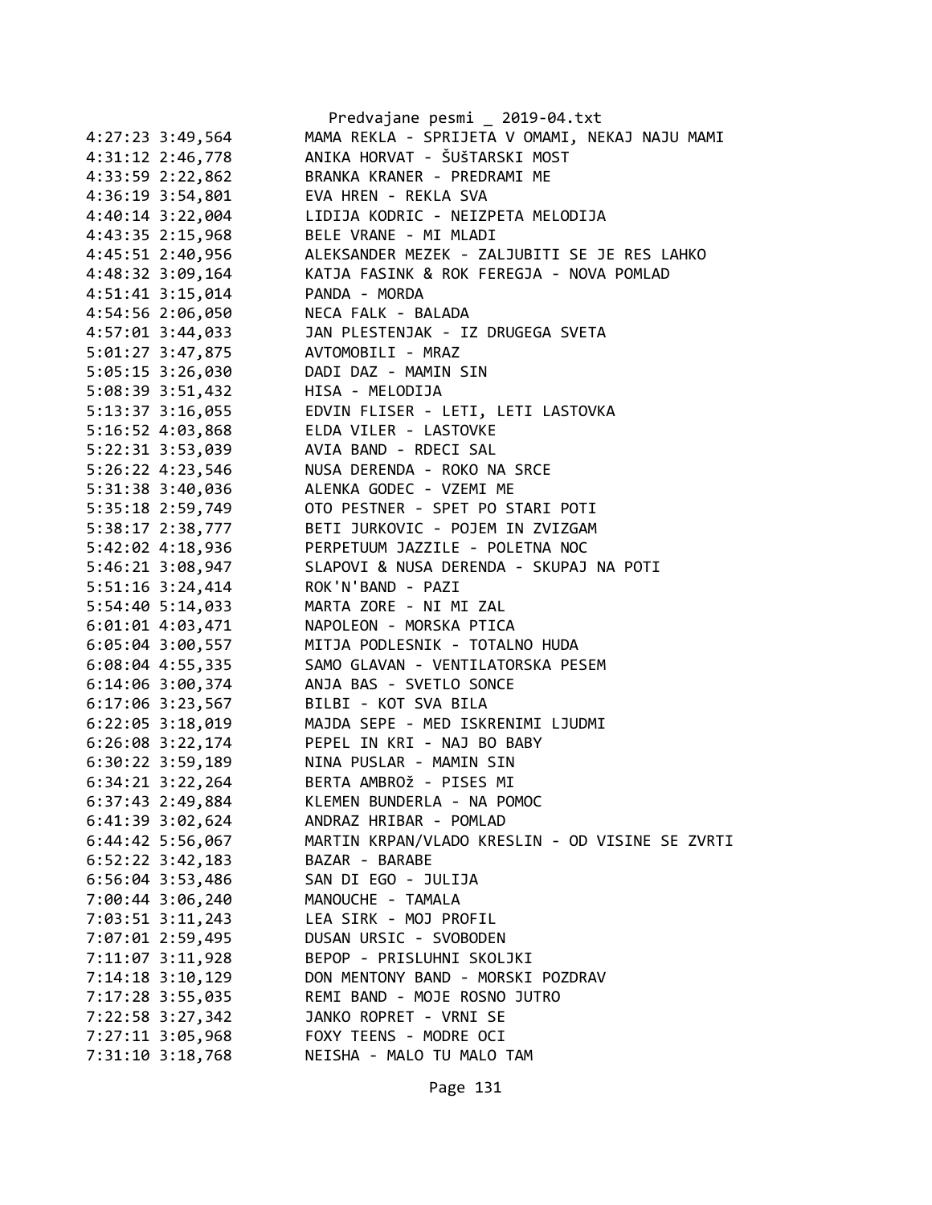```
4:27:23 3:49,564        MAMA REKLA - SPRIJETA V OMAMI, NEKAJ NAJU MAMI
4:31:12 2:46,778        ANIKA HORVAT - ŠUŠTARSKI MOST
4:33:59 2:22,862        BRANKA KRANER - PREDRAMI ME
4:36:19 3:54,801        EVA HREN - REKLA SVA
4:40:14 3:22,004        LIDIJA KODRIC - NEIZPETA MELODIJA
4:43:35 2:15,968        BELE VRANE - MI MLADI
4:45:51 2:40,956        ALEKSANDER MEZEK - ZALJUBITI SE JE RES LAHKO
4:48:32 3:09,164        KATJA FASINK & ROK FEREGJA - NOVA POMLAD
4:51:41 3:15,014        PANDA - MORDA
4:54:56 2:06,050        NECA FALK - BALADA
4:57:01 3:44,033        JAN PLESTENJAK - IZ DRUGEGA SVETA
5:01:27 3:47,875        AVTOMOBILI - MRAZ
5:05:15 3:26,030        DADI DAZ - MAMIN SIN
5:08:39 3:51,432        HISA - MELODIJA
5:13:37 3:16,055        EDVIN FLISER - LETI, LETI LASTOVKA
5:16:52 4:03,868        ELDA VILER - LASTOVKE
5:22:31 3:53,039        AVIA BAND - RDECI SAL
5:26:22 4:23,546        NUSA DERENDA - ROKO NA SRCE
5:31:38 3:40,036        ALENKA GODEC - VZEMI ME
5:35:18 2:59,749        OTO PESTNER - SPET PO STARI POTI
5:38:17 2:38,777        BETI JURKOVIC - POJEM IN ZVIZGAM
5:42:02 4:18,936        PERPETUUM JAZZILE - POLETNA NOC
5:46:21 3:08,947        SLAPOVI & NUSA DERENDA - SKUPAJ NA POTI
5:51:16 3:24,414        ROK'N'BAND - PAZI
5:54:40 5:14,033        MARTA ZORE - NI MI ZAL
6:01:01 4:03,471        NAPOLEON - MORSKA PTICA
6:05:04 3:00,557        MITJA PODLESNIK - TOTALNO HUDA
6:08:04 4:55,335        SAMO GLAVAN - VENTILATORSKA PESEM
6:14:06 3:00,374        ANJA BAS - SVETLO SONCE
6:17:06 3:23,567        BILBI - KOT SVA BILA
6:22:05 3:18,019        MAJDA SEPE - MED ISKRENIMI LJUDMI
6:26:08 3:22,174        PEPEL IN KRI - NAJ BO BABY
6:30:22 3:59,189        NINA PUSLAR - MAMIN SIN
6:34:21 3:22,264        BERTA AMBROž - PISES MI
6:37:43 2:49,884        KLEMEN BUNDERLA - NA POMOC
6:41:39 3:02,624        ANDRAZ HRIBAR - POMLAD
6:44:42 5:56,067        MARTIN KRPAN/VLADO KRESLIN - OD VISINE SE ZVRTI
6:52:22 3:42,183        BAZAR - BARABE
6:56:04 3:53,486        SAN DI EGO - JULIJA
7:00:44 3:06,240        MANOUCHE - TAMALA
7:03:51 3:11,243        LEA SIRK - MOJ PROFIL
7:07:01 2:59,495        DUSAN URSIC - SVOBODEN
7:11:07 3:11,928        BEPOP - PRISLUHNI SKOLJKI
7:14:18 3:10,129        DON MENTONY BAND - MORSKI POZDRAV
7:17:28 3:55,035        REMI BAND - MOJE ROSNO JUTRO
7:22:58 3:27,342        JANKO ROPRET - VRNI SE
7:27:11 3:05,968        FOXY TEENS - MODRE OCI
7:31:10 3:18,768        NEISHA - MALO TU MALO TAM
```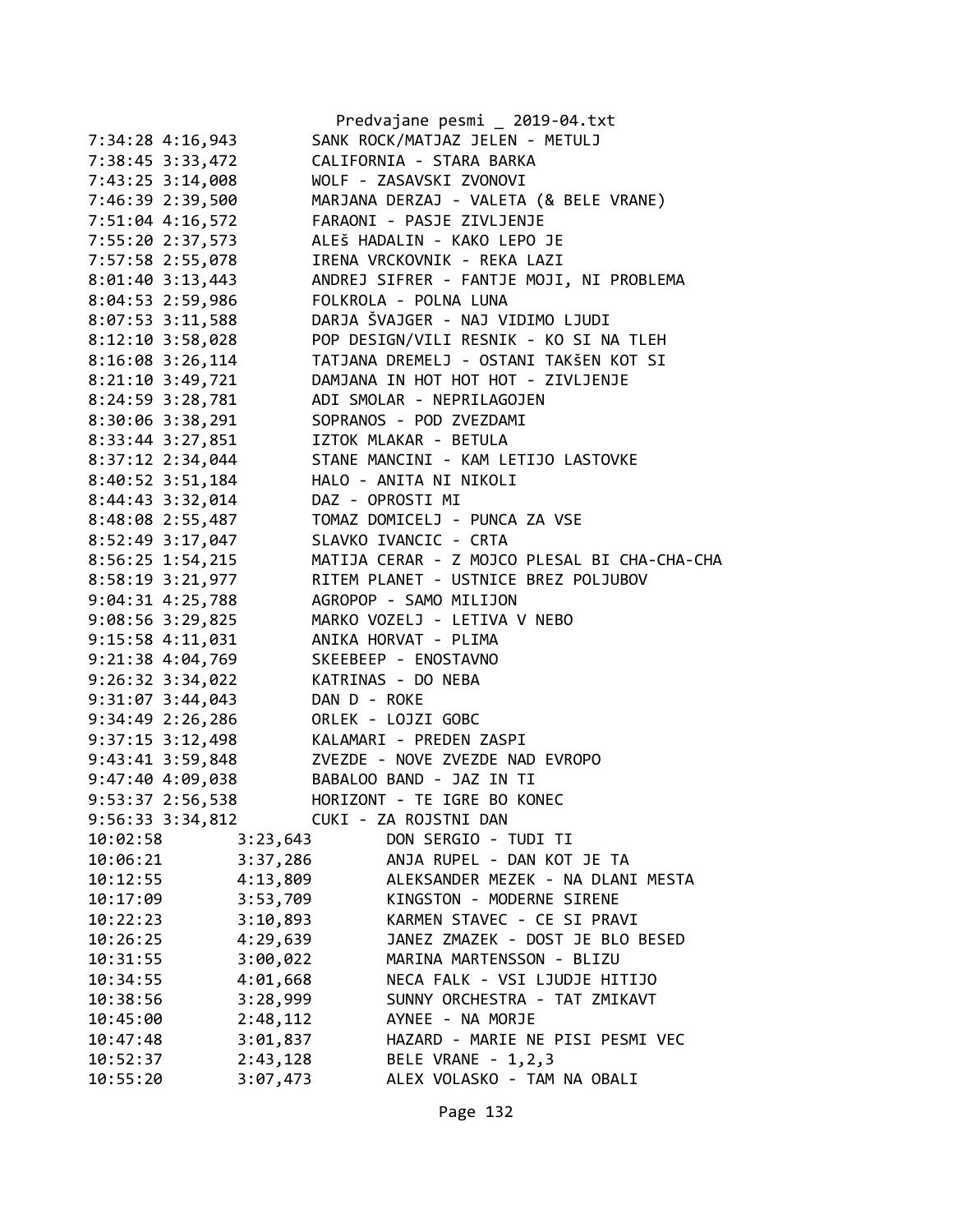```
7:34:28 4:16,943        SANK ROCK/MATJAZ JELEN - METULJ
7:38:45 3:33,472        CALIFORNIA - STARA BARKA
7:43:25 3:14,008        WOLF - ZASAVSKI ZVONOVI
7:46:39 2:39,500        MARJANA DERZAJ - VALETA (& BELE VRANE)
7:51:04 4:16,572        FARAONI - PASJE ZIVLJENJE
7:55:20 2:37,573        ALEŠ HADALIN - KAKO LEPO JE
7:57:58 2:55,078        IRENA VRCKOVNIK - REKA LAZI
8:01:40 3:13,443        ANDREJ SIFRER - FANTJE MOJI, NI PROBLEMA
8:04:53 2:59,986        FOLKROLA - POLNA LUNA
8:07:53 3:11,588        DARJA ŠVAJGER - NAJ VIDIMO LJUDI
8:12:10 3:58,028        POP DESIGN/VILI RESNIK - KO SI NA TLEH
8:16:08 3:26,114        TATJANA DREMELJ - OSTANI TAKŠEN KOT SI
8:21:10 3:49,721        DAMJANA IN HOT HOT HOT - ZIVLJENJE
8:24:59 3:28,781        ADI SMOLAR - NEPRILAGOJEN
8:30:06 3:38,291        SOPRANOS - POD ZVEZDAMI
8:33:44 3:27,851        IZTOK MLAKAR - BETULA
8:37:12 2:34,044        STANE MANCINI - KAM LETIJO LASTOVKE
8:40:52 3:51,184        HALO - ANITA NI NIKOLI
8:44:43 3:32,014        DAZ - OPROSTI MI
8:48:08 2:55,487        TOMAZ DOMICELJ - PUNCA ZA VSE
8:52:49 3:17,047        SLAVKO IVANCIC - CRTA
8:56:25 1:54,215        MATIJA CERAR - Z MOJCO PLESAL BI CHA-CHA-CHA
8:58:19 3:21,977        RITEM PLANET - USTNICE BREZ POLJUBOV
9:04:31 4:25,788        AGROPOP - SAMO MILIJON
9:08:56 3:29,825        MARKO VOZELJ - LETIVA V NEBO
9:15:58 4:11,031        ANIKA HORVAT - PLIMA
9:21:38 4:04,769        SKEEBEEP - ENOSTAVNO
9:26:32 3:34,022        KATRINAS - DO NEBA
9:31:07 3:44,043        DAN D - ROKE
9:34:49 2:26,286        ORLEK - LOJZI GOBC
9:37:15 3:12,498        KALAMARI - PREDEN ZASPI
9:43:41 3:59,848        ZVEZDE - NOVE ZVEZDE NAD EVROPO
9:47:40 4:09,038        BABALOO BAND - JAZ IN TI
9:53:37 2:56,538        HORIZONT - TE IGRE BO KONEC
9:56:33 3:34,812        CUKI - ZA ROJSTNI DAN
10:02:58        3:23,643        DON SERGIO - TUDI TI
10:06:21        3:37,286        ANJA RUPEL - DAN KOT JE TA
10:12:55        4:13,809        ALEKSANDER MEZEK - NA DLANI MESTA
10:17:09        3:53,709        KINGSTON - MODERNE SIRENE
10:22:23        3:10,893        KARMEN STAVEC - CE SI PRAVI
10:26:25        4:29,639        JANEZ ZMAZEK - DOST JE BLO BESED
10:31:55        3:00,022        MARINA MARTENSSON - BLIZU
10:34:55        4:01,668        NECA FALK - VSI LJUDJE HITIJO
10:38:56        3:28,999        SUNNY ORCHESTRA - TAT ZMIKAVT
10:45:00        2:48,112        AYNEE - NA MORJE
10:47:48        3:01,837        HAZARD - MARIE NE PISI PESMI VEC
10:52:37        2:43,128        BELE VRANE - 1,2,3
10:55:20        3:07,473        ALEX VOLASKO - TAM NA OBALI
```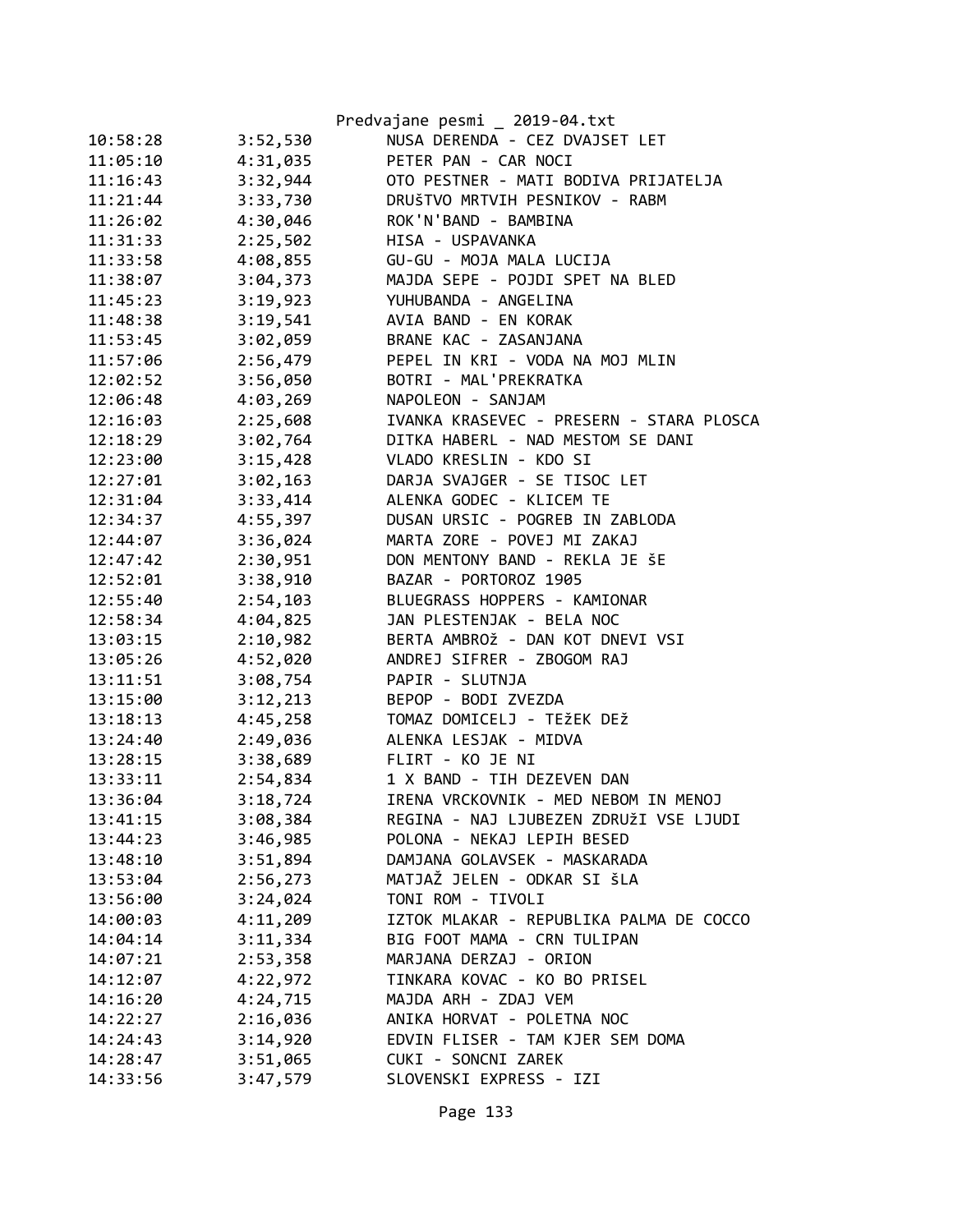| | | |
|---|---|---|
| 10:58:28 | 3:52,530 | NUSA DERENDA - CEZ DVAJSET LET |
| 11:05:10 | 4:31,035 | PETER PAN - CAR NOCI |
| 11:16:43 | 3:32,944 | OTO PESTNER - MATI BODIVA PRIJATELJA |
| 11:21:44 | 3:33,730 | DRUŠTVO MRTVIH PESNIKOV - RABM |
| 11:26:02 | 4:30,046 | ROK'N'BAND - BAMBINA |
| 11:31:33 | 2:25,502 | HISA - USPAVANKA |
| 11:33:58 | 4:08,855 | GU-GU - MOJA MALA LUCIJA |
| 11:38:07 | 3:04,373 | MAJDA SEPE - POJDI SPET NA BLED |
| 11:45:23 | 3:19,923 | YUHUBANDA - ANGELINA |
| 11:48:38 | 3:19,541 | AVIA BAND - EN KORAK |
| 11:53:45 | 3:02,059 | BRANE KAC - ZASANJANA |
| 11:57:06 | 2:56,479 | PEPEL IN KRI - VODA NA MOJ MLIN |
| 12:02:52 | 3:56,050 | BOTRI - MAL'PREKRATKA |
| 12:06:48 | 4:03,269 | NAPOLEON - SANJAM |
| 12:16:03 | 2:25,608 | IVANKA KRASEVEC - PRESERN - STARA PLOSCA |
| 12:18:29 | 3:02,764 | DITKA HABERL - NAD MESTOM SE DANI |
| 12:23:00 | 3:15,428 | VLADO KRESLIN - KDO SI |
| 12:27:01 | 3:02,163 | DARJA SVAJGER - SE TISOC LET |
| 12:31:04 | 3:33,414 | ALENKA GODEC - KLICEM TE |
| 12:34:37 | 4:55,397 | DUSAN URSIC - POGREB IN ZABLODA |
| 12:44:07 | 3:36,024 | MARTA ZORE - POVEJ MI ZAKAJ |
| 12:47:42 | 2:30,951 | DON MENTONY BAND - REKLA JE ŠE |
| 12:52:01 | 3:38,910 | BAZAR - PORTOROZ 1905 |
| 12:55:40 | 2:54,103 | BLUEGRASS HOPPERS - KAMIONAR |
| 12:58:34 | 4:04,825 | JAN PLESTENJAK - BELA NOC |
| 13:03:15 | 2:10,982 | BERTA AMBROŽ - DAN KOT DNEVI VSI |
| 13:05:26 | 4:52,020 | ANDREJ SIFRER - ZBOGOM RAJ |
| 13:11:51 | 3:08,754 | PAPIR - SLUTNJA |
| 13:15:00 | 3:12,213 | BEPOP - BODI ZVEZDA |
| 13:18:13 | 4:45,258 | TOMAZ DOMICELJ - TEŽEK DEŽ |
| 13:24:40 | 2:49,036 | ALENKA LESJAK - MIDVA |
| 13:28:15 | 3:38,689 | FLIRT - KO JE NI |
| 13:33:11 | 2:54,834 | 1 X BAND - TIH DEZEVEN DAN |
| 13:36:04 | 3:18,724 | IRENA VRCKOVNIK - MED NEBOM IN MENOJ |
| 13:41:15 | 3:08,384 | REGINA - NAJ LJUBEZEN ZDRUŽI VSE LJUDI |
| 13:44:23 | 3:46,985 | POLONA - NEKAJ LEPIH BESED |
| 13:48:10 | 3:51,894 | DAMJANA GOLAVSEK - MASKARADA |
| 13:53:04 | 2:56,273 | MATJAŽ JELEN - ODKAR SI ŠLA |
| 13:56:00 | 3:24,024 | TONI ROM - TIVOLI |
| 14:00:03 | 4:11,209 | IZTOK MLAKAR - REPUBLIKA PALMA DE COCCO |
| 14:04:14 | 3:11,334 | BIG FOOT MAMA - CRN TULIPAN |
| 14:07:21 | 2:53,358 | MARJANA DERZAJ - ORION |
| 14:12:07 | 4:22,972 | TINKARA KOVAC - KO BO PRISEL |
| 14:16:20 | 4:24,715 | MAJDA ARH - ZDAJ VEM |
| 14:22:27 | 2:16,036 | ANIKA HORVAT - POLETNA NOC |
| 14:24:43 | 3:14,920 | EDVIN FLISER - TAM KJER SEM DOMA |
| 14:28:47 | 3:51,065 | CUKI - SONCNI ZAREK |
| 14:33:56 | 3:47,579 | SLOVENSKI EXPRESS - IZI |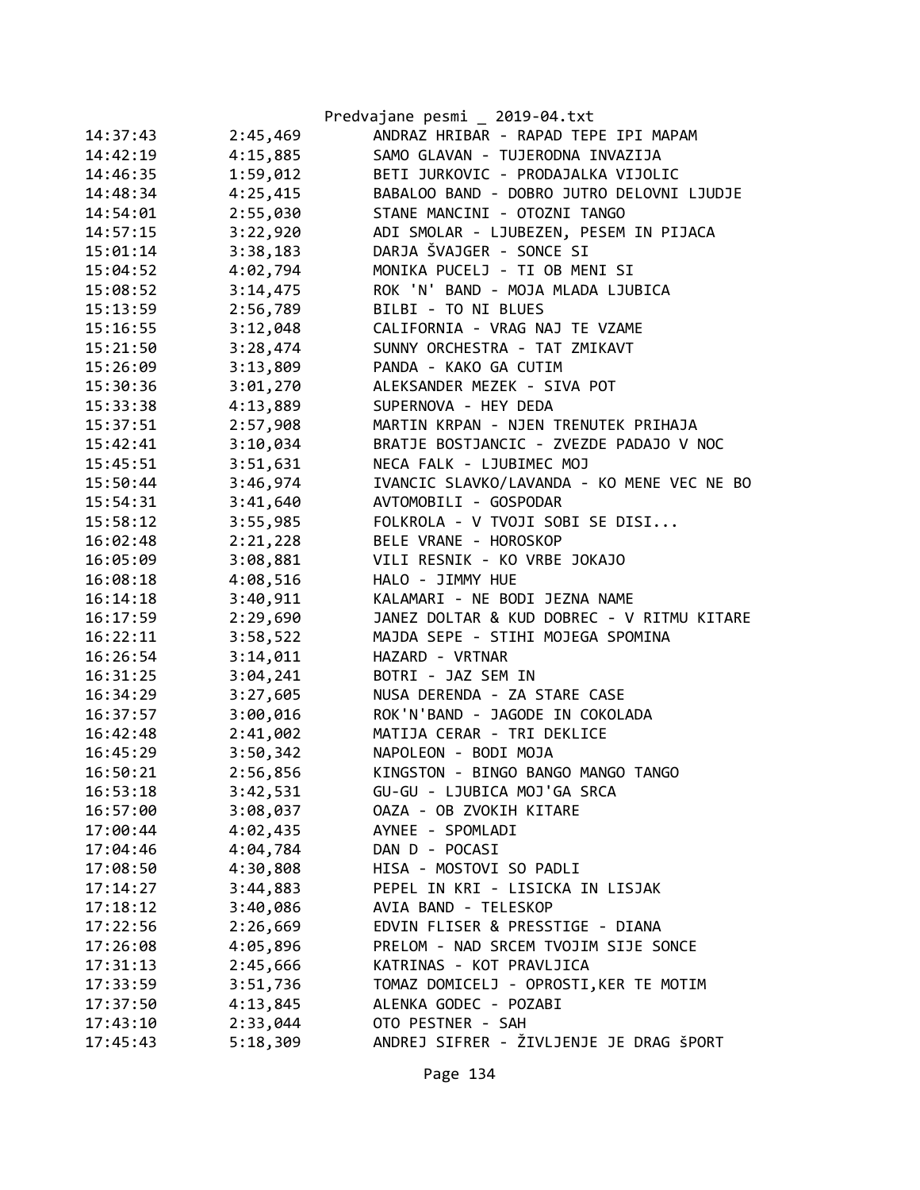| | | |
|---|---|---|
| 14:37:43 | 2:45,469 | ANDRAZ HRIBAR - RAPAD TEPE IPI MAPAM |
| 14:42:19 | 4:15,885 | SAMO GLAVAN - TUJERODNA INVAZIJA |
| 14:46:35 | 1:59,012 | BETI JURKOVIC - PRODAJALKA VIJOLIC |
| 14:48:34 | 4:25,415 | BABALOO BAND - DOBRO JUTRO DELOVNI LJUDJE |
| 14:54:01 | 2:55,030 | STANE MANCINI - OTOZNI TANGO |
| 14:57:15 | 3:22,920 | ADI SMOLAR - LJUBEZEN, PESEM IN PIJACA |
| 15:01:14 | 3:38,183 | DARJA ŠVAJGER - SONCE SI |
| 15:04:52 | 4:02,794 | MONIKA PUCELJ - TI OB MENI SI |
| 15:08:52 | 3:14,475 | ROK 'N' BAND - MOJA MLADA LJUBICA |
| 15:13:59 | 2:56,789 | BILBI - TO NI BLUES |
| 15:16:55 | 3:12,048 | CALIFORNIA - VRAG NAJ TE VZAME |
| 15:21:50 | 3:28,474 | SUNNY ORCHESTRA - TAT ZMIKAVT |
| 15:26:09 | 3:13,809 | PANDA - KAKO GA CUTIM |
| 15:30:36 | 3:01,270 | ALEKSANDER MEZEK - SIVA POT |
| 15:33:38 | 4:13,889 | SUPERNOVA - HEY DEDA |
| 15:37:51 | 2:57,908 | MARTIN KRPAN - NJEN TRENUTEK PRIHAJA |
| 15:42:41 | 3:10,034 | BRATJE BOSTJANCIC - ZVEZDE PADAJO V NOC |
| 15:45:51 | 3:51,631 | NECA FALK - LJUBIMEC MOJ |
| 15:50:44 | 3:46,974 | IVANCIC SLAVKO/LAVANDA - KO MENE VEC NE BO |
| 15:54:31 | 3:41,640 | AVTOMOBILI - GOSPODAR |
| 15:58:12 | 3:55,985 | FOLKROLA - V TVOJI SOBI SE DISI... |
| 16:02:48 | 2:21,228 | BELE VRANE - HOROSKOP |
| 16:05:09 | 3:08,881 | VILI RESNIK - KO VRBE JOKAJO |
| 16:08:18 | 4:08,516 | HALO - JIMMY HUE |
| 16:14:18 | 3:40,911 | KALAMARI - NE BODI JEZNA NAME |
| 16:17:59 | 2:29,690 | JANEZ DOLTAR & KUD DOBREC - V RITMU KITARE |
| 16:22:11 | 3:58,522 | MAJDA SEPE - STIHI MOJEGA SPOMINA |
| 16:26:54 | 3:14,011 | HAZARD - VRTNAR |
| 16:31:25 | 3:04,241 | BOTRI - JAZ SEM IN |
| 16:34:29 | 3:27,605 | NUSA DERENDA - ZA STARE CASE |
| 16:37:57 | 3:00,016 | ROK'N'BAND - JAGODE IN COKOLADA |
| 16:42:48 | 2:41,002 | MATIJA CERAR - TRI DEKLICE |
| 16:45:29 | 3:50,342 | NAPOLEON - BODI MOJA |
| 16:50:21 | 2:56,856 | KINGSTON - BINGO BANGO MANGO TANGO |
| 16:53:18 | 3:42,531 | GU-GU - LJUBICA MOJ'GA SRCA |
| 16:57:00 | 3:08,037 | OAZA - OB ZVOKIH KITARE |
| 17:00:44 | 4:02,435 | AYNEE - SPOMLADI |
| 17:04:46 | 4:04,784 | DAN D - POCASI |
| 17:08:50 | 4:30,808 | HISA - MOSTOVI SO PADLI |
| 17:14:27 | 3:44,883 | PEPEL IN KRI - LISICKA IN LISJAK |
| 17:18:12 | 3:40,086 | AVIA BAND - TELESKOP |
| 17:22:56 | 2:26,669 | EDVIN FLISER & PRESSTIGE - DIANA |
| 17:26:08 | 4:05,896 | PRELOM - NAD SRCEM TVOJIM SIJE SONCE |
| 17:31:13 | 2:45,666 | KATRINAS - KOT PRAVLJICA |
| 17:33:59 | 3:51,736 | TOMAZ DOMICELJ - OPROSTI,KER TE MOTIM |
| 17:37:50 | 4:13,845 | ALENKA GODEC - POZABI |
| 17:43:10 | 2:33,044 | OTO PESTNER - SAH |
| 17:45:43 | 5:18,309 | ANDREJ SIFRER - ŽIVLJENJE JE DRAG ŠPORT |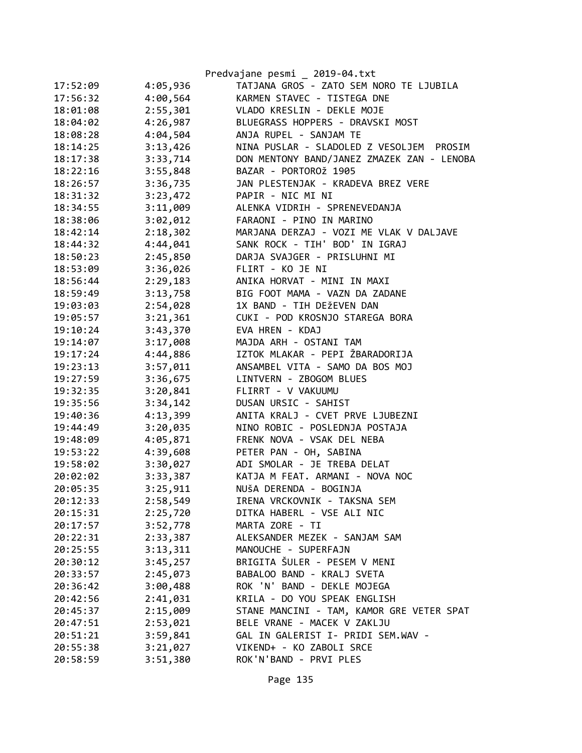| | | |
|---|---|---|
| 17:52:09 | 4:05,936 | TATJANA GROS - ZATO SEM NORO TE LJUBILA |
| 17:56:32 | 4:00,564 | KARMEN STAVEC - TISTEGA DNE |
| 18:01:08 | 2:55,301 | VLADO KRESLIN - DEKLE MOJE |
| 18:04:02 | 4:26,987 | BLUEGRASS HOPPERS - DRAVSKI MOST |
| 18:08:28 | 4:04,504 | ANJA RUPEL - SANJAM TE |
| 18:14:25 | 3:13,426 | NINA PUSLAR - SLADOLED Z VESOLJEM  PROSIM |
| 18:17:38 | 3:33,714 | DON MENTONY BAND/JANEZ ZMAZEK ZAN - LENOBA |
| 18:22:16 | 3:55,848 | BAZAR - PORTOROž 1905 |
| 18:26:57 | 3:36,735 | JAN PLESTENJAK - KRADEVA BREZ VERE |
| 18:31:32 | 3:23,472 | PAPIR - NIC MI NI |
| 18:34:55 | 3:11,009 | ALENKA VIDRIH - SPRENEVEDANJA |
| 18:38:06 | 3:02,012 | FARAONI - PINO IN MARINO |
| 18:42:14 | 2:18,302 | MARJANA DERZAJ - VOZI ME VLAK V DALJAVE |
| 18:44:32 | 4:44,041 | SANK ROCK - TIH' BOD' IN IGRAJ |
| 18:50:23 | 2:45,850 | DARJA SVAJGER - PRISLUHNI MI |
| 18:53:09 | 3:36,026 | FLIRT - KO JE NI |
| 18:56:44 | 2:29,183 | ANIKA HORVAT - MINI IN MAXI |
| 18:59:49 | 3:13,758 | BIG FOOT MAMA - VAZN DA ZADANE |
| 19:03:03 | 2:54,028 | 1X BAND - TIH DEžEVEN DAN |
| 19:05:57 | 3:21,361 | CUKI - POD KROSNJO STAREGA BORA |
| 19:10:24 | 3:43,370 | EVA HREN - KDAJ |
| 19:14:07 | 3:17,008 | MAJDA ARH - OSTANI TAM |
| 19:17:24 | 4:44,886 | IZTOK MLAKAR - PEPI ŽBARADORIJA |
| 19:23:13 | 3:57,011 | ANSAMBEL VITA - SAMO DA BOS MOJ |
| 19:27:59 | 3:36,675 | LINTVERN - ZBOGOM BLUES |
| 19:32:35 | 3:20,841 | FLIRRT - V VAKUUMU |
| 19:35:56 | 3:34,142 | DUSAN URSIC - SAHIST |
| 19:40:36 | 4:13,399 | ANITA KRALJ - CVET PRVE LJUBEZNI |
| 19:44:49 | 3:20,035 | NINO ROBIC - POSLEDNJA POSTAJA |
| 19:48:09 | 4:05,871 | FRENK NOVA - VSAK DEL NEBA |
| 19:53:22 | 4:39,608 | PETER PAN - OH, SABINA |
| 19:58:02 | 3:30,027 | ADI SMOLAR - JE TREBA DELAT |
| 20:02:02 | 3:33,387 | KATJA M FEAT. ARMANI - NOVA NOC |
| 20:05:35 | 3:25,911 | NUšA DERENDA - BOGINJA |
| 20:12:33 | 2:58,549 | IRENA VRCKOVNIK - TAKSNA SEM |
| 20:15:31 | 2:25,720 | DITKA HABERL - VSE ALI NIC |
| 20:17:57 | 3:52,778 | MARTA ZORE - TI |
| 20:22:31 | 2:33,387 | ALEKSANDER MEZEK - SANJAM SAM |
| 20:25:55 | 3:13,311 | MANOUCHE - SUPERFAJN |
| 20:30:12 | 3:45,257 | BRIGITA ŠULER - PESEM V MENI |
| 20:33:57 | 2:45,073 | BABALOO BAND - KRALJ SVETA |
| 20:36:42 | 3:00,488 | ROK 'N' BAND - DEKLE MOJEGA |
| 20:42:56 | 2:41,031 | KRILA - DO YOU SPEAK ENGLISH |
| 20:45:37 | 2:15,009 | STANE MANCINI - TAM, KAMOR GRE VETER SPAT |
| 20:47:51 | 2:53,021 | BELE VRANE - MACEK V ZAKLJU |
| 20:51:21 | 3:59,841 | GAL IN GALERIST I- PRIDI SEM.WAV - |
| 20:55:38 | 3:21,027 | VIKEND+ - KO ZABOLI SRCE |
| 20:58:59 | 3:51,380 | ROK'N'BAND - PRVI PLES |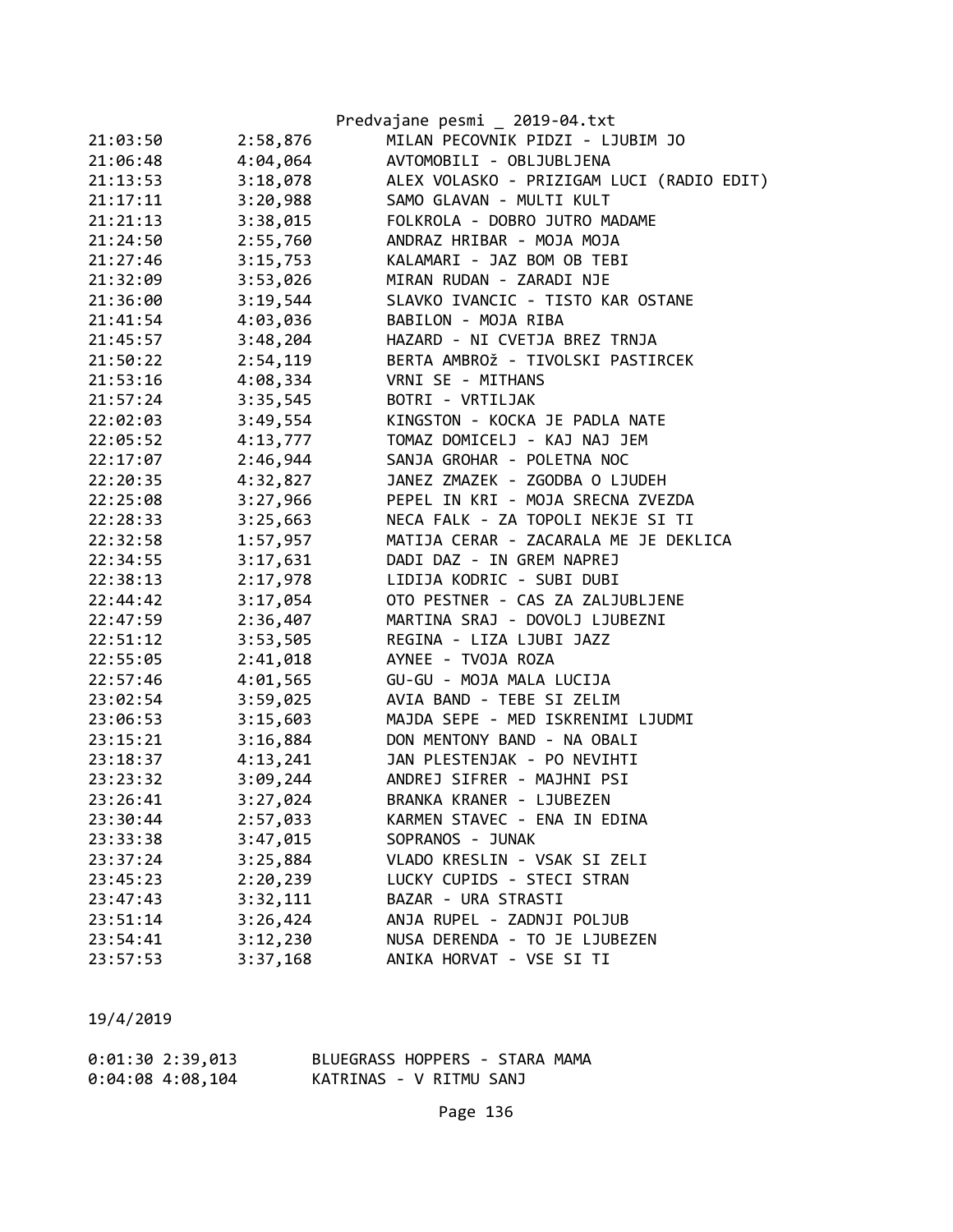| | | |
|---|---|---|
| 21:03:50 | 2:58,876 | MILAN PECOVNIK PIDZI - LJUBIM JO |
| 21:06:48 | 4:04,064 | AVTOMOBILI - OBLJUBLJENA |
| 21:13:53 | 3:18,078 | ALEX VOLASKO - PRIZIGAM LUCI (RADIO EDIT) |
| 21:17:11 | 3:20,988 | SAMO GLAVAN - MULTI KULT |
| 21:21:13 | 3:38,015 | FOLKROLA - DOBRO JUTRO MADAME |
| 21:24:50 | 2:55,760 | ANDRAZ HRIBAR - MOJA MOJA |
| 21:27:46 | 3:15,753 | KALAMARI - JAZ BOM OB TEBI |
| 21:32:09 | 3:53,026 | MIRAN RUDAN - ZARADI NJE |
| 21:36:00 | 3:19,544 | SLAVKO IVANCIC - TISTO KAR OSTANE |
| 21:41:54 | 4:03,036 | BABILON - MOJA RIBA |
| 21:45:57 | 3:48,204 | HAZARD - NI CVETJA BREZ TRNJA |
| 21:50:22 | 2:54,119 | BERTA AMBROž - TIVOLSKI PASTIRCEK |
| 21:53:16 | 4:08,334 | VRNI SE - MITHANS |
| 21:57:24 | 3:35,545 | BOTRI - VRTILJAK |
| 22:02:03 | 3:49,554 | KINGSTON - KOCKA JE PADLA NATE |
| 22:05:52 | 4:13,777 | TOMAZ DOMICELJ - KAJ NAJ JEM |
| 22:17:07 | 2:46,944 | SANJA GROHAR - POLETNA NOC |
| 22:20:35 | 4:32,827 | JANEZ ZMAZEK - ZGODBA O LJUDEH |
| 22:25:08 | 3:27,966 | PEPEL IN KRI - MOJA SRECNA ZVEZDA |
| 22:28:33 | 3:25,663 | NECA FALK - ZA TOPOLI NEKJE SI TI |
| 22:32:58 | 1:57,957 | MATIJA CERAR - ZACARALA ME JE DEKLICA |
| 22:34:55 | 3:17,631 | DADI DAZ - IN GREM NAPREJ |
| 22:38:13 | 2:17,978 | LIDIJA KODRIC - SUBI DUBI |
| 22:44:42 | 3:17,054 | OTO PESTNER - CAS ZA ZALJUBLJENE |
| 22:47:59 | 2:36,407 | MARTINA SRAJ - DOVOLJ LJUBEZNI |
| 22:51:12 | 3:53,505 | REGINA - LIZA LJUBI JAZZ |
| 22:55:05 | 2:41,018 | AYNEE - TVOJA ROZA |
| 22:57:46 | 4:01,565 | GU-GU - MOJA MALA LUCIJA |
| 23:02:54 | 3:59,025 | AVIA BAND - TEBE SI ZELIM |
| 23:06:53 | 3:15,603 | MAJDA SEPE - MED ISKRENIMI LJUDMI |
| 23:15:21 | 3:16,884 | DON MENTONY BAND - NA OBALI |
| 23:18:37 | 4:13,241 | JAN PLESTENJAK - PO NEVIHTI |
| 23:23:32 | 3:09,244 | ANDREJ SIFRER - MAJHNI PSI |
| 23:26:41 | 3:27,024 | BRANKA KRANER - LJUBEZEN |
| 23:30:44 | 2:57,033 | KARMEN STAVEC - ENA IN EDINA |
| 23:33:38 | 3:47,015 | SOPRANOS - JUNAK |
| 23:37:24 | 3:25,884 | VLADO KRESLIN - VSAK SI ZELI |
| 23:45:23 | 2:20,239 | LUCKY CUPIDS - STECI STRAN |
| 23:47:43 | 3:32,111 | BAZAR - URA STRASTI |
| 23:51:14 | 3:26,424 | ANJA RUPEL - ZADNJI POLJUB |
| 23:54:41 | 3:12,230 | NUSA DERENDA - TO JE LJUBEZEN |
| 23:57:53 | 3:37,168 | ANIKA HORVAT - VSE SI TI |

19/4/2019

| | | |
|---|---|---|
| 0:01:30 | 2:39,013 | BLUEGRASS HOPPERS - STARA MAMA |
| 0:04:08 | 4:08,104 | KATRINAS - V RITMU SANJ |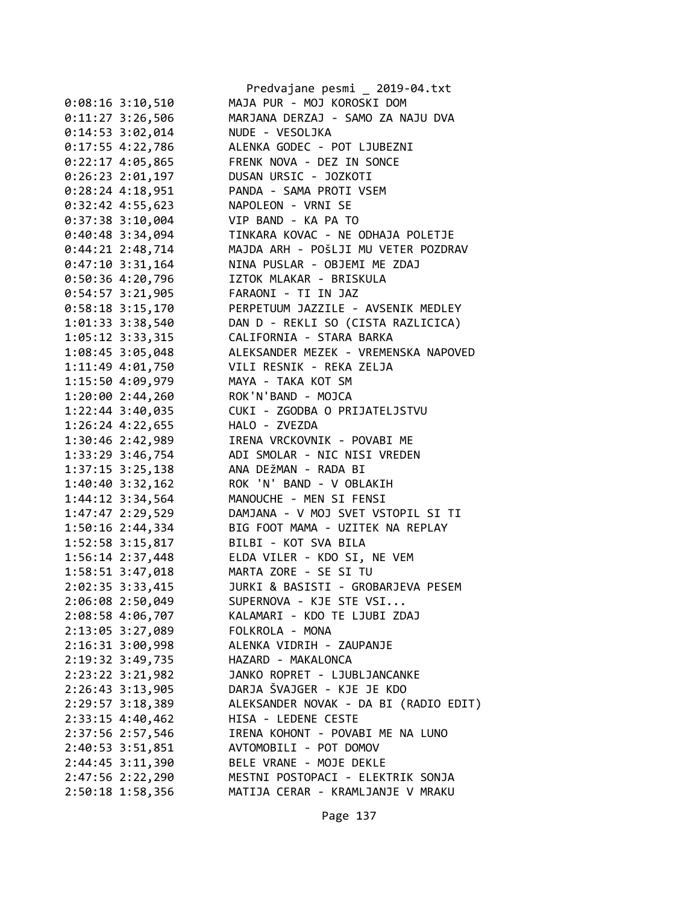```
0:08:16 3:10,510        MAJA PUR - MOJ KOROSKI DOM
0:11:27 3:26,506        MARJANA DERZAJ - SAMO ZA NAJU DVA
0:14:53 3:02,014        NUDE - VESOLJKA
0:17:55 4:22,786        ALENKA GODEC - POT LJUBEZNI
0:22:17 4:05,865        FRENK NOVA - DEZ IN SONCE
0:26:23 2:01,197        DUSAN URSIC - JOZKOTI
0:28:24 4:18,951        PANDA - SAMA PROTI VSEM
0:32:42 4:55,623        NAPOLEON - VRNI SE
0:37:38 3:10,004        VIP BAND - KA PA TO
0:40:48 3:34,094        TINKARA KOVAC - NE ODHAJA POLETJE
0:44:21 2:48,714        MAJDA ARH - POšLJI MU VETER POZDRAV
0:47:10 3:31,164        NINA PUSLAR - OBJEMI ME ZDAJ
0:50:36 4:20,796        IZTOK MLAKAR - BRISKULA
0:54:57 3:21,905        FARAONI - TI IN JAZ
0:58:18 3:15,170        PERPETUUM JAZZILE - AVSENIK MEDLEY
1:01:33 3:38,540        DAN D - REKLI SO (CISTA RAZLICICA)
1:05:12 3:33,315        CALIFORNIA - STARA BARKA
1:08:45 3:05,048        ALEKSANDER MEZEK - VREMENSKA NAPOVED
1:11:49 4:01,750        VILI RESNIK - REKA ZELJA
1:15:50 4:09,979        MAYA - TAKA KOT SM
1:20:00 2:44,260        ROK'N'BAND - MOJCA
1:22:44 3:40,035        CUKI - ZGODBA O PRIJATELJSTVU
1:26:24 4:22,655        HALO - ZVEZDA
1:30:46 2:42,989        IRENA VRCKOVNIK - POVABI ME
1:33:29 3:46,754        ADI SMOLAR - NIC NISI VREDEN
1:37:15 3:25,138        ANA DEžMAN - RADA BI
1:40:40 3:32,162        ROK 'N' BAND - V OBLAKIH
1:44:12 3:34,564        MANOUCHE - MEN SI FENSI
1:47:47 2:29,529        DAMJANA - V MOJ SVET VSTOPIL SI TI
1:50:16 2:44,334        BIG FOOT MAMA - UZITEK NA REPLAY
1:52:58 3:15,817        BILBI - KOT SVA BILA
1:56:14 2:37,448        ELDA VILER - KDO SI, NE VEM
1:58:51 3:47,018        MARTA ZORE - SE SI TU
2:02:35 3:33,415        JURKI & BASISTI - GROBARJEVA PESEM
2:06:08 2:50,049        SUPERNOVA - KJE STE VSI...
2:08:58 4:06,707        KALAMARI - KDO TE LJUBI ZDAJ
2:13:05 3:27,089        FOLKROLA - MONA
2:16:31 3:00,998        ALENKA VIDRIH - ZAUPANJE
2:19:32 3:49,735        HAZARD - MAKALONCA
2:23:22 3:21,982        JANKO ROPRET - LJUBLJANCANKE
2:26:43 3:13,905        DARJA ŠVAJGER - KJE JE KDO
2:29:57 3:18,389        ALEKSANDER NOVAK - DA BI (RADIO EDIT)
2:33:15 4:40,462        HISA - LEDENE CESTE
2:37:56 2:57,546        IRENA KOHONT - POVABI ME NA LUNO
2:40:53 3:51,851        AVTOMOBILI - POT DOMOV
2:44:45 3:11,390        BELE VRANE - MOJE DEKLE
2:47:56 2:22,290        MESTNI POSTOPACI - ELEKTRIK SONJA
2:50:18 1:58,356        MATIJA CERAR - KRAMLJANJE V MRAKU
```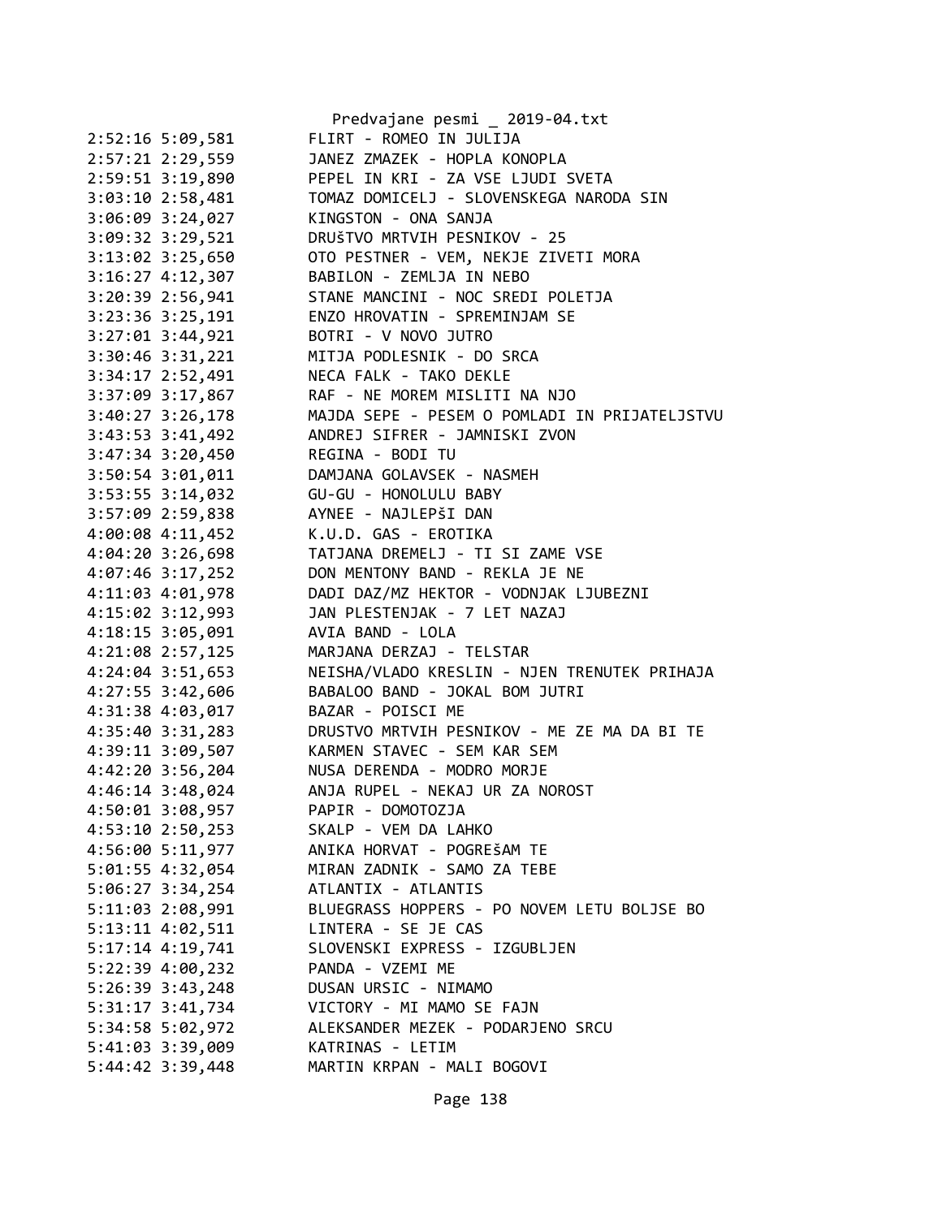```
2:52:16 5:09,581        FLIRT - ROMEO IN JULIJA
2:57:21 2:29,559        JANEZ ZMAZEK - HOPLA KONOPLA
2:59:51 3:19,890        PEPEL IN KRI - ZA VSE LJUDI SVETA
3:03:10 2:58,481        TOMAZ DOMICELJ - SLOVENSKEGA NARODA SIN
3:06:09 3:24,027        KINGSTON - ONA SANJA
3:09:32 3:29,521        DRUŠTVO MRTVIH PESNIKOV - 25
3:13:02 3:25,650        OTO PESTNER - VEM, NEKJE ZIVETI MORA
3:16:27 4:12,307        BABILON - ZEMLJA IN NEBO
3:20:39 2:56,941        STANE MANCINI - NOC SREDI POLETJA
3:23:36 3:25,191        ENZO HROVATIN - SPREMINJAM SE
3:27:01 3:44,921        BOTRI - V NOVO JUTRO
3:30:46 3:31,221        MITJA PODLESNIK - DO SRCA
3:34:17 2:52,491        NECA FALK - TAKO DEKLE
3:37:09 3:17,867        RAF - NE MOREM MISLITI NA NJO
3:40:27 3:26,178        MAJDA SEPE - PESEM O POMLADI IN PRIJATELJSTVU
3:43:53 3:41,492        ANDREJ SIFRER - JAMNISKI ZVON
3:47:34 3:20,450        REGINA - BODI TU
3:50:54 3:01,011        DAMJANA GOLAVSEK - NASMEH
3:53:55 3:14,032        GU-GU - HONOLULU BABY
3:57:09 2:59,838        AYNEE - NAJLEPŠI DAN
4:00:08 4:11,452        K.U.D. GAS - EROTIKA
4:04:20 3:26,698        TATJANA DREMELJ - TI SI ZAME VSE
4:07:46 3:17,252        DON MENTONY BAND - REKLA JE NE
4:11:03 4:01,978        DADI DAZ/MZ HEKTOR - VODNJAK LJUBEZNI
4:15:02 3:12,993        JAN PLESTENJAK - 7 LET NAZAJ
4:18:15 3:05,091        AVIA BAND - LOLA
4:21:08 2:57,125        MARJANA DERZAJ - TELSTAR
4:24:04 3:51,653        NEISHA/VLADO KRESLIN - NJEN TRENUTEK PRIHAJA
4:27:55 3:42,606        BABALOO BAND - JOKAL BOM JUTRI
4:31:38 4:03,017        BAZAR - POISCI ME
4:35:40 3:31,283        DRUSTVO MRTVIH PESNIKOV - ME ZE MA DA BI TE
4:39:11 3:09,507        KARMEN STAVEC - SEM KAR SEM
4:42:20 3:56,204        NUSA DERENDA - MODRO MORJE
4:46:14 3:48,024        ANJA RUPEL - NEKAJ UR ZA NOROST
4:50:01 3:08,957        PAPIR - DOMOTOZJA
4:53:10 2:50,253        SKALP - VEM DA LAHKO
4:56:00 5:11,977        ANIKA HORVAT - POGREŠAM TE
5:01:55 4:32,054        MIRAN ZADNIK - SAMO ZA TEBE
5:06:27 3:34,254        ATLANTIX - ATLANTIS
5:11:03 2:08,991        BLUEGRASS HOPPERS - PO NOVEM LETU BOLJSE BO
5:13:11 4:02,511        LINTERA - SE JE CAS
5:17:14 4:19,741        SLOVENSKI EXPRESS - IZGUBLJEN
5:22:39 4:00,232        PANDA - VZEMI ME
5:26:39 3:43,248        DUSAN URSIC - NIMAMO
5:31:17 3:41,734        VICTORY - MI MAMO SE FAJN
5:34:58 5:02,972        ALEKSANDER MEZEK - PODARJENO SRCU
5:41:03 3:39,009        KATRINAS - LETIM
5:44:42 3:39,448        MARTIN KRPAN - MALI BOGOVI
```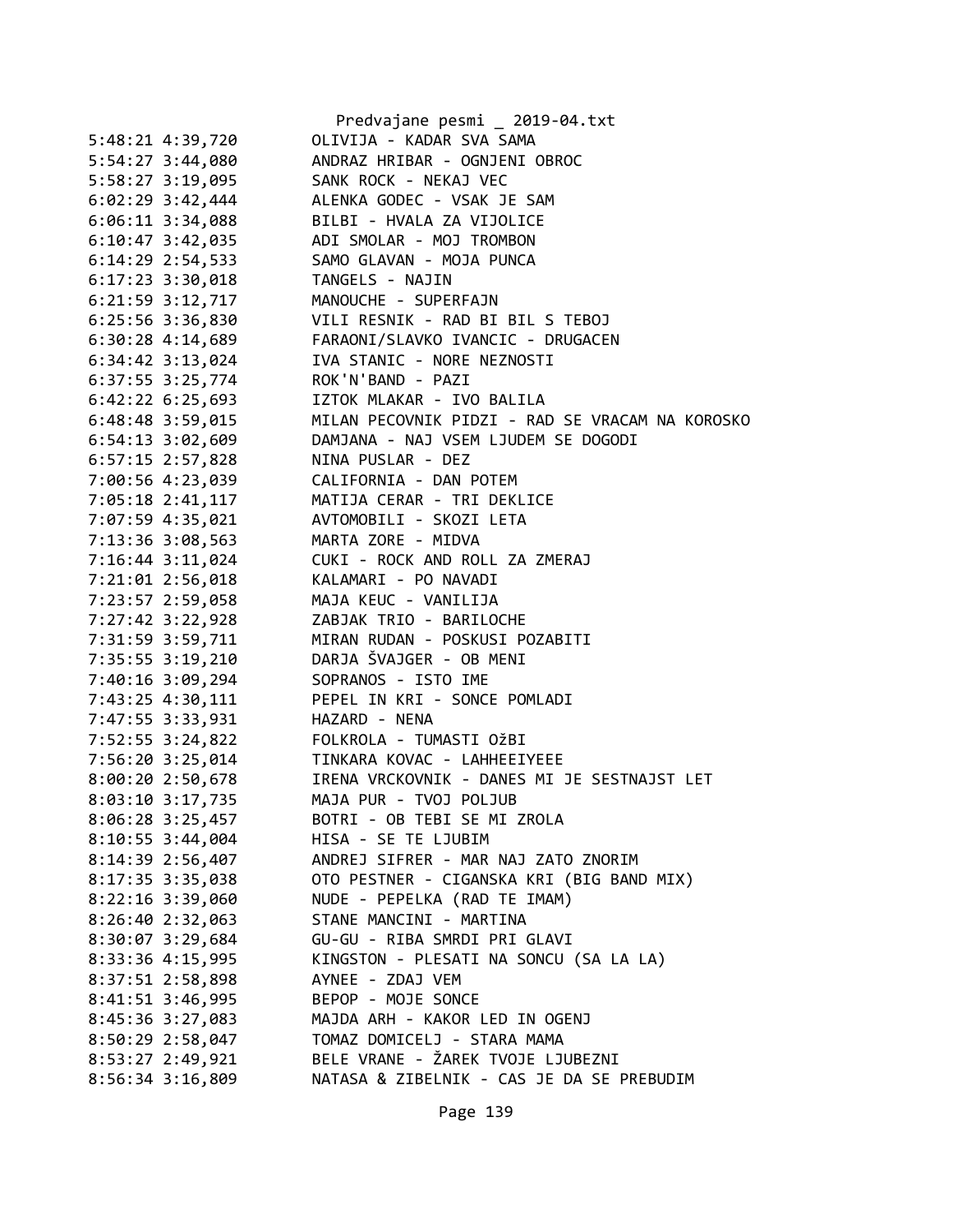```
5:48:21 4:39,720        OLIVIJA - KADAR SVA SAMA
5:54:27 3:44,080        ANDRAZ HRIBAR - OGNJENI OBROC
5:58:27 3:19,095        SANK ROCK - NEKAJ VEC
6:02:29 3:42,444        ALENKA GODEC - VSAK JE SAM
6:06:11 3:34,088        BILBI - HVALA ZA VIJOLICE
6:10:47 3:42,035        ADI SMOLAR - MOJ TROMBON
6:14:29 2:54,533        SAMO GLAVAN - MOJA PUNCA
6:17:23 3:30,018        TANGELS - NAJIN
6:21:59 3:12,717        MANOUCHE - SUPERFAJN
6:25:56 3:36,830        VILI RESNIK - RAD BI BIL S TEBOJ
6:30:28 4:14,689        FARAONI/SLAVKO IVANCIC - DRUGACEN
6:34:42 3:13,024        IVA STANIC - NORE NEZNOSTI
6:37:55 3:25,774        ROK'N'BAND - PAZI
6:42:22 6:25,693        IZTOK MLAKAR - IVO BALILA
6:48:48 3:59,015        MILAN PECOVNIK PIDZI - RAD SE VRACAM NA KOROSKO
6:54:13 3:02,609        DAMJANA - NAJ VSEM LJUDEM SE DOGODI
6:57:15 2:57,828        NINA PUSLAR - DEZ
7:00:56 4:23,039        CALIFORNIA - DAN POTEM
7:05:18 2:41,117        MATIJA CERAR - TRI DEKLICE
7:07:59 4:35,021        AVTOMOBILI - SKOZI LETA
7:13:36 3:08,563        MARTA ZORE - MIDVA
7:16:44 3:11,024        CUKI - ROCK AND ROLL ZA ZMERAJ
7:21:01 2:56,018        KALAMARI - PO NAVADI
7:23:57 2:59,058        MAJA KEUC - VANILIJA
7:27:42 3:22,928        ZABJAK TRIO - BARILOCHE
7:31:59 3:59,711        MIRAN RUDAN - POSKUSI POZABITI
7:35:55 3:19,210        DARJA ŠVAJGER - OB MENI
7:40:16 3:09,294        SOPRANOS - ISTO IME
7:43:25 4:30,111        PEPEL IN KRI - SONCE POMLADI
7:47:55 3:33,931        HAZARD - NENA
7:52:55 3:24,822        FOLKROLA - TUMASTI OžBI
7:56:20 3:25,014        TINKARA KOVAC - LAHHEEIYEEE
8:00:20 2:50,678        IRENA VRCKOVNIK - DANES MI JE SESTNAJST LET
8:03:10 3:17,735        MAJA PUR - TVOJ POLJUB
8:06:28 3:25,457        BOTRI - OB TEBI SE MI ZROLA
8:10:55 3:44,004        HISA - SE TE LJUBIM
8:14:39 2:56,407        ANDREJ SIFRER - MAR NAJ ZATO ZNORIM
8:17:35 3:35,038        OTO PESTNER - CIGANSKA KRI (BIG BAND MIX)
8:22:16 3:39,060        NUDE - PEPELKA (RAD TE IMAM)
8:26:40 2:32,063        STANE MANCINI - MARTINA
8:30:07 3:29,684        GU-GU - RIBA SMRDI PRI GLAVI
8:33:36 4:15,995        KINGSTON - PLESATI NA SONCU (SA LA LA)
8:37:51 2:58,898        AYNEE - ZDAJ VEM
8:41:51 3:46,995        BEPOP - MOJE SONCE
8:45:36 3:27,083        MAJDA ARH - KAKOR LED IN OGENJ
8:50:29 2:58,047        TOMAZ DOMICELJ - STARA MAMA
8:53:27 2:49,921        BELE VRANE - ŽAREK TVOJE LJUBEZNI
8:56:34 3:16,809        NATASA & ZIBELNIK - CAS JE DA SE PREBUDIM
```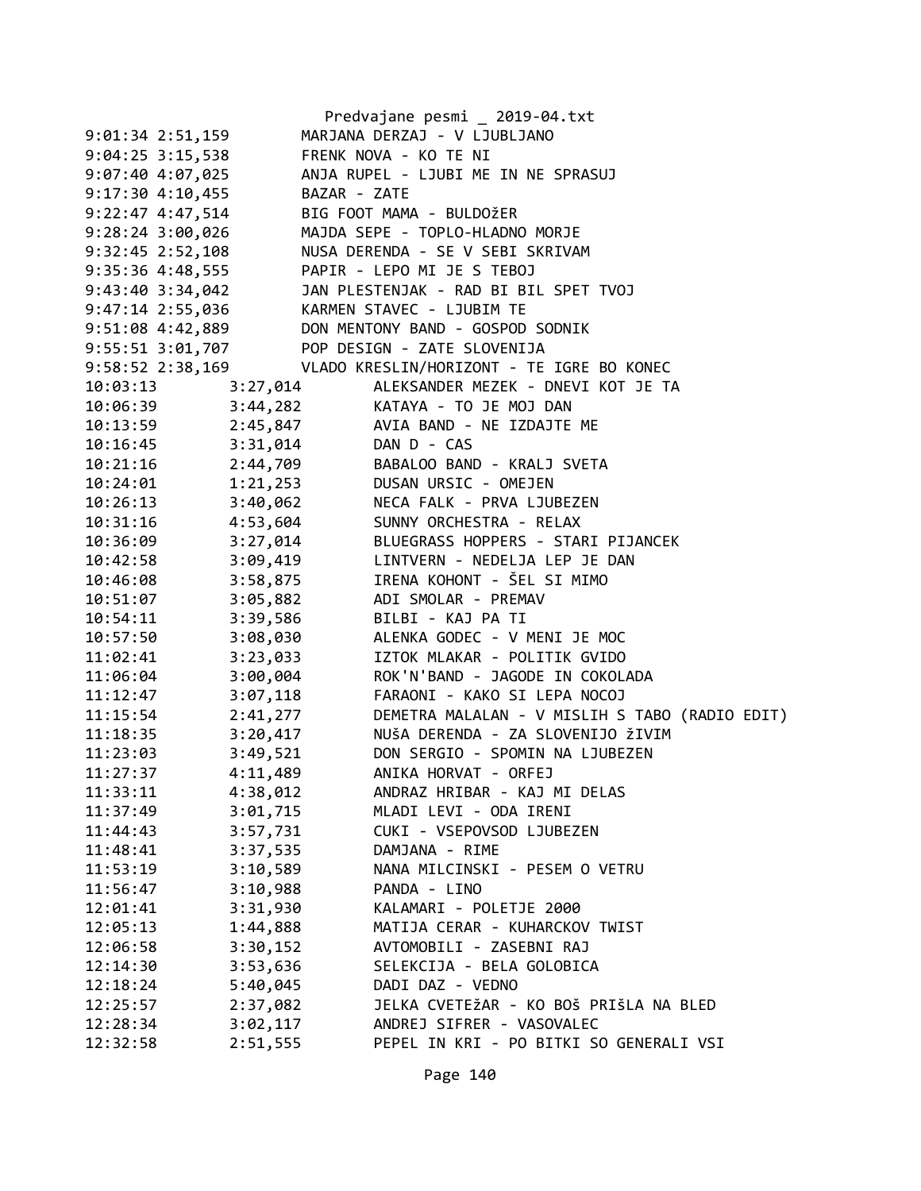```
9:01:34 2:51,159        MARJANA DERZAJ - V LJUBLJANO
9:04:25 3:15,538        FRENK NOVA - KO TE NI
9:07:40 4:07,025        ANJA RUPEL - LJUBI ME IN NE SPRASUJ
9:17:30 4:10,455        BAZAR - ZATE
9:22:47 4:47,514        BIG FOOT MAMA - BULDOžER
9:28:24 3:00,026        MAJDA SEPE - TOPLO-HLADNO MORJE
9:32:45 2:52,108        NUSA DERENDA - SE V SEBI SKRIVAM
9:35:36 4:48,555        PAPIR - LEPO MI JE S TEBOJ
9:43:40 3:34,042        JAN PLESTENJAK - RAD BI BIL SPET TVOJ
9:47:14 2:55,036        KARMEN STAVEC - LJUBIM TE
9:51:08 4:42,889        DON MENTONY BAND - GOSPOD SODNIK
9:55:51 3:01,707        POP DESIGN - ZATE SLOVENIJA
9:58:52 2:38,169        VLADO KRESLIN/HORIZONT - TE IGRE BO KONEC
10:03:13        3:27,014        ALEKSANDER MEZEK - DNEVI KOT JE TA
10:06:39        3:44,282        KATAYA - TO JE MOJ DAN
10:13:59        2:45,847        AVIA BAND - NE IZDAJTE ME
10:16:45        3:31,014        DAN D - CAS
10:21:16        2:44,709        BABALOO BAND - KRALJ SVETA
10:24:01        1:21,253        DUSAN URSIC - OMEJEN
10:26:13        3:40,062        NECA FALK - PRVA LJUBEZEN
10:31:16        4:53,604        SUNNY ORCHESTRA - RELAX
10:36:09        3:27,014        BLUEGRASS HOPPERS - STARI PIJANCEK
10:42:58        3:09,419        LINTVERN - NEDELJA LEP JE DAN
10:46:08        3:58,875        IRENA KOHONT - ŠEL SI MIMO
10:51:07        3:05,882        ADI SMOLAR - PREMAV
10:54:11        3:39,586        BILBI - KAJ PA TI
10:57:50        3:08,030        ALENKA GODEC - V MENI JE MOC
11:02:41        3:23,033        IZTOK MLAKAR - POLITIK GVIDO
11:06:04        3:00,004        ROK'N'BAND - JAGODE IN COKOLADA
11:12:47        3:07,118        FARAONI - KAKO SI LEPA NOCOJ
11:15:54        2:41,277        DEMETRA MALALAN - V MISLIH S TABO (RADIO EDIT)
11:18:35        3:20,417        NUŠA DERENDA - ZA SLOVENIJO žIVIM
11:23:03        3:49,521        DON SERGIO - SPOMIN NA LJUBEZEN
11:27:37        4:11,489        ANIKA HORVAT - ORFEJ
11:33:11        4:38,012        ANDRAZ HRIBAR - KAJ MI DELAS
11:37:49        3:01,715        MLADI LEVI - ODA IRENI
11:44:43        3:57,731        CUKI - VSEPOVSOD LJUBEZEN
11:48:41        3:37,535        DAMJANA - RIME
11:53:19        3:10,589        NANA MILCINSKI - PESEM O VETRU
11:56:47        3:10,988        PANDA - LINO
12:01:41        3:31,930        KALAMARI - POLETJE 2000
12:05:13        1:44,888        MATIJA CERAR - KUHARCKOV TWIST
12:06:58        3:30,152        AVTOMOBILI - ZASEBNI RAJ
12:14:30        3:53,636        SELEKCIJA - BELA GOLOBICA
12:18:24        5:40,045        DADI DAZ - VEDNO
12:25:57        2:37,082        JELKA CVETEžAR - KO BOš PRIšLA NA BLED
12:28:34        3:02,117        ANDREJ SIFRER - VASOVALEC
12:32:58        2:51,555        PEPEL IN KRI - PO BITKI SO GENERALI VSI
```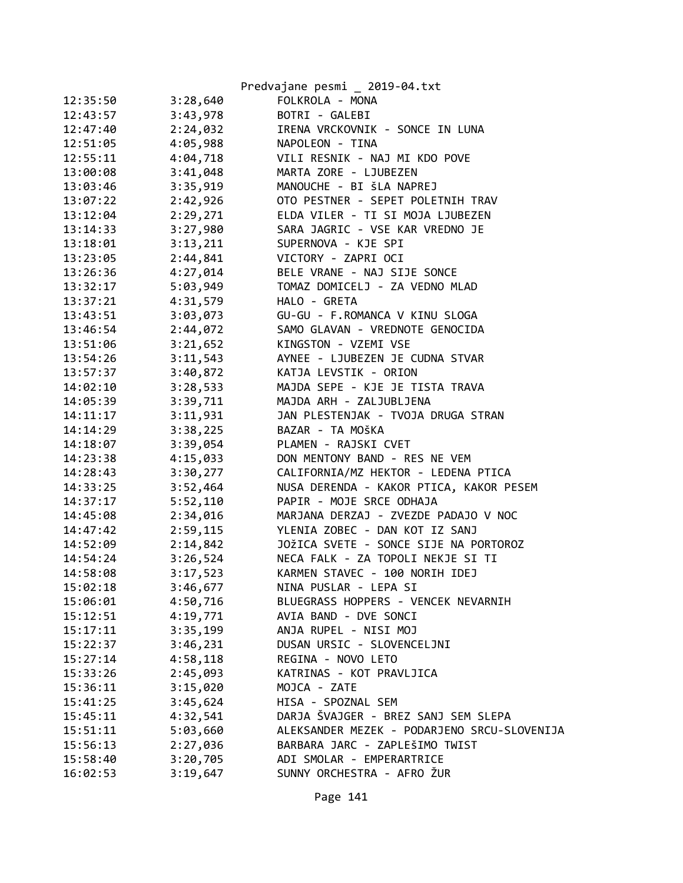| 12:35:50 | 3:28,640 | FOLKROLA - MONA |
|---|---|---|
| 12:43:57 | 3:43,978 | BOTRI - GALEBI |
| 12:47:40 | 2:24,032 | IRENA VRCKOVNIK - SONCE IN LUNA |
| 12:51:05 | 4:05,988 | NAPOLEON - TINA |
| 12:55:11 | 4:04,718 | VILI RESNIK - NAJ MI KDO POVE |
| 13:00:08 | 3:41,048 | MARTA ZORE - LJUBEZEN |
| 13:03:46 | 3:35,919 | MANOUCHE - BI šLA NAPREJ |
| 13:07:22 | 2:42,926 | OTO PESTNER - SEPET POLETNIH TRAV |
| 13:12:04 | 2:29,271 | ELDA VILER - TI SI MOJA LJUBEZEN |
| 13:14:33 | 3:27,980 | SARA JAGRIC - VSE KAR VREDNO JE |
| 13:18:01 | 3:13,211 | SUPERNOVA - KJE SPI |
| 13:23:05 | 2:44,841 | VICTORY - ZAPRI OCI |
| 13:26:36 | 4:27,014 | BELE VRANE - NAJ SIJE SONCE |
| 13:32:17 | 5:03,949 | TOMAZ DOMICELJ - ZA VEDNO MLAD |
| 13:37:21 | 4:31,579 | HALO - GRETA |
| 13:43:51 | 3:03,073 | GU-GU - F.ROMANCA V KINU SLOGA |
| 13:46:54 | 2:44,072 | SAMO GLAVAN - VREDNOTE GENOCIDA |
| 13:51:06 | 3:21,652 | KINGSTON - VZEMI VSE |
| 13:54:26 | 3:11,543 | AYNEE - LJUBEZEN JE CUDNA STVAR |
| 13:57:37 | 3:40,872 | KATJA LEVSTIK - ORION |
| 14:02:10 | 3:28,533 | MAJDA SEPE - KJE JE TISTA TRAVA |
| 14:05:39 | 3:39,711 | MAJDA ARH - ZALJUBLJENA |
| 14:11:17 | 3:11,931 | JAN PLESTENJAK - TVOJA DRUGA STRAN |
| 14:14:29 | 3:38,225 | BAZAR - TA MOŠKA |
| 14:18:07 | 3:39,054 | PLAMEN - RAJSKI CVET |
| 14:23:38 | 4:15,033 | DON MENTONY BAND - RES NE VEM |
| 14:28:43 | 3:30,277 | CALIFORNIA/MZ HEKTOR - LEDENA PTICA |
| 14:33:25 | 3:52,464 | NUSA DERENDA - KAKOR PTICA, KAKOR PESEM |
| 14:37:17 | 5:52,110 | PAPIR - MOJE SRCE ODHAJA |
| 14:45:08 | 2:34,016 | MARJANA DERZAJ - ZVEZDE PADAJO V NOC |
| 14:47:42 | 2:59,115 | YLENIA ZOBEC - DAN KOT IZ SANJ |
| 14:52:09 | 2:14,842 | JOžICA SVETE - SONCE SIJE NA PORTOROZ |
| 14:54:24 | 3:26,524 | NECA FALK - ZA TOPOLI NEKJE SI TI |
| 14:58:08 | 3:17,523 | KARMEN STAVEC - 100 NORIH IDEJ |
| 15:02:18 | 3:46,677 | NINA PUSLAR - LEPA SI |
| 15:06:01 | 4:50,716 | BLUEGRASS HOPPERS - VENCEK NEVARNIH |
| 15:12:51 | 4:19,771 | AVIA BAND - DVE SONCI |
| 15:17:11 | 3:35,199 | ANJA RUPEL - NISI MOJ |
| 15:22:37 | 3:46,231 | DUSAN URSIC - SLOVENCELJNI |
| 15:27:14 | 4:58,118 | REGINA - NOVO LETO |
| 15:33:26 | 2:45,093 | KATRINAS - KOT PRAVLJICA |
| 15:36:11 | 3:15,020 | MOJCA - ZATE |
| 15:41:25 | 3:45,624 | HISA - SPOZNAL SEM |
| 15:45:11 | 4:32,541 | DARJA ŠVAJGER - BREZ SANJ SEM SLEPA |
| 15:51:11 | 5:03,660 | ALEKSANDER MEZEK - PODARJENO SRCU-SLOVENIJA |
| 15:56:13 | 2:27,036 | BARBARA JARC - ZAPLEŠIMO TWIST |
| 15:58:40 | 3:20,705 | ADI SMOLAR - EMPERARTRICE |
| 16:02:53 | 3:19,647 | SUNNY ORCHESTRA - AFRO ŽUR |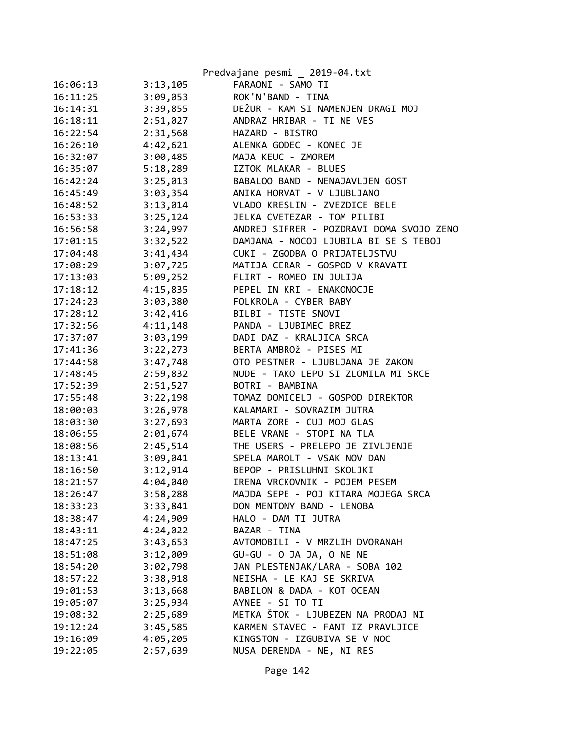| | | |
|---|---|---|
| 16:06:13 | 3:13,105 | FARAONI - SAMO TI |
| 16:11:25 | 3:09,053 | ROK'N'BAND - TINA |
| 16:14:31 | 3:39,855 | DEŽUR - KAM SI NAMENJEN DRAGI MOJ |
| 16:18:11 | 2:51,027 | ANDRAZ HRIBAR - TI NE VES |
| 16:22:54 | 2:31,568 | HAZARD - BISTRO |
| 16:26:10 | 4:42,621 | ALENKA GODEC - KONEC JE |
| 16:32:07 | 3:00,485 | MAJA KEUC - ZMOREM |
| 16:35:07 | 5:18,289 | IZTOK MLAKAR - BLUES |
| 16:42:24 | 3:25,013 | BABALOO BAND - NENAJAVLJEN GOST |
| 16:45:49 | 3:03,354 | ANIKA HORVAT - V LJUBLJANO |
| 16:48:52 | 3:13,014 | VLADO KRESLIN - ZVEZDICE BELE |
| 16:53:33 | 3:25,124 | JELKA CVETEZAR - TOM PILIBI |
| 16:56:58 | 3:24,997 | ANDREJ SIFRER - POZDRAVI DOMA SVOJO ZENO |
| 17:01:15 | 3:32,522 | DAMJANA - NOCOJ LJUBILA BI SE S TEBOJ |
| 17:04:48 | 3:41,434 | CUKI - ZGODBA O PRIJATELJSTVU |
| 17:08:29 | 3:07,725 | MATIJA CERAR - GOSPOD V KRAVATI |
| 17:13:03 | 5:09,252 | FLIRT - ROMEO IN JULIJA |
| 17:18:12 | 4:15,835 | PEPEL IN KRI - ENAKONOCJE |
| 17:24:23 | 3:03,380 | FOLKROLA - CYBER BABY |
| 17:28:12 | 3:42,416 | BILBI - TISTE SNOVI |
| 17:32:56 | 4:11,148 | PANDA - LJUBIMEC BREZ |
| 17:37:07 | 3:03,199 | DADI DAZ - KRALJICA SRCA |
| 17:41:36 | 3:22,273 | BERTA AMBROŽ - PISES MI |
| 17:44:58 | 3:47,748 | OTO PESTNER - LJUBLJANA JE ZAKON |
| 17:48:45 | 2:59,832 | NUDE - TAKO LEPO SI ZLOMILA MI SRCE |
| 17:52:39 | 2:51,527 | BOTRI - BAMBINA |
| 17:55:48 | 3:22,198 | TOMAZ DOMICELJ - GOSPOD DIREKTOR |
| 18:00:03 | 3:26,978 | KALAMARI - SOVRAZIM JUTRA |
| 18:03:30 | 3:27,693 | MARTA ZORE - CUJ MOJ GLAS |
| 18:06:55 | 2:01,674 | BELE VRANE - STOPI NA TLA |
| 18:08:56 | 2:45,514 | THE USERS - PRELEPO JE ZIVLJENJE |
| 18:13:41 | 3:09,041 | SPELA MAROLT - VSAK NOV DAN |
| 18:16:50 | 3:12,914 | BEPOP - PRISLUHNI SKOLJKI |
| 18:21:57 | 4:04,040 | IRENA VRCKOVNIK - POJEM PESEM |
| 18:26:47 | 3:58,288 | MAJDA SEPE - POJ KITARA MOJEGA SRCA |
| 18:33:23 | 3:33,841 | DON MENTONY BAND - LENOBA |
| 18:38:47 | 4:24,909 | HALO - DAM TI JUTRA |
| 18:43:11 | 4:24,022 | BAZAR - TINA |
| 18:47:25 | 3:43,653 | AVTOMOBILI - V MRZLIH DVORANAH |
| 18:51:08 | 3:12,009 | GU-GU - O JA JA, O NE NE |
| 18:54:20 | 3:02,798 | JAN PLESTENJAK/LARA - SOBA 102 |
| 18:57:22 | 3:38,918 | NEISHA - LE KAJ SE SKRIVA |
| 19:01:53 | 3:13,668 | BABILON & DADA - KOT OCEAN |
| 19:05:07 | 3:25,934 | AYNEE - SI TO TI |
| 19:08:32 | 2:25,689 | METKA ŠTOK - LJUBEZEN NA PRODAJ NI |
| 19:12:24 | 3:45,585 | KARMEN STAVEC - FANT IZ PRAVLJICE |
| 19:16:09 | 4:05,205 | KINGSTON - IZGUBIVA SE V NOC |
| 19:22:05 | 2:57,639 | NUSA DERENDA - NE, NI RES |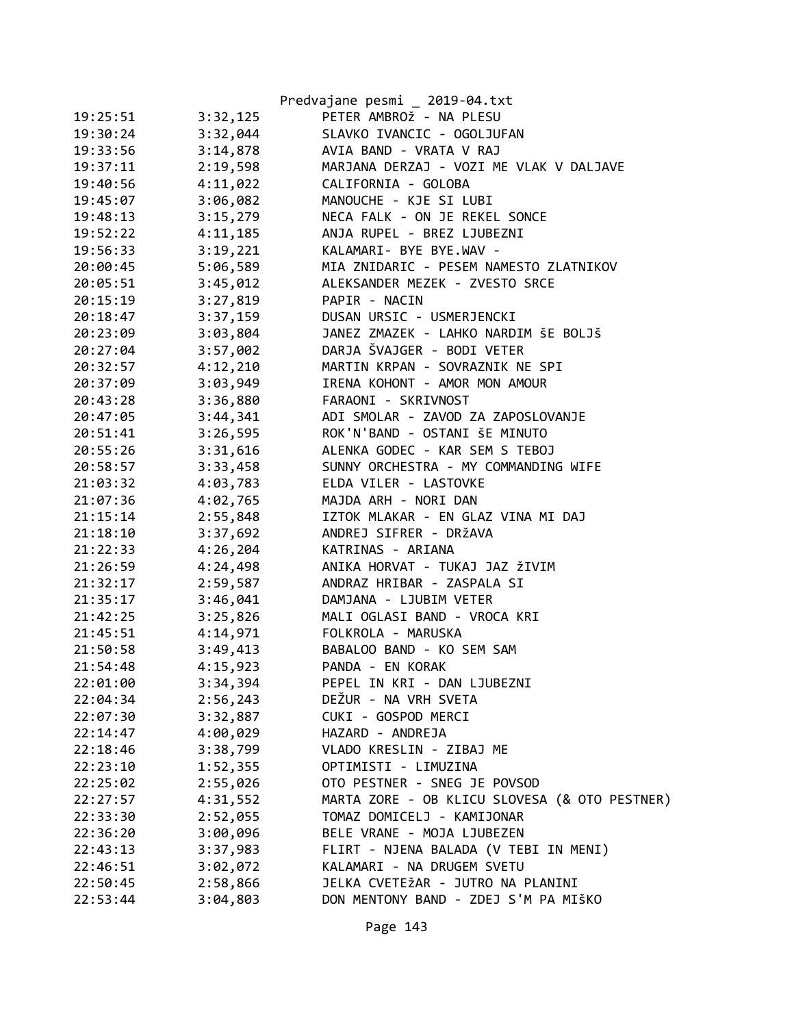Predvajane pesmi _ 2019-04.txt

```
19:25:51        3:32,125        PETER AMBROŽ - NA PLESU
19:30:24        3:32,044        SLAVKO IVANCIC - OGOLJUFAN
19:33:56        3:14,878        AVIA BAND - VRATA V RAJ
19:37:11        2:19,598        MARJANA DERZAJ - VOZI ME VLAK V DALJAVE
19:40:56        4:11,022        CALIFORNIA - GOLOBA
19:45:07        3:06,082        MANOUCHE - KJE SI LUBI
19:48:13        3:15,279        NECA FALK - ON JE REKEL SONCE
19:52:22        4:11,185        ANJA RUPEL - BREZ LJUBEZNI
19:56:33        3:19,221        KALAMARI- BYE BYE.WAV -
20:00:45        5:06,589        MIA ZNIDARIC - PESEM NAMESTO ZLATNIKOV
20:05:51        3:45,012        ALEKSANDER MEZEK - ZVESTO SRCE
20:15:19        3:27,819        PAPIR - NACIN
20:18:47        3:37,159        DUSAN URSIC - USMERJENCKI
20:23:09        3:03,804        JANEZ ZMAZEK - LAHKO NARDIM ŠE BOLJŠ
20:27:04        3:57,002        DARJA ŠVAJGER - BODI VETER
20:32:57        4:12,210        MARTIN KRPAN - SOVRAZNIK NE SPI
20:37:09        3:03,949        IRENA KOHONT - AMOR MON AMOUR
20:43:28        3:36,880        FARAONI - SKRIVNOST
20:47:05        3:44,341        ADI SMOLAR - ZAVOD ZA ZAPOSLOVANJE
20:51:41        3:26,595        ROK'N'BAND - OSTANI ŠE MINUTO
20:55:26        3:31,616        ALENKA GODEC - KAR SEM S TEBOJ
20:58:57        3:33,458        SUNNY ORCHESTRA - MY COMMANDING WIFE
21:03:32        4:03,783        ELDA VILER - LASTOVKE
21:07:36        4:02,765        MAJDA ARH - NORI DAN
21:15:14        2:55,848        IZTOK MLAKAR - EN GLAZ VINA MI DAJ
21:18:10        3:37,692        ANDREJ SIFRER - DRžAVA
21:22:33        4:26,204        KATRINAS - ARIANA
21:26:59        4:24,498        ANIKA HORVAT - TUKAJ JAZ žIVIM
21:32:17        2:59,587        ANDRAZ HRIBAR - ZASPALA SI
21:35:17        3:46,041        DAMJANA - LJUBIM VETER
21:42:25        3:25,826        MALI OGLASI BAND - VROCA KRI
21:45:51        4:14,971        FOLKROLA - MARUSKA
21:50:58        3:49,413        BABALOO BAND - KO SEM SAM
21:54:48        4:15,923        PANDA - EN KORAK
22:01:00        3:34,394        PEPEL IN KRI - DAN LJUBEZNI
22:04:34        2:56,243        DEŽUR - NA VRH SVETA
22:07:30        3:32,887        CUKI - GOSPOD MERCI
22:14:47        4:00,029        HAZARD - ANDREJA
22:18:46        3:38,799        VLADO KRESLIN - ZIBAJ ME
22:23:10        1:52,355        OPTIMISTI - LIMUZINA
22:25:02        2:55,026        OTO PESTNER - SNEG JE POVSOD
22:27:57        4:31,552        MARTA ZORE - OB KLICU SLOVESA (& OTO PESTNER)
22:33:30        2:52,055        TOMAZ DOMICELJ - KAMIJONAR
22:36:20        3:00,096        BELE VRANE - MOJA LJUBEZEN
22:43:13        3:37,983        FLIRT - NJENA BALADA (V TEBI IN MENI)
22:46:51        3:02,072        KALAMARI - NA DRUGEM SVETU
22:50:45        2:58,866        JELKA CVETEžAR - JUTRO NA PLANINI
22:53:44        3:04,803        DON MENTONY BAND - ZDEJ S'M PA MIŠKO
```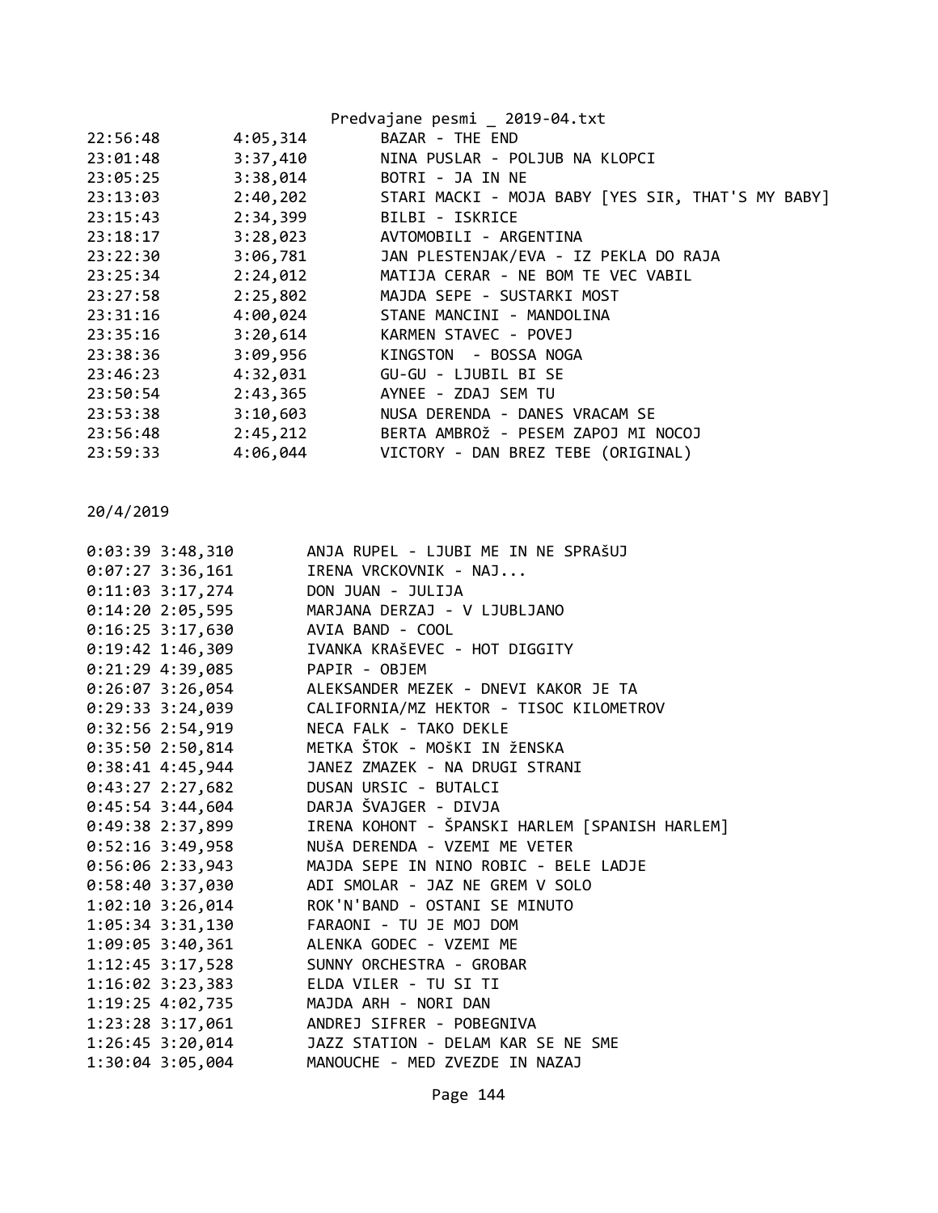```
22:56:48        4:05,314        BAZAR - THE END
23:01:48        3:37,410        NINA PUSLAR - POLJUB NA KLOPCI
23:05:25        3:38,014        BOTRI - JA IN NE
23:13:03        2:40,202        STARI MACKI - MOJA BABY [YES SIR, THAT'S MY BABY]
23:15:43        2:34,399        BILBI - ISKRICE
23:18:17        3:28,023        AVTOMOBILI - ARGENTINA
23:22:30        3:06,781        JAN PLESTENJAK/EVA - IZ PEKLA DO RAJA
23:25:34        2:24,012        MATIJA CERAR - NE BOM TE VEC VABIL
23:27:58        2:25,802        MAJDA SEPE - SUSTARKI MOST
23:31:16        4:00,024        STANE MANCINI - MANDOLINA
23:35:16        3:20,614        KARMEN STAVEC - POVEJ
23:38:36        3:09,956        KINGSTON  - BOSSA NOGA
23:46:23        4:32,031        GU-GU - LJUBIL BI SE
23:50:54        2:43,365        AYNEE - ZDAJ SEM TU
23:53:38        3:10,603        NUSA DERENDA - DANES VRACAM SE
23:56:48        2:45,212        BERTA AMBROž - PESEM ZAPOJ MI NOCOJ
23:59:33        4:06,044        VICTORY - DAN BREZ TEBE (ORIGINAL)
```

20/4/2019

```
0:03:39 3:48,310        ANJA RUPEL - LJUBI ME IN NE SPRAšUJ
0:07:27 3:36,161        IRENA VRCKOVNIK - NAJ...
0:11:03 3:17,274        DON JUAN - JULIJA
0:14:20 2:05,595        MARJANA DERZAJ - V LJUBLJANO
0:16:25 3:17,630        AVIA BAND - COOL
0:19:42 1:46,309        IVANKA KRAšEVEC - HOT DIGGITY
0:21:29 4:39,085        PAPIR - OBJEM
0:26:07 3:26,054        ALEKSANDER MEZEK - DNEVI KAKOR JE TA
0:29:33 3:24,039        CALIFORNIA/MZ HEKTOR - TISOC KILOMETROV
0:32:56 2:54,919        NECA FALK - TAKO DEKLE
0:35:50 2:50,814        METKA ŠTOK - MOŠKI IN žENSKA
0:38:41 4:45,944        JANEZ ZMAZEK - NA DRUGI STRANI
0:43:27 2:27,682        DUSAN URSIC - BUTALCI
0:45:54 3:44,604        DARJA ŠVAJGER - DIVJA
0:49:38 2:37,899        IRENA KOHONT - ŠPANSKI HARLEM [SPANISH HARLEM]
0:52:16 3:49,958        NUšA DERENDA - VZEMI ME VETER
0:56:06 2:33,943        MAJDA SEPE IN NINO ROBIC - BELE LADJE
0:58:40 3:37,030        ADI SMOLAR - JAZ NE GREM V SOLO
1:02:10 3:26,014        ROK'N'BAND - OSTANI SE MINUTO
1:05:34 3:31,130        FARAONI - TU JE MOJ DOM
1:09:05 3:40,361        ALENKA GODEC - VZEMI ME
1:12:45 3:17,528        SUNNY ORCHESTRA - GROBAR
1:16:02 3:23,383        ELDA VILER - TU SI TI
1:19:25 4:02,735        MAJDA ARH - NORI DAN
1:23:28 3:17,061        ANDREJ SIFRER - POBEGNIVA
1:26:45 3:20,014        JAZZ STATION - DELAM KAR SE NE SME
1:30:04 3:05,004        MANOUCHE - MED ZVEZDE IN NAZAJ
```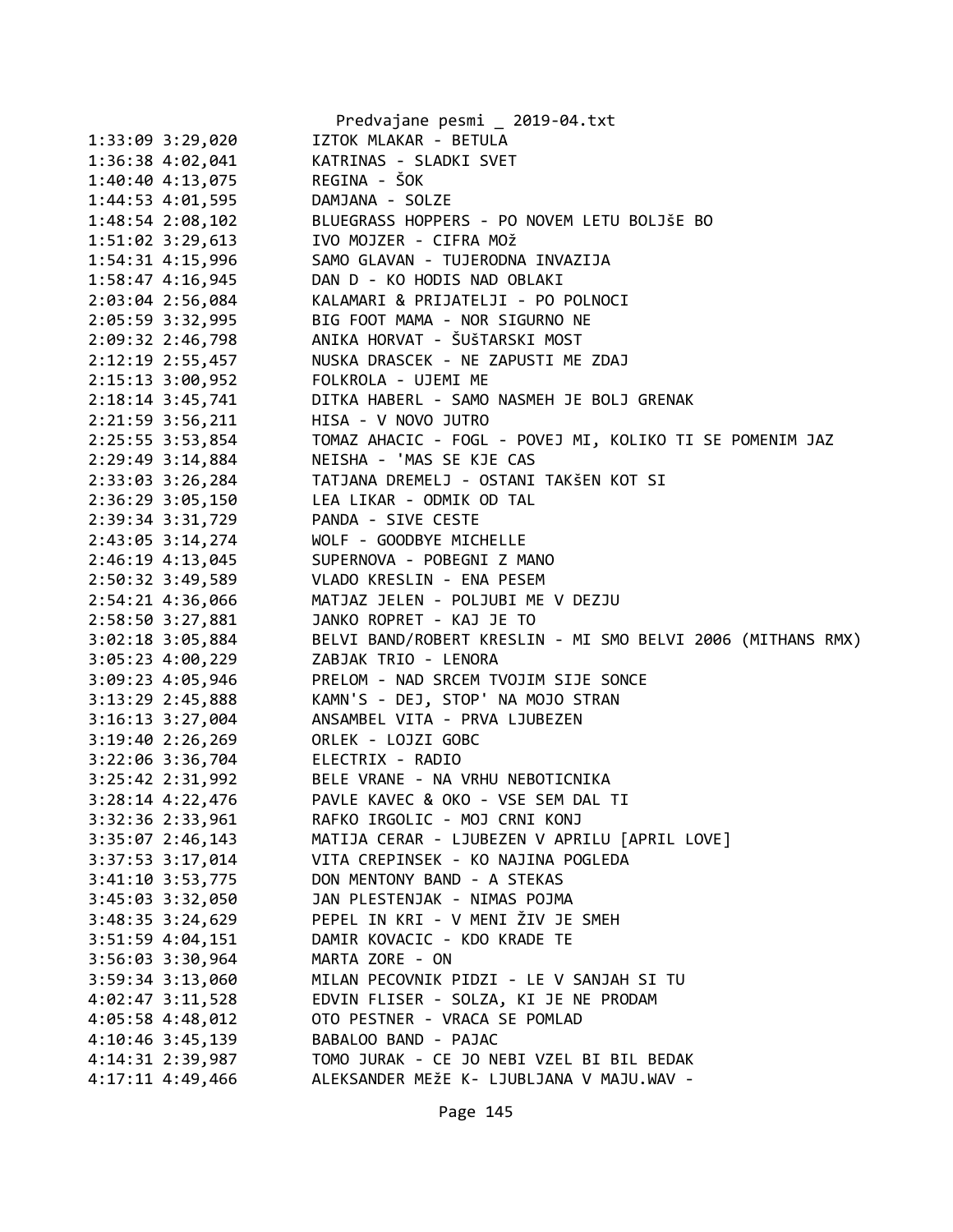1:33:09 3:29,020		IZTOK MLAKAR - BETULA
1:36:38 4:02,041		KATRINAS - SLADKI SVET
1:40:40 4:13,075		REGINA - ŠOK
1:44:53 4:01,595		DAMJANA - SOLZE
1:48:54 2:08,102		BLUEGRASS HOPPERS - PO NOVEM LETU BOLJŠE BO
1:51:02 3:29,613		IVO MOJZER - CIFRA MOž
1:54:31 4:15,996		SAMO GLAVAN - TUJERODNA INVAZIJA
1:58:47 4:16,945		DAN D - KO HODIS NAD OBLAKI
2:03:04 2:56,084		KALAMARI & PRIJATELJI - PO POLNOCI
2:05:59 3:32,995		BIG FOOT MAMA - NOR SIGURNO NE
2:09:32 2:46,798		ANIKA HORVAT - ŠUŠTARSKI MOST
2:12:19 2:55,457		NUSKA DRASCEK - NE ZAPUSTI ME ZDAJ
2:15:13 3:00,952		FOLKROLA - UJEMI ME
2:18:14 3:45,741		DITKA HABERL - SAMO NASMEH JE BOLJ GRENAK
2:21:59 3:56,211		HISA - V NOVO JUTRO
2:25:55 3:53,854		TOMAZ AHACIC - FOGL - POVEJ MI, KOLIKO TI SE POMENIM JAZ
2:29:49 3:14,884		NEISHA - 'MAS SE KJE CAS
2:33:03 3:26,284		TATJANA DREMELJ - OSTANI TAKŠEN KOT SI
2:36:29 3:05,150		LEA LIKAR - ODMIK OD TAL
2:39:34 3:31,729		PANDA - SIVE CESTE
2:43:05 3:14,274		WOLF - GOODBYE MICHELLE
2:46:19 4:13,045		SUPERNOVA - POBEGNI Z MANO
2:50:32 3:49,589		VLADO KRESLIN - ENA PESEM
2:54:21 4:36,066		MATJAZ JELEN - POLJUBI ME V DEZJU
2:58:50 3:27,881		JANKO ROPRET - KAJ JE TO
3:02:18 3:05,884		BELVI BAND/ROBERT KRESLIN - MI SMO BELVI 2006 (MITHANS RMX)
3:05:23 4:00,229		ZABJAK TRIO - LENORA
3:09:23 4:05,946		PRELOM - NAD SRCEM TVOJIM SIJE SONCE
3:13:29 2:45,888		KAMN'S - DEJ, STOP' NA MOJO STRAN
3:16:13 3:27,004		ANSAMBEL VITA - PRVA LJUBEZEN
3:19:40 2:26,269		ORLEK - LOJZI GOBC
3:22:06 3:36,704		ELECTRIX - RADIO
3:25:42 2:31,992		BELE VRANE - NA VRHU NEBOTICNIKA
3:28:14 4:22,476		PAVLE KAVEC & OKO - VSE SEM DAL TI
3:32:36 2:33,961		RAFKO IRGOLIC - MOJ CRNI KONJ
3:35:07 2:46,143		MATIJA CERAR - LJUBEZEN V APRILU [APRIL LOVE]
3:37:53 3:17,014		VITA CREPINSEK - KO NAJINA POGLEDA
3:41:10 3:53,775		DON MENTONY BAND - A STEKAS
3:45:03 3:32,050		JAN PLESTENJAK - NIMAS POJMA
3:48:35 3:24,629		PEPEL IN KRI - V MENI ŽIV JE SMEH
3:51:59 4:04,151		DAMIR KOVACIC - KDO KRADE TE
3:56:03 3:30,964		MARTA ZORE - ON
3:59:34 3:13,060		MILAN PECOVNIK PIDZI - LE V SANJAH SI TU
4:02:47 3:11,528		EDVIN FLISER - SOLZA, KI JE NE PRODAM
4:05:58 4:48,012		OTO PESTNER - VRACA SE POMLAD
4:10:46 3:45,139		BABALOO BAND - PAJAC
4:14:31 2:39,987		TOMO JURAK - CE JO NEBI VZEL BI BIL BEDAK
4:17:11 4:49,466		ALEKSANDER MEžE K- LJUBLJANA V MAJU.WAV -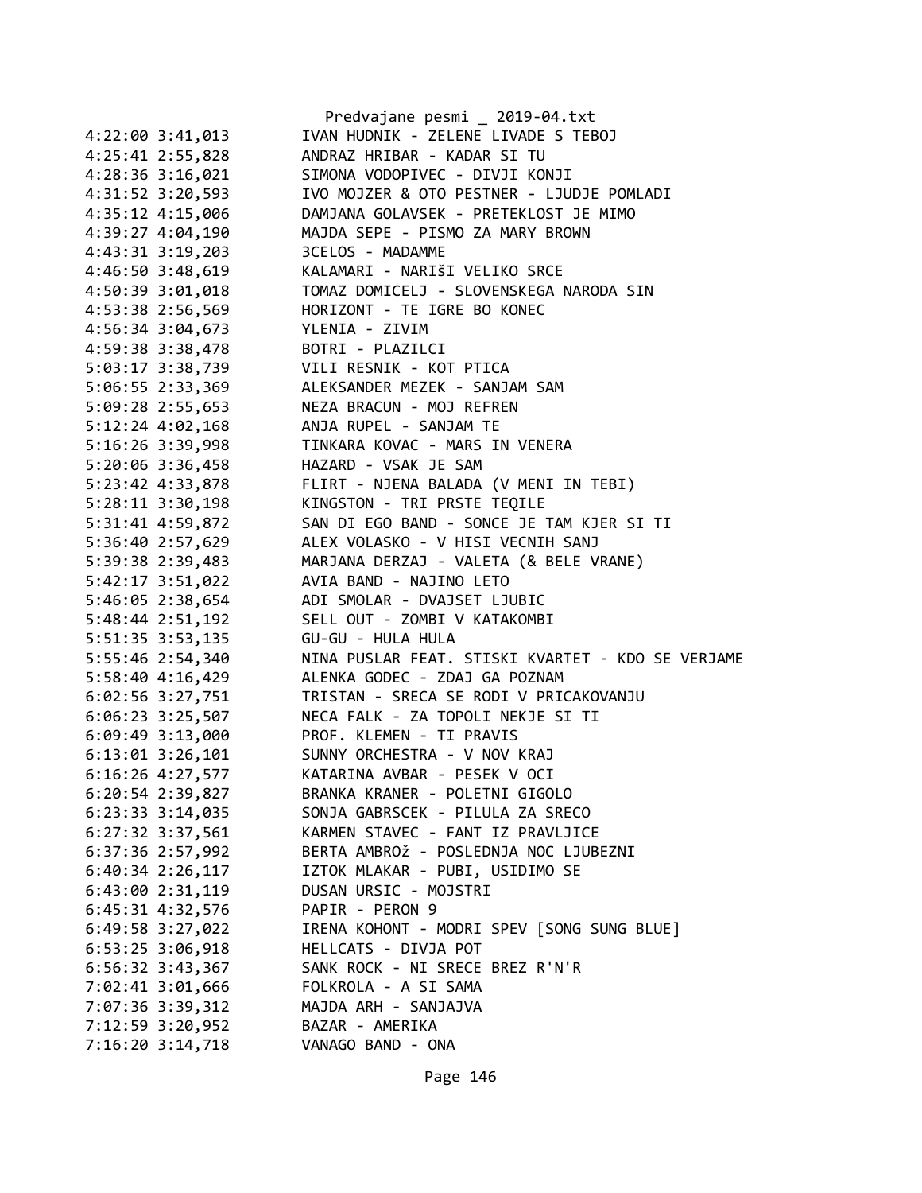```
4:22:00 3:41,013        IVAN HUDNIK - ZELENE LIVADE S TEBOJ
4:25:41 2:55,828        ANDRAZ HRIBAR - KADAR SI TU
4:28:36 3:16,021        SIMONA VODOPIVEC - DIVJI KONJI
4:31:52 3:20,593        IVO MOJZER & OTO PESTNER - LJUDJE POMLADI
4:35:12 4:15,006        DAMJANA GOLAVSEK - PRETEKLOST JE MIMO
4:39:27 4:04,190        MAJDA SEPE - PISMO ZA MARY BROWN
4:43:31 3:19,203        3CELOS - MADAMME
4:46:50 3:48,619        KALAMARI - NARIŠI VELIKO SRCE
4:50:39 3:01,018        TOMAZ DOMICELJ - SLOVENSKEGA NARODA SIN
4:53:38 2:56,569        HORIZONT - TE IGRE BO KONEC
4:56:34 3:04,673        YLENIA - ZIVIM
4:59:38 3:38,478        BOTRI - PLAZILCI
5:03:17 3:38,739        VILI RESNIK - KOT PTICA
5:06:55 2:33,369        ALEKSANDER MEZEK - SANJAM SAM
5:09:28 2:55,653        NEZA BRACUN - MOJ REFREN
5:12:24 4:02,168        ANJA RUPEL - SANJAM TE
5:16:26 3:39,998        TINKARA KOVAC - MARS IN VENERA
5:20:06 3:36,458        HAZARD - VSAK JE SAM
5:23:42 4:33,878        FLIRT - NJENA BALADA (V MENI IN TEBI)
5:28:11 3:30,198        KINGSTON - TRI PRSTE TEQILE
5:31:41 4:59,872        SAN DI EGO BAND - SONCE JE TAM KJER SI TI
5:36:40 2:57,629        ALEX VOLASKO - V HISI VECNIH SANJ
5:39:38 2:39,483        MARJANA DERZAJ - VALETA (& BELE VRANE)
5:42:17 3:51,022        AVIA BAND - NAJINO LETO
5:46:05 2:38,654        ADI SMOLAR - DVAJSET LJUBIC
5:48:44 2:51,192        SELL OUT - ZOMBI V KATAKOMBI
5:51:35 3:53,135        GU-GU - HULA HULA
5:55:46 2:54,340        NINA PUSLAR FEAT. STISKI KVARTET - KDO SE VERJAME
5:58:40 4:16,429        ALENKA GODEC - ZDAJ GA POZNAM
6:02:56 3:27,751        TRISTAN - SRECA SE RODI V PRICAKOVANJU
6:06:23 3:25,507        NECA FALK - ZA TOPOLI NEKJE SI TI
6:09:49 3:13,000        PROF. KLEMEN - TI PRAVIS
6:13:01 3:26,101        SUNNY ORCHESTRA - V NOV KRAJ
6:16:26 4:27,577        KATARINA AVBAR - PESEK V OCI
6:20:54 2:39,827        BRANKA KRANER - POLETNI GIGOLO
6:23:33 3:14,035        SONJA GABRSCEK - PILULA ZA SRECO
6:27:32 3:37,561        KARMEN STAVEC - FANT IZ PRAVLJICE
6:37:36 2:57,992        BERTA AMBROŽ - POSLEDNJA NOC LJUBEZNI
6:40:34 2:26,117        IZTOK MLAKAR - PUBI, USIDIMO SE
6:43:00 2:31,119        DUSAN URSIC - MOJSTRI
6:45:31 4:32,576        PAPIR - PERON 9
6:49:58 3:27,022        IRENA KOHONT - MODRI SPEV [SONG SUNG BLUE]
6:53:25 3:06,918        HELLCATS - DIVJA POT
6:56:32 3:43,367        SANK ROCK - NI SRECE BREZ R'N'R
7:02:41 3:01,666        FOLKROLA - A SI SAMA
7:07:36 3:39,312        MAJDA ARH - SANJAJVA
7:12:59 3:20,952        BAZAR - AMERIKA
7:16:20 3:14,718        VANAGO BAND - ONA
```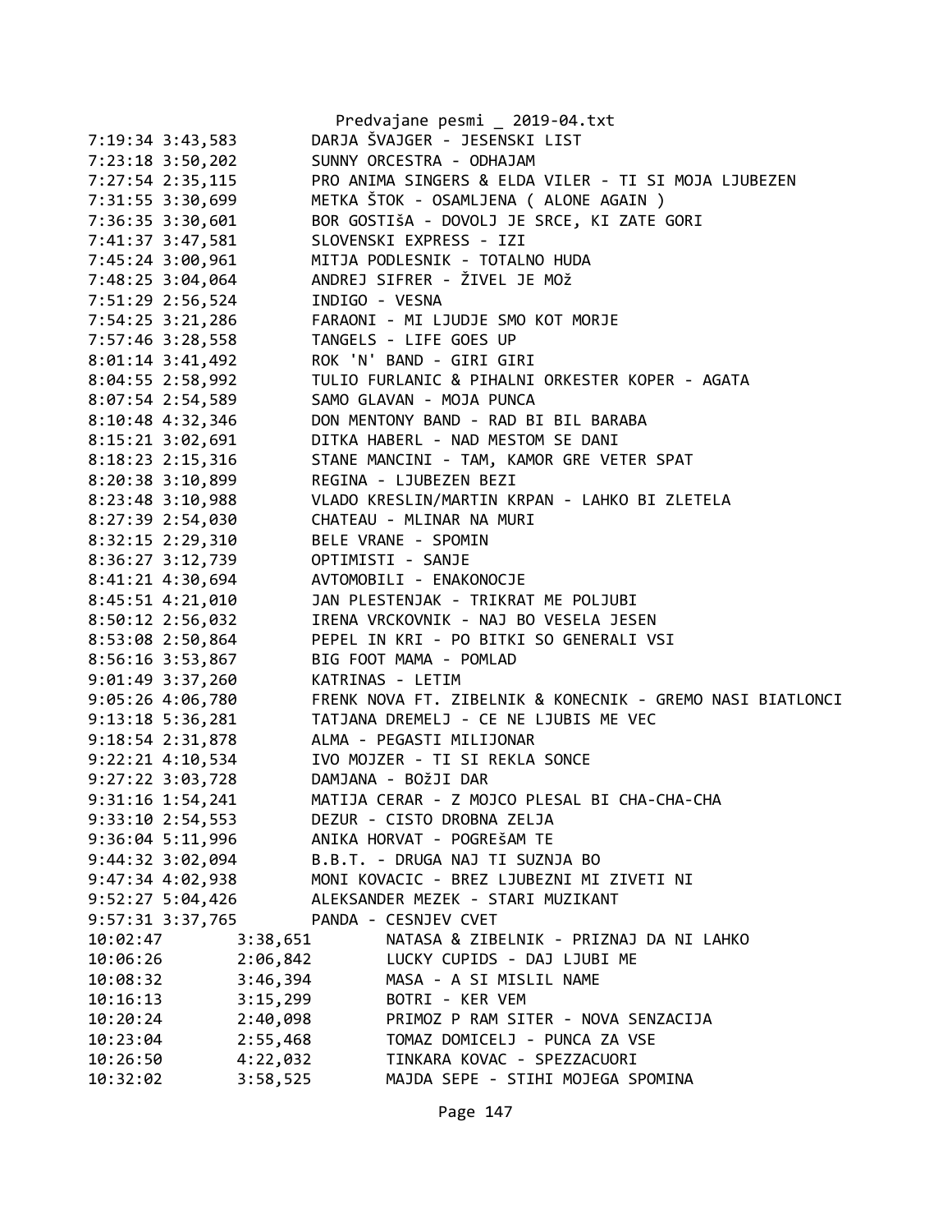```
7:19:34 3:43,583        DARJA ŠVAJGER - JESENSKI LIST
7:23:18 3:50,202        SUNNY ORCESTRA - ODHAJAM
7:27:54 2:35,115        PRO ANIMA SINGERS & ELDA VILER - TI SI MOJA LJUBEZEN
7:31:55 3:30,699        METKA ŠTOK - OSAMLJENA ( ALONE AGAIN )
7:36:35 3:30,601        BOR GOSTIŠA - DOVOLJ JE SRCE, KI ZATE GORI
7:41:37 3:47,581        SLOVENSKI EXPRESS - IZI
7:45:24 3:00,961        MITJA PODLESNIK - TOTALNO HUDA
7:48:25 3:04,064        ANDREJ SIFRER - ŽIVEL JE MOŽ
7:51:29 2:56,524        INDIGO - VESNA
7:54:25 3:21,286        FARAONI - MI LJUDJE SMO KOT MORJE
7:57:46 3:28,558        TANGELS - LIFE GOES UP
8:01:14 3:41,492        ROK 'N' BAND - GIRI GIRI
8:04:55 2:58,992        TULIO FURLANIC & PIHALNI ORKESTER KOPER - AGATA
8:07:54 2:54,589        SAMO GLAVAN - MOJA PUNCA
8:10:48 4:32,346        DON MENTONY BAND - RAD BI BIL BARABA
8:15:21 3:02,691        DITKA HABERL - NAD MESTOM SE DANI
8:18:23 2:15,316        STANE MANCINI - TAM, KAMOR GRE VETER SPAT
8:20:38 3:10,899        REGINA - LJUBEZEN BEZI
8:23:48 3:10,988        VLADO KRESLIN/MARTIN KRPAN - LAHKO BI ZLETELA
8:27:39 2:54,030        CHATEAU - MLINAR NA MURI
8:32:15 2:29,310        BELE VRANE - SPOMIN
8:36:27 3:12,739        OPTIMISTI - SANJE
8:41:21 4:30,694        AVTOMOBILI - ENAKONOCJE
8:45:51 4:21,010        JAN PLESTENJAK - TRIKRAT ME POLJUBI
8:50:12 2:56,032        IRENA VRCKOVNIK - NAJ BO VESELA JESEN
8:53:08 2:50,864        PEPEL IN KRI - PO BITKI SO GENERALI VSI
8:56:16 3:53,867        BIG FOOT MAMA - POMLAD
9:01:49 3:37,260        KATRINAS - LETIM
9:05:26 4:06,780        FRENK NOVA FT. ZIBELNIK & KONECNIK - GREMO NASI BIATLONCI
9:13:18 5:36,281        TATJANA DREMELJ - CE NE LJUBIS ME VEC
9:18:54 2:31,878        ALMA - PEGASTI MILIJONAR
9:22:21 4:10,534        IVO MOJZER - TI SI REKLA SONCE
9:27:22 3:03,728        DAMJANA - BOžJI DAR
9:31:16 1:54,241        MATIJA CERAR - Z MOJCO PLESAL BI CHA-CHA-CHA
9:33:10 2:54,553        DEZUR - CISTO DROBNA ZELJA
9:36:04 5:11,996        ANIKA HORVAT - POGREŠAM TE
9:44:32 3:02,094        B.B.T. - DRUGA NAJ TI SUZNJA BO
9:47:34 4:02,938        MONI KOVACIC - BREZ LJUBEZNI MI ZIVETI NI
9:52:27 5:04,426        ALEKSANDER MEZEK - STARI MUZIKANT
9:57:31 3:37,765        PANDA - CESNJEV CVET
10:02:47        3:38,651        NATASA & ZIBELNIK - PRIZNAJ DA NI LAHKO
10:06:26        2:06,842        LUCKY CUPIDS - DAJ LJUBI ME
10:08:32        3:46,394        MASA - A SI MISLIL NAME
10:16:13        3:15,299        BOTRI - KER VEM
10:20:24        2:40,098        PRIMOZ P RAM SITER - NOVA SENZACIJA
10:23:04        2:55,468        TOMAZ DOMICELJ - PUNCA ZA VSE
10:26:50        4:22,032        TINKARA KOVAC - SPEZZACUORI
10:32:02        3:58,525        MAJDA SEPE - STIHI MOJEGA SPOMINA
```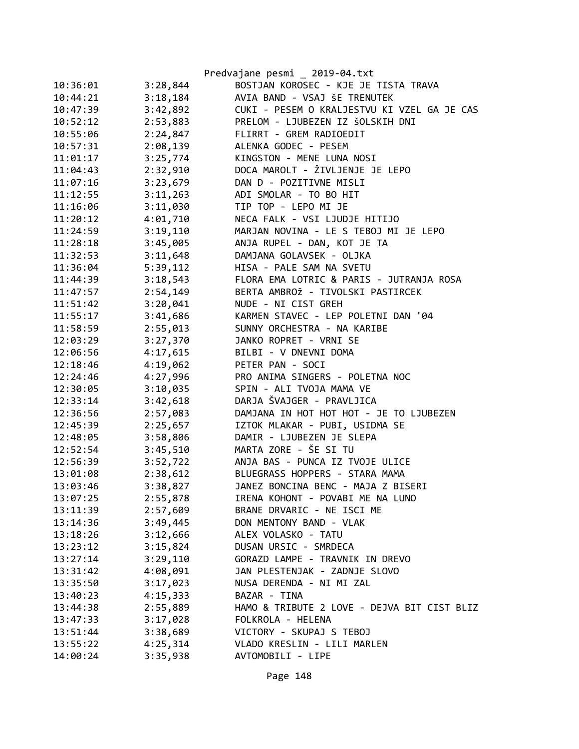| | | |
|---|---|---|
| 10:36:01 | 3:28,844 | BOSTJAN KOROSEC - KJE JE TISTA TRAVA |
| 10:44:21 | 3:18,184 | AVIA BAND - VSAJ ŠE TRENUTEK |
| 10:47:39 | 3:42,892 | CUKI - PESEM O KRALJESTVU KI VZEL GA JE CAS |
| 10:52:12 | 2:53,883 | PRELOM - LJUBEZEN IZ ŠOLSKIH DNI |
| 10:55:06 | 2:24,847 | FLIRRT - GREM RADIOEDIT |
| 10:57:31 | 2:08,139 | ALENKA GODEC - PESEM |
| 11:01:17 | 3:25,774 | KINGSTON - MENE LUNA NOSI |
| 11:04:43 | 2:32,910 | DOCA MAROLT - ŽIVLJENJE JE LEPO |
| 11:07:16 | 3:23,679 | DAN D - POZITIVNE MISLI |
| 11:12:55 | 3:11,263 | ADI SMOLAR - TO BO HIT |
| 11:16:06 | 3:11,030 | TIP TOP - LEPO MI JE |
| 11:20:12 | 4:01,710 | NECA FALK - VSI LJUDJE HITIJO |
| 11:24:59 | 3:19,110 | MARJAN NOVINA - LE S TEBOJ MI JE LEPO |
| 11:28:18 | 3:45,005 | ANJA RUPEL - DAN, KOT JE TA |
| 11:32:53 | 3:11,648 | DAMJANA GOLAVSEK - OLJKA |
| 11:36:04 | 5:39,112 | HISA - PALE SAM NA SVETU |
| 11:44:39 | 3:18,543 | FLORA EMA LOTRIC & PARIS - JUTRANJA ROSA |
| 11:47:57 | 2:54,149 | BERTA AMBROž - TIVOLSKI PASTIRCEK |
| 11:51:42 | 3:20,041 | NUDE - NI CIST GREH |
| 11:55:17 | 3:41,686 | KARMEN STAVEC - LEP POLETNI DAN '04 |
| 11:58:59 | 2:55,013 | SUNNY ORCHESTRA - NA KARIBE |
| 12:03:29 | 3:27,370 | JANKO ROPRET - VRNI SE |
| 12:06:56 | 4:17,615 | BILBI - V DNEVNI DOMA |
| 12:18:46 | 4:19,062 | PETER PAN - SOCI |
| 12:24:46 | 4:27,996 | PRO ANIMA SINGERS - POLETNA NOC |
| 12:30:05 | 3:10,035 | SPIN - ALI TVOJA MAMA VE |
| 12:33:14 | 3:42,618 | DARJA ŠVAJGER - PRAVLJICA |
| 12:36:56 | 2:57,083 | DAMJANA IN HOT HOT HOT - JE TO LJUBEZEN |
| 12:45:39 | 2:25,657 | IZTOK MLAKAR - PUBI, USIDMA SE |
| 12:48:05 | 3:58,806 | DAMIR - LJUBEZEN JE SLEPA |
| 12:52:54 | 3:45,510 | MARTA ZORE - ŠE SI TU |
| 12:56:39 | 3:52,722 | ANJA BAS - PUNCA IZ TVOJE ULICE |
| 13:01:08 | 2:38,612 | BLUEGRASS HOPPERS - STARA MAMA |
| 13:03:46 | 3:38,827 | JANEZ BONCINA BENC - MAJA Z BISERI |
| 13:07:25 | 2:55,878 | IRENA KOHONT - POVABI ME NA LUNO |
| 13:11:39 | 2:57,609 | BRANE DRVARIC - NE ISCI ME |
| 13:14:36 | 3:49,445 | DON MENTONY BAND - VLAK |
| 13:18:26 | 3:12,666 | ALEX VOLASKO - TATU |
| 13:23:12 | 3:15,824 | DUSAN URSIC - SMRDECA |
| 13:27:14 | 3:29,110 | GORAZD LAMPE - TRAVNIK IN DREVO |
| 13:31:42 | 4:08,091 | JAN PLESTENJAK - ZADNJE SLOVO |
| 13:35:50 | 3:17,023 | NUSA DERENDA - NI MI ZAL |
| 13:40:23 | 4:15,333 | BAZAR - TINA |
| 13:44:38 | 2:55,889 | HAMO & TRIBUTE 2 LOVE - DEJVA BIT CIST BLIZ |
| 13:47:33 | 3:17,028 | FOLKROLA - HELENA |
| 13:51:44 | 3:38,689 | VICTORY - SKUPAJ S TEBOJ |
| 13:55:22 | 4:25,314 | VLADO KRESLIN - LILI MARLEN |
| 14:00:24 | 3:35,938 | AVTOMOBILI - LIPE |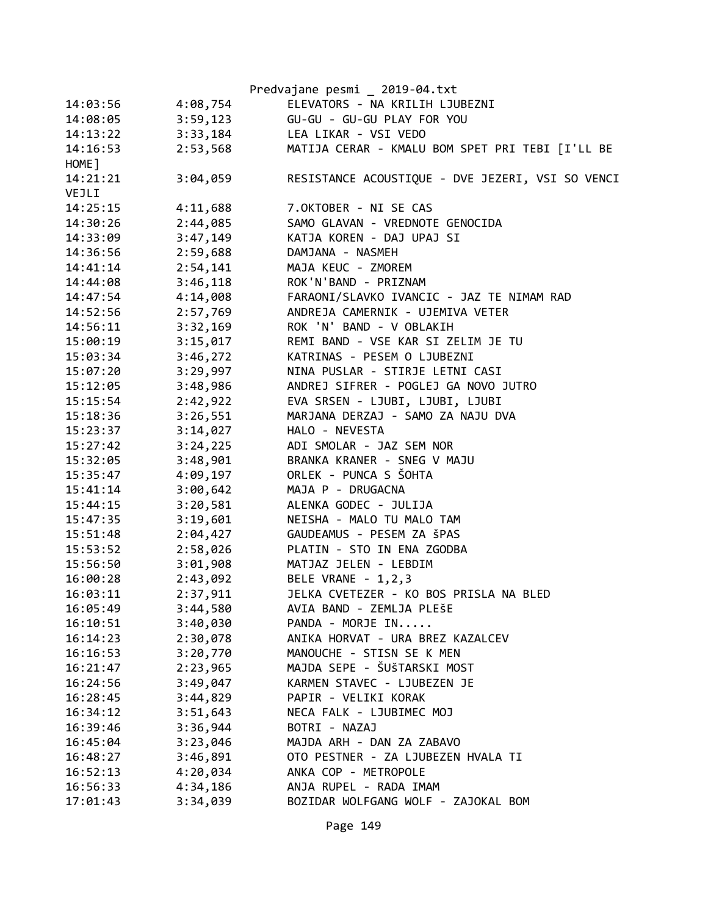| | | |
|---|---|---|
| 14:03:56 | 4:08,754 | ELEVATORS - NA KRILIH LJUBEZNI |
| 14:08:05 | 3:59,123 | GU-GU - GU-GU PLAY FOR YOU |
| 14:13:22 | 3:33,184 | LEA LIKAR - VSI VEDO |
| 14:16:53 | 2:53,568 | MATIJA CERAR - KMALU BOM SPET PRI TEBI [I'LL BE HOME] |
| 14:21:21 | 3:04,059 | RESISTANCE ACOUSTIQUE - DVE JEZERI, VSI SO VENCI VEJLI |
| 14:25:15 | 4:11,688 | 7.OKTOBER - NI SE CAS |
| 14:30:26 | 2:44,085 | SAMO GLAVAN - VREDNOTE GENOCIDA |
| 14:33:09 | 3:47,149 | KATJA KOREN - DAJ UPAJ SI |
| 14:36:56 | 2:59,688 | DAMJANA - NASMEH |
| 14:41:14 | 2:54,141 | MAJA KEUC - ZMOREM |
| 14:44:08 | 3:46,118 | ROK'N'BAND - PRIZNAM |
| 14:47:54 | 4:14,008 | FARAONI/SLAVKO IVANCIC - JAZ TE NIMAM RAD |
| 14:52:56 | 2:57,769 | ANDREJA CAMERNIK - UJEMIVA VETER |
| 14:56:11 | 3:32,169 | ROK 'N' BAND - V OBLAKIH |
| 15:00:19 | 3:15,017 | REMI BAND - VSE KAR SI ZELIM JE TU |
| 15:03:34 | 3:46,272 | KATRINAS - PESEM O LJUBEZNI |
| 15:07:20 | 3:29,997 | NINA PUSLAR - STIRJE LETNI CASI |
| 15:12:05 | 3:48,986 | ANDREJ SIFRER - POGLEJ GA NOVO JUTRO |
| 15:15:54 | 2:42,922 | EVA SRSEN - LJUBI, LJUBI, LJUBI |
| 15:18:36 | 3:26,551 | MARJANA DERZAJ - SAMO ZA NAJU DVA |
| 15:23:37 | 3:14,027 | HALO - NEVESTA |
| 15:27:42 | 3:24,225 | ADI SMOLAR - JAZ SEM NOR |
| 15:32:05 | 3:48,901 | BRANKA KRANER - SNEG V MAJU |
| 15:35:47 | 4:09,197 | ORLEK - PUNCA S ŠOHTA |
| 15:41:14 | 3:00,642 | MAJA P - DRUGACNA |
| 15:44:15 | 3:20,581 | ALENKA GODEC - JULIJA |
| 15:47:35 | 3:19,601 | NEISHA - MALO TU MALO TAM |
| 15:51:48 | 2:04,427 | GAUDEAMUS - PESEM ZA šPAS |
| 15:53:52 | 2:58,026 | PLATIN - STO IN ENA ZGODBA |
| 15:56:50 | 3:01,908 | MATJAZ JELEN - LEBDIM |
| 16:00:28 | 2:43,092 | BELE VRANE - 1,2,3 |
| 16:03:11 | 2:37,911 | JELKA CVETEZER - KO BOS PRISLA NA BLED |
| 16:05:49 | 3:44,580 | AVIA BAND - ZEMLJA PLEŠE |
| 16:10:51 | 3:40,030 | PANDA - MORJE IN..... |
| 16:14:23 | 2:30,078 | ANIKA HORVAT - URA BREZ KAZALCEV |
| 16:16:53 | 3:20,770 | MANOUCHE - STISN SE K MEN |
| 16:21:47 | 2:23,965 | MAJDA SEPE - ŠUŠTARSKI MOST |
| 16:24:56 | 3:49,047 | KARMEN STAVEC - LJUBEZEN JE |
| 16:28:45 | 3:44,829 | PAPIR - VELIKI KORAK |
| 16:34:12 | 3:51,643 | NECA FALK - LJUBIMEC MOJ |
| 16:39:46 | 3:36,944 | BOTRI - NAZAJ |
| 16:45:04 | 3:23,046 | MAJDA ARH - DAN ZA ZABAVO |
| 16:48:27 | 3:46,891 | OTO PESTNER - ZA LJUBEZEN HVALA TI |
| 16:52:13 | 4:20,034 | ANKA COP - METROPOLE |
| 16:56:33 | 4:34,186 | ANJA RUPEL - RADA IMAM |
| 17:01:43 | 3:34,039 | BOZIDAR WOLFGANG WOLF - ZAJOKAL BOM |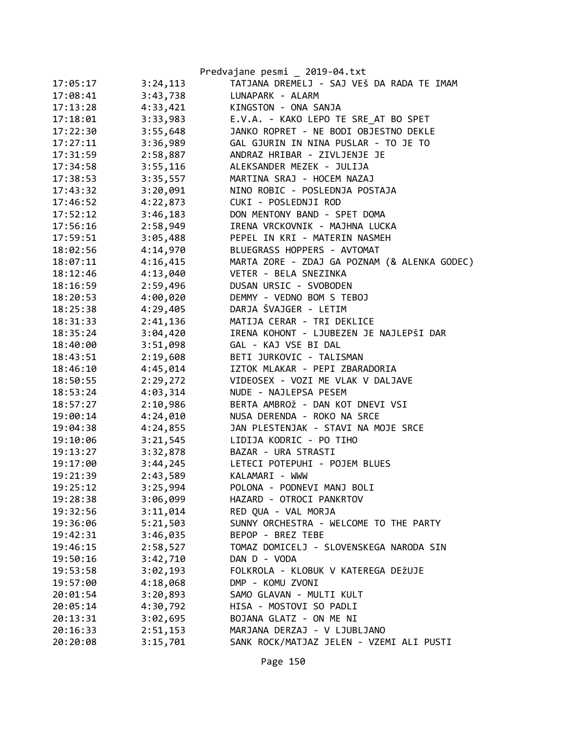Predvajane pesmi _ 2019-04.txt

| | | |
|---|---|---|
| 17:05:17 | 3:24,113 | TATJANA DREMELJ - SAJ VEš DA RADA TE IMAM |
| 17:08:41 | 3:43,738 | LUNAPARK - ALARM |
| 17:13:28 | 4:33,421 | KINGSTON - ONA SANJA |
| 17:18:01 | 3:33,983 | E.V.A. - KAKO LEPO TE SRE_AT BO SPET |
| 17:22:30 | 3:55,648 | JANKO ROPRET - NE BODI OBJESTNO DEKLE |
| 17:27:11 | 3:36,989 | GAL GJURIN IN NINA PUSLAR - TO JE TO |
| 17:31:59 | 2:58,887 | ANDRAZ HRIBAR - ZIVLJENJE JE |
| 17:34:58 | 3:55,116 | ALEKSANDER MEZEK - JULIJA |
| 17:38:53 | 3:35,557 | MARTINA SRAJ - HOCEM NAZAJ |
| 17:43:32 | 3:20,091 | NINO ROBIC - POSLEDNJA POSTAJA |
| 17:46:52 | 4:22,873 | CUKI - POSLEDNJI ROD |
| 17:52:12 | 3:46,183 | DON MENTONY BAND - SPET DOMA |
| 17:56:16 | 2:58,949 | IRENA VRCKOVNIK - MAJHNA LUCKA |
| 17:59:51 | 3:05,488 | PEPEL IN KRI - MATERIN NASMEH |
| 18:02:56 | 4:14,970 | BLUEGRASS HOPPERS - AVTOMAT |
| 18:07:11 | 4:16,415 | MARTA ZORE - ZDAJ GA POZNAM (& ALENKA GODEC) |
| 18:12:46 | 4:13,040 | VETER - BELA SNEZINKA |
| 18:16:59 | 2:59,496 | DUSAN URSIC - SVOBODEN |
| 18:20:53 | 4:00,020 | DEMMY - VEDNO BOM S TEBOJ |
| 18:25:38 | 4:29,405 | DARJA ŠVAJGER - LETIM |
| 18:31:33 | 2:41,136 | MATIJA CERAR - TRI DEKLICE |
| 18:35:24 | 3:04,420 | IRENA KOHONT - LJUBEZEN JE NAJLEPšI DAR |
| 18:40:00 | 3:51,098 | GAL - KAJ VSE BI DAL |
| 18:43:51 | 2:19,608 | BETI JURKOVIC - TALISMAN |
| 18:46:10 | 4:45,014 | IZTOK MLAKAR - PEPI ZBARADORIA |
| 18:50:55 | 2:29,272 | VIDEOSEX - VOZI ME VLAK V DALJAVE |
| 18:53:24 | 4:03,314 | NUDE - NAJLEPSA PESEM |
| 18:57:27 | 2:10,986 | BERTA AMBROž - DAN KOT DNEVI VSI |
| 19:00:14 | 4:24,010 | NUSA DERENDA - ROKO NA SRCE |
| 19:04:38 | 4:24,855 | JAN PLESTENJAK - STAVI NA MOJE SRCE |
| 19:10:06 | 3:21,545 | LIDIJA KODRIC - PO TIHO |
| 19:13:27 | 3:32,878 | BAZAR - URA STRASTI |
| 19:17:00 | 3:44,245 | LETECI POTEPUHI - POJEM BLUES |
| 19:21:39 | 2:43,589 | KALAMARI - WWW |
| 19:25:12 | 3:25,994 | POLONA - PODNEVI MANJ BOLI |
| 19:28:38 | 3:06,099 | HAZARD - OTROCI PANKRTOV |
| 19:32:56 | 3:11,014 | RED QUA - VAL MORJA |
| 19:36:06 | 5:21,503 | SUNNY ORCHESTRA - WELCOME TO THE PARTY |
| 19:42:31 | 3:46,035 | BEPOP - BREZ TEBE |
| 19:46:15 | 2:58,527 | TOMAZ DOMICELJ - SLOVENSKEGA NARODA SIN |
| 19:50:16 | 3:42,710 | DAN D - VODA |
| 19:53:58 | 3:02,193 | FOLKROLA - KLOBUK V KATEREGA DEžUJE |
| 19:57:00 | 4:18,068 | DMP - KOMU ZVONI |
| 20:01:54 | 3:20,893 | SAMO GLAVAN - MULTI KULT |
| 20:05:14 | 4:30,792 | HISA - MOSTOVI SO PADLI |
| 20:13:31 | 3:02,695 | BOJANA GLATZ - ON ME NI |
| 20:16:33 | 2:51,153 | MARJANA DERZAJ - V LJUBLJANO |
| 20:20:08 | 3:15,701 | SANK ROCK/MATJAZ JELEN - VZEMI ALI PUSTI |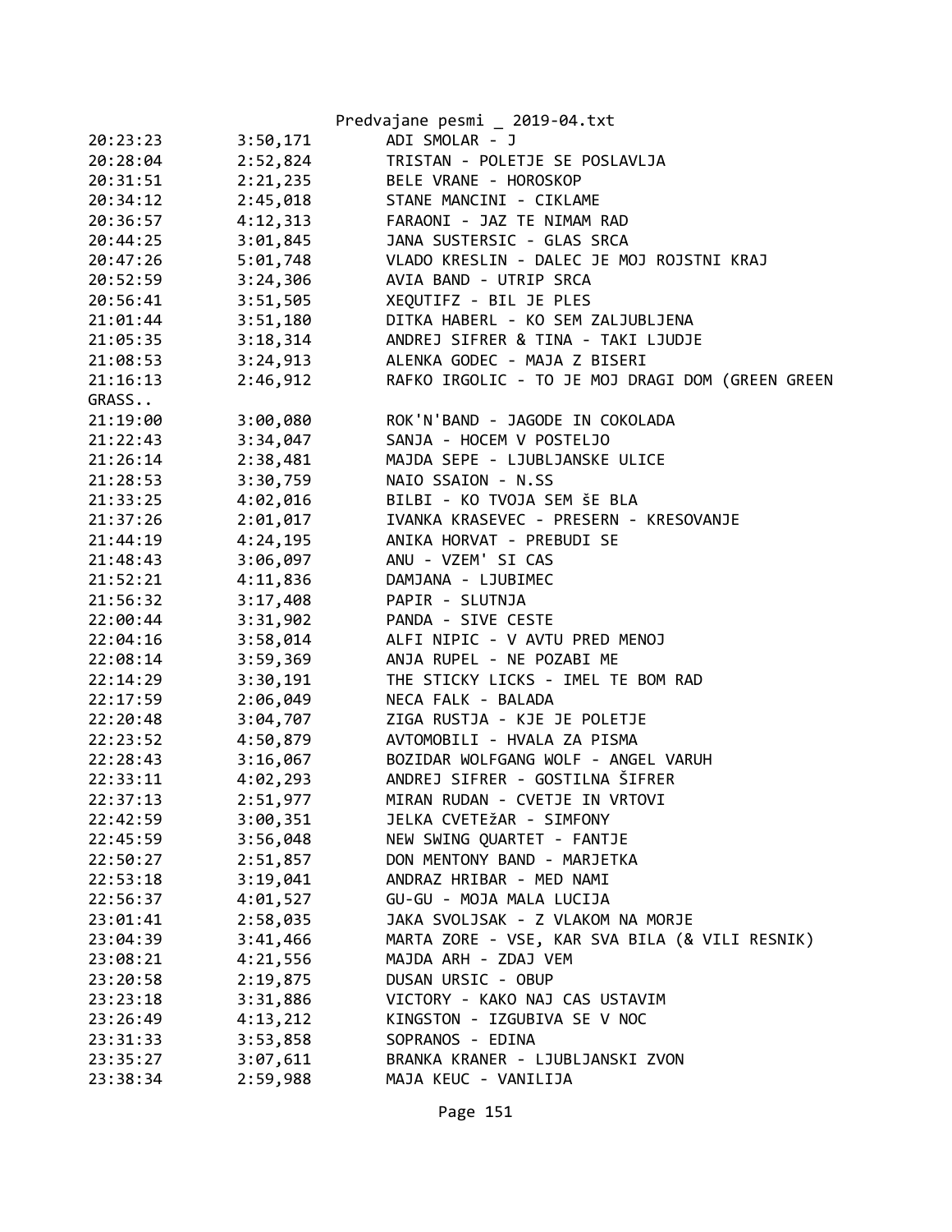```
20:23:23        3:50,171        ADI SMOLAR - J
20:28:04        2:52,824        TRISTAN - POLETJE SE POSLAVLJA
20:31:51        2:21,235        BELE VRANE - HOROSKOP
20:34:12        2:45,018        STANE MANCINI - CIKLAME
20:36:57        4:12,313        FARAONI - JAZ TE NIMAM RAD
20:44:25        3:01,845        JANA SUSTERSIC - GLAS SRCA
20:47:26        5:01,748        VLADO KRESLIN - DALEC JE MOJ ROJSTNI KRAJ
20:52:59        3:24,306        AVIA BAND - UTRIP SRCA
20:56:41        3:51,505        XEQUTIFZ - BIL JE PLES
21:01:44        3:51,180        DITKA HABERL - KO SEM ZALJUBLJENA
21:05:35        3:18,314        ANDREJ SIFRER & TINA - TAKI LJUDJE
21:08:53        3:24,913        ALENKA GODEC - MAJA Z BISERI
21:16:13        2:46,912        RAFKO IRGOLIC - TO JE MOJ DRAGI DOM (GREEN GREEN
GRASS..
21:19:00        3:00,080        ROK'N'BAND - JAGODE IN COKOLADA
21:22:43        3:34,047        SANJA - HOCEM V POSTELJO
21:26:14        2:38,481        MAJDA SEPE - LJUBLJANSKE ULICE
21:28:53        3:30,759        NAIO SSAION - N.SS
21:33:25        4:02,016        BILBI - KO TVOJA SEM ŠE BLA
21:37:26        2:01,017        IVANKA KRASEVEC - PRESERN - KRESOVANJE
21:44:19        4:24,195        ANIKA HORVAT - PREBUDI SE
21:48:43        3:06,097        ANU - VZEM' SI CAS
21:52:21        4:11,836        DAMJANA - LJUBIMEC
21:56:32        3:17,408        PAPIR - SLUTNJA
22:00:44        3:31,902        PANDA - SIVE CESTE
22:04:16        3:58,014        ALFI NIPIC - V AVTU PRED MENOJ
22:08:14        3:59,369        ANJA RUPEL - NE POZABI ME
22:14:29        3:30,191        THE STICKY LICKS - IMEL TE BOM RAD
22:17:59        2:06,049        NECA FALK - BALADA
22:20:48        3:04,707        ZIGA RUSTJA - KJE JE POLETJE
22:23:52        4:50,879        AVTOMOBILI - HVALA ZA PISMA
22:28:43        3:16,067        BOZIDAR WOLFGANG WOLF - ANGEL VARUH
22:33:11        4:02,293        ANDREJ SIFRER - GOSTILNA ŠIFRER
22:37:13        2:51,977        MIRAN RUDAN - CVETJE IN VRTOVI
22:42:59        3:00,351        JELKA CVETEŽAR - SIMFONY
22:45:59        3:56,048        NEW SWING QUARTET - FANTJE
22:50:27        2:51,857        DON MENTONY BAND - MARJETKA
22:53:18        3:19,041        ANDRAZ HRIBAR - MED NAMI
22:56:37        4:01,527        GU-GU - MOJA MALA LUCIJA
23:01:41        2:58,035        JAKA SVOLJSAK - Z VLAKOM NA MORJE
23:04:39        3:41,466        MARTA ZORE - VSE, KAR SVA BILA (& VILI RESNIK)
23:08:21        4:21,556        MAJDA ARH - ZDAJ VEM
23:20:58        2:19,875        DUSAN URSIC - OBUP
23:23:18        3:31,886        VICTORY - KAKO NAJ CAS USTAVIM
23:26:49        4:13,212        KINGSTON - IZGUBIVA SE V NOC
23:31:33        3:53,858        SOPRANOS - EDINA
23:35:27        3:07,611        BRANKA KRANER - LJUBLJANSKI ZVON
23:38:34        2:59,988        MAJA KEUC - VANILIJA
```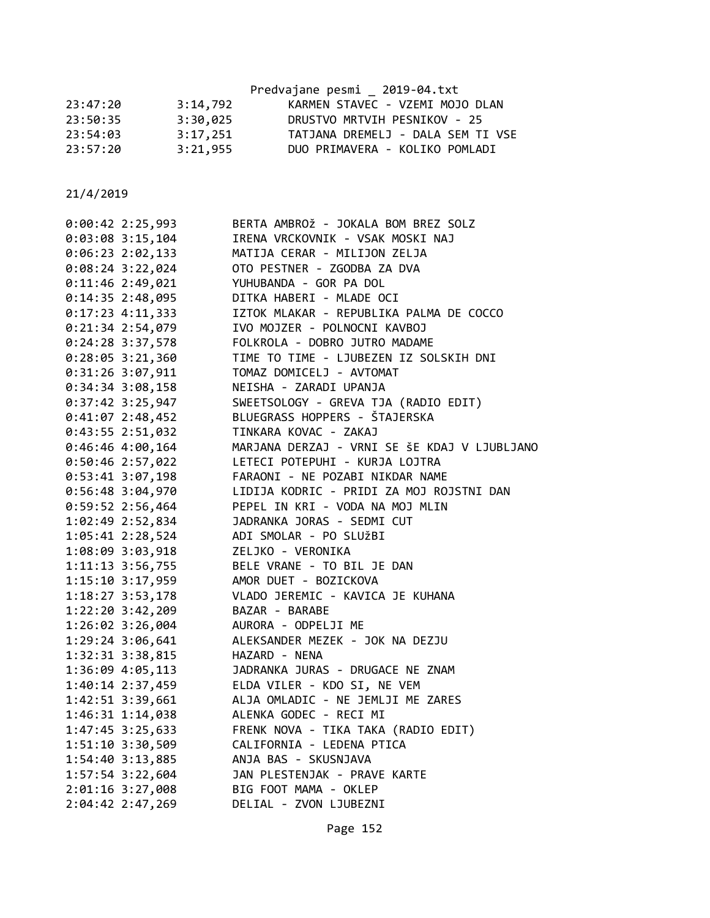```
23:47:20        3:14,792        KARMEN STAVEC - VZEMI MOJO DLAN
23:50:35        3:30,025        DRUSTVO MRTVIH PESNIKOV - 25
23:54:03        3:17,251        TATJANA DREMELJ - DALA SEM TI VSE
23:57:20        3:21,955        DUO PRIMAVERA - KOLIKO POMLADI
```

21/4/2019

```
0:00:42 2:25,993        BERTA AMBROž - JOKALA BOM BREZ SOLZ
0:03:08 3:15,104        IRENA VRCKOVNIK - VSAK MOSKI NAJ
0:06:23 2:02,133        MATIJA CERAR - MILIJON ZELJA
0:08:24 3:22,024        OTO PESTNER - ZGODBA ZA DVA
0:11:46 2:49,021        YUHUBANDA - GOR PA DOL
0:14:35 2:48,095        DITKA HABERI - MLADE OCI
0:17:23 4:11,333        IZTOK MLAKAR - REPUBLIKA PALMA DE COCCO
0:21:34 2:54,079        IVO MOJZER - POLNOCNI KAVBOJ
0:24:28 3:37,578        FOLKROLA - DOBRO JUTRO MADAME
0:28:05 3:21,360        TIME TO TIME - LJUBEZEN IZ SOLSKIH DNI
0:31:26 3:07,911        TOMAZ DOMICELJ - AVTOMAT
0:34:34 3:08,158        NEISHA - ZARADI UPANJA
0:37:42 3:25,947        SWEETSOLOGY - GREVA TJA (RADIO EDIT)
0:41:07 2:48,452        BLUEGRASS HOPPERS - ŠTAJERSKA
0:43:55 2:51,032        TINKARA KOVAC - ZAKAJ
0:46:46 4:00,164        MARJANA DERZAJ - VRNI SE ŠE KDAJ V LJUBLJANO
0:50:46 2:57,022        LETECI POTEPUHI - KURJA LOJTRA
0:53:41 3:07,198        FARAONI - NE POZABI NIKDAR NAME
0:56:48 3:04,970        LIDIJA KODRIC - PRIDI ZA MOJ ROJSTNI DAN
0:59:52 2:56,464        PEPEL IN KRI - VODA NA MOJ MLIN
1:02:49 2:52,834        JADRANKA JORAS - SEDMI CUT
1:05:41 2:28,524        ADI SMOLAR - PO SLUžBI
1:08:09 3:03,918        ZELJKO - VERONIKA
1:11:13 3:56,755        BELE VRANE - TO BIL JE DAN
1:15:10 3:17,959        AMOR DUET - BOZICKOVA
1:18:27 3:53,178        VLADO JEREMIC - KAVICA JE KUHANA
1:22:20 3:42,209        BAZAR - BARABE
1:26:02 3:26,004        AURORA - ODPELJI ME
1:29:24 3:06,641        ALEKSANDER MEZEK - JOK NA DEZJU
1:32:31 3:38,815        HAZARD - NENA
1:36:09 4:05,113        JADRANKA JURAS - DRUGACE NE ZNAM
1:40:14 2:37,459        ELDA VILER - KDO SI, NE VEM
1:42:51 3:39,661        ALJA OMLADIC - NE JEMLJI ME ZARES
1:46:31 1:14,038        ALENKA GODEC - RECI MI
1:47:45 3:25,633        FRENK NOVA - TIKA TAKA (RADIO EDIT)
1:51:10 3:30,509        CALIFORNIA - LEDENA PTICA
1:54:40 3:13,885        ANJA BAS - SKUSNJAVA
1:57:54 3:22,604        JAN PLESTENJAK - PRAVE KARTE
2:01:16 3:27,008        BIG FOOT MAMA - OKLEP
2:04:42 2:47,269        DELIAL - ZVON LJUBEZNI
```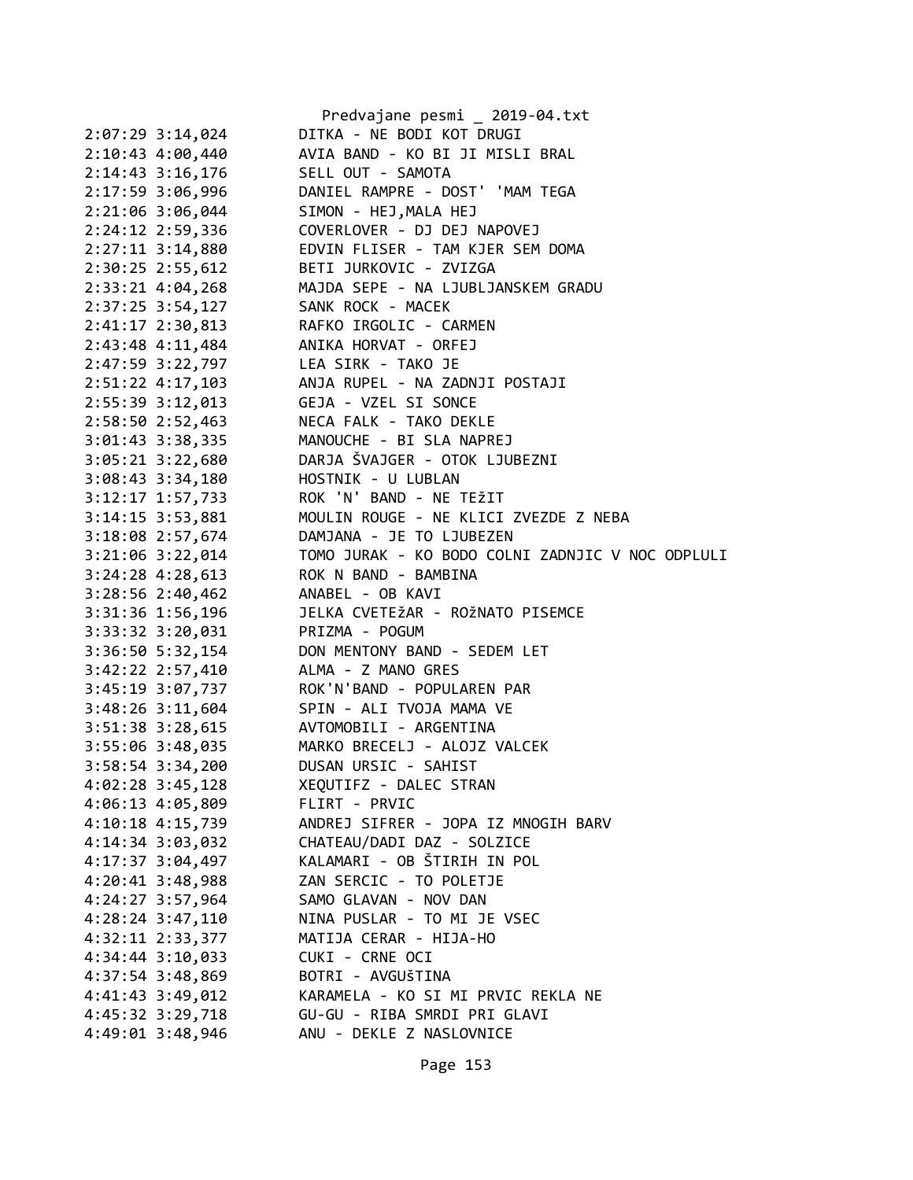```
2:07:29 3:14,024        DITKA - NE BODI KOT DRUGI
2:10:43 4:00,440        AVIA BAND - KO BI JI MISLI BRAL
2:14:43 3:16,176        SELL OUT - SAMOTA
2:17:59 3:06,996        DANIEL RAMPRE - DOST' 'MAM TEGA
2:21:06 3:06,044        SIMON - HEJ,MALA HEJ
2:24:12 2:59,336        COVERLOVER - DJ DEJ NAPOVEJ
2:27:11 3:14,880        EDVIN FLISER - TAM KJER SEM DOMA
2:30:25 2:55,612        BETI JURKOVIC - ZVIZGA
2:33:21 4:04,268        MAJDA SEPE - NA LJUBLJANSKEM GRADU
2:37:25 3:54,127        SANK ROCK - MACEK
2:41:17 2:30,813        RAFKO IRGOLIC - CARMEN
2:43:48 4:11,484        ANIKA HORVAT - ORFEJ
2:47:59 3:22,797        LEA SIRK - TAKO JE
2:51:22 4:17,103        ANJA RUPEL - NA ZADNJI POSTAJI
2:55:39 3:12,013        GEJA - VZEL SI SONCE
2:58:50 2:52,463        NECA FALK - TAKO DEKLE
3:01:43 3:38,335        MANOUCHE - BI SLA NAPREJ
3:05:21 3:22,680        DARJA ŠVAJGER - OTOK LJUBEZNI
3:08:43 3:34,180        HOSTNIK - U LUBLAN
3:12:17 1:57,733        ROK 'N' BAND - NE TEžIT
3:14:15 3:53,881        MOULIN ROUGE - NE KLICI ZVEZDE Z NEBA
3:18:08 2:57,674        DAMJANA - JE TO LJUBEZEN
3:21:06 3:22,014        TOMO JURAK - KO BODO COLNI ZADNJIC V NOC ODPLULI
3:24:28 4:28,613        ROK N BAND - BAMBINA
3:28:56 2:40,462        ANABEL - OB KAVI
3:31:36 1:56,196        JELKA CVETEžAR - ROžNATO PISEMCE
3:33:32 3:20,031        PRIZMA - POGUM
3:36:50 5:32,154        DON MENTONY BAND - SEDEM LET
3:42:22 2:57,410        ALMA - Z MANO GRES
3:45:19 3:07,737        ROK'N'BAND - POPULAREN PAR
3:48:26 3:11,604        SPIN - ALI TVOJA MAMA VE
3:51:38 3:28,615        AVTOMOBILI - ARGENTINA
3:55:06 3:48,035        MARKO BRECELJ - ALOJZ VALCEK
3:58:54 3:34,200        DUSAN URSIC - SAHIST
4:02:28 3:45,128        XEQUTIFZ - DALEC STRAN
4:06:13 4:05,809        FLIRT - PRVIC
4:10:18 4:15,739        ANDREJ SIFRER - JOPA IZ MNOGIH BARV
4:14:34 3:03,032        CHATEAU/DADI DAZ - SOLZICE
4:17:37 3:04,497        KALAMARI - OB ŠTIRIH IN POL
4:20:41 3:48,988        ZAN SERCIC - TO POLETJE
4:24:27 3:57,964        SAMO GLAVAN - NOV DAN
4:28:24 3:47,110        NINA PUSLAR - TO MI JE VSEC
4:32:11 2:33,377        MATIJA CERAR - HIJA-HO
4:34:44 3:10,033        CUKI - CRNE OCI
4:37:54 3:48,869        BOTRI - AVGUŠTINA
4:41:43 3:49,012        KARAMELA - KO SI MI PRVIC REKLA NE
4:45:32 3:29,718        GU-GU - RIBA SMRDI PRI GLAVI
4:49:01 3:48,946        ANU - DEKLE Z NASLOVNICE
```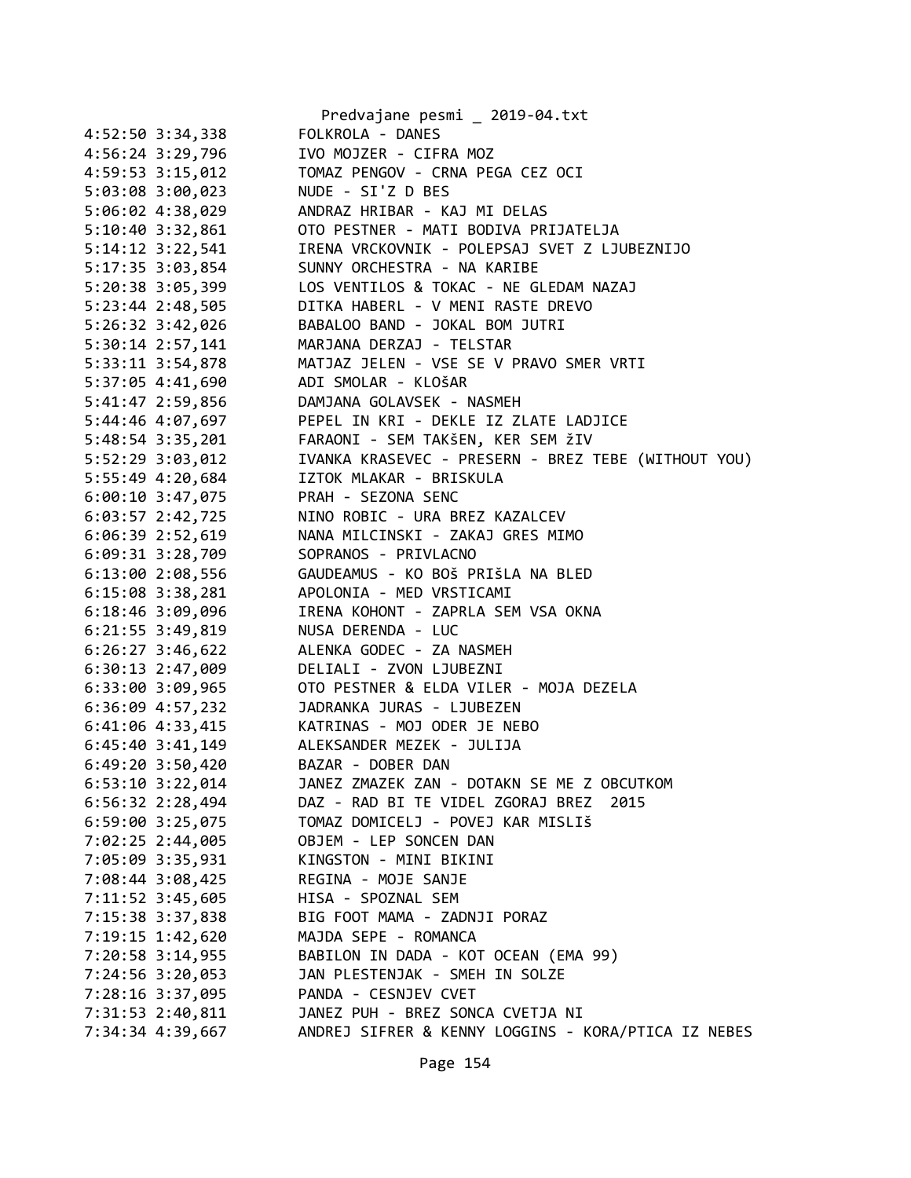```
4:52:50 3:34,338        FOLKROLA - DANES
4:56:24 3:29,796        IVO MOJZER - CIFRA MOZ
4:59:53 3:15,012        TOMAZ PENGOV - CRNA PEGA CEZ OCI
5:03:08 3:00,023        NUDE - SI'Z D BES
5:06:02 4:38,029        ANDRAZ HRIBAR - KAJ MI DELAS
5:10:40 3:32,861        OTO PESTNER - MATI BODIVA PRIJATELJA
5:14:12 3:22,541        IRENA VRCKOVNIK - POLEPSAJ SVET Z LJUBEZNIJO
5:17:35 3:03,854        SUNNY ORCHESTRA - NA KARIBE
5:20:38 3:05,399        LOS VENTILOS & TOKAC - NE GLEDAM NAZAJ
5:23:44 2:48,505        DITKA HABERL - V MENI RASTE DREVO
5:26:32 3:42,026        BABALOO BAND - JOKAL BOM JUTRI
5:30:14 2:57,141        MARJANA DERZAJ - TELSTAR
5:33:11 3:54,878        MATJAZ JELEN - VSE SE V PRAVO SMER VRTI
5:37:05 4:41,690        ADI SMOLAR - KLOŠAR
5:41:47 2:59,856        DAMJANA GOLAVSEK - NASMEH
5:44:46 4:07,697        PEPEL IN KRI - DEKLE IZ ZLATE LADJICE
5:48:54 3:35,201        FARAONI - SEM TAKŠEN, KER SEM žIV
5:52:29 3:03,012        IVANKA KRASEVEC - PRESERN - BREZ TEBE (WITHOUT YOU)
5:55:49 4:20,684        IZTOK MLAKAR - BRISKULA
6:00:10 3:47,075        PRAH - SEZONA SENC
6:03:57 2:42,725        NINO ROBIC - URA BREZ KAZALCEV
6:06:39 2:52,619        NANA MILCINSKI - ZAKAJ GRES MIMO
6:09:31 3:28,709        SOPRANOS - PRIVLACNO
6:13:00 2:08,556        GAUDEAMUS - KO BOŠ PRIŠLA NA BLED
6:15:08 3:38,281        APOLONIA - MED VRSTICAMI
6:18:46 3:09,096        IRENA KOHONT - ZAPRLA SEM VSA OKNA
6:21:55 3:49,819        NUSA DERENDA - LUC
6:26:27 3:46,622        ALENKA GODEC - ZA NASMEH
6:30:13 2:47,009        DELIALI - ZVON LJUBEZNI
6:33:00 3:09,965        OTO PESTNER & ELDA VILER - MOJA DEZELA
6:36:09 4:57,232        JADRANKA JURAS - LJUBEZEN
6:41:06 4:33,415        KATRINAS - MOJ ODER JE NEBO
6:45:40 3:41,149        ALEKSANDER MEZEK - JULIJA
6:49:20 3:50,420        BAZAR - DOBER DAN
6:53:10 3:22,014        JANEZ ZMAZEK ZAN - DOTAKN SE ME Z OBCUTKOM
6:56:32 2:28,494        DAZ - RAD BI TE VIDEL ZGORAJ BREZ  2015
6:59:00 3:25,075        TOMAZ DOMICELJ - POVEJ KAR MISLIš
7:02:25 2:44,005        OBJEM - LEP SONCEN DAN
7:05:09 3:35,931        KINGSTON - MINI BIKINI
7:08:44 3:08,425        REGINA - MOJE SANJE
7:11:52 3:45,605        HISA - SPOZNAL SEM
7:15:38 3:37,838        BIG FOOT MAMA - ZADNJI PORAZ
7:19:15 1:42,620        MAJDA SEPE - ROMANCA
7:20:58 3:14,955        BABILON IN DADA - KOT OCEAN (EMA 99)
7:24:56 3:20,053        JAN PLESTENJAK - SMEH IN SOLZE
7:28:16 3:37,095        PANDA - CESNJEV CVET
7:31:53 2:40,811        JANEZ PUH - BREZ SONCA CVETJA NI
7:34:34 4:39,667        ANDREJ SIFRER & KENNY LOGGINS - KORA/PTICA IZ NEBES
```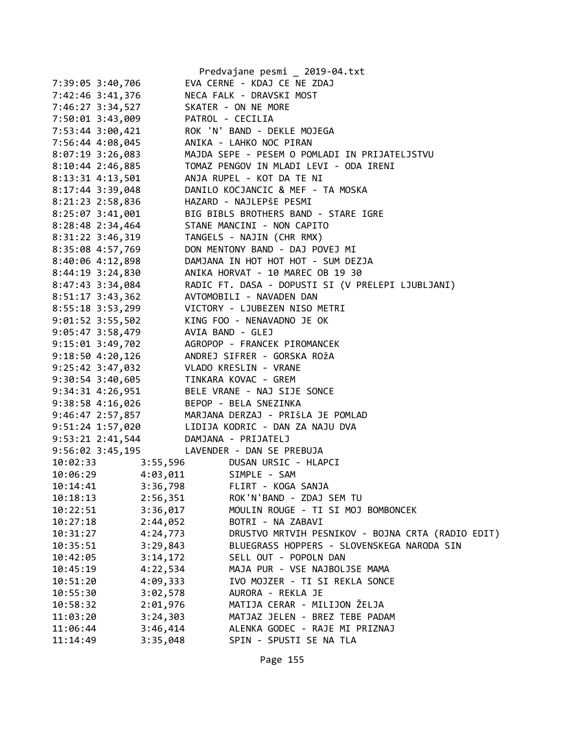```
7:39:05 3:40,706        EVA CERNE - KDAJ CE NE ZDAJ
7:42:46 3:41,376        NECA FALK - DRAVSKI MOST
7:46:27 3:34,527        SKATER - ON NE MORE
7:50:01 3:43,009        PATROL - CECILIA
7:53:44 3:00,421        ROK 'N' BAND - DEKLE MOJEGA
7:56:44 4:08,045        ANIKA - LAHKO NOC PIRAN
8:07:19 3:26,083        MAJDA SEPE - PESEM O POMLADI IN PRIJATELJSTVU
8:10:44 2:46,885        TOMAZ PENGOV IN MLADI LEVI - ODA IRENI
8:13:31 4:13,501        ANJA RUPEL - KOT DA TE NI
8:17:44 3:39,048        DANILO KOCJANCIC & MEF - TA MOSKA
8:21:23 2:58,836        HAZARD - NAJLEPšE PESMI
8:25:07 3:41,001        BIG BIBLS BROTHERS BAND - STARE IGRE
8:28:48 2:34,464        STANE MANCINI - NON CAPITO
8:31:22 3:46,319        TANGELS - NAJIN (CHR RMX)
8:35:08 4:57,769        DON MENTONY BAND - DAJ POVEJ MI
8:40:06 4:12,898        DAMJANA IN HOT HOT HOT - SUM DEZJA
8:44:19 3:24,830        ANIKA HORVAT - 10 MAREC OB 19 30
8:47:43 3:34,084        RADIC FT. DASA - DOPUSTI SI (V PRELEPI LJUBLJANI)
8:51:17 3:43,362        AVTOMOBILI - NAVADEN DAN
8:55:18 3:53,299        VICTORY - LJUBEZEN NISO METRI
9:01:52 3:55,502        KING FOO - NENAVADNO JE OK
9:05:47 3:58,479        AVIA BAND - GLEJ
9:15:01 3:49,702        AGROPOP - FRANCEK PIROMANCEK
9:18:50 4:20,126        ANDREJ SIFRER - GORSKA ROžA
9:25:42 3:47,032        VLADO KRESLIN - VRANE
9:30:54 3:40,605        TINKARA KOVAC - GREM
9:34:31 4:26,951        BELE VRANE - NAJ SIJE SONCE
9:38:58 4:16,026        BEPOP - BELA SNEZINKA
9:46:47 2:57,857        MARJANA DERZAJ - PRIšLA JE POMLAD
9:51:24 1:57,020        LIDIJA KODRIC - DAN ZA NAJU DVA
9:53:21 2:41,544        DAMJANA - PRIJATELJ
9:56:02 3:45,195        LAVENDER - DAN SE PREBUJA
10:02:33        3:55,596        DUSAN URSIC - HLAPCI
10:06:29        4:03,011        SIMPLE - SAM
10:14:41        3:36,798        FLIRT - KOGA SANJA
10:18:13        2:56,351        ROK'N'BAND - ZDAJ SEM TU
10:22:51        3:36,017        MOULIN ROUGE - TI SI MOJ BOMBONCEK
10:27:18        2:44,052        BOTRI - NA ZABAVI
10:31:27        4:24,773        DRUSTVO MRTVIH PESNIKOV - BOJNA CRTA (RADIO EDIT)
10:35:51        3:29,843        BLUEGRASS HOPPERS - SLOVENSKEGA NARODA SIN
10:42:05        3:14,172        SELL OUT - POPOLN DAN
10:45:19        4:22,534        MAJA PUR - VSE NAJBOLJSE MAMA
10:51:20        4:09,333        IVO MOJZER - TI SI REKLA SONCE
10:55:30        3:02,578        AURORA - REKLA JE
10:58:32        2:01,976        MATIJA CERAR - MILIJON ŽELJA
11:03:20        3:24,303        MATJAZ JELEN - BREZ TEBE PADAM
11:06:44        3:46,414        ALENKA GODEC - RAJE MI PRIZNAJ
11:14:49        3:35,048        SPIN - SPUSTI SE NA TLA
```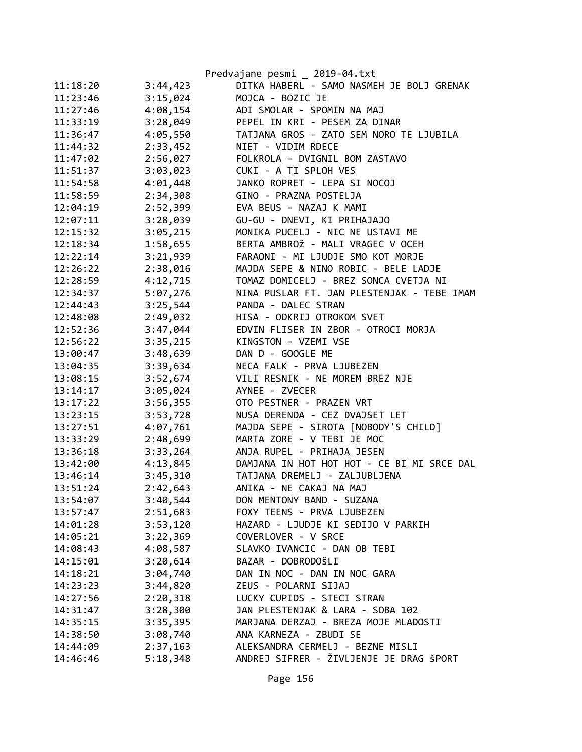| | | |
|---|---|---|
| 11:18:20 | 3:44,423 | DITKA HABERL - SAMO NASMEH JE BOLJ GRENAK |
| 11:23:46 | 3:15,024 | MOJCA - BOZIC JE |
| 11:27:46 | 4:08,154 | ADI SMOLAR - SPOMIN NA MAJ |
| 11:33:19 | 3:28,049 | PEPEL IN KRI - PESEM ZA DINAR |
| 11:36:47 | 4:05,550 | TATJANA GROS - ZATO SEM NORO TE LJUBILA |
| 11:44:32 | 2:33,452 | NIET - VIDIM RDECE |
| 11:47:02 | 2:56,027 | FOLKROLA - DVIGNIL BOM ZASTAVO |
| 11:51:37 | 3:03,023 | CUKI - A TI SPLOH VES |
| 11:54:58 | 4:01,448 | JANKO ROPRET - LEPA SI NOCOJ |
| 11:58:59 | 2:34,308 | GINO - PRAZNA POSTELJA |
| 12:04:19 | 2:52,399 | EVA BEUS - NAZAJ K MAMI |
| 12:07:11 | 3:28,039 | GU-GU - DNEVI, KI PRIHAJAJO |
| 12:15:32 | 3:05,215 | MONIKA PUCELJ - NIC NE USTAVI ME |
| 12:18:34 | 1:58,655 | BERTA AMBROž - MALI VRAGEC V OCEH |
| 12:22:14 | 3:21,939 | FARAONI - MI LJUDJE SMO KOT MORJE |
| 12:26:22 | 2:38,016 | MAJDA SEPE & NINO ROBIC - BELE LADJE |
| 12:28:59 | 4:12,715 | TOMAZ DOMICELJ - BREZ SONCA CVETJA NI |
| 12:34:37 | 5:07,276 | NINA PUSLAR FT. JAN PLESTENJAK - TEBE IMAM |
| 12:44:43 | 3:25,544 | PANDA - DALEC STRAN |
| 12:48:08 | 2:49,032 | HISA - ODKRIJ OTROKOM SVET |
| 12:52:36 | 3:47,044 | EDVIN FLISER IN ZBOR - OTROCI MORJA |
| 12:56:22 | 3:35,215 | KINGSTON - VZEMI VSE |
| 13:00:47 | 3:48,639 | DAN D - GOOGLE ME |
| 13:04:35 | 3:39,634 | NECA FALK - PRVA LJUBEZEN |
| 13:08:15 | 3:52,674 | VILI RESNIK - NE MOREM BREZ NJE |
| 13:14:17 | 3:05,024 | AYNEE - ZVECER |
| 13:17:22 | 3:56,355 | OTO PESTNER - PRAZEN VRT |
| 13:23:15 | 3:53,728 | NUSA DERENDA - CEZ DVAJSET LET |
| 13:27:51 | 4:07,761 | MAJDA SEPE - SIROTA [NOBODY'S CHILD] |
| 13:33:29 | 2:48,699 | MARTA ZORE - V TEBI JE MOC |
| 13:36:18 | 3:33,264 | ANJA RUPEL - PRIHAJA JESEN |
| 13:42:00 | 4:13,845 | DAMJANA IN HOT HOT HOT - CE BI MI SRCE DAL |
| 13:46:14 | 3:45,310 | TATJANA DREMELJ - ZALJUBLJENA |
| 13:51:24 | 2:42,643 | ANIKA - NE CAKAJ NA MAJ |
| 13:54:07 | 3:40,544 | DON MENTONY BAND - SUZANA |
| 13:57:47 | 2:51,683 | FOXY TEENS - PRVA LJUBEZEN |
| 14:01:28 | 3:53,120 | HAZARD - LJUDJE KI SEDIJO V PARKIH |
| 14:05:21 | 3:22,369 | COVERLOVER - V SRCE |
| 14:08:43 | 4:08,587 | SLAVKO IVANCIC - DAN OB TEBI |
| 14:15:01 | 3:20,614 | BAZAR - DOBRODOšLI |
| 14:18:21 | 3:04,740 | DAN IN NOC - DAN IN NOC GARA |
| 14:23:23 | 3:44,820 | ZEUS - POLARNI SIJAJ |
| 14:27:56 | 2:20,318 | LUCKY CUPIDS - STECI STRAN |
| 14:31:47 | 3:28,300 | JAN PLESTENJAK & LARA - SOBA 102 |
| 14:35:15 | 3:35,395 | MARJANA DERZAJ - BREZA MOJE MLADOSTI |
| 14:38:50 | 3:08,740 | ANA KARNEZA - ZBUDI SE |
| 14:44:09 | 2:37,163 | ALEKSANDRA CERMELJ - BEZNE MISLI |
| 14:46:46 | 5:18,348 | ANDREJ SIFRER - ŽIVLJENJE JE DRAG šPORT |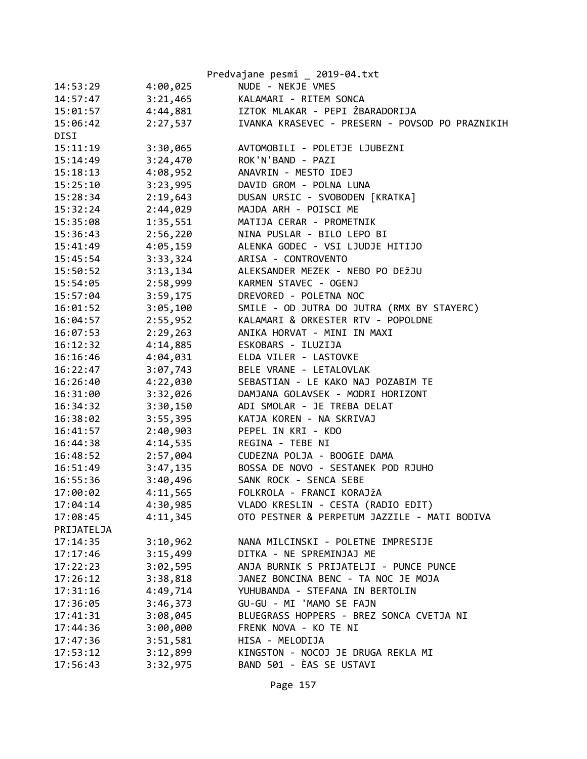| | | |
|---|---|---|
| 14:53:29 | 4:00,025 | NUDE - NEKJE VMES |
| 14:57:47 | 3:21,465 | KALAMARI - RITEM SONCA |
| 15:01:57 | 4:44,881 | IZTOK MLAKAR - PEPI ŽBARADORIJA |
| 15:06:42 | 2:27,537 | IVANKA KRASEVEC - PRESERN - POVSOD PO PRAZNIKIH DISI |
| 15:11:19 | 3:30,065 | AVTOMOBILI - POLETJE LJUBEZNI |
| 15:14:49 | 3:24,470 | ROK'N'BAND - PAZI |
| 15:18:13 | 4:08,952 | ANAVRIN - MESTO IDEJ |
| 15:25:10 | 3:23,995 | DAVID GROM - POLNA LUNA |
| 15:28:34 | 2:19,643 | DUSAN URSIC - SVOBODEN [KRATKA] |
| 15:32:24 | 2:44,029 | MAJDA ARH - POISCI ME |
| 15:35:08 | 1:35,551 | MATIJA CERAR - PROMETNIK |
| 15:36:43 | 2:56,220 | NINA PUSLAR - BILO LEPO BI |
| 15:41:49 | 4:05,159 | ALENKA GODEC - VSI LJUDJE HITIJO |
| 15:45:54 | 3:33,324 | ARISA - CONTROVENTO |
| 15:50:52 | 3:13,134 | ALEKSANDER MEZEK - NEBO PO DEžJU |
| 15:54:05 | 2:58,999 | KARMEN STAVEC - OGENJ |
| 15:57:04 | 3:59,175 | DREVORED - POLETNA NOC |
| 16:01:52 | 3:05,100 | SMILE - OD JUTRA DO JUTRA (RMX BY STAYERC) |
| 16:04:57 | 2:55,952 | KALAMARI & ORKESTER RTV - POPOLDNE |
| 16:07:53 | 2:29,263 | ANIKA HORVAT - MINI IN MAXI |
| 16:12:32 | 4:14,885 | ESKOBARS - ILUZIJA |
| 16:16:46 | 4:04,031 | ELDA VILER - LASTOVKE |
| 16:22:47 | 3:07,743 | BELE VRANE - LETALOVLAK |
| 16:26:40 | 4:22,030 | SEBASTIAN - LE KAKO NAJ POZABIM TE |
| 16:31:00 | 3:32,026 | DAMJANA GOLAVSEK - MODRI HORIZONT |
| 16:34:32 | 3:30,150 | ADI SMOLAR - JE TREBA DELAT |
| 16:38:02 | 3:55,395 | KATJA KOREN - NA SKRIVAJ |
| 16:41:57 | 2:40,903 | PEPEL IN KRI - KDO |
| 16:44:38 | 4:14,535 | REGINA - TEBE NI |
| 16:48:52 | 2:57,004 | CUDEZNA POLJA - BOOGIE DAMA |
| 16:51:49 | 3:47,135 | BOSSA DE NOVO - SESTANEK POD RJUHO |
| 16:55:36 | 3:40,496 | SANK ROCK - SENCA SEBE |
| 17:00:02 | 4:11,565 | FOLKROLA - FRANCI KORAJžA |
| 17:04:14 | 4:30,985 | VLADO KRESLIN - CESTA (RADIO EDIT) |
| 17:08:45 | 4:11,345 | OTO PESTNER & PERPETUM JAZZILE - MATI BODIVA PRIJATELJA |
| 17:14:35 | 3:10,962 | NANA MILCINSKI - POLETNE IMPRESIJE |
| 17:17:46 | 3:15,499 | DITKA - NE SPREMINJAJ ME |
| 17:22:23 | 3:02,595 | ANJA BURNIK S PRIJATELJI - PUNCE PUNCE |
| 17:26:12 | 3:38,818 | JANEZ BONCINA BENC - TA NOC JE MOJA |
| 17:31:16 | 4:49,714 | YUHUBANDA - STEFANA IN BERTOLIN |
| 17:36:05 | 3:46,373 | GU-GU - MI 'MAMO SE FAJN |
| 17:41:31 | 3:08,045 | BLUEGRASS HOPPERS - BREZ SONCA CVETJA NI |
| 17:44:36 | 3:00,000 | FRENK NOVA - KO TE NI |
| 17:47:36 | 3:51,581 | HISA - MELODIJA |
| 17:53:12 | 3:12,899 | KINGSTON - NOCOJ JE DRUGA REKLA MI |
| 17:56:43 | 3:32,975 | BAND 501 - ÈAS SE USTAVI |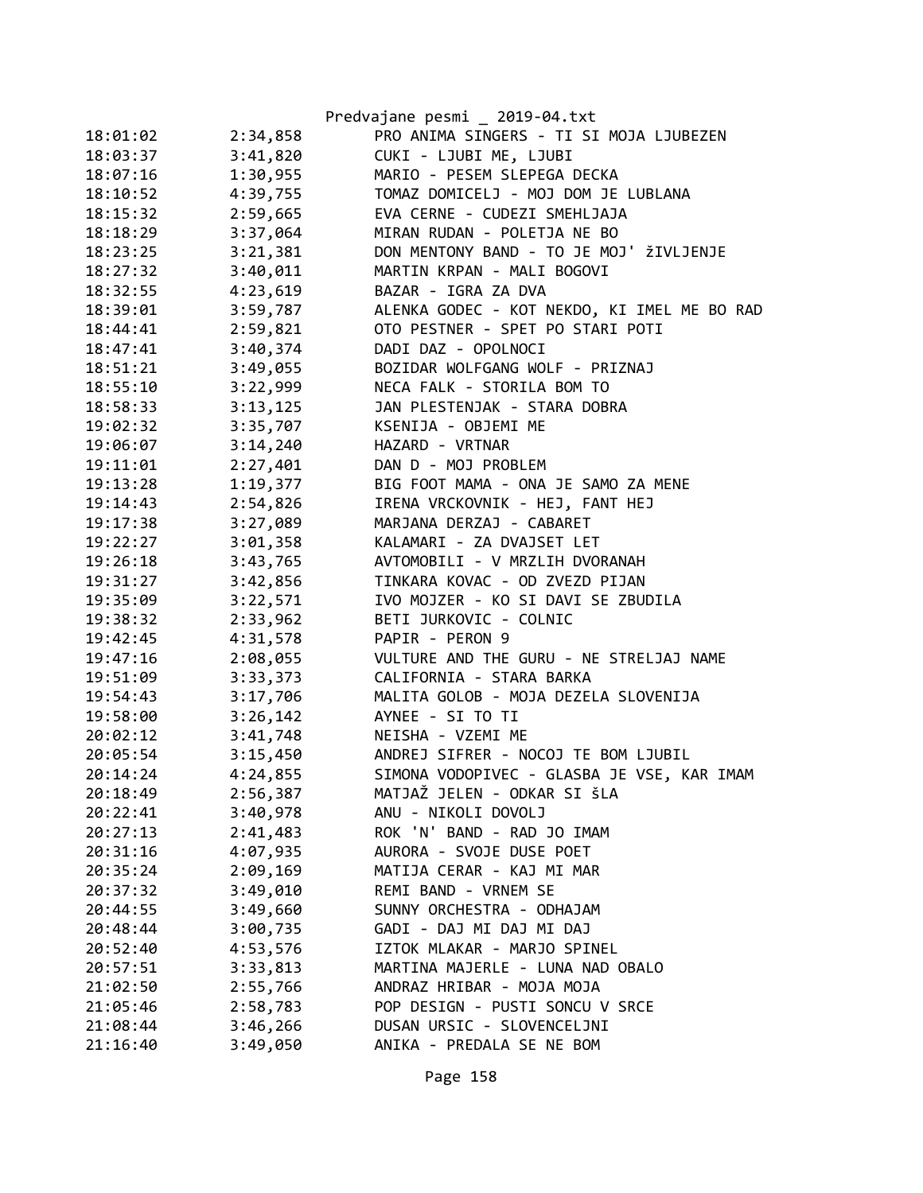Predvajane pesmi _ 2019-04.txt

| | | |
|---|---|---|
| 18:01:02 | 2:34,858 | PRO ANIMA SINGERS - TI SI MOJA LJUBEZEN |
| 18:03:37 | 3:41,820 | CUKI - LJUBI ME, LJUBI |
| 18:07:16 | 1:30,955 | MARIO - PESEM SLEPEGA DECKA |
| 18:10:52 | 4:39,755 | TOMAZ DOMICELJ - MOJ DOM JE LUBLANA |
| 18:15:32 | 2:59,665 | EVA CERNE - CUDEZI SMEHLJAJA |
| 18:18:29 | 3:37,064 | MIRAN RUDAN - POLETJA NE BO |
| 18:23:25 | 3:21,381 | DON MENTONY BAND - TO JE MOJ' žIVLJENJE |
| 18:27:32 | 3:40,011 | MARTIN KRPAN - MALI BOGOVI |
| 18:32:55 | 4:23,619 | BAZAR - IGRA ZA DVA |
| 18:39:01 | 3:59,787 | ALENKA GODEC - KOT NEKDO, KI IMEL ME BO RAD |
| 18:44:41 | 2:59,821 | OTO PESTNER - SPET PO STARI POTI |
| 18:47:41 | 3:40,374 | DADI DAZ - OPOLNOCI |
| 18:51:21 | 3:49,055 | BOZIDAR WOLFGANG WOLF - PRIZNAJ |
| 18:55:10 | 3:22,999 | NECA FALK - STORILA BOM TO |
| 18:58:33 | 3:13,125 | JAN PLESTENJAK - STARA DOBRA |
| 19:02:32 | 3:35,707 | KSENIJA - OBJEMI ME |
| 19:06:07 | 3:14,240 | HAZARD - VRTNAR |
| 19:11:01 | 2:27,401 | DAN D - MOJ PROBLEM |
| 19:13:28 | 1:19,377 | BIG FOOT MAMA - ONA JE SAMO ZA MENE |
| 19:14:43 | 2:54,826 | IRENA VRCKOVNIK - HEJ, FANT HEJ |
| 19:17:38 | 3:27,089 | MARJANA DERZAJ - CABARET |
| 19:22:27 | 3:01,358 | KALAMARI - ZA DVAJSET LET |
| 19:26:18 | 3:43,765 | AVTOMOBILI - V MRZLIH DVORANAH |
| 19:31:27 | 3:42,856 | TINKARA KOVAC - OD ZVEZD PIJAN |
| 19:35:09 | 3:22,571 | IVO MOJZER - KO SI DAVI SE ZBUDILA |
| 19:38:32 | 2:33,962 | BETI JURKOVIC - COLNIC |
| 19:42:45 | 4:31,578 | PAPIR - PERON 9 |
| 19:47:16 | 2:08,055 | VULTURE AND THE GURU - NE STRELJAJ NAME |
| 19:51:09 | 3:33,373 | CALIFORNIA - STARA BARKA |
| 19:54:43 | 3:17,706 | MALITA GOLOB - MOJA DEZELA SLOVENIJA |
| 19:58:00 | 3:26,142 | AYNEE - SI TO TI |
| 20:02:12 | 3:41,748 | NEISHA - VZEMI ME |
| 20:05:54 | 3:15,450 | ANDREJ SIFRER - NOCOJ TE BOM LJUBIL |
| 20:14:24 | 4:24,855 | SIMONA VODOPIVEC - GLASBA JE VSE, KAR IMAM |
| 20:18:49 | 2:56,387 | MATJAŽ JELEN - ODKAR SI šLA |
| 20:22:41 | 3:40,978 | ANU - NIKOLI DOVOLJ |
| 20:27:13 | 2:41,483 | ROK 'N' BAND - RAD JO IMAM |
| 20:31:16 | 4:07,935 | AURORA - SVOJE DUSE POET |
| 20:35:24 | 2:09,169 | MATIJA CERAR - KAJ MI MAR |
| 20:37:32 | 3:49,010 | REMI BAND - VRNEM SE |
| 20:44:55 | 3:49,660 | SUNNY ORCHESTRA - ODHAJAM |
| 20:48:44 | 3:00,735 | GADI - DAJ MI DAJ MI DAJ |
| 20:52:40 | 4:53,576 | IZTOK MLAKAR - MARJO SPINEL |
| 20:57:51 | 3:33,813 | MARTINA MAJERLE - LUNA NAD OBALO |
| 21:02:50 | 2:55,766 | ANDRAZ HRIBAR - MOJA MOJA |
| 21:05:46 | 2:58,783 | POP DESIGN - PUSTI SONCU V SRCE |
| 21:08:44 | 3:46,266 | DUSAN URSIC - SLOVENCELJNI |
| 21:16:40 | 3:49,050 | ANIKA - PREDALA SE NE BOM |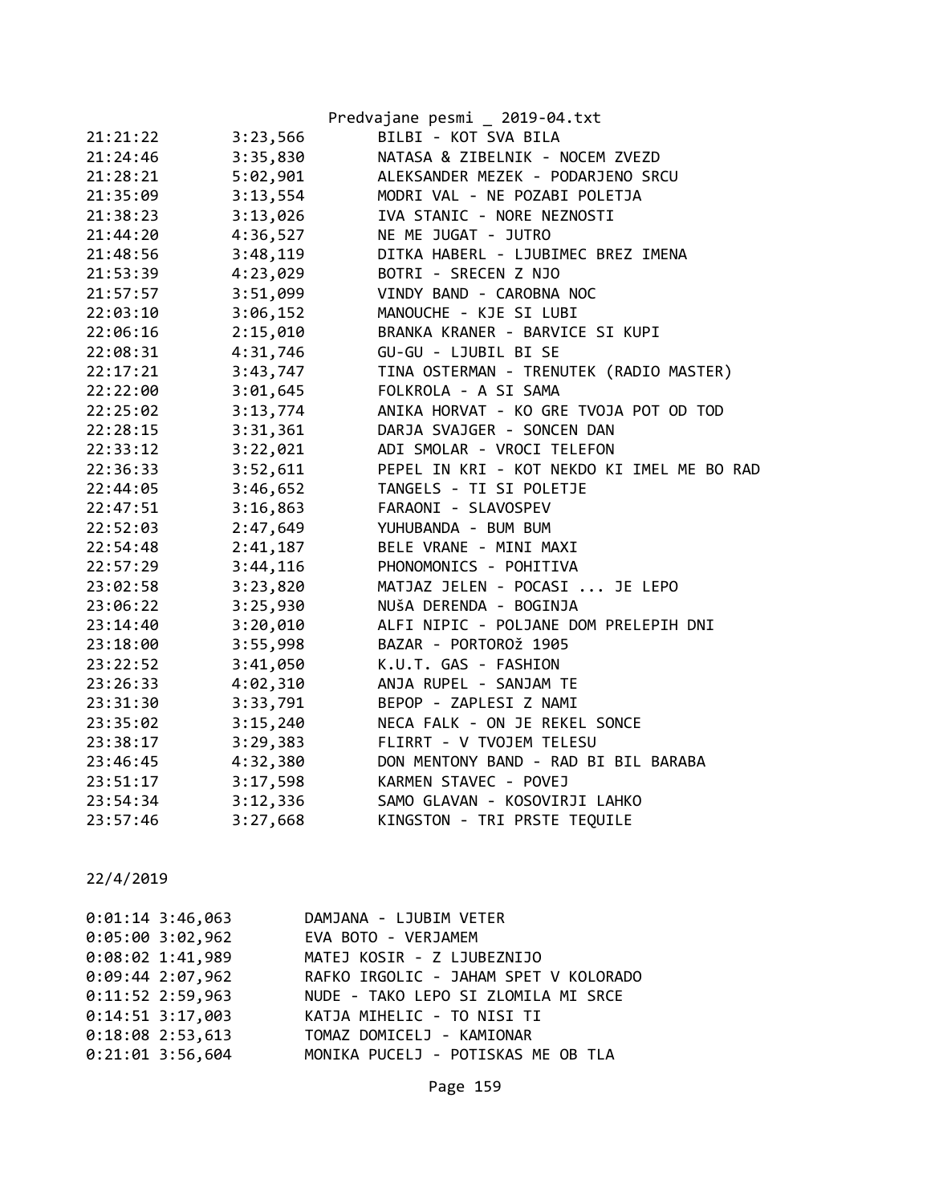| | | |
|---|---|---|
| 21:21:22 | 3:23,566 | BILBI - KOT SVA BILA |
| 21:24:46 | 3:35,830 | NATASA & ZIBELNIK - NOCEM ZVEZD |
| 21:28:21 | 5:02,901 | ALEKSANDER MEZEK - PODARJENO SRCU |
| 21:35:09 | 3:13,554 | MODRI VAL - NE POZABI POLETJA |
| 21:38:23 | 3:13,026 | IVA STANIC - NORE NEZNOSTI |
| 21:44:20 | 4:36,527 | NE ME JUGAT - JUTRO |
| 21:48:56 | 3:48,119 | DITKA HABERL - LJUBIMEC BREZ IMENA |
| 21:53:39 | 4:23,029 | BOTRI - SRECEN Z NJO |
| 21:57:57 | 3:51,099 | VINDY BAND - CAROBNA NOC |
| 22:03:10 | 3:06,152 | MANOUCHE - KJE SI LUBI |
| 22:06:16 | 2:15,010 | BRANKA KRANER - BARVICE SI KUPI |
| 22:08:31 | 4:31,746 | GU-GU - LJUBIL BI SE |
| 22:17:21 | 3:43,747 | TINA OSTERMAN - TRENUTEK (RADIO MASTER) |
| 22:22:00 | 3:01,645 | FOLKROLA - A SI SAMA |
| 22:25:02 | 3:13,774 | ANIKA HORVAT - KO GRE TVOJA POT OD TOD |
| 22:28:15 | 3:31,361 | DARJA SVAJGER - SONCEN DAN |
| 22:33:12 | 3:22,021 | ADI SMOLAR - VROCI TELEFON |
| 22:36:33 | 3:52,611 | PEPEL IN KRI - KOT NEKDO KI IMEL ME BO RAD |
| 22:44:05 | 3:46,652 | TANGELS - TI SI POLETJE |
| 22:47:51 | 3:16,863 | FARAONI - SLAVOSPEV |
| 22:52:03 | 2:47,649 | YUHUBANDA - BUM BUM |
| 22:54:48 | 2:41,187 | BELE VRANE - MINI MAXI |
| 22:57:29 | 3:44,116 | PHONOMONICS - POHITIVA |
| 23:02:58 | 3:23,820 | MATJAZ JELEN - POCASI ... JE LEPO |
| 23:06:22 | 3:25,930 | NUšA DERENDA - BOGINJA |
| 23:14:40 | 3:20,010 | ALFI NIPIC - POLJANE DOM PRELEPIH DNI |
| 23:18:00 | 3:55,998 | BAZAR - PORTOROž 1905 |
| 23:22:52 | 3:41,050 | K.U.T. GAS - FASHION |
| 23:26:33 | 4:02,310 | ANJA RUPEL - SANJAM TE |
| 23:31:30 | 3:33,791 | BEPOP - ZAPLESI Z NAMI |
| 23:35:02 | 3:15,240 | NECA FALK - ON JE REKEL SONCE |
| 23:38:17 | 3:29,383 | FLIRRT - V TVOJEM TELESU |
| 23:46:45 | 4:32,380 | DON MENTONY BAND - RAD BI BIL BARABA |
| 23:51:17 | 3:17,598 | KARMEN STAVEC - POVEJ |
| 23:54:34 | 3:12,336 | SAMO GLAVAN - KOSOVIRJI LAHKO |
| 23:57:46 | 3:27,668 | KINGSTON - TRI PRSTE TEQUILE |

22/4/2019

| | | |
|---|---|---|
| 0:01:14 | 3:46,063 | DAMJANA - LJUBIM VETER |
| 0:05:00 | 3:02,962 | EVA BOTO - VERJAMEM |
| 0:08:02 | 1:41,989 | MATEJ KOSIR - Z LJUBEZNIJO |
| 0:09:44 | 2:07,962 | RAFKO IRGOLIC - JAHAM SPET V KOLORADO |
| 0:11:52 | 2:59,963 | NUDE - TAKO LEPO SI ZLOMILA MI SRCE |
| 0:14:51 | 3:17,003 | KATJA MIHELIC - TO NISI TI |
| 0:18:08 | 2:53,613 | TOMAZ DOMICELJ - KAMIONAR |
| 0:21:01 | 3:56,604 | MONIKA PUCELJ - POTISKAS ME OB TLA |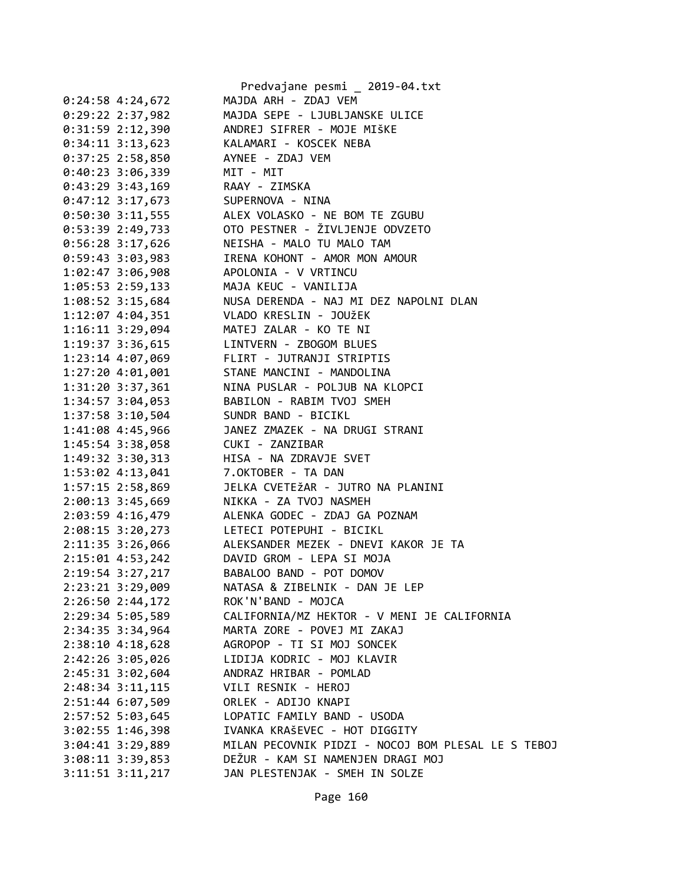```
0:24:58 4:24,672        MAJDA ARH - ZDAJ VEM
0:29:22 2:37,982        MAJDA SEPE - LJUBLJANSKE ULICE
0:31:59 2:12,390        ANDREJ SIFRER - MOJE MIšKE
0:34:11 3:13,623        KALAMARI - KOSCEK NEBA
0:37:25 2:58,850        AYNEE - ZDAJ VEM
0:40:23 3:06,339        MIT - MIT
0:43:29 3:43,169        RAAY - ZIMSKA
0:47:12 3:17,673        SUPERNOVA - NINA
0:50:30 3:11,555        ALEX VOLASKO - NE BOM TE ZGUBU
0:53:39 2:49,733        OTO PESTNER - ŽIVLJENJE ODVZETO
0:56:28 3:17,626        NEISHA - MALO TU MALO TAM
0:59:43 3:03,983        IRENA KOHONT - AMOR MON AMOUR
1:02:47 3:06,908        APOLONIA - V VRTINCU
1:05:53 2:59,133        MAJA KEUC - VANILIJA
1:08:52 3:15,684        NUSA DERENDA - NAJ MI DEZ NAPOLNI DLAN
1:12:07 4:04,351        VLADO KRESLIN - JOUžEK
1:16:11 3:29,094        MATEJ ZALAR - KO TE NI
1:19:37 3:36,615        LINTVERN - ZBOGOM BLUES
1:23:14 4:07,069        FLIRT - JUTRANJI STRIPTIS
1:27:20 4:01,001        STANE MANCINI - MANDOLINA
1:31:20 3:37,361        NINA PUSLAR - POLJUB NA KLOPCI
1:34:57 3:04,053        BABILON - RABIM TVOJ SMEH
1:37:58 3:10,504        SUNDR BAND - BICIKL
1:41:08 4:45,966        JANEZ ZMAZEK - NA DRUGI STRANI
1:45:54 3:38,058        CUKI - ZANZIBAR
1:49:32 3:30,313        HISA - NA ZDRAVJE SVET
1:53:02 4:13,041        7.OKTOBER - TA DAN
1:57:15 2:58,869        JELKA CVETEžAR - JUTRO NA PLANINI
2:00:13 3:45,669        NIKKA - ZA TVOJ NASMEH
2:03:59 4:16,479        ALENKA GODEC - ZDAJ GA POZNAM
2:08:15 3:20,273        LETECI POTEPUHI - BICIKL
2:11:35 3:26,066        ALEKSANDER MEZEK - DNEVI KAKOR JE TA
2:15:01 4:53,242        DAVID GROM - LEPA SI MOJA
2:19:54 3:27,217        BABALOO BAND - POT DOMOV
2:23:21 3:29,009        NATASA & ZIBELNIK - DAN JE LEP
2:26:50 2:44,172        ROK'N'BAND - MOJCA
2:29:34 5:05,589        CALIFORNIA/MZ HEKTOR - V MENI JE CALIFORNIA
2:34:35 3:34,964        MARTA ZORE - POVEJ MI ZAKAJ
2:38:10 4:18,628        AGROPOP - TI SI MOJ SONCEK
2:42:26 3:05,026        LIDIJA KODRIC - MOJ KLAVIR
2:45:31 3:02,604        ANDRAZ HRIBAR - POMLAD
2:48:34 3:11,115        VILI RESNIK - HEROJ
2:51:44 6:07,509        ORLEK - ADIJO KNAPI
2:57:52 5:03,645        LOPATIC FAMILY BAND - USODA
3:02:55 1:46,398        IVANKA KRAšEVEC - HOT DIGGITY
3:04:41 3:29,889        MILAN PECOVNIK PIDZI - NOCOJ BOM PLESAL LE S TEBOJ
3:08:11 3:39,853        DEžUR - KAM SI NAMENJEN DRAGI MOJ
3:11:51 3:11,217        JAN PLESTENJAK - SMEH IN SOLZE
```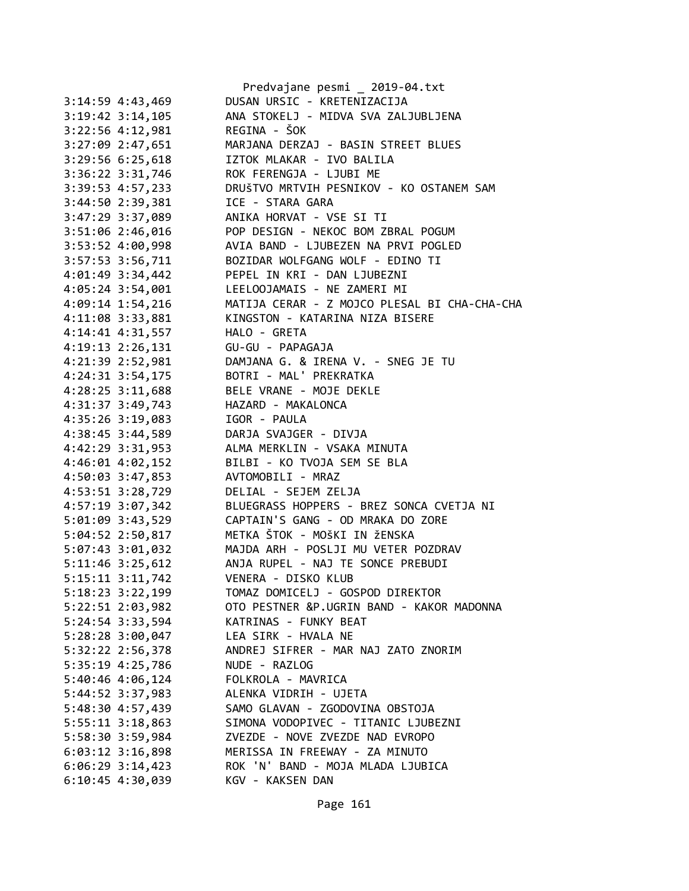```
3:14:59 4:43,469        DUSAN URSIC - KRETENIZACIJA
3:19:42 3:14,105        ANA STOKELJ - MIDVA SVA ZALJUBLJENA
3:22:56 4:12,981        REGINA - ŠOK
3:27:09 2:47,651        MARJANA DERZAJ - BASIN STREET BLUES
3:29:56 6:25,618        IZTOK MLAKAR - IVO BALILA
3:36:22 3:31,746        ROK FERENGJA - LJUBI ME
3:39:53 4:57,233        DRUŠTVO MRTVIH PESNIKOV - KO OSTANEM SAM
3:44:50 2:39,381        ICE - STARA GARA
3:47:29 3:37,089        ANIKA HORVAT - VSE SI TI
3:51:06 2:46,016        POP DESIGN - NEKOC BOM ZBRAL POGUM
3:53:52 4:00,998        AVIA BAND - LJUBEZEN NA PRVI POGLED
3:57:53 3:56,711        BOZIDAR WOLFGANG WOLF - EDINO TI
4:01:49 3:34,442        PEPEL IN KRI - DAN LJUBEZNI
4:05:24 3:54,001        LEELOOJAMAIS - NE ZAMERI MI
4:09:14 1:54,216        MATIJA CERAR - Z MOJCO PLESAL BI CHA-CHA-CHA
4:11:08 3:33,881        KINGSTON - KATARINA NIZA BISERE
4:14:41 4:31,557        HALO - GRETA
4:19:13 2:26,131        GU-GU - PAPAGAJA
4:21:39 2:52,981        DAMJANA G. & IRENA V. - SNEG JE TU
4:24:31 3:54,175        BOTRI - MAL' PREKRATKA
4:28:25 3:11,688        BELE VRANE - MOJE DEKLE
4:31:37 3:49,743        HAZARD - MAKALONCA
4:35:26 3:19,083        IGOR - PAULA
4:38:45 3:44,589        DARJA SVAJGER - DIVJA
4:42:29 3:31,953        ALMA MERKLIN - VSAKA MINUTA
4:46:01 4:02,152        BILBI - KO TVOJA SEM SE BLA
4:50:03 3:47,853        AVTOMOBILI - MRAZ
4:53:51 3:28,729        DELIAL - SEJEM ZELJA
4:57:19 3:07,342        BLUEGRASS HOPPERS - BREZ SONCA CVETJA NI
5:01:09 3:43,529        CAPTAIN'S GANG - OD MRAKA DO ZORE
5:04:52 2:50,817        METKA ŠTOK - MOšKI IN žENSKA
5:07:43 3:01,032        MAJDA ARH - POSLJI MU VETER POZDRAV
5:11:46 3:25,612        ANJA RUPEL - NAJ TE SONCE PREBUDI
5:15:11 3:11,742        VENERA - DISKO KLUB
5:18:23 3:22,199        TOMAZ DOMICELJ - GOSPOD DIREKTOR
5:22:51 2:03,982        OTO PESTNER &P.UGRIN BAND - KAKOR MADONNA
5:24:54 3:33,594        KATRINAS - FUNKY BEAT
5:28:28 3:00,047        LEA SIRK - HVALA NE
5:32:22 2:56,378        ANDREJ SIFRER - MAR NAJ ZATO ZNORIM
5:35:19 4:25,786        NUDE - RAZLOG
5:40:46 4:06,124        FOLKROLA - MAVRICA
5:44:52 3:37,983        ALENKA VIDRIH - UJETA
5:48:30 4:57,439        SAMO GLAVAN - ZGODOVINA OBSTOJA
5:55:11 3:18,863        SIMONA VODOPIVEC - TITANIC LJUBEZNI
5:58:30 3:59,984        ZVEZDE - NOVE ZVEZDE NAD EVROPO
6:03:12 3:16,898        MERISSA IN FREEWAY - ZA MINUTO
6:06:29 3:14,423        ROK 'N' BAND - MOJA MLADA LJUBICA
6:10:45 4:30,039        KGV - KAKSEN DAN
```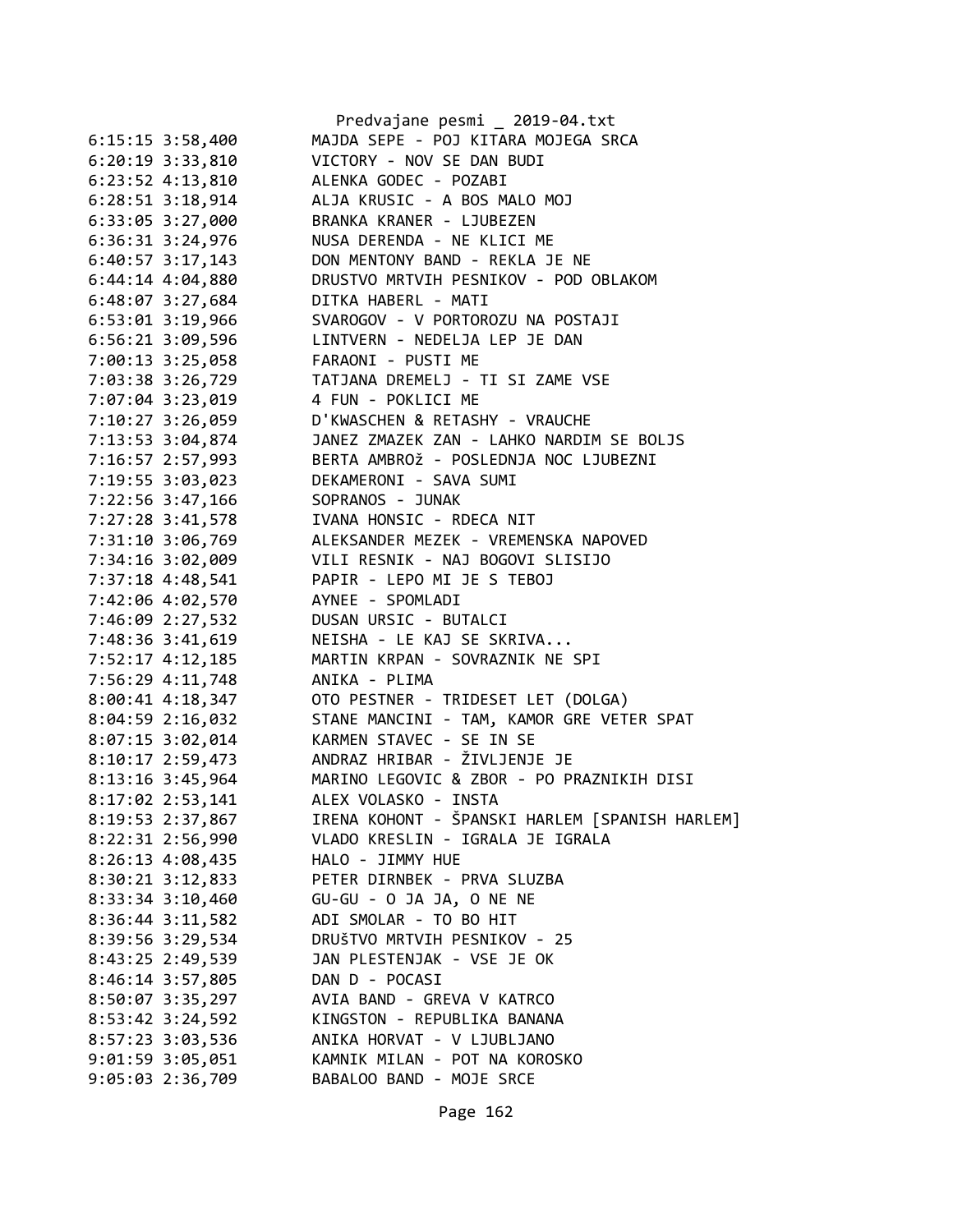```
6:15:15 3:58,400        MAJDA SEPE - POJ KITARA MOJEGA SRCA
6:20:19 3:33,810        VICTORY - NOV SE DAN BUDI
6:23:52 4:13,810        ALENKA GODEC - POZABI
6:28:51 3:18,914        ALJA KRUSIC - A BOS MALO MOJ
6:33:05 3:27,000        BRANKA KRANER - LJUBEZEN
6:36:31 3:24,976        NUSA DERENDA - NE KLICI ME
6:40:57 3:17,143        DON MENTONY BAND - REKLA JE NE
6:44:14 4:04,880        DRUSTVO MRTVIH PESNIKOV - POD OBLAKOM
6:48:07 3:27,684        DITKA HABERL - MATI
6:53:01 3:19,966        SVAROGOV - V PORTOROZU NA POSTAJI
6:56:21 3:09,596        LINTVERN - NEDELJA LEP JE DAN
7:00:13 3:25,058        FARAONI - PUSTI ME
7:03:38 3:26,729        TATJANA DREMELJ - TI SI ZAME VSE
7:07:04 3:23,019        4 FUN - POKLICI ME
7:10:27 3:26,059        D'KWASCHEN & RETASHY - VRAUCHE
7:13:53 3:04,874        JANEZ ZMAZEK ZAN - LAHKO NARDIM SE BOLJS
7:16:57 2:57,993        BERTA AMBROž - POSLEDNJA NOC LJUBEZNI
7:19:55 3:03,023        DEKAMERONI - SAVA SUMI
7:22:56 3:47,166        SOPRANOS - JUNAK
7:27:28 3:41,578        IVANA HONSIC - RDECA NIT
7:31:10 3:06,769        ALEKSANDER MEZEK - VREMENSKA NAPOVED
7:34:16 3:02,009        VILI RESNIK - NAJ BOGOVI SLISIJO
7:37:18 4:48,541        PAPIR - LEPO MI JE S TEBOJ
7:42:06 4:02,570        AYNEE - SPOMLADI
7:46:09 2:27,532        DUSAN URSIC - BUTALCI
7:48:36 3:41,619        NEISHA - LE KAJ SE SKRIVA...
7:52:17 4:12,185        MARTIN KRPAN - SOVRAZNIK NE SPI
7:56:29 4:11,748        ANIKA - PLIMA
8:00:41 4:18,347        OTO PESTNER - TRIDESET LET (DOLGA)
8:04:59 2:16,032        STANE MANCINI - TAM, KAMOR GRE VETER SPAT
8:07:15 3:02,014        KARMEN STAVEC - SE IN SE
8:10:17 2:59,473        ANDRAZ HRIBAR - ŽIVLJENJE JE
8:13:16 3:45,964        MARINO LEGOVIC & ZBOR - PO PRAZNIKIH DISI
8:17:02 2:53,141        ALEX VOLASKO - INSTA
8:19:53 2:37,867        IRENA KOHONT - ŠPANSKI HARLEM [SPANISH HARLEM]
8:22:31 2:56,990        VLADO KRESLIN - IGRALA JE IGRALA
8:26:13 4:08,435        HALO - JIMMY HUE
8:30:21 3:12,833        PETER DIRNBEK - PRVA SLUZBA
8:33:34 3:10,460        GU-GU - O JA JA, O NE NE
8:36:44 3:11,582        ADI SMOLAR - TO BO HIT
8:39:56 3:29,534        DRUŠTVO MRTVIH PESNIKOV - 25
8:43:25 2:49,539        JAN PLESTENJAK - VSE JE OK
8:46:14 3:57,805        DAN D - POCASI
8:50:07 3:35,297        AVIA BAND - GREVA V KATRCO
8:53:42 3:24,592        KINGSTON - REPUBLIKA BANANA
8:57:23 3:03,536        ANIKA HORVAT - V LJUBLJANO
9:01:59 3:05,051        KAMNIK MILAN - POT NA KOROSKO
9:05:03 2:36,709        BABALOO BAND - MOJE SRCE
```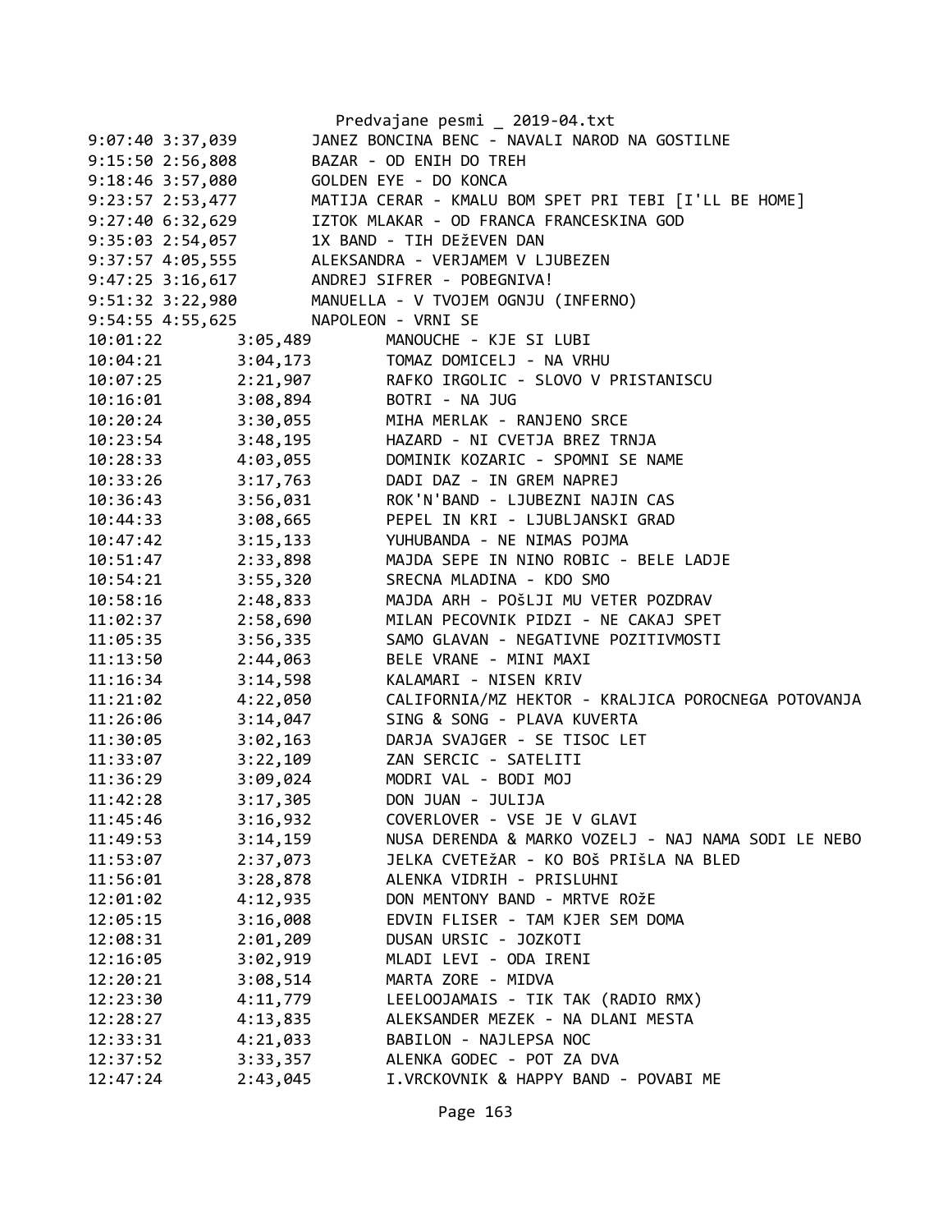Predvajane pesmi _ 2019-04.txt

```
9:07:40 3:37,039        JANEZ BONCINA BENC - NAVALI NAROD NA GOSTILNE
9:15:50 2:56,808        BAZAR - OD ENIH DO TREH
9:18:46 3:57,080        GOLDEN EYE - DO KONCA
9:23:57 2:53,477        MATIJA CERAR - KMALU BOM SPET PRI TEBI [I'LL BE HOME]
9:27:40 6:32,629        IZTOK MLAKAR - OD FRANCA FRANCESKINA GOD
9:35:03 2:54,057        1X BAND - TIH DEžEVEN DAN
9:37:57 4:05,555        ALEKSANDRA - VERJAMEM V LJUBEZEN
9:47:25 3:16,617        ANDREJ SIFRER - POBEGNIVA!
9:51:32 3:22,980        MANUELLA - V TVOJEM OGNJU (INFERNO)
9:54:55 4:55,625        NAPOLEON - VRNI SE
10:01:22        3:05,489        MANOUCHE - KJE SI LUBI
10:04:21        3:04,173        TOMAZ DOMICELJ - NA VRHU
10:07:25        2:21,907        RAFKO IRGOLIC - SLOVO V PRISTANISCU
10:16:01        3:08,894        BOTRI - NA JUG
10:20:24        3:30,055        MIHA MERLAK - RANJENO SRCE
10:23:54        3:48,195        HAZARD - NI CVETJA BREZ TRNJA
10:28:33        4:03,055        DOMINIK KOZARIC - SPOMNI SE NAME
10:33:26        3:17,763        DADI DAZ - IN GREM NAPREJ
10:36:43        3:56,031        ROK'N'BAND - LJUBEZNI NAJIN CAS
10:44:33        3:08,665        PEPEL IN KRI - LJUBLJANSKI GRAD
10:47:42        3:15,133        YUHUBANDA - NE NIMAS POJMA
10:51:47        2:33,898        MAJDA SEPE IN NINO ROBIC - BELE LADJE
10:54:21        3:55,320        SRECNA MLADINA - KDO SMO
10:58:16        2:48,833        MAJDA ARH - POšLJI MU VETER POZDRAV
11:02:37        2:58,690        MILAN PECOVNIK PIDZI - NE CAKAJ SPET
11:05:35        3:56,335        SAMO GLAVAN - NEGATIVNE POZITIVMOSTI
11:13:50        2:44,063        BELE VRANE - MINI MAXI
11:16:34        3:14,598        KALAMARI - NISEN KRIV
11:21:02        4:22,050        CALIFORNIA/MZ HEKTOR - KRALJICA POROCNEGA POTOVANJA
11:26:06        3:14,047        SING & SONG - PLAVA KUVERTA
11:30:05        3:02,163        DARJA SVAJGER - SE TISOC LET
11:33:07        3:22,109        ZAN SERCIC - SATELITI
11:36:29        3:09,024        MODRI VAL - BODI MOJ
11:42:28        3:17,305        DON JUAN - JULIJA
11:45:46        3:16,932        COVERLOVER - VSE JE V GLAVI
11:49:53        3:14,159        NUSA DERENDA & MARKO VOZELJ - NAJ NAMA SODI LE NEBO
11:53:07        2:37,073        JELKA CVETEžAR - KO BOš PRIšLA NA BLED
11:56:01        3:28,878        ALENKA VIDRIH - PRISLUHNI
12:01:02        4:12,935        DON MENTONY BAND - MRTVE ROžE
12:05:15        3:16,008        EDVIN FLISER - TAM KJER SEM DOMA
12:08:31        2:01,209        DUSAN URSIC - JOZKOTI
12:16:05        3:02,919        MLADI LEVI - ODA IRENI
12:20:21        3:08,514        MARTA ZORE - MIDVA
12:23:30        4:11,779        LEELOOJAMAIS - TIK TAK (RADIO RMX)
12:28:27        4:13,835        ALEKSANDER MEZEK - NA DLANI MESTA
12:33:31        4:21,033        BABILON - NAJLEPSA NOC
12:37:52        3:33,357        ALENKA GODEC - POT ZA DVA
12:47:24        2:43,045        I.VRCKOVNIK & HAPPY BAND - POVABI ME
```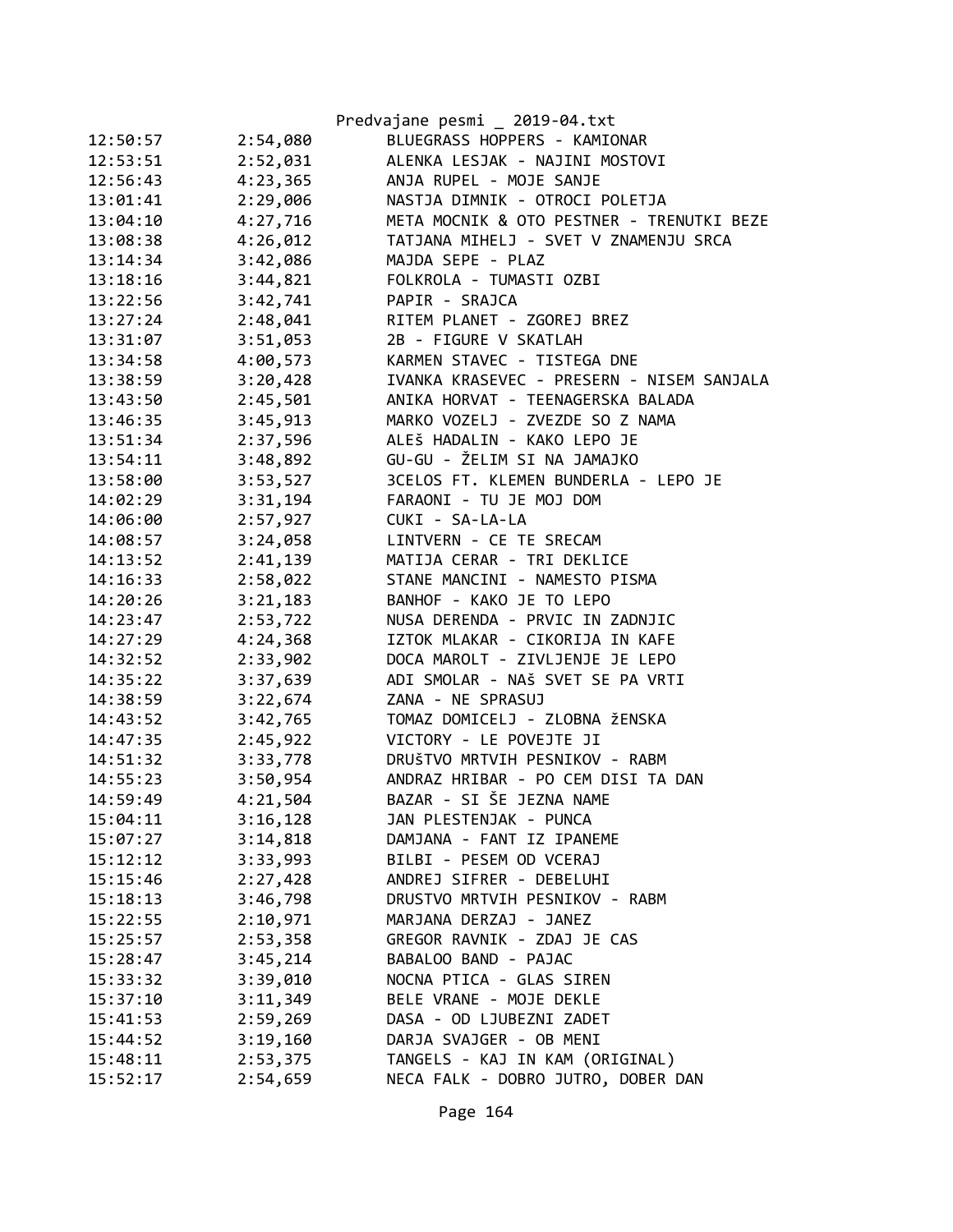| | | |
|---|---|---|
| 12:50:57 | 2:54,080 | BLUEGRASS HOPPERS - KAMIONAR |
| 12:53:51 | 2:52,031 | ALENKA LESJAK - NAJINI MOSTOVI |
| 12:56:43 | 4:23,365 | ANJA RUPEL - MOJE SANJE |
| 13:01:41 | 2:29,006 | NASTJA DIMNIK - OTROCI POLETJA |
| 13:04:10 | 4:27,716 | META MOCNIK & OTO PESTNER - TRENUTKI BEZE |
| 13:08:38 | 4:26,012 | TATJANA MIHELJ - SVET V ZNAMENJU SRCA |
| 13:14:34 | 3:42,086 | MAJDA SEPE - PLAZ |
| 13:18:16 | 3:44,821 | FOLKROLA - TUMASTI OZBI |
| 13:22:56 | 3:42,741 | PAPIR - SRAJCA |
| 13:27:24 | 2:48,041 | RITEM PLANET - ZGOREJ BREZ |
| 13:31:07 | 3:51,053 | 2B - FIGURE V SKATLAH |
| 13:34:58 | 4:00,573 | KARMEN STAVEC - TISTEGA DNE |
| 13:38:59 | 3:20,428 | IVANKA KRASEVEC - PRESERN - NISEM SANJALA |
| 13:43:50 | 2:45,501 | ANIKA HORVAT - TEENAGERSKA BALADA |
| 13:46:35 | 3:45,913 | MARKO VOZELJ - ZVEZDE SO Z NAMA |
| 13:51:34 | 2:37,596 | ALEŠ HADALIN - KAKO LEPO JE |
| 13:54:11 | 3:48,892 | GU-GU - ŽELIM SI NA JAMAJKO |
| 13:58:00 | 3:53,527 | 3CELOS FT. KLEMEN BUNDERLA - LEPO JE |
| 14:02:29 | 3:31,194 | FARAONI - TU JE MOJ DOM |
| 14:06:00 | 2:57,927 | CUKI - SA-LA-LA |
| 14:08:57 | 3:24,058 | LINTVERN - CE TE SRECAM |
| 14:13:52 | 2:41,139 | MATIJA CERAR - TRI DEKLICE |
| 14:16:33 | 2:58,022 | STANE MANCINI - NAMESTO PISMA |
| 14:20:26 | 3:21,183 | BANHOF - KAKO JE TO LEPO |
| 14:23:47 | 2:53,722 | NUSA DERENDA - PRVIC IN ZADNJIC |
| 14:27:29 | 4:24,368 | IZTOK MLAKAR - CIKORIJA IN KAFE |
| 14:32:52 | 2:33,902 | DOCA MAROLT - ZIVLJENJE JE LEPO |
| 14:35:22 | 3:37,639 | ADI SMOLAR - NAŠ SVET SE PA VRTI |
| 14:38:59 | 3:22,674 | ZANA - NE SPRASUJ |
| 14:43:52 | 3:42,765 | TOMAZ DOMICELJ - ZLOBNA žENSKA |
| 14:47:35 | 2:45,922 | VICTORY - LE POVEJTE JI |
| 14:51:32 | 3:33,778 | DRUšTVO MRTVIH PESNIKOV - RABM |
| 14:55:23 | 3:50,954 | ANDRAZ HRIBAR - PO CEM DISI TA DAN |
| 14:59:49 | 4:21,504 | BAZAR - SI ŠE JEZNA NAME |
| 15:04:11 | 3:16,128 | JAN PLESTENJAK - PUNCA |
| 15:07:27 | 3:14,818 | DAMJANA - FANT IZ IPANEME |
| 15:12:12 | 3:33,993 | BILBI - PESEM OD VCERAJ |
| 15:15:46 | 2:27,428 | ANDREJ SIFRER - DEBELUHI |
| 15:18:13 | 3:46,798 | DRUSTVO MRTVIH PESNIKOV - RABM |
| 15:22:55 | 2:10,971 | MARJANA DERZAJ - JANEZ |
| 15:25:57 | 2:53,358 | GREGOR RAVNIK - ZDAJ JE CAS |
| 15:28:47 | 3:45,214 | BABALOO BAND - PAJAC |
| 15:33:32 | 3:39,010 | NOCNA PTICA - GLAS SIREN |
| 15:37:10 | 3:11,349 | BELE VRANE - MOJE DEKLE |
| 15:41:53 | 2:59,269 | DASA - OD LJUBEZNI ZADET |
| 15:44:52 | 3:19,160 | DARJA SVAJGER - OB MENI |
| 15:48:11 | 2:53,375 | TANGELS - KAJ IN KAM (ORIGINAL) |
| 15:52:17 | 2:54,659 | NECA FALK - DOBRO JUTRO, DOBER DAN |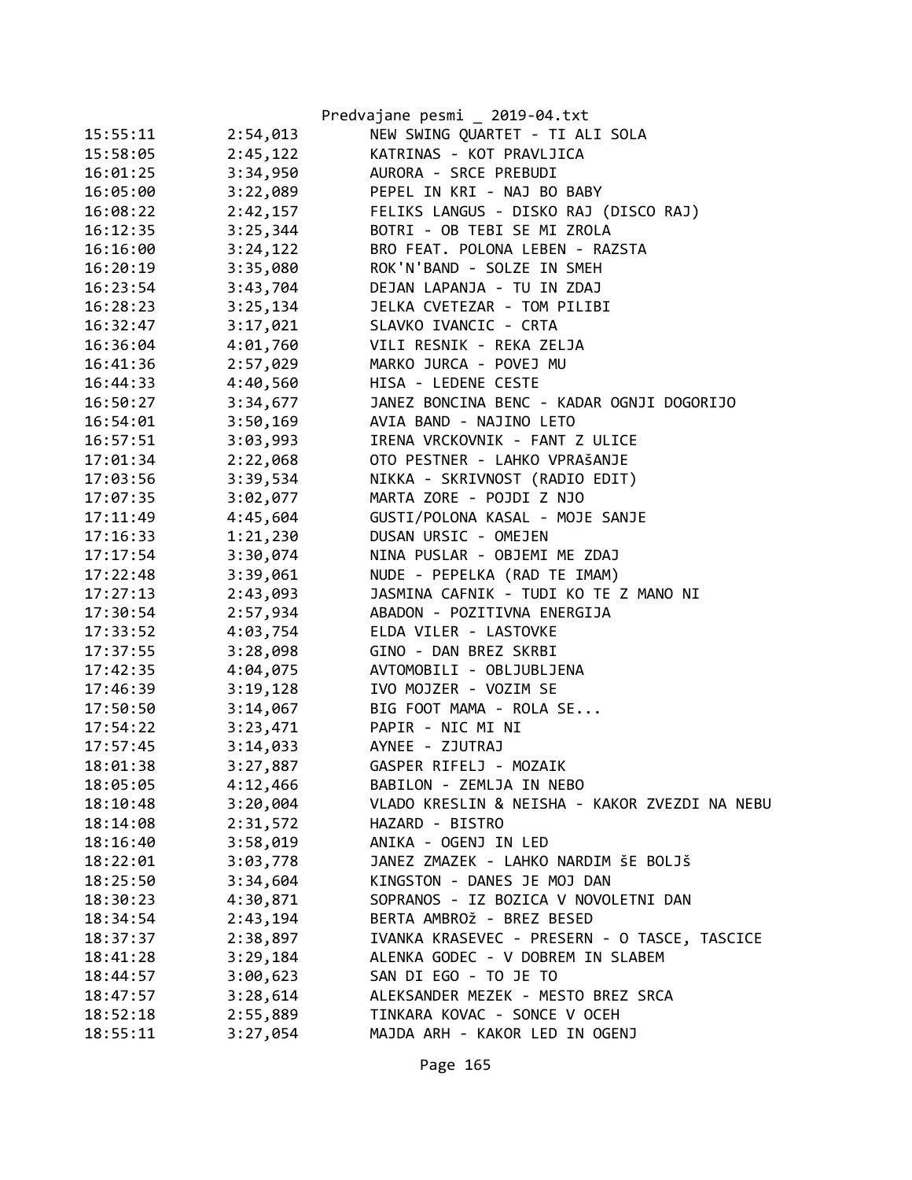Predvajane pesmi _ 2019-04.txt

| | | |
|---|---|---|
| 15:55:11 | 2:54,013 | NEW SWING QUARTET - TI ALI SOLA |
| 15:58:05 | 2:45,122 | KATRINAS - KOT PRAVLJICA |
| 16:01:25 | 3:34,950 | AURORA - SRCE PREBUDI |
| 16:05:00 | 3:22,089 | PEPEL IN KRI - NAJ BO BABY |
| 16:08:22 | 2:42,157 | FELIKS LANGUS - DISKO RAJ (DISCO RAJ) |
| 16:12:35 | 3:25,344 | BOTRI - OB TEBI SE MI ZROLA |
| 16:16:00 | 3:24,122 | BRO FEAT. POLONA LEBEN - RAZSTA |
| 16:20:19 | 3:35,080 | ROK'N'BAND - SOLZE IN SMEH |
| 16:23:54 | 3:43,704 | DEJAN LAPANJA - TU IN ZDAJ |
| 16:28:23 | 3:25,134 | JELKA CVETEZAR - TOM PILIBI |
| 16:32:47 | 3:17,021 | SLAVKO IVANCIC - CRTA |
| 16:36:04 | 4:01,760 | VILI RESNIK - REKA ZELJA |
| 16:41:36 | 2:57,029 | MARKO JURCA - POVEJ MU |
| 16:44:33 | 4:40,560 | HISA - LEDENE CESTE |
| 16:50:27 | 3:34,677 | JANEZ BONCINA BENC - KADAR OGNJI DOGORIJO |
| 16:54:01 | 3:50,169 | AVIA BAND - NAJINO LETO |
| 16:57:51 | 3:03,993 | IRENA VRCKOVNIK - FANT Z ULICE |
| 17:01:34 | 2:22,068 | OTO PESTNER - LAHKO VPRAšANJE |
| 17:03:56 | 3:39,534 | NIKKA - SKRIVNOST (RADIO EDIT) |
| 17:07:35 | 3:02,077 | MARTA ZORE - POJDI Z NJO |
| 17:11:49 | 4:45,604 | GUSTI/POLONA KASAL - MOJE SANJE |
| 17:16:33 | 1:21,230 | DUSAN URSIC - OMEJEN |
| 17:17:54 | 3:30,074 | NINA PUSLAR - OBJEMI ME ZDAJ |
| 17:22:48 | 3:39,061 | NUDE - PEPELKA (RAD TE IMAM) |
| 17:27:13 | 2:43,093 | JASMINA CAFNIK - TUDI KO TE Z MANO NI |
| 17:30:54 | 2:57,934 | ABADON - POZITIVNA ENERGIJA |
| 17:33:52 | 4:03,754 | ELDA VILER - LASTOVKE |
| 17:37:55 | 3:28,098 | GINO - DAN BREZ SKRBI |
| 17:42:35 | 4:04,075 | AVTOMOBILI - OBLJUBLJENA |
| 17:46:39 | 3:19,128 | IVO MOJZER - VOZIM SE |
| 17:50:50 | 3:14,067 | BIG FOOT MAMA - ROLA SE... |
| 17:54:22 | 3:23,471 | PAPIR - NIC MI NI |
| 17:57:45 | 3:14,033 | AYNEE - ZJUTRAJ |
| 18:01:38 | 3:27,887 | GASPER RIFELJ - MOZAIK |
| 18:05:05 | 4:12,466 | BABILON - ZEMLJA IN NEBO |
| 18:10:48 | 3:20,004 | VLADO KRESLIN & NEISHA - KAKOR ZVEZDI NA NEBU |
| 18:14:08 | 2:31,572 | HAZARD - BISTRO |
| 18:16:40 | 3:58,019 | ANIKA - OGENJ IN LED |
| 18:22:01 | 3:03,778 | JANEZ ZMAZEK - LAHKO NARDIM šE BOLJš |
| 18:25:50 | 3:34,604 | KINGSTON - DANES JE MOJ DAN |
| 18:30:23 | 4:30,871 | SOPRANOS - IZ BOZICA V NOVOLETNI DAN |
| 18:34:54 | 2:43,194 | BERTA AMBROž - BREZ BESED |
| 18:37:37 | 2:38,897 | IVANKA KRASEVEC - PRESERN - O TASCE, TASCICE |
| 18:41:28 | 3:29,184 | ALENKA GODEC - V DOBREM IN SLABEM |
| 18:44:57 | 3:00,623 | SAN DI EGO - TO JE TO |
| 18:47:57 | 3:28,614 | ALEKSANDER MEZEK - MESTO BREZ SRCA |
| 18:52:18 | 2:55,889 | TINKARA KOVAC - SONCE V OCEH |
| 18:55:11 | 3:27,054 | MAJDA ARH - KAKOR LED IN OGENJ |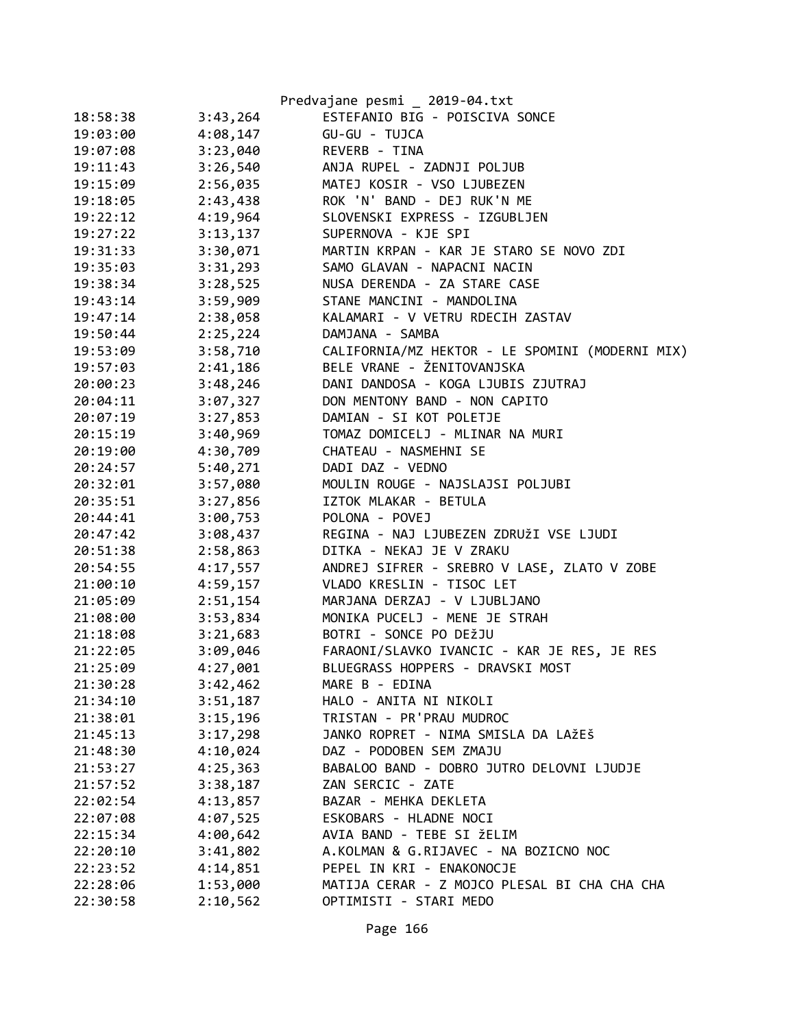| Time | Duration | Song |
|---|---|---|
| 18:58:38 | 3:43,264 | ESTEFANIO BIG - POISCIVA SONCE |
| 19:03:00 | 4:08,147 | GU-GU - TUJCA |
| 19:07:08 | 3:23,040 | REVERB - TINA |
| 19:11:43 | 3:26,540 | ANJA RUPEL - ZADNJI POLJUB |
| 19:15:09 | 2:56,035 | MATEJ KOSIR - VSO LJUBEZEN |
| 19:18:05 | 2:43,438 | ROK 'N' BAND - DEJ RUK'N ME |
| 19:22:12 | 4:19,964 | SLOVENSKI EXPRESS - IZGUBLJEN |
| 19:27:22 | 3:13,137 | SUPERNOVA - KJE SPI |
| 19:31:33 | 3:30,071 | MARTIN KRPAN - KAR JE STARO SE NOVO ZDI |
| 19:35:03 | 3:31,293 | SAMO GLAVAN - NAPACNI NACIN |
| 19:38:34 | 3:28,525 | NUSA DERENDA - ZA STARE CASE |
| 19:43:14 | 3:59,909 | STANE MANCINI - MANDOLINA |
| 19:47:14 | 2:38,058 | KALAMARI - V VETRU RDECIH ZASTAV |
| 19:50:44 | 2:25,224 | DAMJANA - SAMBA |
| 19:53:09 | 3:58,710 | CALIFORNIA/MZ HEKTOR - LE SPOMINI (MODERNI MIX) |
| 19:57:03 | 2:41,186 | BELE VRANE - ŽENITOVANJSKA |
| 20:00:23 | 3:48,246 | DANI DANDOSA - KOGA LJUBIS ZJUTRAJ |
| 20:04:11 | 3:07,327 | DON MENTONY BAND - NON CAPITO |
| 20:07:19 | 3:27,853 | DAMIAN - SI KOT POLETJE |
| 20:15:19 | 3:40,969 | TOMAZ DOMICELJ - MLINAR NA MURI |
| 20:19:00 | 4:30,709 | CHATEAU - NASMEHNI SE |
| 20:24:57 | 5:40,271 | DADI DAZ - VEDNO |
| 20:32:01 | 3:57,080 | MOULIN ROUGE - NAJSLAJSI POLJUBI |
| 20:35:51 | 3:27,856 | IZTOK MLAKAR - BETULA |
| 20:44:41 | 3:00,753 | POLONA - POVEJ |
| 20:47:42 | 3:08,437 | REGINA - NAJ LJUBEZEN ZDRUŽI VSE LJUDI |
| 20:51:38 | 2:58,863 | DITKA - NEKAJ JE V ZRAKU |
| 20:54:55 | 4:17,557 | ANDREJ SIFRER - SREBRO V LASE, ZLATO V ZOBE |
| 21:00:10 | 4:59,157 | VLADO KRESLIN - TISOC LET |
| 21:05:09 | 2:51,154 | MARJANA DERZAJ - V LJUBLJANO |
| 21:08:00 | 3:53,834 | MONIKA PUCELJ - MENE JE STRAH |
| 21:18:08 | 3:21,683 | BOTRI - SONCE PO DEŽJU |
| 21:22:05 | 3:09,046 | FARAONI/SLAVKO IVANCIC - KAR JE RES, JE RES |
| 21:25:09 | 4:27,001 | BLUEGRASS HOPPERS - DRAVSKI MOST |
| 21:30:28 | 3:42,462 | MARE B - EDINA |
| 21:34:10 | 3:51,187 | HALO - ANITA NI NIKOLI |
| 21:38:01 | 3:15,196 | TRISTAN - PR'PRAU MUDROC |
| 21:45:13 | 3:17,298 | JANKO ROPRET - NIMA SMISLA DA LAžEŠ |
| 21:48:30 | 4:10,024 | DAZ - PODOBEN SEM ZMAJU |
| 21:53:27 | 4:25,363 | BABALOO BAND - DOBRO JUTRO DELOVNI LJUDJE |
| 21:57:52 | 3:38,187 | ZAN SERCIC - ZATE |
| 22:02:54 | 4:13,857 | BAZAR - MEHKA DEKLETA |
| 22:07:08 | 4:07,525 | ESKOBARS - HLADNE NOCI |
| 22:15:34 | 4:00,642 | AVIA BAND - TEBE SI žELIM |
| 22:20:10 | 3:41,802 | A.KOLMAN & G.RIJAVEC - NA BOZICNO NOC |
| 22:23:52 | 4:14,851 | PEPEL IN KRI - ENAKONOCJE |
| 22:28:06 | 1:53,000 | MATIJA CERAR - Z MOJCO PLESAL BI CHA CHA CHA |
| 22:30:58 | 2:10,562 | OPTIMISTI - STARI MEDO |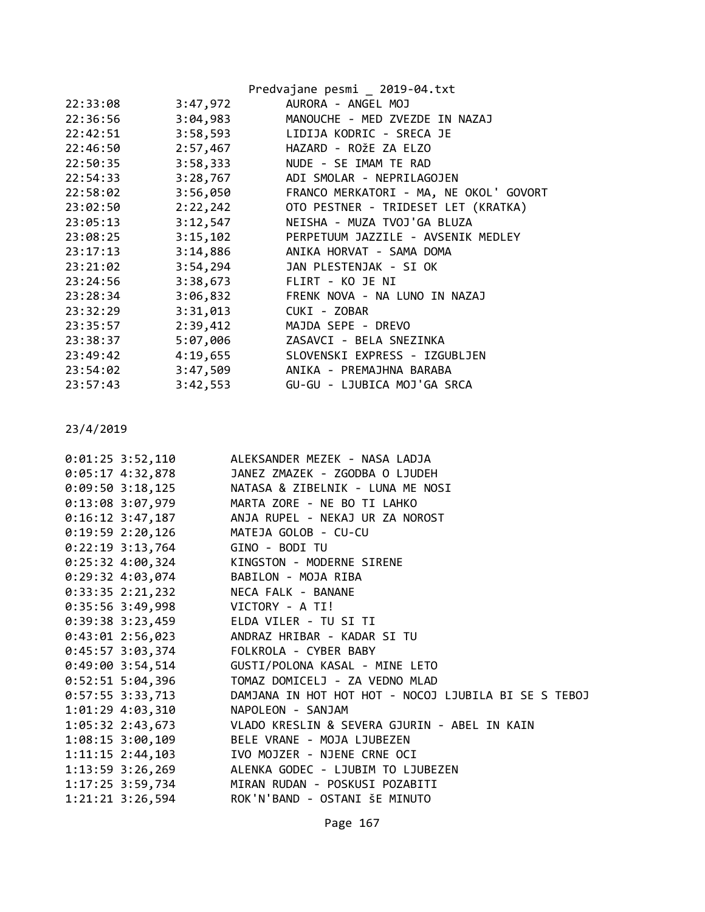| | | |
|---|---|---|
| 22:33:08 | 3:47,972 | AURORA - ANGEL MOJ |
| 22:36:56 | 3:04,983 | MANOUCHE - MED ZVEZDE IN NAZAJ |
| 22:42:51 | 3:58,593 | LIDIJA KODRIC - SRECA JE |
| 22:46:50 | 2:57,467 | HAZARD - ROžE ZA ELZO |
| 22:50:35 | 3:58,333 | NUDE - SE IMAM TE RAD |
| 22:54:33 | 3:28,767 | ADI SMOLAR - NEPRILAGOJEN |
| 22:58:02 | 3:56,050 | FRANCO MERKATORI - MA, NE OKOL' GOVORT |
| 23:02:50 | 2:22,242 | OTO PESTNER - TRIDESET LET (KRATKA) |
| 23:05:13 | 3:12,547 | NEISHA - MUZA TVOJ'GA BLUZA |
| 23:08:25 | 3:15,102 | PERPETUUM JAZZILE - AVSENIK MEDLEY |
| 23:17:13 | 3:14,886 | ANIKA HORVAT - SAMA DOMA |
| 23:21:02 | 3:54,294 | JAN PLESTENJAK - SI OK |
| 23:24:56 | 3:38,673 | FLIRT - KO JE NI |
| 23:28:34 | 3:06,832 | FRENK NOVA - NA LUNO IN NAZAJ |
| 23:32:29 | 3:31,013 | CUKI - ZOBAR |
| 23:35:57 | 2:39,412 | MAJDA SEPE - DREVO |
| 23:38:37 | 5:07,006 | ZASAVCI - BELA SNEZINKA |
| 23:49:42 | 4:19,655 | SLOVENSKI EXPRESS - IZGUBLJEN |
| 23:54:02 | 3:47,509 | ANIKA - PREMAJHNA BARABA |
| 23:57:43 | 3:42,553 | GU-GU - LJUBICA MOJ'GA SRCA |

23/4/2019

| | | |
|---|---|---|
| 0:01:25 | 3:52,110 | ALEKSANDER MEZEK - NASA LADJA |
| 0:05:17 | 4:32,878 | JANEZ ZMAZEK - ZGODBA O LJUDEH |
| 0:09:50 | 3:18,125 | NATASA & ZIBELNIK - LUNA ME NOSI |
| 0:13:08 | 3:07,979 | MARTA ZORE - NE BO TI LAHKO |
| 0:16:12 | 3:47,187 | ANJA RUPEL - NEKAJ UR ZA NOROST |
| 0:19:59 | 2:20,126 | MATEJA GOLOB - CU-CU |
| 0:22:19 | 3:13,764 | GINO - BODI TU |
| 0:25:32 | 4:00,324 | KINGSTON - MODERNE SIRENE |
| 0:29:32 | 4:03,074 | BABILON - MOJA RIBA |
| 0:33:35 | 2:21,232 | NECA FALK - BANANE |
| 0:35:56 | 3:49,998 | VICTORY - A TI! |
| 0:39:38 | 3:23,459 | ELDA VILER - TU SI TI |
| 0:43:01 | 2:56,023 | ANDRAZ HRIBAR - KADAR SI TU |
| 0:45:57 | 3:03,374 | FOLKROLA - CYBER BABY |
| 0:49:00 | 3:54,514 | GUSTI/POLONA KASAL - MINE LETO |
| 0:52:51 | 5:04,396 | TOMAZ DOMICELJ - ZA VEDNO MLAD |
| 0:57:55 | 3:33,713 | DAMJANA IN HOT HOT HOT - NOCOJ LJUBILA BI SE S TEBOJ |
| 1:01:29 | 4:03,310 | NAPOLEON - SANJAM |
| 1:05:32 | 2:43,673 | VLADO KRESLIN & SEVERA GJURIN - ABEL IN KAIN |
| 1:08:15 | 3:00,109 | BELE VRANE - MOJA LJUBEZEN |
| 1:11:15 | 2:44,103 | IVO MOJZER - NJENE CRNE OCI |
| 1:13:59 | 3:26,269 | ALENKA GODEC - LJUBIM TO LJUBEZEN |
| 1:17:25 | 3:59,734 | MIRAN RUDAN - POSKUSI POZABITI |
| 1:21:21 | 3:26,594 | ROK'N'BAND - OSTANI šE MINUTO |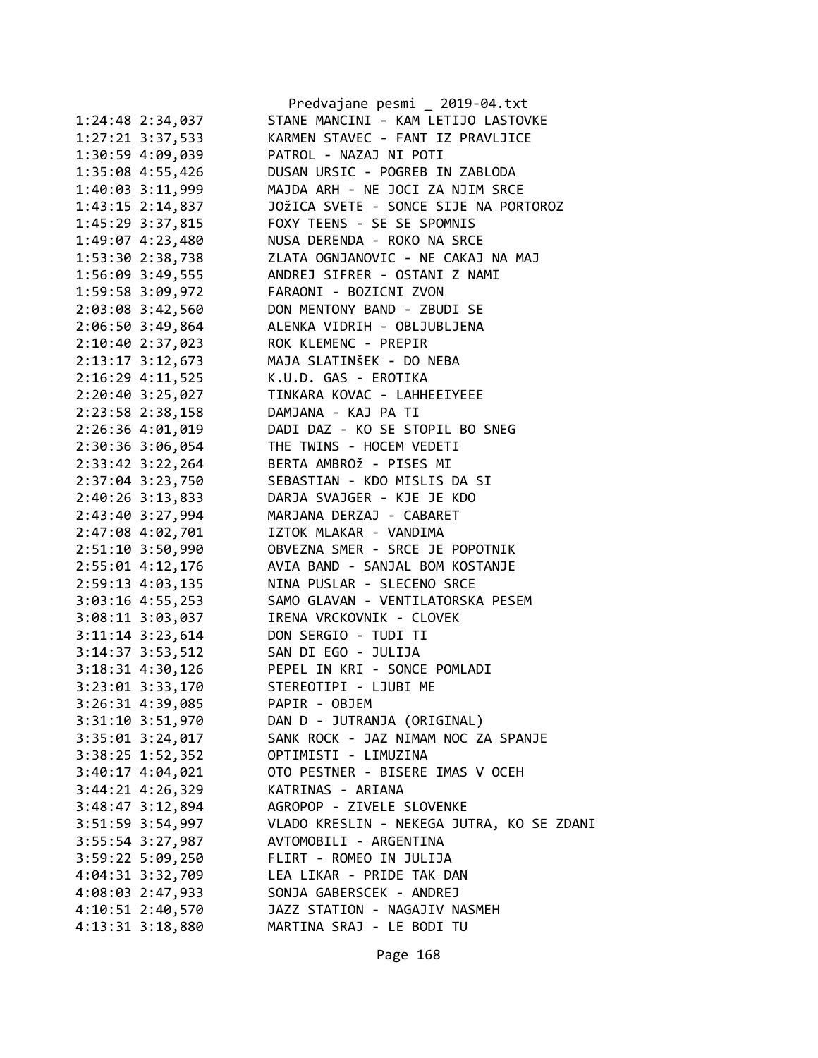```
1:24:48 2:34,037          STANE MANCINI - KAM LETIJO LASTOVKE
1:27:21 3:37,533          KARMEN STAVEC - FANT IZ PRAVLJICE
1:30:59 4:09,039          PATROL - NAZAJ NI POTI
1:35:08 4:55,426          DUSAN URSIC - POGREB IN ZABLODA
1:40:03 3:11,999          MAJDA ARH - NE JOCI ZA NJIM SRCE
1:43:15 2:14,837          JOžICA SVETE - SONCE SIJE NA PORTOROZ
1:45:29 3:37,815          FOXY TEENS - SE SE SPOMNIS
1:49:07 4:23,480          NUSA DERENDA - ROKO NA SRCE
1:53:30 2:38,738          ZLATA OGNJANOVIC - NE CAKAJ NA MAJ
1:56:09 3:49,555          ANDREJ SIFRER - OSTANI Z NAMI
1:59:58 3:09,972          FARAONI - BOZICNI ZVON
2:03:08 3:42,560          DON MENTONY BAND - ZBUDI SE
2:06:50 3:49,864          ALENKA VIDRIH - OBLJUBLJENA
2:10:40 2:37,023          ROK KLEMENC - PREPIR
2:13:17 3:12,673          MAJA SLATINŠEK - DO NEBA
2:16:29 4:11,525          K.U.D. GAS - EROTIKA
2:20:40 3:25,027          TINKARA KOVAC - LAHHEEIYEEE
2:23:58 2:38,158          DAMJANA - KAJ PA TI
2:26:36 4:01,019          DADI DAZ - KO SE STOPIL BO SNEG
2:30:36 3:06,054          THE TWINS - HOCEM VEDETI
2:33:42 3:22,264          BERTA AMBROž - PISES MI
2:37:04 3:23,750          SEBASTIAN - KDO MISLIS DA SI
2:40:26 3:13,833          DARJA SVAJGER - KJE JE KDO
2:43:40 3:27,994          MARJANA DERZAJ - CABARET
2:47:08 4:02,701          IZTOK MLAKAR - VANDIMA
2:51:10 3:50,990          OBVEZNA SMER - SRCE JE POPOTNIK
2:55:01 4:12,176          AVIA BAND - SANJAL BOM KOSTANJE
2:59:13 4:03,135          NINA PUSLAR - SLECENO SRCE
3:03:16 4:55,253          SAMO GLAVAN - VENTILATORSKA PESEM
3:08:11 3:03,037          IRENA VRCKOVNIK - CLOVEK
3:11:14 3:23,614          DON SERGIO - TUDI TI
3:14:37 3:53,512          SAN DI EGO - JULIJA
3:18:31 4:30,126          PEPEL IN KRI - SONCE POMLADI
3:23:01 3:33,170          STEREOTIPI - LJUBI ME
3:26:31 4:39,085          PAPIR - OBJEM
3:31:10 3:51,970          DAN D - JUTRANJA (ORIGINAL)
3:35:01 3:24,017          SANK ROCK - JAZ NIMAM NOC ZA SPANJE
3:38:25 1:52,352          OPTIMISTI - LIMUZINA
3:40:17 4:04,021          OTO PESTNER - BISERE IMAS V OCEH
3:44:21 4:26,329          KATRINAS - ARIANA
3:48:47 3:12,894          AGROPOP - ZIVELE SLOVENKE
3:51:59 3:54,997          VLADO KRESLIN - NEKEGA JUTRA, KO SE ZDANI
3:55:54 3:27,987          AVTOMOBILI - ARGENTINA
3:59:22 5:09,250          FLIRT - ROMEO IN JULIJA
4:04:31 3:32,709          LEA LIKAR - PRIDE TAK DAN
4:08:03 2:47,933          SONJA GABERSCEK - ANDREJ
4:10:51 2:40,570          JAZZ STATION - NAGAJIV NASMEH
4:13:31 3:18,880          MARTINA SRAJ - LE BODI TU
```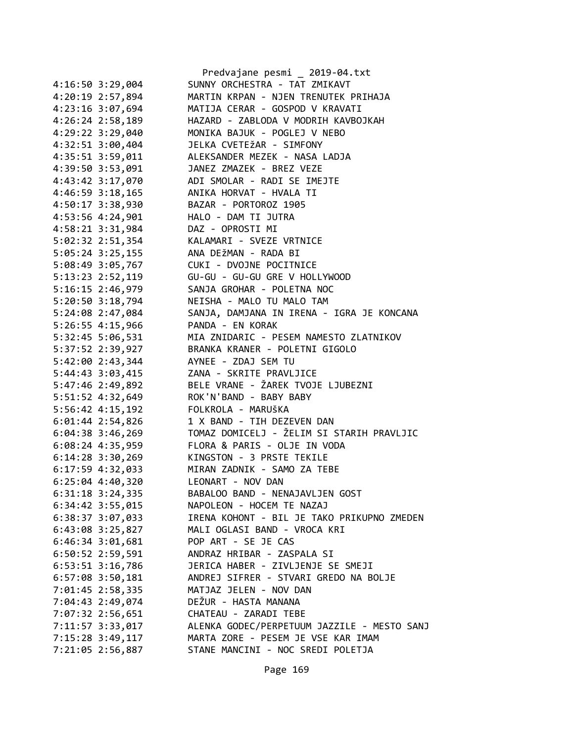```
4:16:50 3:29,004        SUNNY ORCHESTRA - TAT ZMIKAVT
4:20:19 2:57,894        MARTIN KRPAN - NJEN TRENUTEK PRIHAJA
4:23:16 3:07,694        MATIJA CERAR - GOSPOD V KRAVATI
4:26:24 2:58,189        HAZARD - ZABLODA V MODRIH KAVBOJKAH
4:29:22 3:29,040        MONIKA BAJUK - POGLEJ V NEBO
4:32:51 3:00,404        JELKA CVETEžAR - SIMFONY
4:35:51 3:59,011        ALEKSANDER MEZEK - NASA LADJA
4:39:50 3:53,091        JANEZ ZMAZEK - BREZ VEZE
4:43:42 3:17,070        ADI SMOLAR - RADI SE IMEJTE
4:46:59 3:18,165        ANIKA HORVAT - HVALA TI
4:50:17 3:38,930        BAZAR - PORTOROZ 1905
4:53:56 4:24,901        HALO - DAM TI JUTRA
4:58:21 3:31,984        DAZ - OPROSTI MI
5:02:32 2:51,354        KALAMARI - SVEZE VRTNICE
5:05:24 3:25,155        ANA DEžMAN - RADA BI
5:08:49 3:05,767        CUKI - DVOJNE POCITNICE
5:13:23 2:52,119        GU-GU - GU-GU GRE V HOLLYWOOD
5:16:15 2:46,979        SANJA GROHAR - POLETNA NOC
5:20:50 3:18,794        NEISHA - MALO TU MALO TAM
5:24:08 2:47,084        SANJA, DAMJANA IN IRENA - IGRA JE KONCANA
5:26:55 4:15,966        PANDA - EN KORAK
5:32:45 5:06,531        MIA ZNIDARIC - PESEM NAMESTO ZLATNIKOV
5:37:52 2:39,927        BRANKA KRANER - POLETNI GIGOLO
5:42:00 2:43,344        AYNEE - ZDAJ SEM TU
5:44:43 3:03,415        ZANA - SKRITE PRAVLJICE
5:47:46 2:49,892        BELE VRANE - ŽAREK TVOJE LJUBEZNI
5:51:52 4:32,649        ROK'N'BAND - BABY BABY
5:56:42 4:15,192        FOLKROLA - MARUŠKA
6:01:44 2:54,826        1 X BAND - TIH DEZEVEN DAN
6:04:38 3:46,269        TOMAZ DOMICELJ - ŽELIM SI STARIH PRAVLJIC
6:08:24 4:35,959        FLORA & PARIS - OLJE IN VODA
6:14:28 3:30,269        KINGSTON - 3 PRSTE TEKILE
6:17:59 4:32,033        MIRAN ZADNIK - SAMO ZA TEBE
6:25:04 4:40,320        LEONART - NOV DAN
6:31:18 3:24,335        BABALOO BAND - NENAJAVLJEN GOST
6:34:42 3:55,015        NAPOLEON - HOCEM TE NAZAJ
6:38:37 3:07,033        IRENA KOHONT - BIL JE TAKO PRIKUPNO ZMEDEN
6:43:08 3:25,827        MALI OGLASI BAND - VROCA KRI
6:46:34 3:01,681        POP ART - SE JE CAS
6:50:52 2:59,591        ANDRAZ HRIBAR - ZASPALA SI
6:53:51 3:16,786        JERICA HABER - ZIVLJENJE SE SMEJI
6:57:08 3:50,181        ANDREJ SIFRER - STVARI GREDO NA BOLJE
7:01:45 2:58,335        MATJAZ JELEN - NOV DAN
7:04:43 2:49,074        DEŽUR - HASTA MANANA
7:07:32 2:56,651        CHATEAU - ZARADI TEBE
7:11:57 3:33,017        ALENKA GODEC/PERPETUUM JAZZILE - MESTO SANJ
7:15:28 3:49,117        MARTA ZORE - PESEM JE VSE KAR IMAM
7:21:05 2:56,887        STANE MANCINI - NOC SREDI POLETJA
```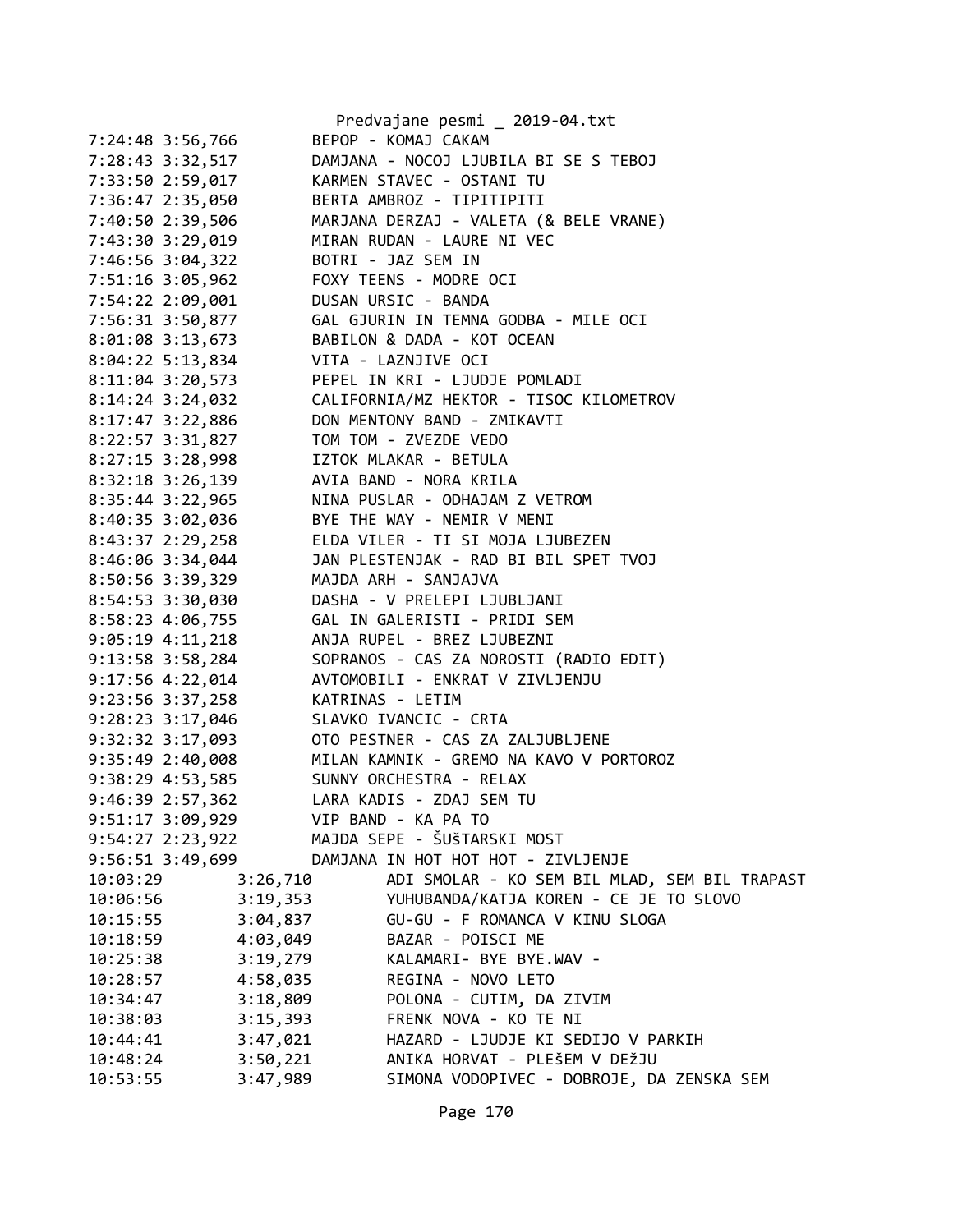```
7:24:48 3:56,766        BEPOP - KOMAJ CAKAM
7:28:43 3:32,517        DAMJANA - NOCOJ LJUBILA BI SE S TEBOJ
7:33:50 2:59,017        KARMEN STAVEC - OSTANI TU
7:36:47 2:35,050        BERTA AMBROZ - TIPITIPITI
7:40:50 2:39,506        MARJANA DERZAJ - VALETA (& BELE VRANE)
7:43:30 3:29,019        MIRAN RUDAN - LAURE NI VEC
7:46:56 3:04,322        BOTRI - JAZ SEM IN
7:51:16 3:05,962        FOXY TEENS - MODRE OCI
7:54:22 2:09,001        DUSAN URSIC - BANDA
7:56:31 3:50,877        GAL GJURIN IN TEMNA GODBA - MILE OCI
8:01:08 3:13,673        BABILON & DADA - KOT OCEAN
8:04:22 5:13,834        VITA - LAZNJIVE OCI
8:11:04 3:20,573        PEPEL IN KRI - LJUDJE POMLADI
8:14:24 3:24,032        CALIFORNIA/MZ HEKTOR - TISOC KILOMETROV
8:17:47 3:22,886        DON MENTONY BAND - ZMIKAVTI
8:22:57 3:31,827        TOM TOM - ZVEZDE VEDO
8:27:15 3:28,998        IZTOK MLAKAR - BETULA
8:32:18 3:26,139        AVIA BAND - NORA KRILA
8:35:44 3:22,965        NINA PUSLAR - ODHAJAM Z VETROM
8:40:35 3:02,036        BYE THE WAY - NEMIR V MENI
8:43:37 2:29,258        ELDA VILER - TI SI MOJA LJUBEZEN
8:46:06 3:34,044        JAN PLESTENJAK - RAD BI BIL SPET TVOJ
8:50:56 3:39,329        MAJDA ARH - SANJAJVA
8:54:53 3:30,030        DASHA - V PRELEPI LJUBLJANI
8:58:23 4:06,755        GAL IN GALERISTI - PRIDI SEM
9:05:19 4:11,218        ANJA RUPEL - BREZ LJUBEZNI
9:13:58 3:58,284        SOPRANOS - CAS ZA NOROSTI (RADIO EDIT)
9:17:56 4:22,014        AVTOMOBILI - ENKRAT V ZIVLJENJU
9:23:56 3:37,258        KATRINAS - LETIM
9:28:23 3:17,046        SLAVKO IVANCIC - CRTA
9:32:32 3:17,093        OTO PESTNER - CAS ZA ZALJUBLJENE
9:35:49 2:40,008        MILAN KAMNIK - GREMO NA KAVO V PORTOROZ
9:38:29 4:53,585        SUNNY ORCHESTRA - RELAX
9:46:39 2:57,362        LARA KADIS - ZDAJ SEM TU
9:51:17 3:09,929        VIP BAND - KA PA TO
9:54:27 2:23,922        MAJDA SEPE - ŠUŠTARSKI MOST
9:56:51 3:49,699        DAMJANA IN HOT HOT HOT - ZIVLJENJE
10:03:29        3:26,710        ADI SMOLAR - KO SEM BIL MLAD, SEM BIL TRAPAST
10:06:56        3:19,353        YUHUBANDA/KATJA KOREN - CE JE TO SLOVO
10:15:55        3:04,837        GU-GU - F ROMANCA V KINU SLOGA
10:18:59        4:03,049        BAZAR - POISCI ME
10:25:38        3:19,279        KALAMARI- BYE BYE.WAV -
10:28:57        4:58,035        REGINA - NOVO LETO
10:34:47        3:18,809        POLONA - CUTIM, DA ZIVIM
10:38:03        3:15,393        FRENK NOVA - KO TE NI
10:44:41        3:47,021        HAZARD - LJUDJE KI SEDIJO V PARKIH
10:48:24        3:50,221        ANIKA HORVAT - PLEŠEM V DEžJU
10:53:55        3:47,989        SIMONA VODOPIVEC - DOBROJE, DA ZENSKA SEM
```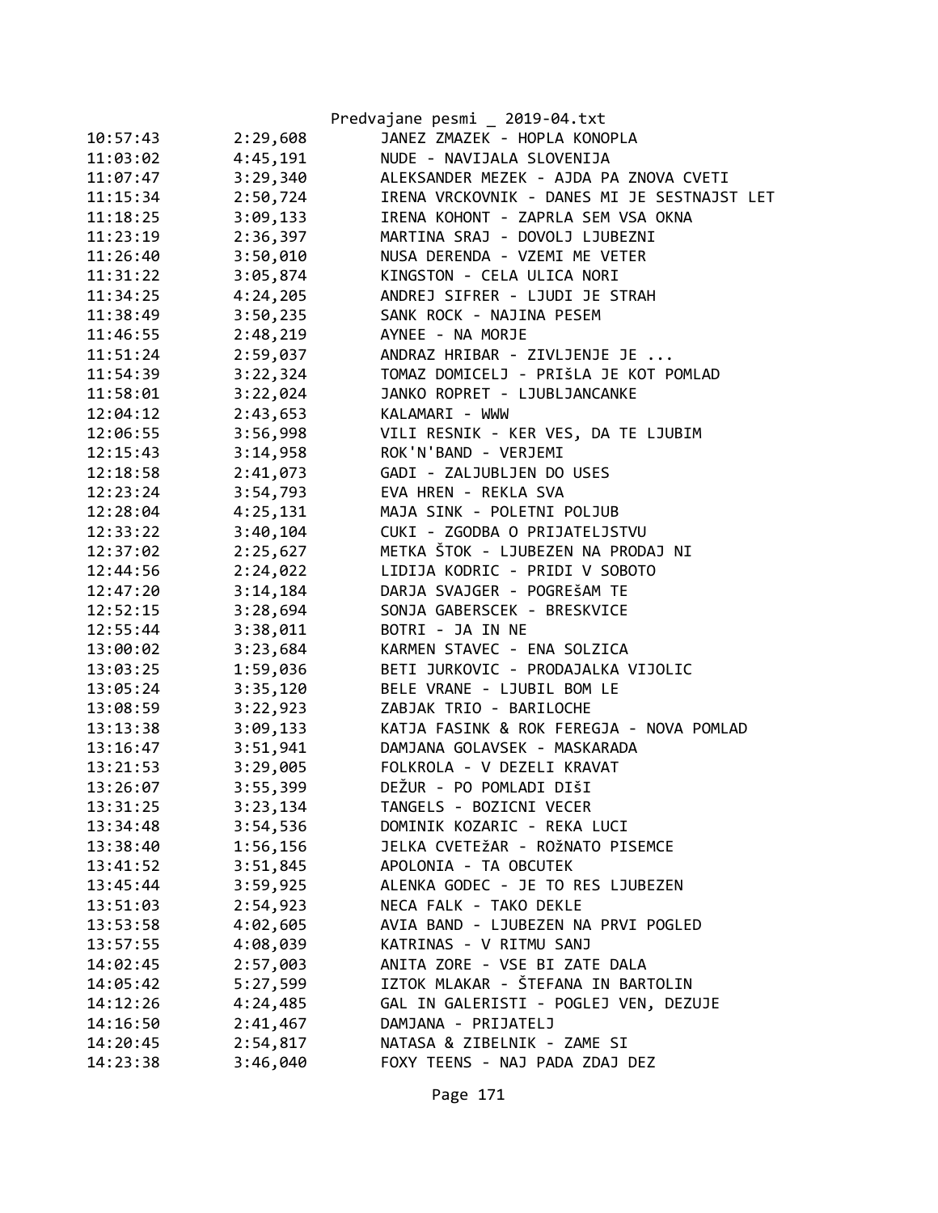| | | |
|---|---|---|
| 10:57:43 | 2:29,608 | JANEZ ZMAZEK - HOPLA KONOPLA |
| 11:03:02 | 4:45,191 | NUDE - NAVIJALA SLOVENIJA |
| 11:07:47 | 3:29,340 | ALEKSANDER MEZEK - AJDA PA ZNOVA CVETI |
| 11:15:34 | 2:50,724 | IRENA VRCKOVNIK - DANES MI JE SESTNAJST LET |
| 11:18:25 | 3:09,133 | IRENA KOHONT - ZAPRLA SEM VSA OKNA |
| 11:23:19 | 2:36,397 | MARTINA SRAJ - DOVOLJ LJUBEZNI |
| 11:26:40 | 3:50,010 | NUSA DERENDA - VZEMI ME VETER |
| 11:31:22 | 3:05,874 | KINGSTON - CELA ULICA NORI |
| 11:34:25 | 4:24,205 | ANDREJ SIFRER - LJUDI JE STRAH |
| 11:38:49 | 3:50,235 | SANK ROCK - NAJINA PESEM |
| 11:46:55 | 2:48,219 | AYNEE - NA MORJE |
| 11:51:24 | 2:59,037 | ANDRAZ HRIBAR - ZIVLJENJE JE ... |
| 11:54:39 | 3:22,324 | TOMAZ DOMICELJ - PRIŠLA JE KOT POMLAD |
| 11:58:01 | 3:22,024 | JANKO ROPRET - LJUBLJANCANKE |
| 12:04:12 | 2:43,653 | KALAMARI - WWW |
| 12:06:55 | 3:56,998 | VILI RESNIK - KER VES, DA TE LJUBIM |
| 12:15:43 | 3:14,958 | ROK'N'BAND - VERJEMI |
| 12:18:58 | 2:41,073 | GADI - ZALJUBLJEN DO USES |
| 12:23:24 | 3:54,793 | EVA HREN - REKLA SVA |
| 12:28:04 | 4:25,131 | MAJA SINK - POLETNI POLJUB |
| 12:33:22 | 3:40,104 | CUKI - ZGODBA O PRIJATELJSTVU |
| 12:37:02 | 2:25,627 | METKA ŠTOK - LJUBEZEN NA PRODAJ NI |
| 12:44:56 | 2:24,022 | LIDIJA KODRIC - PRIDI V SOBOTO |
| 12:47:20 | 3:14,184 | DARJA SVAJGER - POGREŠAM TE |
| 12:52:15 | 3:28,694 | SONJA GABERSCEK - BRESKVICE |
| 12:55:44 | 3:38,011 | BOTRI - JA IN NE |
| 13:00:02 | 3:23,684 | KARMEN STAVEC - ENA SOLZICA |
| 13:03:25 | 1:59,036 | BETI JURKOVIC - PRODAJALKA VIJOLIC |
| 13:05:24 | 3:35,120 | BELE VRANE - LJUBIL BOM LE |
| 13:08:59 | 3:22,923 | ZABJAK TRIO - BARILOCHE |
| 13:13:38 | 3:09,133 | KATJA FASINK & ROK FEREGJA - NOVA POMLAD |
| 13:16:47 | 3:51,941 | DAMJANA GOLAVSEK - MASKARADA |
| 13:21:53 | 3:29,005 | FOLKROLA - V DEZELI KRAVAT |
| 13:26:07 | 3:55,399 | DEŽUR - PO POMLADI DIŠI |
| 13:31:25 | 3:23,134 | TANGELS - BOZICNI VECER |
| 13:34:48 | 3:54,536 | DOMINIK KOZARIC - REKA LUCI |
| 13:38:40 | 1:56,156 | JELKA CVETEŽAR - ROŽNATO PISEMCE |
| 13:41:52 | 3:51,845 | APOLONIA - TA OBCUTEK |
| 13:45:44 | 3:59,925 | ALENKA GODEC - JE TO RES LJUBEZEN |
| 13:51:03 | 2:54,923 | NECA FALK - TAKO DEKLE |
| 13:53:58 | 4:02,605 | AVIA BAND - LJUBEZEN NA PRVI POGLED |
| 13:57:55 | 4:08,039 | KATRINAS - V RITMU SANJ |
| 14:02:45 | 2:57,003 | ANITA ZORE - VSE BI ZATE DALA |
| 14:05:42 | 5:27,599 | IZTOK MLAKAR - ŠTEFANA IN BARTOLIN |
| 14:12:26 | 4:24,485 | GAL IN GALERISTI - POGLEJ VEN, DEZUJE |
| 14:16:50 | 2:41,467 | DAMJANA - PRIJATELJ |
| 14:20:45 | 2:54,817 | NATASA & ZIBELNIK - ZAME SI |
| 14:23:38 | 3:46,040 | FOXY TEENS - NAJ PADA ZDAJ DEZ |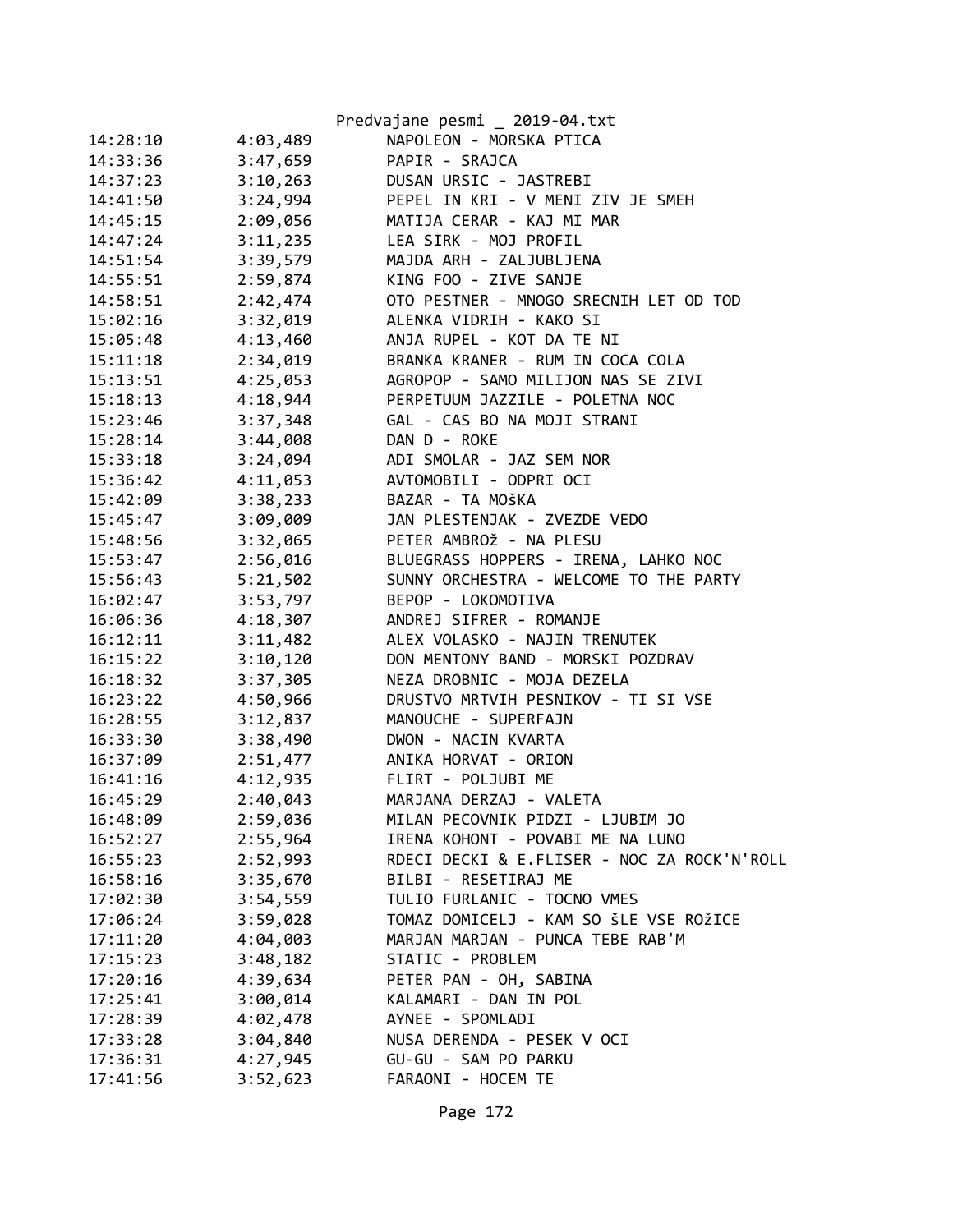| | | |
|---|---|---|
| 14:28:10 | 4:03,489 | NAPOLEON - MORSKA PTICA |
| 14:33:36 | 3:47,659 | PAPIR - SRAJCA |
| 14:37:23 | 3:10,263 | DUSAN URSIC - JASTREBI |
| 14:41:50 | 3:24,994 | PEPEL IN KRI - V MENI ZIV JE SMEH |
| 14:45:15 | 2:09,056 | MATIJA CERAR - KAJ MI MAR |
| 14:47:24 | 3:11,235 | LEA SIRK - MOJ PROFIL |
| 14:51:54 | 3:39,579 | MAJDA ARH - ZALJUBLJENA |
| 14:55:51 | 2:59,874 | KING FOO - ZIVE SANJE |
| 14:58:51 | 2:42,474 | OTO PESTNER - MNOGO SRECNIH LET OD TOD |
| 15:02:16 | 3:32,019 | ALENKA VIDRIH - KAKO SI |
| 15:05:48 | 4:13,460 | ANJA RUPEL - KOT DA TE NI |
| 15:11:18 | 2:34,019 | BRANKA KRANER - RUM IN COCA COLA |
| 15:13:51 | 4:25,053 | AGROPOP - SAMO MILIJON NAS SE ZIVI |
| 15:18:13 | 4:18,944 | PERPETUUM JAZZILE - POLETNA NOC |
| 15:23:46 | 3:37,348 | GAL - CAS BO NA MOJI STRANI |
| 15:28:14 | 3:44,008 | DAN D - ROKE |
| 15:33:18 | 3:24,094 | ADI SMOLAR - JAZ SEM NOR |
| 15:36:42 | 4:11,053 | AVTOMOBILI - ODPRI OCI |
| 15:42:09 | 3:38,233 | BAZAR - TA MOŠKA |
| 15:45:47 | 3:09,009 | JAN PLESTENJAK - ZVEZDE VEDO |
| 15:48:56 | 3:32,065 | PETER AMBROž - NA PLESU |
| 15:53:47 | 2:56,016 | BLUEGRASS HOPPERS - IRENA, LAHKO NOC |
| 15:56:43 | 5:21,502 | SUNNY ORCHESTRA - WELCOME TO THE PARTY |
| 16:02:47 | 3:53,797 | BEPOP - LOKOMOTIVA |
| 16:06:36 | 4:18,307 | ANDREJ SIFRER - ROMANJE |
| 16:12:11 | 3:11,482 | ALEX VOLASKO - NAJIN TRENUTEK |
| 16:15:22 | 3:10,120 | DON MENTONY BAND - MORSKI POZDRAV |
| 16:18:32 | 3:37,305 | NEZA DROBNIC - MOJA DEZELA |
| 16:23:22 | 4:50,966 | DRUSTVO MRTVIH PESNIKOV - TI SI VSE |
| 16:28:55 | 3:12,837 | MANOUCHE - SUPERFAJN |
| 16:33:30 | 3:38,490 | DWON - NACIN KVARTA |
| 16:37:09 | 2:51,477 | ANIKA HORVAT - ORION |
| 16:41:16 | 4:12,935 | FLIRT - POLJUBI ME |
| 16:45:29 | 2:40,043 | MARJANA DERZAJ - VALETA |
| 16:48:09 | 2:59,036 | MILAN PECOVNIK PIDZI - LJUBIM JO |
| 16:52:27 | 2:55,964 | IRENA KOHONT - POVABI ME NA LUNO |
| 16:55:23 | 2:52,993 | RDECI DECKI & E.FLISER - NOC ZA ROCK'N'ROLL |
| 16:58:16 | 3:35,670 | BILBI - RESETIRAJ ME |
| 17:02:30 | 3:54,559 | TULIO FURLANIC - TOCNO VMES |
| 17:06:24 | 3:59,028 | TOMAZ DOMICELJ - KAM SO šLE VSE ROžICE |
| 17:11:20 | 4:04,003 | MARJAN MARJAN - PUNCA TEBE RAB'M |
| 17:15:23 | 3:48,182 | STATIC - PROBLEM |
| 17:20:16 | 4:39,634 | PETER PAN - OH, SABINA |
| 17:25:41 | 3:00,014 | KALAMARI - DAN IN POL |
| 17:28:39 | 4:02,478 | AYNEE - SPOMLADI |
| 17:33:28 | 3:04,840 | NUSA DERENDA - PESEK V OCI |
| 17:36:31 | 4:27,945 | GU-GU - SAM PO PARKU |
| 17:41:56 | 3:52,623 | FARAONI - HOCEM TE |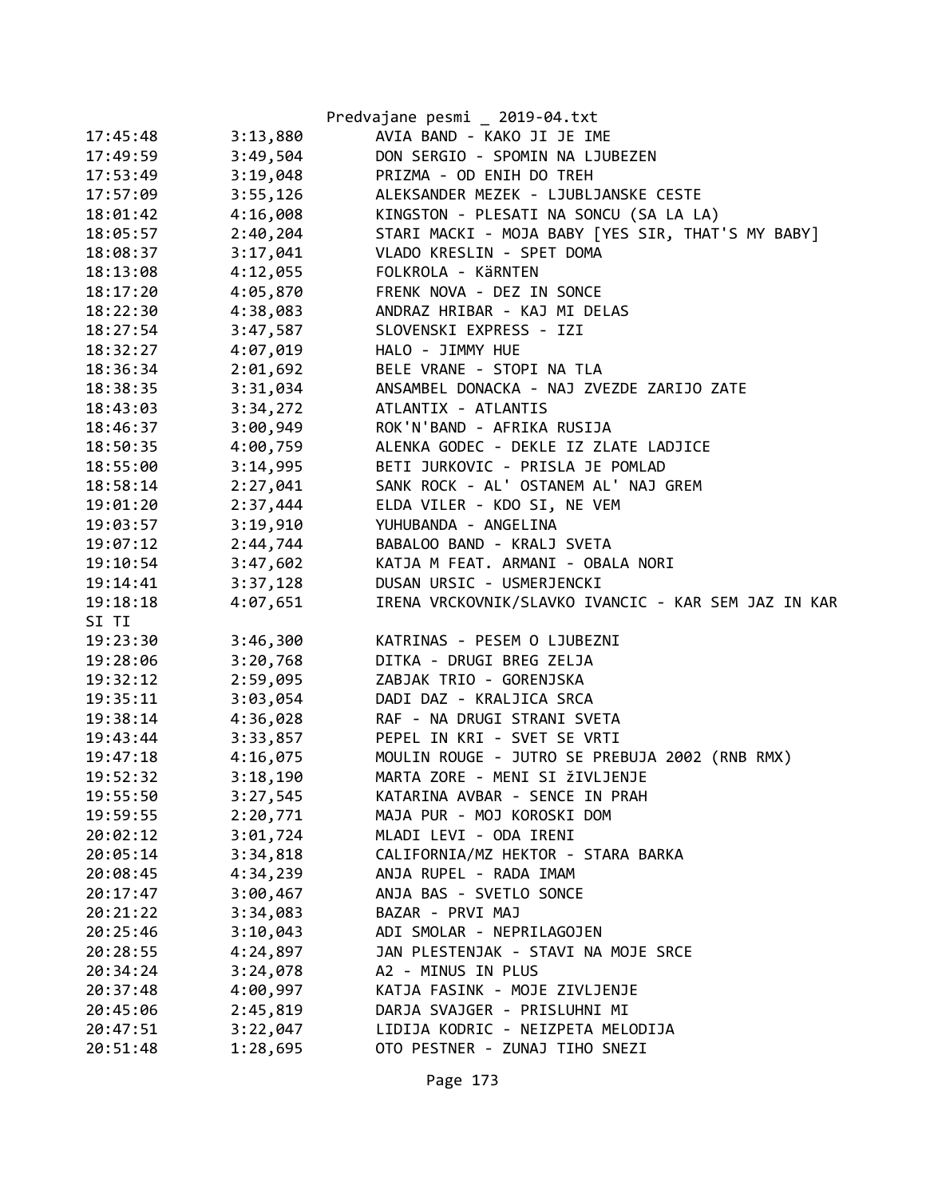| | | |
|---|---|---|
| 17:45:48 | 3:13,880 | AVIA BAND - KAKO JI JE IME |
| 17:49:59 | 3:49,504 | DON SERGIO - SPOMIN NA LJUBEZEN |
| 17:53:49 | 3:19,048 | PRIZMA - OD ENIH DO TREH |
| 17:57:09 | 3:55,126 | ALEKSANDER MEZEK - LJUBLJANSKE CESTE |
| 18:01:42 | 4:16,008 | KINGSTON - PLESATI NA SONCU (SA LA LA) |
| 18:05:57 | 2:40,204 | STARI MACKI - MOJA BABY [YES SIR, THAT'S MY BABY] |
| 18:08:37 | 3:17,041 | VLADO KRESLIN - SPET DOMA |
| 18:13:08 | 4:12,055 | FOLKROLA - KäRNTEN |
| 18:17:20 | 4:05,870 | FRENK NOVA - DEZ IN SONCE |
| 18:22:30 | 4:38,083 | ANDRAZ HRIBAR - KAJ MI DELAS |
| 18:27:54 | 3:47,587 | SLOVENSKI EXPRESS - IZI |
| 18:32:27 | 4:07,019 | HALO - JIMMY HUE |
| 18:36:34 | 2:01,692 | BELE VRANE - STOPI NA TLA |
| 18:38:35 | 3:31,034 | ANSAMBEL DONACKA - NAJ ZVEZDE ZARIJO ZATE |
| 18:43:03 | 3:34,272 | ATLANTIX - ATLANTIS |
| 18:46:37 | 3:00,949 | ROK'N'BAND - AFRIKA RUSIJA |
| 18:50:35 | 4:00,759 | ALENKA GODEC - DEKLE IZ ZLATE LADJICE |
| 18:55:00 | 3:14,995 | BETI JURKOVIC - PRISLA JE POMLAD |
| 18:58:14 | 2:27,041 | SANK ROCK - AL' OSTANEM AL' NAJ GREM |
| 19:01:20 | 2:37,444 | ELDA VILER - KDO SI, NE VEM |
| 19:03:57 | 3:19,910 | YUHUBANDA - ANGELINA |
| 19:07:12 | 2:44,744 | BABALOO BAND - KRALJ SVETA |
| 19:10:54 | 3:47,602 | KATJA M FEAT. ARMANI - OBALA NORI |
| 19:14:41 | 3:37,128 | DUSAN URSIC - USMERJENCKI |
| 19:18:18 | 4:07,651 | IRENA VRCKOVNIK/SLAVKO IVANCIC - KAR SEM JAZ IN KAR SI TI |
| 19:23:30 | 3:46,300 | KATRINAS - PESEM O LJUBEZNI |
| 19:28:06 | 3:20,768 | DITKA - DRUGI BREG ZELJA |
| 19:32:12 | 2:59,095 | ZABJAK TRIO - GORENJSKA |
| 19:35:11 | 3:03,054 | DADI DAZ - KRALJICA SRCA |
| 19:38:14 | 4:36,028 | RAF - NA DRUGI STRANI SVETA |
| 19:43:44 | 3:33,857 | PEPEL IN KRI - SVET SE VRTI |
| 19:47:18 | 4:16,075 | MOULIN ROUGE - JUTRO SE PREBUJA 2002 (RNB RMX) |
| 19:52:32 | 3:18,190 | MARTA ZORE - MENI SI žIVLJENJE |
| 19:55:50 | 3:27,545 | KATARINA AVBAR - SENCE IN PRAH |
| 19:59:55 | 2:20,771 | MAJA PUR - MOJ KOROSKI DOM |
| 20:02:12 | 3:01,724 | MLADI LEVI - ODA IRENI |
| 20:05:14 | 3:34,818 | CALIFORNIA/MZ HEKTOR - STARA BARKA |
| 20:08:45 | 4:34,239 | ANJA RUPEL - RADA IMAM |
| 20:17:47 | 3:00,467 | ANJA BAS - SVETLO SONCE |
| 20:21:22 | 3:34,083 | BAZAR - PRVI MAJ |
| 20:25:46 | 3:10,043 | ADI SMOLAR - NEPRILAGOJEN |
| 20:28:55 | 4:24,897 | JAN PLESTENJAK - STAVI NA MOJE SRCE |
| 20:34:24 | 3:24,078 | A2 - MINUS IN PLUS |
| 20:37:48 | 4:00,997 | KATJA FASINK - MOJE ZIVLJENJE |
| 20:45:06 | 2:45,819 | DARJA SVAJGER - PRISLUHNI MI |
| 20:47:51 | 3:22,047 | LIDIJA KODRIC - NEIZPETA MELODIJA |
| 20:51:48 | 1:28,695 | OTO PESTNER - ZUNAJ TIHO SNEZI |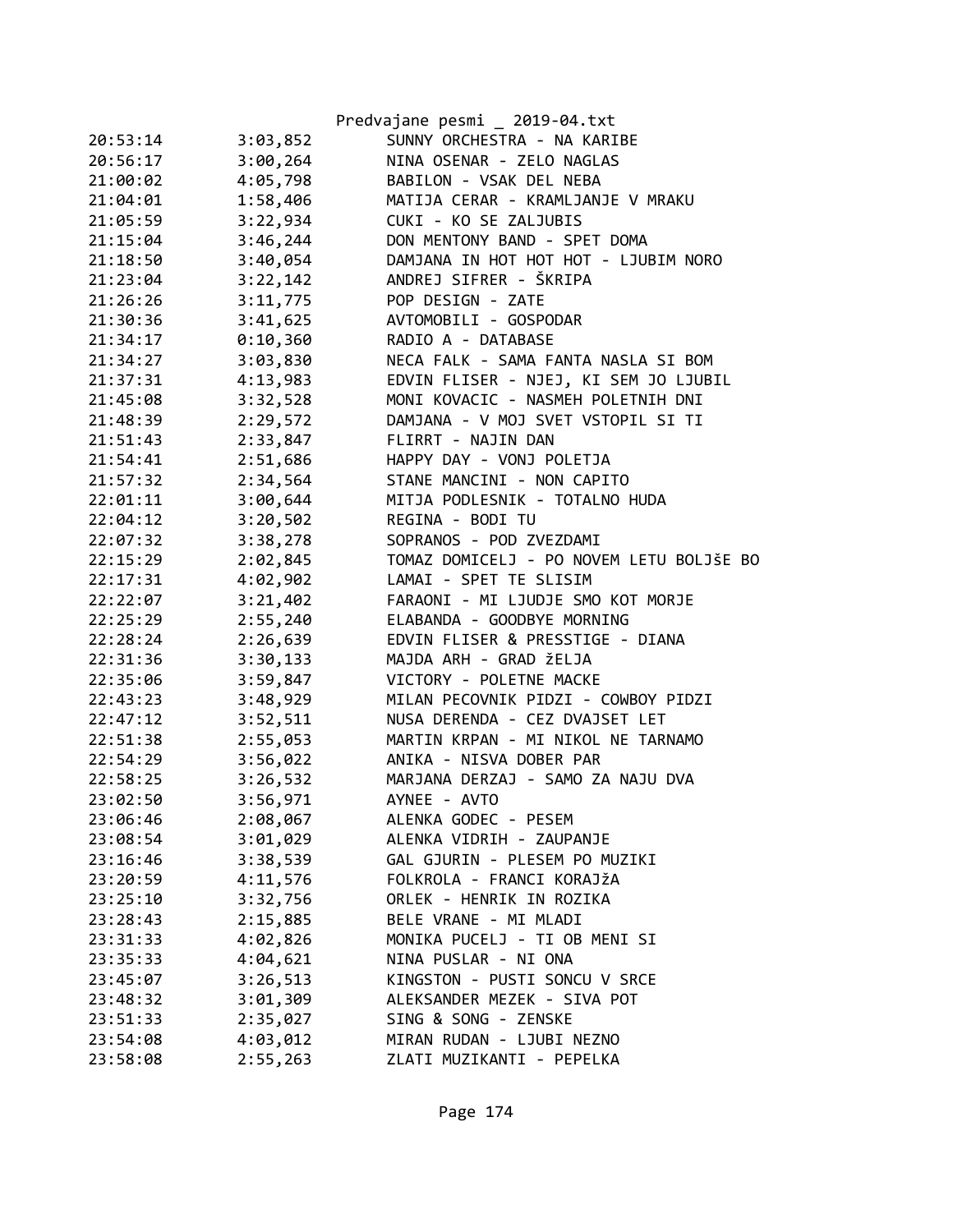Predvajane pesmi _ 2019-04.txt

```
20:53:14        3:03,852        SUNNY ORCHESTRA - NA KARIBE
20:56:17        3:00,264        NINA OSENAR - ZELO NAGLAS
21:00:02        4:05,798        BABILON - VSAK DEL NEBA
21:04:01        1:58,406        MATIJA CERAR - KRAMLJANJE V MRAKU
21:05:59        3:22,934        CUKI - KO SE ZALJUBIS
21:15:04        3:46,244        DON MENTONY BAND - SPET DOMA
21:18:50        3:40,054        DAMJANA IN HOT HOT HOT - LJUBIM NORO
21:23:04        3:22,142        ANDREJ SIFRER - ŠKRIPA
21:26:26        3:11,775        POP DESIGN - ZATE
21:30:36        3:41,625        AVTOMOBILI - GOSPODAR
21:34:17        0:10,360        RADIO A - DATABASE
21:34:27        3:03,830        NECA FALK - SAMA FANTA NASLA SI BOM
21:37:31        4:13,983        EDVIN FLISER - NJEJ, KI SEM JO LJUBIL
21:45:08        3:32,528        MONI KOVACIC - NASMEH POLETNIH DNI
21:48:39        2:29,572        DAMJANA - V MOJ SVET VSTOPIL SI TI
21:51:43        2:33,847        FLIRRT - NAJIN DAN
21:54:41        2:51,686        HAPPY DAY - VONJ POLETJA
21:57:32        2:34,564        STANE MANCINI - NON CAPITO
22:01:11        3:00,644        MITJA PODLESNIK - TOTALNO HUDA
22:04:12        3:20,502        REGINA - BODI TU
22:07:32        3:38,278        SOPRANOS - POD ZVEZDAMI
22:15:29        2:02,845        TOMAZ DOMICELJ - PO NOVEM LETU BOLJšE BO
22:17:31        4:02,902        LAMAI - SPET TE SLISIM
22:22:07        3:21,402        FARAONI - MI LJUDJE SMO KOT MORJE
22:25:29        2:55,240        ELABANDA - GOODBYE MORNING
22:28:24        2:26,639        EDVIN FLISER & PRESSTIGE - DIANA
22:31:36        3:30,133        MAJDA ARH - GRAD žELJA
22:35:06        3:59,847        VICTORY - POLETNE MACKE
22:43:23        3:48,929        MILAN PECOVNIK PIDZI - COWBOY PIDZI
22:47:12        3:52,511        NUSA DERENDA - CEZ DVAJSET LET
22:51:38        2:55,053        MARTIN KRPAN - MI NIKOL NE TARNAMO
22:54:29        3:56,022        ANIKA - NISVA DOBER PAR
22:58:25        3:26,532        MARJANA DERZAJ - SAMO ZA NAJU DVA
23:02:50        3:56,971        AYNEE - AVTO
23:06:46        2:08,067        ALENKA GODEC - PESEM
23:08:54        3:01,029        ALENKA VIDRIH - ZAUPANJE
23:16:46        3:38,539        GAL GJURIN - PLESEM PO MUZIKI
23:20:59        4:11,576        FOLKROLA - FRANCI KORAJžA
23:25:10        3:32,756        ORLEK - HENRIK IN ROZIKA
23:28:43        2:15,885        BELE VRANE - MI MLADI
23:31:33        4:02,826        MONIKA PUCELJ - TI OB MENI SI
23:35:33        4:04,621        NINA PUSLAR - NI ONA
23:45:07        3:26,513        KINGSTON - PUSTI SONCU V SRCE
23:48:32        3:01,309        ALEKSANDER MEZEK - SIVA POT
23:51:33        2:35,027        SING & SONG - ZENSKE
23:54:08        4:03,012        MIRAN RUDAN - LJUBI NEZNO
23:58:08        2:55,263        ZLATI MUZIKANTI - PEPELKA
```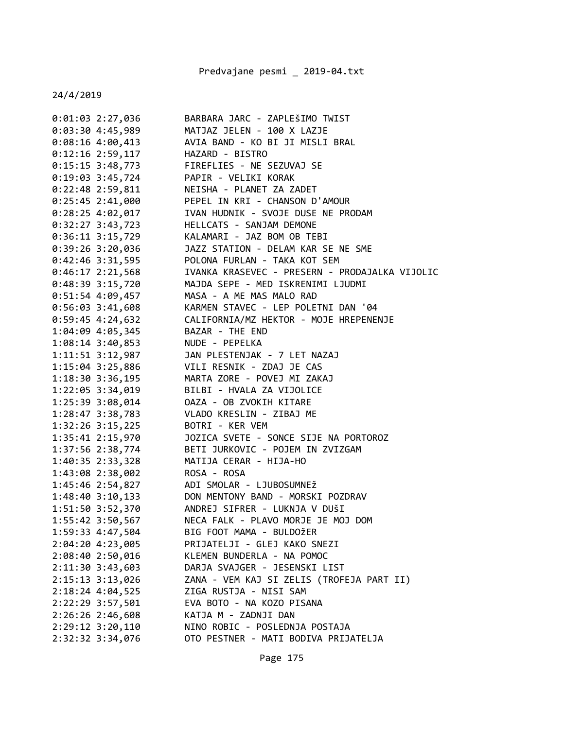24/4/2019

```
0:01:03 2:27,036        BARBARA JARC - ZAPLEŠIMO TWIST
0:03:30 4:45,989        MATJAZ JELEN - 100 X LAZJE
0:08:16 4:00,413        AVIA BAND - KO BI JI MISLI BRAL
0:12:16 2:59,117        HAZARD - BISTRO
0:15:15 3:48,773        FIREFLIES - NE SEZUVAJ SE
0:19:03 3:45,724        PAPIR - VELIKI KORAK
0:22:48 2:59,811        NEISHA - PLANET ZA ZADET
0:25:45 2:41,000        PEPEL IN KRI - CHANSON D'AMOUR
0:28:25 4:02,017        IVAN HUDNIK - SVOJE DUSE NE PRODAM
0:32:27 3:43,723        HELLCATS - SANJAM DEMONE
0:36:11 3:15,729        KALAMARI - JAZ BOM OB TEBI
0:39:26 3:20,036        JAZZ STATION - DELAM KAR SE NE SME
0:42:46 3:31,595        POLONA FURLAN - TAKA KOT SEM
0:46:17 2:21,568        IVANKA KRASEVEC - PRESERN - PRODAJALKA VIJOLIC
0:48:39 3:15,720        MAJDA SEPE - MED ISKRENIMI LJUDMI
0:51:54 4:09,457        MASA - A ME MAS MALO RAD
0:56:03 3:41,608        KARMEN STAVEC - LEP POLETNI DAN '04
0:59:45 4:24,632        CALIFORNIA/MZ HEKTOR - MOJE HREPENENJE
1:04:09 4:05,345        BAZAR - THE END
1:08:14 3:40,853        NUDE - PEPELKA
1:11:51 3:12,987        JAN PLESTENJAK - 7 LET NAZAJ
1:15:04 3:25,886        VILI RESNIK - ZDAJ JE CAS
1:18:30 3:36,195        MARTA ZORE - POVEJ MI ZAKAJ
1:22:05 3:34,019        BILBI - HVALA ZA VIJOLICE
1:25:39 3:08,014        OAZA - OB ZVOKIH KITARE
1:28:47 3:38,783        VLADO KRESLIN - ZIBAJ ME
1:32:26 3:15,225        BOTRI - KER VEM
1:35:41 2:15,970        JOZICA SVETE - SONCE SIJE NA PORTOROZ
1:37:56 2:38,774        BETI JURKOVIC - POJEM IN ZVIZGAM
1:40:35 2:33,328        MATIJA CERAR - HIJA-HO
1:43:08 2:38,002        ROSA - ROSA
1:45:46 2:54,827        ADI SMOLAR - LJUBOSUMNEž
1:48:40 3:10,133        DON MENTONY BAND - MORSKI POZDRAV
1:51:50 3:52,370        ANDREJ SIFRER - LUKNJA V DUŠI
1:55:42 3:50,567        NECA FALK - PLAVO MORJE JE MOJ DOM
1:59:33 4:47,504        BIG FOOT MAMA - BULDOžER
2:04:20 4:23,005        PRIJATELJI - GLEJ KAKO SNEZI
2:08:40 2:50,016        KLEMEN BUNDERLA - NA POMOC
2:11:30 3:43,603        DARJA SVAJGER - JESENSKI LIST
2:15:13 3:13,026        ZANA - VEM KAJ SI ZELIS (TROFEJA PART II)
2:18:24 4:04,525        ZIGA RUSTJA - NISI SAM
2:22:29 3:57,501        EVA BOTO - NA KOZO PISANA
2:26:26 2:46,608        KATJA M - ZADNJI DAN
2:29:12 3:20,110        NINO ROBIC - POSLEDNJA POSTAJA
2:32:32 3:34,076        OTO PESTNER - MATI BODIVA PRIJATELJA
```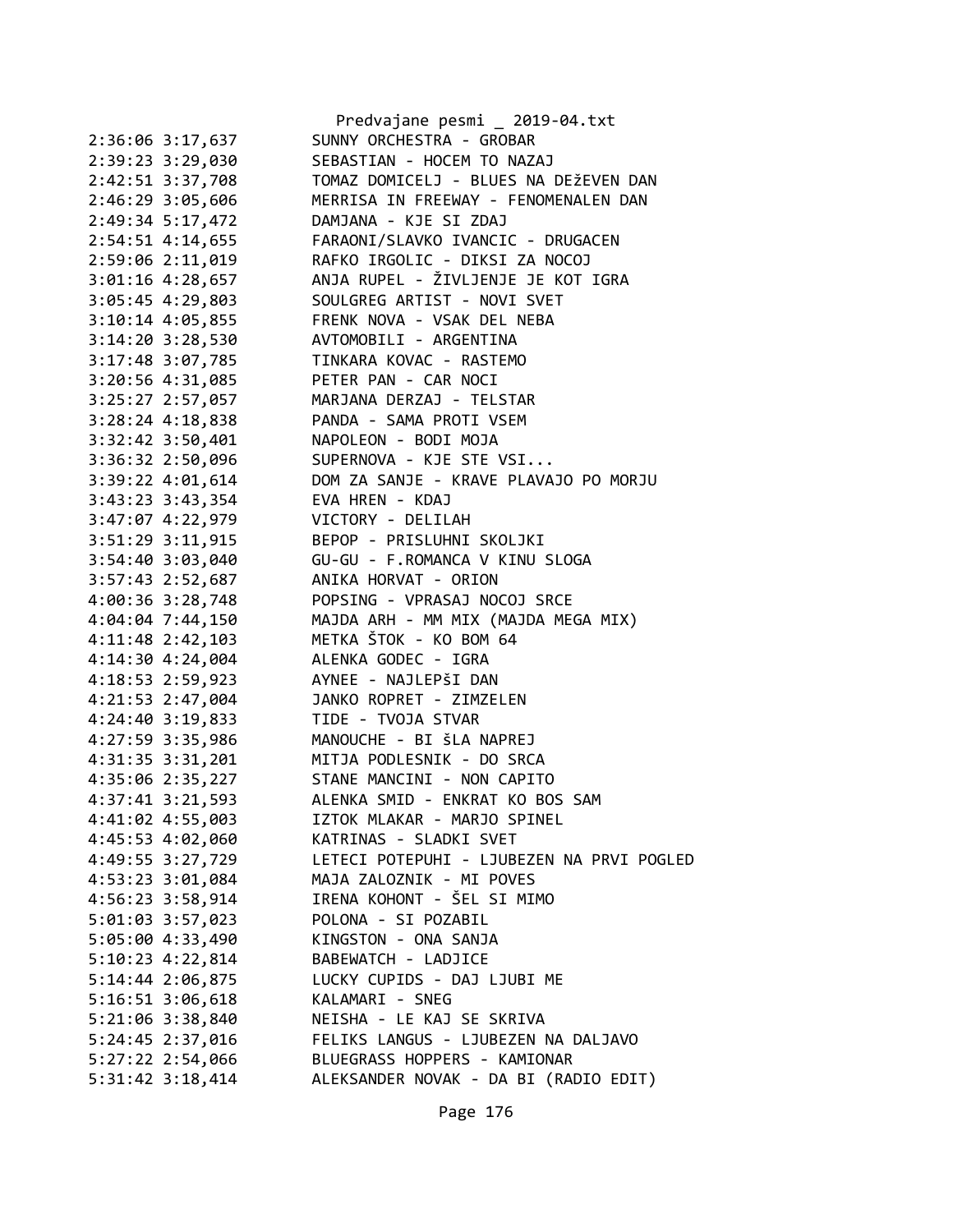2:36:06 3:17,637 SUNNY ORCHESTRA - GROBAR
2:39:23 3:29,030 SEBASTIAN - HOCEM TO NAZAJ
2:42:51 3:37,708 TOMAZ DOMICELJ - BLUES NA DEžEVEN DAN
2:46:29 3:05,606 MERRISA IN FREEWAY - FENOMENALEN DAN
2:49:34 5:17,472 DAMJANA - KJE SI ZDAJ
2:54:51 4:14,655 FARAONI/SLAVKO IVANCIC - DRUGACEN
2:59:06 2:11,019 RAFKO IRGOLIC - DIKSI ZA NOCOJ
3:01:16 4:28,657 ANJA RUPEL - ŽIVLJENJE JE KOT IGRA
3:05:45 4:29,803 SOULGREG ARTIST - NOVI SVET
3:10:14 4:05,855 FRENK NOVA - VSAK DEL NEBA
3:14:20 3:28,530 AVTOMOBILI - ARGENTINA
3:17:48 3:07,785 TINKARA KOVAC - RASTEMO
3:20:56 4:31,085 PETER PAN - CAR NOCI
3:25:27 2:57,057 MARJANA DERZAJ - TELSTAR
3:28:24 4:18,838 PANDA - SAMA PROTI VSEM
3:32:42 3:50,401 NAPOLEON - BODI MOJA
3:36:32 2:50,096 SUPERNOVA - KJE STE VSI...
3:39:22 4:01,614 DOM ZA SANJE - KRAVE PLAVAJO PO MORJU
3:43:23 3:43,354 EVA HREN - KDAJ
3:47:07 4:22,979 VICTORY - DELILAH
3:51:29 3:11,915 BEPOP - PRISLUHNI SKOLJKI
3:54:40 3:03,040 GU-GU - F.ROMANCA V KINU SLOGA
3:57:43 2:52,687 ANIKA HORVAT - ORION
4:00:36 3:28,748 POPSING - VPRASAJ NOCOJ SRCE
4:04:04 7:44,150 MAJDA ARH - MM MIX (MAJDA MEGA MIX)
4:11:48 2:42,103 METKA ŠTOK - KO BOM 64
4:14:30 4:24,004 ALENKA GODEC - IGRA
4:18:53 2:59,923 AYNEE - NAJLEPŠI DAN
4:21:53 2:47,004 JANKO ROPRET - ZIMZELEN
4:24:40 3:19,833 TIDE - TVOJA STVAR
4:27:59 3:35,986 MANOUCHE - BI ŠLA NAPREJ
4:31:35 3:31,201 MITJA PODLESNIK - DO SRCA
4:35:06 2:35,227 STANE MANCINI - NON CAPITO
4:37:41 3:21,593 ALENKA SMID - ENKRAT KO BOS SAM
4:41:02 4:55,003 IZTOK MLAKAR - MARJO SPINEL
4:45:53 4:02,060 KATRINAS - SLADKI SVET
4:49:55 3:27,729 LETECI POTEPUHI - LJUBEZEN NA PRVI POGLED
4:53:23 3:01,084 MAJA ZALOZNIK - MI POVES
4:56:23 3:58,914 IRENA KOHONT - ŠEL SI MIMO
5:01:03 3:57,023 POLONA - SI POZABIL
5:05:00 4:33,490 KINGSTON - ONA SANJA
5:10:23 4:22,814 BABEWATCH - LADJICE
5:14:44 2:06,875 LUCKY CUPIDS - DAJ LJUBI ME
5:16:51 3:06,618 KALAMARI - SNEG
5:21:06 3:38,840 NEISHA - LE KAJ SE SKRIVA
5:24:45 2:37,016 FELIKS LANGUS - LJUBEZEN NA DALJAVO
5:27:22 2:54,066 BLUEGRASS HOPPERS - KAMIONAR
5:31:42 3:18,414 ALEKSANDER NOVAK - DA BI (RADIO EDIT)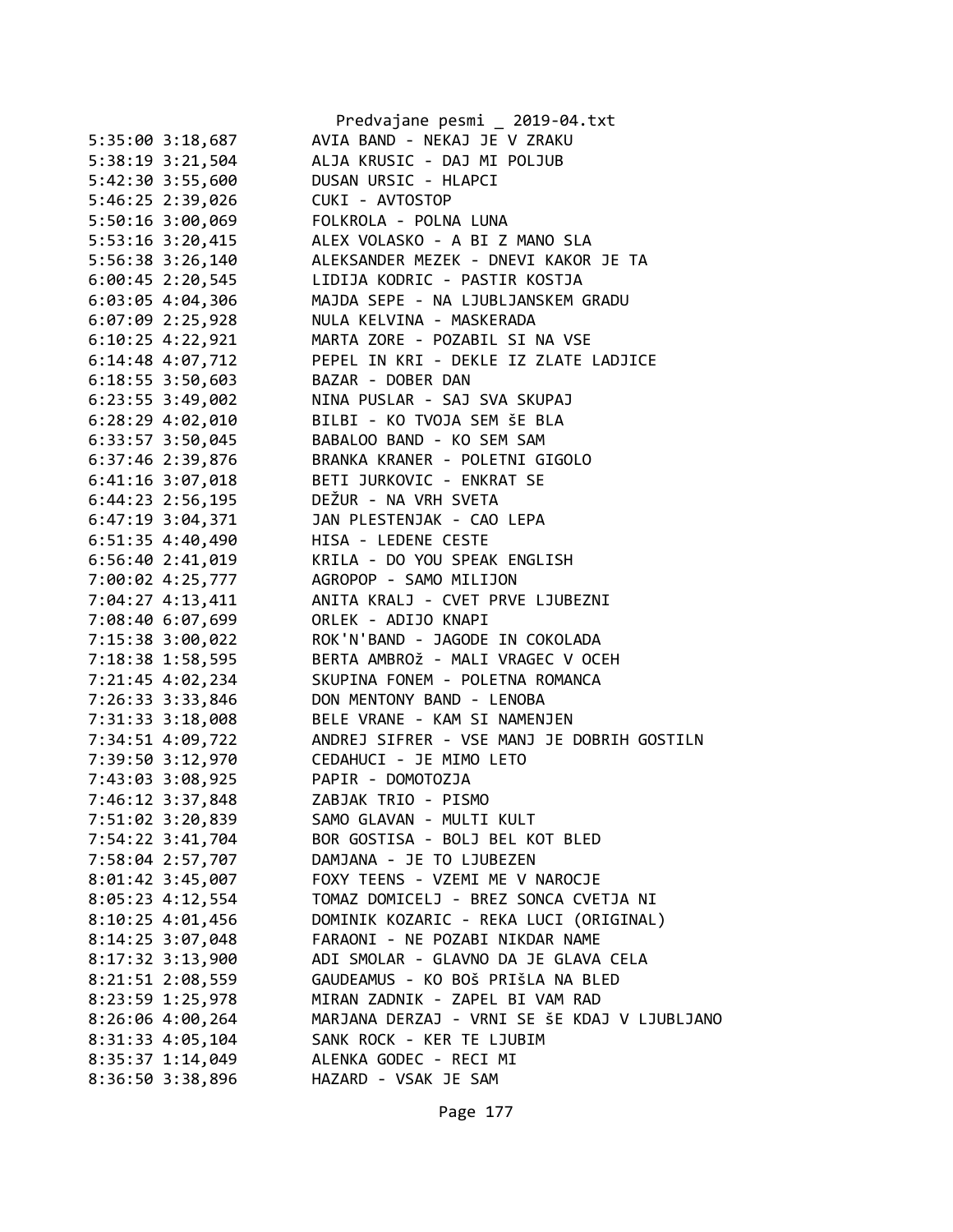```
5:35:00 3:18,687        AVIA BAND - NEKAJ JE V ZRAKU
5:38:19 3:21,504        ALJA KRUSIC - DAJ MI POLJUB
5:42:30 3:55,600        DUSAN URSIC - HLAPCI
5:46:25 2:39,026        CUKI - AVTOSTOP
5:50:16 3:00,069        FOLKROLA - POLNA LUNA
5:53:16 3:20,415        ALEX VOLASKO - A BI Z MANO SLA
5:56:38 3:26,140        ALEKSANDER MEZEK - DNEVI KAKOR JE TA
6:00:45 2:20,545        LIDIJA KODRIC - PASTIR KOSTJA
6:03:05 4:04,306        MAJDA SEPE - NA LJUBLJANSKEM GRADU
6:07:09 2:25,928        NULA KELVINA - MASKERADA
6:10:25 4:22,921        MARTA ZORE - POZABIL SI NA VSE
6:14:48 4:07,712        PEPEL IN KRI - DEKLE IZ ZLATE LADJICE
6:18:55 3:50,603        BAZAR - DOBER DAN
6:23:55 3:49,002        NINA PUSLAR - SAJ SVA SKUPAJ
6:28:29 4:02,010        BILBI - KO TVOJA SEM ŠE BLA
6:33:57 3:50,045        BABALOO BAND - KO SEM SAM
6:37:46 2:39,876        BRANKA KRANER - POLETNI GIGOLO
6:41:16 3:07,018        BETI JURKOVIC - ENKRAT SE
6:44:23 2:56,195        DEŽUR - NA VRH SVETA
6:47:19 3:04,371        JAN PLESTENJAK - CAO LEPA
6:51:35 4:40,490        HISA - LEDENE CESTE
6:56:40 2:41,019        KRILA - DO YOU SPEAK ENGLISH
7:00:02 4:25,777        AGROPOP - SAMO MILIJON
7:04:27 4:13,411        ANITA KRALJ - CVET PRVE LJUBEZNI
7:08:40 6:07,699        ORLEK - ADIJO KNAPI
7:15:38 3:00,022        ROK'N'BAND - JAGODE IN COKOLADA
7:18:38 1:58,595        BERTA AMBROŽ - MALI VRAGEC V OCEH
7:21:45 4:02,234        SKUPINA FONEM - POLETNA ROMANCA
7:26:33 3:33,846        DON MENTONY BAND - LENOBA
7:31:33 3:18,008        BELE VRANE - KAM SI NAMENJEN
7:34:51 4:09,722        ANDREJ SIFRER - VSE MANJ JE DOBRIH GOSTILN
7:39:50 3:12,970        CEDAHUCI - JE MIMO LETO
7:43:03 3:08,925        PAPIR - DOMOTOZJA
7:46:12 3:37,848        ZABJAK TRIO - PISMO
7:51:02 3:20,839        SAMO GLAVAN - MULTI KULT
7:54:22 3:41,704        BOR GOSTISA - BOLJ BEL KOT BLED
7:58:04 2:57,707        DAMJANA - JE TO LJUBEZEN
8:01:42 3:45,007        FOXY TEENS - VZEMI ME V NAROCJE
8:05:23 4:12,554        TOMAZ DOMICELJ - BREZ SONCA CVETJA NI
8:10:25 4:01,456        DOMINIK KOZARIC - REKA LUCI (ORIGINAL)
8:14:25 3:07,048        FARAONI - NE POZABI NIKDAR NAME
8:17:32 3:13,900        ADI SMOLAR - GLAVNO DA JE GLAVA CELA
8:21:51 2:08,559        GAUDEAMUS - KO BOŠ PRIŠLA NA BLED
8:23:59 1:25,978        MIRAN ZADNIK - ZAPEL BI VAM RAD
8:26:06 4:00,264        MARJANA DERZAJ - VRNI SE ŠE KDAJ V LJUBLJANO
8:31:33 4:05,104        SANK ROCK - KER TE LJUBIM
8:35:37 1:14,049        ALENKA GODEC - RECI MI
8:36:50 3:38,896        HAZARD - VSAK JE SAM
```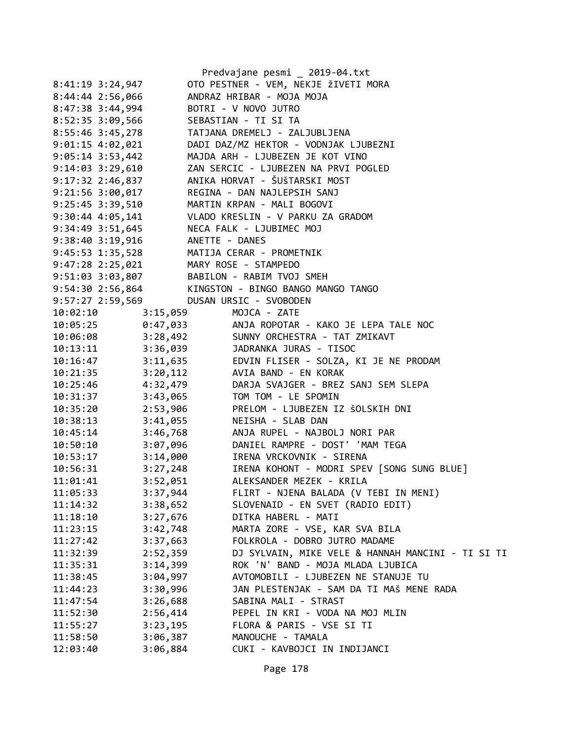```
8:41:19 3:24,947        OTO PESTNER - VEM, NEKJE žIVETI MORA
8:44:44 2:56,066        ANDRAZ HRIBAR - MOJA MOJA
8:47:38 3:44,994        BOTRI - V NOVO JUTRO
8:52:35 3:09,566        SEBASTIAN - TI SI TA
8:55:46 3:45,278        TATJANA DREMELJ - ZALJUBLJENA
9:01:15 4:02,021        DADI DAZ/MZ HEKTOR - VODNJAK LJUBEZNI
9:05:14 3:53,442        MAJDA ARH - LJUBEZEN JE KOT VINO
9:14:03 3:29,610        ZAN SERCIC - LJUBEZEN NA PRVI POGLED
9:17:32 2:46,837        ANIKA HORVAT - ŠUŠTARSKI MOST
9:21:56 3:00,017        REGINA - DAN NAJLEPSIH SANJ
9:25:45 3:39,510        MARTIN KRPAN - MALI BOGOVI
9:30:44 4:05,141        VLADO KRESLIN - V PARKU ZA GRADOM
9:34:49 3:51,645        NECA FALK - LJUBIMEC MOJ
9:38:40 3:19,916        ANETTE - DANES
9:45:53 1:35,528        MATIJA CERAR - PROMETNIK
9:47:28 2:25,021        MARY ROSE - STAMPEDO
9:51:03 3:03,807        BABILON - RABIM TVOJ SMEH
9:54:30 2:56,864        KINGSTON - BINGO BANGO MANGO TANGO
9:57:27 2:59,569        DUSAN URSIC - SVOBODEN
10:02:10        3:15,059        MOJCA - ZATE
10:05:25        0:47,033        ANJA ROPOTAR - KAKO JE LEPA TALE NOC
10:06:08        3:28,492        SUNNY ORCHESTRA - TAT ZMIKAVT
10:13:11        3:36,039        JADRANKA JURAS - TISOC
10:16:47        3:11,635        EDVIN FLISER - SOLZA, KI JE NE PRODAM
10:21:35        3:20,112        AVIA BAND - EN KORAK
10:25:46        4:32,479        DARJA SVAJGER - BREZ SANJ SEM SLEPA
10:31:37        3:43,065        TOM TOM - LE SPOMIN
10:35:20        2:53,906        PRELOM - LJUBEZEN IZ ŠOLSKIH DNI
10:38:13        3:41,055        NEISHA - SLAB DAN
10:45:14        3:46,768        ANJA RUPEL - NAJBOLJ NORI PAR
10:50:10        3:07,096        DANIEL RAMPRE - DOST' 'MAM TEGA
10:53:17        3:14,000        IRENA VRCKOVNIK - SIRENA
10:56:31        3:27,248        IRENA KOHONT - MODRI SPEV [SONG SUNG BLUE]
11:01:41        3:52,051        ALEKSANDER MEZEK - KRILA
11:05:33        3:37,944        FLIRT - NJENA BALADA (V TEBI IN MENI)
11:14:32        3:38,652        SLOVENAID - EN SVET (RADIO EDIT)
11:18:10        3:27,676        DITKA HABERL - MATI
11:23:15        3:42,748        MARTA ZORE - VSE, KAR SVA BILA
11:27:42        3:37,663        FOLKROLA - DOBRO JUTRO MADAME
11:32:39        2:52,359        DJ SYLVAIN, MIKE VELE & HANNAH MANCINI - TI SI TI
11:35:31        3:14,399        ROK 'N' BAND - MOJA MLADA LJUBICA
11:38:45        3:04,997        AVTOMOBILI - LJUBEZEN NE STANUJE TU
11:44:23        3:30,996        JAN PLESTENJAK - SAM DA TI MAš MENE RADA
11:47:54        3:26,688        SABINA MALI - STRAST
11:52:30        2:56,414        PEPEL IN KRI - VODA NA MOJ MLIN
11:55:27        3:23,195        FLORA & PARIS - VSE SI TI
11:58:50        3:06,387        MANOUCHE - TAMALA
12:03:40        3:06,884        CUKI - KAVBOJCI IN INDIJANCI
```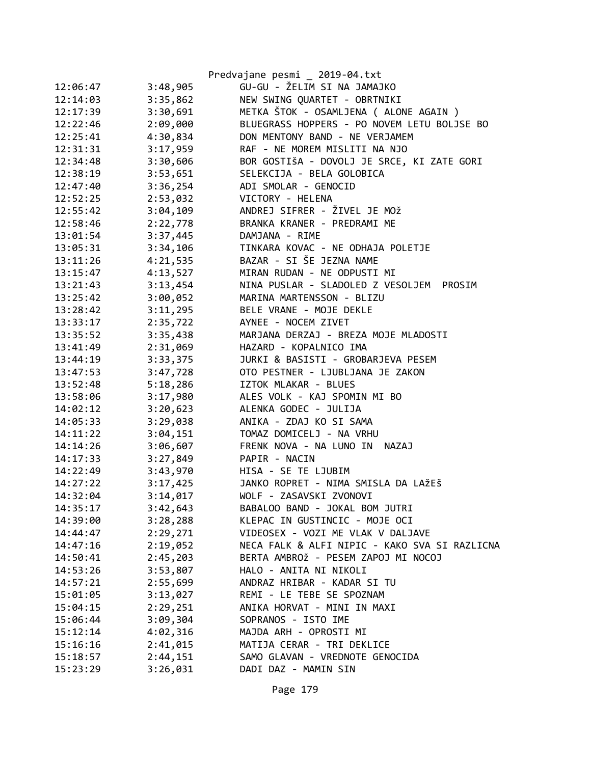| | | |
|---|---|---|
| 12:06:47 | 3:48,905 | GU-GU - ŽELIM SI NA JAMAJKO |
| 12:14:03 | 3:35,862 | NEW SWING QUARTET - OBRTNIKI |
| 12:17:39 | 3:30,691 | METKA ŠTOK - OSAMLJENA ( ALONE AGAIN ) |
| 12:22:46 | 2:09,000 | BLUEGRASS HOPPERS - PO NOVEM LETU BOLJSE BO |
| 12:25:41 | 4:30,834 | DON MENTONY BAND - NE VERJAMEM |
| 12:31:31 | 3:17,959 | RAF - NE MOREM MISLITI NA NJO |
| 12:34:48 | 3:30,606 | BOR GOSTIšA - DOVOLJ JE SRCE, KI ZATE GORI |
| 12:38:19 | 3:53,651 | SELEKCIJA - BELA GOLOBICA |
| 12:47:40 | 3:36,254 | ADI SMOLAR - GENOCID |
| 12:52:25 | 2:53,032 | VICTORY - HELENA |
| 12:55:42 | 3:04,109 | ANDREJ SIFRER - ŽIVEL JE MOž |
| 12:58:46 | 2:22,778 | BRANKA KRANER - PREDRAMI ME |
| 13:01:54 | 3:37,445 | DAMJANA - RIME |
| 13:05:31 | 3:34,106 | TINKARA KOVAC - NE ODHAJA POLETJE |
| 13:11:26 | 4:21,535 | BAZAR - SI ŠE JEZNA NAME |
| 13:15:47 | 4:13,527 | MIRAN RUDAN - NE ODPUSTI MI |
| 13:21:43 | 3:13,454 | NINA PUSLAR - SLADOLED Z VESOLJEM  PROSIM |
| 13:25:42 | 3:00,052 | MARINA MARTENSSON - BLIZU |
| 13:28:42 | 3:11,295 | BELE VRANE - MOJE DEKLE |
| 13:33:17 | 2:35,722 | AYNEE - NOCEM ZIVET |
| 13:35:52 | 3:35,438 | MARJANA DERZAJ - BREZA MOJE MLADOSTI |
| 13:41:49 | 2:31,069 | HAZARD - KOPALNICO IMA |
| 13:44:19 | 3:33,375 | JURKI & BASISTI - GROBARJEVA PESEM |
| 13:47:53 | 3:47,728 | OTO PESTNER - LJUBLJANA JE ZAKON |
| 13:52:48 | 5:18,286 | IZTOK MLAKAR - BLUES |
| 13:58:06 | 3:17,980 | ALES VOLK - KAJ SPOMIN MI BO |
| 14:02:12 | 3:20,623 | ALENKA GODEC - JULIJA |
| 14:05:33 | 3:29,038 | ANIKA - ZDAJ KO SI SAMA |
| 14:11:22 | 3:04,151 | TOMAZ DOMICELJ - NA VRHU |
| 14:14:26 | 3:06,607 | FRENK NOVA - NA LUNO IN  NAZAJ |
| 14:17:33 | 3:27,849 | PAPIR - NACIN |
| 14:22:49 | 3:43,970 | HISA - SE TE LJUBIM |
| 14:27:22 | 3:17,425 | JANKO ROPRET - NIMA SMISLA DA LAžEš |
| 14:32:04 | 3:14,017 | WOLF - ZASAVSKI ZVONOVI |
| 14:35:17 | 3:42,643 | BABALOO BAND - JOKAL BOM JUTRI |
| 14:39:00 | 3:28,288 | KLEPAC IN GUSTINCIC - MOJE OCI |
| 14:44:47 | 2:29,271 | VIDEOSEX - VOZI ME VLAK V DALJAVE |
| 14:47:16 | 2:19,052 | NECA FALK & ALFI NIPIC - KAKO SVA SI RAZLICNA |
| 14:50:41 | 2:45,203 | BERTA AMBROž - PESEM ZAPOJ MI NOCOJ |
| 14:53:26 | 3:53,807 | HALO - ANITA NI NIKOLI |
| 14:57:21 | 2:55,699 | ANDRAZ HRIBAR - KADAR SI TU |
| 15:01:05 | 3:13,027 | REMI - LE TEBE SE SPOZNAM |
| 15:04:15 | 2:29,251 | ANIKA HORVAT - MINI IN MAXI |
| 15:06:44 | 3:09,304 | SOPRANOS - ISTO IME |
| 15:12:14 | 4:02,316 | MAJDA ARH - OPROSTI MI |
| 15:16:16 | 2:41,015 | MATIJA CERAR - TRI DEKLICE |
| 15:18:57 | 2:44,151 | SAMO GLAVAN - VREDNOTE GENOCIDA |
| 15:23:29 | 3:26,031 | DADI DAZ - MAMIN SIN |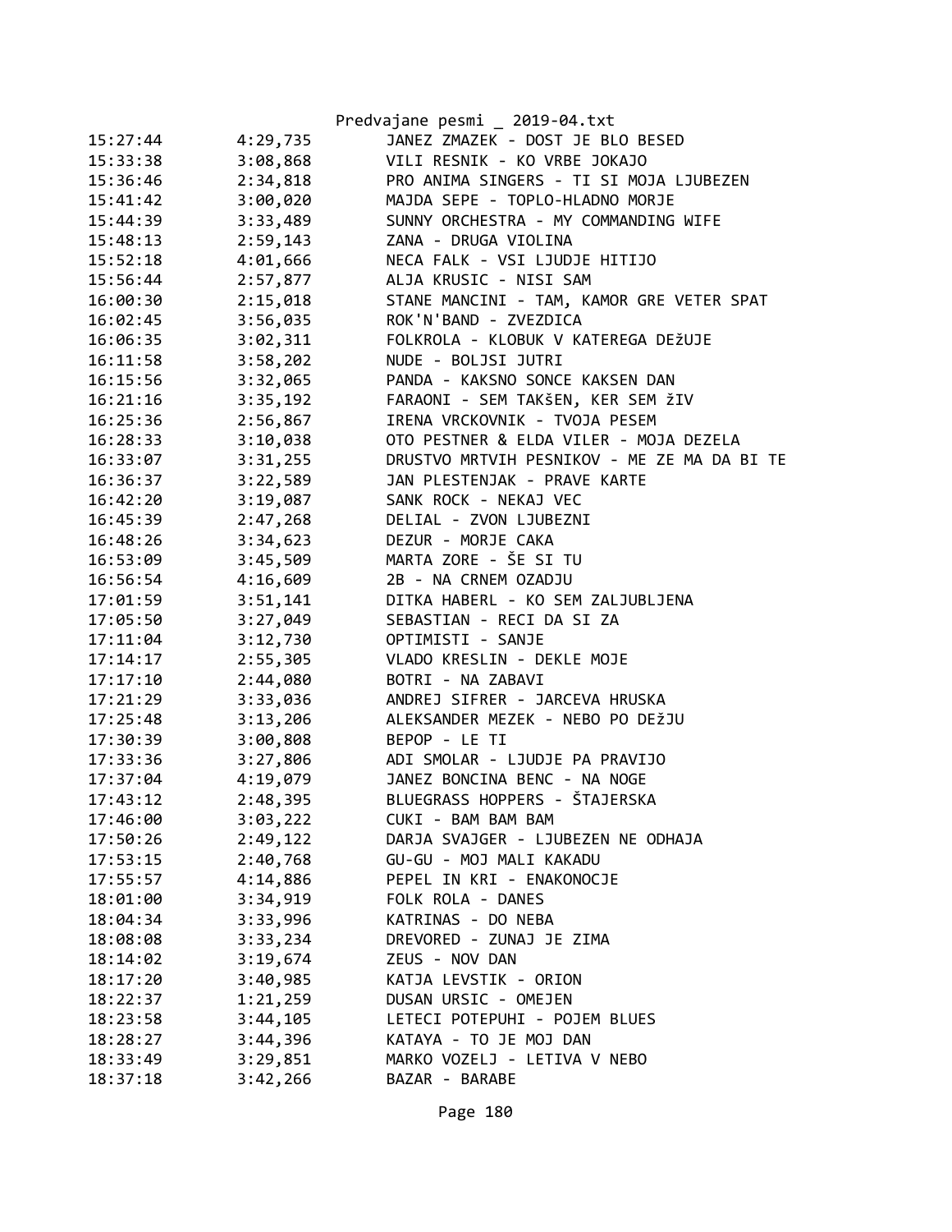| | | |
|---|---|---|
| 15:27:44 | 4:29,735 | JANEZ ZMAZEK - DOST JE BLO BESED |
| 15:33:38 | 3:08,868 | VILI RESNIK - KO VRBE JOKAJO |
| 15:36:46 | 2:34,818 | PRO ANIMA SINGERS - TI SI MOJA LJUBEZEN |
| 15:41:42 | 3:00,020 | MAJDA SEPE - TOPLO-HLADNO MORJE |
| 15:44:39 | 3:33,489 | SUNNY ORCHESTRA - MY COMMANDING WIFE |
| 15:48:13 | 2:59,143 | ZANA - DRUGA VIOLINA |
| 15:52:18 | 4:01,666 | NECA FALK - VSI LJUDJE HITIJO |
| 15:56:44 | 2:57,877 | ALJA KRUSIC - NISI SAM |
| 16:00:30 | 2:15,018 | STANE MANCINI - TAM, KAMOR GRE VETER SPAT |
| 16:02:45 | 3:56,035 | ROK'N'BAND - ZVEZDICA |
| 16:06:35 | 3:02,311 | FOLKROLA - KLOBUK V KATEREGA DEžUJE |
| 16:11:58 | 3:58,202 | NUDE - BOLJSI JUTRI |
| 16:15:56 | 3:32,065 | PANDA - KAKSNO SONCE KAKSEN DAN |
| 16:21:16 | 3:35,192 | FARAONI - SEM TAKšEN, KER SEM žIV |
| 16:25:36 | 2:56,867 | IRENA VRCKOVNIK - TVOJA PESEM |
| 16:28:33 | 3:10,038 | OTO PESTNER & ELDA VILER - MOJA DEZELA |
| 16:33:07 | 3:31,255 | DRUSTVO MRTVIH PESNIKOV - ME ZE MA DA BI TE |
| 16:36:37 | 3:22,589 | JAN PLESTENJAK - PRAVE KARTE |
| 16:42:20 | 3:19,087 | SANK ROCK - NEKAJ VEC |
| 16:45:39 | 2:47,268 | DELIAL - ZVON LJUBEZNI |
| 16:48:26 | 3:34,623 | DEZUR - MORJE CAKA |
| 16:53:09 | 3:45,509 | MARTA ZORE - ŠE SI TU |
| 16:56:54 | 4:16,609 | 2B - NA CRNEM OZADJU |
| 17:01:59 | 3:51,141 | DITKA HABERL - KO SEM ZALJUBLJENA |
| 17:05:50 | 3:27,049 | SEBASTIAN - RECI DA SI ZA |
| 17:11:04 | 3:12,730 | OPTIMISTI - SANJE |
| 17:14:17 | 2:55,305 | VLADO KRESLIN - DEKLE MOJE |
| 17:17:10 | 2:44,080 | BOTRI - NA ZABAVI |
| 17:21:29 | 3:33,036 | ANDREJ SIFRER - JARCEVA HRUSKA |
| 17:25:48 | 3:13,206 | ALEKSANDER MEZEK - NEBO PO DEžJU |
| 17:30:39 | 3:00,808 | BEPOP - LE TI |
| 17:33:36 | 3:27,806 | ADI SMOLAR - LJUDJE PA PRAVIJO |
| 17:37:04 | 4:19,079 | JANEZ BONCINA BENC - NA NOGE |
| 17:43:12 | 2:48,395 | BLUEGRASS HOPPERS - ŠTAJERSKA |
| 17:46:00 | 3:03,222 | CUKI - BAM BAM BAM |
| 17:50:26 | 2:49,122 | DARJA SVAJGER - LJUBEZEN NE ODHAJA |
| 17:53:15 | 2:40,768 | GU-GU - MOJ MALI KAKADU |
| 17:55:57 | 4:14,886 | PEPEL IN KRI - ENAKONOCJE |
| 18:01:00 | 3:34,919 | FOLK ROLA - DANES |
| 18:04:34 | 3:33,996 | KATRINAS - DO NEBA |
| 18:08:08 | 3:33,234 | DREVORED - ZUNAJ JE ZIMA |
| 18:14:02 | 3:19,674 | ZEUS - NOV DAN |
| 18:17:20 | 3:40,985 | KATJA LEVSTIK - ORION |
| 18:22:37 | 1:21,259 | DUSAN URSIC - OMEJEN |
| 18:23:58 | 3:44,105 | LETECI POTEPUHI - POJEM BLUES |
| 18:28:27 | 3:44,396 | KATAYA - TO JE MOJ DAN |
| 18:33:49 | 3:29,851 | MARKO VOZELJ - LETIVA V NEBO |
| 18:37:18 | 3:42,266 | BAZAR - BARABE |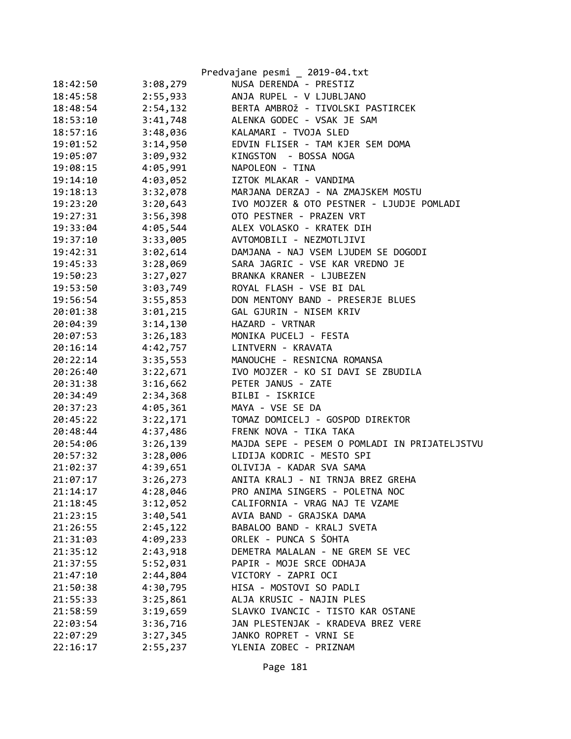| Time | Duration | Song |
|---|---|---|
| 18:42:50 | 3:08,279 | NUSA DERENDA - PRESTIZ |
| 18:45:58 | 2:55,933 | ANJA RUPEL - V LJUBLJANO |
| 18:48:54 | 2:54,132 | BERTA AMBROž - TIVOLSKI PASTIRCEK |
| 18:53:10 | 3:41,748 | ALENKA GODEC - VSAK JE SAM |
| 18:57:16 | 3:48,036 | KALAMARI - TVOJA SLED |
| 19:01:52 | 3:14,950 | EDVIN FLISER - TAM KJER SEM DOMA |
| 19:05:07 | 3:09,932 | KINGSTON - BOSSA NOGA |
| 19:08:15 | 4:05,991 | NAPOLEON - TINA |
| 19:14:10 | 4:03,052 | IZTOK MLAKAR - VANDIMA |
| 19:18:13 | 3:32,078 | MARJANA DERZAJ - NA ZMAJSKEM MOSTU |
| 19:23:20 | 3:20,643 | IVO MOJZER & OTO PESTNER - LJUDJE POMLADI |
| 19:27:31 | 3:56,398 | OTO PESTNER - PRAZEN VRT |
| 19:33:04 | 4:05,544 | ALEX VOLASKO - KRATEK DIH |
| 19:37:10 | 3:33,005 | AVTOMOBILI - NEZMOTLJIVI |
| 19:42:31 | 3:02,614 | DAMJANA - NAJ VSEM LJUDEM SE DOGODI |
| 19:45:33 | 3:28,069 | SARA JAGRIC - VSE KAR VREDNO JE |
| 19:50:23 | 3:27,027 | BRANKA KRANER - LJUBEZEN |
| 19:53:50 | 3:03,749 | ROYAL FLASH - VSE BI DAL |
| 19:56:54 | 3:55,853 | DON MENTONY BAND - PRESERJE BLUES |
| 20:01:38 | 3:01,215 | GAL GJURIN - NISEM KRIV |
| 20:04:39 | 3:14,130 | HAZARD - VRTNAR |
| 20:07:53 | 3:26,183 | MONIKA PUCELJ - FESTA |
| 20:16:14 | 4:42,757 | LINTVERN - KRAVATA |
| 20:22:14 | 3:35,553 | MANOUCHE - RESNICNA ROMANSA |
| 20:26:40 | 3:22,671 | IVO MOJZER - KO SI DAVI SE ZBUDILA |
| 20:31:38 | 3:16,662 | PETER JANUS - ZATE |
| 20:34:49 | 2:34,368 | BILBI - ISKRICE |
| 20:37:23 | 4:05,361 | MAYA - VSE SE DA |
| 20:45:22 | 3:22,171 | TOMAZ DOMICELJ - GOSPOD DIREKTOR |
| 20:48:44 | 4:37,486 | FRENK NOVA - TIKA TAKA |
| 20:54:06 | 3:26,139 | MAJDA SEPE - PESEM O POMLADI IN PRIJATELJSTVU |
| 20:57:32 | 3:28,006 | LIDIJA KODRIC - MESTO SPI |
| 21:02:37 | 4:39,651 | OLIVIJA - KADAR SVA SAMA |
| 21:07:17 | 3:26,273 | ANITA KRALJ - NI TRNJA BREZ GREHA |
| 21:14:17 | 4:28,046 | PRO ANIMA SINGERS - POLETNA NOC |
| 21:18:45 | 3:12,052 | CALIFORNIA - VRAG NAJ TE VZAME |
| 21:23:15 | 3:40,541 | AVIA BAND - GRAJSKA DAMA |
| 21:26:55 | 2:45,122 | BABALOO BAND - KRALJ SVETA |
| 21:31:03 | 4:09,233 | ORLEK - PUNCA S ŠOHTA |
| 21:35:12 | 2:43,918 | DEMETRA MALALAN - NE GREM SE VEC |
| 21:37:55 | 5:52,031 | PAPIR - MOJE SRCE ODHAJA |
| 21:47:10 | 2:44,804 | VICTORY - ZAPRI OCI |
| 21:50:38 | 4:30,795 | HISA - MOSTOVI SO PADLI |
| 21:55:33 | 3:25,861 | ALJA KRUSIC - NAJIN PLES |
| 21:58:59 | 3:19,659 | SLAVKO IVANCIC - TISTO KAR OSTANE |
| 22:03:54 | 3:36,716 | JAN PLESTENJAK - KRADEVA BREZ VERE |
| 22:07:29 | 3:27,345 | JANKO ROPRET - VRNI SE |
| 22:16:17 | 2:55,237 | YLENIA ZOBEC - PRIZNAM |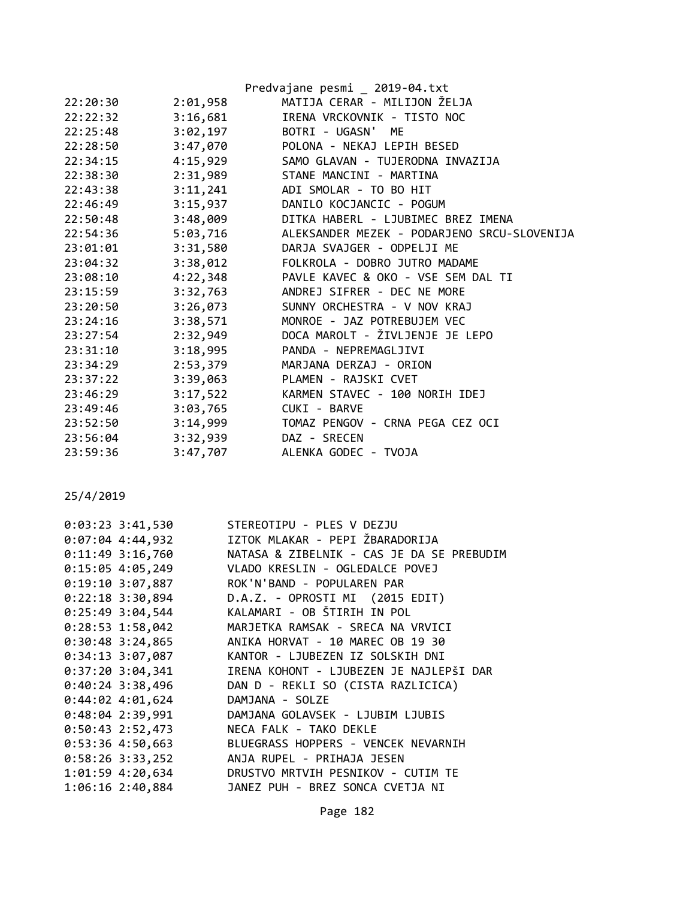| | | |
|---|---|---|
| 22:20:30 | 2:01,958 | MATIJA CERAR - MILIJON ŽELJA |
| 22:22:32 | 3:16,681 | IRENA VRCKOVNIK - TISTO NOC |
| 22:25:48 | 3:02,197 | BOTRI - UGASN' ME |
| 22:28:50 | 3:47,070 | POLONA - NEKAJ LEPIH BESED |
| 22:34:15 | 4:15,929 | SAMO GLAVAN - TUJERODNA INVAZIJA |
| 22:38:30 | 2:31,989 | STANE MANCINI - MARTINA |
| 22:43:38 | 3:11,241 | ADI SMOLAR - TO BO HIT |
| 22:46:49 | 3:15,937 | DANILO KOCJANCIC - POGUM |
| 22:50:48 | 3:48,009 | DITKA HABERL - LJUBIMEC BREZ IMENA |
| 22:54:36 | 5:03,716 | ALEKSANDER MEZEK - PODARJENO SRCU-SLOVENIJA |
| 23:01:01 | 3:31,580 | DARJA SVAJGER - ODPELJI ME |
| 23:04:32 | 3:38,012 | FOLKROLA - DOBRO JUTRO MADAME |
| 23:08:10 | 4:22,348 | PAVLE KAVEC & OKO - VSE SEM DAL TI |
| 23:15:59 | 3:32,763 | ANDREJ SIFRER - DEC NE MORE |
| 23:20:50 | 3:26,073 | SUNNY ORCHESTRA - V NOV KRAJ |
| 23:24:16 | 3:38,571 | MONROE - JAZ POTREBUJEM VEC |
| 23:27:54 | 2:32,949 | DOCA MAROLT - ŽIVLJENJE JE LEPO |
| 23:31:10 | 3:18,995 | PANDA - NEPREMAGLJIVI |
| 23:34:29 | 2:53,379 | MARJANA DERZAJ - ORION |
| 23:37:22 | 3:39,063 | PLAMEN - RAJSKI CVET |
| 23:46:29 | 3:17,522 | KARMEN STAVEC - 100 NORIH IDEJ |
| 23:49:46 | 3:03,765 | CUKI - BARVE |
| 23:52:50 | 3:14,999 | TOMAZ PENGOV - CRNA PEGA CEZ OCI |
| 23:56:04 | 3:32,939 | DAZ - SRECEN |
| 23:59:36 | 3:47,707 | ALENKA GODEC - TVOJA |

25/4/2019

| | | |
|---|---|---|
| 0:03:23 | 3:41,530 | STEREOTIPU - PLES V DEZJU |
| 0:07:04 | 4:44,932 | IZTOK MLAKAR - PEPI ŽBARADORIJA |
| 0:11:49 | 3:16,760 | NATASA & ZIBELNIK - CAS JE DA SE PREBUDIM |
| 0:15:05 | 4:05,249 | VLADO KRESLIN - OGLEDALCE POVEJ |
| 0:19:10 | 3:07,887 | ROK'N'BAND - POPULAREN PAR |
| 0:22:18 | 3:30,894 | D.A.Z. - OPROSTI MI (2015 EDIT) |
| 0:25:49 | 3:04,544 | KALAMARI - OB ŠTIRIH IN POL |
| 0:28:53 | 1:58,042 | MARJETKA RAMSAK - SRECA NA VRVICI |
| 0:30:48 | 3:24,865 | ANIKA HORVAT - 10 MAREC OB 19 30 |
| 0:34:13 | 3:07,087 | KANTOR - LJUBEZEN IZ SOLSKIH DNI |
| 0:37:20 | 3:04,341 | IRENA KOHONT - LJUBEZEN JE NAJLEPŠI DAR |
| 0:40:24 | 3:38,496 | DAN D - REKLI SO (CISTA RAZLICICA) |
| 0:44:02 | 4:01,624 | DAMJANA - SOLZE |
| 0:48:04 | 2:39,991 | DAMJANA GOLAVSEK - LJUBIM LJUBIS |
| 0:50:43 | 2:52,473 | NECA FALK - TAKO DEKLE |
| 0:53:36 | 4:50,663 | BLUEGRASS HOPPERS - VENCEK NEVARNIH |
| 0:58:26 | 3:33,252 | ANJA RUPEL - PRIHAJA JESEN |
| 1:01:59 | 4:20,634 | DRUSTVO MRTVIH PESNIKOV - CUTIM TE |
| 1:06:16 | 2:40,884 | JANEZ PUH - BREZ SONCA CVETJA NI |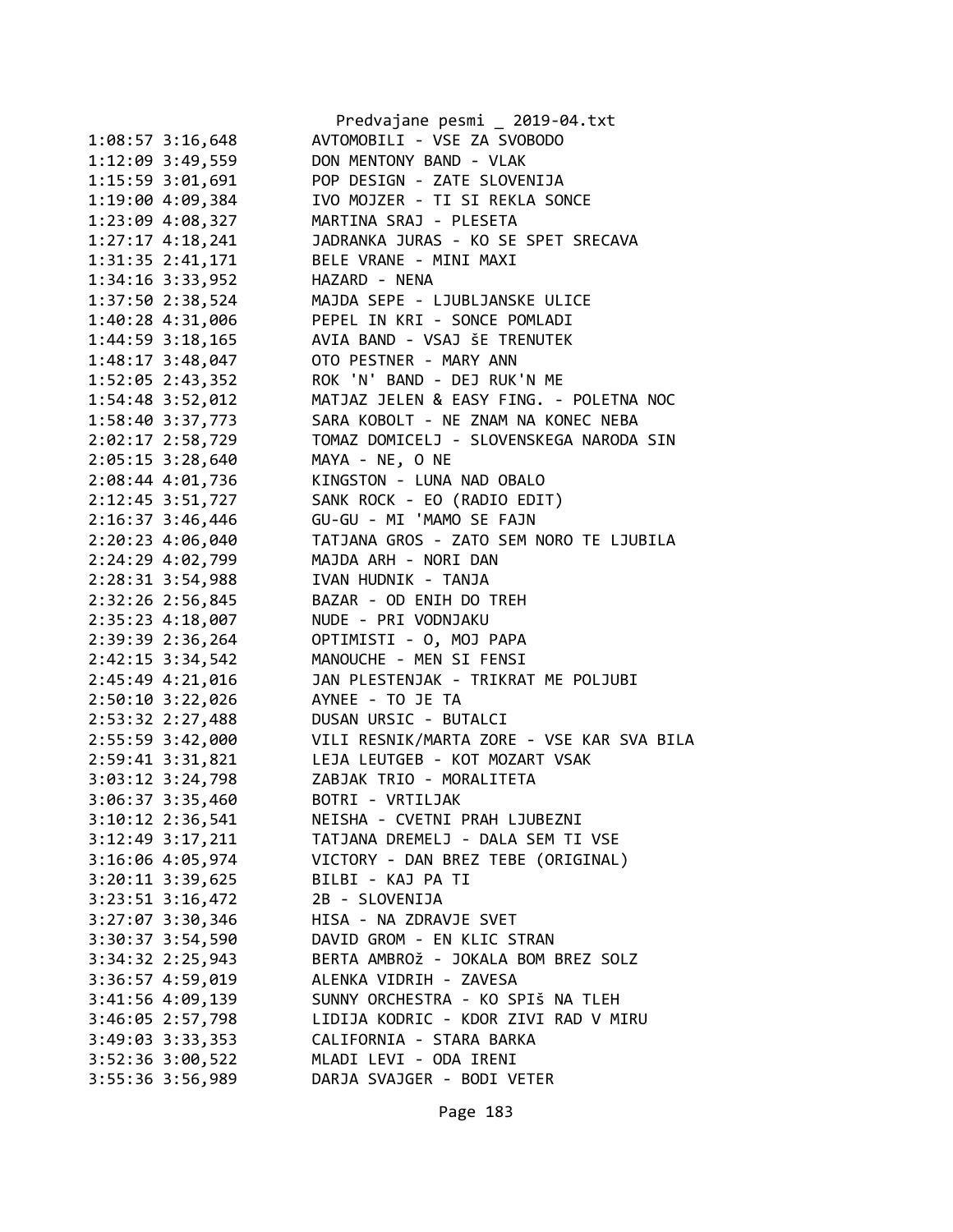1:08:57 3:16,648 AVTOMOBILI - VSE ZA SVOBODO
1:12:09 3:49,559 DON MENTONY BAND - VLAK
1:15:59 3:01,691 POP DESIGN - ZATE SLOVENIJA
1:19:00 4:09,384 IVO MOJZER - TI SI REKLA SONCE
1:23:09 4:08,327 MARTINA SRAJ - PLESETA
1:27:17 4:18,241 JADRANKA JURAS - KO SE SPET SRECAVA
1:31:35 2:41,171 BELE VRANE - MINI MAXI
1:34:16 3:33,952 HAZARD - NENA
1:37:50 2:38,524 MAJDA SEPE - LJUBLJANSKE ULICE
1:40:28 4:31,006 PEPEL IN KRI - SONCE POMLADI
1:44:59 3:18,165 AVIA BAND - VSAJ šE TRENUTEK
1:48:17 3:48,047 OTO PESTNER - MARY ANN
1:52:05 2:43,352 ROK 'N' BAND - DEJ RUK'N ME
1:54:48 3:52,012 MATJAZ JELEN & EASY FING. - POLETNA NOC
1:58:40 3:37,773 SARA KOBOLT - NE ZNAM NA KONEC NEBA
2:02:17 2:58,729 TOMAZ DOMICELJ - SLOVENSKEGA NARODA SIN
2:05:15 3:28,640 MAYA - NE, O NE
2:08:44 4:01,736 KINGSTON - LUNA NAD OBALO
2:12:45 3:51,727 SANK ROCK - EO (RADIO EDIT)
2:16:37 3:46,446 GU-GU - MI 'MAMO SE FAJN
2:20:23 4:06,040 TATJANA GROS - ZATO SEM NORO TE LJUBILA
2:24:29 4:02,799 MAJDA ARH - NORI DAN
2:28:31 3:54,988 IVAN HUDNIK - TANJA
2:32:26 2:56,845 BAZAR - OD ENIH DO TREH
2:35:23 4:18,007 NUDE - PRI VODNJAKU
2:39:39 2:36,264 OPTIMISTI - O, MOJ PAPA
2:42:15 3:34,542 MANOUCHE - MEN SI FENSI
2:45:49 4:21,016 JAN PLESTENJAK - TRIKRAT ME POLJUBI
2:50:10 3:22,026 AYNEE - TO JE TA
2:53:32 2:27,488 DUSAN URSIC - BUTALCI
2:55:59 3:42,000 VILI RESNIK/MARTA ZORE - VSE KAR SVA BILA
2:59:41 3:31,821 LEJA LEUTGEB - KOT MOZART VSAK
3:03:12 3:24,798 ZABJAK TRIO - MORALITETA
3:06:37 3:35,460 BOTRI - VRTILJAK
3:10:12 2:36,541 NEISHA - CVETNI PRAH LJUBEZNI
3:12:49 3:17,211 TATJANA DREMELJ - DALA SEM TI VSE
3:16:06 4:05,974 VICTORY - DAN BREZ TEBE (ORIGINAL)
3:20:11 3:39,625 BILBI - KAJ PA TI
3:23:51 3:16,472 2B - SLOVENIJA
3:27:07 3:30,346 HISA - NA ZDRAVJE SVET
3:30:37 3:54,590 DAVID GROM - EN KLIC STRAN
3:34:32 2:25,943 BERTA AMBROž - JOKALA BOM BREZ SOLZ
3:36:57 4:59,019 ALENKA VIDRIH - ZAVESA
3:41:56 4:09,139 SUNNY ORCHESTRA - KO SPIš NA TLEH
3:46:05 2:57,798 LIDIJA KODRIC - KDOR ZIVI RAD V MIRU
3:49:03 3:33,353 CALIFORNIA - STARA BARKA
3:52:36 3:00,522 MLADI LEVI - ODA IRENI
3:55:36 3:56,989 DARJA SVAJGER - BODI VETER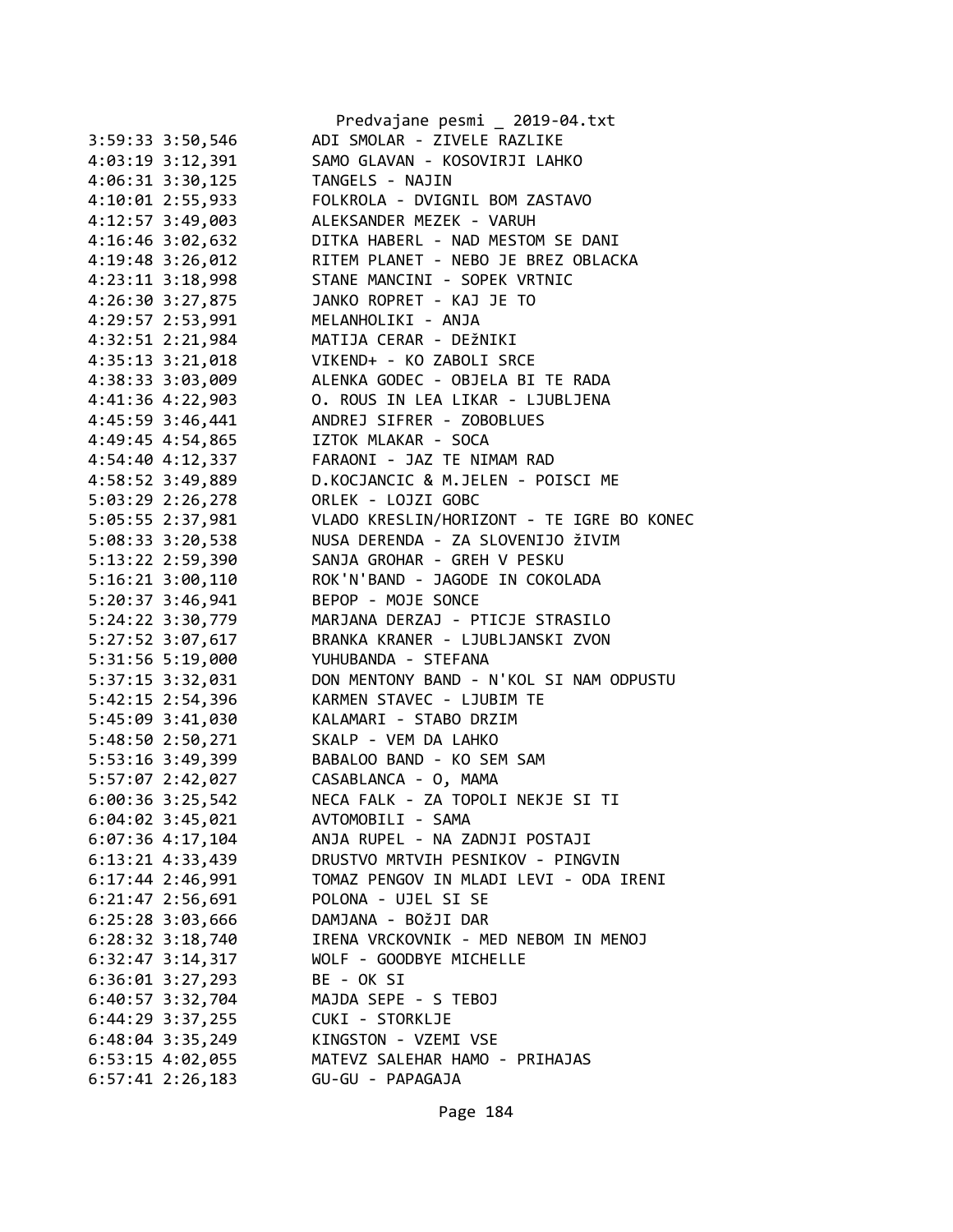```
3:59:33 3:50,546        ADI SMOLAR - ZIVELE RAZLIKE
4:03:19 3:12,391        SAMO GLAVAN - KOSOVIRJI LAHKO
4:06:31 3:30,125        TANGELS - NAJIN
4:10:01 2:55,933        FOLKROLA - DVIGNIL BOM ZASTAVO
4:12:57 3:49,003        ALEKSANDER MEZEK - VARUH
4:16:46 3:02,632        DITKA HABERL - NAD MESTOM SE DANI
4:19:48 3:26,012        RITEM PLANET - NEBO JE BREZ OBLACKA
4:23:11 3:18,998        STANE MANCINI - SOPEK VRTNIC
4:26:30 3:27,875        JANKO ROPRET - KAJ JE TO
4:29:57 2:53,991        MELANHOLIKI - ANJA
4:32:51 2:21,984        MATIJA CERAR - DEžNIKI
4:35:13 3:21,018        VIKEND+ - KO ZABOLI SRCE
4:38:33 3:03,009        ALENKA GODEC - OBJELA BI TE RADA
4:41:36 4:22,903        O. ROUS IN LEA LIKAR - LJUBLJENA
4:45:59 3:46,441        ANDREJ SIFRER - ZOBOBLUES
4:49:45 4:54,865        IZTOK MLAKAR - SOCA
4:54:40 4:12,337        FARAONI - JAZ TE NIMAM RAD
4:58:52 3:49,889        D.KOCJANCIC & M.JELEN - POISCI ME
5:03:29 2:26,278        ORLEK - LOJZI GOBC
5:05:55 2:37,981        VLADO KRESLIN/HORIZONT - TE IGRE BO KONEC
5:08:33 3:20,538        NUSA DERENDA - ZA SLOVENIJO žIVIM
5:13:22 2:59,390        SANJA GROHAR - GREH V PESKU
5:16:21 3:00,110        ROK'N'BAND - JAGODE IN COKOLADA
5:20:37 3:46,941        BEPOP - MOJE SONCE
5:24:22 3:30,779        MARJANA DERZAJ - PTICJE STRASILO
5:27:52 3:07,617        BRANKA KRANER - LJUBLJANSKI ZVON
5:31:56 5:19,000        YUHUBANDA - STEFANA
5:37:15 3:32,031        DON MENTONY BAND - N'KOL SI NAM ODPUSTU
5:42:15 2:54,396        KARMEN STAVEC - LJUBIM TE
5:45:09 3:41,030        KALAMARI - STABO DRZIM
5:48:50 2:50,271        SKALP - VEM DA LAHKO
5:53:16 3:49,399        BABALOO BAND - KO SEM SAM
5:57:07 2:42,027        CASABLANCA - O, MAMA
6:00:36 3:25,542        NECA FALK - ZA TOPOLI NEKJE SI TI
6:04:02 3:45,021        AVTOMOBILI - SAMA
6:07:36 4:17,104        ANJA RUPEL - NA ZADNJI POSTAJI
6:13:21 4:33,439        DRUSTVO MRTVIH PESNIKOV - PINGVIN
6:17:44 2:46,991        TOMAZ PENGOV IN MLADI LEVI - ODA IRENI
6:21:47 2:56,691        POLONA - UJEL SI SE
6:25:28 3:03,666        DAMJANA - BOžJI DAR
6:28:32 3:18,740        IRENA VRCKOVNIK - MED NEBOM IN MENOJ
6:32:47 3:14,317        WOLF - GOODBYE MICHELLE
6:36:01 3:27,293        BE - OK SI
6:40:57 3:32,704        MAJDA SEPE - S TEBOJ
6:44:29 3:37,255        CUKI - STORKLJE
6:48:04 3:35,249        KINGSTON - VZEMI VSE
6:53:15 4:02,055        MATEVZ SALEHAR HAMO - PRIHAJAS
6:57:41 2:26,183        GU-GU - PAPAGAJA
```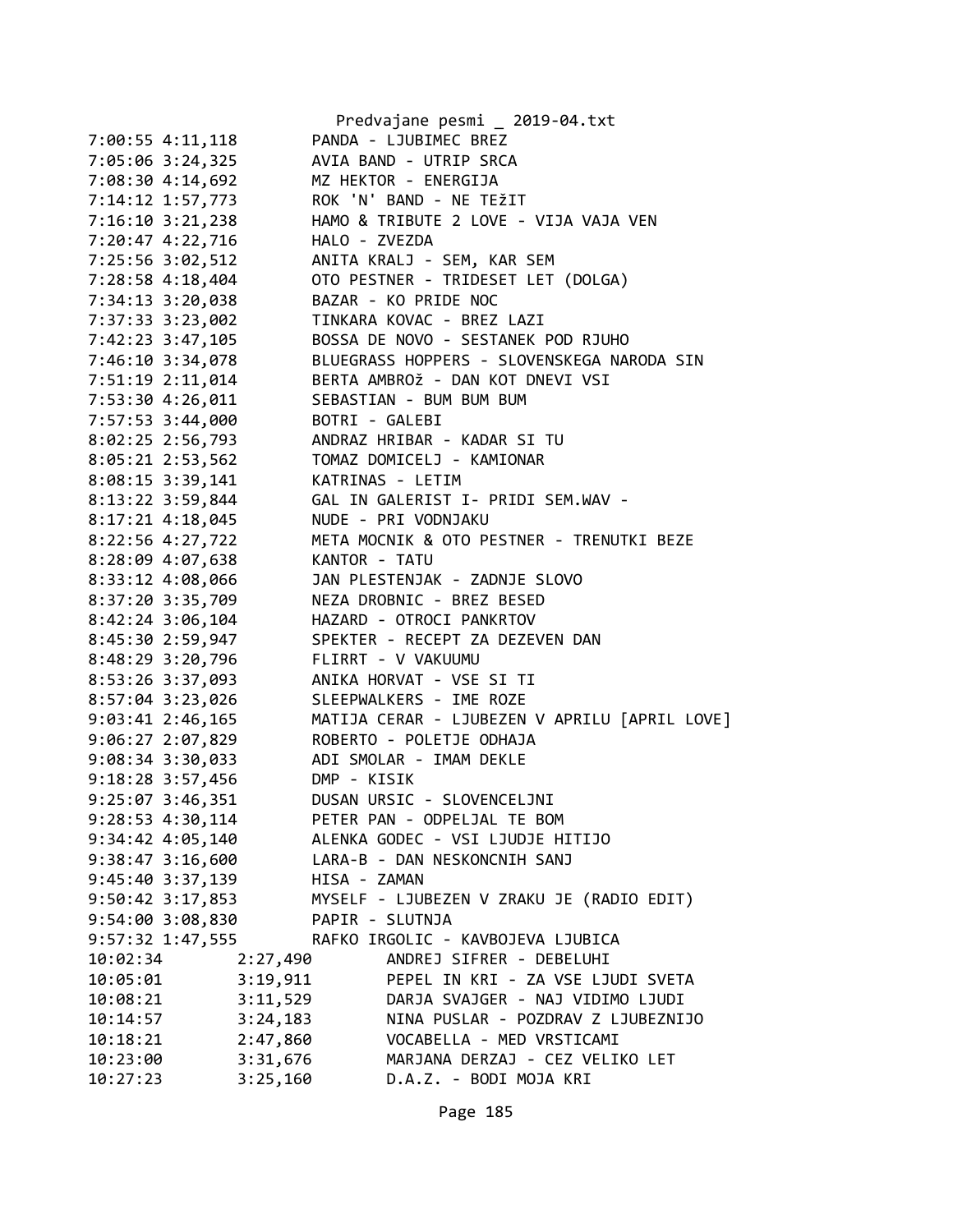```
7:00:55 4:11,118        PANDA - LJUBIMEC BREZ
7:05:06 3:24,325        AVIA BAND - UTRIP SRCA
7:08:30 4:14,692        MZ HEKTOR - ENERGIJA
7:14:12 1:57,773        ROK 'N' BAND - NE TEžIT
7:16:10 3:21,238        HAMO & TRIBUTE 2 LOVE - VIJA VAJA VEN
7:20:47 4:22,716        HALO - ZVEZDA
7:25:56 3:02,512        ANITA KRALJ - SEM, KAR SEM
7:28:58 4:18,404        OTO PESTNER - TRIDESET LET (DOLGA)
7:34:13 3:20,038        BAZAR - KO PRIDE NOC
7:37:33 3:23,002        TINKARA KOVAC - BREZ LAZI
7:42:23 3:47,105        BOSSA DE NOVO - SESTANEK POD RJUHO
7:46:10 3:34,078        BLUEGRASS HOPPERS - SLOVENSKEGA NARODA SIN
7:51:19 2:11,014        BERTA AMBROž - DAN KOT DNEVI VSI
7:53:30 4:26,011        SEBASTIAN - BUM BUM BUM
7:57:53 3:44,000        BOTRI - GALEBI
8:02:25 2:56,793        ANDRAZ HRIBAR - KADAR SI TU
8:05:21 2:53,562        TOMAZ DOMICELJ - KAMIONAR
8:08:15 3:39,141        KATRINAS - LETIM
8:13:22 3:59,844        GAL IN GALERIST I- PRIDI SEM.WAV -
8:17:21 4:18,045        NUDE - PRI VODNJAKU
8:22:56 4:27,722        META MOCNIK & OTO PESTNER - TRENUTKI BEZE
8:28:09 4:07,638        KANTOR - TATU
8:33:12 4:08,066        JAN PLESTENJAK - ZADNJE SLOVO
8:37:20 3:35,709        NEZA DROBNIC - BREZ BESED
8:42:24 3:06,104        HAZARD - OTROCI PANKRTOV
8:45:30 2:59,947        SPEKTER - RECEPT ZA DEZEVEN DAN
8:48:29 3:20,796        FLIRRT - V VAKUUMU
8:53:26 3:37,093        ANIKA HORVAT - VSE SI TI
8:57:04 3:23,026        SLEEPWALKERS - IME ROZE
9:03:41 2:46,165        MATIJA CERAR - LJUBEZEN V APRILU [APRIL LOVE]
9:06:27 2:07,829        ROBERTO - POLETJE ODHAJA
9:08:34 3:30,033        ADI SMOLAR - IMAM DEKLE
9:18:28 3:57,456        DMP - KISIK
9:25:07 3:46,351        DUSAN URSIC - SLOVENCELJNI
9:28:53 4:30,114        PETER PAN - ODPELJAL TE BOM
9:34:42 4:05,140        ALENKA GODEC - VSI LJUDJE HITIJO
9:38:47 3:16,600        LARA-B - DAN NESKONCNIH SANJ
9:45:40 3:37,139        HISA - ZAMAN
9:50:42 3:17,853        MYSELF - LJUBEZEN V ZRAKU JE (RADIO EDIT)
9:54:00 3:08,830        PAPIR - SLUTNJA
9:57:32 1:47,555        RAFKO IRGOLIC - KAVBOJEVA LJUBICA
10:02:34        2:27,490        ANDREJ SIFRER - DEBELUHI
10:05:01        3:19,911        PEPEL IN KRI - ZA VSE LJUDI SVETA
10:08:21        3:11,529        DARJA SVAJGER - NAJ VIDIMO LJUDI
10:14:57        3:24,183        NINA PUSLAR - POZDRAV Z LJUBEZNIJO
10:18:21        2:47,860        VOCABELLA - MED VRSTICAMI
10:23:00        3:31,676        MARJANA DERZAJ - CEZ VELIKO LET
10:27:23        3:25,160        D.A.Z. - BODI MOJA KRI
```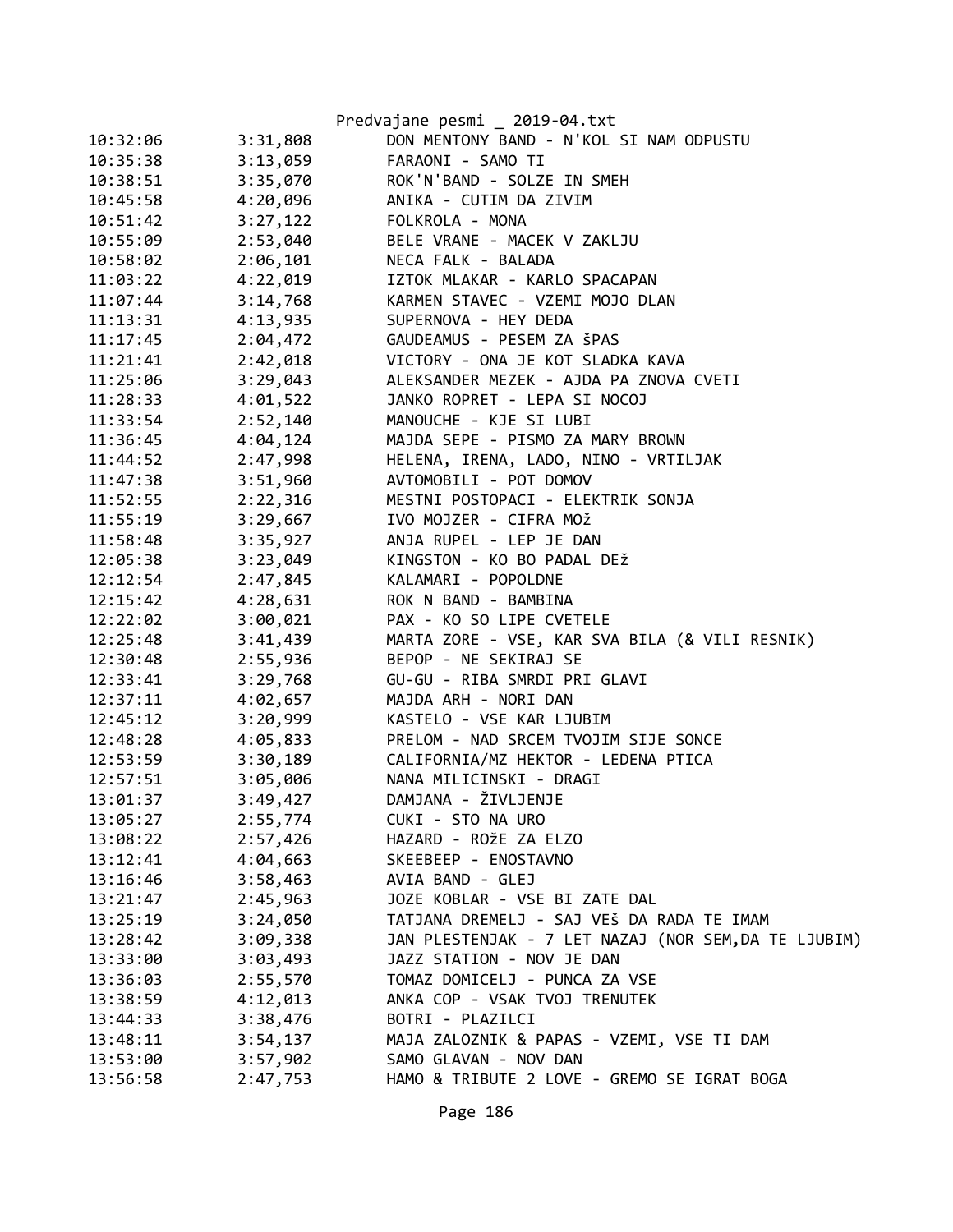Predvajane pesmi _ 2019-04.txt

| | | |
|---|---|---|
| 10:32:06 | 3:31,808 | DON MENTONY BAND - N'KOL SI NAM ODPUSTU |
| 10:35:38 | 3:13,059 | FARAONI - SAMO TI |
| 10:38:51 | 3:35,070 | ROK'N'BAND - SOLZE IN SMEH |
| 10:45:58 | 4:20,096 | ANIKA - CUTIM DA ZIVIM |
| 10:51:42 | 3:27,122 | FOLKROLA - MONA |
| 10:55:09 | 2:53,040 | BELE VRANE - MACEK V ZAKLJU |
| 10:58:02 | 2:06,101 | NECA FALK - BALADA |
| 11:03:22 | 4:22,019 | IZTOK MLAKAR - KARLO SPACAPAN |
| 11:07:44 | 3:14,768 | KARMEN STAVEC - VZEMI MOJO DLAN |
| 11:13:31 | 4:13,935 | SUPERNOVA - HEY DEDA |
| 11:17:45 | 2:04,472 | GAUDEAMUS - PESEM ZA šPAS |
| 11:21:41 | 2:42,018 | VICTORY - ONA JE KOT SLADKA KAVA |
| 11:25:06 | 3:29,043 | ALEKSANDER MEZEK - AJDA PA ZNOVA CVETI |
| 11:28:33 | 4:01,522 | JANKO ROPRET - LEPA SI NOCOJ |
| 11:33:54 | 2:52,140 | MANOUCHE - KJE SI LUBI |
| 11:36:45 | 4:04,124 | MAJDA SEPE - PISMO ZA MARY BROWN |
| 11:44:52 | 2:47,998 | HELENA, IRENA, LADO, NINO - VRTILJAK |
| 11:47:38 | 3:51,960 | AVTOMOBILI - POT DOMOV |
| 11:52:55 | 2:22,316 | MESTNI POSTOPACI - ELEKTRIK SONJA |
| 11:55:19 | 3:29,667 | IVO MOJZER - CIFRA MOž |
| 11:58:48 | 3:35,927 | ANJA RUPEL - LEP JE DAN |
| 12:05:38 | 3:23,049 | KINGSTON - KO BO PADAL DEž |
| 12:12:54 | 2:47,845 | KALAMARI - POPOLDNE |
| 12:15:42 | 4:28,631 | ROK N BAND - BAMBINA |
| 12:22:02 | 3:00,021 | PAX - KO SO LIPE CVETELE |
| 12:25:48 | 3:41,439 | MARTA ZORE - VSE, KAR SVA BILA (& VILI RESNIK) |
| 12:30:48 | 2:55,936 | BEPOP - NE SEKIRAJ SE |
| 12:33:41 | 3:29,768 | GU-GU - RIBA SMRDI PRI GLAVI |
| 12:37:11 | 4:02,657 | MAJDA ARH - NORI DAN |
| 12:45:12 | 3:20,999 | KASTELO - VSE KAR LJUBIM |
| 12:48:28 | 4:05,833 | PRELOM - NAD SRCEM TVOJIM SIJE SONCE |
| 12:53:59 | 3:30,189 | CALIFORNIA/MZ HEKTOR - LEDENA PTICA |
| 12:57:51 | 3:05,006 | NANA MILICINSKI - DRAGI |
| 13:01:37 | 3:49,427 | DAMJANA - ŽIVLJENJE |
| 13:05:27 | 2:55,774 | CUKI - STO NA URO |
| 13:08:22 | 2:57,426 | HAZARD - ROžE ZA ELZO |
| 13:12:41 | 4:04,663 | SKEEBEEP - ENOSTAVNO |
| 13:16:46 | 3:58,463 | AVIA BAND - GLEJ |
| 13:21:47 | 2:45,963 | JOZE KOBLAR - VSE BI ZATE DAL |
| 13:25:19 | 3:24,050 | TATJANA DREMELJ - SAJ VEš DA RADA TE IMAM |
| 13:28:42 | 3:09,338 | JAN PLESTENJAK - 7 LET NAZAJ (NOR SEM,DA TE LJUBIM) |
| 13:33:00 | 3:03,493 | JAZZ STATION - NOV JE DAN |
| 13:36:03 | 2:55,570 | TOMAZ DOMICELJ - PUNCA ZA VSE |
| 13:38:59 | 4:12,013 | ANKA COP - VSAK TVOJ TRENUTEK |
| 13:44:33 | 3:38,476 | BOTRI - PLAZILCI |
| 13:48:11 | 3:54,137 | MAJA ZALOZNIK & PAPAS - VZEMI, VSE TI DAM |
| 13:53:00 | 3:57,902 | SAMO GLAVAN - NOV DAN |
| 13:56:58 | 2:47,753 | HAMO & TRIBUTE 2 LOVE - GREMO SE IGRAT BOGA |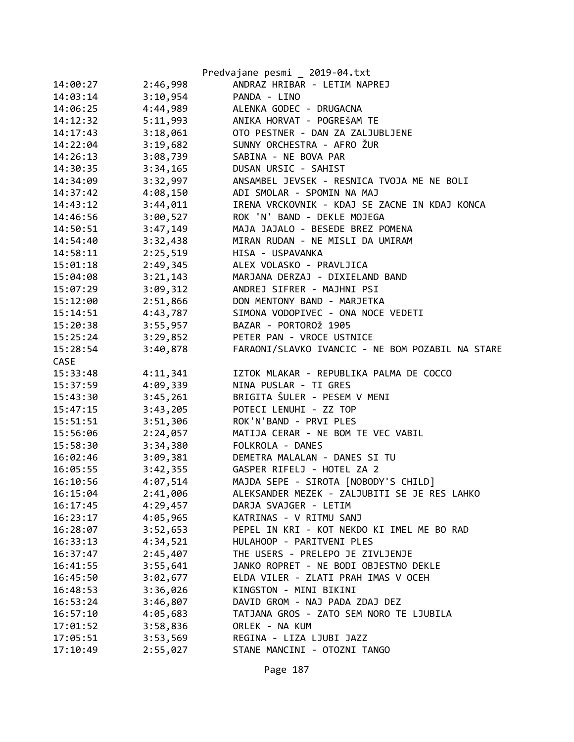| | | |
|---|---|---|
| 14:00:27 | 2:46,998 | ANDRAZ HRIBAR - LETIM NAPREJ |
| 14:03:14 | 3:10,954 | PANDA - LINO |
| 14:06:25 | 4:44,989 | ALENKA GODEC - DRUGACNA |
| 14:12:32 | 5:11,993 | ANIKA HORVAT - POGREŠAM TE |
| 14:17:43 | 3:18,061 | OTO PESTNER - DAN ZA ZALJUBLJENE |
| 14:22:04 | 3:19,682 | SUNNY ORCHESTRA - AFRO ŽUR |
| 14:26:13 | 3:08,739 | SABINA - NE BOVA PAR |
| 14:30:35 | 3:34,165 | DUSAN URSIC - SAHIST |
| 14:34:09 | 3:32,997 | ANSAMBEL JEVSEK - RESNICA TVOJA ME NE BOLI |
| 14:37:42 | 4:08,150 | ADI SMOLAR - SPOMIN NA MAJ |
| 14:43:12 | 3:44,011 | IRENA VRCKOVNIK - KDAJ SE ZACNE IN KDAJ KONCA |
| 14:46:56 | 3:00,527 | ROK 'N' BAND - DEKLE MOJEGA |
| 14:50:51 | 3:47,149 | MAJA JAJALO - BESEDE BREZ POMENA |
| 14:54:40 | 3:32,438 | MIRAN RUDAN - NE MISLI DA UMIRAM |
| 14:58:11 | 2:25,519 | HISA - USPAVANKA |
| 15:01:18 | 2:49,345 | ALEX VOLASKO - PRAVLJICA |
| 15:04:08 | 3:21,143 | MARJANA DERZAJ - DIXIELAND BAND |
| 15:07:29 | 3:09,312 | ANDREJ SIFRER - MAJHNI PSI |
| 15:12:00 | 2:51,866 | DON MENTONY BAND - MARJETKA |
| 15:14:51 | 4:43,787 | SIMONA VODOPIVEC - ONA NOCE VEDETI |
| 15:20:38 | 3:55,957 | BAZAR - PORTOROž 1905 |
| 15:25:24 | 3:29,852 | PETER PAN - VROCE USTNICE |
| 15:28:54 | 3:40,878 | FARAONI/SLAVKO IVANCIC - NE BOM POZABIL NA STARE CASE |
| 15:33:48 | 4:11,341 | IZTOK MLAKAR - REPUBLIKA PALMA DE COCCO |
| 15:37:59 | 4:09,339 | NINA PUSLAR - TI GRES |
| 15:43:30 | 3:45,261 | BRIGITA ŠULER - PESEM V MENI |
| 15:47:15 | 3:43,205 | POTECI LENUHI - ZZ TOP |
| 15:51:51 | 3:51,306 | ROK'N'BAND - PRVI PLES |
| 15:56:06 | 2:24,057 | MATIJA CERAR - NE BOM TE VEC VABIL |
| 15:58:30 | 3:34,380 | FOLKROLA - DANES |
| 16:02:46 | 3:09,381 | DEMETRA MALALAN - DANES SI TU |
| 16:05:55 | 3:42,355 | GASPER RIFELJ - HOTEL ZA 2 |
| 16:10:56 | 4:07,514 | MAJDA SEPE - SIROTA [NOBODY'S CHILD] |
| 16:15:04 | 2:41,006 | ALEKSANDER MEZEK - ZALJUBITI SE JE RES LAHKO |
| 16:17:45 | 4:29,457 | DARJA SVAJGER - LETIM |
| 16:23:17 | 4:05,965 | KATRINAS - V RITMU SANJ |
| 16:28:07 | 3:52,653 | PEPEL IN KRI - KOT NEKDO KI IMEL ME BO RAD |
| 16:33:13 | 4:34,521 | HULAHOOP - PARITVENI PLES |
| 16:37:47 | 2:45,407 | THE USERS - PRELEPO JE ZIVLJENJE |
| 16:41:55 | 3:55,641 | JANKO ROPRET - NE BODI OBJESTNO DEKLE |
| 16:45:50 | 3:02,677 | ELDA VILER - ZLATI PRAH IMAS V OCEH |
| 16:48:53 | 3:36,026 | KINGSTON - MINI BIKINI |
| 16:53:24 | 3:46,807 | DAVID GROM - NAJ PADA ZDAJ DEZ |
| 16:57:10 | 4:05,683 | TATJANA GROS - ZATO SEM NORO TE LJUBILA |
| 17:01:52 | 3:58,836 | ORLEK - NA KUM |
| 17:05:51 | 3:53,569 | REGINA - LIZA LJUBI JAZZ |
| 17:10:49 | 2:55,027 | STANE MANCINI - OTOZNI TANGO |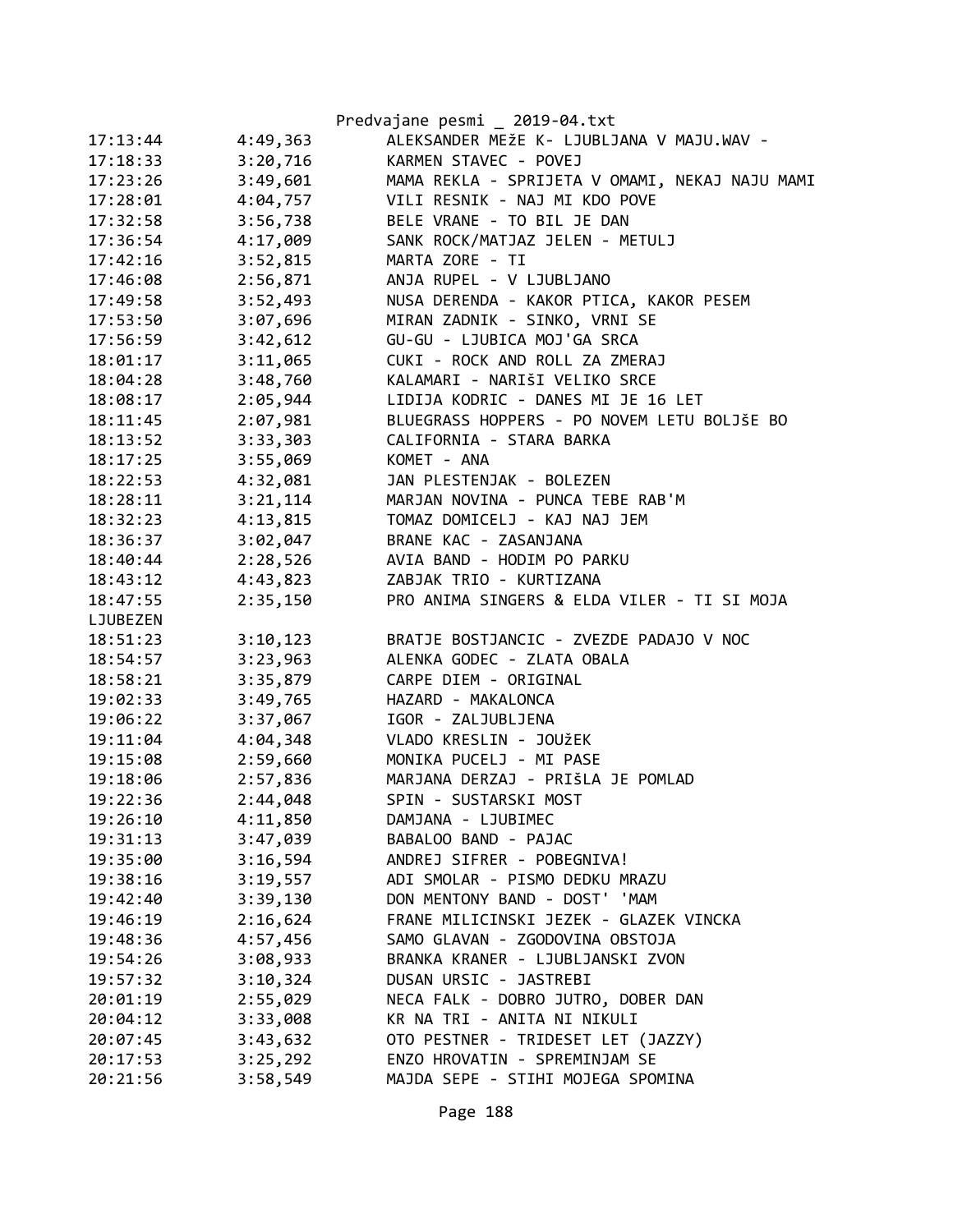| | | |
|---|---|---|
| 17:13:44 | 4:49,363 | ALEKSANDER MEžE K- LJUBLJANA V MAJU.WAV - |
| 17:18:33 | 3:20,716 | KARMEN STAVEC - POVEJ |
| 17:23:26 | 3:49,601 | MAMA REKLA - SPRIJETA V OMAMI, NEKAJ NAJU MAMI |
| 17:28:01 | 4:04,757 | VILI RESNIK - NAJ MI KDO POVE |
| 17:32:58 | 3:56,738 | BELE VRANE - TO BIL JE DAN |
| 17:36:54 | 4:17,009 | SANK ROCK/MATJAZ JELEN - METULJ |
| 17:42:16 | 3:52,815 | MARTA ZORE - TI |
| 17:46:08 | 2:56,871 | ANJA RUPEL - V LJUBLJANO |
| 17:49:58 | 3:52,493 | NUSA DERENDA - KAKOR PTICA, KAKOR PESEM |
| 17:53:50 | 3:07,696 | MIRAN ZADNIK - SINKO, VRNI SE |
| 17:56:59 | 3:42,612 | GU-GU - LJUBICA MOJ'GA SRCA |
| 18:01:17 | 3:11,065 | CUKI - ROCK AND ROLL ZA ZMERAJ |
| 18:04:28 | 3:48,760 | KALAMARI - NARIŠI VELIKO SRCE |
| 18:08:17 | 2:05,944 | LIDIJA KODRIC - DANES MI JE 16 LET |
| 18:11:45 | 2:07,981 | BLUEGRASS HOPPERS - PO NOVEM LETU BOLJŠE BO |
| 18:13:52 | 3:33,303 | CALIFORNIA - STARA BARKA |
| 18:17:25 | 3:55,069 | KOMET - ANA |
| 18:22:53 | 4:32,081 | JAN PLESTENJAK - BOLEZEN |
| 18:28:11 | 3:21,114 | MARJAN NOVINA - PUNCA TEBE RAB'M |
| 18:32:23 | 4:13,815 | TOMAZ DOMICELJ - KAJ NAJ JEM |
| 18:36:37 | 3:02,047 | BRANE KAC - ZASANJANA |
| 18:40:44 | 2:28,526 | AVIA BAND - HODIM PO PARKU |
| 18:43:12 | 4:43,823 | ZABJAK TRIO - KURTIZANA |
| 18:47:55 | 2:35,150 | PRO ANIMA SINGERS & ELDA VILER - TI SI MOJA LJUBEZEN |
| 18:51:23 | 3:10,123 | BRATJE BOSTJANCIC - ZVEZDE PADAJO V NOC |
| 18:54:57 | 3:23,963 | ALENKA GODEC - ZLATA OBALA |
| 18:58:21 | 3:35,879 | CARPE DIEM - ORIGINAL |
| 19:02:33 | 3:49,765 | HAZARD - MAKALONCA |
| 19:06:22 | 3:37,067 | IGOR - ZALJUBLJENA |
| 19:11:04 | 4:04,348 | VLADO KRESLIN - JOUžEK |
| 19:15:08 | 2:59,660 | MONIKA PUCELJ - MI PASE |
| 19:18:06 | 2:57,836 | MARJANA DERZAJ - PRIŠLA JE POMLAD |
| 19:22:36 | 2:44,048 | SPIN - SUSTARSKI MOST |
| 19:26:10 | 4:11,850 | DAMJANA - LJUBIMEC |
| 19:31:13 | 3:47,039 | BABALOO BAND - PAJAC |
| 19:35:00 | 3:16,594 | ANDREJ SIFRER - POBEGNIVA! |
| 19:38:16 | 3:19,557 | ADI SMOLAR - PISMO DEDKU MRAZU |
| 19:42:40 | 3:39,130 | DON MENTONY BAND - DOST' 'MAM |
| 19:46:19 | 2:16,624 | FRANE MILICINSKI JEZEK - GLAZEK VINCKA |
| 19:48:36 | 4:57,456 | SAMO GLAVAN - ZGODOVINA OBSTOJA |
| 19:54:26 | 3:08,933 | BRANKA KRANER - LJUBLJANSKI ZVON |
| 19:57:32 | 3:10,324 | DUSAN URSIC - JASTREBI |
| 20:01:19 | 2:55,029 | NECA FALK - DOBRO JUTRO, DOBER DAN |
| 20:04:12 | 3:33,008 | KR NA TRI - ANITA NI NIKULI |
| 20:07:45 | 3:43,632 | OTO PESTNER - TRIDESET LET (JAZZY) |
| 20:17:53 | 3:25,292 | ENZO HROVATIN - SPREMINJAM SE |
| 20:21:56 | 3:58,549 | MAJDA SEPE - STIHI MOJEGA SPOMINA |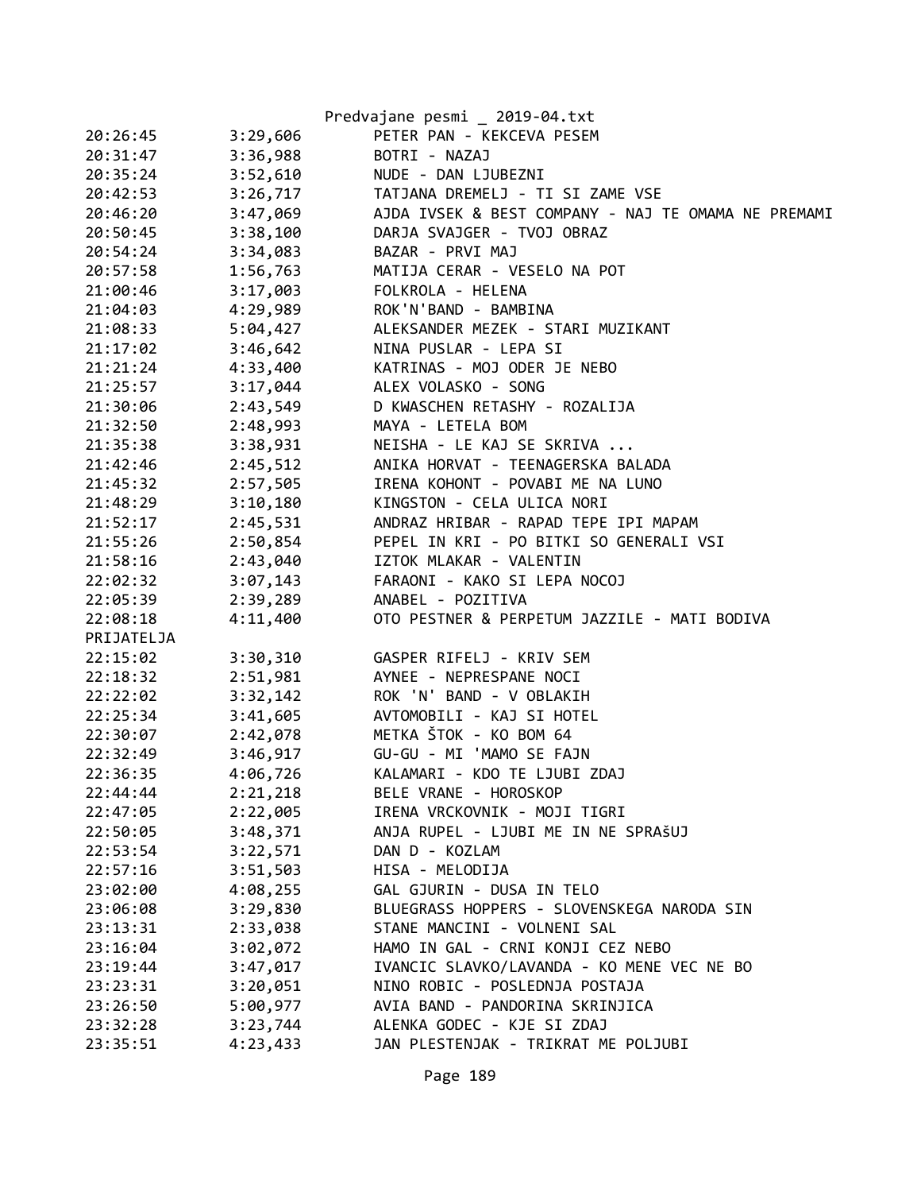| | | |
|---|---|---|
| 20:26:45 | 3:29,606 | PETER PAN - KEKCEVA PESEM |
| 20:31:47 | 3:36,988 | BOTRI - NAZAJ |
| 20:35:24 | 3:52,610 | NUDE - DAN LJUBEZNI |
| 20:42:53 | 3:26,717 | TATJANA DREMELJ - TI SI ZAME VSE |
| 20:46:20 | 3:47,069 | AJDA IVSEK & BEST COMPANY - NAJ TE OMAMA NE PREMAMI |
| 20:50:45 | 3:38,100 | DARJA SVAJGER - TVOJ OBRAZ |
| 20:54:24 | 3:34,083 | BAZAR - PRVI MAJ |
| 20:57:58 | 1:56,763 | MATIJA CERAR - VESELO NA POT |
| 21:00:46 | 3:17,003 | FOLKROLA - HELENA |
| 21:04:03 | 4:29,989 | ROK'N'BAND - BAMBINA |
| 21:08:33 | 5:04,427 | ALEKSANDER MEZEK - STARI MUZIKANT |
| 21:17:02 | 3:46,642 | NINA PUSLAR - LEPA SI |
| 21:21:24 | 4:33,400 | KATRINAS - MOJ ODER JE NEBO |
| 21:25:57 | 3:17,044 | ALEX VOLASKO - SONG |
| 21:30:06 | 2:43,549 | D KWASCHEN RETASHY - ROZALIJA |
| 21:32:50 | 2:48,993 | MAYA - LETELA BOM |
| 21:35:38 | 3:38,931 | NEISHA - LE KAJ SE SKRIVA ... |
| 21:42:46 | 2:45,512 | ANIKA HORVAT - TEENAGERSKA BALADA |
| 21:45:32 | 2:57,505 | IRENA KOHONT - POVABI ME NA LUNO |
| 21:48:29 | 3:10,180 | KINGSTON - CELA ULICA NORI |
| 21:52:17 | 2:45,531 | ANDRAZ HRIBAR - RAPAD TEPE IPI MAPAM |
| 21:55:26 | 2:50,854 | PEPEL IN KRI - PO BITKI SO GENERALI VSI |
| 21:58:16 | 2:43,040 | IZTOK MLAKAR - VALENTIN |
| 22:02:32 | 3:07,143 | FARAONI - KAKO SI LEPA NOCOJ |
| 22:05:39 | 2:39,289 | ANABEL - POZITIVA |
| 22:08:18 | 4:11,400 | OTO PESTNER & PERPETUM JAZZILE - MATI BODIVA PRIJATELJA |
| 22:15:02 | 3:30,310 | GASPER RIFELJ - KRIV SEM |
| 22:18:32 | 2:51,981 | AYNEE - NEPRESPANE NOCI |
| 22:22:02 | 3:32,142 | ROK 'N' BAND - V OBLAKIH |
| 22:25:34 | 3:41,605 | AVTOMOBILI - KAJ SI HOTEL |
| 22:30:07 | 2:42,078 | METKA ŠTOK - KO BOM 64 |
| 22:32:49 | 3:46,917 | GU-GU - MI 'MAMO SE FAJN |
| 22:36:35 | 4:06,726 | KALAMARI - KDO TE LJUBI ZDAJ |
| 22:44:44 | 2:21,218 | BELE VRANE - HOROSKOP |
| 22:47:05 | 2:22,005 | IRENA VRCKOVNIK - MOJI TIGRI |
| 22:50:05 | 3:48,371 | ANJA RUPEL - LJUBI ME IN NE SPRAŠUJ |
| 22:53:54 | 3:22,571 | DAN D - KOZLAM |
| 22:57:16 | 3:51,503 | HISA - MELODIJA |
| 23:02:00 | 4:08,255 | GAL GJURIN - DUSA IN TELO |
| 23:06:08 | 3:29,830 | BLUEGRASS HOPPERS - SLOVENSKEGA NARODA SIN |
| 23:13:31 | 2:33,038 | STANE MANCINI - VOLNENI SAL |
| 23:16:04 | 3:02,072 | HAMO IN GAL - CRNI KONJI CEZ NEBO |
| 23:19:44 | 3:47,017 | IVANCIC SLAVKO/LAVANDA - KO MENE VEC NE BO |
| 23:23:31 | 3:20,051 | NINO ROBIC - POSLEDNJA POSTAJA |
| 23:26:50 | 5:00,977 | AVIA BAND - PANDORINA SKRINJICA |
| 23:32:28 | 3:23,744 | ALENKA GODEC - KJE SI ZDAJ |
| 23:35:51 | 4:23,433 | JAN PLESTENJAK - TRIKRAT ME POLJUBI |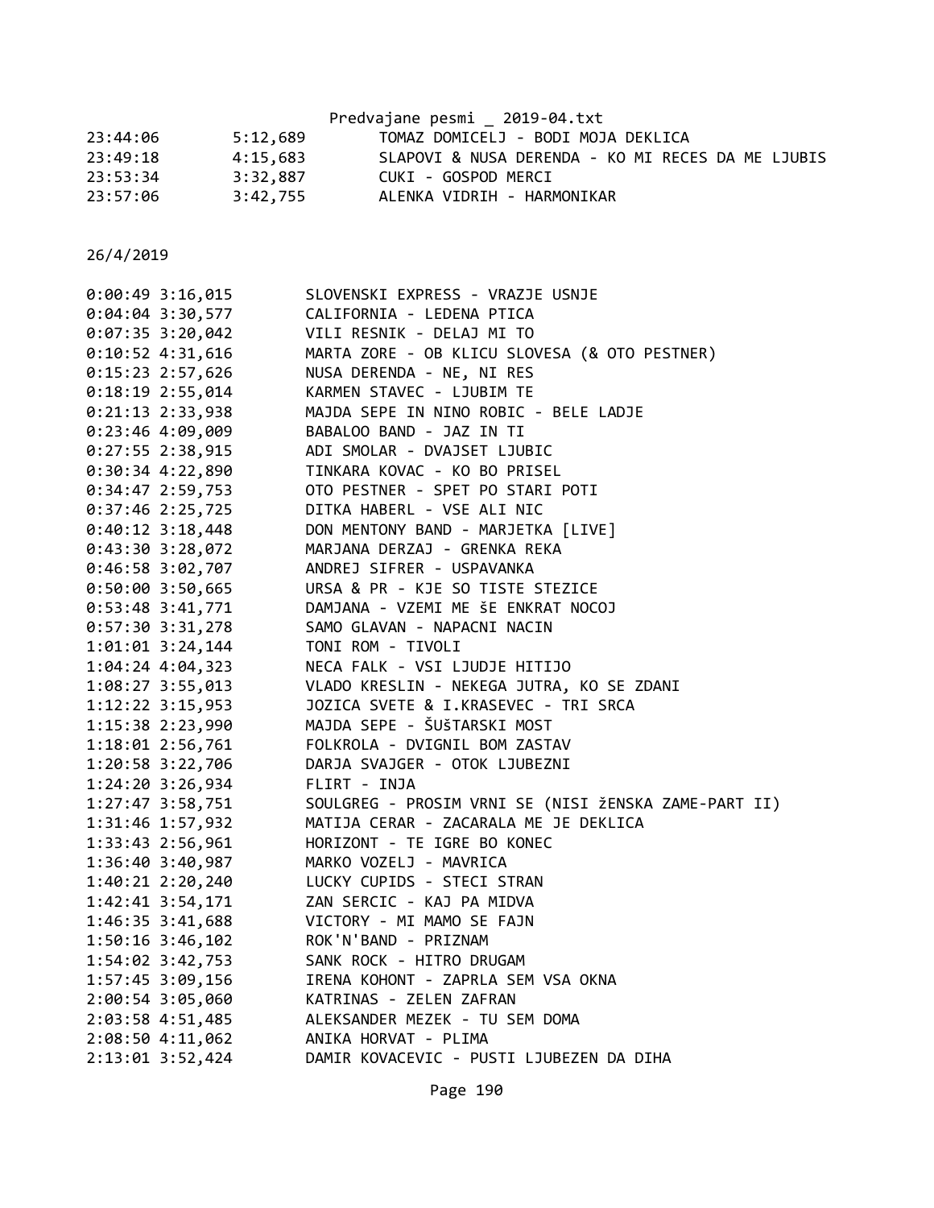23:44:06        5:12,689        TOMAZ DOMICELJ - BODI MOJA DEKLICA
23:49:18        4:15,683        SLAPOVI & NUSA DERENDA - KO MI RECES DA ME LJUBIS
23:53:34        3:32,887        CUKI - GOSPOD MERCI
23:57:06        3:42,755        ALENKA VIDRIH - HARMONIKAR

26/4/2019

0:00:49 3:16,015        SLOVENSKI EXPRESS - VRAZJE USNJE
0:04:04 3:30,577        CALIFORNIA - LEDENA PTICA
0:07:35 3:20,042        VILI RESNIK - DELAJ MI TO
0:10:52 4:31,616        MARTA ZORE - OB KLICU SLOVESA (& OTO PESTNER)
0:15:23 2:57,626        NUSA DERENDA - NE, NI RES
0:18:19 2:55,014        KARMEN STAVEC - LJUBIM TE
0:21:13 2:33,938        MAJDA SEPE IN NINO ROBIC - BELE LADJE
0:23:46 4:09,009        BABALOO BAND - JAZ IN TI
0:27:55 2:38,915        ADI SMOLAR - DVAJSET LJUBIC
0:30:34 4:22,890        TINKARA KOVAC - KO BO PRISEL
0:34:47 2:59,753        OTO PESTNER - SPET PO STARI POTI
0:37:46 2:25,725        DITKA HABERL - VSE ALI NIC
0:40:12 3:18,448        DON MENTONY BAND - MARJETKA [LIVE]
0:43:30 3:28,072        MARJANA DERZAJ - GRENKA REKA
0:46:58 3:02,707        ANDREJ SIFRER - USPAVANKA
0:50:00 3:50,665        URSA & PR - KJE SO TISTE STEZICE
0:53:48 3:41,771        DAMJANA - VZEMI ME ŠE ENKRAT NOCOJ
0:57:30 3:31,278        SAMO GLAVAN - NAPACNI NACIN
1:01:01 3:24,144        TONI ROM - TIVOLI
1:04:24 4:04,323        NECA FALK - VSI LJUDJE HITIJO
1:08:27 3:55,013        VLADO KRESLIN - NEKEGA JUTRA, KO SE ZDANI
1:12:22 3:15,953        JOZICA SVETE & I.KRASEVEC - TRI SRCA
1:15:38 2:23,990        MAJDA SEPE - ŠUŠTARSKI MOST
1:18:01 2:56,761        FOLKROLA - DVIGNIL BOM ZASTAV
1:20:58 3:22,706        DARJA SVAJGER - OTOK LJUBEZNI
1:24:20 3:26,934        FLIRT - INJA
1:27:47 3:58,751        SOULGREG - PROSIM VRNI SE (NISI žENSKA ZAME-PART II)
1:31:46 1:57,932        MATIJA CERAR - ZACARALA ME JE DEKLICA
1:33:43 2:56,961        HORIZONT - TE IGRE BO KONEC
1:36:40 3:40,987        MARKO VOZELJ - MAVRICA
1:40:21 2:20,240        LUCKY CUPIDS - STECI STRAN
1:42:41 3:54,171        ZAN SERCIC - KAJ PA MIDVA
1:46:35 3:41,688        VICTORY - MI MAMO SE FAJN
1:50:16 3:46,102        ROK'N'BAND - PRIZNAM
1:54:02 3:42,753        SANK ROCK - HITRO DRUGAM
1:57:45 3:09,156        IRENA KOHONT - ZAPRLA SEM VSA OKNA
2:00:54 3:05,060        KATRINAS - ZELEN ZAFRAN
2:03:58 4:51,485        ALEKSANDER MEZEK - TU SEM DOMA
2:08:50 4:11,062        ANIKA HORVAT - PLIMA
2:13:01 3:52,424        DAMIR KOVACEVIC - PUSTI LJUBEZEN DA DIHA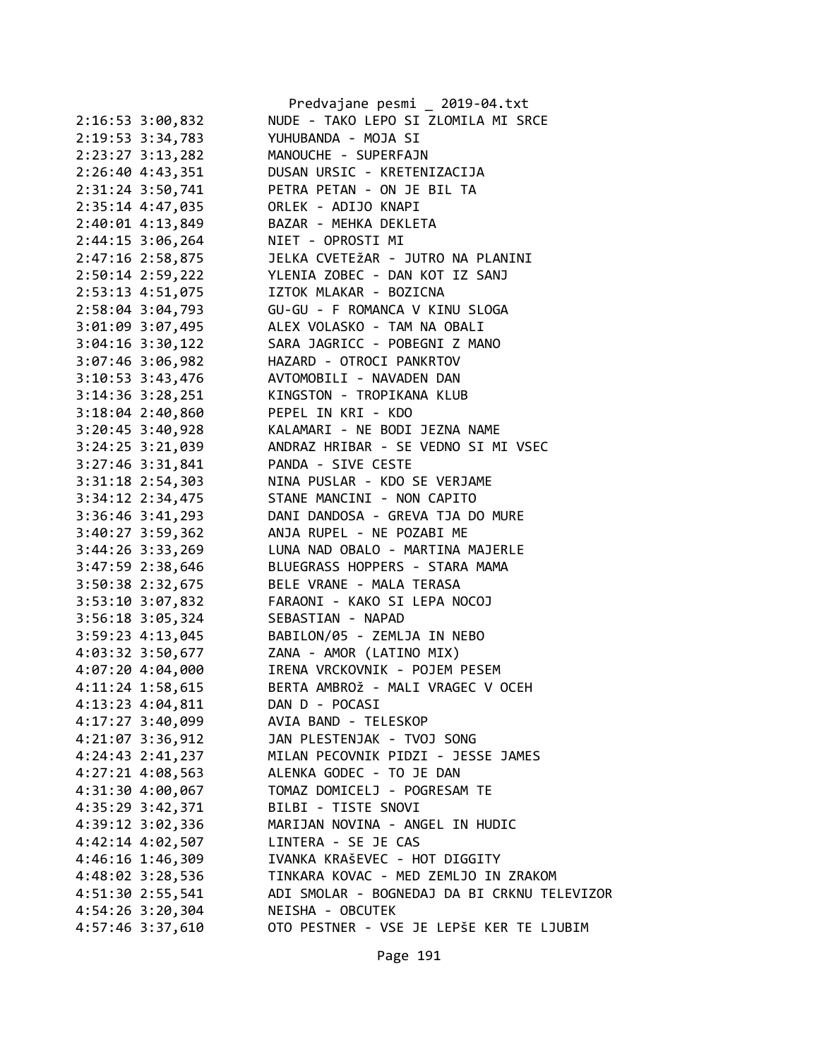```
2:16:53 3:00,832        NUDE - TAKO LEPO SI ZLOMILA MI SRCE
2:19:53 3:34,783        YUHUBANDA - MOJA SI
2:23:27 3:13,282        MANOUCHE - SUPERFAJN
2:26:40 4:43,351        DUSAN URSIC - KRETENIZACIJA
2:31:24 3:50,741        PETRA PETAN - ON JE BIL TA
2:35:14 4:47,035        ORLEK - ADIJO KNAPI
2:40:01 4:13,849        BAZAR - MEHKA DEKLETA
2:44:15 3:06,264        NIET - OPROSTI MI
2:47:16 2:58,875        JELKA CVETEžAR - JUTRO NA PLANINI
2:50:14 2:59,222        YLENIA ZOBEC - DAN KOT IZ SANJ
2:53:13 4:51,075        IZTOK MLAKAR - BOZICNA
2:58:04 3:04,793        GU-GU - F ROMANCA V KINU SLOGA
3:01:09 3:07,495        ALEX VOLASKO - TAM NA OBALI
3:04:16 3:30,122        SARA JAGRICC - POBEGNI Z MANO
3:07:46 3:06,982        HAZARD - OTROCI PANKRTOV
3:10:53 3:43,476        AVTOMOBILI - NAVADEN DAN
3:14:36 3:28,251        KINGSTON - TROPIKANA KLUB
3:18:04 2:40,860        PEPEL IN KRI - KDO
3:20:45 3:40,928        KALAMARI - NE BODI JEZNA NAME
3:24:25 3:21,039        ANDRAZ HRIBAR - SE VEDNO SI MI VSEC
3:27:46 3:31,841        PANDA - SIVE CESTE
3:31:18 2:54,303        NINA PUSLAR - KDO SE VERJAME
3:34:12 2:34,475        STANE MANCINI - NON CAPITO
3:36:46 3:41,293        DANI DANDOSA - GREVA TJA DO MURE
3:40:27 3:59,362        ANJA RUPEL - NE POZABI ME
3:44:26 3:33,269        LUNA NAD OBALO - MARTINA MAJERLE
3:47:59 2:38,646        BLUEGRASS HOPPERS - STARA MAMA
3:50:38 2:32,675        BELE VRANE - MALA TERASA
3:53:10 3:07,832        FARAONI - KAKO SI LEPA NOCOJ
3:56:18 3:05,324        SEBASTIAN - NAPAD
3:59:23 4:13,045        BABILON/05 - ZEMLJA IN NEBO
4:03:32 3:50,677        ZANA - AMOR (LATINO MIX)
4:07:20 4:04,000        IRENA VRCKOVNIK - POJEM PESEM
4:11:24 1:58,615        BERTA AMBROž - MALI VRAGEC V OCEH
4:13:23 4:04,811        DAN D - POCASI
4:17:27 3:40,099        AVIA BAND - TELESKOP
4:21:07 3:36,912        JAN PLESTENJAK - TVOJ SONG
4:24:43 2:41,237        MILAN PECOVNIK PIDZI - JESSE JAMES
4:27:21 4:08,563        ALENKA GODEC - TO JE DAN
4:31:30 4:00,067        TOMAZ DOMICELJ - POGRESAM TE
4:35:29 3:42,371        BILBI - TISTE SNOVI
4:39:12 3:02,336        MARIJAN NOVINA - ANGEL IN HUDIC
4:42:14 4:02,507        LINTERA - SE JE CAS
4:46:16 1:46,309        IVANKA KRAŠEVEC - HOT DIGGITY
4:48:02 3:28,536        TINKARA KOVAC - MED ZEMLJO IN ZRAKOM
4:51:30 2:55,541        ADI SMOLAR - BOGNEDAJ DA BI CRKNU TELEVIZOR
4:54:26 3:20,304        NEISHA - OBCUTEK
4:57:46 3:37,610        OTO PESTNER - VSE JE LEPŠE KER TE LJUBIM
```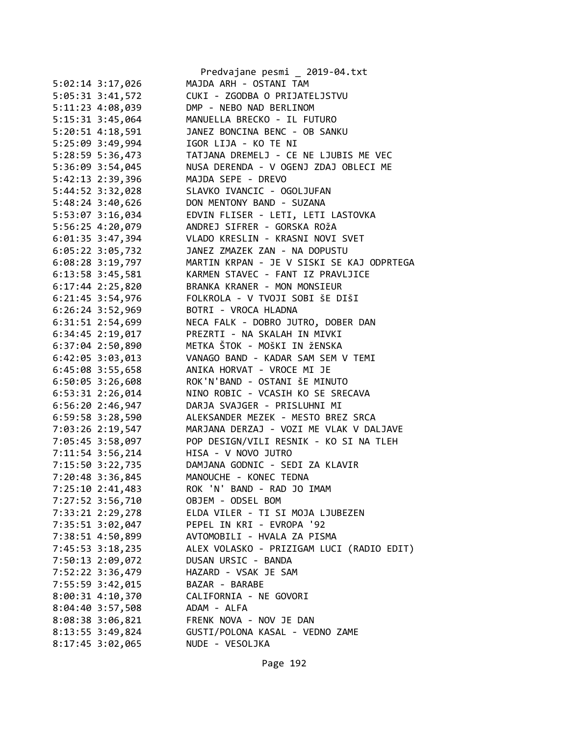5:02:14 3:17,026        MAJDA ARH - OSTANI TAM
5:05:31 3:41,572        CUKI - ZGODBA O PRIJATELJSTVU
5:11:23 4:08,039        DMP - NEBO NAD BERLINOM
5:15:31 3:45,064        MANUELLA BRECKO - IL FUTURO
5:20:51 4:18,591        JANEZ BONCINA BENC - OB SANKU
5:25:09 3:49,994        IGOR LIJA - KO TE NI
5:28:59 5:36,473        TATJANA DREMELJ - CE NE LJUBIS ME VEC
5:36:09 3:54,045        NUSA DERENDA - V OGENJ ZDAJ OBLECI ME
5:42:13 2:39,396        MAJDA SEPE - DREVO
5:44:52 3:32,028        SLAVKO IVANCIC - OGOLJUFAN
5:48:24 3:40,626        DON MENTONY BAND - SUZANA
5:53:07 3:16,034        EDVIN FLISER - LETI, LETI LASTOVKA
5:56:25 4:20,079        ANDREJ SIFRER - GORSKA ROžA
6:01:35 3:47,394        VLADO KRESLIN - KRASNI NOVI SVET
6:05:22 3:05,732        JANEZ ZMAZEK ZAN - NA DOPUSTU
6:08:28 3:19,797        MARTIN KRPAN - JE V SISKI SE KAJ ODPRTEGA
6:13:58 3:45,581        KARMEN STAVEC - FANT IZ PRAVLJICE
6:17:44 2:25,820        BRANKA KRANER - MON MONSIEUR
6:21:45 3:54,976        FOLKROLA - V TVOJI SOBI ŠE DIŠI
6:26:24 3:52,969        BOTRI - VROCA HLADNA
6:31:51 2:54,699        NECA FALK - DOBRO JUTRO, DOBER DAN
6:34:45 2:19,017        PREZRTI - NA SKALAH IN MIVKI
6:37:04 2:50,890        METKA ŠTOK - MOŠKI IN žENSKA
6:42:05 3:03,013        VANAGO BAND - KADAR SAM SEM V TEMI
6:45:08 3:55,658        ANIKA HORVAT - VROCE MI JE
6:50:05 3:26,608        ROK'N'BAND - OSTANI ŠE MINUTO
6:53:31 2:26,014        NINO ROBIC - VCASIH KO SE SRECAVA
6:56:20 2:46,947        DARJA SVAJGER - PRISLUHNI MI
6:59:58 3:28,590        ALEKSANDER MEZEK - MESTO BREZ SRCA
7:03:26 2:19,547        MARJANA DERZAJ - VOZI ME VLAK V DALJAVE
7:05:45 3:58,097        POP DESIGN/VILI RESNIK - KO SI NA TLEH
7:11:54 3:56,214        HISA - V NOVO JUTRO
7:15:50 3:22,735        DAMJANA GODNIC - SEDI ZA KLAVIR
7:20:48 3:36,845        MANOUCHE - KONEC TEDNA
7:25:10 2:41,483        ROK 'N' BAND - RAD JO IMAM
7:27:52 3:56,710        OBJEM - ODSEL BOM
7:33:21 2:29,278        ELDA VILER - TI SI MOJA LJUBEZEN
7:35:51 3:02,047        PEPEL IN KRI - EVROPA '92
7:38:51 4:50,899        AVTOMOBILI - HVALA ZA PISMA
7:45:53 3:18,235        ALEX VOLASKO - PRIZIGAM LUCI (RADIO EDIT)
7:50:13 2:09,072        DUSAN URSIC - BANDA
7:52:22 3:36,479        HAZARD - VSAK JE SAM
7:55:59 3:42,015        BAZAR - BARABE
8:00:31 4:10,370        CALIFORNIA - NE GOVORI
8:04:40 3:57,508        ADAM - ALFA
8:08:38 3:06,821        FRENK NOVA - NOV JE DAN
8:13:55 3:49,824        GUSTI/POLONA KASAL - VEDNO ZAME
8:17:45 3:02,065        NUDE - VESOLJKA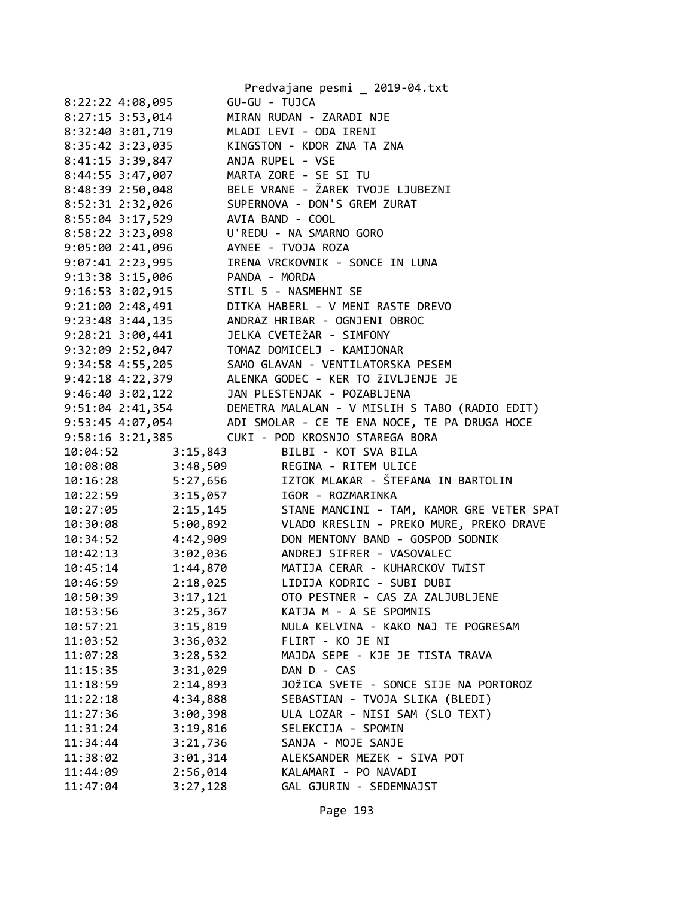```
8:22:22 4:08,095        GU-GU - TUJCA
8:27:15 3:53,014        MIRAN RUDAN - ZARADI NJE
8:32:40 3:01,719        MLADI LEVI - ODA IRENI
8:35:42 3:23,035        KINGSTON - KDOR ZNA TA ZNA
8:41:15 3:39,847        ANJA RUPEL - VSE
8:44:55 3:47,007        MARTA ZORE - SE SI TU
8:48:39 2:50,048        BELE VRANE - ŽAREK TVOJE LJUBEZNI
8:52:31 2:32,026        SUPERNOVA - DON'S GREM ZURAT
8:55:04 3:17,529        AVIA BAND - COOL
8:58:22 3:23,098        U'REDU - NA SMARNO GORO
9:05:00 2:41,096        AYNEE - TVOJA ROZA
9:07:41 2:23,995        IRENA VRCKOVNIK - SONCE IN LUNA
9:13:38 3:15,006        PANDA - MORDA
9:16:53 3:02,915        STIL 5 - NASMEHNI SE
9:21:00 2:48,491        DITKA HABERL - V MENI RASTE DREVO
9:23:48 3:44,135        ANDRAZ HRIBAR - OGNJENI OBROC
9:28:21 3:00,441        JELKA CVETEžAR - SIMFONY
9:32:09 2:52,047        TOMAZ DOMICELJ - KAMIJONAR
9:34:58 4:55,205        SAMO GLAVAN - VENTILATORSKA PESEM
9:42:18 4:22,379        ALENKA GODEC - KER TO žIVLJENJE JE
9:46:40 3:02,122        JAN PLESTENJAK - POZABLJENA
9:51:04 2:41,354        DEMETRA MALALAN - V MISLIH S TABO (RADIO EDIT)
9:53:45 4:07,054        ADI SMOLAR - CE TE ENA NOCE, TE PA DRUGA HOCE
9:58:16 3:21,385        CUKI - POD KROSNJO STAREGA BORA
10:04:52        3:15,843        BILBI - KOT SVA BILA
10:08:08        3:48,509        REGINA - RITEM ULICE
10:16:28        5:27,656        IZTOK MLAKAR - ŠTEFANA IN BARTOLIN
10:22:59        3:15,057        IGOR - ROZMARINKA
10:27:05        2:15,145        STANE MANCINI - TAM, KAMOR GRE VETER SPAT
10:30:08        5:00,892        VLADO KRESLIN - PREKO MURE, PREKO DRAVE
10:34:52        4:42,909        DON MENTONY BAND - GOSPOD SODNIK
10:42:13        3:02,036        ANDREJ SIFRER - VASOVALEC
10:45:14        1:44,870        MATIJA CERAR - KUHARCKOV TWIST
10:46:59        2:18,025        LIDIJA KODRIC - SUBI DUBI
10:50:39        3:17,121        OTO PESTNER - CAS ZA ZALJUBLJENE
10:53:56        3:25,367        KATJA M - A SE SPOMNIS
10:57:21        3:15,819        NULA KELVINA - KAKO NAJ TE POGRESAM
11:03:52        3:36,032        FLIRT - KO JE NI
11:07:28        3:28,532        MAJDA SEPE - KJE JE TISTA TRAVA
11:15:35        3:31,029        DAN D - CAS
11:18:59        2:14,893        JOžICA SVETE - SONCE SIJE NA PORTOROZ
11:22:18        4:34,888        SEBASTIAN - TVOJA SLIKA (BLEDI)
11:27:36        3:00,398        ULA LOZAR - NISI SAM (SLO TEXT)
11:31:24        3:19,816        SELEKCIJA - SPOMIN
11:34:44        3:21,736        SANJA - MOJE SANJE
11:38:02        3:01,314        ALEKSANDER MEZEK - SIVA POT
11:44:09        2:56,014        KALAMARI - PO NAVADI
11:47:04        3:27,128        GAL GJURIN - SEDEMNAJST
```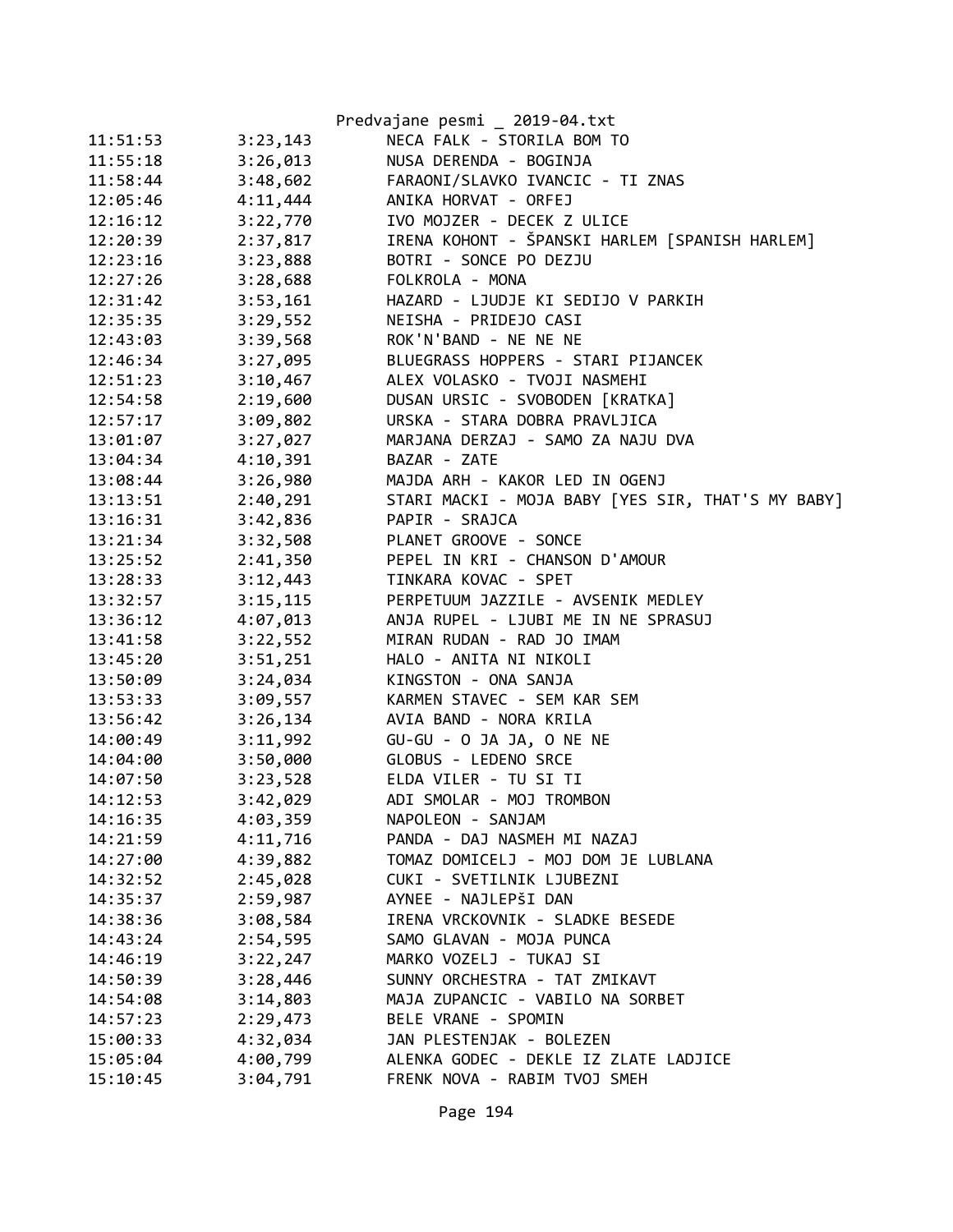Predvajane pesmi _ 2019-04.txt

| | | |
|---|---|---|
| 11:51:53 | 3:23,143 | NECA FALK - STORILA BOM TO |
| 11:55:18 | 3:26,013 | NUSA DERENDA - BOGINJA |
| 11:58:44 | 3:48,602 | FARAONI/SLAVKO IVANCIC - TI ZNAS |
| 12:05:46 | 4:11,444 | ANIKA HORVAT - ORFEJ |
| 12:16:12 | 3:22,770 | IVO MOJZER - DECEK Z ULICE |
| 12:20:39 | 2:37,817 | IRENA KOHONT - ŠPANSKI HARLEM [SPANISH HARLEM] |
| 12:23:16 | 3:23,888 | BOTRI - SONCE PO DEZJU |
| 12:27:26 | 3:28,688 | FOLKROLA - MONA |
| 12:31:42 | 3:53,161 | HAZARD - LJUDJE KI SEDIJO V PARKIH |
| 12:35:35 | 3:29,552 | NEISHA - PRIDEJO CASI |
| 12:43:03 | 3:39,568 | ROK'N'BAND - NE NE NE |
| 12:46:34 | 3:27,095 | BLUEGRASS HOPPERS - STARI PIJANCEK |
| 12:51:23 | 3:10,467 | ALEX VOLASKO - TVOJI NASMEHI |
| 12:54:58 | 2:19,600 | DUSAN URSIC - SVOBODEN [KRATKA] |
| 12:57:17 | 3:09,802 | URSKA - STARA DOBRA PRAVLJICA |
| 13:01:07 | 3:27,027 | MARJANA DERZAJ - SAMO ZA NAJU DVA |
| 13:04:34 | 4:10,391 | BAZAR - ZATE |
| 13:08:44 | 3:26,980 | MAJDA ARH - KAKOR LED IN OGENJ |
| 13:13:51 | 2:40,291 | STARI MACKI - MOJA BABY [YES SIR, THAT'S MY BABY] |
| 13:16:31 | 3:42,836 | PAPIR - SRAJCA |
| 13:21:34 | 3:32,508 | PLANET GROOVE - SONCE |
| 13:25:52 | 2:41,350 | PEPEL IN KRI - CHANSON D'AMOUR |
| 13:28:33 | 3:12,443 | TINKARA KOVAC - SPET |
| 13:32:57 | 3:15,115 | PERPETUUM JAZZILE - AVSENIK MEDLEY |
| 13:36:12 | 4:07,013 | ANJA RUPEL - LJUBI ME IN NE SPRASUJ |
| 13:41:58 | 3:22,552 | MIRAN RUDAN - RAD JO IMAM |
| 13:45:20 | 3:51,251 | HALO - ANITA NI NIKOLI |
| 13:50:09 | 3:24,034 | KINGSTON - ONA SANJA |
| 13:53:33 | 3:09,557 | KARMEN STAVEC - SEM KAR SEM |
| 13:56:42 | 3:26,134 | AVIA BAND - NORA KRILA |
| 14:00:49 | 3:11,992 | GU-GU - O JA JA, O NE NE |
| 14:04:00 | 3:50,000 | GLOBUS - LEDENO SRCE |
| 14:07:50 | 3:23,528 | ELDA VILER - TU SI TI |
| 14:12:53 | 3:42,029 | ADI SMOLAR - MOJ TROMBON |
| 14:16:35 | 4:03,359 | NAPOLEON - SANJAM |
| 14:21:59 | 4:11,716 | PANDA - DAJ NASMEH MI NAZAJ |
| 14:27:00 | 4:39,882 | TOMAZ DOMICELJ - MOJ DOM JE LUBLANA |
| 14:32:52 | 2:45,028 | CUKI - SVETILNIK LJUBEZNI |
| 14:35:37 | 2:59,987 | AYNEE - NAJLEPšI DAN |
| 14:38:36 | 3:08,584 | IRENA VRCKOVNIK - SLADKE BESEDE |
| 14:43:24 | 2:54,595 | SAMO GLAVAN - MOJA PUNCA |
| 14:46:19 | 3:22,247 | MARKO VOZELJ - TUKAJ SI |
| 14:50:39 | 3:28,446 | SUNNY ORCHESTRA - TAT ZMIKAVT |
| 14:54:08 | 3:14,803 | MAJA ZUPANCIC - VABILO NA SORBET |
| 14:57:23 | 2:29,473 | BELE VRANE - SPOMIN |
| 15:00:33 | 4:32,034 | JAN PLESTENJAK - BOLEZEN |
| 15:05:04 | 4:00,799 | ALENKA GODEC - DEKLE IZ ZLATE LADJICE |
| 15:10:45 | 3:04,791 | FRENK NOVA - RABIM TVOJ SMEH |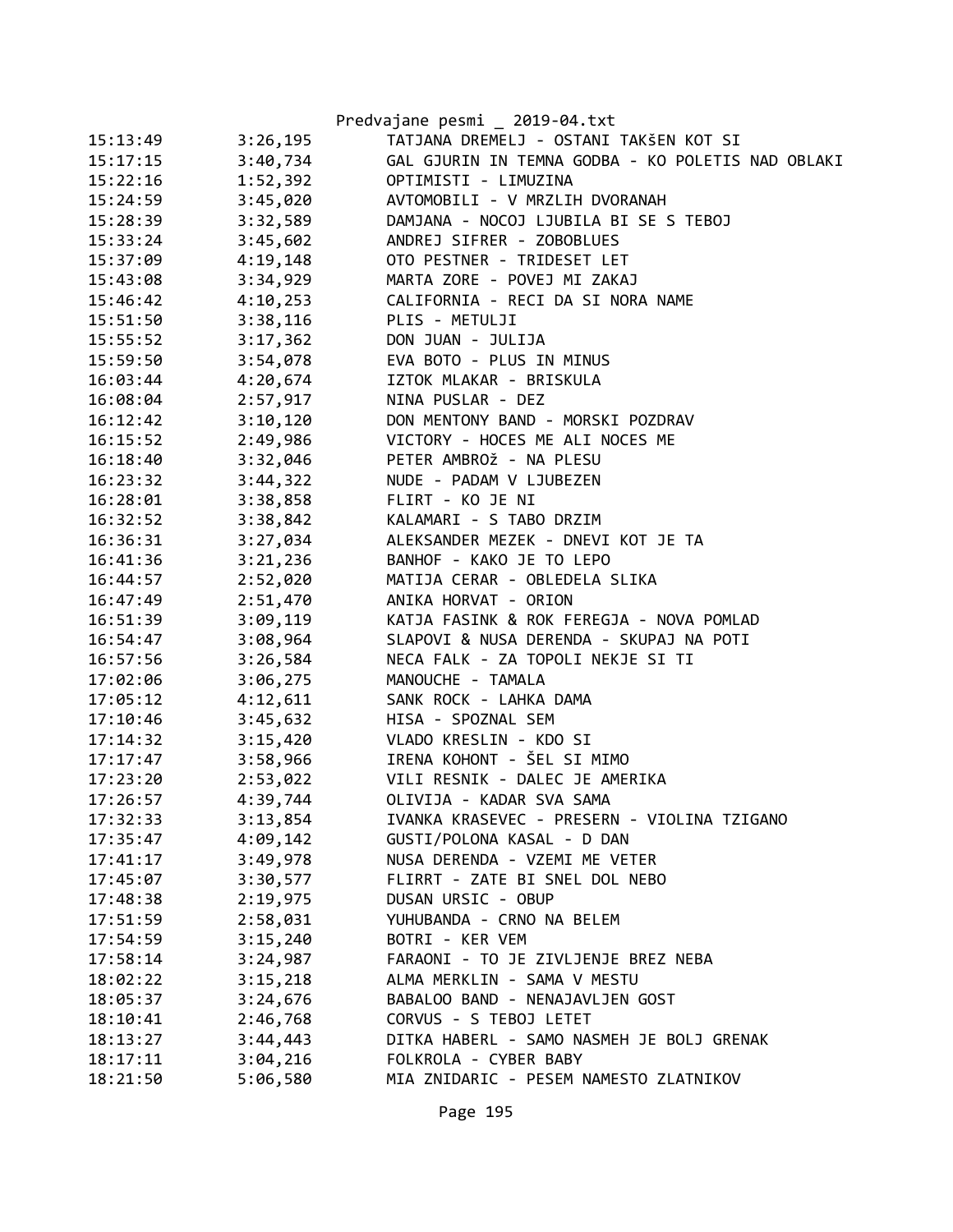| | | |
|---|---|---|
| 15:13:49 | 3:26,195 | TATJANA DREMELJ - OSTANI TAKŠEN KOT SI |
| 15:17:15 | 3:40,734 | GAL GJURIN IN TEMNA GODBA - KO POLETIS NAD OBLAKI |
| 15:22:16 | 1:52,392 | OPTIMISTI - LIMUZINA |
| 15:24:59 | 3:45,020 | AVTOMOBILI - V MRZLIH DVORANAH |
| 15:28:39 | 3:32,589 | DAMJANA - NOCOJ LJUBILA BI SE S TEBOJ |
| 15:33:24 | 3:45,602 | ANDREJ SIFRER - ZOBOBLUES |
| 15:37:09 | 4:19,148 | OTO PESTNER - TRIDESET LET |
| 15:43:08 | 3:34,929 | MARTA ZORE - POVEJ MI ZAKAJ |
| 15:46:42 | 4:10,253 | CALIFORNIA - RECI DA SI NORA NAME |
| 15:51:50 | 3:38,116 | PLIS - METULJI |
| 15:55:52 | 3:17,362 | DON JUAN - JULIJA |
| 15:59:50 | 3:54,078 | EVA BOTO - PLUS IN MINUS |
| 16:03:44 | 4:20,674 | IZTOK MLAKAR - BRISKULA |
| 16:08:04 | 2:57,917 | NINA PUSLAR - DEZ |
| 16:12:42 | 3:10,120 | DON MENTONY BAND - MORSKI POZDRAV |
| 16:15:52 | 2:49,986 | VICTORY - HOCES ME ALI NOCES ME |
| 16:18:40 | 3:32,046 | PETER AMBROž - NA PLESU |
| 16:23:32 | 3:44,322 | NUDE - PADAM V LJUBEZEN |
| 16:28:01 | 3:38,858 | FLIRT - KO JE NI |
| 16:32:52 | 3:38,842 | KALAMARI - S TABO DRZIM |
| 16:36:31 | 3:27,034 | ALEKSANDER MEZEK - DNEVI KOT JE TA |
| 16:41:36 | 3:21,236 | BANHOF - KAKO JE TO LEPO |
| 16:44:57 | 2:52,020 | MATIJA CERAR - OBLEDELA SLIKA |
| 16:47:49 | 2:51,470 | ANIKA HORVAT - ORION |
| 16:51:39 | 3:09,119 | KATJA FASINK & ROK FEREGJA - NOVA POMLAD |
| 16:54:47 | 3:08,964 | SLAPOVI & NUSA DERENDA - SKUPAJ NA POTI |
| 16:57:56 | 3:26,584 | NECA FALK - ZA TOPOLI NEKJE SI TI |
| 17:02:06 | 3:06,275 | MANOUCHE - TAMALA |
| 17:05:12 | 4:12,611 | SANK ROCK - LAHKA DAMA |
| 17:10:46 | 3:45,632 | HISA - SPOZNAL SEM |
| 17:14:32 | 3:15,420 | VLADO KRESLIN - KDO SI |
| 17:17:47 | 3:58,966 | IRENA KOHONT - ŠEL SI MIMO |
| 17:23:20 | 2:53,022 | VILI RESNIK - DALEC JE AMERIKA |
| 17:26:57 | 4:39,744 | OLIVIJA - KADAR SVA SAMA |
| 17:32:33 | 3:13,854 | IVANKA KRASEVEC - PRESERN - VIOLINA TZIGANO |
| 17:35:47 | 4:09,142 | GUSTI/POLONA KASAL - D DAN |
| 17:41:17 | 3:49,978 | NUSA DERENDA - VZEMI ME VETER |
| 17:45:07 | 3:30,577 | FLIRRT - ZATE BI SNEL DOL NEBO |
| 17:48:38 | 2:19,975 | DUSAN URSIC - OBUP |
| 17:51:59 | 2:58,031 | YUHUBANDA - CRNO NA BELEM |
| 17:54:59 | 3:15,240 | BOTRI - KER VEM |
| 17:58:14 | 3:24,987 | FARAONI - TO JE ZIVLJENJE BREZ NEBA |
| 18:02:22 | 3:15,218 | ALMA MERKLIN - SAMA V MESTU |
| 18:05:37 | 3:24,676 | BABALOO BAND - NENAJAVLJEN GOST |
| 18:10:41 | 2:46,768 | CORVUS - S TEBOJ LETET |
| 18:13:27 | 3:44,443 | DITKA HABERL - SAMO NASMEH JE BOLJ GRENAK |
| 18:17:11 | 3:04,216 | FOLKROLA - CYBER BABY |
| 18:21:50 | 5:06,580 | MIA ZNIDARIC - PESEM NAMESTO ZLATNIKOV |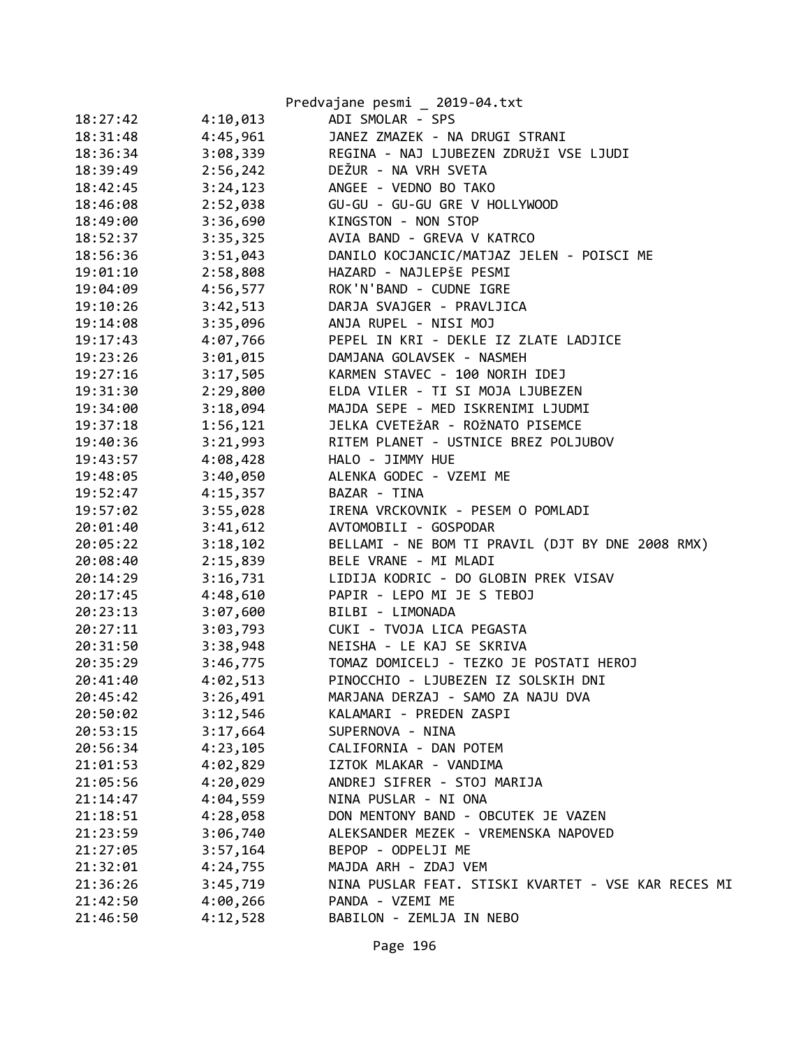| | | |
|---|---|---|
| 18:27:42 | 4:10,013 | ADI SMOLAR - SPS |
| 18:31:48 | 4:45,961 | JANEZ ZMAZEK - NA DRUGI STRANI |
| 18:36:34 | 3:08,339 | REGINA - NAJ LJUBEZEN ZDRUŽI VSE LJUDI |
| 18:39:49 | 2:56,242 | DEŽUR - NA VRH SVETA |
| 18:42:45 | 3:24,123 | ANGEE - VEDNO BO TAKO |
| 18:46:08 | 2:52,038 | GU-GU - GU-GU GRE V HOLLYWOOD |
| 18:49:00 | 3:36,690 | KINGSTON - NON STOP |
| 18:52:37 | 3:35,325 | AVIA BAND - GREVA V KATRCO |
| 18:56:36 | 3:51,043 | DANILO KOCJANCIC/MATJAZ JELEN - POISCI ME |
| 19:01:10 | 2:58,808 | HAZARD - NAJLEPŠE PESMI |
| 19:04:09 | 4:56,577 | ROK'N'BAND - CUDNE IGRE |
| 19:10:26 | 3:42,513 | DARJA SVAJGER - PRAVLJICA |
| 19:14:08 | 3:35,096 | ANJA RUPEL - NISI MOJ |
| 19:17:43 | 4:07,766 | PEPEL IN KRI - DEKLE IZ ZLATE LADJICE |
| 19:23:26 | 3:01,015 | DAMJANA GOLAVSEK - NASMEH |
| 19:27:16 | 3:17,505 | KARMEN STAVEC - 100 NORIH IDEJ |
| 19:31:30 | 2:29,800 | ELDA VILER - TI SI MOJA LJUBEZEN |
| 19:34:00 | 3:18,094 | MAJDA SEPE - MED ISKRENIMI LJUDMI |
| 19:37:18 | 1:56,121 | JELKA CVETEŽAR - ROŽNATO PISEMCE |
| 19:40:36 | 3:21,993 | RITEM PLANET - USTNICE BREZ POLJUBOV |
| 19:43:57 | 4:08,428 | HALO - JIMMY HUE |
| 19:48:05 | 3:40,050 | ALENKA GODEC - VZEMI ME |
| 19:52:47 | 4:15,357 | BAZAR - TINA |
| 19:57:02 | 3:55,028 | IRENA VRCKOVNIK - PESEM O POMLADI |
| 20:01:40 | 3:41,612 | AVTOMOBILI - GOSPODAR |
| 20:05:22 | 3:18,102 | BELLAMI - NE BOM TI PRAVIL (DJT BY DNE 2008 RMX) |
| 20:08:40 | 2:15,839 | BELE VRANE - MI MLADI |
| 20:14:29 | 3:16,731 | LIDIJA KODRIC - DO GLOBIN PREK VISAV |
| 20:17:45 | 4:48,610 | PAPIR - LEPO MI JE S TEBOJ |
| 20:23:13 | 3:07,600 | BILBI - LIMONADA |
| 20:27:11 | 3:03,793 | CUKI - TVOJA LICA PEGASTA |
| 20:31:50 | 3:38,948 | NEISHA - LE KAJ SE SKRIVA |
| 20:35:29 | 3:46,775 | TOMAZ DOMICELJ - TEZKO JE POSTATI HEROJ |
| 20:41:40 | 4:02,513 | PINOCCHIO - LJUBEZEN IZ SOLSKIH DNI |
| 20:45:42 | 3:26,491 | MARJANA DERZAJ - SAMO ZA NAJU DVA |
| 20:50:02 | 3:12,546 | KALAMARI - PREDEN ZASPI |
| 20:53:15 | 3:17,664 | SUPERNOVA - NINA |
| 20:56:34 | 4:23,105 | CALIFORNIA - DAN POTEM |
| 21:01:53 | 4:02,829 | IZTOK MLAKAR - VANDIMA |
| 21:05:56 | 4:20,029 | ANDREJ SIFRER - STOJ MARIJA |
| 21:14:47 | 4:04,559 | NINA PUSLAR - NI ONA |
| 21:18:51 | 4:28,058 | DON MENTONY BAND - OBCUTEK JE VAZEN |
| 21:23:59 | 3:06,740 | ALEKSANDER MEZEK - VREMENSKA NAPOVED |
| 21:27:05 | 3:57,164 | BEPOP - ODPELJI ME |
| 21:32:01 | 4:24,755 | MAJDA ARH - ZDAJ VEM |
| 21:36:26 | 3:45,719 | NINA PUSLAR FEAT. STISKI KVARTET - VSE KAR RECES MI |
| 21:42:50 | 4:00,266 | PANDA - VZEMI ME |
| 21:46:50 | 4:12,528 | BABILON - ZEMLJA IN NEBO |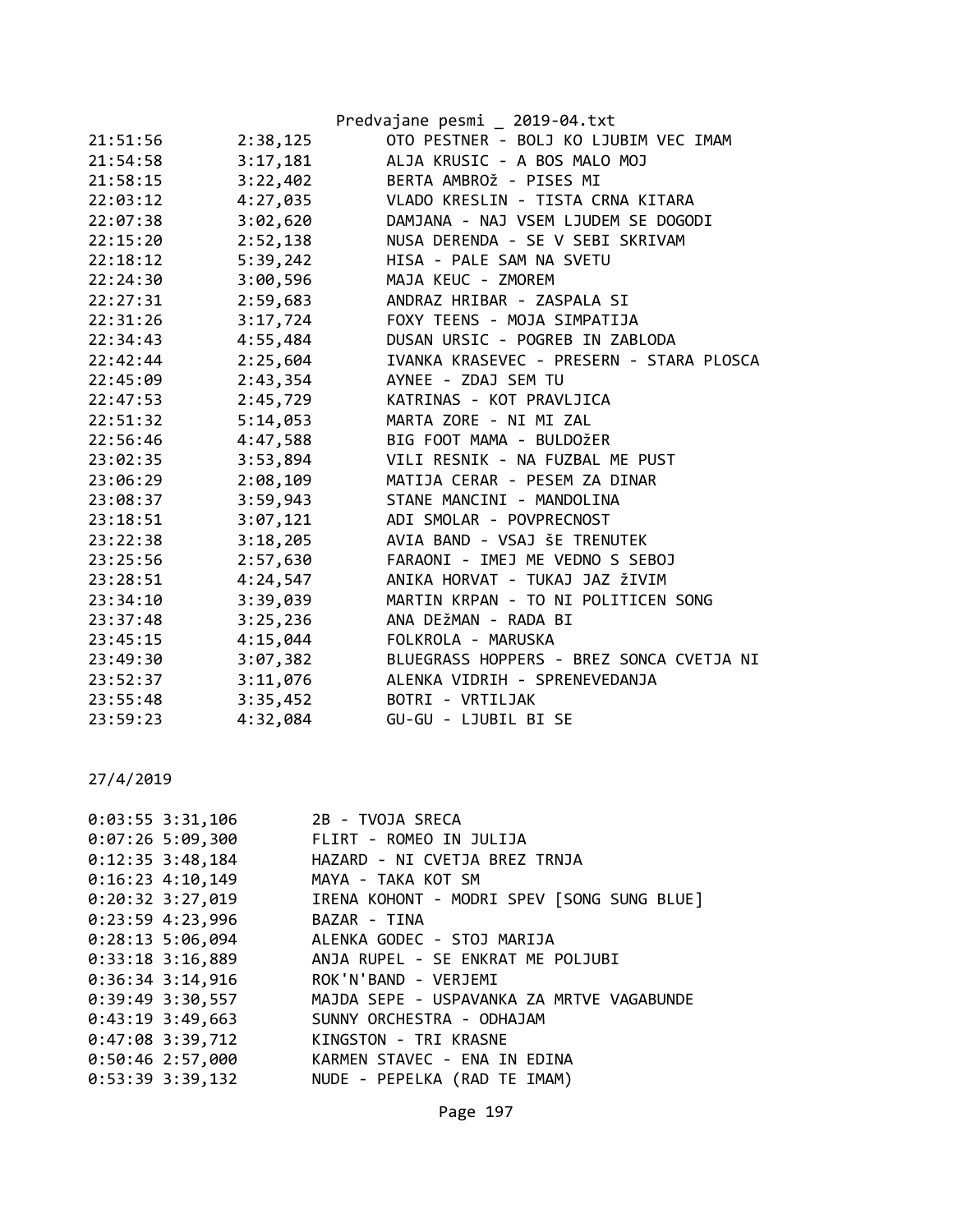| | | |
|---|---|---|
| 21:51:56 | 2:38,125 | OTO PESTNER - BOLJ KO LJUBIM VEC IMAM |
| 21:54:58 | 3:17,181 | ALJA KRUSIC - A BOS MALO MOJ |
| 21:58:15 | 3:22,402 | BERTA AMBROž - PISES MI |
| 22:03:12 | 4:27,035 | VLADO KRESLIN - TISTA CRNA KITARA |
| 22:07:38 | 3:02,620 | DAMJANA - NAJ VSEM LJUDEM SE DOGODI |
| 22:15:20 | 2:52,138 | NUSA DERENDA - SE V SEBI SKRIVAM |
| 22:18:12 | 5:39,242 | HISA - PALE SAM NA SVETU |
| 22:24:30 | 3:00,596 | MAJA KEUC - ZMOREM |
| 22:27:31 | 2:59,683 | ANDRAZ HRIBAR - ZASPALA SI |
| 22:31:26 | 3:17,724 | FOXY TEENS - MOJA SIMPATIJA |
| 22:34:43 | 4:55,484 | DUSAN URSIC - POGREB IN ZABLODA |
| 22:42:44 | 2:25,604 | IVANKA KRASEVEC - PRESERN - STARA PLOSCA |
| 22:45:09 | 2:43,354 | AYNEE - ZDAJ SEM TU |
| 22:47:53 | 2:45,729 | KATRINAS - KOT PRAVLJICA |
| 22:51:32 | 5:14,053 | MARTA ZORE - NI MI ZAL |
| 22:56:46 | 4:47,588 | BIG FOOT MAMA - BULDOžER |
| 23:02:35 | 3:53,894 | VILI RESNIK - NA FUZBAL ME PUST |
| 23:06:29 | 2:08,109 | MATIJA CERAR - PESEM ZA DINAR |
| 23:08:37 | 3:59,943 | STANE MANCINI - MANDOLINA |
| 23:18:51 | 3:07,121 | ADI SMOLAR - POVPRECNOST |
| 23:22:38 | 3:18,205 | AVIA BAND - VSAJ šE TRENUTEK |
| 23:25:56 | 2:57,630 | FARAONI - IMEJ ME VEDNO S SEBOJ |
| 23:28:51 | 4:24,547 | ANIKA HORVAT - TUKAJ JAZ žIVIM |
| 23:34:10 | 3:39,039 | MARTIN KRPAN - TO NI POLITICEN SONG |
| 23:37:48 | 3:25,236 | ANA DEžMAN - RADA BI |
| 23:45:15 | 4:15,044 | FOLKROLA - MARUSKA |
| 23:49:30 | 3:07,382 | BLUEGRASS HOPPERS - BREZ SONCA CVETJA NI |
| 23:52:37 | 3:11,076 | ALENKA VIDRIH - SPRENEVEDANJA |
| 23:55:48 | 3:35,452 | BOTRI - VRTILJAK |
| 23:59:23 | 4:32,084 | GU-GU - LJUBIL BI SE |

27/4/2019

| | | |
|---|---|---|
| 0:03:55 | 3:31,106 | 2B - TVOJA SRECA |
| 0:07:26 | 5:09,300 | FLIRT - ROMEO IN JULIJA |
| 0:12:35 | 3:48,184 | HAZARD - NI CVETJA BREZ TRNJA |
| 0:16:23 | 4:10,149 | MAYA - TAKA KOT SM |
| 0:20:32 | 3:27,019 | IRENA KOHONT - MODRI SPEV [SONG SUNG BLUE] |
| 0:23:59 | 4:23,996 | BAZAR - TINA |
| 0:28:13 | 5:06,094 | ALENKA GODEC - STOJ MARIJA |
| 0:33:18 | 3:16,889 | ANJA RUPEL - SE ENKRAT ME POLJUBI |
| 0:36:34 | 3:14,916 | ROK'N'BAND - VERJEMI |
| 0:39:49 | 3:30,557 | MAJDA SEPE - USPAVANKA ZA MRTVE VAGABUNDE |
| 0:43:19 | 3:49,663 | SUNNY ORCHESTRA - ODHAJAM |
| 0:47:08 | 3:39,712 | KINGSTON - TRI KRASNE |
| 0:50:46 | 2:57,000 | KARMEN STAVEC - ENA IN EDINA |
| 0:53:39 | 3:39,132 | NUDE - PEPELKA (RAD TE IMAM) |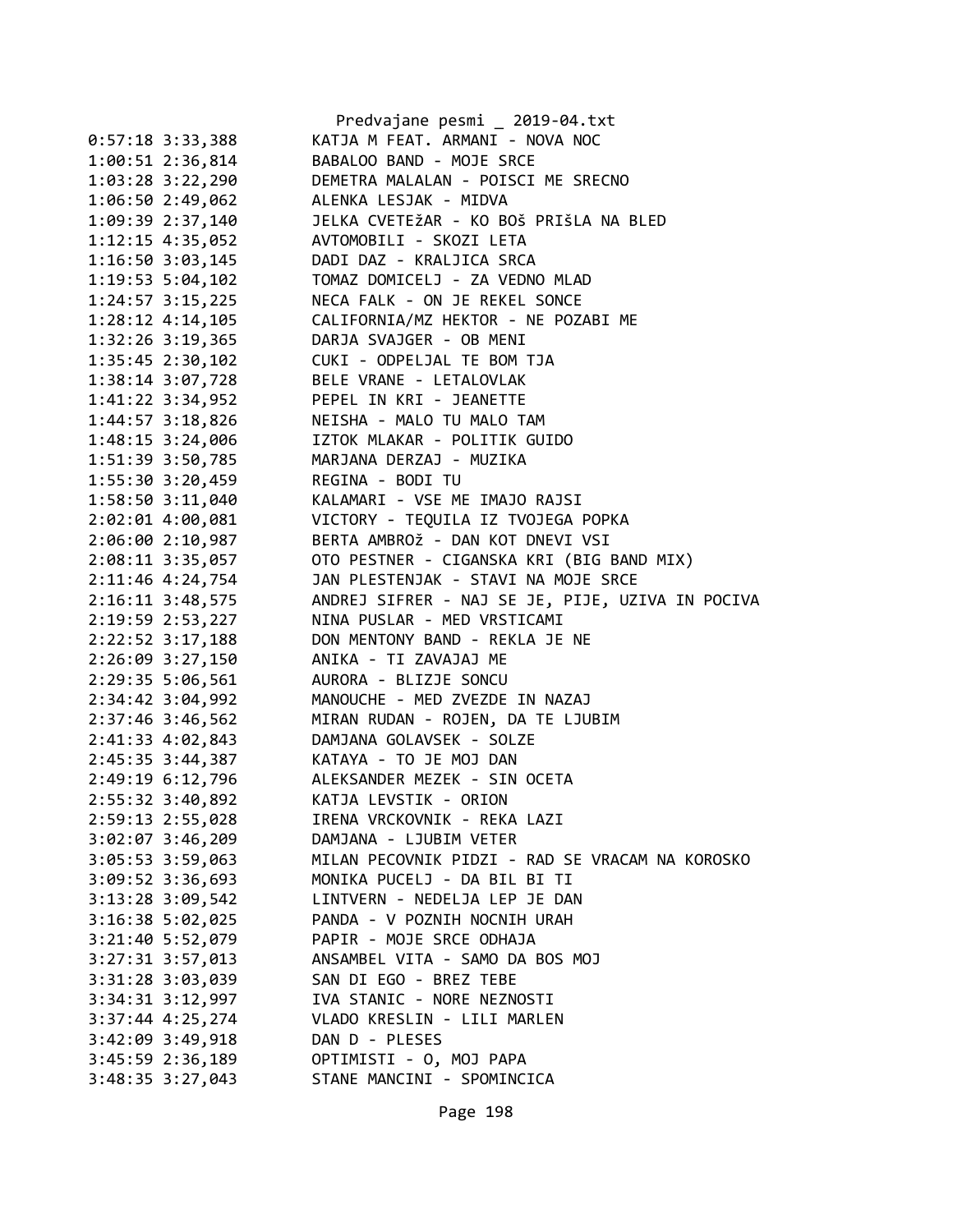```
0:57:18 3:33,388        KATJA M FEAT. ARMANI - NOVA NOC
1:00:51 2:36,814        BABALOO BAND - MOJE SRCE
1:03:28 3:22,290        DEMETRA MALALAN - POISCI ME SRECNO
1:06:50 2:49,062        ALENKA LESJAK - MIDVA
1:09:39 2:37,140        JELKA CVETEžAR - KO BOš PRIšLA NA BLED
1:12:15 4:35,052        AVTOMOBILI - SKOZI LETA
1:16:50 3:03,145        DADI DAZ - KRALJICA SRCA
1:19:53 5:04,102        TOMAZ DOMICELJ - ZA VEDNO MLAD
1:24:57 3:15,225        NECA FALK - ON JE REKEL SONCE
1:28:12 4:14,105        CALIFORNIA/MZ HEKTOR - NE POZABI ME
1:32:26 3:19,365        DARJA SVAJGER - OB MENI
1:35:45 2:30,102        CUKI - ODPELJAL TE BOM TJA
1:38:14 3:07,728        BELE VRANE - LETALOVLAK
1:41:22 3:34,952        PEPEL IN KRI - JEANETTE
1:44:57 3:18,826        NEISHA - MALO TU MALO TAM
1:48:15 3:24,006        IZTOK MLAKAR - POLITIK GUIDO
1:51:39 3:50,785        MARJANA DERZAJ - MUZIKA
1:55:30 3:20,459        REGINA - BODI TU
1:58:50 3:11,040        KALAMARI - VSE ME IMAJO RAJSI
2:02:01 4:00,081        VICTORY - TEQUILA IZ TVOJEGA POPKA
2:06:00 2:10,987        BERTA AMBROž - DAN KOT DNEVI VSI
2:08:11 3:35,057        OTO PESTNER - CIGANSKA KRI (BIG BAND MIX)
2:11:46 4:24,754        JAN PLESTENJAK - STAVI NA MOJE SRCE
2:16:11 3:48,575        ANDREJ SIFRER - NAJ SE JE, PIJE, UZIVA IN POCIVA
2:19:59 2:53,227        NINA PUSLAR - MED VRSTICAMI
2:22:52 3:17,188        DON MENTONY BAND - REKLA JE NE
2:26:09 3:27,150        ANIKA - TI ZAVAJAJ ME
2:29:35 5:06,561        AURORA - BLIZJE SONCU
2:34:42 3:04,992        MANOUCHE - MED ZVEZDE IN NAZAJ
2:37:46 3:46,562        MIRAN RUDAN - ROJEN, DA TE LJUBIM
2:41:33 4:02,843        DAMJANA GOLAVSEK - SOLZE
2:45:35 3:44,387        KATAYA - TO JE MOJ DAN
2:49:19 6:12,796        ALEKSANDER MEZEK - SIN OCETA
2:55:32 3:40,892        KATJA LEVSTIK - ORION
2:59:13 2:55,028        IRENA VRCKOVNIK - REKA LAZI
3:02:07 3:46,209        DAMJANA - LJUBIM VETER
3:05:53 3:59,063        MILAN PECOVNIK PIDZI - RAD SE VRACAM NA KOROSKO
3:09:52 3:36,693        MONIKA PUCELJ - DA BIL BI TI
3:13:28 3:09,542        LINTVERN - NEDELJA LEP JE DAN
3:16:38 5:02,025        PANDA - V POZNIH NOCNIH URAH
3:21:40 5:52,079        PAPIR - MOJE SRCE ODHAJA
3:27:31 3:57,013        ANSAMBEL VITA - SAMO DA BOS MOJ
3:31:28 3:03,039        SAN DI EGO - BREZ TEBE
3:34:31 3:12,997        IVA STANIC - NORE NEZNOSTI
3:37:44 4:25,274        VLADO KRESLIN - LILI MARLEN
3:42:09 3:49,918        DAN D - PLESES
3:45:59 2:36,189        OPTIMISTI - O, MOJ PAPA
3:48:35 3:27,043        STANE MANCINI - SPOMINCICA
```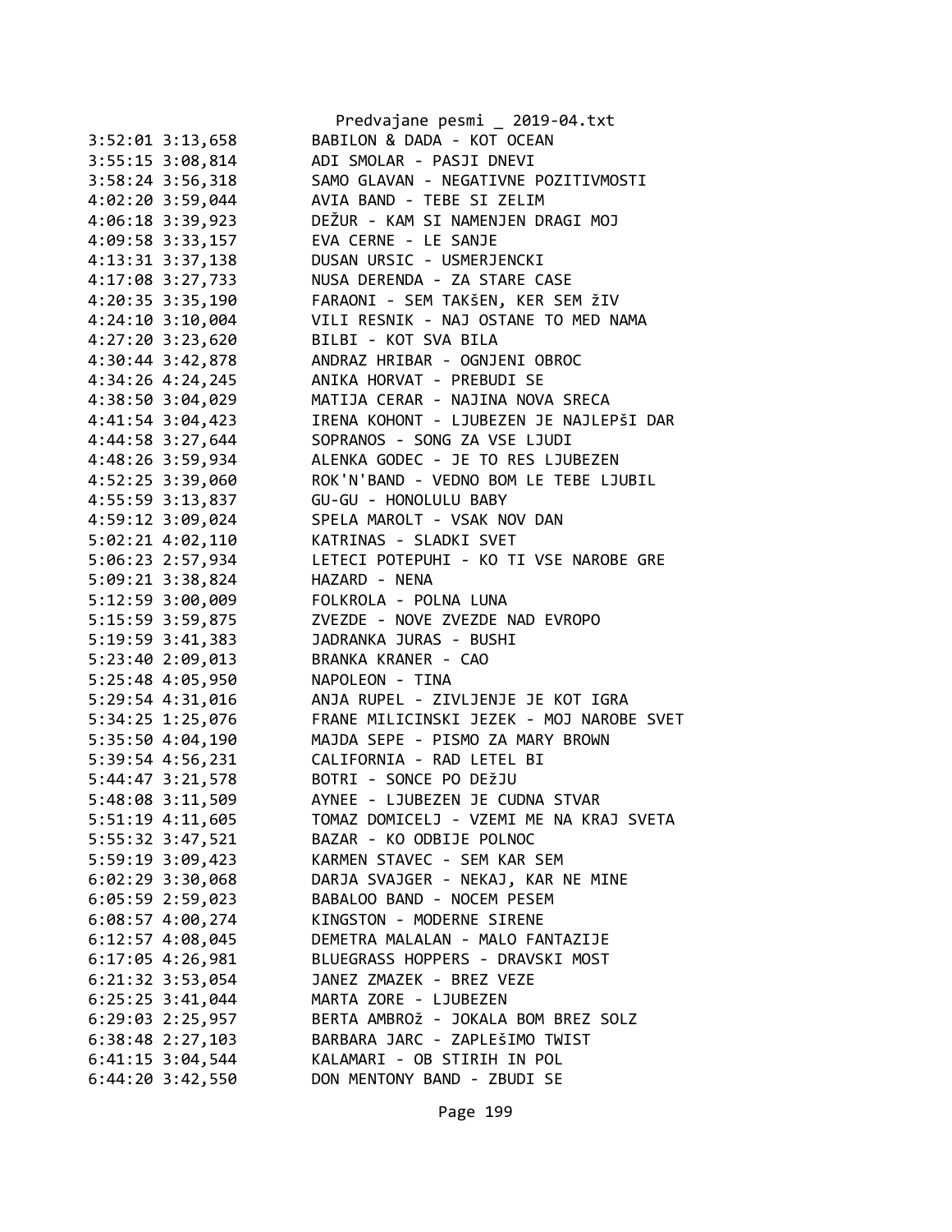```
3:52:01 3:13,658        BABILON & DADA - KOT OCEAN
3:55:15 3:08,814        ADI SMOLAR - PASJI DNEVI
3:58:24 3:56,318        SAMO GLAVAN - NEGATIVNE POZITIVMOSTI
4:02:20 3:59,044        AVIA BAND - TEBE SI ZELIM
4:06:18 3:39,923        DEŽUR - KAM SI NAMENJEN DRAGI MOJ
4:09:58 3:33,157        EVA CERNE - LE SANJE
4:13:31 3:37,138        DUSAN URSIC - USMERJENCKI
4:17:08 3:27,733        NUSA DERENDA - ZA STARE CASE
4:20:35 3:35,190        FARAONI - SEM TAKŠEN, KER SEM žIV
4:24:10 3:10,004        VILI RESNIK - NAJ OSTANE TO MED NAMA
4:27:20 3:23,620        BILBI - KOT SVA BILA
4:30:44 3:42,878        ANDRAZ HRIBAR - OGNJENI OBROC
4:34:26 4:24,245        ANIKA HORVAT - PREBUDI SE
4:38:50 3:04,029        MATIJA CERAR - NAJINA NOVA SRECA
4:41:54 3:04,423        IRENA KOHONT - LJUBEZEN JE NAJLEPŠI DAR
4:44:58 3:27,644        SOPRANOS - SONG ZA VSE LJUDI
4:48:26 3:59,934        ALENKA GODEC - JE TO RES LJUBEZEN
4:52:25 3:39,060        ROK'N'BAND - VEDNO BOM LE TEBE LJUBIL
4:55:59 3:13,837        GU-GU - HONOLULU BABY
4:59:12 3:09,024        SPELA MAROLT - VSAK NOV DAN
5:02:21 4:02,110        KATRINAS - SLADKI SVET
5:06:23 2:57,934        LETECI POTEPUHI - KO TI VSE NAROBE GRE
5:09:21 3:38,824        HAZARD - NENA
5:12:59 3:00,009        FOLKROLA - POLNA LUNA
5:15:59 3:59,875        ZVEZDE - NOVE ZVEZDE NAD EVROPO
5:19:59 3:41,383        JADRANKA JURAS - BUSHI
5:23:40 2:09,013        BRANKA KRANER - CAO
5:25:48 4:05,950        NAPOLEON - TINA
5:29:54 4:31,016        ANJA RUPEL - ZIVLJENJE JE KOT IGRA
5:34:25 1:25,076        FRANE MILICINSKI JEZEK - MOJ NAROBE SVET
5:35:50 4:04,190        MAJDA SEPE - PISMO ZA MARY BROWN
5:39:54 4:56,231        CALIFORNIA - RAD LETEL BI
5:44:47 3:21,578        BOTRI - SONCE PO DEžJU
5:48:08 3:11,509        AYNEE - LJUBEZEN JE CUDNA STVAR
5:51:19 4:11,605        TOMAZ DOMICELJ - VZEMI ME NA KRAJ SVETA
5:55:32 3:47,521        BAZAR - KO ODBIJE POLNOC
5:59:19 3:09,423        KARMEN STAVEC - SEM KAR SEM
6:02:29 3:30,068        DARJA SVAJGER - NEKAJ, KAR NE MINE
6:05:59 2:59,023        BABALOO BAND - NOCEM PESEM
6:08:57 4:00,274        KINGSTON - MODERNE SIRENE
6:12:57 4:08,045        DEMETRA MALALAN - MALO FANTAZIJE
6:17:05 4:26,981        BLUEGRASS HOPPERS - DRAVSKI MOST
6:21:32 3:53,054        JANEZ ZMAZEK - BREZ VEZE
6:25:25 3:41,044        MARTA ZORE - LJUBEZEN
6:29:03 2:25,957        BERTA AMBROž - JOKALA BOM BREZ SOLZ
6:38:48 2:27,103        BARBARA JARC - ZAPLEŠIMO TWIST
6:41:15 3:04,544        KALAMARI - OB STIRIH IN POL
6:44:20 3:42,550        DON MENTONY BAND - ZBUDI SE
```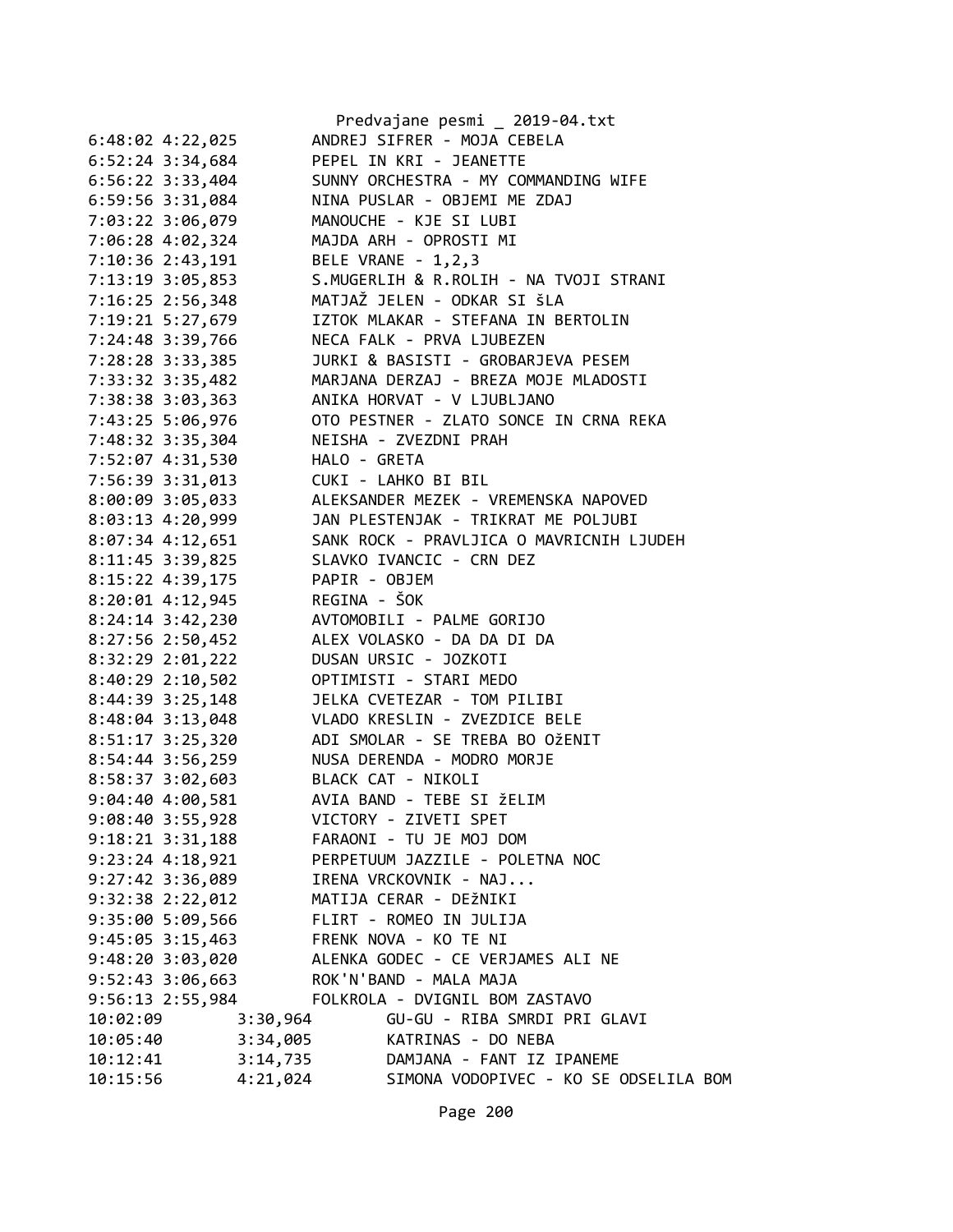```
6:48:02 4:22,025        ANDREJ SIFRER - MOJA CEBELA
6:52:24 3:34,684        PEPEL IN KRI - JEANETTE
6:56:22 3:33,404        SUNNY ORCHESTRA - MY COMMANDING WIFE
6:59:56 3:31,084        NINA PUSLAR - OBJEMI ME ZDAJ
7:03:22 3:06,079        MANOUCHE - KJE SI LUBI
7:06:28 4:02,324        MAJDA ARH - OPROSTI MI
7:10:36 2:43,191        BELE VRANE - 1,2,3
7:13:19 3:05,853        S.MUGERLIH & R.ROLIH - NA TVOJI STRANI
7:16:25 2:56,348        MATJAŽ JELEN - ODKAR SI šLA
7:19:21 5:27,679        IZTOK MLAKAR - STEFANA IN BERTOLIN
7:24:48 3:39,766        NECA FALK - PRVA LJUBEZEN
7:28:28 3:33,385        JURKI & BASISTI - GROBARJEVA PESEM
7:33:32 3:35,482        MARJANA DERZAJ - BREZA MOJE MLADOSTI
7:38:38 3:03,363        ANIKA HORVAT - V LJUBLJANO
7:43:25 5:06,976        OTO PESTNER - ZLATO SONCE IN CRNA REKA
7:48:32 3:35,304        NEISHA - ZVEZDNI PRAH
7:52:07 4:31,530        HALO - GRETA
7:56:39 3:31,013        CUKI - LAHKO BI BIL
8:00:09 3:05,033        ALEKSANDER MEZEK - VREMENSKA NAPOVED
8:03:13 4:20,999        JAN PLESTENJAK - TRIKRAT ME POLJUBI
8:07:34 4:12,651        SANK ROCK - PRAVLJICA O MAVRICNIH LJUDEH
8:11:45 3:39,825        SLAVKO IVANCIC - CRN DEZ
8:15:22 4:39,175        PAPIR - OBJEM
8:20:01 4:12,945        REGINA - ŠOK
8:24:14 3:42,230        AVTOMOBILI - PALME GORIJO
8:27:56 2:50,452        ALEX VOLASKO - DA DA DI DA
8:32:29 2:01,222        DUSAN URSIC - JOZKOTI
8:40:29 2:10,502        OPTIMISTI - STARI MEDO
8:44:39 3:25,148        JELKA CVETEZAR - TOM PILIBI
8:48:04 3:13,048        VLADO KRESLIN - ZVEZDICE BELE
8:51:17 3:25,320        ADI SMOLAR - SE TREBA BO OžENIT
8:54:44 3:56,259        NUSA DERENDA - MODRO MORJE
8:58:37 3:02,603        BLACK CAT - NIKOLI
9:04:40 4:00,581        AVIA BAND - TEBE SI žELIM
9:08:40 3:55,928        VICTORY - ZIVETI SPET
9:18:21 3:31,188        FARAONI - TU JE MOJ DOM
9:23:24 4:18,921        PERPETUUM JAZZILE - POLETNA NOC
9:27:42 3:36,089        IRENA VRCKOVNIK - NAJ...
9:32:38 2:22,012        MATIJA CERAR - DEžNIKI
9:35:00 5:09,566        FLIRT - ROMEO IN JULIJA
9:45:05 3:15,463        FRENK NOVA - KO TE NI
9:48:20 3:03,020        ALENKA GODEC - CE VERJAMES ALI NE
9:52:43 3:06,663        ROK'N'BAND - MALA MAJA
9:56:13 2:55,984        FOLKROLA - DVIGNIL BOM ZASTAVO
10:02:09        3:30,964        GU-GU - RIBA SMRDI PRI GLAVI
10:05:40        3:34,005        KATRINAS - DO NEBA
10:12:41        3:14,735        DAMJANA - FANT IZ IPANEME
10:15:56        4:21,024        SIMONA VODOPIVEC - KO SE ODSELILA BOM
```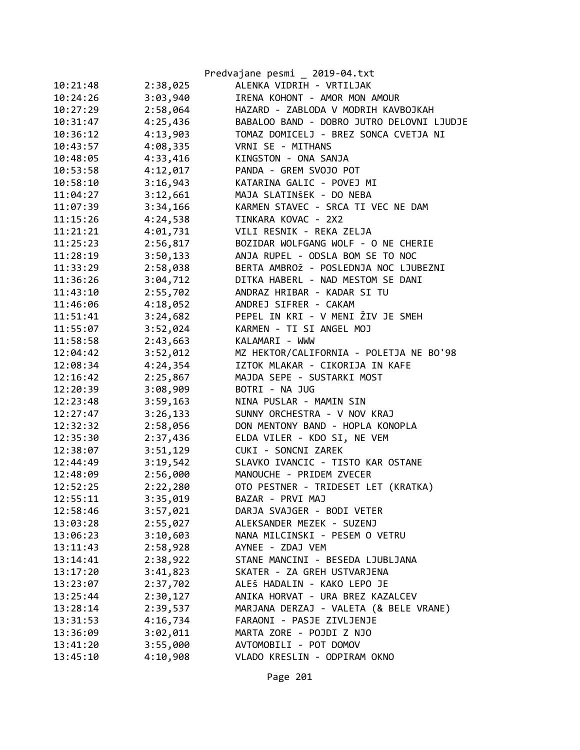| | | |
|---|---|---|
| 10:21:48 | 2:38,025 | ALENKA VIDRIH - VRTILJAK |
| 10:24:26 | 3:03,940 | IRENA KOHONT - AMOR MON AMOUR |
| 10:27:29 | 2:58,064 | HAZARD - ZABLODA V MODRIH KAVBOJKAH |
| 10:31:47 | 4:25,436 | BABALOO BAND - DOBRO JUTRO DELOVNI LJUDJE |
| 10:36:12 | 4:13,903 | TOMAZ DOMICELJ - BREZ SONCA CVETJA NI |
| 10:43:57 | 4:08,335 | VRNI SE - MITHANS |
| 10:48:05 | 4:33,416 | KINGSTON - ONA SANJA |
| 10:53:58 | 4:12,017 | PANDA - GREM SVOJO POT |
| 10:58:10 | 3:16,943 | KATARINA GALIC - POVEJ MI |
| 11:04:27 | 3:12,661 | MAJA SLATINšEK - DO NEBA |
| 11:07:39 | 3:34,166 | KARMEN STAVEC - SRCA TI VEC NE DAM |
| 11:15:26 | 4:24,538 | TINKARA KOVAC - 2X2 |
| 11:21:21 | 4:01,731 | VILI RESNIK - REKA ZELJA |
| 11:25:23 | 2:56,817 | BOZIDAR WOLFGANG WOLF - O NE CHERIE |
| 11:28:19 | 3:50,133 | ANJA RUPEL - ODSLA BOM SE TO NOC |
| 11:33:29 | 2:58,038 | BERTA AMBROž - POSLEDNJA NOC LJUBEZNI |
| 11:36:26 | 3:04,712 | DITKA HABERL - NAD MESTOM SE DANI |
| 11:43:10 | 2:55,702 | ANDRAZ HRIBAR - KADAR SI TU |
| 11:46:06 | 4:18,052 | ANDREJ SIFRER - CAKAM |
| 11:51:41 | 3:24,682 | PEPEL IN KRI - V MENI ŽIV JE SMEH |
| 11:55:07 | 3:52,024 | KARMEN - TI SI ANGEL MOJ |
| 11:58:58 | 2:43,663 | KALAMARI - WWW |
| 12:04:42 | 3:52,012 | MZ HEKTOR/CALIFORNIA - POLETJA NE BO'98 |
| 12:08:34 | 4:24,354 | IZTOK MLAKAR - CIKORIJA IN KAFE |
| 12:16:42 | 2:25,867 | MAJDA SEPE - SUSTARKI MOST |
| 12:20:39 | 3:08,909 | BOTRI - NA JUG |
| 12:23:48 | 3:59,163 | NINA PUSLAR - MAMIN SIN |
| 12:27:47 | 3:26,133 | SUNNY ORCHESTRA - V NOV KRAJ |
| 12:32:32 | 2:58,056 | DON MENTONY BAND - HOPLA KONOPLA |
| 12:35:30 | 2:37,436 | ELDA VILER - KDO SI, NE VEM |
| 12:38:07 | 3:51,129 | CUKI - SONCNI ZAREK |
| 12:44:49 | 3:19,542 | SLAVKO IVANCIC - TISTO KAR OSTANE |
| 12:48:09 | 2:56,000 | MANOUCHE - PRIDEM ZVECER |
| 12:52:25 | 2:22,280 | OTO PESTNER - TRIDESET LET (KRATKA) |
| 12:55:11 | 3:35,019 | BAZAR - PRVI MAJ |
| 12:58:46 | 3:57,021 | DARJA SVAJGER - BODI VETER |
| 13:03:28 | 2:55,027 | ALEKSANDER MEZEK - SUZENJ |
| 13:06:23 | 3:10,603 | NANA MILCINSKI - PESEM O VETRU |
| 13:11:43 | 2:58,928 | AYNEE - ZDAJ VEM |
| 13:14:41 | 2:38,922 | STANE MANCINI - BESEDA LJUBLJANA |
| 13:17:20 | 3:41,823 | SKATER - ZA GREH USTVARJENA |
| 13:23:07 | 2:37,702 | ALEŠ HADALIN - KAKO LEPO JE |
| 13:25:44 | 2:30,127 | ANIKA HORVAT - URA BREZ KAZALCEV |
| 13:28:14 | 2:39,537 | MARJANA DERZAJ - VALETA (& BELE VRANE) |
| 13:31:53 | 4:16,734 | FARAONI - PASJE ZIVLJENJE |
| 13:36:09 | 3:02,011 | MARTA ZORE - POJDI Z NJO |
| 13:41:20 | 3:55,000 | AVTOMOBILI - POT DOMOV |
| 13:45:10 | 4:10,908 | VLADO KRESLIN - ODPIRAM OKNO |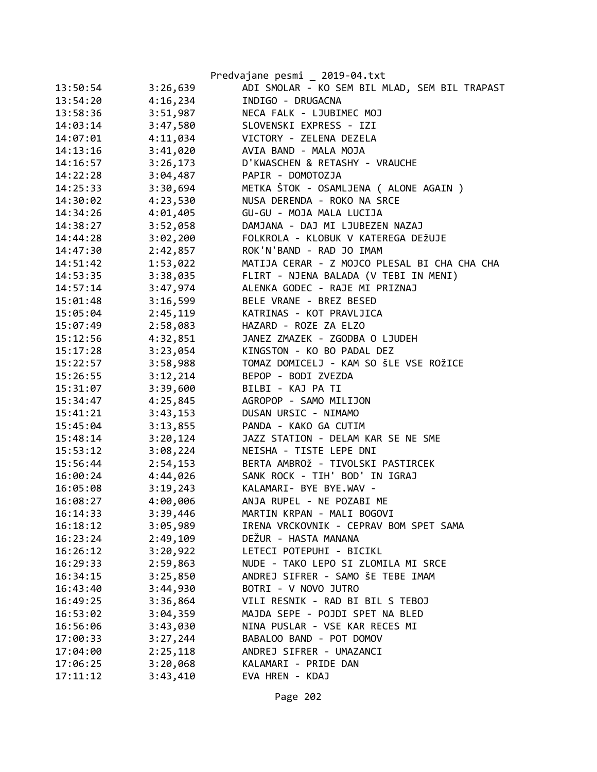| | | |
|---|---|---|
| 13:50:54 | 3:26,639 | ADI SMOLAR - KO SEM BIL MLAD, SEM BIL TRAPAST |
| 13:54:20 | 4:16,234 | INDIGO - DRUGACNA |
| 13:58:36 | 3:51,987 | NECA FALK - LJUBIMEC MOJ |
| 14:03:14 | 3:47,580 | SLOVENSKI EXPRESS - IZI |
| 14:07:01 | 4:11,034 | VICTORY - ZELENA DEZELA |
| 14:13:16 | 3:41,020 | AVIA BAND - MALA MOJA |
| 14:16:57 | 3:26,173 | D'KWASCHEN & RETASHY - VRAUCHE |
| 14:22:28 | 3:04,487 | PAPIR - DOMOTOZJA |
| 14:25:33 | 3:30,694 | METKA ŠTOK - OSAMLJENA ( ALONE AGAIN ) |
| 14:30:02 | 4:23,530 | NUSA DERENDA - ROKO NA SRCE |
| 14:34:26 | 4:01,405 | GU-GU - MOJA MALA LUCIJA |
| 14:38:27 | 3:52,058 | DAMJANA - DAJ MI LJUBEZEN NAZAJ |
| 14:44:28 | 3:02,200 | FOLKROLA - KLOBUK V KATEREGA DEžUJE |
| 14:47:30 | 2:42,857 | ROK'N'BAND - RAD JO IMAM |
| 14:51:42 | 1:53,022 | MATIJA CERAR - Z MOJCO PLESAL BI CHA CHA CHA |
| 14:53:35 | 3:38,035 | FLIRT - NJENA BALADA (V TEBI IN MENI) |
| 14:57:14 | 3:47,974 | ALENKA GODEC - RAJE MI PRIZNAJ |
| 15:01:48 | 3:16,599 | BELE VRANE - BREZ BESED |
| 15:05:04 | 2:45,119 | KATRINAS - KOT PRAVLJICA |
| 15:07:49 | 2:58,083 | HAZARD - ROZE ZA ELZO |
| 15:12:56 | 4:32,851 | JANEZ ZMAZEK - ZGODBA O LJUDEH |
| 15:17:28 | 3:23,054 | KINGSTON - KO BO PADAL DEZ |
| 15:22:57 | 3:58,988 | TOMAZ DOMICELJ - KAM SO šLE VSE ROžICE |
| 15:26:55 | 3:12,214 | BEPOP - BODI ZVEZDA |
| 15:31:07 | 3:39,600 | BILBI - KAJ PA TI |
| 15:34:47 | 4:25,845 | AGROPOP - SAMO MILIJON |
| 15:41:21 | 3:43,153 | DUSAN URSIC - NIMAMO |
| 15:45:04 | 3:13,855 | PANDA - KAKO GA CUTIM |
| 15:48:14 | 3:20,124 | JAZZ STATION - DELAM KAR SE NE SME |
| 15:53:12 | 3:08,224 | NEISHA - TISTE LEPE DNI |
| 15:56:44 | 2:54,153 | BERTA AMBROž - TIVOLSKI PASTIRCEK |
| 16:00:24 | 4:44,026 | SANK ROCK - TIH' BOD' IN IGRAJ |
| 16:05:08 | 3:19,243 | KALAMARI- BYE BYE.WAV - |
| 16:08:27 | 4:00,006 | ANJA RUPEL - NE POZABI ME |
| 16:14:33 | 3:39,446 | MARTIN KRPAN - MALI BOGOVI |
| 16:18:12 | 3:05,989 | IRENA VRCKOVNIK - CEPRAV BOM SPET SAMA |
| 16:23:24 | 2:49,109 | DEŽUR - HASTA MANANA |
| 16:26:12 | 3:20,922 | LETECI POTEPUHI - BICIKL |
| 16:29:33 | 2:59,863 | NUDE - TAKO LEPO SI ZLOMILA MI SRCE |
| 16:34:15 | 3:25,850 | ANDREJ SIFRER - SAMO šE TEBE IMAM |
| 16:43:40 | 3:44,930 | BOTRI - V NOVO JUTRO |
| 16:49:25 | 3:36,864 | VILI RESNIK - RAD BI BIL S TEBOJ |
| 16:53:02 | 3:04,359 | MAJDA SEPE - POJDI SPET NA BLED |
| 16:56:06 | 3:43,030 | NINA PUSLAR - VSE KAR RECES MI |
| 17:00:33 | 3:27,244 | BABALOO BAND - POT DOMOV |
| 17:04:00 | 2:25,118 | ANDREJ SIFRER - UMAZANCI |
| 17:06:25 | 3:20,068 | KALAMARI - PRIDE DAN |
| 17:11:12 | 3:43,410 | EVA HREN - KDAJ |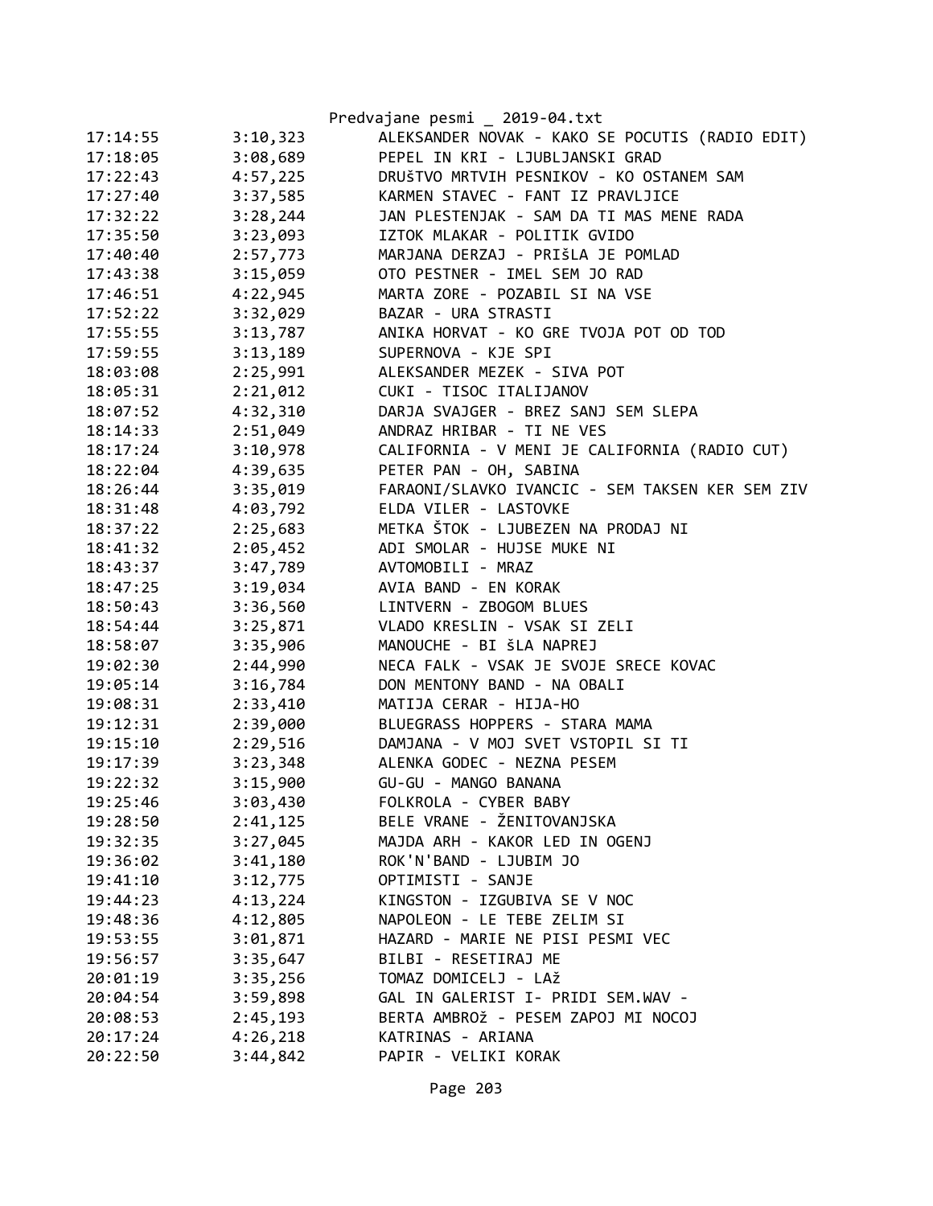| | | |
|---|---|---|
| 17:14:55 | 3:10,323 | ALEKSANDER NOVAK - KAKO SE POCUTIS (RADIO EDIT) |
| 17:18:05 | 3:08,689 | PEPEL IN KRI - LJUBLJANSKI GRAD |
| 17:22:43 | 4:57,225 | DRUŠTVO MRTVIH PESNIKOV - KO OSTANEM SAM |
| 17:27:40 | 3:37,585 | KARMEN STAVEC - FANT IZ PRAVLJICE |
| 17:32:22 | 3:28,244 | JAN PLESTENJAK - SAM DA TI MAS MENE RADA |
| 17:35:50 | 3:23,093 | IZTOK MLAKAR - POLITIK GVIDO |
| 17:40:40 | 2:57,773 | MARJANA DERZAJ - PRIŠLA JE POMLAD |
| 17:43:38 | 3:15,059 | OTO PESTNER - IMEL SEM JO RAD |
| 17:46:51 | 4:22,945 | MARTA ZORE - POZABIL SI NA VSE |
| 17:52:22 | 3:32,029 | BAZAR - URA STRASTI |
| 17:55:55 | 3:13,787 | ANIKA HORVAT - KO GRE TVOJA POT OD TOD |
| 17:59:55 | 3:13,189 | SUPERNOVA - KJE SPI |
| 18:03:08 | 2:25,991 | ALEKSANDER MEZEK - SIVA POT |
| 18:05:31 | 2:21,012 | CUKI - TISOC ITALIJANOV |
| 18:07:52 | 4:32,310 | DARJA SVAJGER - BREZ SANJ SEM SLEPA |
| 18:14:33 | 2:51,049 | ANDRAZ HRIBAR - TI NE VES |
| 18:17:24 | 3:10,978 | CALIFORNIA - V MENI JE CALIFORNIA (RADIO CUT) |
| 18:22:04 | 4:39,635 | PETER PAN - OH, SABINA |
| 18:26:44 | 3:35,019 | FARAONI/SLAVKO IVANCIC - SEM TAKSEN KER SEM ZIV |
| 18:31:48 | 4:03,792 | ELDA VILER - LASTOVKE |
| 18:37:22 | 2:25,683 | METKA ŠTOK - LJUBEZEN NA PRODAJ NI |
| 18:41:32 | 2:05,452 | ADI SMOLAR - HUJSE MUKE NI |
| 18:43:37 | 3:47,789 | AVTOMOBILI - MRAZ |
| 18:47:25 | 3:19,034 | AVIA BAND - EN KORAK |
| 18:50:43 | 3:36,560 | LINTVERN - ZBOGOM BLUES |
| 18:54:44 | 3:25,871 | VLADO KRESLIN - VSAK SI ZELI |
| 18:58:07 | 3:35,906 | MANOUCHE - BI ŠLA NAPREJ |
| 19:02:30 | 2:44,990 | NECA FALK - VSAK JE SVOJE SRECE KOVAC |
| 19:05:14 | 3:16,784 | DON MENTONY BAND - NA OBALI |
| 19:08:31 | 2:33,410 | MATIJA CERAR - HIJA-HO |
| 19:12:31 | 2:39,000 | BLUEGRASS HOPPERS - STARA MAMA |
| 19:15:10 | 2:29,516 | DAMJANA - V MOJ SVET VSTOPIL SI TI |
| 19:17:39 | 3:23,348 | ALENKA GODEC - NEZNA PESEM |
| 19:22:32 | 3:15,900 | GU-GU - MANGO BANANA |
| 19:25:46 | 3:03,430 | FOLKROLA - CYBER BABY |
| 19:28:50 | 2:41,125 | BELE VRANE - ŽENITOVANJSKA |
| 19:32:35 | 3:27,045 | MAJDA ARH - KAKOR LED IN OGENJ |
| 19:36:02 | 3:41,180 | ROK'N'BAND - LJUBIM JO |
| 19:41:10 | 3:12,775 | OPTIMISTI - SANJE |
| 19:44:23 | 4:13,224 | KINGSTON - IZGUBIVA SE V NOC |
| 19:48:36 | 4:12,805 | NAPOLEON - LE TEBE ZELIM SI |
| 19:53:55 | 3:01,871 | HAZARD - MARIE NE PISI PESMI VEC |
| 19:56:57 | 3:35,647 | BILBI - RESETIRAJ ME |
| 20:01:19 | 3:35,256 | TOMAZ DOMICELJ - LAž |
| 20:04:54 | 3:59,898 | GAL IN GALERIST I- PRIDI SEM.WAV - |
| 20:08:53 | 2:45,193 | BERTA AMBROŽ - PESEM ZAPOJ MI NOCOJ |
| 20:17:24 | 4:26,218 | KATRINAS - ARIANA |
| 20:22:50 | 3:44,842 | PAPIR - VELIKI KORAK |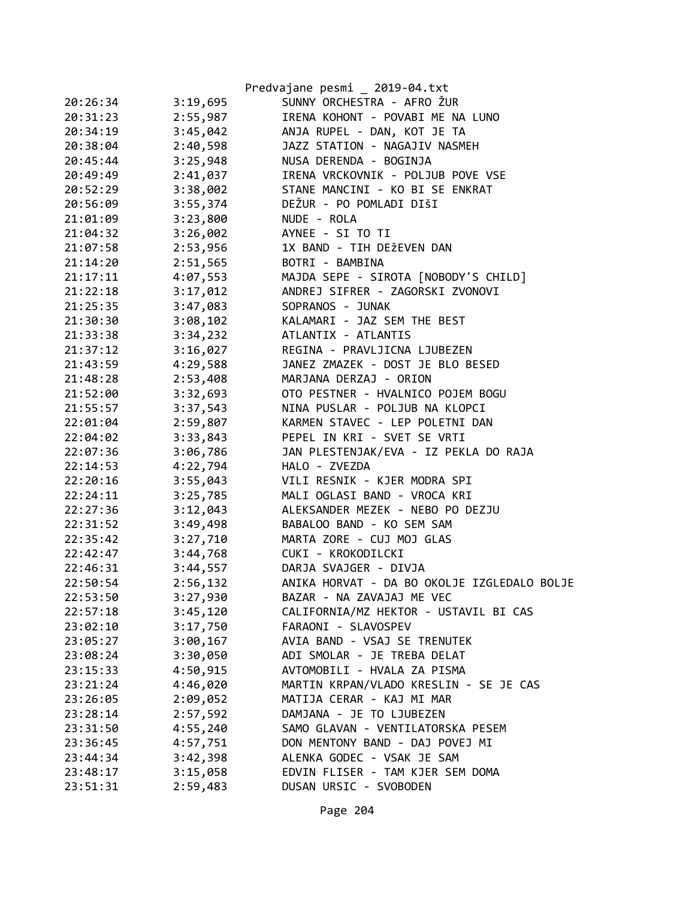| | | |
|---|---|---|
| 20:26:34 | 3:19,695 | SUNNY ORCHESTRA - AFRO ŽUR |
| 20:31:23 | 2:55,987 | IRENA KOHONT - POVABI ME NA LUNO |
| 20:34:19 | 3:45,042 | ANJA RUPEL - DAN, KOT JE TA |
| 20:38:04 | 2:40,598 | JAZZ STATION - NAGAJIV NASMEH |
| 20:45:44 | 3:25,948 | NUSA DERENDA - BOGINJA |
| 20:49:49 | 2:41,037 | IRENA VRCKOVNIK - POLJUB POVE VSE |
| 20:52:29 | 3:38,002 | STANE MANCINI - KO BI SE ENKRAT |
| 20:56:09 | 3:55,374 | DEŽUR - PO POMLADI DIŠI |
| 21:01:09 | 3:23,800 | NUDE - ROLA |
| 21:04:32 | 3:26,002 | AYNEE - SI TO TI |
| 21:07:58 | 2:53,956 | 1X BAND - TIH DEŽEVEN DAN |
| 21:14:20 | 2:51,565 | BOTRI - BAMBINA |
| 21:17:11 | 4:07,553 | MAJDA SEPE - SIROTA [NOBODY'S CHILD] |
| 21:22:18 | 3:17,012 | ANDREJ SIFRER - ZAGORSKI ZVONOVI |
| 21:25:35 | 3:47,083 | SOPRANOS - JUNAK |
| 21:30:30 | 3:08,102 | KALAMARI - JAZ SEM THE BEST |
| 21:33:38 | 3:34,232 | ATLANTIX - ATLANTIS |
| 21:37:12 | 3:16,027 | REGINA - PRAVLJICNA LJUBEZEN |
| 21:43:59 | 4:29,588 | JANEZ ZMAZEK - DOST JE BLO BESED |
| 21:48:28 | 2:53,408 | MARJANA DERZAJ - ORION |
| 21:52:00 | 3:32,693 | OTO PESTNER - HVALNICO POJEM BOGU |
| 21:55:57 | 3:37,543 | NINA PUSLAR - POLJUB NA KLOPCI |
| 22:01:04 | 2:59,807 | KARMEN STAVEC - LEP POLETNI DAN |
| 22:04:02 | 3:33,843 | PEPEL IN KRI - SVET SE VRTI |
| 22:07:36 | 3:06,786 | JAN PLESTENJAK/EVA - IZ PEKLA DO RAJA |
| 22:14:53 | 4:22,794 | HALO - ZVEZDA |
| 22:20:16 | 3:55,043 | VILI RESNIK - KJER MODRA SPI |
| 22:24:11 | 3:25,785 | MALI OGLASI BAND - VROCA KRI |
| 22:27:36 | 3:12,043 | ALEKSANDER MEZEK - NEBO PO DEZJU |
| 22:31:52 | 3:49,498 | BABALOO BAND - KO SEM SAM |
| 22:35:42 | 3:27,710 | MARTA ZORE - CUJ MOJ GLAS |
| 22:42:47 | 3:44,768 | CUKI - KROKODILCKI |
| 22:46:31 | 3:44,557 | DARJA SVAJGER - DIVJA |
| 22:50:54 | 2:56,132 | ANIKA HORVAT - DA BO OKOLJE IZGLEDALO BOLJE |
| 22:53:50 | 3:27,930 | BAZAR - NA ZAVAJAJ ME VEC |
| 22:57:18 | 3:45,120 | CALIFORNIA/MZ HEKTOR - USTAVIL BI CAS |
| 23:02:10 | 3:17,750 | FARAONI - SLAVOSPEV |
| 23:05:27 | 3:00,167 | AVIA BAND - VSAJ SE TRENUTEK |
| 23:08:24 | 3:30,050 | ADI SMOLAR - JE TREBA DELAT |
| 23:15:33 | 4:50,915 | AVTOMOBILI - HVALA ZA PISMA |
| 23:21:24 | 4:46,020 | MARTIN KRPAN/VLADO KRESLIN - SE JE CAS |
| 23:26:05 | 2:09,052 | MATIJA CERAR - KAJ MI MAR |
| 23:28:14 | 2:57,592 | DAMJANA - JE TO LJUBEZEN |
| 23:31:50 | 4:55,240 | SAMO GLAVAN - VENTILATORSKA PESEM |
| 23:36:45 | 4:57,751 | DON MENTONY BAND - DAJ POVEJ MI |
| 23:44:34 | 3:42,398 | ALENKA GODEC - VSAK JE SAM |
| 23:48:17 | 3:15,058 | EDVIN FLISER - TAM KJER SEM DOMA |
| 23:51:31 | 2:59,483 | DUSAN URSIC - SVOBODEN |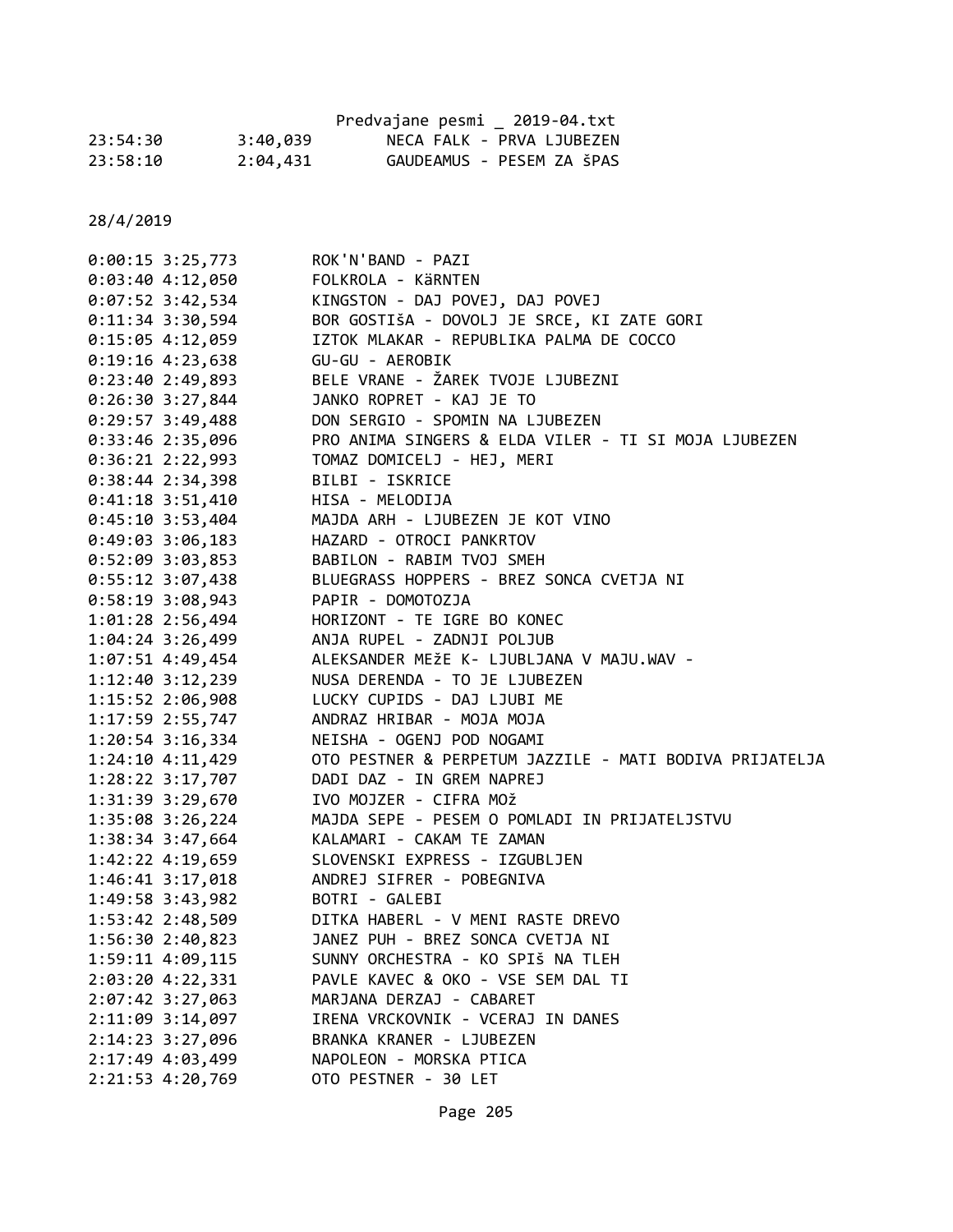23:54:30 3:40,039 NECA FALK - PRVA LJUBEZEN
23:58:10 2:04,431 GAUDEAMUS - PESEM ZA šPAS

28/4/2019

0:00:15 3:25,773 ROK'N'BAND - PAZI
0:03:40 4:12,050 FOLKROLA - KäRNTEN
0:07:52 3:42,534 KINGSTON - DAJ POVEJ, DAJ POVEJ
0:11:34 3:30,594 BOR GOSTIšA - DOVOLJ JE SRCE, KI ZATE GORI
0:15:05 4:12,059 IZTOK MLAKAR - REPUBLIKA PALMA DE COCCO
0:19:16 4:23,638 GU-GU - AEROBIK
0:23:40 2:49,893 BELE VRANE - ŽAREK TVOJE LJUBEZNI
0:26:30 3:27,844 JANKO ROPRET - KAJ JE TO
0:29:57 3:49,488 DON SERGIO - SPOMIN NA LJUBEZEN
0:33:46 2:35,096 PRO ANIMA SINGERS & ELDA VILER - TI SI MOJA LJUBEZEN
0:36:21 2:22,993 TOMAZ DOMICELJ - HEJ, MERI
0:38:44 2:34,398 BILBI - ISKRICE
0:41:18 3:51,410 HISA - MELODIJA
0:45:10 3:53,404 MAJDA ARH - LJUBEZEN JE KOT VINO
0:49:03 3:06,183 HAZARD - OTROCI PANKRTOV
0:52:09 3:03,853 BABILON - RABIM TVOJ SMEH
0:55:12 3:07,438 BLUEGRASS HOPPERS - BREZ SONCA CVETJA NI
0:58:19 3:08,943 PAPIR - DOMOTOZJA
1:01:28 2:56,494 HORIZONT - TE IGRE BO KONEC
1:04:24 3:26,499 ANJA RUPEL - ZADNJI POLJUB
1:07:51 4:49,454 ALEKSANDER MEžE K- LJUBLJANA V MAJU.WAV -
1:12:40 3:12,239 NUSA DERENDA - TO JE LJUBEZEN
1:15:52 2:06,908 LUCKY CUPIDS - DAJ LJUBI ME
1:17:59 2:55,747 ANDRAZ HRIBAR - MOJA MOJA
1:20:54 3:16,334 NEISHA - OGENJ POD NOGAMI
1:24:10 4:11,429 OTO PESTNER & PERPETUM JAZZILE - MATI BODIVA PRIJATELJA
1:28:22 3:17,707 DADI DAZ - IN GREM NAPREJ
1:31:39 3:29,670 IVO MOJZER - CIFRA MOž
1:35:08 3:26,224 MAJDA SEPE - PESEM O POMLADI IN PRIJATELJSTVU
1:38:34 3:47,664 KALAMARI - CAKAM TE ZAMAN
1:42:22 4:19,659 SLOVENSKI EXPRESS - IZGUBLJEN
1:46:41 3:17,018 ANDREJ SIFRER - POBEGNIVA
1:49:58 3:43,982 BOTRI - GALEBI
1:53:42 2:48,509 DITKA HABERL - V MENI RASTE DREVO
1:56:30 2:40,823 JANEZ PUH - BREZ SONCA CVETJA NI
1:59:11 4:09,115 SUNNY ORCHESTRA - KO SPIš NA TLEH
2:03:20 4:22,331 PAVLE KAVEC & OKO - VSE SEM DAL TI
2:07:42 3:27,063 MARJANA DERZAJ - CABARET
2:11:09 3:14,097 IRENA VRCKOVNIK - VCERAJ IN DANES
2:14:23 3:27,096 BRANKA KRANER - LJUBEZEN
2:17:49 4:03,499 NAPOLEON - MORSKA PTICA
2:21:53 4:20,769 OTO PESTNER - 30 LET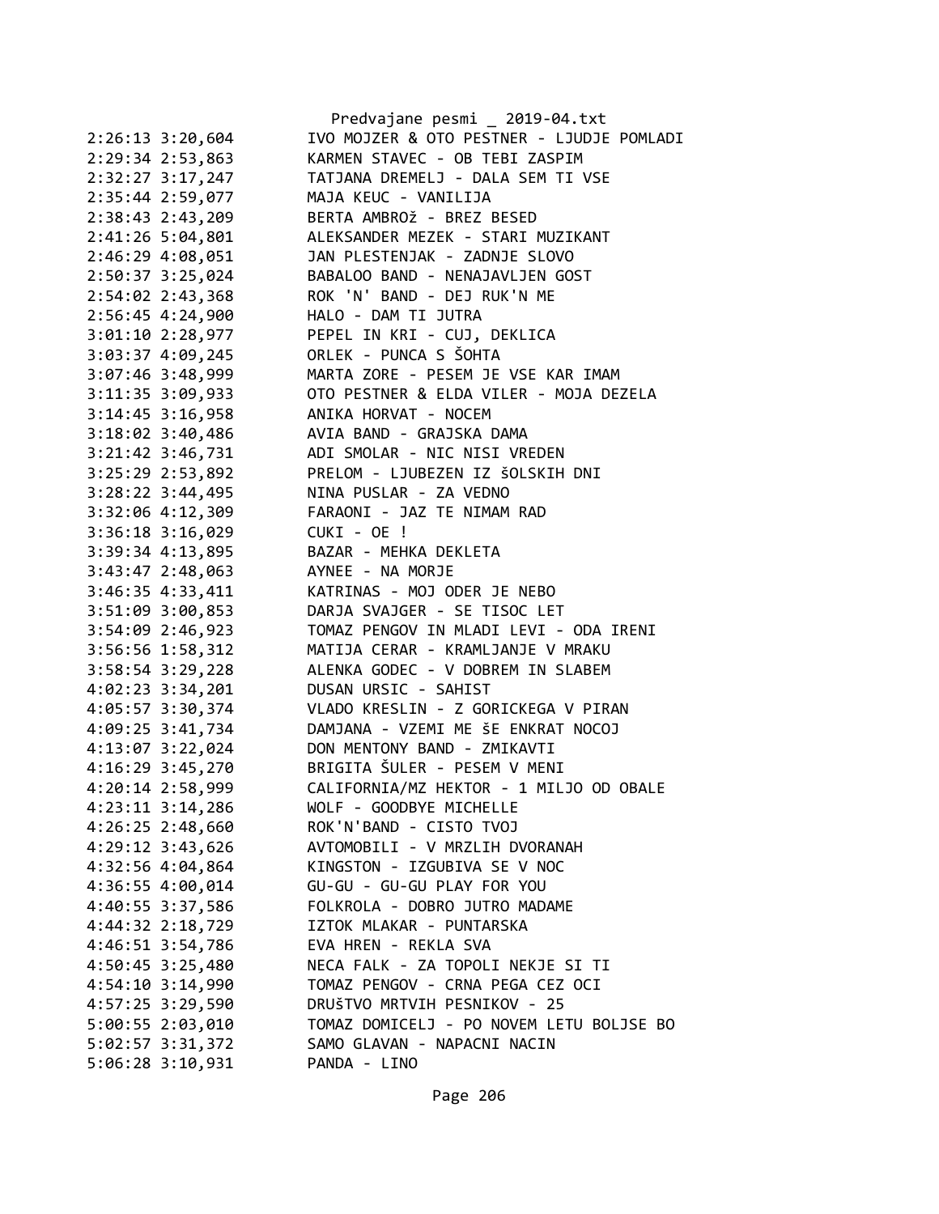```
2:26:13 3:20,604        IVO MOJZER & OTO PESTNER - LJUDJE POMLADI
2:29:34 2:53,863        KARMEN STAVEC - OB TEBI ZASPIM
2:32:27 3:17,247        TATJANA DREMELJ - DALA SEM TI VSE
2:35:44 2:59,077        MAJA KEUC - VANILIJA
2:38:43 2:43,209        BERTA AMBROž - BREZ BESED
2:41:26 5:04,801        ALEKSANDER MEZEK - STARI MUZIKANT
2:46:29 4:08,051        JAN PLESTENJAK - ZADNJE SLOVO
2:50:37 3:25,024        BABALOO BAND - NENAJAVLJEN GOST
2:54:02 2:43,368        ROK 'N' BAND - DEJ RUK'N ME
2:56:45 4:24,900        HALO - DAM TI JUTRA
3:01:10 2:28,977        PEPEL IN KRI - CUJ, DEKLICA
3:03:37 4:09,245        ORLEK - PUNCA S ŠOHTA
3:07:46 3:48,999        MARTA ZORE - PESEM JE VSE KAR IMAM
3:11:35 3:09,933        OTO PESTNER & ELDA VILER - MOJA DEZELA
3:14:45 3:16,958        ANIKA HORVAT - NOCEM
3:18:02 3:40,486        AVIA BAND - GRAJSKA DAMA
3:21:42 3:46,731        ADI SMOLAR - NIC NISI VREDEN
3:25:29 2:53,892        PRELOM - LJUBEZEN IZ šOLSKIH DNI
3:28:22 3:44,495        NINA PUSLAR - ZA VEDNO
3:32:06 4:12,309        FARAONI - JAZ TE NIMAM RAD
3:36:18 3:16,029        CUKI - OE !
3:39:34 4:13,895        BAZAR - MEHKA DEKLETA
3:43:47 2:48,063        AYNEE - NA MORJE
3:46:35 4:33,411        KATRINAS - MOJ ODER JE NEBO
3:51:09 3:00,853        DARJA SVAJGER - SE TISOC LET
3:54:09 2:46,923        TOMAZ PENGOV IN MLADI LEVI - ODA IRENI
3:56:56 1:58,312        MATIJA CERAR - KRAMLJANJE V MRAKU
3:58:54 3:29,228        ALENKA GODEC - V DOBREM IN SLABEM
4:02:23 3:34,201        DUSAN URSIC - SAHIST
4:05:57 3:30,374        VLADO KRESLIN - Z GORICKEGA V PIRAN
4:09:25 3:41,734        DAMJANA - VZEMI ME ŠE ENKRAT NOCOJ
4:13:07 3:22,024        DON MENTONY BAND - ZMIKAVTI
4:16:29 3:45,270        BRIGITA ŠULER - PESEM V MENI
4:20:14 2:58,999        CALIFORNIA/MZ HEKTOR - 1 MILJO OD OBALE
4:23:11 3:14,286        WOLF - GOODBYE MICHELLE
4:26:25 2:48,660        ROK'N'BAND - CISTO TVOJ
4:29:12 3:43,626        AVTOMOBILI - V MRZLIH DVORANAH
4:32:56 4:04,864        KINGSTON - IZGUBIVA SE V NOC
4:36:55 4:00,014        GU-GU - GU-GU PLAY FOR YOU
4:40:55 3:37,586        FOLKROLA - DOBRO JUTRO MADAME
4:44:32 2:18,729        IZTOK MLAKAR - PUNTARSKA
4:46:51 3:54,786        EVA HREN - REKLA SVA
4:50:45 3:25,480        NECA FALK - ZA TOPOLI NEKJE SI TI
4:54:10 3:14,990        TOMAZ PENGOV - CRNA PEGA CEZ OCI
4:57:25 3:29,590        DRUšTVO MRTVIH PESNIKOV - 25
5:00:55 2:03,010        TOMAZ DOMICELJ - PO NOVEM LETU BOLJSE BO
5:02:57 3:31,372        SAMO GLAVAN - NAPACNI NACIN
5:06:28 3:10,931        PANDA - LINO
```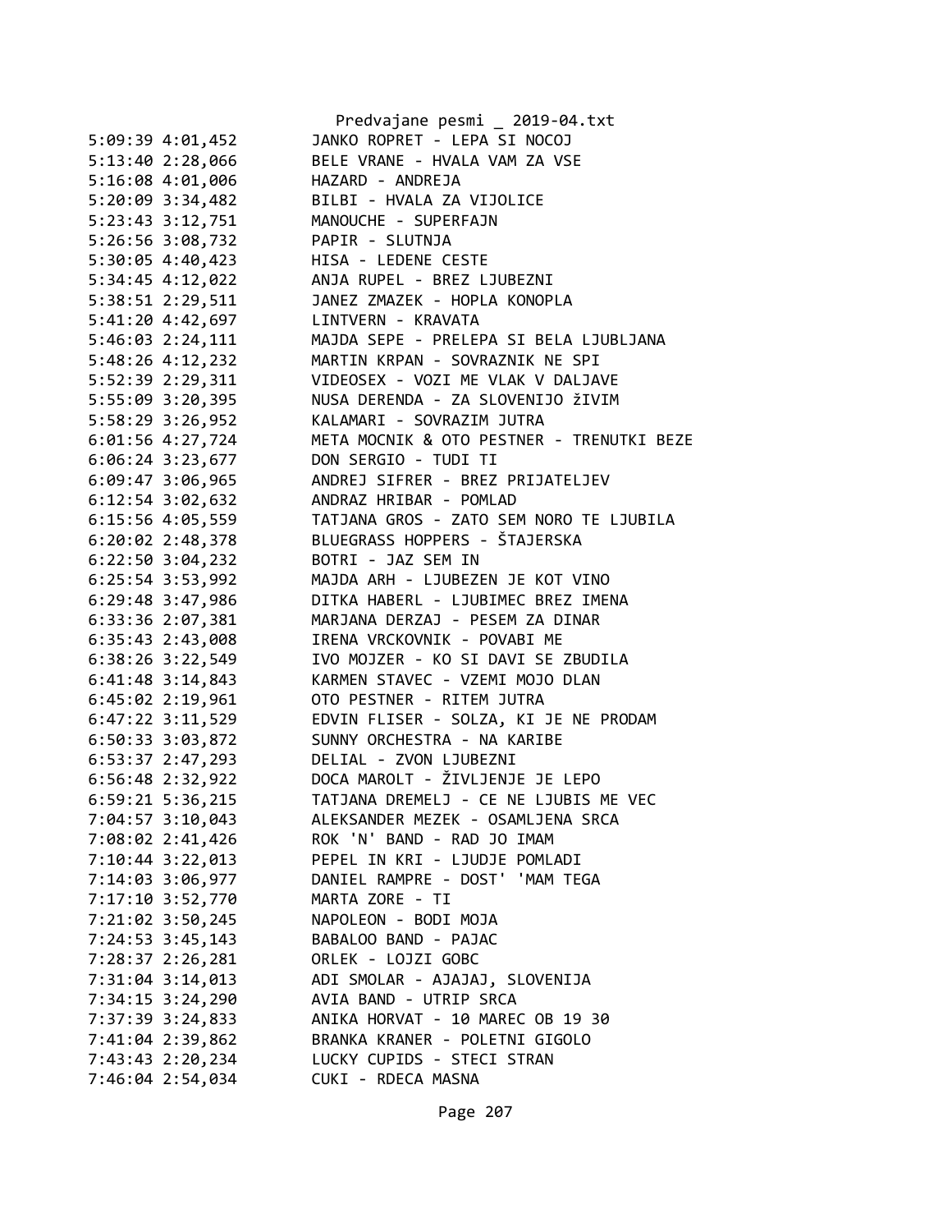```
5:09:39 4:01,452        JANKO ROPRET - LEPA SI NOCOJ
5:13:40 2:28,066        BELE VRANE - HVALA VAM ZA VSE
5:16:08 4:01,006        HAZARD - ANDREJA
5:20:09 3:34,482        BILBI - HVALA ZA VIJOLICE
5:23:43 3:12,751        MANOUCHE - SUPERFAJN
5:26:56 3:08,732        PAPIR - SLUTNJA
5:30:05 4:40,423        HISA - LEDENE CESTE
5:34:45 4:12,022        ANJA RUPEL - BREZ LJUBEZNI
5:38:51 2:29,511        JANEZ ZMAZEK - HOPLA KONOPLA
5:41:20 4:42,697        LINTVERN - KRAVATA
5:46:03 2:24,111        MAJDA SEPE - PRELEPA SI BELA LJUBLJANA
5:48:26 4:12,232        MARTIN KRPAN - SOVRAZNIK NE SPI
5:52:39 2:29,311        VIDEOSEX - VOZI ME VLAK V DALJAVE
5:55:09 3:20,395        NUSA DERENDA - ZA SLOVENIJO žIVIM
5:58:29 3:26,952        KALAMARI - SOVRAZIM JUTRA
6:01:56 4:27,724        META MOCNIK & OTO PESTNER - TRENUTKI BEZE
6:06:24 3:23,677        DON SERGIO - TUDI TI
6:09:47 3:06,965        ANDREJ SIFRER - BREZ PRIJATELJEV
6:12:54 3:02,632        ANDRAZ HRIBAR - POMLAD
6:15:56 4:05,559        TATJANA GROS - ZATO SEM NORO TE LJUBILA
6:20:02 2:48,378        BLUEGRASS HOPPERS - ŠTAJERSKA
6:22:50 3:04,232        BOTRI - JAZ SEM IN
6:25:54 3:53,992        MAJDA ARH - LJUBEZEN JE KOT VINO
6:29:48 3:47,986        DITKA HABERL - LJUBIMEC BREZ IMENA
6:33:36 2:07,381        MARJANA DERZAJ - PESEM ZA DINAR
6:35:43 2:43,008        IRENA VRCKOVNIK - POVABI ME
6:38:26 3:22,549        IVO MOJZER - KO SI DAVI SE ZBUDILA
6:41:48 3:14,843        KARMEN STAVEC - VZEMI MOJO DLAN
6:45:02 2:19,961        OTO PESTNER - RITEM JUTRA
6:47:22 3:11,529        EDVIN FLISER - SOLZA, KI JE NE PRODAM
6:50:33 3:03,872        SUNNY ORCHESTRA - NA KARIBE
6:53:37 2:47,293        DELIAL - ZVON LJUBEZNI
6:56:48 2:32,922        DOCA MAROLT - ŽIVLJENJE JE LEPO
6:59:21 5:36,215        TATJANA DREMELJ - CE NE LJUBIS ME VEC
7:04:57 3:10,043        ALEKSANDER MEZEK - OSAMLJENA SRCA
7:08:02 2:41,426        ROK 'N' BAND - RAD JO IMAM
7:10:44 3:22,013        PEPEL IN KRI - LJUDJE POMLADI
7:14:03 3:06,977        DANIEL RAMPRE - DOST' 'MAM TEGA
7:17:10 3:52,770        MARTA ZORE - TI
7:21:02 3:50,245        NAPOLEON - BODI MOJA
7:24:53 3:45,143        BABALOO BAND - PAJAC
7:28:37 2:26,281        ORLEK - LOJZI GOBC
7:31:04 3:14,013        ADI SMOLAR - AJAJAJ, SLOVENIJA
7:34:15 3:24,290        AVIA BAND - UTRIP SRCA
7:37:39 3:24,833        ANIKA HORVAT - 10 MAREC OB 19 30
7:41:04 2:39,862        BRANKA KRANER - POLETNI GIGOLO
7:43:43 2:20,234        LUCKY CUPIDS - STECI STRAN
7:46:04 2:54,034        CUKI - RDECA MASNA
```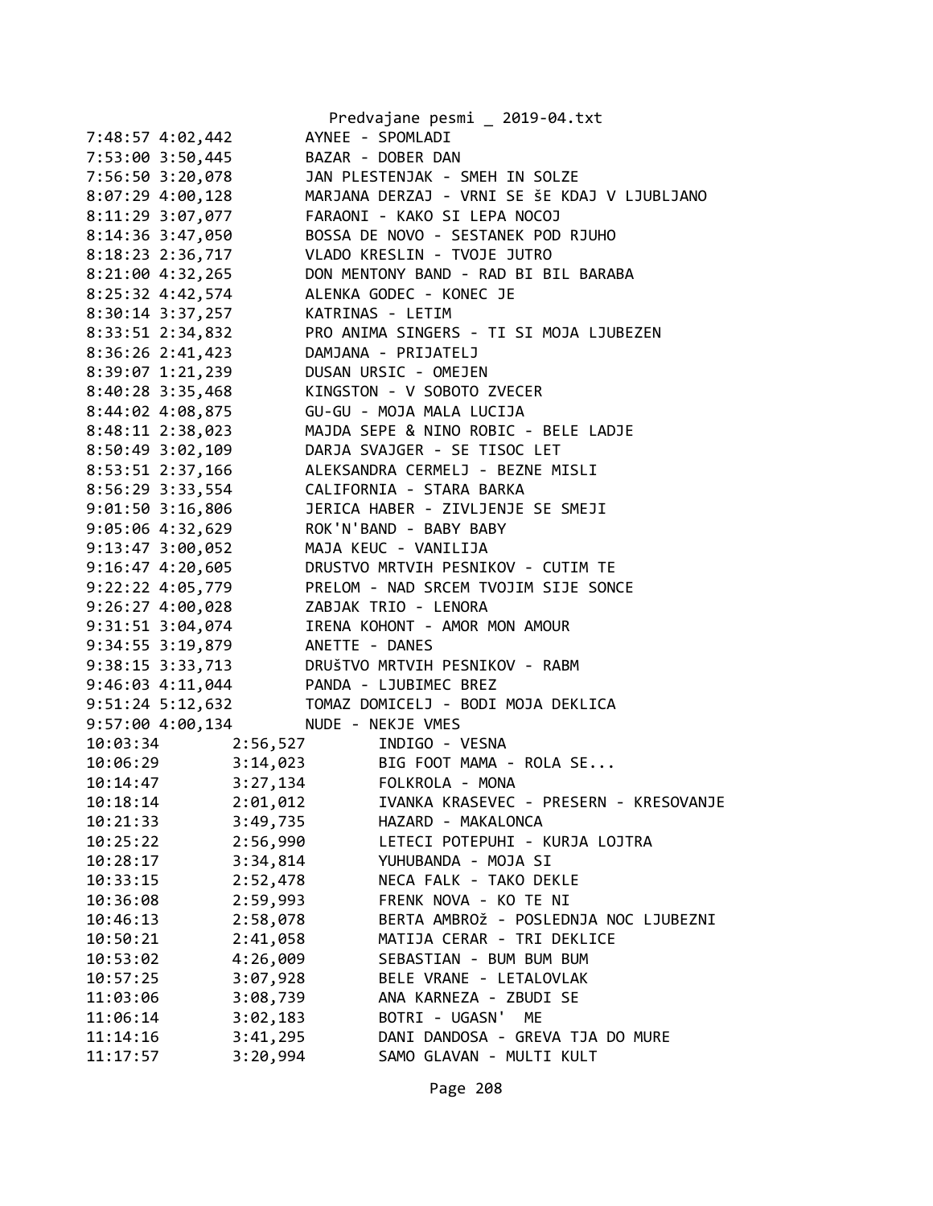```
7:48:57 4:02,442        AYNEE - SPOMLADI
7:53:00 3:50,445        BAZAR - DOBER DAN
7:56:50 3:20,078        JAN PLESTENJAK - SMEH IN SOLZE
8:07:29 4:00,128        MARJANA DERZAJ - VRNI SE šE KDAJ V LJUBLJANO
8:11:29 3:07,077        FARAONI - KAKO SI LEPA NOCOJ
8:14:36 3:47,050        BOSSA DE NOVO - SESTANEK POD RJUHO
8:18:23 2:36,717        VLADO KRESLIN - TVOJE JUTRO
8:21:00 4:32,265        DON MENTONY BAND - RAD BI BIL BARABA
8:25:32 4:42,574        ALENKA GODEC - KONEC JE
8:30:14 3:37,257        KATRINAS - LETIM
8:33:51 2:34,832        PRO ANIMA SINGERS - TI SI MOJA LJUBEZEN
8:36:26 2:41,423        DAMJANA - PRIJATELJ
8:39:07 1:21,239        DUSAN URSIC - OMEJEN
8:40:28 3:35,468        KINGSTON - V SOBOTO ZVECER
8:44:02 4:08,875        GU-GU - MOJA MALA LUCIJA
8:48:11 2:38,023        MAJDA SEPE & NINO ROBIC - BELE LADJE
8:50:49 3:02,109        DARJA SVAJGER - SE TISOC LET
8:53:51 2:37,166        ALEKSANDRA CERMELJ - BEZNE MISLI
8:56:29 3:33,554        CALIFORNIA - STARA BARKA
9:01:50 3:16,806        JERICA HABER - ZIVLJENJE SE SMEJI
9:05:06 4:32,629        ROK'N'BAND - BABY BABY
9:13:47 3:00,052        MAJA KEUC - VANILIJA
9:16:47 4:20,605        DRUSTVO MRTVIH PESNIKOV - CUTIM TE
9:22:22 4:05,779        PRELOM - NAD SRCEM TVOJIM SIJE SONCE
9:26:27 4:00,028        ZABJAK TRIO - LENORA
9:31:51 3:04,074        IRENA KOHONT - AMOR MON AMOUR
9:34:55 3:19,879        ANETTE - DANES
9:38:15 3:33,713        DRUŠTVO MRTVIH PESNIKOV - RABM
9:46:03 4:11,044        PANDA - LJUBIMEC BREZ
9:51:24 5:12,632        TOMAZ DOMICELJ - BODI MOJA DEKLICA
9:57:00 4:00,134        NUDE - NEKJE VMES
10:03:34        2:56,527        INDIGO - VESNA
10:06:29        3:14,023        BIG FOOT MAMA - ROLA SE...
10:14:47        3:27,134        FOLKROLA - MONA
10:18:14        2:01,012        IVANKA KRASEVEC - PRESERN - KRESOVANJE
10:21:33        3:49,735        HAZARD - MAKALONCA
10:25:22        2:56,990        LETECI POTEPUHI - KURJA LOJTRA
10:28:17        3:34,814        YUHUBANDA - MOJA SI
10:33:15        2:52,478        NECA FALK - TAKO DEKLE
10:36:08        2:59,993        FRENK NOVA - KO TE NI
10:46:13        2:58,078        BERTA AMBROž - POSLEDNJA NOC LJUBEZNI
10:50:21        2:41,058        MATIJA CERAR - TRI DEKLICE
10:53:02        4:26,009        SEBASTIAN - BUM BUM BUM
10:57:25        3:07,928        BELE VRANE - LETALOVLAK
11:03:06        3:08,739        ANA KARNEZA - ZBUDI SE
11:06:14        3:02,183        BOTRI - UGASN'  ME
11:14:16        3:41,295        DANI DANDOSA - GREVA TJA DO MURE
11:17:57        3:20,994        SAMO GLAVAN - MULTI KULT
```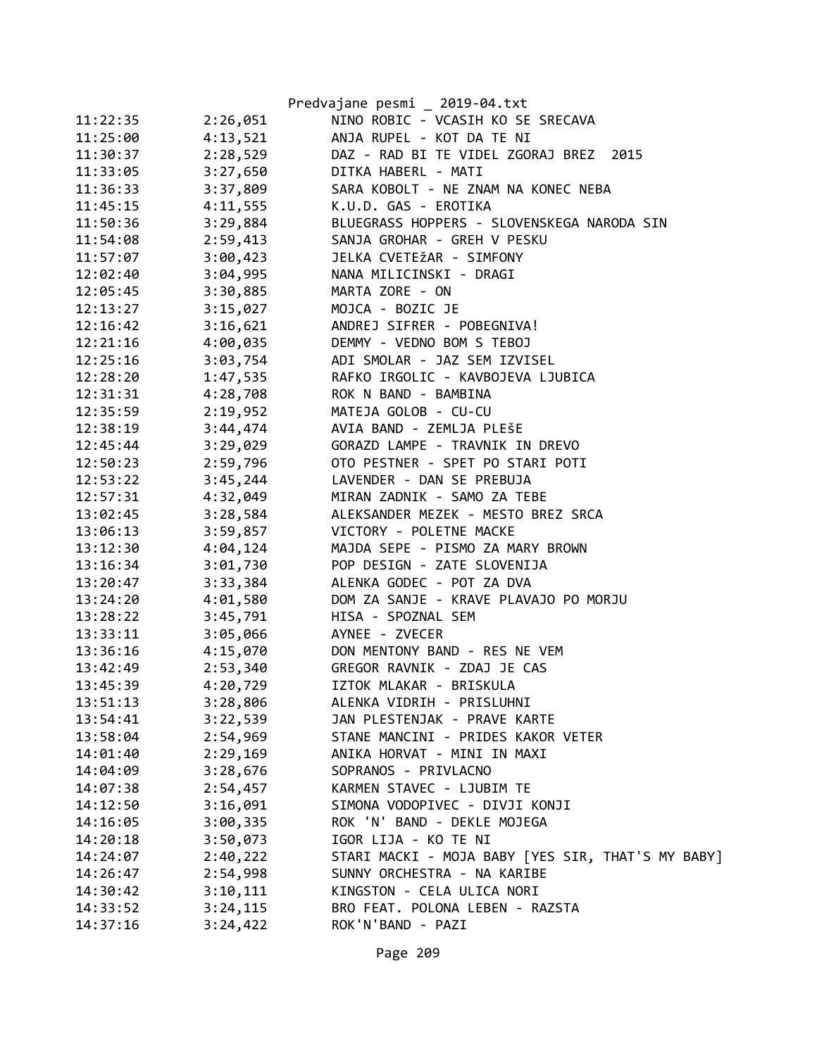| | | |
|---|---|---|
| 11:22:35 | 2:26,051 | NINO ROBIC - VCASIH KO SE SRECAVA |
| 11:25:00 | 4:13,521 | ANJA RUPEL - KOT DA TE NI |
| 11:30:37 | 2:28,529 | DAZ - RAD BI TE VIDEL ZGORAJ BREZ  2015 |
| 11:33:05 | 3:27,650 | DITKA HABERL - MATI |
| 11:36:33 | 3:37,809 | SARA KOBOLT - NE ZNAM NA KONEC NEBA |
| 11:45:15 | 4:11,555 | K.U.D. GAS - EROTIKA |
| 11:50:36 | 3:29,884 | BLUEGRASS HOPPERS - SLOVENSKEGA NARODA SIN |
| 11:54:08 | 2:59,413 | SANJA GROHAR - GREH V PESKU |
| 11:57:07 | 3:00,423 | JELKA CVETEžAR - SIMFONY |
| 12:02:40 | 3:04,995 | NANA MILICINSKI - DRAGI |
| 12:05:45 | 3:30,885 | MARTA ZORE - ON |
| 12:13:27 | 3:15,027 | MOJCA - BOZIC JE |
| 12:16:42 | 3:16,621 | ANDREJ SIFRER - POBEGNIVA! |
| 12:21:16 | 4:00,035 | DEMMY - VEDNO BOM S TEBOJ |
| 12:25:16 | 3:03,754 | ADI SMOLAR - JAZ SEM IZVISEL |
| 12:28:20 | 1:47,535 | RAFKO IRGOLIC - KAVBOJEVA LJUBICA |
| 12:31:31 | 4:28,708 | ROK N BAND - BAMBINA |
| 12:35:59 | 2:19,952 | MATEJA GOLOB - CU-CU |
| 12:38:19 | 3:44,474 | AVIA BAND - ZEMLJA PLEŠE |
| 12:45:44 | 3:29,029 | GORAZD LAMPE - TRAVNIK IN DREVO |
| 12:50:23 | 2:59,796 | OTO PESTNER - SPET PO STARI POTI |
| 12:53:22 | 3:45,244 | LAVENDER - DAN SE PREBUJA |
| 12:57:31 | 4:32,049 | MIRAN ZADNIK - SAMO ZA TEBE |
| 13:02:45 | 3:28,584 | ALEKSANDER MEZEK - MESTO BREZ SRCA |
| 13:06:13 | 3:59,857 | VICTORY - POLETNE MACKE |
| 13:12:30 | 4:04,124 | MAJDA SEPE - PISMO ZA MARY BROWN |
| 13:16:34 | 3:01,730 | POP DESIGN - ZATE SLOVENIJA |
| 13:20:47 | 3:33,384 | ALENKA GODEC - POT ZA DVA |
| 13:24:20 | 4:01,580 | DOM ZA SANJE - KRAVE PLAVAJO PO MORJU |
| 13:28:22 | 3:45,791 | HISA - SPOZNAL SEM |
| 13:33:11 | 3:05,066 | AYNEE - ZVECER |
| 13:36:16 | 4:15,070 | DON MENTONY BAND - RES NE VEM |
| 13:42:49 | 2:53,340 | GREGOR RAVNIK - ZDAJ JE CAS |
| 13:45:39 | 4:20,729 | IZTOK MLAKAR - BRISKULA |
| 13:51:13 | 3:28,806 | ALENKA VIDRIH - PRISLUHNI |
| 13:54:41 | 3:22,539 | JAN PLESTENJAK - PRAVE KARTE |
| 13:58:04 | 2:54,969 | STANE MANCINI - PRIDES KAKOR VETER |
| 14:01:40 | 2:29,169 | ANIKA HORVAT - MINI IN MAXI |
| 14:04:09 | 3:28,676 | SOPRANOS - PRIVLACNO |
| 14:07:38 | 2:54,457 | KARMEN STAVEC - LJUBIM TE |
| 14:12:50 | 3:16,091 | SIMONA VODOPIVEC - DIVJI KONJI |
| 14:16:05 | 3:00,335 | ROK 'N' BAND - DEKLE MOJEGA |
| 14:20:18 | 3:50,073 | IGOR LIJA - KO TE NI |
| 14:24:07 | 2:40,222 | STARI MACKI - MOJA BABY [YES SIR, THAT'S MY BABY] |
| 14:26:47 | 2:54,998 | SUNNY ORCHESTRA - NA KARIBE |
| 14:30:42 | 3:10,111 | KINGSTON - CELA ULICA NORI |
| 14:33:52 | 3:24,115 | BRO FEAT. POLONA LEBEN - RAZSTA |
| 14:37:16 | 3:24,422 | ROK'N'BAND - PAZI |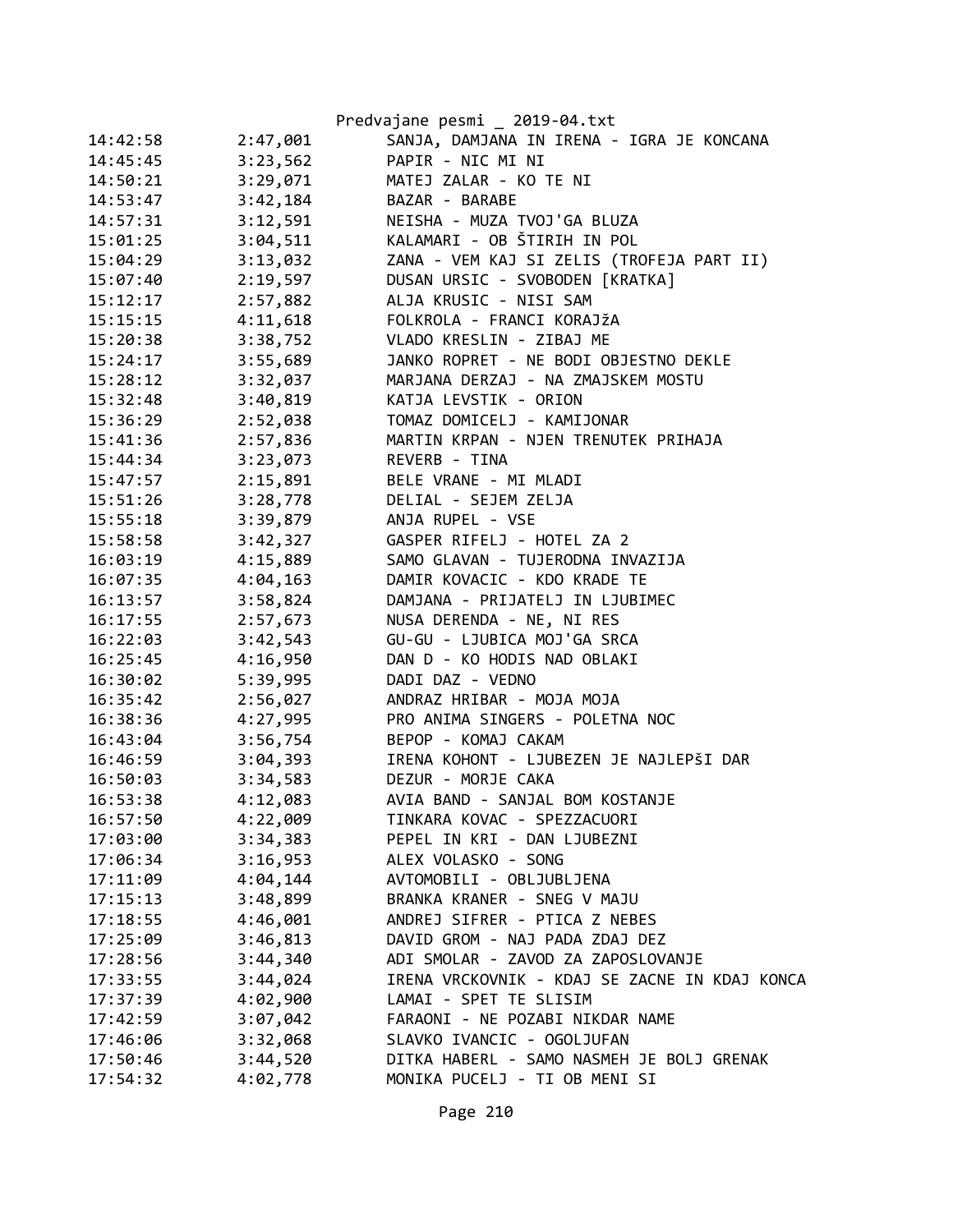| | | |
|---|---|---|
| 14:42:58 | 2:47,001 | SANJA, DAMJANA IN IRENA - IGRA JE KONCANA |
| 14:45:45 | 3:23,562 | PAPIR - NIC MI NI |
| 14:50:21 | 3:29,071 | MATEJ ZALAR - KO TE NI |
| 14:53:47 | 3:42,184 | BAZAR - BARABE |
| 14:57:31 | 3:12,591 | NEISHA - MUZA TVOJ'GA BLUZA |
| 15:01:25 | 3:04,511 | KALAMARI - OB ŠTIRIH IN POL |
| 15:04:29 | 3:13,032 | ZANA - VEM KAJ SI ZELIS (TROFEJA PART II) |
| 15:07:40 | 2:19,597 | DUSAN URSIC - SVOBODEN [KRATKA] |
| 15:12:17 | 2:57,882 | ALJA KRUSIC - NISI SAM |
| 15:15:15 | 4:11,618 | FOLKROLA - FRANCI KORAJžA |
| 15:20:38 | 3:38,752 | VLADO KRESLIN - ZIBAJ ME |
| 15:24:17 | 3:55,689 | JANKO ROPRET - NE BODI OBJESTNO DEKLE |
| 15:28:12 | 3:32,037 | MARJANA DERZAJ - NA ZMAJSKEM MOSTU |
| 15:32:48 | 3:40,819 | KATJA LEVSTIK - ORION |
| 15:36:29 | 2:52,038 | TOMAZ DOMICELJ - KAMIJONAR |
| 15:41:36 | 2:57,836 | MARTIN KRPAN - NJEN TRENUTEK PRIHAJA |
| 15:44:34 | 3:23,073 | REVERB - TINA |
| 15:47:57 | 2:15,891 | BELE VRANE - MI MLADI |
| 15:51:26 | 3:28,778 | DELIAL - SEJEM ZELJA |
| 15:55:18 | 3:39,879 | ANJA RUPEL - VSE |
| 15:58:58 | 3:42,327 | GASPER RIFELJ - HOTEL ZA 2 |
| 16:03:19 | 4:15,889 | SAMO GLAVAN - TUJERODNA INVAZIJA |
| 16:07:35 | 4:04,163 | DAMIR KOVACIC - KDO KRADE TE |
| 16:13:57 | 3:58,824 | DAMJANA - PRIJATELJ IN LJUBIMEC |
| 16:17:55 | 2:57,673 | NUSA DERENDA - NE, NI RES |
| 16:22:03 | 3:42,543 | GU-GU - LJUBICA MOJ'GA SRCA |
| 16:25:45 | 4:16,950 | DAN D - KO HODIS NAD OBLAKI |
| 16:30:02 | 5:39,995 | DADI DAZ - VEDNO |
| 16:35:42 | 2:56,027 | ANDRAZ HRIBAR - MOJA MOJA |
| 16:38:36 | 4:27,995 | PRO ANIMA SINGERS - POLETNA NOC |
| 16:43:04 | 3:56,754 | BEPOP - KOMAJ CAKAM |
| 16:46:59 | 3:04,393 | IRENA KOHONT - LJUBEZEN JE NAJLEPšI DAR |
| 16:50:03 | 3:34,583 | DEZUR - MORJE CAKA |
| 16:53:38 | 4:12,083 | AVIA BAND - SANJAL BOM KOSTANJE |
| 16:57:50 | 4:22,009 | TINKARA KOVAC - SPEZZACUORI |
| 17:03:00 | 3:34,383 | PEPEL IN KRI - DAN LJUBEZNI |
| 17:06:34 | 3:16,953 | ALEX VOLASKO - SONG |
| 17:11:09 | 4:04,144 | AVTOMOBILI - OBLJUBLJENA |
| 17:15:13 | 3:48,899 | BRANKA KRANER - SNEG V MAJU |
| 17:18:55 | 4:46,001 | ANDREJ SIFRER - PTICA Z NEBES |
| 17:25:09 | 3:46,813 | DAVID GROM - NAJ PADA ZDAJ DEZ |
| 17:28:56 | 3:44,340 | ADI SMOLAR - ZAVOD ZA ZAPOSLOVANJE |
| 17:33:55 | 3:44,024 | IRENA VRCKOVNIK - KDAJ SE ZACNE IN KDAJ KONCA |
| 17:37:39 | 4:02,900 | LAMAI - SPET TE SLISIM |
| 17:42:59 | 3:07,042 | FARAONI - NE POZABI NIKDAR NAME |
| 17:46:06 | 3:32,068 | SLAVKO IVANCIC - OGOLJUFAN |
| 17:50:46 | 3:44,520 | DITKA HABERL - SAMO NASMEH JE BOLJ GRENAK |
| 17:54:32 | 4:02,778 | MONIKA PUCELJ - TI OB MENI SI |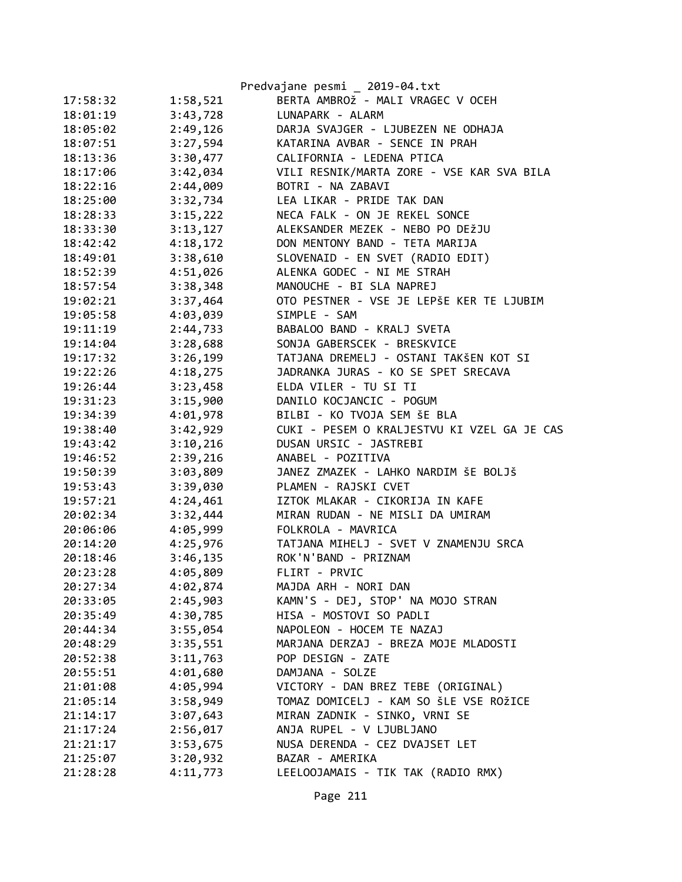Predvajane pesmi _ 2019-04.txt

| | | |
|---|---|---|
| 17:58:32 | 1:58,521 | BERTA AMBROž - MALI VRAGEC V OCEH |
| 18:01:19 | 3:43,728 | LUNAPARK - ALARM |
| 18:05:02 | 2:49,126 | DARJA SVAJGER - LJUBEZEN NE ODHAJA |
| 18:07:51 | 3:27,594 | KATARINA AVBAR - SENCE IN PRAH |
| 18:13:36 | 3:30,477 | CALIFORNIA - LEDENA PTICA |
| 18:17:06 | 3:42,034 | VILI RESNIK/MARTA ZORE - VSE KAR SVA BILA |
| 18:22:16 | 2:44,009 | BOTRI - NA ZABAVI |
| 18:25:00 | 3:32,734 | LEA LIKAR - PRIDE TAK DAN |
| 18:28:33 | 3:15,222 | NECA FALK - ON JE REKEL SONCE |
| 18:33:30 | 3:13,127 | ALEKSANDER MEZEK - NEBO PO DEžJU |
| 18:42:42 | 4:18,172 | DON MENTONY BAND - TETA MARIJA |
| 18:49:01 | 3:38,610 | SLOVENAID - EN SVET (RADIO EDIT) |
| 18:52:39 | 4:51,026 | ALENKA GODEC - NI ME STRAH |
| 18:57:54 | 3:38,348 | MANOUCHE - BI SLA NAPREJ |
| 19:02:21 | 3:37,464 | OTO PESTNER - VSE JE LEPšE KER TE LJUBIM |
| 19:05:58 | 4:03,039 | SIMPLE - SAM |
| 19:11:19 | 2:44,733 | BABALOO BAND - KRALJ SVETA |
| 19:14:04 | 3:28,688 | SONJA GABERSCEK - BRESKVICE |
| 19:17:32 | 3:26,199 | TATJANA DREMELJ - OSTANI TAKšEN KOT SI |
| 19:22:26 | 4:18,275 | JADRANKA JURAS - KO SE SPET SRECAVA |
| 19:26:44 | 3:23,458 | ELDA VILER - TU SI TI |
| 19:31:23 | 3:15,900 | DANILO KOCJANCIC - POGUM |
| 19:34:39 | 4:01,978 | BILBI - KO TVOJA SEM šE BLA |
| 19:38:40 | 3:42,929 | CUKI - PESEM O KRALJESTVU KI VZEL GA JE CAS |
| 19:43:42 | 3:10,216 | DUSAN URSIC - JASTREBI |
| 19:46:52 | 2:39,216 | ANABEL - POZITIVA |
| 19:50:39 | 3:03,809 | JANEZ ZMAZEK - LAHKO NARDIM šE BOLJš |
| 19:53:43 | 3:39,030 | PLAMEN - RAJSKI CVET |
| 19:57:21 | 4:24,461 | IZTOK MLAKAR - CIKORIJA IN KAFE |
| 20:02:34 | 3:32,444 | MIRAN RUDAN - NE MISLI DA UMIRAM |
| 20:06:06 | 4:05,999 | FOLKROLA - MAVRICA |
| 20:14:20 | 4:25,976 | TATJANA MIHELJ - SVET V ZNAMENJU SRCA |
| 20:18:46 | 3:46,135 | ROK'N'BAND - PRIZNAM |
| 20:23:28 | 4:05,809 | FLIRT - PRVIC |
| 20:27:34 | 4:02,874 | MAJDA ARH - NORI DAN |
| 20:33:05 | 2:45,903 | KAMN'S - DEJ, STOP' NA MOJO STRAN |
| 20:35:49 | 4:30,785 | HISA - MOSTOVI SO PADLI |
| 20:44:34 | 3:55,054 | NAPOLEON - HOCEM TE NAZAJ |
| 20:48:29 | 3:35,551 | MARJANA DERZAJ - BREZA MOJE MLADOSTI |
| 20:52:38 | 3:11,763 | POP DESIGN - ZATE |
| 20:55:51 | 4:01,680 | DAMJANA - SOLZE |
| 21:01:08 | 4:05,994 | VICTORY - DAN BREZ TEBE (ORIGINAL) |
| 21:05:14 | 3:58,949 | TOMAZ DOMICELJ - KAM SO šLE VSE ROžICE |
| 21:14:17 | 3:07,643 | MIRAN ZADNIK - SINKO, VRNI SE |
| 21:17:24 | 2:56,017 | ANJA RUPEL - V LJUBLJANO |
| 21:21:17 | 3:53,675 | NUSA DERENDA - CEZ DVAJSET LET |
| 21:25:07 | 3:20,932 | BAZAR - AMERIKA |
| 21:28:28 | 4:11,773 | LEELOOJAMAIS - TIK TAK (RADIO RMX) |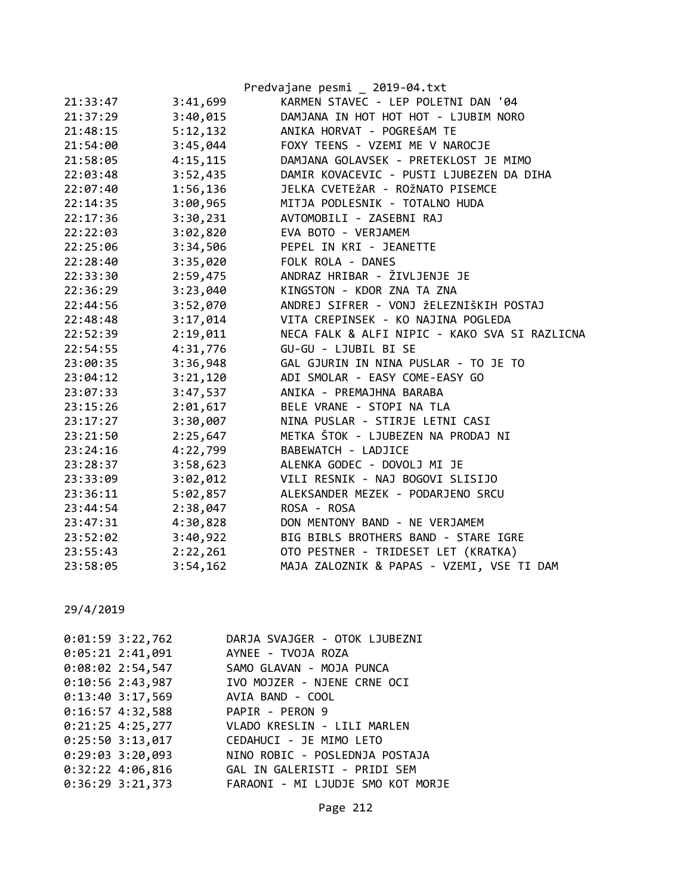| | | |
|---|---|---|
| 21:33:47 | 3:41,699 | KARMEN STAVEC - LEP POLETNI DAN '04 |
| 21:37:29 | 3:40,015 | DAMJANA IN HOT HOT HOT - LJUBIM NORO |
| 21:48:15 | 5:12,132 | ANIKA HORVAT - POGREŠAM TE |
| 21:54:00 | 3:45,044 | FOXY TEENS - VZEMI ME V NAROCJE |
| 21:58:05 | 4:15,115 | DAMJANA GOLAVSEK - PRETEKLOST JE MIMO |
| 22:03:48 | 3:52,435 | DAMIR KOVACEVIC - PUSTI LJUBEZEN DA DIHA |
| 22:07:40 | 1:56,136 | JELKA CVETEžAR - ROžNATO PISEMCE |
| 22:14:35 | 3:00,965 | MITJA PODLESNIK - TOTALNO HUDA |
| 22:17:36 | 3:30,231 | AVTOMOBILI - ZASEBNI RAJ |
| 22:22:03 | 3:02,820 | EVA BOTO - VERJAMEM |
| 22:25:06 | 3:34,506 | PEPEL IN KRI - JEANETTE |
| 22:28:40 | 3:35,020 | FOLK ROLA - DANES |
| 22:33:30 | 2:59,475 | ANDRAZ HRIBAR - ŽIVLJENJE JE |
| 22:36:29 | 3:23,040 | KINGSTON - KDOR ZNA TA ZNA |
| 22:44:56 | 3:52,070 | ANDREJ SIFRER - VONJ žELEZNIŠKIH POSTAJ |
| 22:48:48 | 3:17,014 | VITA CREPINSEK - KO NAJINA POGLEDA |
| 22:52:39 | 2:19,011 | NECA FALK & ALFI NIPIC - KAKO SVA SI RAZLICNA |
| 22:54:55 | 4:31,776 | GU-GU - LJUBIL BI SE |
| 23:00:35 | 3:36,948 | GAL GJURIN IN NINA PUSLAR - TO JE TO |
| 23:04:12 | 3:21,120 | ADI SMOLAR - EASY COME-EASY GO |
| 23:07:33 | 3:47,537 | ANIKA - PREMAJHNA BARABA |
| 23:15:26 | 2:01,617 | BELE VRANE - STOPI NA TLA |
| 23:17:27 | 3:30,007 | NINA PUSLAR - STIRJE LETNI CASI |
| 23:21:50 | 2:25,647 | METKA ŠTOK - LJUBEZEN NA PRODAJ NI |
| 23:24:16 | 4:22,799 | BABEWATCH - LADJICE |
| 23:28:37 | 3:58,623 | ALENKA GODEC - DOVOLJ MI JE |
| 23:33:09 | 3:02,012 | VILI RESNIK - NAJ BOGOVI SLISIJO |
| 23:36:11 | 5:02,857 | ALEKSANDER MEZEK - PODARJENO SRCU |
| 23:44:54 | 2:38,047 | ROSA - ROSA |
| 23:47:31 | 4:30,828 | DON MENTONY BAND - NE VERJAMEM |
| 23:52:02 | 3:40,922 | BIG BIBLS BROTHERS BAND - STARE IGRE |
| 23:55:43 | 2:22,261 | OTO PESTNER - TRIDESET LET (KRATKA) |
| 23:58:05 | 3:54,162 | MAJA ZALOZNIK & PAPAS - VZEMI, VSE TI DAM |

29/4/2019

| | | |
|---|---|---|
| 0:01:59 | 3:22,762 | DARJA SVAJGER - OTOK LJUBEZNI |
| 0:05:21 | 2:41,091 | AYNEE - TVOJA ROZA |
| 0:08:02 | 2:54,547 | SAMO GLAVAN - MOJA PUNCA |
| 0:10:56 | 2:43,987 | IVO MOJZER - NJENE CRNE OCI |
| 0:13:40 | 3:17,569 | AVIA BAND - COOL |
| 0:16:57 | 4:32,588 | PAPIR - PERON 9 |
| 0:21:25 | 4:25,277 | VLADO KRESLIN - LILI MARLEN |
| 0:25:50 | 3:13,017 | CEDAHUCI - JE MIMO LETO |
| 0:29:03 | 3:20,093 | NINO ROBIC - POSLEDNJA POSTAJA |
| 0:32:22 | 4:06,816 | GAL IN GALERISTI - PRIDI SEM |
| 0:36:29 | 3:21,373 | FARAONI - MI LJUDJE SMO KOT MORJE |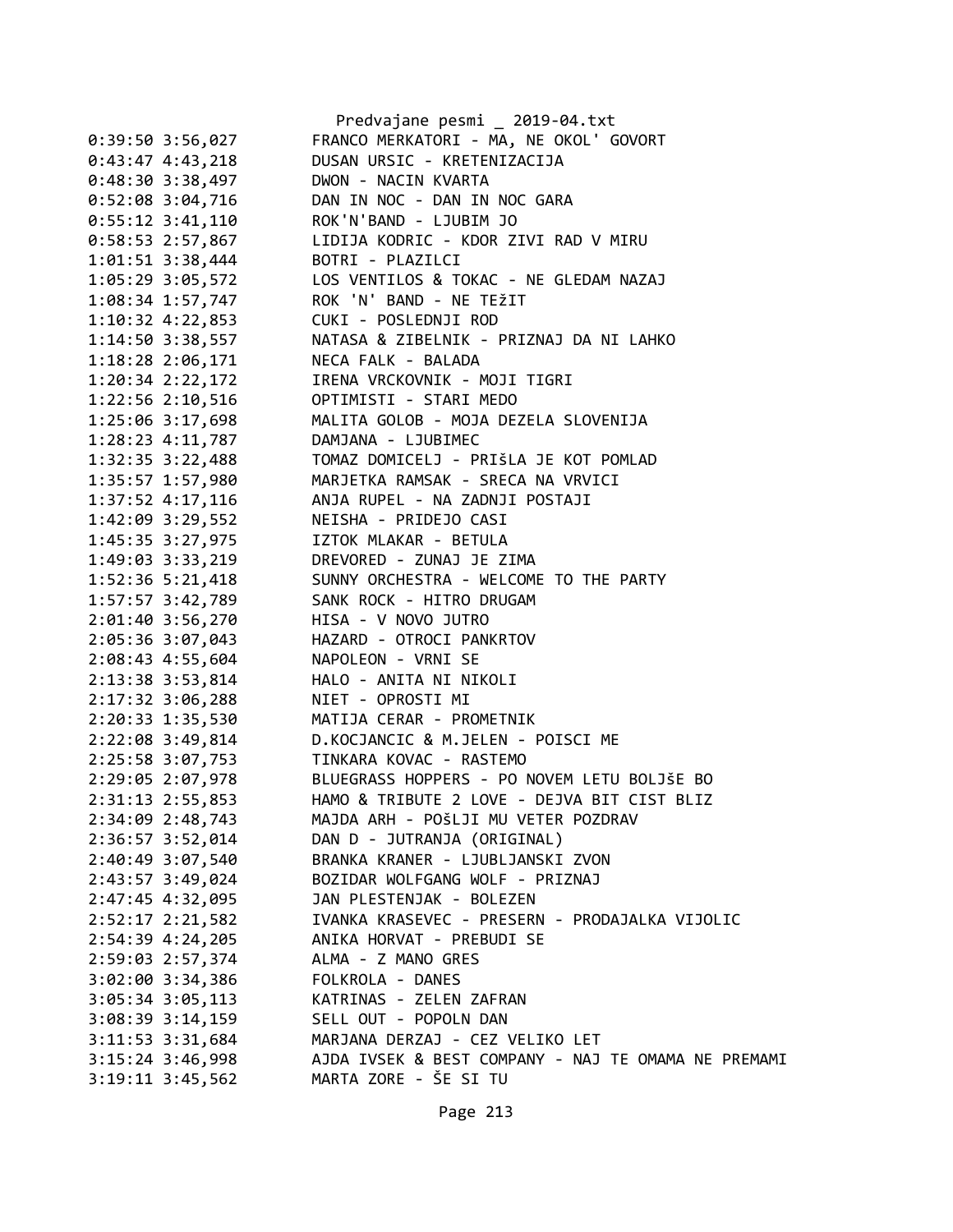```
0:39:50 3:56,027        FRANCO MERKATORI - MA, NE OKOL' GOVORT
0:43:47 4:43,218        DUSAN URSIC - KRETENIZACIJA
0:48:30 3:38,497        DWON - NACIN KVARTA
0:52:08 3:04,716        DAN IN NOC - DAN IN NOC GARA
0:55:12 3:41,110        ROK'N'BAND - LJUBIM JO
0:58:53 2:57,867        LIDIJA KODRIC - KDOR ZIVI RAD V MIRU
1:01:51 3:38,444        BOTRI - PLAZILCI
1:05:29 3:05,572        LOS VENTILOS & TOKAC - NE GLEDAM NAZAJ
1:08:34 1:57,747        ROK 'N' BAND - NE TEžIT
1:10:32 4:22,853        CUKI - POSLEDNJI ROD
1:14:50 3:38,557        NATASA & ZIBELNIK - PRIZNAJ DA NI LAHKO
1:18:28 2:06,171        NECA FALK - BALADA
1:20:34 2:22,172        IRENA VRCKOVNIK - MOJI TIGRI
1:22:56 2:10,516        OPTIMISTI - STARI MEDO
1:25:06 3:17,698        MALITA GOLOB - MOJA DEZELA SLOVENIJA
1:28:23 4:11,787        DAMJANA - LJUBIMEC
1:32:35 3:22,488        TOMAZ DOMICELJ - PRIšLA JE KOT POMLAD
1:35:57 1:57,980        MARJETKA RAMSAK - SRECA NA VRVICI
1:37:52 4:17,116        ANJA RUPEL - NA ZADNJI POSTAJI
1:42:09 3:29,552        NEISHA - PRIDEJO CASI
1:45:35 3:27,975        IZTOK MLAKAR - BETULA
1:49:03 3:33,219        DREVORED - ZUNAJ JE ZIMA
1:52:36 5:21,418        SUNNY ORCHESTRA - WELCOME TO THE PARTY
1:57:57 3:42,789        SANK ROCK - HITRO DRUGAM
2:01:40 3:56,270        HISA - V NOVO JUTRO
2:05:36 3:07,043        HAZARD - OTROCI PANKRTOV
2:08:43 4:55,604        NAPOLEON - VRNI SE
2:13:38 3:53,814        HALO - ANITA NI NIKOLI
2:17:32 3:06,288        NIET - OPROSTI MI
2:20:33 1:35,530        MATIJA CERAR - PROMETNIK
2:22:08 3:49,814        D.KOCJANCIC & M.JELEN - POISCI ME
2:25:58 3:07,753        TINKARA KOVAC - RASTEMO
2:29:05 2:07,978        BLUEGRASS HOPPERS - PO NOVEM LETU BOLJšE BO
2:31:13 2:55,853        HAMO & TRIBUTE 2 LOVE - DEJVA BIT CIST BLIZ
2:34:09 2:48,743        MAJDA ARH - POšLJI MU VETER POZDRAV
2:36:57 3:52,014        DAN D - JUTRANJA (ORIGINAL)
2:40:49 3:07,540        BRANKA KRANER - LJUBLJANSKI ZVON
2:43:57 3:49,024        BOZIDAR WOLFGANG WOLF - PRIZNAJ
2:47:45 4:32,095        JAN PLESTENJAK - BOLEZEN
2:52:17 2:21,582        IVANKA KRASEVEC - PRESERN - PRODAJALKA VIJOLIC
2:54:39 4:24,205        ANIKA HORVAT - PREBUDI SE
2:59:03 2:57,374        ALMA - Z MANO GRES
3:02:00 3:34,386        FOLKROLA - DANES
3:05:34 3:05,113        KATRINAS - ZELEN ZAFRAN
3:08:39 3:14,159        SELL OUT - POPOLN DAN
3:11:53 3:31,684        MARJANA DERZAJ - CEZ VELIKO LET
3:15:24 3:46,998        AJDA IVSEK & BEST COMPANY - NAJ TE OMAMA NE PREMAMI
3:19:11 3:45,562        MARTA ZORE - ŠE SI TU
```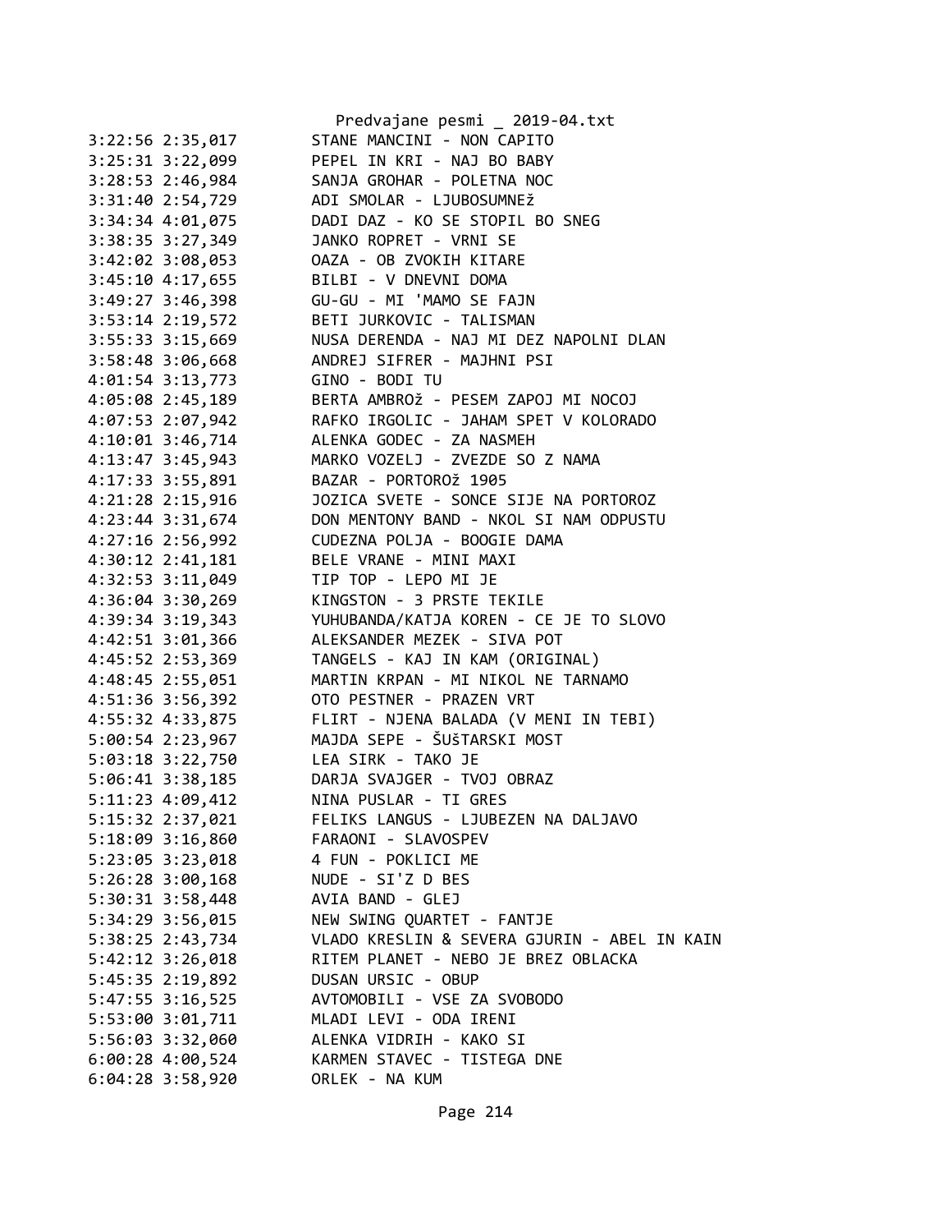```
3:22:56 2:35,017        STANE MANCINI - NON CAPITO
3:25:31 3:22,099        PEPEL IN KRI - NAJ BO BABY
3:28:53 2:46,984        SANJA GROHAR - POLETNA NOC
3:31:40 2:54,729        ADI SMOLAR - LJUBOSUMNEž
3:34:34 4:01,075        DADI DAZ - KO SE STOPIL BO SNEG
3:38:35 3:27,349        JANKO ROPRET - VRNI SE
3:42:02 3:08,053        OAZA - OB ZVOKIH KITARE
3:45:10 4:17,655        BILBI - V DNEVNI DOMA
3:49:27 3:46,398        GU-GU - MI 'MAMO SE FAJN
3:53:14 2:19,572        BETI JURKOVIC - TALISMAN
3:55:33 3:15,669        NUSA DERENDA - NAJ MI DEZ NAPOLNI DLAN
3:58:48 3:06,668        ANDREJ SIFRER - MAJHNI PSI
4:01:54 3:13,773        GINO - BODI TU
4:05:08 2:45,189        BERTA AMBROž - PESEM ZAPOJ MI NOCOJ
4:07:53 2:07,942        RAFKO IRGOLIC - JAHAM SPET V KOLORADO
4:10:01 3:46,714        ALENKA GODEC - ZA NASMEH
4:13:47 3:45,943        MARKO VOZELJ - ZVEZDE SO Z NAMA
4:17:33 3:55,891        BAZAR - PORTOROž 1905
4:21:28 2:15,916        JOZICA SVETE - SONCE SIJE NA PORTOROZ
4:23:44 3:31,674        DON MENTONY BAND - NKOL SI NAM ODPUSTU
4:27:16 2:56,992        CUDEZNA POLJA - BOOGIE DAMA
4:30:12 2:41,181        BELE VRANE - MINI MAXI
4:32:53 3:11,049        TIP TOP - LEPO MI JE
4:36:04 3:30,269        KINGSTON - 3 PRSTE TEKILE
4:39:34 3:19,343        YUHUBANDA/KATJA KOREN - CE JE TO SLOVO
4:42:51 3:01,366        ALEKSANDER MEZEK - SIVA POT
4:45:52 2:53,369        TANGELS - KAJ IN KAM (ORIGINAL)
4:48:45 2:55,051        MARTIN KRPAN - MI NIKOL NE TARNAMO
4:51:36 3:56,392        OTO PESTNER - PRAZEN VRT
4:55:32 4:33,875        FLIRT - NJENA BALADA (V MENI IN TEBI)
5:00:54 2:23,967        MAJDA SEPE - ŠUŠTARSKI MOST
5:03:18 3:22,750        LEA SIRK - TAKO JE
5:06:41 3:38,185        DARJA SVAJGER - TVOJ OBRAZ
5:11:23 4:09,412        NINA PUSLAR - TI GRES
5:15:32 2:37,021        FELIKS LANGUS - LJUBEZEN NA DALJAVO
5:18:09 3:16,860        FARAONI - SLAVOSPEV
5:23:05 3:23,018        4 FUN - POKLICI ME
5:26:28 3:00,168        NUDE - SI'Z D BES
5:30:31 3:58,448        AVIA BAND - GLEJ
5:34:29 3:56,015        NEW SWING QUARTET - FANTJE
5:38:25 2:43,734        VLADO KRESLIN & SEVERA GJURIN - ABEL IN KAIN
5:42:12 3:26,018        RITEM PLANET - NEBO JE BREZ OBLACKA
5:45:35 2:19,892        DUSAN URSIC - OBUP
5:47:55 3:16,525        AVTOMOBILI - VSE ZA SVOBODO
5:53:00 3:01,711        MLADI LEVI - ODA IRENI
5:56:03 3:32,060        ALENKA VIDRIH - KAKO SI
6:00:28 4:00,524        KARMEN STAVEC - TISTEGA DNE
6:04:28 3:58,920        ORLEK - NA KUM
```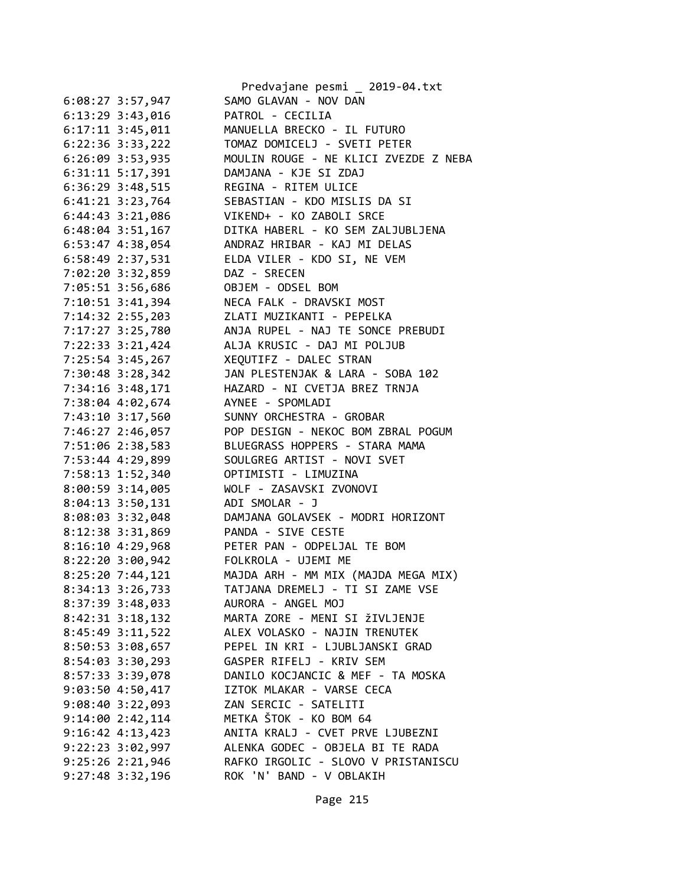```
6:08:27 3:57,947        SAMO GLAVAN - NOV DAN
6:13:29 3:43,016        PATROL - CECILIA
6:17:11 3:45,011        MANUELLA BRECKO - IL FUTURO
6:22:36 3:33,222        TOMAZ DOMICELJ - SVETI PETER
6:26:09 3:53,935        MOULIN ROUGE - NE KLICI ZVEZDE Z NEBA
6:31:11 5:17,391        DAMJANA - KJE SI ZDAJ
6:36:29 3:48,515        REGINA - RITEM ULICE
6:41:21 3:23,764        SEBASTIAN - KDO MISLIS DA SI
6:44:43 3:21,086        VIKEND+ - KO ZABOLI SRCE
6:48:04 3:51,167        DITKA HABERL - KO SEM ZALJUBLJENA
6:53:47 4:38,054        ANDRAZ HRIBAR - KAJ MI DELAS
6:58:49 2:37,531        ELDA VILER - KDO SI, NE VEM
7:02:20 3:32,859        DAZ - SRECEN
7:05:51 3:56,686        OBJEM - ODSEL BOM
7:10:51 3:41,394        NECA FALK - DRAVSKI MOST
7:14:32 2:55,203        ZLATI MUZIKANTI - PEPELKA
7:17:27 3:25,780        ANJA RUPEL - NAJ TE SONCE PREBUDI
7:22:33 3:21,424        ALJA KRUSIC - DAJ MI POLJUB
7:25:54 3:45,267        XEQUTIFZ - DALEC STRAN
7:30:48 3:28,342        JAN PLESTENJAK & LARA - SOBA 102
7:34:16 3:48,171        HAZARD - NI CVETJA BREZ TRNJA
7:38:04 4:02,674        AYNEE - SPOMLADI
7:43:10 3:17,560        SUNNY ORCHESTRA - GROBAR
7:46:27 2:46,057        POP DESIGN - NEKOC BOM ZBRAL POGUM
7:51:06 2:38,583        BLUEGRASS HOPPERS - STARA MAMA
7:53:44 4:29,899        SOULGREG ARTIST - NOVI SVET
7:58:13 1:52,340        OPTIMISTI - LIMUZINA
8:00:59 3:14,005        WOLF - ZASAVSKI ZVONOVI
8:04:13 3:50,131        ADI SMOLAR - J
8:08:03 3:32,048        DAMJANA GOLAVSEK - MODRI HORIZONT
8:12:38 3:31,869        PANDA - SIVE CESTE
8:16:10 4:29,968        PETER PAN - ODPELJAL TE BOM
8:22:20 3:00,942        FOLKROLA - UJEMI ME
8:25:20 7:44,121        MAJDA ARH - MM MIX (MAJDA MEGA MIX)
8:34:13 3:26,733        TATJANA DREMELJ - TI SI ZAME VSE
8:37:39 3:48,033        AURORA - ANGEL MOJ
8:42:31 3:18,132        MARTA ZORE - MENI SI žIVLJENJE
8:45:49 3:11,522        ALEX VOLASKO - NAJIN TRENUTEK
8:50:53 3:08,657        PEPEL IN KRI - LJUBLJANSKI GRAD
8:54:03 3:30,293        GASPER RIFELJ - KRIV SEM
8:57:33 3:39,078        DANILO KOCJANCIC & MEF - TA MOSKA
9:03:50 4:50,417        IZTOK MLAKAR - VARSE CECA
9:08:40 3:22,093        ZAN SERCIC - SATELITI
9:14:00 2:42,114        METKA ŠTOK - KO BOM 64
9:16:42 4:13,423        ANITA KRALJ - CVET PRVE LJUBEZNI
9:22:23 3:02,997        ALENKA GODEC - OBJELA BI TE RADA
9:25:26 2:21,946        RAFKO IRGOLIC - SLOVO V PRISTANISCU
9:27:48 3:32,196        ROK 'N' BAND - V OBLAKIH
```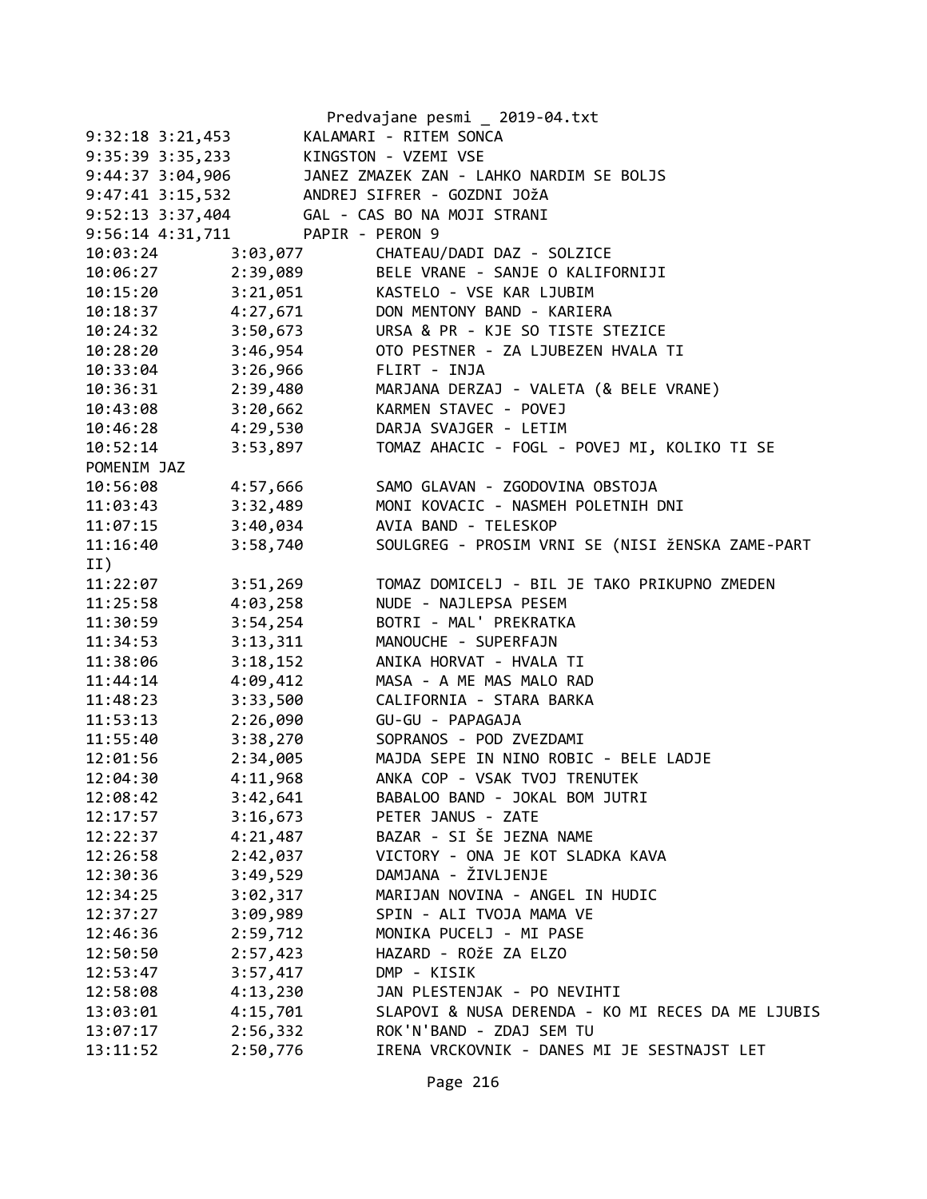```
9:32:18 3:21,453        KALAMARI - RITEM SONCA
9:35:39 3:35,233        KINGSTON - VZEMI VSE
9:44:37 3:04,906        JANEZ ZMAZEK ZAN - LAHKO NARDIM SE BOLJS
9:47:41 3:15,532        ANDREJ SIFRER - GOZDNI JOŽA
9:52:13 3:37,404        GAL - CAS BO NA MOJI STRANI
9:56:14 4:31,711        PAPIR - PERON 9
10:03:24        3:03,077        CHATEAU/DADI DAZ - SOLZICE
10:06:27        2:39,089        BELE VRANE - SANJE O KALIFORNIJI
10:15:20        3:21,051        KASTELO - VSE KAR LJUBIM
10:18:37        4:27,671        DON MENTONY BAND - KARIERA
10:24:32        3:50,673        URSA & PR - KJE SO TISTE STEZICE
10:28:20        3:46,954        OTO PESTNER - ZA LJUBEZEN HVALA TI
10:33:04        3:26,966        FLIRT - INJA
10:36:31        2:39,480        MARJANA DERZAJ - VALETA (& BELE VRANE)
10:43:08        3:20,662        KARMEN STAVEC - POVEJ
10:46:28        4:29,530        DARJA SVAJGER - LETIM
10:52:14        3:53,897        TOMAZ AHACIC - FOGL - POVEJ MI, KOLIKO TI SE
POMENIM JAZ
10:56:08        4:57,666        SAMO GLAVAN - ZGODOVINA OBSTOJA
11:03:43        3:32,489        MONI KOVACIC - NASMEH POLETNIH DNI
11:07:15        3:40,034        AVIA BAND - TELESKOP
11:16:40        3:58,740        SOULGREG - PROSIM VRNI SE (NISI ŽENSKA ZAME-PART
II)
11:22:07        3:51,269        TOMAZ DOMICELJ - BIL JE TAKO PRIKUPNO ZMEDEN
11:25:58        4:03,258        NUDE - NAJLEPSA PESEM
11:30:59        3:54,254        BOTRI - MAL' PREKRATKA
11:34:53        3:13,311        MANOUCHE - SUPERFAJN
11:38:06        3:18,152        ANIKA HORVAT - HVALA TI
11:44:14        4:09,412        MASA - A ME MAS MALO RAD
11:48:23        3:33,500        CALIFORNIA - STARA BARKA
11:53:13        2:26,090        GU-GU - PAPAGAJA
11:55:40        3:38,270        SOPRANOS - POD ZVEZDAMI
12:01:56        2:34,005        MAJDA SEPE IN NINO ROBIC - BELE LADJE
12:04:30        4:11,968        ANKA COP - VSAK TVOJ TRENUTEK
12:08:42        3:42,641        BABALOO BAND - JOKAL BOM JUTRI
12:17:57        3:16,673        PETER JANUS - ZATE
12:22:37        4:21,487        BAZAR - SI ŠE JEZNA NAME
12:26:58        2:42,037        VICTORY - ONA JE KOT SLADKA KAVA
12:30:36        3:49,529        DAMJANA - ŽIVLJENJE
12:34:25        3:02,317        MARIJAN NOVINA - ANGEL IN HUDIC
12:37:27        3:09,989        SPIN - ALI TVOJA MAMA VE
12:46:36        2:59,712        MONIKA PUCELJ - MI PASE
12:50:50        2:57,423        HAZARD - ROŽE ZA ELZO
12:53:47        3:57,417        DMP - KISIK
12:58:08        4:13,230        JAN PLESTENJAK - PO NEVIHTI
13:03:01        4:15,701        SLAPOVI & NUSA DERENDA - KO MI RECES DA ME LJUBIS
13:07:17        2:56,332        ROK'N'BAND - ZDAJ SEM TU
13:11:52        2:50,776        IRENA VRCKOVNIK - DANES MI JE SESTNAJST LET
```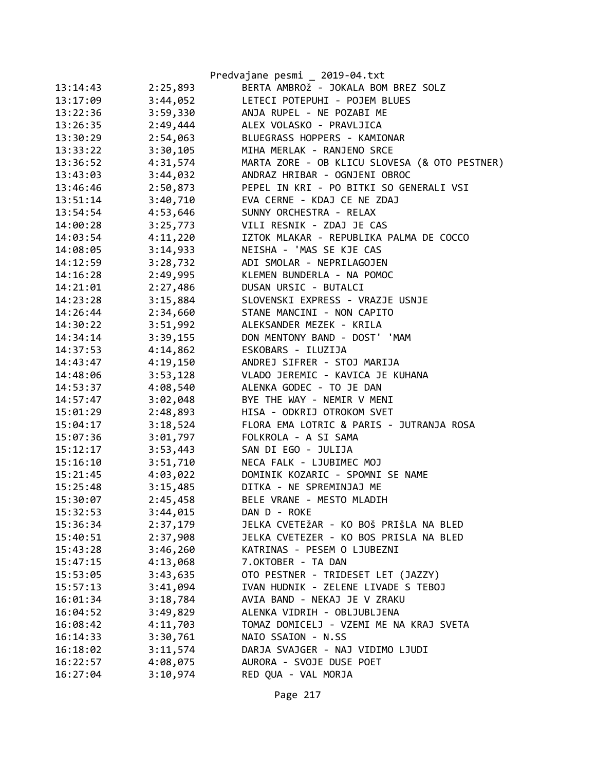| | | |
|---|---|---|
| 13:14:43 | 2:25,893 | BERTA AMBROž - JOKALA BOM BREZ SOLZ |
| 13:17:09 | 3:44,052 | LETECI POTEPUHI - POJEM BLUES |
| 13:22:36 | 3:59,330 | ANJA RUPEL - NE POZABI ME |
| 13:26:35 | 2:49,444 | ALEX VOLASKO - PRAVLJICA |
| 13:30:29 | 2:54,063 | BLUEGRASS HOPPERS - KAMIONAR |
| 13:33:22 | 3:30,105 | MIHA MERLAK - RANJENO SRCE |
| 13:36:52 | 4:31,574 | MARTA ZORE - OB KLICU SLOVESA (& OTO PESTNER) |
| 13:43:03 | 3:44,032 | ANDRAZ HRIBAR - OGNJENI OBROC |
| 13:46:46 | 2:50,873 | PEPEL IN KRI - PO BITKI SO GENERALI VSI |
| 13:51:14 | 3:40,710 | EVA CERNE - KDAJ CE NE ZDAJ |
| 13:54:54 | 4:53,646 | SUNNY ORCHESTRA - RELAX |
| 14:00:28 | 3:25,773 | VILI RESNIK - ZDAJ JE CAS |
| 14:03:54 | 4:11,220 | IZTOK MLAKAR - REPUBLIKA PALMA DE COCCO |
| 14:08:05 | 3:14,933 | NEISHA - 'MAS SE KJE CAS |
| 14:12:59 | 3:28,732 | ADI SMOLAR - NEPRILAGOJEN |
| 14:16:28 | 2:49,995 | KLEMEN BUNDERLA - NA POMOC |
| 14:21:01 | 2:27,486 | DUSAN URSIC - BUTALCI |
| 14:23:28 | 3:15,884 | SLOVENSKI EXPRESS - VRAZJE USNJE |
| 14:26:44 | 2:34,660 | STANE MANCINI - NON CAPITO |
| 14:30:22 | 3:51,992 | ALEKSANDER MEZEK - KRILA |
| 14:34:14 | 3:39,155 | DON MENTONY BAND - DOST' 'MAM |
| 14:37:53 | 4:14,862 | ESKOBARS - ILUZIJA |
| 14:43:47 | 4:19,150 | ANDREJ SIFRER - STOJ MARIJA |
| 14:48:06 | 3:53,128 | VLADO JEREMIC - KAVICA JE KUHANA |
| 14:53:37 | 4:08,540 | ALENKA GODEC - TO JE DAN |
| 14:57:47 | 3:02,048 | BYE THE WAY - NEMIR V MENI |
| 15:01:29 | 2:48,893 | HISA - ODKRIJ OTROKOM SVET |
| 15:04:17 | 3:18,524 | FLORA EMA LOTRIC & PARIS - JUTRANJA ROSA |
| 15:07:36 | 3:01,797 | FOLKROLA - A SI SAMA |
| 15:12:17 | 3:53,443 | SAN DI EGO - JULIJA |
| 15:16:10 | 3:51,710 | NECA FALK - LJUBIMEC MOJ |
| 15:21:45 | 4:03,022 | DOMINIK KOZARIC - SPOMNI SE NAME |
| 15:25:48 | 3:15,485 | DITKA - NE SPREMINJAJ ME |
| 15:30:07 | 2:45,458 | BELE VRANE - MESTO MLADIH |
| 15:32:53 | 3:44,015 | DAN D - ROKE |
| 15:36:34 | 2:37,179 | JELKA CVETEžAR - KO BOš PRIšLA NA BLED |
| 15:40:51 | 2:37,908 | JELKA CVETEZER - KO BOS PRISLA NA BLED |
| 15:43:28 | 3:46,260 | KATRINAS - PESEM O LJUBEZNI |
| 15:47:15 | 4:13,068 | 7.OKTOBER - TA DAN |
| 15:53:05 | 3:43,635 | OTO PESTNER - TRIDESET LET (JAZZY) |
| 15:57:13 | 3:41,094 | IVAN HUDNIK - ZELENE LIVADE S TEBOJ |
| 16:01:34 | 3:18,784 | AVIA BAND - NEKAJ JE V ZRAKU |
| 16:04:52 | 3:49,829 | ALENKA VIDRIH - OBLJUBLJENA |
| 16:08:42 | 4:11,703 | TOMAZ DOMICELJ - VZEMI ME NA KRAJ SVETA |
| 16:14:33 | 3:30,761 | NAIO SSAION - N.SS |
| 16:18:02 | 3:11,574 | DARJA SVAJGER - NAJ VIDIMO LJUDI |
| 16:22:57 | 4:08,075 | AURORA - SVOJE DUSE POET |
| 16:27:04 | 3:10,974 | RED QUA - VAL MORJA |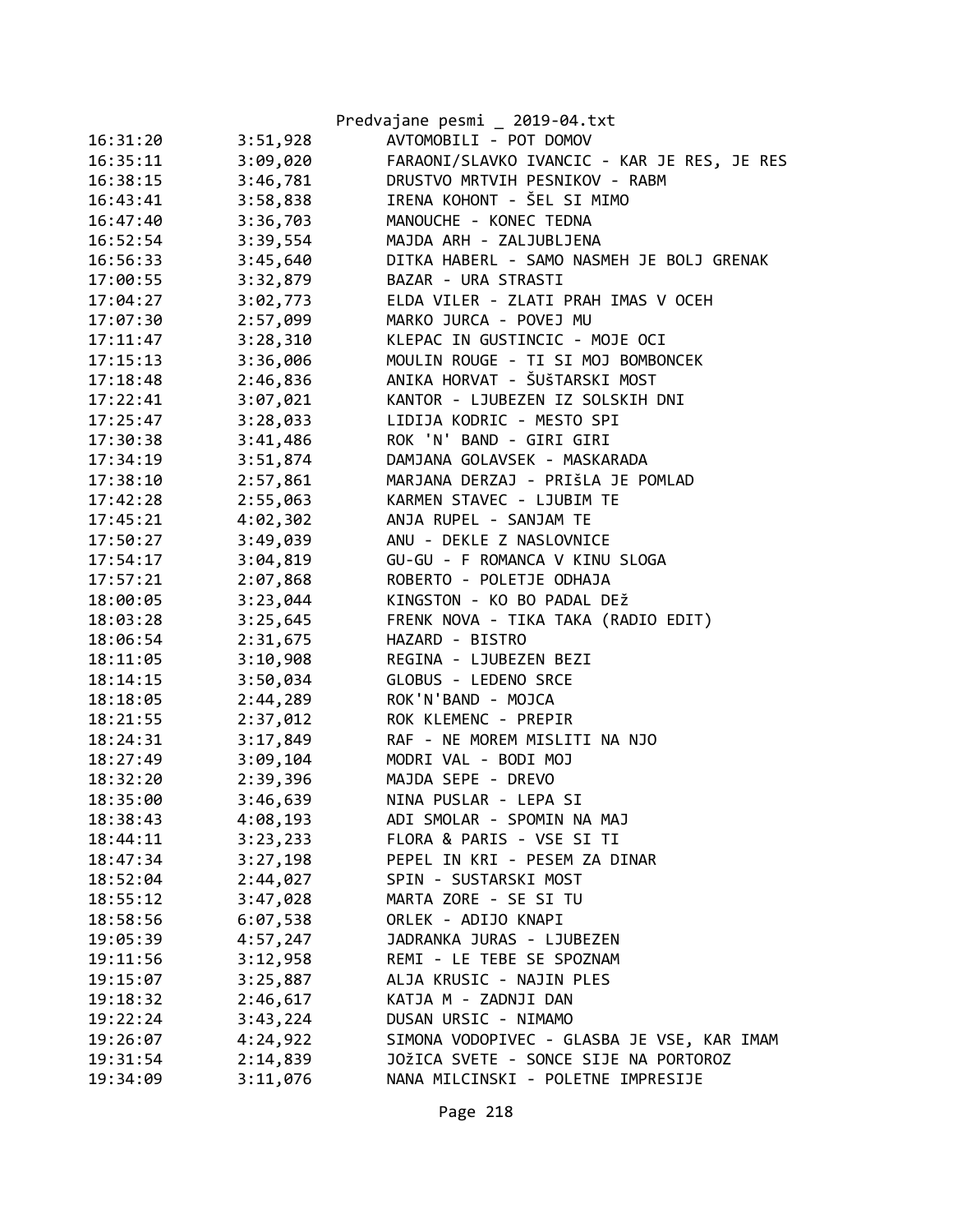| | | |
|---|---|---|
| 16:31:20 | 3:51,928 | AVTOMOBILI - POT DOMOV |
| 16:35:11 | 3:09,020 | FARAONI/SLAVKO IVANCIC - KAR JE RES, JE RES |
| 16:38:15 | 3:46,781 | DRUSTVO MRTVIH PESNIKOV - RABM |
| 16:43:41 | 3:58,838 | IRENA KOHONT - ŠEL SI MIMO |
| 16:47:40 | 3:36,703 | MANOUCHE - KONEC TEDNA |
| 16:52:54 | 3:39,554 | MAJDA ARH - ZALJUBLJENA |
| 16:56:33 | 3:45,640 | DITKA HABERL - SAMO NASMEH JE BOLJ GRENAK |
| 17:00:55 | 3:32,879 | BAZAR - URA STRASTI |
| 17:04:27 | 3:02,773 | ELDA VILER - ZLATI PRAH IMAS V OCEH |
| 17:07:30 | 2:57,099 | MARKO JURCA - POVEJ MU |
| 17:11:47 | 3:28,310 | KLEPAC IN GUSTINCIC - MOJE OCI |
| 17:15:13 | 3:36,006 | MOULIN ROUGE - TI SI MOJ BOMBONCEK |
| 17:18:48 | 2:46,836 | ANIKA HORVAT - ŠUŠTARSKI MOST |
| 17:22:41 | 3:07,021 | KANTOR - LJUBEZEN IZ SOLSKIH DNI |
| 17:25:47 | 3:28,033 | LIDIJA KODRIC - MESTO SPI |
| 17:30:38 | 3:41,486 | ROK 'N' BAND - GIRI GIRI |
| 17:34:19 | 3:51,874 | DAMJANA GOLAVSEK - MASKARADA |
| 17:38:10 | 2:57,861 | MARJANA DERZAJ - PRIŠLA JE POMLAD |
| 17:42:28 | 2:55,063 | KARMEN STAVEC - LJUBIM TE |
| 17:45:21 | 4:02,302 | ANJA RUPEL - SANJAM TE |
| 17:50:27 | 3:49,039 | ANU - DEKLE Z NASLOVNICE |
| 17:54:17 | 3:04,819 | GU-GU - F ROMANCA V KINU SLOGA |
| 17:57:21 | 2:07,868 | ROBERTO - POLETJE ODHAJA |
| 18:00:05 | 3:23,044 | KINGSTON - KO BO PADAL DEŽ |
| 18:03:28 | 3:25,645 | FRENK NOVA - TIKA TAKA (RADIO EDIT) |
| 18:06:54 | 2:31,675 | HAZARD - BISTRO |
| 18:11:05 | 3:10,908 | REGINA - LJUBEZEN BEZI |
| 18:14:15 | 3:50,034 | GLOBUS - LEDENO SRCE |
| 18:18:05 | 2:44,289 | ROK'N'BAND - MOJCA |
| 18:21:55 | 2:37,012 | ROK KLEMENC - PREPIR |
| 18:24:31 | 3:17,849 | RAF - NE MOREM MISLITI NA NJO |
| 18:27:49 | 3:09,104 | MODRI VAL - BODI MOJ |
| 18:32:20 | 2:39,396 | MAJDA SEPE - DREVO |
| 18:35:00 | 3:46,639 | NINA PUSLAR - LEPA SI |
| 18:38:43 | 4:08,193 | ADI SMOLAR - SPOMIN NA MAJ |
| 18:44:11 | 3:23,233 | FLORA & PARIS - VSE SI TI |
| 18:47:34 | 3:27,198 | PEPEL IN KRI - PESEM ZA DINAR |
| 18:52:04 | 2:44,027 | SPIN - SUSTARSKI MOST |
| 18:55:12 | 3:47,028 | MARTA ZORE - SE SI TU |
| 18:58:56 | 6:07,538 | ORLEK - ADIJO KNAPI |
| 19:05:39 | 4:57,247 | JADRANKA JURAS - LJUBEZEN |
| 19:11:56 | 3:12,958 | REMI - LE TEBE SE SPOZNAM |
| 19:15:07 | 3:25,887 | ALJA KRUSIC - NAJIN PLES |
| 19:18:32 | 2:46,617 | KATJA M - ZADNJI DAN |
| 19:22:24 | 3:43,224 | DUSAN URSIC - NIMAMO |
| 19:26:07 | 4:24,922 | SIMONA VODOPIVEC - GLASBA JE VSE, KAR IMAM |
| 19:31:54 | 2:14,839 | JOŽICA SVETE - SONCE SIJE NA PORTOROZ |
| 19:34:09 | 3:11,076 | NANA MILCINSKI - POLETNE IMPRESIJE |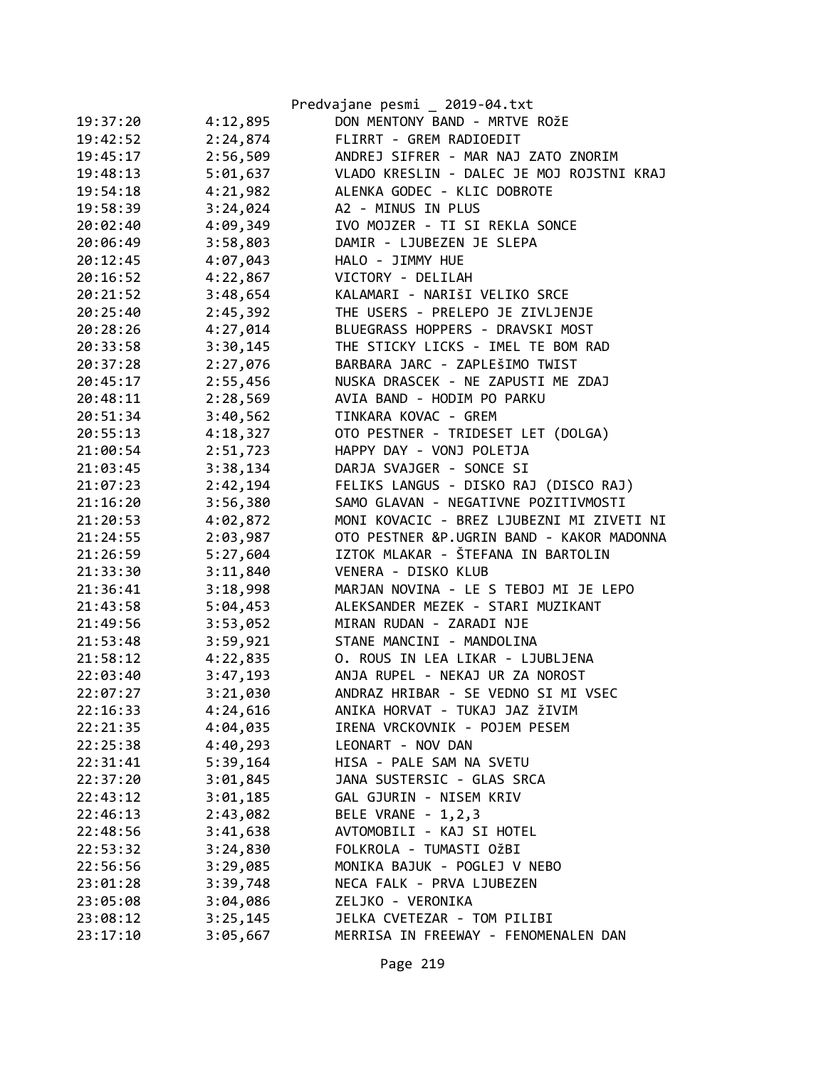| | | |
|---|---|---|
| 19:37:20 | 4:12,895 | DON MENTONY BAND - MRTVE ROžE |
| 19:42:52 | 2:24,874 | FLIRRT - GREM RADIOEDIT |
| 19:45:17 | 2:56,509 | ANDREJ SIFRER - MAR NAJ ZATO ZNORIM |
| 19:48:13 | 5:01,637 | VLADO KRESLIN - DALEC JE MOJ ROJSTNI KRAJ |
| 19:54:18 | 4:21,982 | ALENKA GODEC - KLIC DOBROTE |
| 19:58:39 | 3:24,024 | A2 - MINUS IN PLUS |
| 20:02:40 | 4:09,349 | IVO MOJZER - TI SI REKLA SONCE |
| 20:06:49 | 3:58,803 | DAMIR - LJUBEZEN JE SLEPA |
| 20:12:45 | 4:07,043 | HALO - JIMMY HUE |
| 20:16:52 | 4:22,867 | VICTORY - DELILAH |
| 20:21:52 | 3:48,654 | KALAMARI - NARIŠI VELIKO SRCE |
| 20:25:40 | 2:45,392 | THE USERS - PRELEPO JE ZIVLJENJE |
| 20:28:26 | 4:27,014 | BLUEGRASS HOPPERS - DRAVSKI MOST |
| 20:33:58 | 3:30,145 | THE STICKY LICKS - IMEL TE BOM RAD |
| 20:37:28 | 2:27,076 | BARBARA JARC - ZAPLEŠIMO TWIST |
| 20:45:17 | 2:55,456 | NUSKA DRASCEK - NE ZAPUSTI ME ZDAJ |
| 20:48:11 | 2:28,569 | AVIA BAND - HODIM PO PARKU |
| 20:51:34 | 3:40,562 | TINKARA KOVAC - GREM |
| 20:55:13 | 4:18,327 | OTO PESTNER - TRIDESET LET (DOLGA) |
| 21:00:54 | 2:51,723 | HAPPY DAY - VONJ POLETJA |
| 21:03:45 | 3:38,134 | DARJA SVAJGER - SONCE SI |
| 21:07:23 | 2:42,194 | FELIKS LANGUS - DISKO RAJ (DISCO RAJ) |
| 21:16:20 | 3:56,380 | SAMO GLAVAN - NEGATIVNE POZITIVMOSTI |
| 21:20:53 | 4:02,872 | MONI KOVACIC - BREZ LJUBEZNI MI ZIVETI NI |
| 21:24:55 | 2:03,987 | OTO PESTNER &P.UGRIN BAND - KAKOR MADONNA |
| 21:26:59 | 5:27,604 | IZTOK MLAKAR - ŠTEFANA IN BARTOLIN |
| 21:33:30 | 3:11,840 | VENERA - DISKO KLUB |
| 21:36:41 | 3:18,998 | MARJAN NOVINA - LE S TEBOJ MI JE LEPO |
| 21:43:58 | 5:04,453 | ALEKSANDER MEZEK - STARI MUZIKANT |
| 21:49:56 | 3:53,052 | MIRAN RUDAN - ZARADI NJE |
| 21:53:48 | 3:59,921 | STANE MANCINI - MANDOLINA |
| 21:58:12 | 4:22,835 | O. ROUS IN LEA LIKAR - LJUBLJENA |
| 22:03:40 | 3:47,193 | ANJA RUPEL - NEKAJ UR ZA NOROST |
| 22:07:27 | 3:21,030 | ANDRAZ HRIBAR - SE VEDNO SI MI VSEC |
| 22:16:33 | 4:24,616 | ANIKA HORVAT - TUKAJ JAZ žIVIM |
| 22:21:35 | 4:04,035 | IRENA VRCKOVNIK - POJEM PESEM |
| 22:25:38 | 4:40,293 | LEONART - NOV DAN |
| 22:31:41 | 5:39,164 | HISA - PALE SAM NA SVETU |
| 22:37:20 | 3:01,845 | JANA SUSTERSIC - GLAS SRCA |
| 22:43:12 | 3:01,185 | GAL GJURIN - NISEM KRIV |
| 22:46:13 | 2:43,082 | BELE VRANE - 1,2,3 |
| 22:48:56 | 3:41,638 | AVTOMOBILI - KAJ SI HOTEL |
| 22:53:32 | 3:24,830 | FOLKROLA - TUMASTI OžBI |
| 22:56:56 | 3:29,085 | MONIKA BAJUK - POGLEJ V NEBO |
| 23:01:28 | 3:39,748 | NECA FALK - PRVA LJUBEZEN |
| 23:05:08 | 3:04,086 | ZELJKO - VERONIKA |
| 23:08:12 | 3:25,145 | JELKA CVETEZAR - TOM PILIBI |
| 23:17:10 | 3:05,667 | MERRISA IN FREEWAY - FENOMENALEN DAN |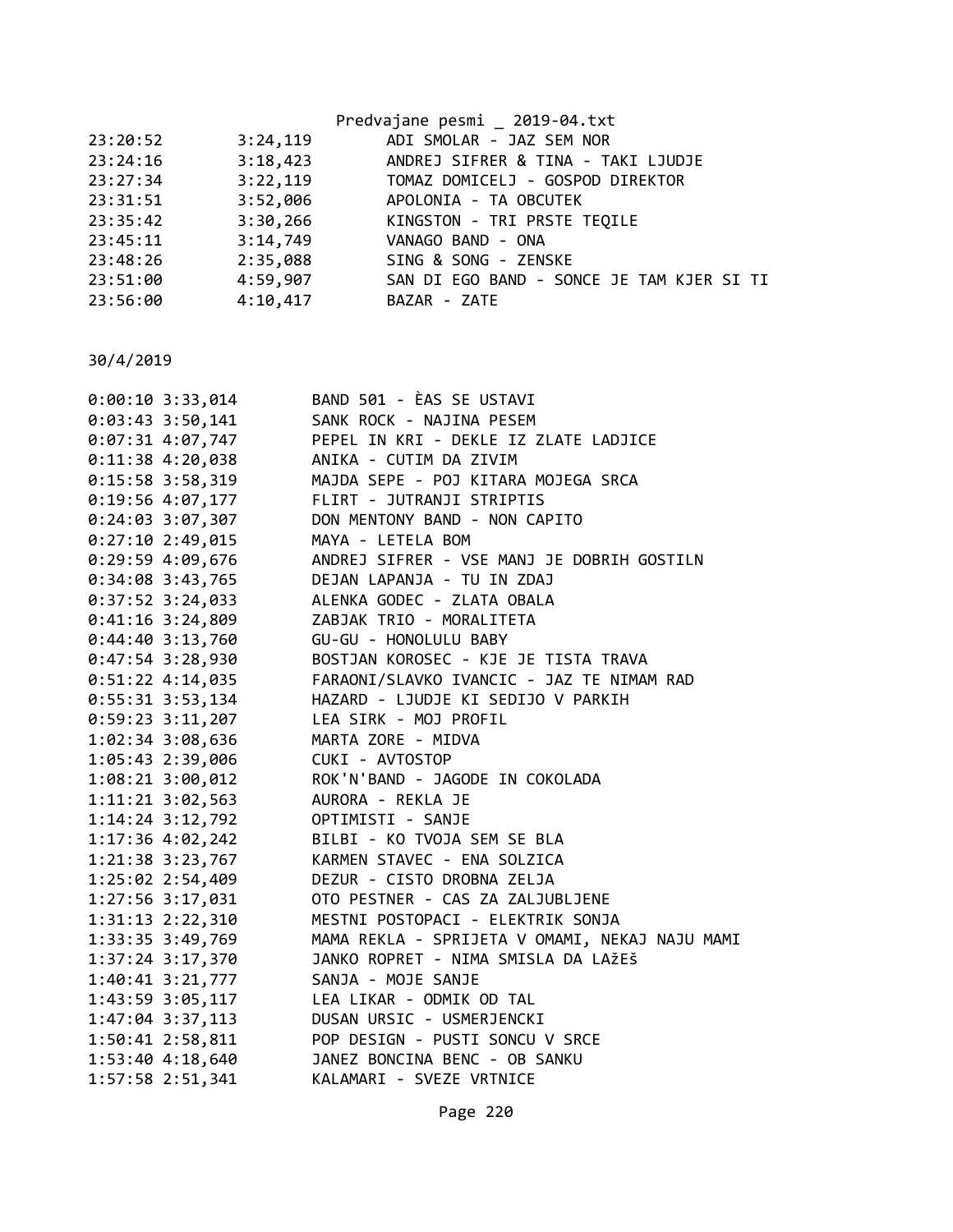| | | |
|---|---|---|
| 23:20:52 | 3:24,119 | ADI SMOLAR - JAZ SEM NOR |
| 23:24:16 | 3:18,423 | ANDREJ SIFRER & TINA - TAKI LJUDJE |
| 23:27:34 | 3:22,119 | TOMAZ DOMICELJ - GOSPOD DIREKTOR |
| 23:31:51 | 3:52,006 | APOLONIA - TA OBCUTEK |
| 23:35:42 | 3:30,266 | KINGSTON - TRI PRSTE TEQILE |
| 23:45:11 | 3:14,749 | VANAGO BAND - ONA |
| 23:48:26 | 2:35,088 | SING & SONG - ZENSKE |
| 23:51:00 | 4:59,907 | SAN DI EGO BAND - SONCE JE TAM KJER SI TI |
| 23:56:00 | 4:10,417 | BAZAR - ZATE |

30/4/2019

| | | |
|---|---|---|
| 0:00:10 | 3:33,014 | BAND 501 - ÈAS SE USTAVI |
| 0:03:43 | 3:50,141 | SANK ROCK - NAJINA PESEM |
| 0:07:31 | 4:07,747 | PEPEL IN KRI - DEKLE IZ ZLATE LADJICE |
| 0:11:38 | 4:20,038 | ANIKA - CUTIM DA ZIVIM |
| 0:15:58 | 3:58,319 | MAJDA SEPE - POJ KITARA MOJEGA SRCA |
| 0:19:56 | 4:07,177 | FLIRT - JUTRANJI STRIPTIS |
| 0:24:03 | 3:07,307 | DON MENTONY BAND - NON CAPITO |
| 0:27:10 | 2:49,015 | MAYA - LETELA BOM |
| 0:29:59 | 4:09,676 | ANDREJ SIFRER - VSE MANJ JE DOBRIH GOSTILN |
| 0:34:08 | 3:43,765 | DEJAN LAPANJA - TU IN ZDAJ |
| 0:37:52 | 3:24,033 | ALENKA GODEC - ZLATA OBALA |
| 0:41:16 | 3:24,809 | ZABJAK TRIO - MORALITETA |
| 0:44:40 | 3:13,760 | GU-GU - HONOLULU BABY |
| 0:47:54 | 3:28,930 | BOSTJAN KOROSEC - KJE JE TISTA TRAVA |
| 0:51:22 | 4:14,035 | FARAONI/SLAVKO IVANCIC - JAZ TE NIMAM RAD |
| 0:55:31 | 3:53,134 | HAZARD - LJUDJE KI SEDIJO V PARKIH |
| 0:59:23 | 3:11,207 | LEA SIRK - MOJ PROFIL |
| 1:02:34 | 3:08,636 | MARTA ZORE - MIDVA |
| 1:05:43 | 2:39,006 | CUKI - AVTOSTOP |
| 1:08:21 | 3:00,012 | ROK'N'BAND - JAGODE IN COKOLADA |
| 1:11:21 | 3:02,563 | AURORA - REKLA JE |
| 1:14:24 | 3:12,792 | OPTIMISTI - SANJE |
| 1:17:36 | 4:02,242 | BILBI - KO TVOJA SEM SE BLA |
| 1:21:38 | 3:23,767 | KARMEN STAVEC - ENA SOLZICA |
| 1:25:02 | 2:54,409 | DEZUR - CISTO DROBNA ZELJA |
| 1:27:56 | 3:17,031 | OTO PESTNER - CAS ZA ZALJUBLJENE |
| 1:31:13 | 2:22,310 | MESTNI POSTOPACI - ELEKTRIK SONJA |
| 1:33:35 | 3:49,769 | MAMA REKLA - SPRIJETA V OMAMI, NEKAJ NAJU MAMI |
| 1:37:24 | 3:17,370 | JANKO ROPRET - NIMA SMISLA DA LAžEš |
| 1:40:41 | 3:21,777 | SANJA - MOJE SANJE |
| 1:43:59 | 3:05,117 | LEA LIKAR - ODMIK OD TAL |
| 1:47:04 | 3:37,113 | DUSAN URSIC - USMERJENCKI |
| 1:50:41 | 2:58,811 | POP DESIGN - PUSTI SONCU V SRCE |
| 1:53:40 | 4:18,640 | JANEZ BONCINA BENC - OB SANKU |
| 1:57:58 | 2:51,341 | KALAMARI - SVEZE VRTNICE |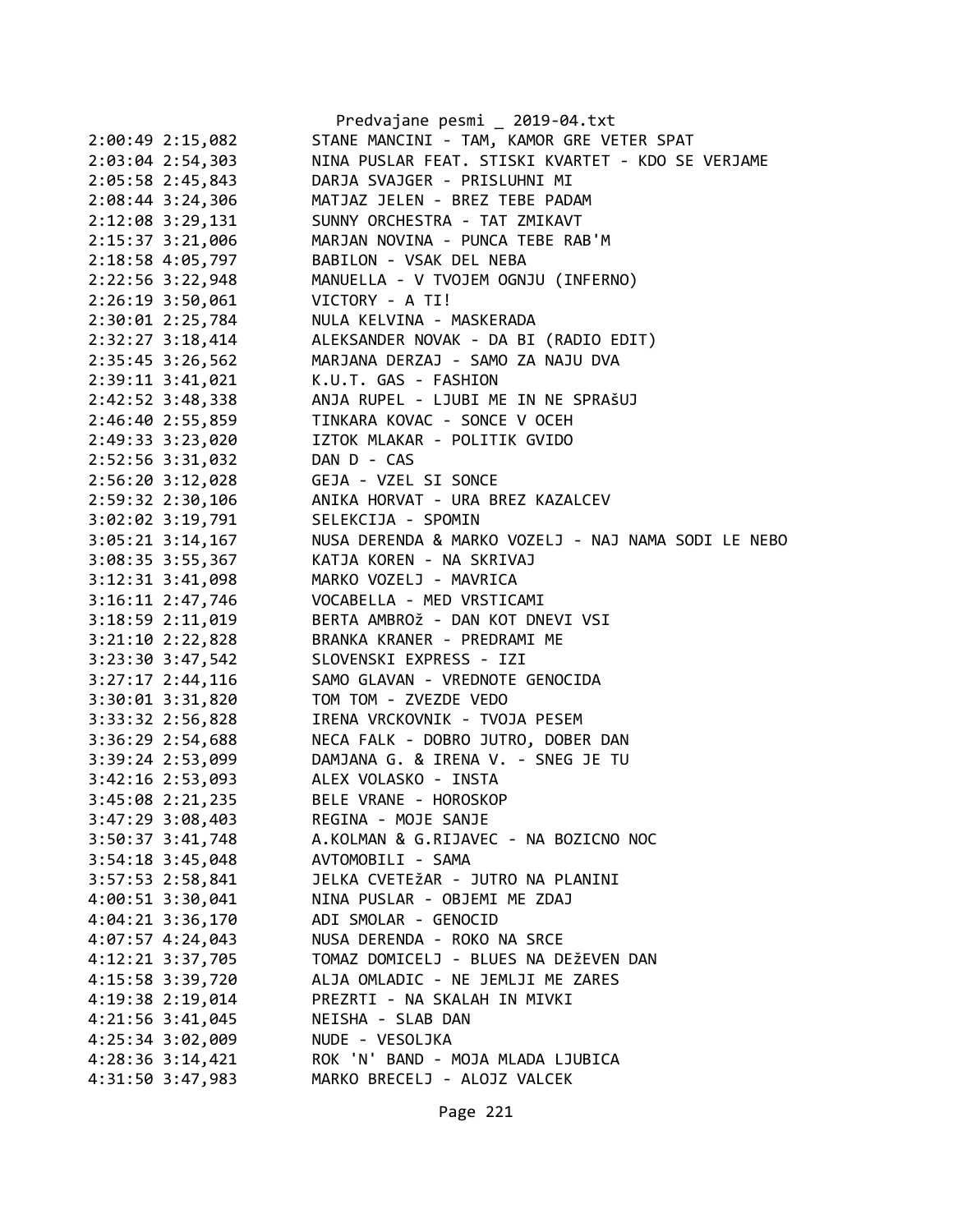```
2:00:49 2:15,082        STANE MANCINI - TAM, KAMOR GRE VETER SPAT
2:03:04 2:54,303        NINA PUSLAR FEAT. STISKI KVARTET - KDO SE VERJAME
2:05:58 2:45,843        DARJA SVAJGER - PRISLUHNI MI
2:08:44 3:24,306        MATJAZ JELEN - BREZ TEBE PADAM
2:12:08 3:29,131        SUNNY ORCHESTRA - TAT ZMIKAVT
2:15:37 3:21,006        MARJAN NOVINA - PUNCA TEBE RAB'M
2:18:58 4:05,797        BABILON - VSAK DEL NEBA
2:22:56 3:22,948        MANUELLA - V TVOJEM OGNJU (INFERNO)
2:26:19 3:50,061        VICTORY - A TI!
2:30:01 2:25,784        NULA KELVINA - MASKERADA
2:32:27 3:18,414        ALEKSANDER NOVAK - DA BI (RADIO EDIT)
2:35:45 3:26,562        MARJANA DERZAJ - SAMO ZA NAJU DVA
2:39:11 3:41,021        K.U.T. GAS - FASHION
2:42:52 3:48,338        ANJA RUPEL - LJUBI ME IN NE SPRAšUJ
2:46:40 2:55,859        TINKARA KOVAC - SONCE V OCEH
2:49:33 3:23,020        IZTOK MLAKAR - POLITIK GVIDO
2:52:56 3:31,032        DAN D - CAS
2:56:20 3:12,028        GEJA - VZEL SI SONCE
2:59:32 2:30,106        ANIKA HORVAT - URA BREZ KAZALCEV
3:02:02 3:19,791        SELEKCIJA - SPOMIN
3:05:21 3:14,167        NUSA DERENDA & MARKO VOZELJ - NAJ NAMA SODI LE NEBO
3:08:35 3:55,367        KATJA KOREN - NA SKRIVAJ
3:12:31 3:41,098        MARKO VOZELJ - MAVRICA
3:16:11 2:47,746        VOCABELLA - MED VRSTICAMI
3:18:59 2:11,019        BERTA AMBROž - DAN KOT DNEVI VSI
3:21:10 2:22,828        BRANKA KRANER - PREDRAMI ME
3:23:30 3:47,542        SLOVENSKI EXPRESS - IZI
3:27:17 2:44,116        SAMO GLAVAN - VREDNOTE GENOCIDA
3:30:01 3:31,820        TOM TOM - ZVEZDE VEDO
3:33:32 2:56,828        IRENA VRCKOVNIK - TVOJA PESEM
3:36:29 2:54,688        NECA FALK - DOBRO JUTRO, DOBER DAN
3:39:24 2:53,099        DAMJANA G. & IRENA V. - SNEG JE TU
3:42:16 2:53,093        ALEX VOLASKO - INSTA
3:45:08 2:21,235        BELE VRANE - HOROSKOP
3:47:29 3:08,403        REGINA - MOJE SANJE
3:50:37 3:41,748        A.KOLMAN & G.RIJAVEC - NA BOZICNO NOC
3:54:18 3:45,048        AVTOMOBILI - SAMA
3:57:53 2:58,841        JELKA CVETEžAR - JUTRO NA PLANINI
4:00:51 3:30,041        NINA PUSLAR - OBJEMI ME ZDAJ
4:04:21 3:36,170        ADI SMOLAR - GENOCID
4:07:57 4:24,043        NUSA DERENDA - ROKO NA SRCE
4:12:21 3:37,705        TOMAZ DOMICELJ - BLUES NA DEžEVEN DAN
4:15:58 3:39,720        ALJA OMLADIC - NE JEMLJI ME ZARES
4:19:38 2:19,014        PREZRTI - NA SKALAH IN MIVKI
4:21:56 3:41,045        NEISHA - SLAB DAN
4:25:34 3:02,009        NUDE - VESOLJKA
4:28:36 3:14,421        ROK 'N' BAND - MOJA MLADA LJUBICA
4:31:50 3:47,983        MARKO BRECELJ - ALOJZ VALCEK
```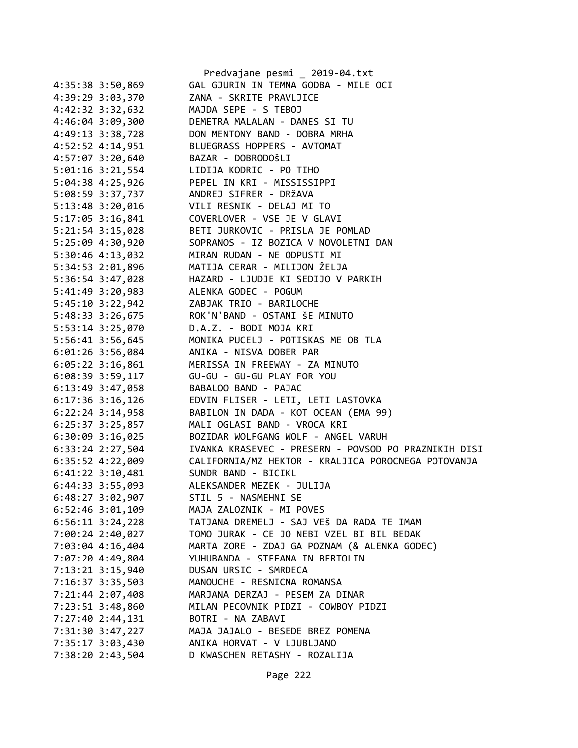```
4:35:38 3:50,869        GAL GJURIN IN TEMNA GODBA - MILE OCI
4:39:29 3:03,370        ZANA - SKRITE PRAVLJICE
4:42:32 3:32,632        MAJDA SEPE - S TEBOJ
4:46:04 3:09,300        DEMETRA MALALAN - DANES SI TU
4:49:13 3:38,728        DON MENTONY BAND - DOBRA MRHA
4:52:52 4:14,951        BLUEGRASS HOPPERS - AVTOMAT
4:57:07 3:20,640        BAZAR - DOBRODOšLI
5:01:16 3:21,554        LIDIJA KODRIC - PO TIHO
5:04:38 4:25,926        PEPEL IN KRI - MISSISSIPPI
5:08:59 3:37,737        ANDREJ SIFRER - DRžAVA
5:13:48 3:20,016        VILI RESNIK - DELAJ MI TO
5:17:05 3:16,841        COVERLOVER - VSE JE V GLAVI
5:21:54 3:15,028        BETI JURKOVIC - PRISLA JE POMLAD
5:25:09 4:30,920        SOPRANOS - IZ BOZICA V NOVOLETNI DAN
5:30:46 4:13,032        MIRAN RUDAN - NE ODPUSTI MI
5:34:53 2:01,896        MATIJA CERAR - MILIJON ŽELJA
5:36:54 3:47,028        HAZARD - LJUDJE KI SEDIJO V PARKIH
5:41:49 3:20,983        ALENKA GODEC - POGUM
5:45:10 3:22,942        ZABJAK TRIO - BARILOCHE
5:48:33 3:26,675        ROK'N'BAND - OSTANI šE MINUTO
5:53:14 3:25,070        D.A.Z. - BODI MOJA KRI
5:56:41 3:56,645        MONIKA PUCELJ - POTISKAS ME OB TLA
6:01:26 3:56,084        ANIKA - NISVA DOBER PAR
6:05:22 3:16,861        MERISSA IN FREEWAY - ZA MINUTO
6:08:39 3:59,117        GU-GU - GU-GU PLAY FOR YOU
6:13:49 3:47,058        BABALOO BAND - PAJAC
6:17:36 3:16,126        EDVIN FLISER - LETI, LETI LASTOVKA
6:22:24 3:14,958        BABILON IN DADA - KOT OCEAN (EMA 99)
6:25:37 3:25,857        MALI OGLASI BAND - VROCA KRI
6:30:09 3:16,025        BOZIDAR WOLFGANG WOLF - ANGEL VARUH
6:33:24 2:27,504        IVANKA KRASEVEC - PRESERN - POVSOD PO PRAZNIKIH DISI
6:35:52 4:22,009        CALIFORNIA/MZ HEKTOR - KRALJICA POROCNEGA POTOVANJA
6:41:22 3:10,481        SUNDR BAND - BICIKL
6:44:33 3:55,093        ALEKSANDER MEZEK - JULIJA
6:48:27 3:02,907        STIL 5 - NASMEHNI SE
6:52:46 3:01,109        MAJA ZALOZNIK - MI POVES
6:56:11 3:24,228        TATJANA DREMELJ - SAJ VEš DA RADA TE IMAM
7:00:24 2:40,027        TOMO JURAK - CE JO NEBI VZEL BI BIL BEDAK
7:03:04 4:16,404        MARTA ZORE - ZDAJ GA POZNAM (& ALENKA GODEC)
7:07:20 4:49,804        YUHUBANDA - STEFANA IN BERTOLIN
7:13:21 3:15,940        DUSAN URSIC - SMRDECA
7:16:37 3:35,503        MANOUCHE - RESNICNA ROMANSA
7:21:44 2:07,408        MARJANA DERZAJ - PESEM ZA DINAR
7:23:51 3:48,860        MILAN PECOVNIK PIDZI - COWBOY PIDZI
7:27:40 2:44,131        BOTRI - NA ZABAVI
7:31:30 3:47,227        MAJA JAJALO - BESEDE BREZ POMENA
7:35:17 3:03,430        ANIKA HORVAT - V LJUBLJANO
7:38:20 2:43,504        D KWASCHEN RETASHY - ROZALIJA
```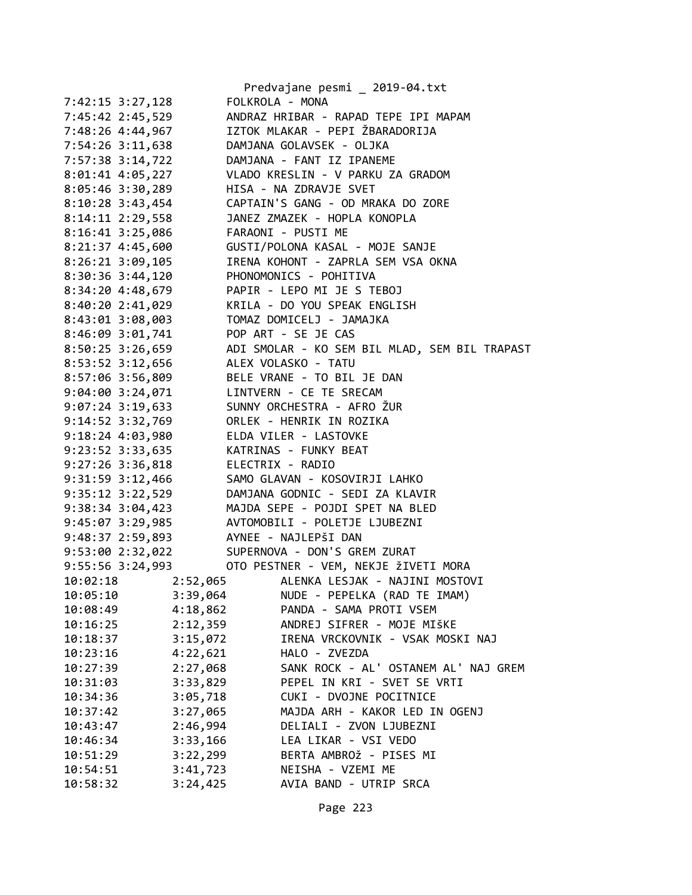```
7:42:15 3:27,128        FOLKROLA - MONA
7:45:42 2:45,529        ANDRAZ HRIBAR - RAPAD TEPE IPI MAPAM
7:48:26 4:44,967        IZTOK MLAKAR - PEPI ŽBARADORIJA
7:54:26 3:11,638        DAMJANA GOLAVSEK - OLJKA
7:57:38 3:14,722        DAMJANA - FANT IZ IPANEME
8:01:41 4:05,227        VLADO KRESLIN - V PARKU ZA GRADOM
8:05:46 3:30,289        HISA - NA ZDRAVJE SVET
8:10:28 3:43,454        CAPTAIN'S GANG - OD MRAKA DO ZORE
8:14:11 2:29,558        JANEZ ZMAZEK - HOPLA KONOPLA
8:16:41 3:25,086        FARAONI - PUSTI ME
8:21:37 4:45,600        GUSTI/POLONA KASAL - MOJE SANJE
8:26:21 3:09,105        IRENA KOHONT - ZAPRLA SEM VSA OKNA
8:30:36 3:44,120        PHONOMONICS - POHITIVA
8:34:20 4:48,679        PAPIR - LEPO MI JE S TEBOJ
8:40:20 2:41,029        KRILA - DO YOU SPEAK ENGLISH
8:43:01 3:08,003        TOMAZ DOMICELJ - JAMAJKA
8:46:09 3:01,741        POP ART - SE JE CAS
8:50:25 3:26,659        ADI SMOLAR - KO SEM BIL MLAD, SEM BIL TRAPAST
8:53:52 3:12,656        ALEX VOLASKO - TATU
8:57:06 3:56,809        BELE VRANE - TO BIL JE DAN
9:04:00 3:24,071        LINTVERN - CE TE SRECAM
9:07:24 3:19,633        SUNNY ORCHESTRA - AFRO ŽUR
9:14:52 3:32,769        ORLEK - HENRIK IN ROZIKA
9:18:24 4:03,980        ELDA VILER - LASTOVKE
9:23:52 3:33,635        KATRINAS - FUNKY BEAT
9:27:26 3:36,818        ELECTRIX - RADIO
9:31:59 3:12,466        SAMO GLAVAN - KOSOVIRJI LAHKO
9:35:12 3:22,529        DAMJANA GODNIC - SEDI ZA KLAVIR
9:38:34 3:04,423        MAJDA SEPE - POJDI SPET NA BLED
9:45:07 3:29,985        AVTOMOBILI - POLETJE LJUBEZNI
9:48:37 2:59,893        AYNEE - NAJLEPŠI DAN
9:53:00 2:32,022        SUPERNOVA - DON'S GREM ZURAT
9:55:56 3:24,993        OTO PESTNER - VEM, NEKJE žIVETI MORA
10:02:18        2:52,065        ALENKA LESJAK - NAJINI MOSTOVI
10:05:10        3:39,064        NUDE - PEPELKA (RAD TE IMAM)
10:08:49        4:18,862        PANDA - SAMA PROTI VSEM
10:16:25        2:12,359        ANDREJ SIFRER - MOJE MIŠKE
10:18:37        3:15,072        IRENA VRCKOVNIK - VSAK MOSKI NAJ
10:23:16        4:22,621        HALO - ZVEZDA
10:27:39        2:27,068        SANK ROCK - AL' OSTANEM AL' NAJ GREM
10:31:03        3:33,829        PEPEL IN KRI - SVET SE VRTI
10:34:36        3:05,718        CUKI - DVOJNE POCITNICE
10:37:42        3:27,065        MAJDA ARH - KAKOR LED IN OGENJ
10:43:47        2:46,994        DELIALI - ZVON LJUBEZNI
10:46:34        3:33,166        LEA LIKAR - VSI VEDO
10:51:29        3:22,299        BERTA AMBROž - PISES MI
10:54:51        3:41,723        NEISHA - VZEMI ME
10:58:32        3:24,425        AVIA BAND - UTRIP SRCA
```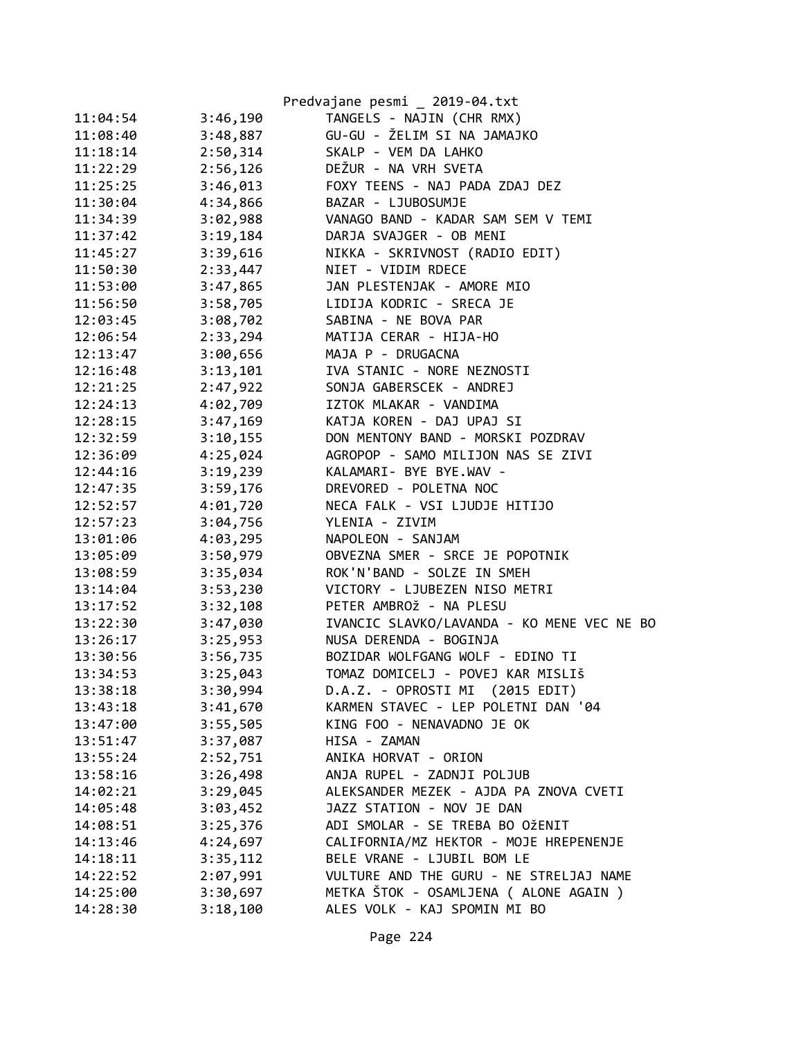Predvajane pesmi _ 2019-04.txt

| | | |
|---|---|---|
| 11:04:54 | 3:46,190 | TANGELS - NAJIN (CHR RMX) |
| 11:08:40 | 3:48,887 | GU-GU - ŽELIM SI NA JAMAJKO |
| 11:18:14 | 2:50,314 | SKALP - VEM DA LAHKO |
| 11:22:29 | 2:56,126 | DEŽUR - NA VRH SVETA |
| 11:25:25 | 3:46,013 | FOXY TEENS - NAJ PADA ZDAJ DEZ |
| 11:30:04 | 4:34,866 | BAZAR - LJUBOSUMJE |
| 11:34:39 | 3:02,988 | VANAGO BAND - KADAR SAM SEM V TEMI |
| 11:37:42 | 3:19,184 | DARJA SVAJGER - OB MENI |
| 11:45:27 | 3:39,616 | NIKKA - SKRIVNOST (RADIO EDIT) |
| 11:50:30 | 2:33,447 | NIET - VIDIM RDECE |
| 11:53:00 | 3:47,865 | JAN PLESTENJAK - AMORE MIO |
| 11:56:50 | 3:58,705 | LIDIJA KODRIC - SRECA JE |
| 12:03:45 | 3:08,702 | SABINA - NE BOVA PAR |
| 12:06:54 | 2:33,294 | MATIJA CERAR - HIJA-HO |
| 12:13:47 | 3:00,656 | MAJA P - DRUGACNA |
| 12:16:48 | 3:13,101 | IVA STANIC - NORE NEZNOSTI |
| 12:21:25 | 2:47,922 | SONJA GABERSCEK - ANDREJ |
| 12:24:13 | 4:02,709 | IZTOK MLAKAR - VANDIMA |
| 12:28:15 | 3:47,169 | KATJA KOREN - DAJ UPAJ SI |
| 12:32:59 | 3:10,155 | DON MENTONY BAND - MORSKI POZDRAV |
| 12:36:09 | 4:25,024 | AGROPOP - SAMO MILIJON NAS SE ZIVI |
| 12:44:16 | 3:19,239 | KALAMARI- BYE BYE.WAV - |
| 12:47:35 | 3:59,176 | DREVORED - POLETNA NOC |
| 12:52:57 | 4:01,720 | NECA FALK - VSI LJUDJE HITIJO |
| 12:57:23 | 3:04,756 | YLENIA - ZIVIM |
| 13:01:06 | 4:03,295 | NAPOLEON - SANJAM |
| 13:05:09 | 3:50,979 | OBVEZNA SMER - SRCE JE POPOTNIK |
| 13:08:59 | 3:35,034 | ROK'N'BAND - SOLZE IN SMEH |
| 13:14:04 | 3:53,230 | VICTORY - LJUBEZEN NISO METRI |
| 13:17:52 | 3:32,108 | PETER AMBROž - NA PLESU |
| 13:22:30 | 3:47,030 | IVANCIC SLAVKO/LAVANDA - KO MENE VEC NE BO |
| 13:26:17 | 3:25,953 | NUSA DERENDA - BOGINJA |
| 13:30:56 | 3:56,735 | BOZIDAR WOLFGANG WOLF - EDINO TI |
| 13:34:53 | 3:25,043 | TOMAZ DOMICELJ - POVEJ KAR MISLIš |
| 13:38:18 | 3:30,994 | D.A.Z. - OPROSTI MI  (2015 EDIT) |
| 13:43:18 | 3:41,670 | KARMEN STAVEC - LEP POLETNI DAN '04 |
| 13:47:00 | 3:55,505 | KING FOO - NENAVADNO JE OK |
| 13:51:47 | 3:37,087 | HISA - ZAMAN |
| 13:55:24 | 2:52,751 | ANIKA HORVAT - ORION |
| 13:58:16 | 3:26,498 | ANJA RUPEL - ZADNJI POLJUB |
| 14:02:21 | 3:29,045 | ALEKSANDER MEZEK - AJDA PA ZNOVA CVETI |
| 14:05:48 | 3:03,452 | JAZZ STATION - NOV JE DAN |
| 14:08:51 | 3:25,376 | ADI SMOLAR - SE TREBA BO OžENIT |
| 14:13:46 | 4:24,697 | CALIFORNIA/MZ HEKTOR - MOJE HREPENENJE |
| 14:18:11 | 3:35,112 | BELE VRANE - LJUBIL BOM LE |
| 14:22:52 | 2:07,991 | VULTURE AND THE GURU - NE STRELJAJ NAME |
| 14:25:00 | 3:30,697 | METKA ŠTOK - OSAMLJENA ( ALONE AGAIN ) |
| 14:28:30 | 3:18,100 | ALES VOLK - KAJ SPOMIN MI BO |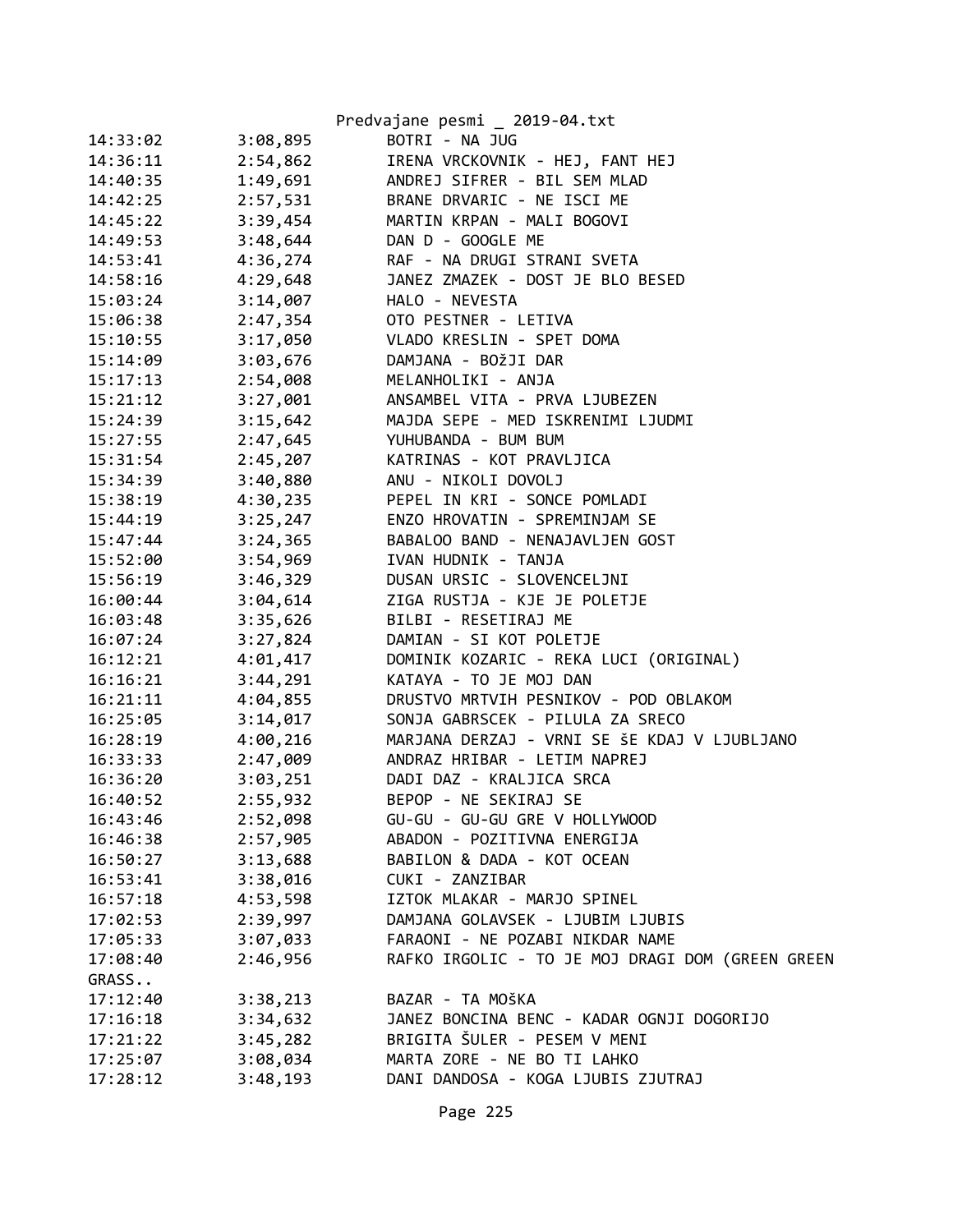| | | |
|---|---|---|
| 14:33:02 | 3:08,895 | BOTRI - NA JUG |
| 14:36:11 | 2:54,862 | IRENA VRCKOVNIK - HEJ, FANT HEJ |
| 14:40:35 | 1:49,691 | ANDREJ SIFRER - BIL SEM MLAD |
| 14:42:25 | 2:57,531 | BRANE DRVARIC - NE ISCI ME |
| 14:45:22 | 3:39,454 | MARTIN KRPAN - MALI BOGOVI |
| 14:49:53 | 3:48,644 | DAN D - GOOGLE ME |
| 14:53:41 | 4:36,274 | RAF - NA DRUGI STRANI SVETA |
| 14:58:16 | 4:29,648 | JANEZ ZMAZEK - DOST JE BLO BESED |
| 15:03:24 | 3:14,007 | HALO - NEVESTA |
| 15:06:38 | 2:47,354 | OTO PESTNER - LETIVA |
| 15:10:55 | 3:17,050 | VLADO KRESLIN - SPET DOMA |
| 15:14:09 | 3:03,676 | DAMJANA - BOžJI DAR |
| 15:17:13 | 2:54,008 | MELANHOLIKI - ANJA |
| 15:21:12 | 3:27,001 | ANSAMBEL VITA - PRVA LJUBEZEN |
| 15:24:39 | 3:15,642 | MAJDA SEPE - MED ISKRENIMI LJUDMI |
| 15:27:55 | 2:47,645 | YUHUBANDA - BUM BUM |
| 15:31:54 | 2:45,207 | KATRINAS - KOT PRAVLJICA |
| 15:34:39 | 3:40,880 | ANU - NIKOLI DOVOLJ |
| 15:38:19 | 4:30,235 | PEPEL IN KRI - SONCE POMLADI |
| 15:44:19 | 3:25,247 | ENZO HROVATIN - SPREMINJAM SE |
| 15:47:44 | 3:24,365 | BABALOO BAND - NENAJAVLJEN GOST |
| 15:52:00 | 3:54,969 | IVAN HUDNIK - TANJA |
| 15:56:19 | 3:46,329 | DUSAN URSIC - SLOVENCELJNI |
| 16:00:44 | 3:04,614 | ZIGA RUSTJA - KJE JE POLETJE |
| 16:03:48 | 3:35,626 | BILBI - RESETIRAJ ME |
| 16:07:24 | 3:27,824 | DAMIAN - SI KOT POLETJE |
| 16:12:21 | 4:01,417 | DOMINIK KOZARIC - REKA LUCI (ORIGINAL) |
| 16:16:21 | 3:44,291 | KATAYA - TO JE MOJ DAN |
| 16:21:11 | 4:04,855 | DRUSTVO MRTVIH PESNIKOV - POD OBLAKOM |
| 16:25:05 | 3:14,017 | SONJA GABRSCEK - PILULA ZA SRECO |
| 16:28:19 | 4:00,216 | MARJANA DERZAJ - VRNI SE še KDAJ V LJUBLJANO |
| 16:33:33 | 2:47,009 | ANDRAZ HRIBAR - LETIM NAPREJ |
| 16:36:20 | 3:03,251 | DADI DAZ - KRALJICA SRCA |
| 16:40:52 | 2:55,932 | BEPOP - NE SEKIRAJ SE |
| 16:43:46 | 2:52,098 | GU-GU - GU-GU GRE V HOLLYWOOD |
| 16:46:38 | 2:57,905 | ABADON - POZITIVNA ENERGIJA |
| 16:50:27 | 3:13,688 | BABILON & DADA - KOT OCEAN |
| 16:53:41 | 3:38,016 | CUKI - ZANZIBAR |
| 16:57:18 | 4:53,598 | IZTOK MLAKAR - MARJO SPINEL |
| 17:02:53 | 2:39,997 | DAMJANA GOLAVSEK - LJUBIM LJUBIS |
| 17:05:33 | 3:07,033 | FARAONI - NE POZABI NIKDAR NAME |
| 17:08:40 | 2:46,956 | RAFKO IRGOLIC - TO JE MOJ DRAGI DOM (GREEN GREEN GRASS.. |
| 17:12:40 | 3:38,213 | BAZAR - TA MOšKA |
| 17:16:18 | 3:34,632 | JANEZ BONCINA BENC - KADAR OGNJI DOGORIJO |
| 17:21:22 | 3:45,282 | BRIGITA ŠULER - PESEM V MENI |
| 17:25:07 | 3:08,034 | MARTA ZORE - NE BO TI LAHKO |
| 17:28:12 | 3:48,193 | DANI DANDOSA - KOGA LJUBIS ZJUTRAJ |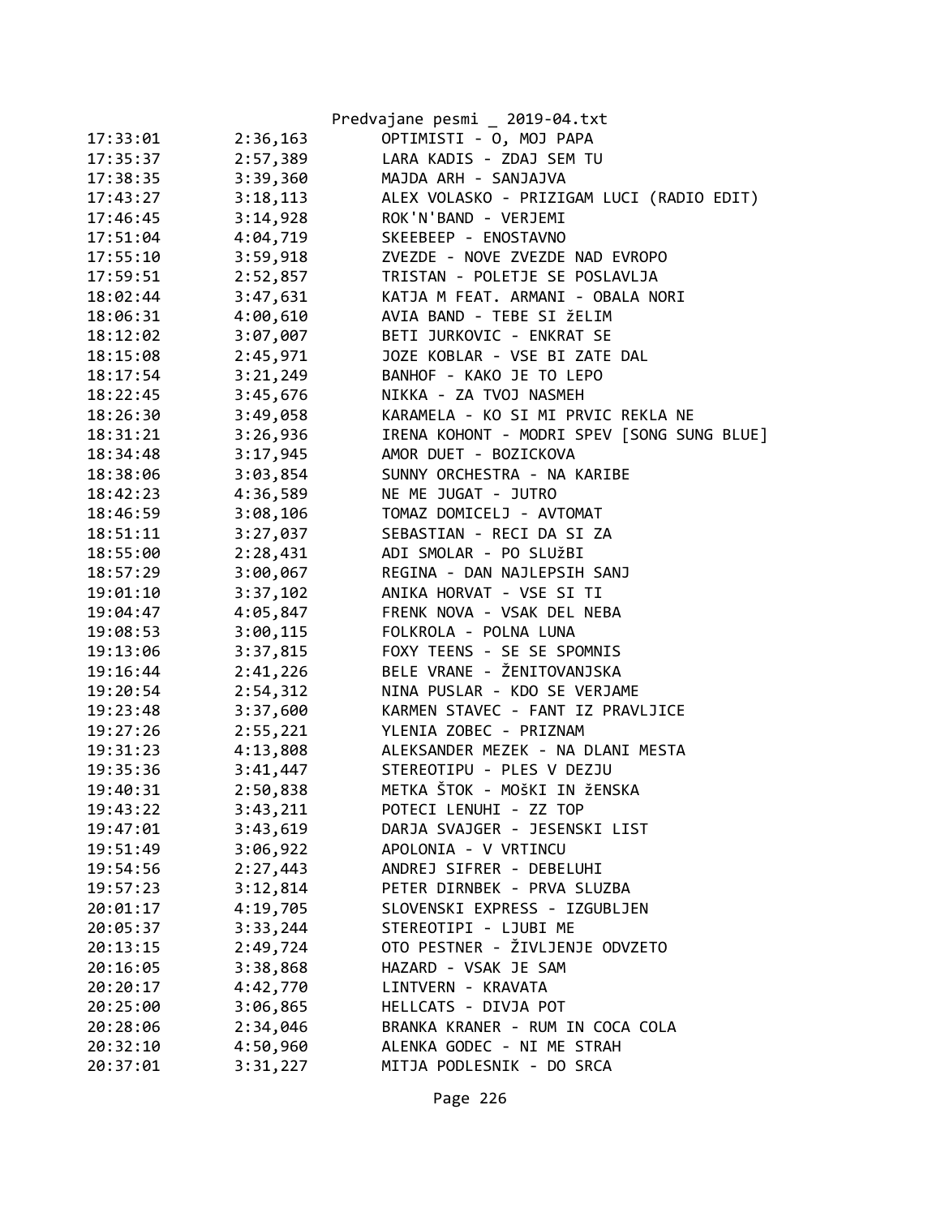Predvajane pesmi _ 2019-04.txt

```
17:33:01        2:36,163        OPTIMISTI - O, MOJ PAPA
17:35:37        2:57,389        LARA KADIS - ZDAJ SEM TU
17:38:35        3:39,360        MAJDA ARH - SANJAJVA
17:43:27        3:18,113        ALEX VOLASKO - PRIZIGAM LUCI (RADIO EDIT)
17:46:45        3:14,928        ROK'N'BAND - VERJEMI
17:51:04        4:04,719        SKEEBEEP - ENOSTAVNO
17:55:10        3:59,918        ZVEZDE - NOVE ZVEZDE NAD EVROPO
17:59:51        2:52,857        TRISTAN - POLETJE SE POSLAVLJA
18:02:44        3:47,631        KATJA M FEAT. ARMANI - OBALA NORI
18:06:31        4:00,610        AVIA BAND - TEBE SI žELIM
18:12:02        3:07,007        BETI JURKOVIC - ENKRAT SE
18:15:08        2:45,971        JOZE KOBLAR - VSE BI ZATE DAL
18:17:54        3:21,249        BANHOF - KAKO JE TO LEPO
18:22:45        3:45,676        NIKKA - ZA TVOJ NASMEH
18:26:30        3:49,058        KARAMELA - KO SI MI PRVIC REKLA NE
18:31:21        3:26,936        IRENA KOHONT - MODRI SPEV [SONG SUNG BLUE]
18:34:48        3:17,945        AMOR DUET - BOZICKOVA
18:38:06        3:03,854        SUNNY ORCHESTRA - NA KARIBE
18:42:23        4:36,589        NE ME JUGAT - JUTRO
18:46:59        3:08,106        TOMAZ DOMICELJ - AVTOMAT
18:51:11        3:27,037        SEBASTIAN - RECI DA SI ZA
18:55:00        2:28,431        ADI SMOLAR - PO SLUžBI
18:57:29        3:00,067        REGINA - DAN NAJLEPSIH SANJ
19:01:10        3:37,102        ANIKA HORVAT - VSE SI TI
19:04:47        4:05,847        FRENK NOVA - VSAK DEL NEBA
19:08:53        3:00,115        FOLKROLA - POLNA LUNA
19:13:06        3:37,815        FOXY TEENS - SE SE SPOMNIS
19:16:44        2:41,226        BELE VRANE - ŽENITOVANJSKA
19:20:54        2:54,312        NINA PUSLAR - KDO SE VERJAME
19:23:48        3:37,600        KARMEN STAVEC - FANT IZ PRAVLJICE
19:27:26        2:55,221        YLENIA ZOBEC - PRIZNAM
19:31:23        4:13,808        ALEKSANDER MEZEK - NA DLANI MESTA
19:35:36        3:41,447        STEREOTIPU - PLES V DEZJU
19:40:31        2:50,838        METKA ŠTOK - MOŠKI IN žENSKA
19:43:22        3:43,211        POTECI LENUHI - ZZ TOP
19:47:01        3:43,619        DARJA SVAJGER - JESENSKI LIST
19:51:49        3:06,922        APOLONIA - V VRTINCU
19:54:56        2:27,443        ANDREJ SIFRER - DEBELUHI
19:57:23        3:12,814        PETER DIRNBEK - PRVA SLUZBA
20:01:17        4:19,705        SLOVENSKI EXPRESS - IZGUBLJEN
20:05:37        3:33,244        STEREOTIPI - LJUBI ME
20:13:15        2:49,724        OTO PESTNER - ŽIVLJENJE ODVZETO
20:16:05        3:38,868        HAZARD - VSAK JE SAM
20:20:17        4:42,770        LINTVERN - KRAVATA
20:25:00        3:06,865        HELLCATS - DIVJA POT
20:28:06        2:34,046        BRANKA KRANER - RUM IN COCA COLA
20:32:10        4:50,960        ALENKA GODEC - NI ME STRAH
20:37:01        3:31,227        MITJA PODLESNIK - DO SRCA
```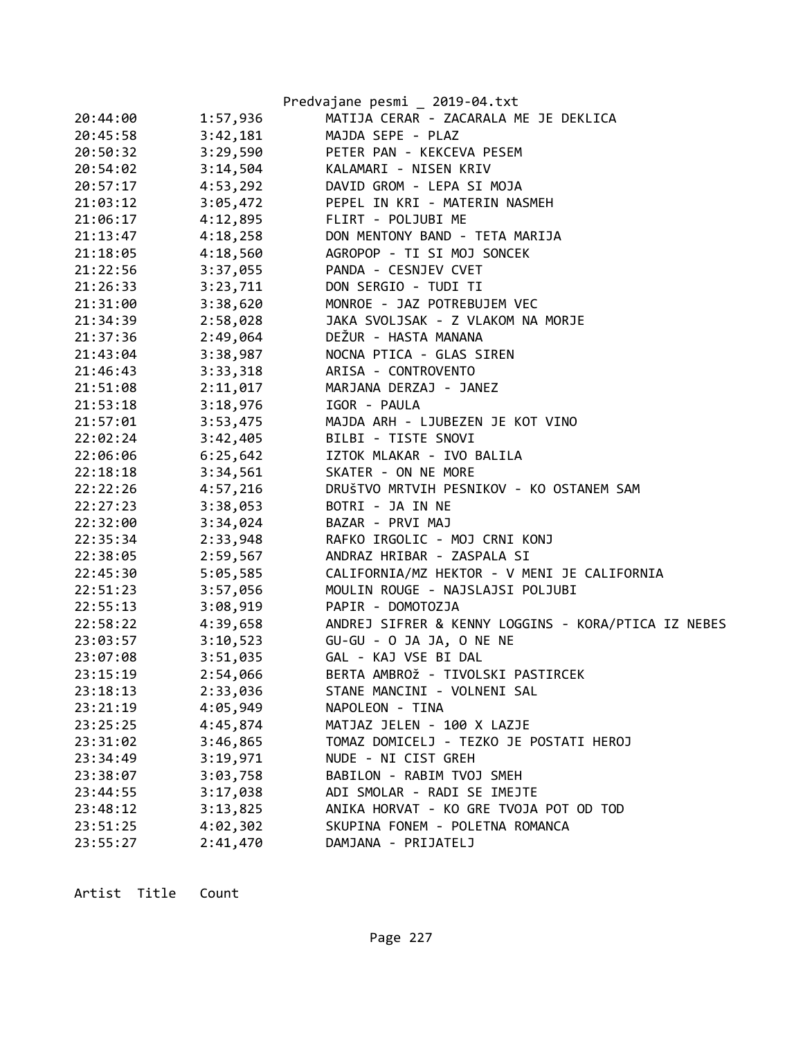| | | |
|---|---|---|
| 20:44:00 | 1:57,936 | MATIJA CERAR - ZACARALA ME JE DEKLICA |
| 20:45:58 | 3:42,181 | MAJDA SEPE - PLAZ |
| 20:50:32 | 3:29,590 | PETER PAN - KEKCEVA PESEM |
| 20:54:02 | 3:14,504 | KALAMARI - NISEN KRIV |
| 20:57:17 | 4:53,292 | DAVID GROM - LEPA SI MOJA |
| 21:03:12 | 3:05,472 | PEPEL IN KRI - MATERIN NASMEH |
| 21:06:17 | 4:12,895 | FLIRT - POLJUBI ME |
| 21:13:47 | 4:18,258 | DON MENTONY BAND - TETA MARIJA |
| 21:18:05 | 4:18,560 | AGROPOP - TI SI MOJ SONCEK |
| 21:22:56 | 3:37,055 | PANDA - CESNJEV CVET |
| 21:26:33 | 3:23,711 | DON SERGIO - TUDI TI |
| 21:31:00 | 3:38,620 | MONROE - JAZ POTREBUJEM VEC |
| 21:34:39 | 2:58,028 | JAKA SVOLJSAK - Z VLAKOM NA MORJE |
| 21:37:36 | 2:49,064 | DEŽUR - HASTA MANANA |
| 21:43:04 | 3:38,987 | NOCNA PTICA - GLAS SIREN |
| 21:46:43 | 3:33,318 | ARISA - CONTROVENTO |
| 21:51:08 | 2:11,017 | MARJANA DERZAJ - JANEZ |
| 21:53:18 | 3:18,976 | IGOR - PAULA |
| 21:57:01 | 3:53,475 | MAJDA ARH - LJUBEZEN JE KOT VINO |
| 22:02:24 | 3:42,405 | BILBI - TISTE SNOVI |
| 22:06:06 | 6:25,642 | IZTOK MLAKAR - IVO BALILA |
| 22:18:18 | 3:34,561 | SKATER - ON NE MORE |
| 22:22:26 | 4:57,216 | DRUŠTVO MRTVIH PESNIKOV - KO OSTANEM SAM |
| 22:27:23 | 3:38,053 | BOTRI - JA IN NE |
| 22:32:00 | 3:34,024 | BAZAR - PRVI MAJ |
| 22:35:34 | 2:33,948 | RAFKO IRGOLIC - MOJ CRNI KONJ |
| 22:38:05 | 2:59,567 | ANDRAZ HRIBAR - ZASPALA SI |
| 22:45:30 | 5:05,585 | CALIFORNIA/MZ HEKTOR - V MENI JE CALIFORNIA |
| 22:51:23 | 3:57,056 | MOULIN ROUGE - NAJSLAJSI POLJUBI |
| 22:55:13 | 3:08,919 | PAPIR - DOMOTOZJA |
| 22:58:22 | 4:39,658 | ANDREJ SIFRER & KENNY LOGGINS - KORA/PTICA IZ NEBES |
| 23:03:57 | 3:10,523 | GU-GU - O JA JA, O NE NE |
| 23:07:08 | 3:51,035 | GAL - KAJ VSE BI DAL |
| 23:15:19 | 2:54,066 | BERTA AMBROž - TIVOLSKI PASTIRCEK |
| 23:18:13 | 2:33,036 | STANE MANCINI - VOLNENI SAL |
| 23:21:19 | 4:05,949 | NAPOLEON - TINA |
| 23:25:25 | 4:45,874 | MATJAZ JELEN - 100 X LAZJE |
| 23:31:02 | 3:46,865 | TOMAZ DOMICELJ - TEZKO JE POSTATI HEROJ |
| 23:34:49 | 3:19,971 | NUDE - NI CIST GREH |
| 23:38:07 | 3:03,758 | BABILON - RABIM TVOJ SMEH |
| 23:44:55 | 3:17,038 | ADI SMOLAR - RADI SE IMEJTE |
| 23:48:12 | 3:13,825 | ANIKA HORVAT - KO GRE TVOJA POT OD TOD |
| 23:51:25 | 4:02,302 | SKUPINA FONEM - POLETNA ROMANCA |
| 23:55:27 | 2:41,470 | DAMJANA - PRIJATELJ |

Artist Title Count